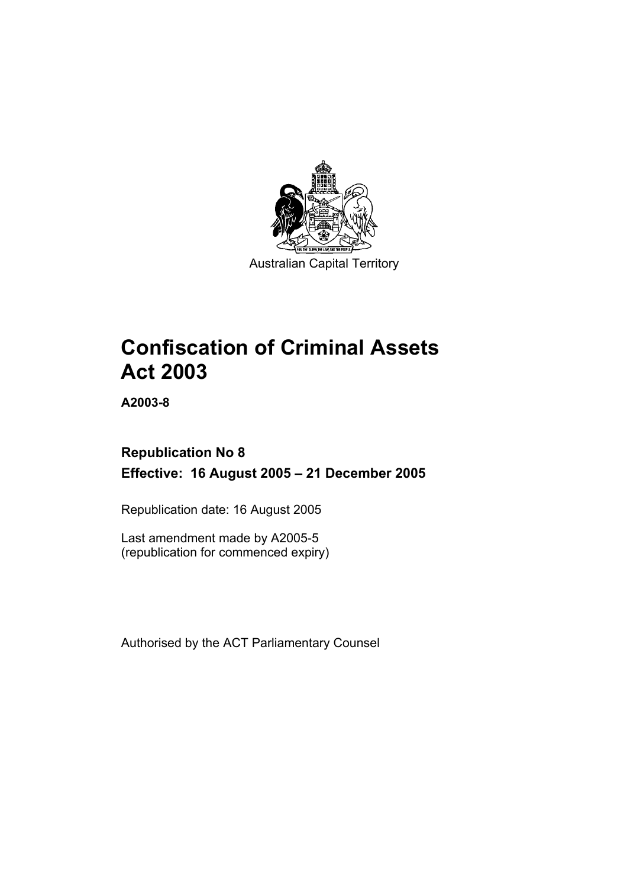Australian Capital Territory

# Confiscation of Criminal Assets Act 2003

**A2003-8**

**Republication No 8**

**Effective: 16 August 2005 – 21 December 2005**

Republication date: 16 August 2005

Last amendment made by A2005-5
(republication for commenced expiry)

Authorised by the ACT Parliamentary Counsel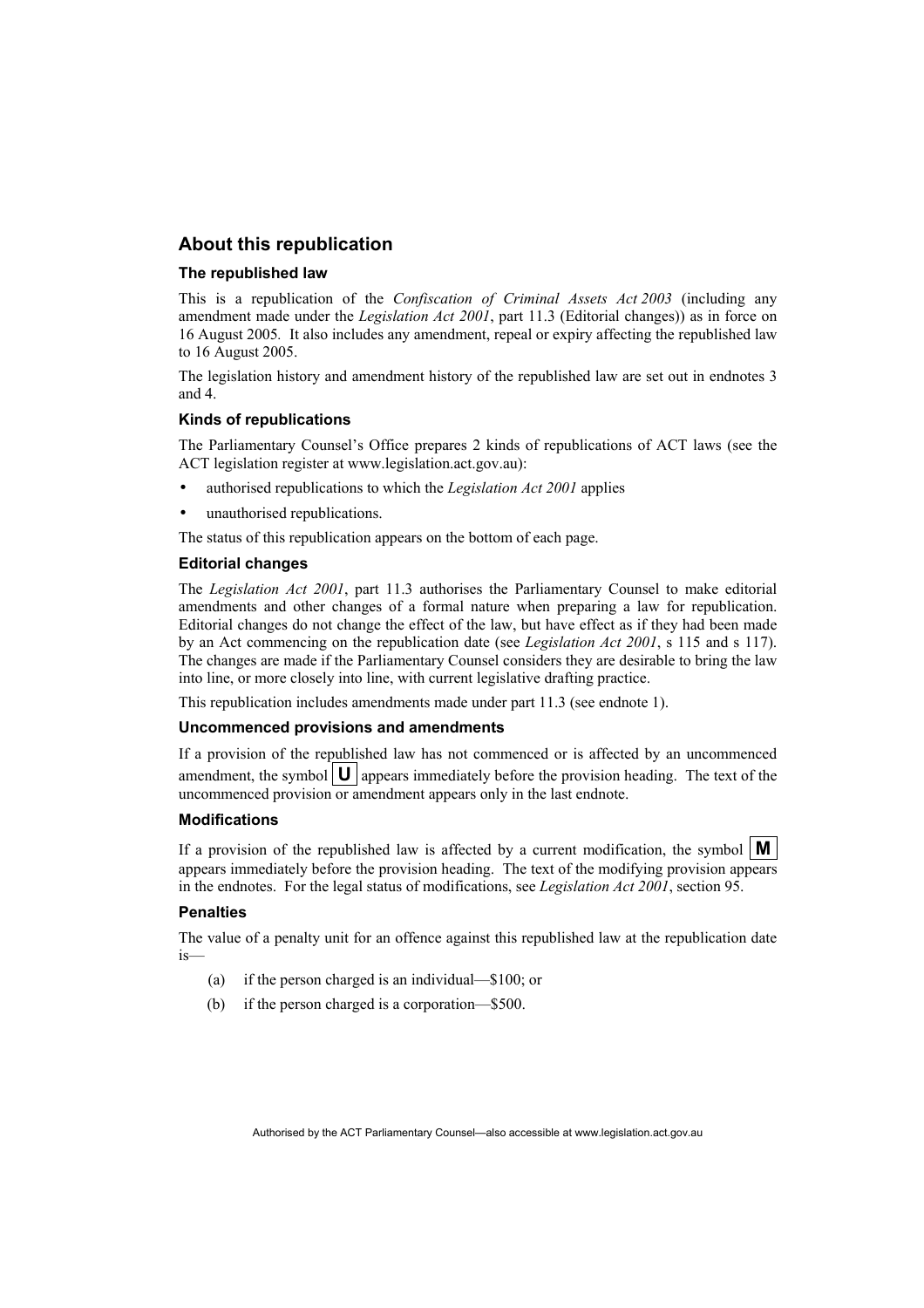## About this republication

### The republished law

This is a republication of the *Confiscation of Criminal Assets Act 2003* (including any amendment made under the *Legislation Act 2001*, part 11.3 (Editorial changes)) as in force on 16 August 2005. It also includes any amendment, repeal or expiry affecting the republished law to 16 August 2005.

The legislation history and amendment history of the republished law are set out in endnotes 3 and 4.

### Kinds of republications

The Parliamentary Counsel's Office prepares 2 kinds of republications of ACT laws (see the ACT legislation register at www.legislation.act.gov.au):

- authorised republications to which the *Legislation Act 2001* applies
- unauthorised republications.

The status of this republication appears on the bottom of each page.

### Editorial changes

The *Legislation Act 2001*, part 11.3 authorises the Parliamentary Counsel to make editorial amendments and other changes of a formal nature when preparing a law for republication. Editorial changes do not change the effect of the law, but have effect as if they had been made by an Act commencing on the republication date (see *Legislation Act 2001*, s 115 and s 117). The changes are made if the Parliamentary Counsel considers they are desirable to bring the law into line, or more closely into line, with current legislative drafting practice.

This republication includes amendments made under part 11.3 (see endnote 1).

### Uncommenced provisions and amendments

If a provision of the republished law has not commenced or is affected by an uncommenced amendment, the symbol **U** appears immediately before the provision heading. The text of the uncommenced provision or amendment appears only in the last endnote.

### Modifications

If a provision of the republished law is affected by a current modification, the symbol **M** appears immediately before the provision heading. The text of the modifying provision appears in the endnotes. For the legal status of modifications, see *Legislation Act 2001*, section 95.

### Penalties

The value of a penalty unit for an offence against this republished law at the republication date is—

(a) if the person charged is an individual—$100; or

(b) if the person charged is a corporation—$500.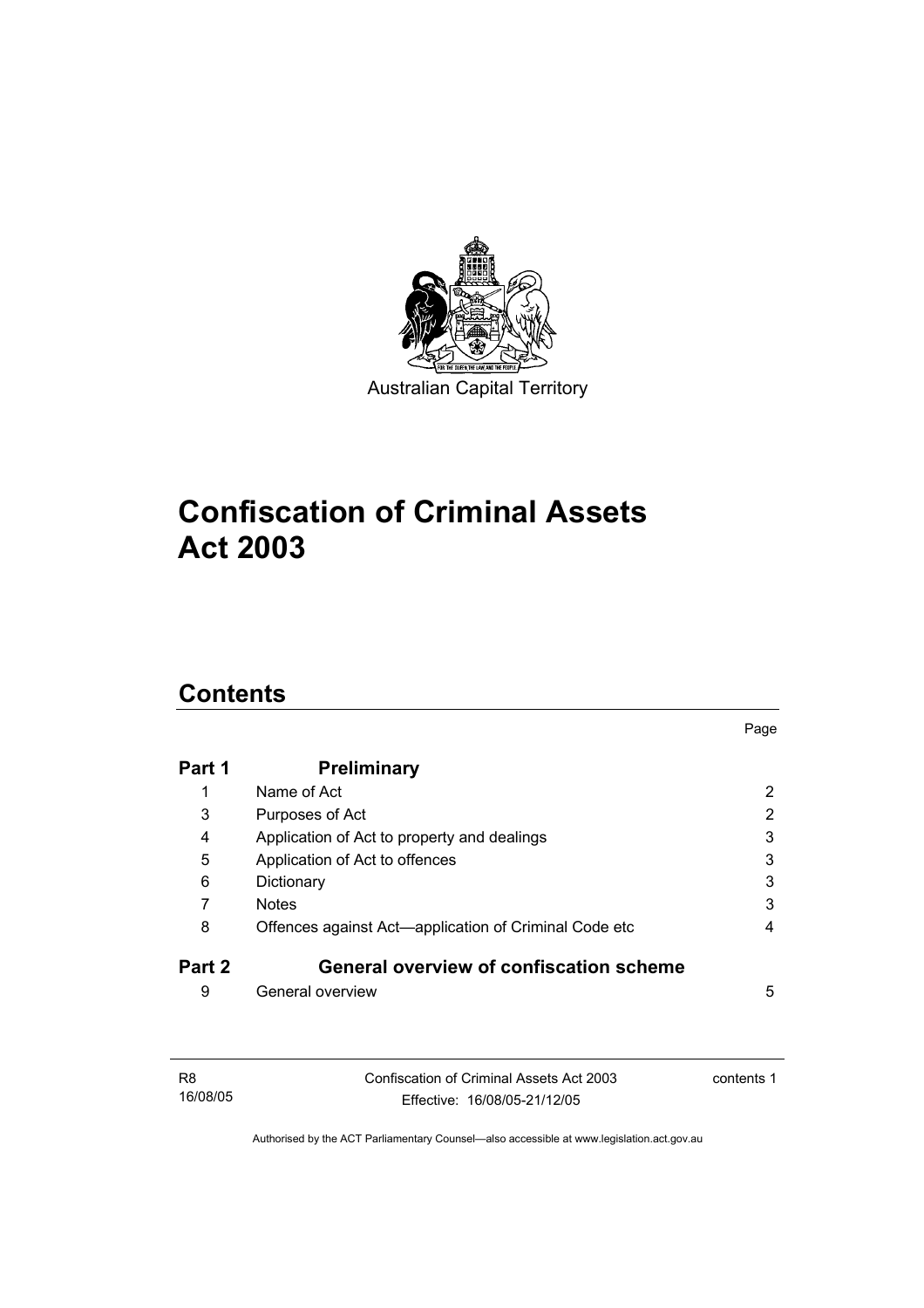Australian Capital Territory

# Confiscation of Criminal Assets Act 2003

## Contents

| | | Page |
|---|---|---|
| **Part 1** | **Preliminary** | |
| 1 | Name of Act | 2 |
| 3 | Purposes of Act | 2 |
| 4 | Application of Act to property and dealings | 3 |
| 5 | Application of Act to offences | 3 |
| 6 | Dictionary | 3 |
| 7 | Notes | 3 |
| 8 | Offences against Act—application of Criminal Code etc | 4 |
| **Part 2** | **General overview of confiscation scheme** | |
| 9 | General overview | 5 |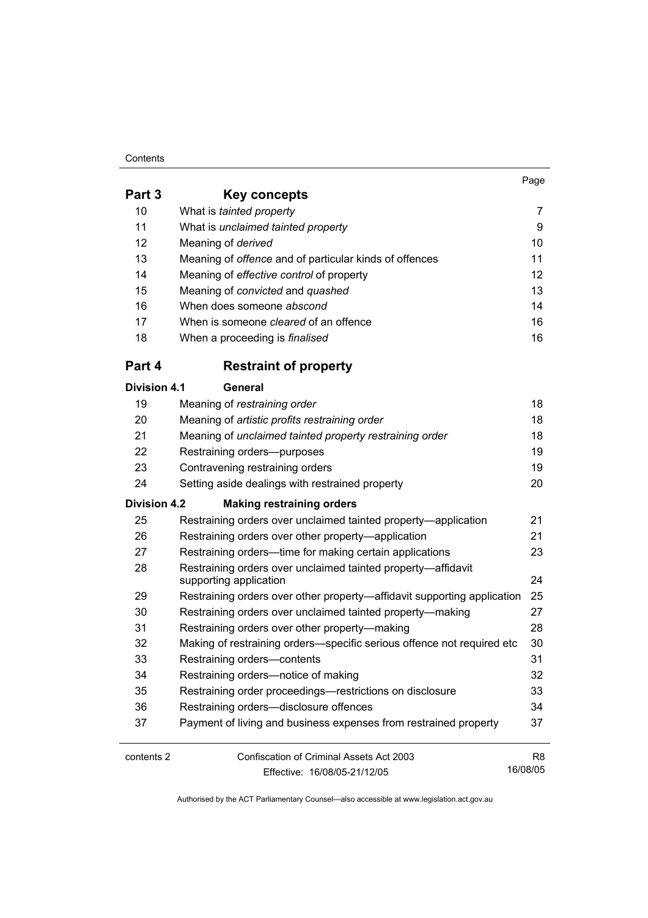| | | Page |
|---|---|---|
| **Part 3** | **Key concepts** | |
| 10 | What is *tainted property* | 7 |
| 11 | What is *unclaimed tainted property* | 9 |
| 12 | Meaning of *derived* | 10 |
| 13 | Meaning of *offence* and of particular kinds of offences | 11 |
| 14 | Meaning of *effective control* of property | 12 |
| 15 | Meaning of *convicted* and *quashed* | 13 |
| 16 | When does someone *abscond* | 14 |
| 17 | When is someone *cleared* of an offence | 16 |
| 18 | When a proceeding is *finalised* | 16 |
| **Part 4** | **Restraint of property** | |
| **Division 4.1** | **General** | |
| 19 | Meaning of *restraining order* | 18 |
| 20 | Meaning of *artistic profits restraining order* | 18 |
| 21 | Meaning of *unclaimed tainted property restraining order* | 18 |
| 22 | Restraining orders—purposes | 19 |
| 23 | Contravening restraining orders | 19 |
| 24 | Setting aside dealings with restrained property | 20 |
| **Division 4.2** | **Making restraining orders** | |
| 25 | Restraining orders over unclaimed tainted property—application | 21 |
| 26 | Restraining orders over other property—application | 21 |
| 27 | Restraining orders—time for making certain applications | 23 |
| 28 | Restraining orders over unclaimed tainted property—affidavit supporting application | 24 |
| 29 | Restraining orders over other property—affidavit supporting application | 25 |
| 30 | Restraining orders over unclaimed tainted property—making | 27 |
| 31 | Restraining orders over other property—making | 28 |
| 32 | Making of restraining orders—specific serious offence not required etc | 30 |
| 33 | Restraining orders—contents | 31 |
| 34 | Restraining orders—notice of making | 32 |
| 35 | Restraining order proceedings—restrictions on disclosure | 33 |
| 36 | Restraining orders—disclosure offences | 34 |
| 37 | Payment of living and business expenses from restrained property | 37 |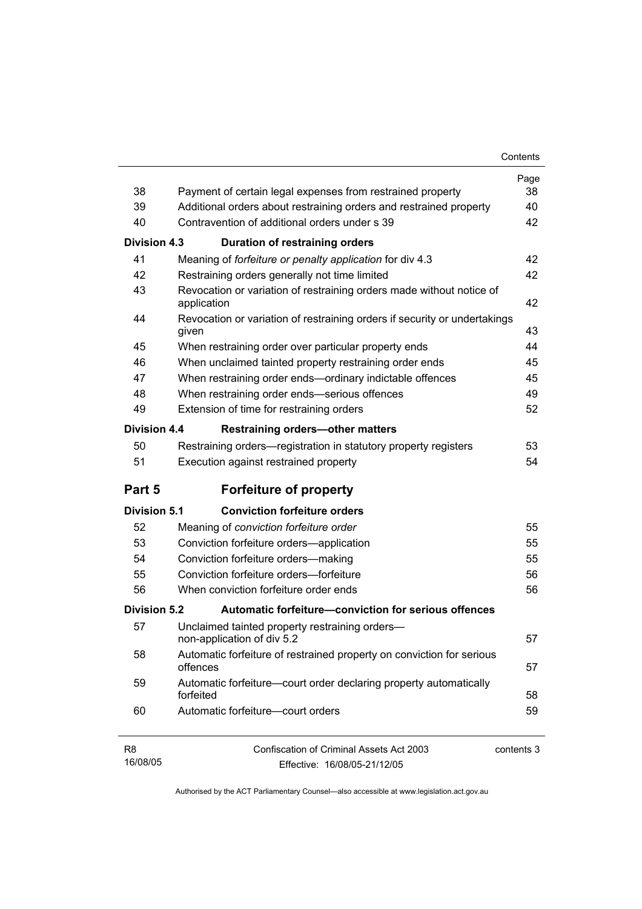| | | Page |
|---|---|---|
| 38 | Payment of certain legal expenses from restrained property | 38 |
| 39 | Additional orders about restraining orders and restrained property | 40 |
| 40 | Contravention of additional orders under s 39 | 42 |
| **Division 4.3** | **Duration of restraining orders** | |
| 41 | Meaning of *forfeiture or penalty application* for div 4.3 | 42 |
| 42 | Restraining orders generally not time limited | 42 |
| 43 | Revocation or variation of restraining orders made without notice of application | 42 |
| 44 | Revocation or variation of restraining orders if security or undertakings given | 43 |
| 45 | When restraining order over particular property ends | 44 |
| 46 | When unclaimed tainted property restraining order ends | 45 |
| 47 | When restraining order ends—ordinary indictable offences | 45 |
| 48 | When restraining order ends—serious offences | 49 |
| 49 | Extension of time for restraining orders | 52 |
| **Division 4.4** | **Restraining orders—other matters** | |
| 50 | Restraining orders—registration in statutory property registers | 53 |
| 51 | Execution against restrained property | 54 |

## Part 5 Forfeiture of property

| | | |
|---|---|---|
| **Division 5.1** | **Conviction forfeiture orders** | |
| 52 | Meaning of *conviction forfeiture order* | 55 |
| 53 | Conviction forfeiture orders—application | 55 |
| 54 | Conviction forfeiture orders—making | 55 |
| 55 | Conviction forfeiture orders—forfeiture | 56 |
| 56 | When conviction forfeiture order ends | 56 |
| **Division 5.2** | **Automatic forfeiture—conviction for serious offences** | |
| 57 | Unclaimed tainted property restraining orders—non-application of div 5.2 | 57 |
| 58 | Automatic forfeiture of restrained property on conviction for serious offences | 57 |
| 59 | Automatic forfeiture—court order declaring property automatically forfeited | 58 |
| 60 | Automatic forfeiture—court orders | 59 |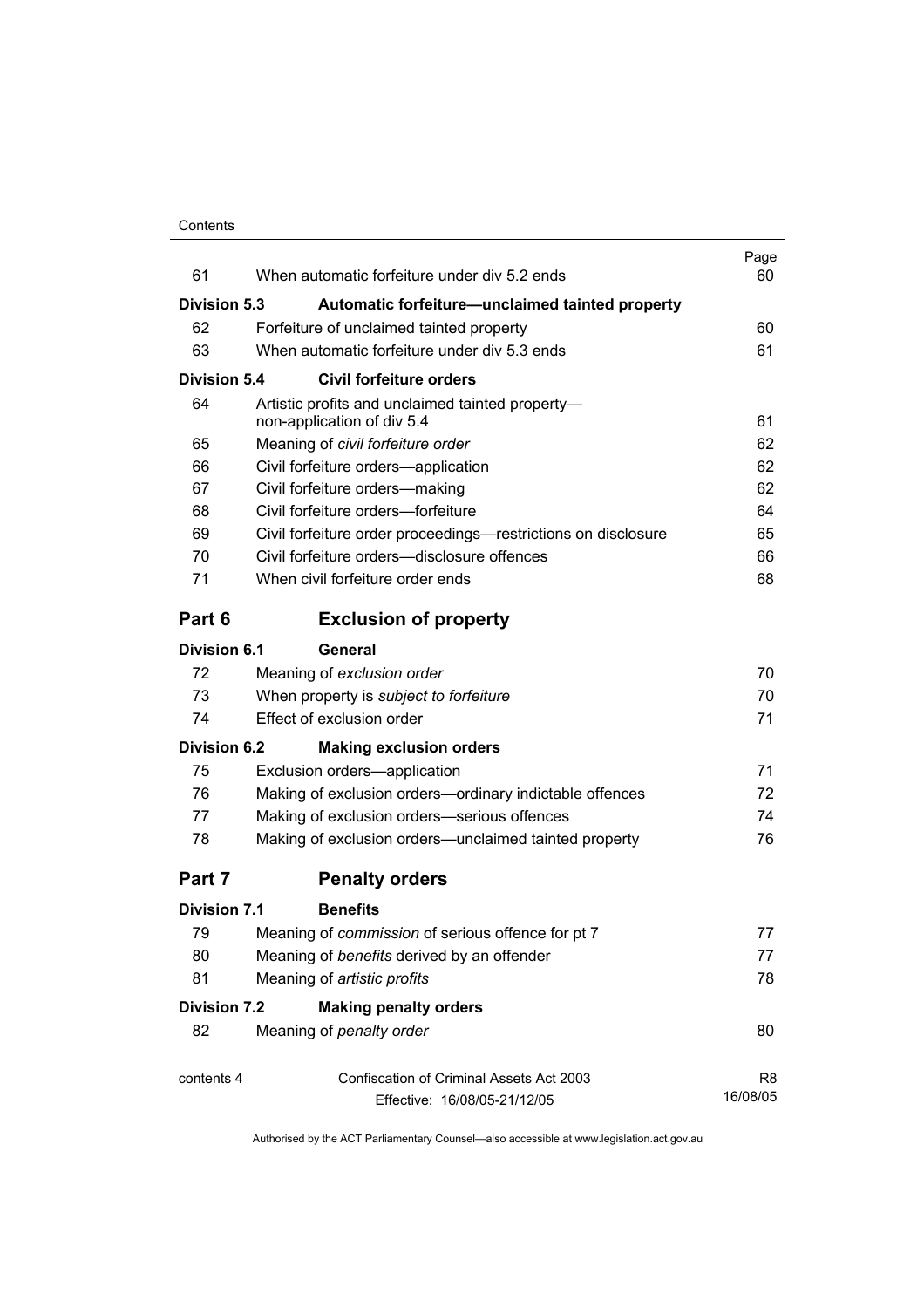| | | Page |
|---|---|---|
| 61 | When automatic forfeiture under div 5.2 ends | 60 |
| **Division 5.3** | **Automatic forfeiture—unclaimed tainted property** | |
| 62 | Forfeiture of unclaimed tainted property | 60 |
| 63 | When automatic forfeiture under div 5.3 ends | 61 |
| **Division 5.4** | **Civil forfeiture orders** | |
| 64 | Artistic profits and unclaimed tainted property—non-application of div 5.4 | 61 |
| 65 | Meaning of *civil forfeiture order* | 62 |
| 66 | Civil forfeiture orders—application | 62 |
| 67 | Civil forfeiture orders—making | 62 |
| 68 | Civil forfeiture orders—forfeiture | 64 |
| 69 | Civil forfeiture order proceedings—restrictions on disclosure | 65 |
| 70 | Civil forfeiture orders—disclosure offences | 66 |
| 71 | When civil forfeiture order ends | 68 |
| **Part 6** | **Exclusion of property** | |
| **Division 6.1** | **General** | |
| 72 | Meaning of *exclusion order* | 70 |
| 73 | When property is *subject to forfeiture* | 70 |
| 74 | Effect of exclusion order | 71 |
| **Division 6.2** | **Making exclusion orders** | |
| 75 | Exclusion orders—application | 71 |
| 76 | Making of exclusion orders—ordinary indictable offences | 72 |
| 77 | Making of exclusion orders—serious offences | 74 |
| 78 | Making of exclusion orders—unclaimed tainted property | 76 |
| **Part 7** | **Penalty orders** | |
| **Division 7.1** | **Benefits** | |
| 79 | Meaning of *commission* of serious offence for pt 7 | 77 |
| 80 | Meaning of *benefits* derived by an offender | 77 |
| 81 | Meaning of *artistic profits* | 78 |
| **Division 7.2** | **Making penalty orders** | |
| 82 | Meaning of *penalty order* | 80 |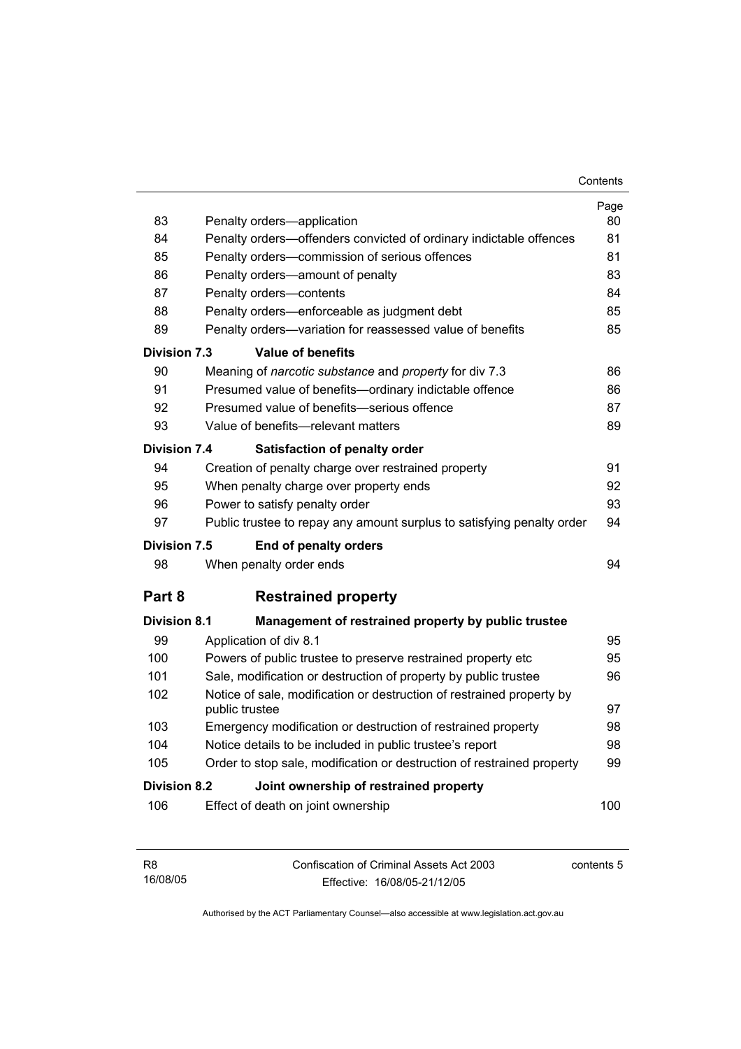| | | Page |
|---|---|---|
| 83 | Penalty orders—application | 80 |
| 84 | Penalty orders—offenders convicted of ordinary indictable offences | 81 |
| 85 | Penalty orders—commission of serious offences | 81 |
| 86 | Penalty orders—amount of penalty | 83 |
| 87 | Penalty orders—contents | 84 |
| 88 | Penalty orders—enforceable as judgment debt | 85 |
| 89 | Penalty orders—variation for reassessed value of benefits | 85 |
| **Division 7.3** | **Value of benefits** | |
| 90 | Meaning of *narcotic substance* and *property* for div 7.3 | 86 |
| 91 | Presumed value of benefits—ordinary indictable offence | 86 |
| 92 | Presumed value of benefits—serious offence | 87 |
| 93 | Value of benefits—relevant matters | 89 |
| **Division 7.4** | **Satisfaction of penalty order** | |
| 94 | Creation of penalty charge over restrained property | 91 |
| 95 | When penalty charge over property ends | 92 |
| 96 | Power to satisfy penalty order | 93 |
| 97 | Public trustee to repay any amount surplus to satisfying penalty order | 94 |
| **Division 7.5** | **End of penalty orders** | |
| 98 | When penalty order ends | 94 |

## Part 8 Restrained property

| | | |
|---|---|---|
| **Division 8.1** | **Management of restrained property by public trustee** | |
| 99 | Application of div 8.1 | 95 |
| 100 | Powers of public trustee to preserve restrained property etc | 95 |
| 101 | Sale, modification or destruction of property by public trustee | 96 |
| 102 | Notice of sale, modification or destruction of restrained property by public trustee | 97 |
| 103 | Emergency modification or destruction of restrained property | 98 |
| 104 | Notice details to be included in public trustee's report | 98 |
| 105 | Order to stop sale, modification or destruction of restrained property | 99 |
| **Division 8.2** | **Joint ownership of restrained property** | |
| 106 | Effect of death on joint ownership | 100 |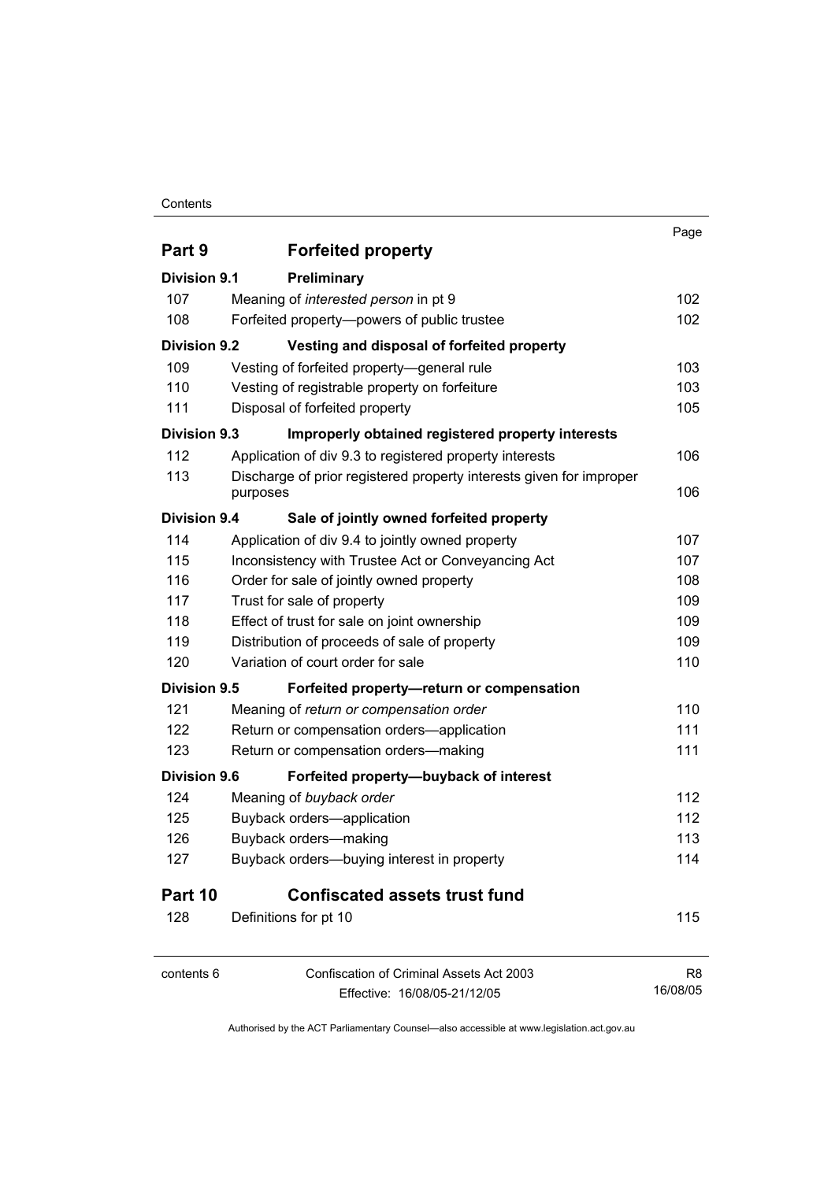| | | Page |
|---|---|---|
| **Part 9** | **Forfeited property** | |
| **Division 9.1** | **Preliminary** | |
| 107 | Meaning of *interested person* in pt 9 | 102 |
| 108 | Forfeited property—powers of public trustee | 102 |
| **Division 9.2** | **Vesting and disposal of forfeited property** | |
| 109 | Vesting of forfeited property—general rule | 103 |
| 110 | Vesting of registrable property on forfeiture | 103 |
| 111 | Disposal of forfeited property | 105 |
| **Division 9.3** | **Improperly obtained registered property interests** | |
| 112 | Application of div 9.3 to registered property interests | 106 |
| 113 | Discharge of prior registered property interests given for improper purposes | 106 |
| **Division 9.4** | **Sale of jointly owned forfeited property** | |
| 114 | Application of div 9.4 to jointly owned property | 107 |
| 115 | Inconsistency with Trustee Act or Conveyancing Act | 107 |
| 116 | Order for sale of jointly owned property | 108 |
| 117 | Trust for sale of property | 109 |
| 118 | Effect of trust for sale on joint ownership | 109 |
| 119 | Distribution of proceeds of sale of property | 109 |
| 120 | Variation of court order for sale | 110 |
| **Division 9.5** | **Forfeited property—return or compensation** | |
| 121 | Meaning of *return or compensation order* | 110 |
| 122 | Return or compensation orders—application | 111 |
| 123 | Return or compensation orders—making | 111 |
| **Division 9.6** | **Forfeited property—buyback of interest** | |
| 124 | Meaning of *buyback order* | 112 |
| 125 | Buyback orders—application | 112 |
| 126 | Buyback orders—making | 113 |
| 127 | Buyback orders—buying interest in property | 114 |
| **Part 10** | **Confiscated assets trust fund** | |
| 128 | Definitions for pt 10 | 115 |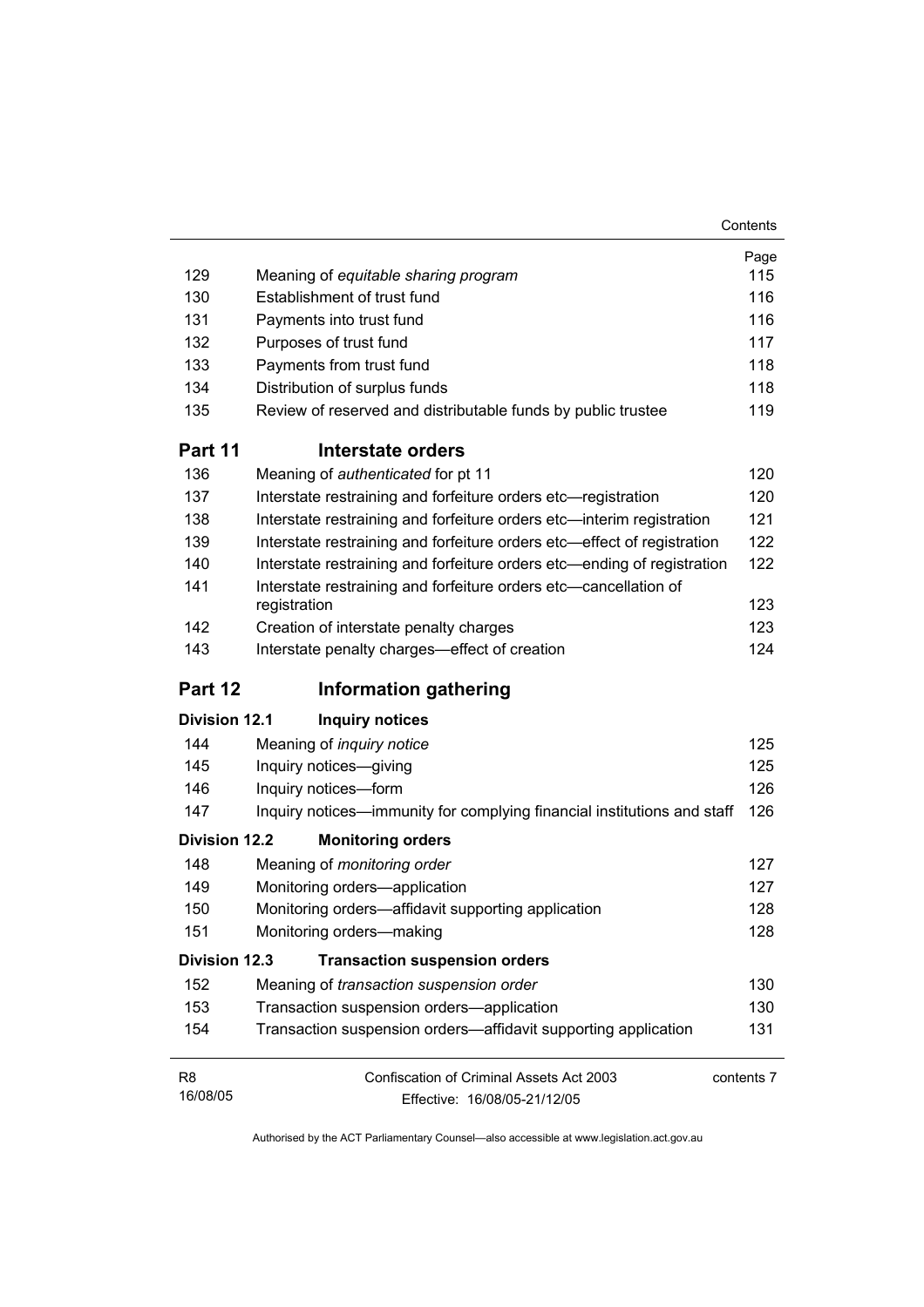| | | Page |
|---|---|---|
| 129 | Meaning of *equitable sharing program* | 115 |
| 130 | Establishment of trust fund | 116 |
| 131 | Payments into trust fund | 116 |
| 132 | Purposes of trust fund | 117 |
| 133 | Payments from trust fund | 118 |
| 134 | Distribution of surplus funds | 118 |
| 135 | Review of reserved and distributable funds by public trustee | 119 |

## Part 11 Interstate orders

| | | |
|---|---|---|
| 136 | Meaning of *authenticated* for pt 11 | 120 |
| 137 | Interstate restraining and forfeiture orders etc—registration | 120 |
| 138 | Interstate restraining and forfeiture orders etc—interim registration | 121 |
| 139 | Interstate restraining and forfeiture orders etc—effect of registration | 122 |
| 140 | Interstate restraining and forfeiture orders etc—ending of registration | 122 |
| 141 | Interstate restraining and forfeiture orders etc—cancellation of registration | 123 |
| 142 | Creation of interstate penalty charges | 123 |
| 143 | Interstate penalty charges—effect of creation | 124 |

## Part 12 Information gathering

### Division 12.1 Inquiry notices

| | | |
|---|---|---|
| 144 | Meaning of *inquiry notice* | 125 |
| 145 | Inquiry notices—giving | 125 |
| 146 | Inquiry notices—form | 126 |
| 147 | Inquiry notices—immunity for complying financial institutions and staff | 126 |

### Division 12.2 Monitoring orders

| | | |
|---|---|---|
| 148 | Meaning of *monitoring order* | 127 |
| 149 | Monitoring orders—application | 127 |
| 150 | Monitoring orders—affidavit supporting application | 128 |
| 151 | Monitoring orders—making | 128 |

### Division 12.3 Transaction suspension orders

| | | |
|---|---|---|
| 152 | Meaning of *transaction suspension order* | 130 |
| 153 | Transaction suspension orders—application | 130 |
| 154 | Transaction suspension orders—affidavit supporting application | 131 |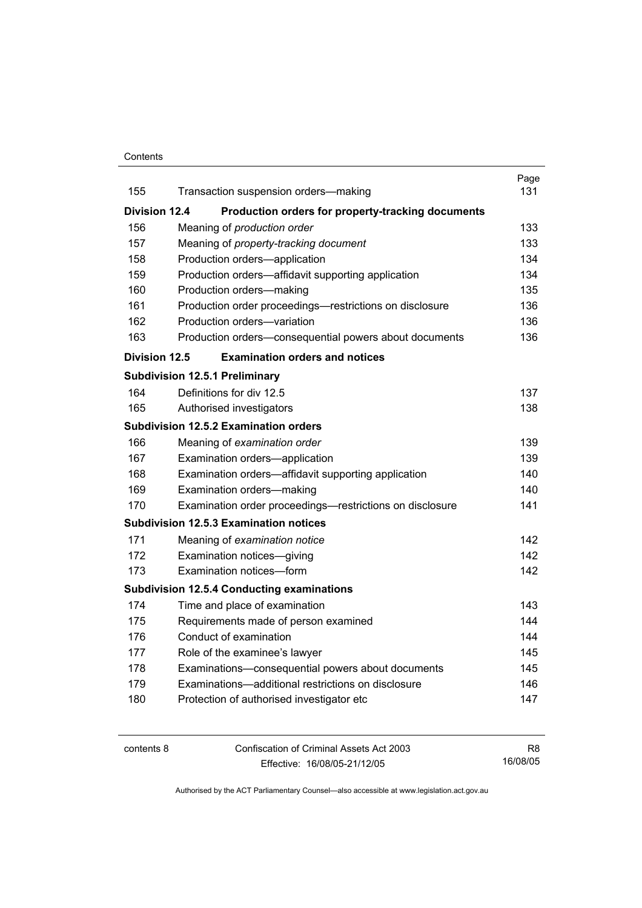| | | Page |
|---|---|---|
| 155 | Transaction suspension orders—making | 131 |
| **Division 12.4** | **Production orders for property-tracking documents** | |
| 156 | Meaning of *production order* | 133 |
| 157 | Meaning of *property-tracking document* | 133 |
| 158 | Production orders—application | 134 |
| 159 | Production orders—affidavit supporting application | 134 |
| 160 | Production orders—making | 135 |
| 161 | Production order proceedings—restrictions on disclosure | 136 |
| 162 | Production orders—variation | 136 |
| 163 | Production orders—consequential powers about documents | 136 |
| **Division 12.5** | **Examination orders and notices** | |
| **Subdivision 12.5.1 Preliminary** | | |
| 164 | Definitions for div 12.5 | 137 |
| 165 | Authorised investigators | 138 |
| **Subdivision 12.5.2 Examination orders** | | |
| 166 | Meaning of *examination order* | 139 |
| 167 | Examination orders—application | 139 |
| 168 | Examination orders—affidavit supporting application | 140 |
| 169 | Examination orders—making | 140 |
| 170 | Examination order proceedings—restrictions on disclosure | 141 |
| **Subdivision 12.5.3 Examination notices** | | |
| 171 | Meaning of *examination notice* | 142 |
| 172 | Examination notices—giving | 142 |
| 173 | Examination notices—form | 142 |
| **Subdivision 12.5.4 Conducting examinations** | | |
| 174 | Time and place of examination | 143 |
| 175 | Requirements made of person examined | 144 |
| 176 | Conduct of examination | 144 |
| 177 | Role of the examinee's lawyer | 145 |
| 178 | Examinations—consequential powers about documents | 145 |
| 179 | Examinations—additional restrictions on disclosure | 146 |
| 180 | Protection of authorised investigator etc | 147 |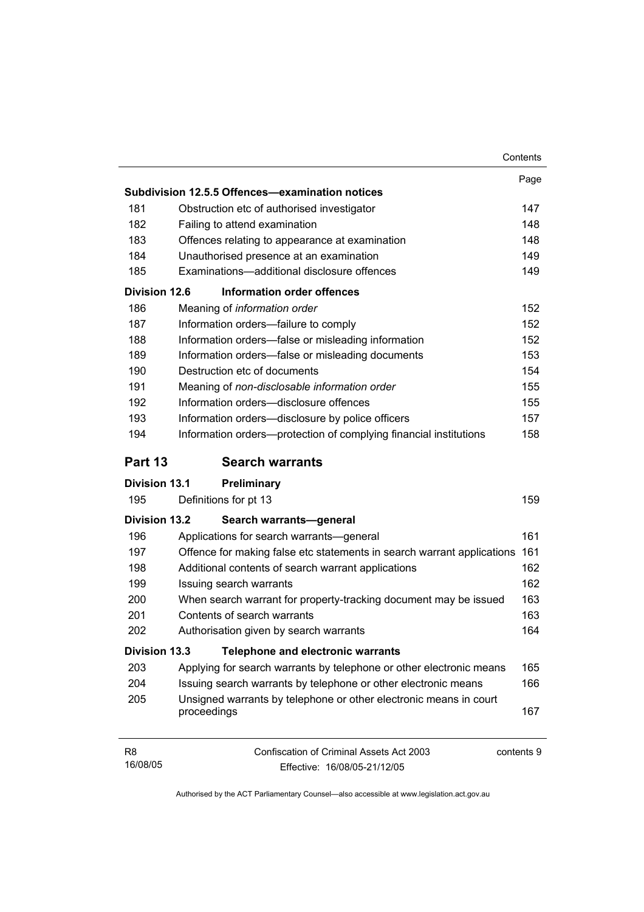| | | Page |
|---|---|---|
| **Subdivision 12.5.5 Offences—examination notices** | | |
| 181 | Obstruction etc of authorised investigator | 147 |
| 182 | Failing to attend examination | 148 |
| 183 | Offences relating to appearance at examination | 148 |
| 184 | Unauthorised presence at an examination | 149 |
| 185 | Examinations—additional disclosure offences | 149 |
| **Division 12.6** | **Information order offences** | |
| 186 | Meaning of *information order* | 152 |
| 187 | Information orders—failure to comply | 152 |
| 188 | Information orders—false or misleading information | 152 |
| 189 | Information orders—false or misleading documents | 153 |
| 190 | Destruction etc of documents | 154 |
| 191 | Meaning of *non-disclosable information order* | 155 |
| 192 | Information orders—disclosure offences | 155 |
| 193 | Information orders—disclosure by police officers | 157 |
| 194 | Information orders—protection of complying financial institutions | 158 |

## Part 13 Search warrants

| | | |
|---|---|---|
| **Division 13.1** | **Preliminary** | |
| 195 | Definitions for pt 13 | 159 |
| **Division 13.2** | **Search warrants—general** | |
| 196 | Applications for search warrants—general | 161 |
| 197 | Offence for making false etc statements in search warrant applications | 161 |
| 198 | Additional contents of search warrant applications | 162 |
| 199 | Issuing search warrants | 162 |
| 200 | When search warrant for property-tracking document may be issued | 163 |
| 201 | Contents of search warrants | 163 |
| 202 | Authorisation given by search warrants | 164 |
| **Division 13.3** | **Telephone and electronic warrants** | |
| 203 | Applying for search warrants by telephone or other electronic means | 165 |
| 204 | Issuing search warrants by telephone or other electronic means | 166 |
| 205 | Unsigned warrants by telephone or other electronic means in court proceedings | 167 |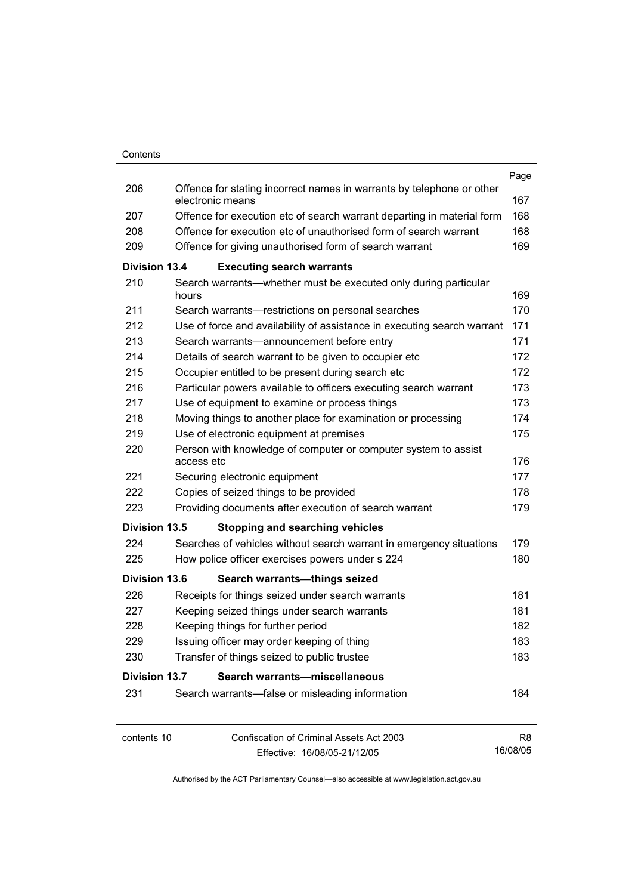| | | Page |
|---|---|---|
| 206 | Offence for stating incorrect names in warrants by telephone or other electronic means | 167 |
| 207 | Offence for execution etc of search warrant departing in material form | 168 |
| 208 | Offence for execution etc of unauthorised form of search warrant | 168 |
| 209 | Offence for giving unauthorised form of search warrant | 169 |
| **Division 13.4** | **Executing search warrants** | |
| 210 | Search warrants—whether must be executed only during particular hours | 169 |
| 211 | Search warrants—restrictions on personal searches | 170 |
| 212 | Use of force and availability of assistance in executing search warrant | 171 |
| 213 | Search warrants—announcement before entry | 171 |
| 214 | Details of search warrant to be given to occupier etc | 172 |
| 215 | Occupier entitled to be present during search etc | 172 |
| 216 | Particular powers available to officers executing search warrant | 173 |
| 217 | Use of equipment to examine or process things | 173 |
| 218 | Moving things to another place for examination or processing | 174 |
| 219 | Use of electronic equipment at premises | 175 |
| 220 | Person with knowledge of computer or computer system to assist access etc | 176 |
| 221 | Securing electronic equipment | 177 |
| 222 | Copies of seized things to be provided | 178 |
| 223 | Providing documents after execution of search warrant | 179 |
| **Division 13.5** | **Stopping and searching vehicles** | |
| 224 | Searches of vehicles without search warrant in emergency situations | 179 |
| 225 | How police officer exercises powers under s 224 | 180 |
| **Division 13.6** | **Search warrants—things seized** | |
| 226 | Receipts for things seized under search warrants | 181 |
| 227 | Keeping seized things under search warrants | 181 |
| 228 | Keeping things for further period | 182 |
| 229 | Issuing officer may order keeping of thing | 183 |
| 230 | Transfer of things seized to public trustee | 183 |
| **Division 13.7** | **Search warrants—miscellaneous** | |
| 231 | Search warrants—false or misleading information | 184 |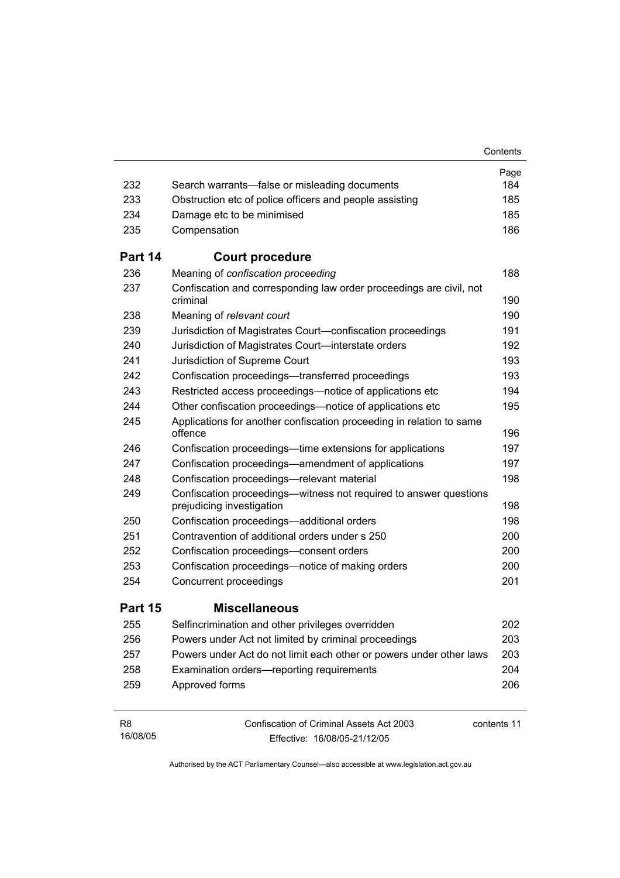| | | Page |
|---|---|---|
| 232 | Search warrants—false or misleading documents | 184 |
| 233 | Obstruction etc of police officers and people assisting | 185 |
| 234 | Damage etc to be minimised | 185 |
| 235 | Compensation | 186 |
| **Part 14** | **Court procedure** | |
| 236 | Meaning of *confiscation proceeding* | 188 |
| 237 | Confiscation and corresponding law order proceedings are civil, not criminal | 190 |
| 238 | Meaning of *relevant court* | 190 |
| 239 | Jurisdiction of Magistrates Court—confiscation proceedings | 191 |
| 240 | Jurisdiction of Magistrates Court—interstate orders | 192 |
| 241 | Jurisdiction of Supreme Court | 193 |
| 242 | Confiscation proceedings—transferred proceedings | 193 |
| 243 | Restricted access proceedings—notice of applications etc | 194 |
| 244 | Other confiscation proceedings—notice of applications etc | 195 |
| 245 | Applications for another confiscation proceeding in relation to same offence | 196 |
| 246 | Confiscation proceedings—time extensions for applications | 197 |
| 247 | Confiscation proceedings—amendment of applications | 197 |
| 248 | Confiscation proceedings—relevant material | 198 |
| 249 | Confiscation proceedings—witness not required to answer questions prejudicing investigation | 198 |
| 250 | Confiscation proceedings—additional orders | 198 |
| 251 | Contravention of additional orders under s 250 | 200 |
| 252 | Confiscation proceedings—consent orders | 200 |
| 253 | Confiscation proceedings—notice of making orders | 200 |
| 254 | Concurrent proceedings | 201 |
| **Part 15** | **Miscellaneous** | |
| 255 | Selfincrimination and other privileges overridden | 202 |
| 256 | Powers under Act not limited by criminal proceedings | 203 |
| 257 | Powers under Act do not limit each other or powers under other laws | 203 |
| 258 | Examination orders—reporting requirements | 204 |
| 259 | Approved forms | 206 |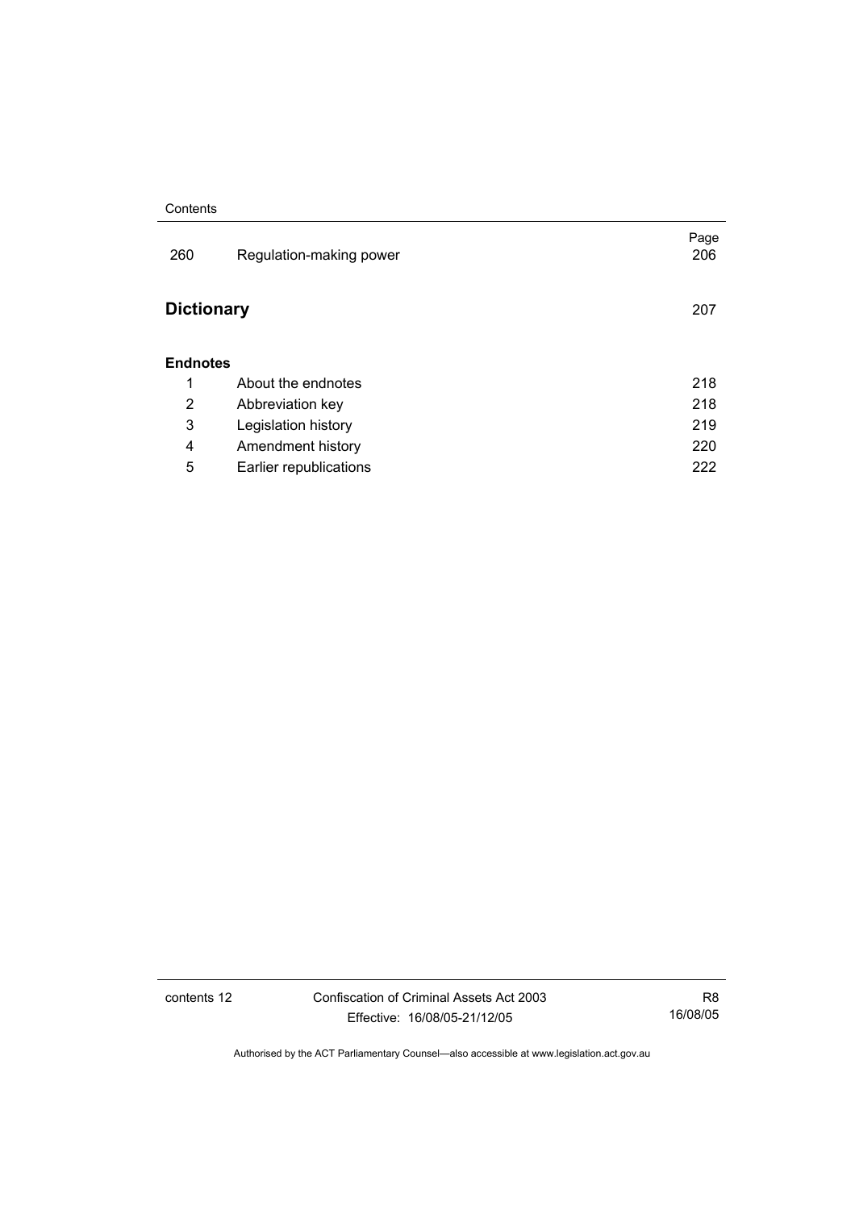| | | Page |
|---|---|---|
| 260 | Regulation-making power | 206 |

**Dictionary** 207

**Endnotes**

| | | |
|---|---|---|
| 1 | About the endnotes | 218 |
| 2 | Abbreviation key | 218 |
| 3 | Legislation history | 219 |
| 4 | Amendment history | 220 |
| 5 | Earlier republications | 222 |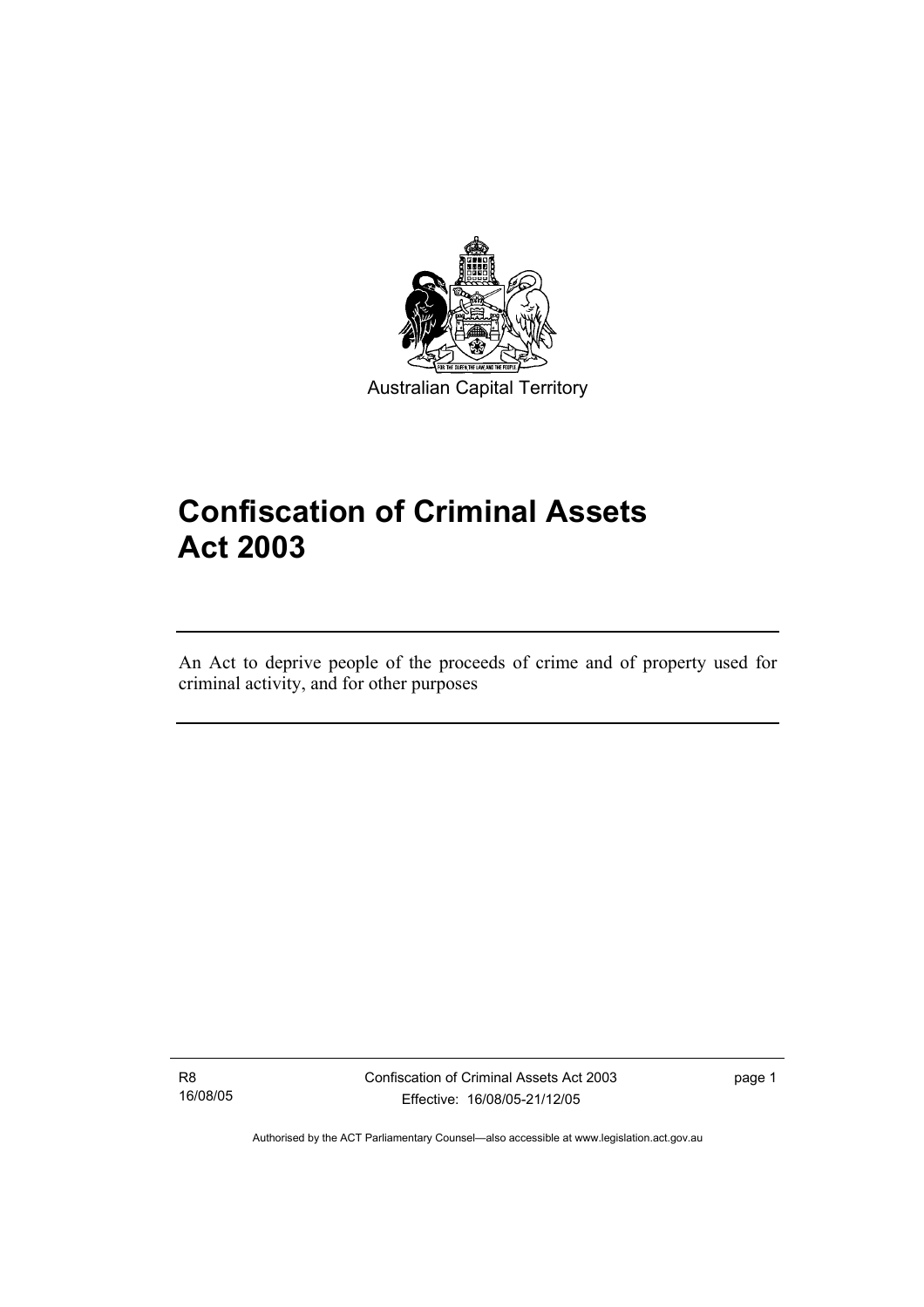Australian Capital Territory

# Confiscation of Criminal Assets Act 2003

An Act to deprive people of the proceeds of crime and of property used for criminal activity, and for other purposes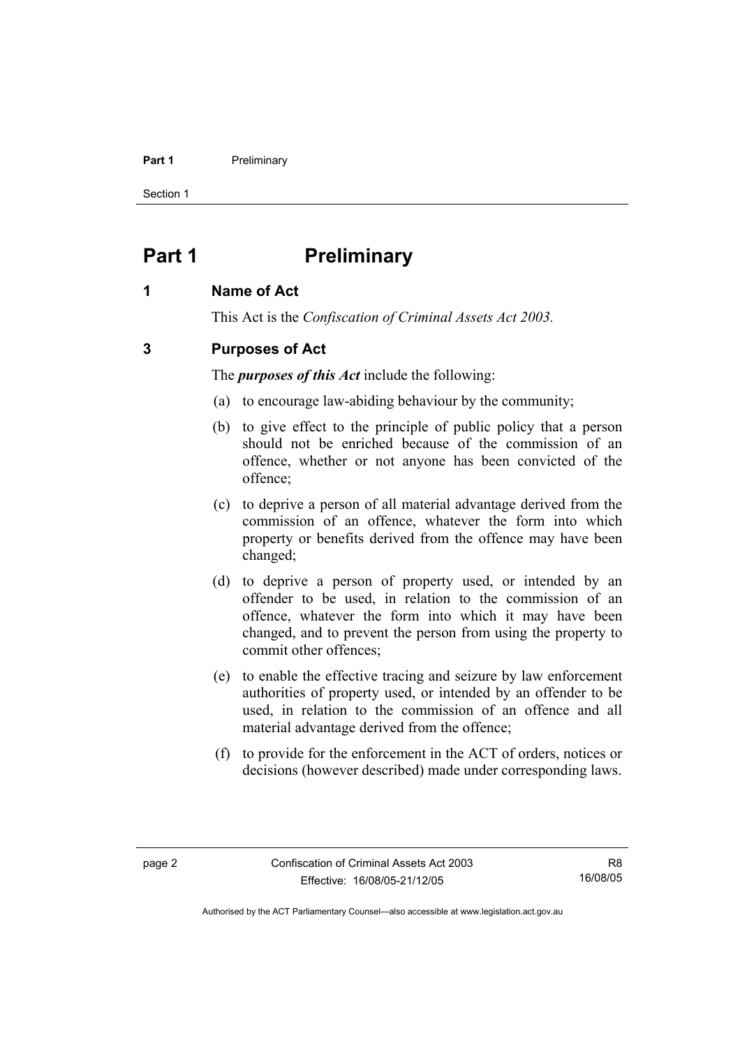# Part 1 Preliminary

## 1 Name of Act

This Act is the *Confiscation of Criminal Assets Act 2003.*

## 3 Purposes of Act

The ***purposes of this Act*** include the following:

(a) to encourage law-abiding behaviour by the community;

(b) to give effect to the principle of public policy that a person should not be enriched because of the commission of an offence, whether or not anyone has been convicted of the offence;

(c) to deprive a person of all material advantage derived from the commission of an offence, whatever the form into which property or benefits derived from the offence may have been changed;

(d) to deprive a person of property used, or intended by an offender to be used, in relation to the commission of an offence, whatever the form into which it may have been changed, and to prevent the person from using the property to commit other offences;

(e) to enable the effective tracing and seizure by law enforcement authorities of property used, or intended by an offender to be used, in relation to the commission of an offence and all material advantage derived from the offence;

(f) to provide for the enforcement in the ACT of orders, notices or decisions (however described) made under corresponding laws.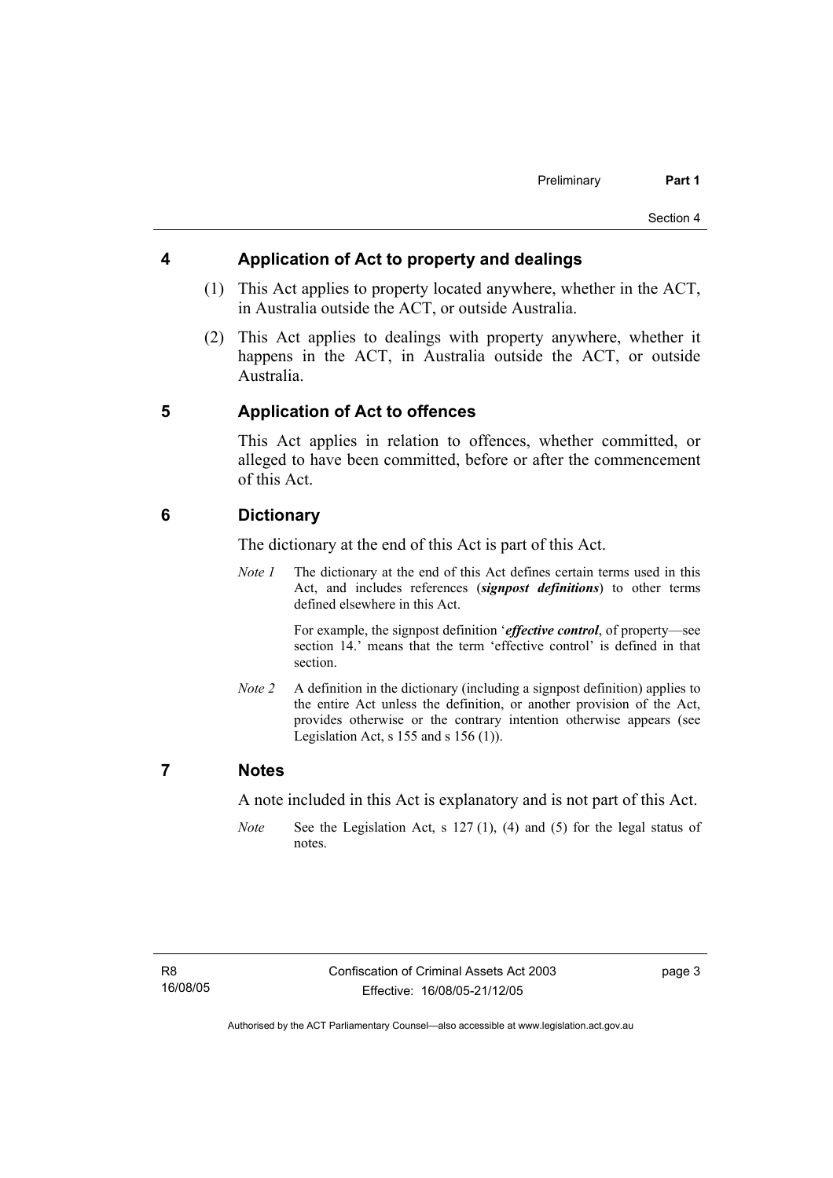## 4 Application of Act to property and dealings

(1) This Act applies to property located anywhere, whether in the ACT, in Australia outside the ACT, or outside Australia.

(2) This Act applies to dealings with property anywhere, whether it happens in the ACT, in Australia outside the ACT, or outside Australia.

## 5 Application of Act to offences

This Act applies in relation to offences, whether committed, or alleged to have been committed, before or after the commencement of this Act.

## 6 Dictionary

The dictionary at the end of this Act is part of this Act.

*Note 1* The dictionary at the end of this Act defines certain terms used in this Act, and includes references (***signpost definitions***) to other terms defined elsewhere in this Act.

For example, the signpost definition '***effective control***, of property—see section 14.' means that the term 'effective control' is defined in that section.

*Note 2* A definition in the dictionary (including a signpost definition) applies to the entire Act unless the definition, or another provision of the Act, provides otherwise or the contrary intention otherwise appears (see Legislation Act, s 155 and s 156 (1)).

## 7 Notes

A note included in this Act is explanatory and is not part of this Act.

*Note* See the Legislation Act, s 127 (1), (4) and (5) for the legal status of notes.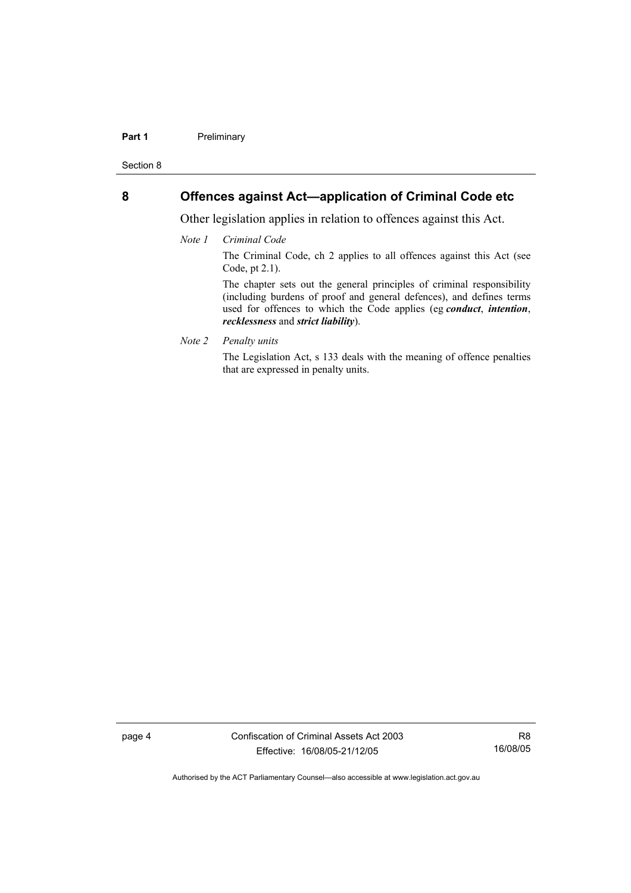## 8 Offences against Act—application of Criminal Code etc

Other legislation applies in relation to offences against this Act.

*Note 1 Criminal Code*

The Criminal Code, ch 2 applies to all offences against this Act (see Code, pt 2.1).

The chapter sets out the general principles of criminal responsibility (including burdens of proof and general defences), and defines terms used for offences to which the Code applies (eg ***conduct***, ***intention***, ***recklessness*** and ***strict liability***).

*Note 2 Penalty units*

The Legislation Act, s 133 deals with the meaning of offence penalties that are expressed in penalty units.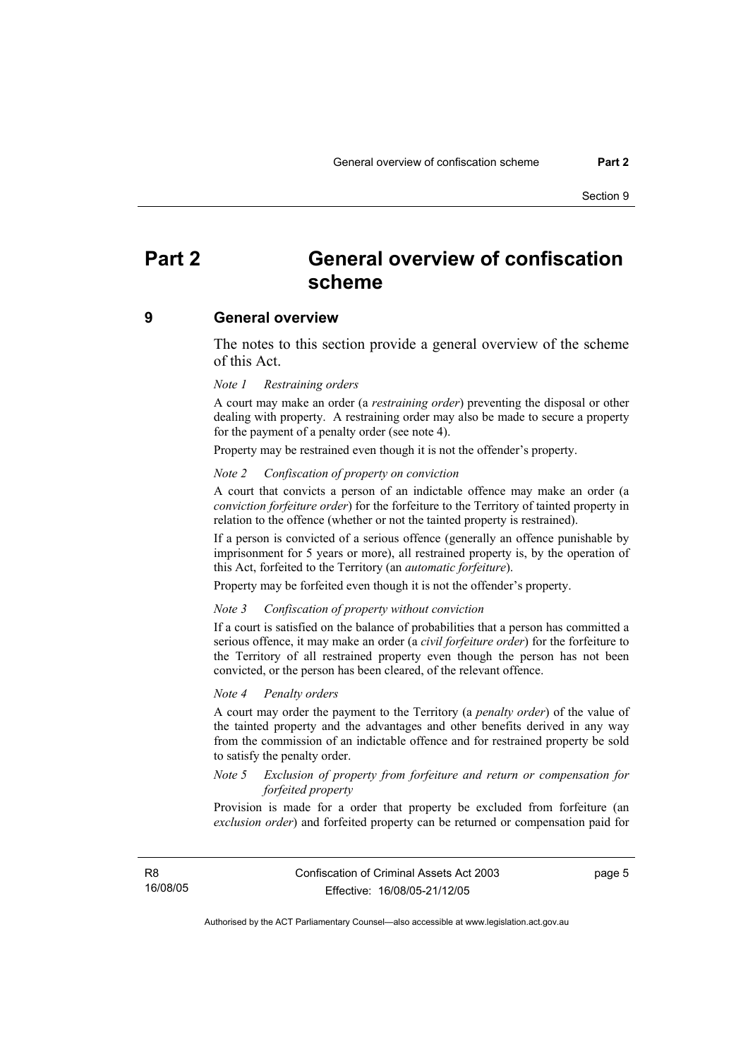# Part 2 General overview of confiscation scheme

## 9 General overview

The notes to this section provide a general overview of the scheme of this Act.

*Note 1 Restraining orders*

A court may make an order (a ***restraining order***) preventing the disposal or other dealing with property. A restraining order may also be made to secure a property for the payment of a penalty order (see note 4).

Property may be restrained even though it is not the offender's property.

*Note 2 Confiscation of property on conviction*

A court that convicts a person of an indictable offence may make an order (a ***conviction forfeiture order***) for the forfeiture to the Territory of tainted property in relation to the offence (whether or not the tainted property is restrained).

If a person is convicted of a serious offence (generally an offence punishable by imprisonment for 5 years or more), all restrained property is, by the operation of this Act, forfeited to the Territory (an ***automatic forfeiture***).

Property may be forfeited even though it is not the offender's property.

*Note 3 Confiscation of property without conviction*

If a court is satisfied on the balance of probabilities that a person has committed a serious offence, it may make an order (a ***civil forfeiture order***) for the forfeiture to the Territory of all restrained property even though the person has not been convicted, or the person has been cleared, of the relevant offence.

*Note 4 Penalty orders*

A court may order the payment to the Territory (a ***penalty order***) of the value of the tainted property and the advantages and other benefits derived in any way from the commission of an indictable offence and for restrained property be sold to satisfy the penalty order.

*Note 5 Exclusion of property from forfeiture and return or compensation for forfeited property*

Provision is made for a order that property be excluded from forfeiture (an ***exclusion order***) and forfeited property can be returned or compensation paid for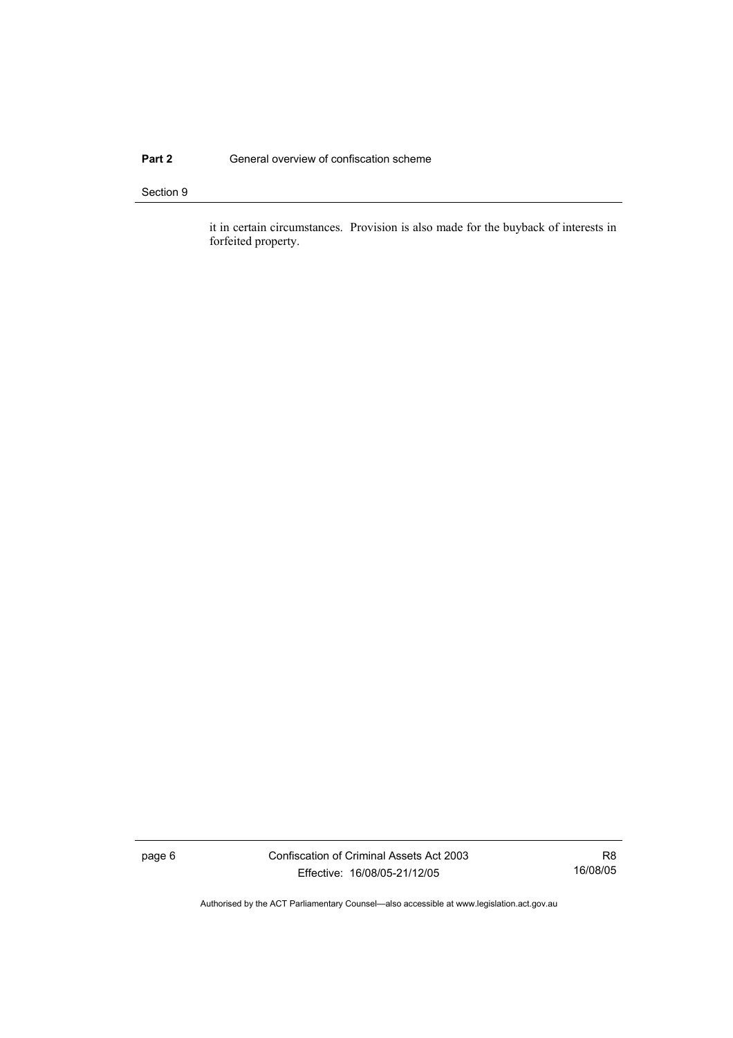it in certain circumstances. Provision is also made for the buyback of interests in forfeited property.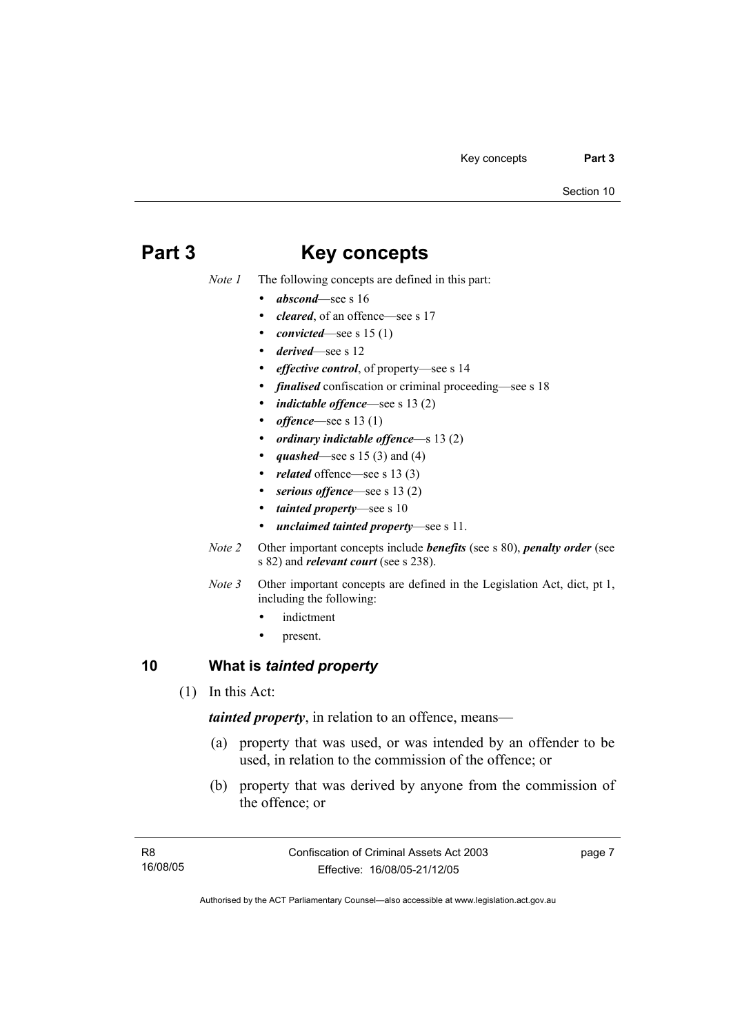# Part 3 Key concepts

*Note 1* The following concepts are defined in this part:

- ***abscond***—see s 16
- ***cleared***, of an offence—see s 17
- ***convicted***—see s 15 (1)
- ***derived***—see s 12
- ***effective control***, of property—see s 14
- ***finalised*** confiscation or criminal proceeding—see s 18
- ***indictable offence***—see s 13 (2)
- ***offence***—see s 13 (1)
- ***ordinary indictable offence***—s 13 (2)
- ***quashed***—see s 15 (3) and (4)
- ***related*** offence—see s 13 (3)
- ***serious offence***—see s 13 (2)
- ***tainted property***—see s 10
- ***unclaimed tainted property***—see s 11.

*Note 2* Other important concepts include ***benefits*** (see s 80), ***penalty order*** (see s 82) and ***relevant court*** (see s 238).

*Note 3* Other important concepts are defined in the Legislation Act, dict, pt 1, including the following:

- indictment
- present.

## 10 What is *tainted property*

(1) In this Act:

***tainted property***, in relation to an offence, means—

(a) property that was used, or was intended by an offender to be used, in relation to the commission of the offence; or

(b) property that was derived by anyone from the commission of the offence; or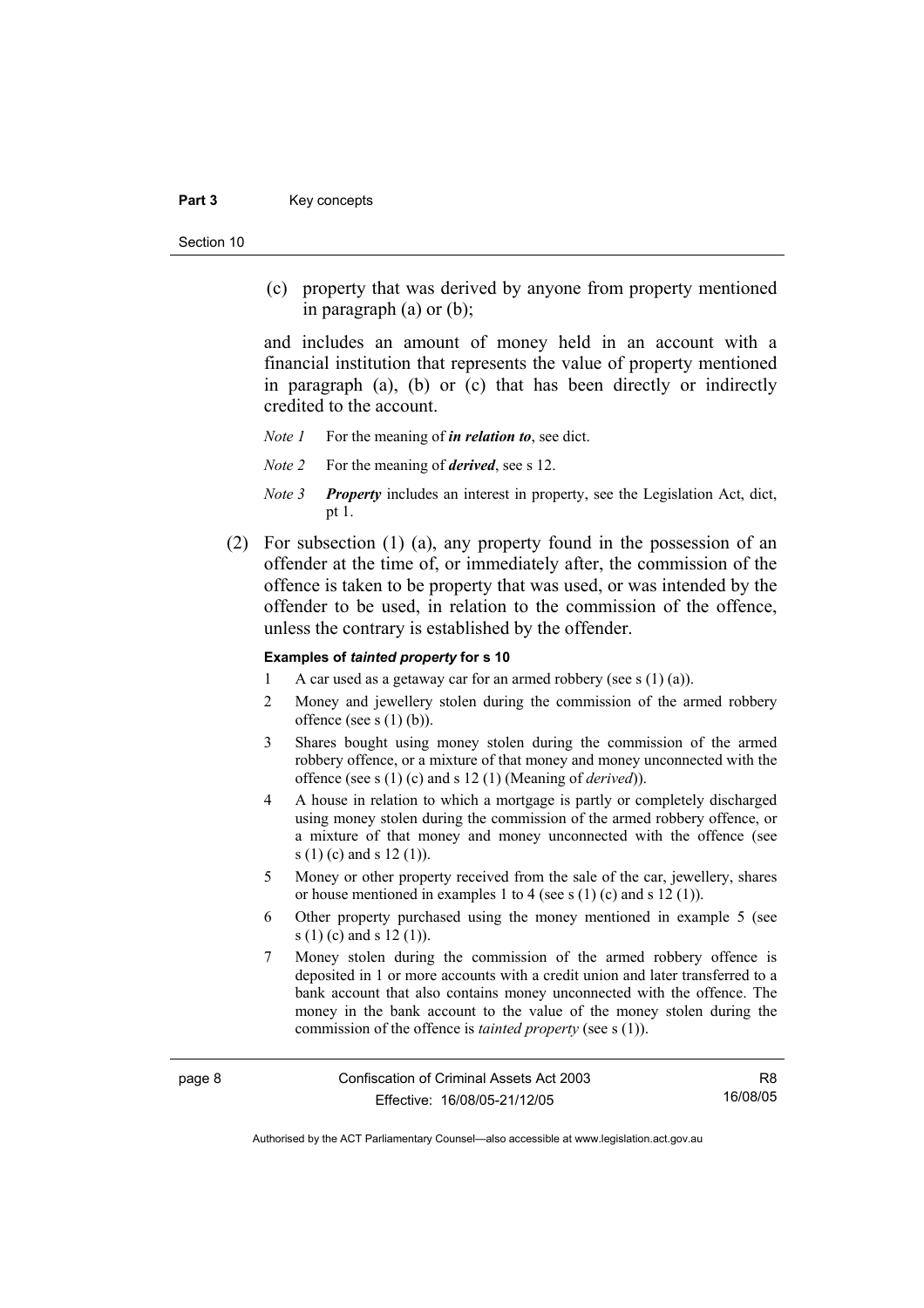(c) property that was derived by anyone from property mentioned in paragraph (a) or (b);

and includes an amount of money held in an account with a financial institution that represents the value of property mentioned in paragraph (a), (b) or (c) that has been directly or indirectly credited to the account.

*Note 1* For the meaning of ***in relation to***, see dict.

*Note 2* For the meaning of ***derived***, see s 12.

*Note 3* ***Property*** includes an interest in property, see the Legislation Act, dict, pt 1.

(2) For subsection (1) (a), any property found in the possession of an offender at the time of, or immediately after, the commission of the offence is taken to be property that was used, or was intended by the offender to be used, in relation to the commission of the offence, unless the contrary is established by the offender.

**Examples of *tainted property* for s 10**

1 A car used as a getaway car for an armed robbery (see s (1) (a)).

2 Money and jewellery stolen during the commission of the armed robbery offence (see s (1) (b)).

3 Shares bought using money stolen during the commission of the armed robbery offence, or a mixture of that money and money unconnected with the offence (see s (1) (c) and s 12 (1) (Meaning of *derived*)).

4 A house in relation to which a mortgage is partly or completely discharged using money stolen during the commission of the armed robbery offence, or a mixture of that money and money unconnected with the offence (see s (1) (c) and s 12 (1)).

5 Money or other property received from the sale of the car, jewellery, shares or house mentioned in examples 1 to 4 (see s (1) (c) and s 12 (1)).

6 Other property purchased using the money mentioned in example 5 (see s (1) (c) and s 12 (1)).

7 Money stolen during the commission of the armed robbery offence is deposited in 1 or more accounts with a credit union and later transferred to a bank account that also contains money unconnected with the offence. The money in the bank account to the value of the money stolen during the commission of the offence is *tainted property* (see s (1)).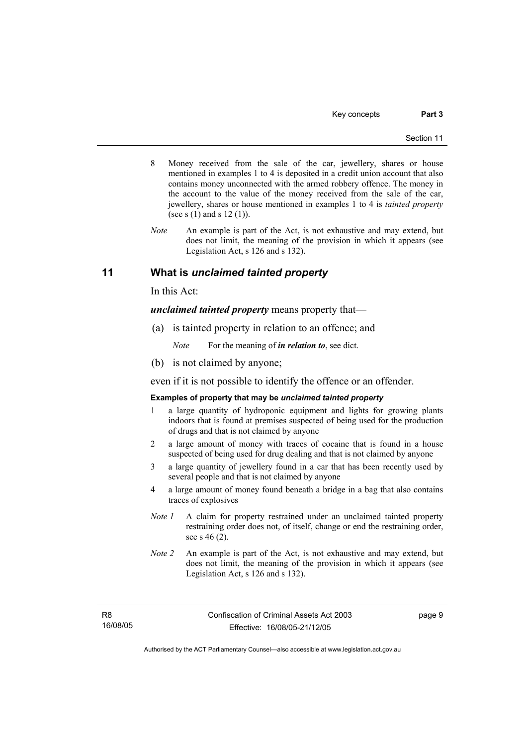8 Money received from the sale of the car, jewellery, shares or house mentioned in examples 1 to 4 is deposited in a credit union account that also contains money unconnected with the armed robbery offence. The money in the account to the value of the money received from the sale of the car, jewellery, shares or house mentioned in examples 1 to 4 is *tainted property* (see s (1) and s 12 (1)).

*Note* An example is part of the Act, is not exhaustive and may extend, but does not limit, the meaning of the provision in which it appears (see Legislation Act, s 126 and s 132).

## 11 What is *unclaimed tainted property*

In this Act:

***unclaimed tainted property*** means property that—

(a) is tainted property in relation to an offence; and

*Note* For the meaning of ***in relation to***, see dict.

(b) is not claimed by anyone;

even if it is not possible to identify the offence or an offender.

**Examples of property that may be *unclaimed tainted property***

1 a large quantity of hydroponic equipment and lights for growing plants indoors that is found at premises suspected of being used for the production of drugs and that is not claimed by anyone

2 a large amount of money with traces of cocaine that is found in a house suspected of being used for drug dealing and that is not claimed by anyone

3 a large quantity of jewellery found in a car that has been recently used by several people and that is not claimed by anyone

4 a large amount of money found beneath a bridge in a bag that also contains traces of explosives

*Note 1* A claim for property restrained under an unclaimed tainted property restraining order does not, of itself, change or end the restraining order, see s 46 (2).

*Note 2* An example is part of the Act, is not exhaustive and may extend, but does not limit, the meaning of the provision in which it appears (see Legislation Act, s 126 and s 132).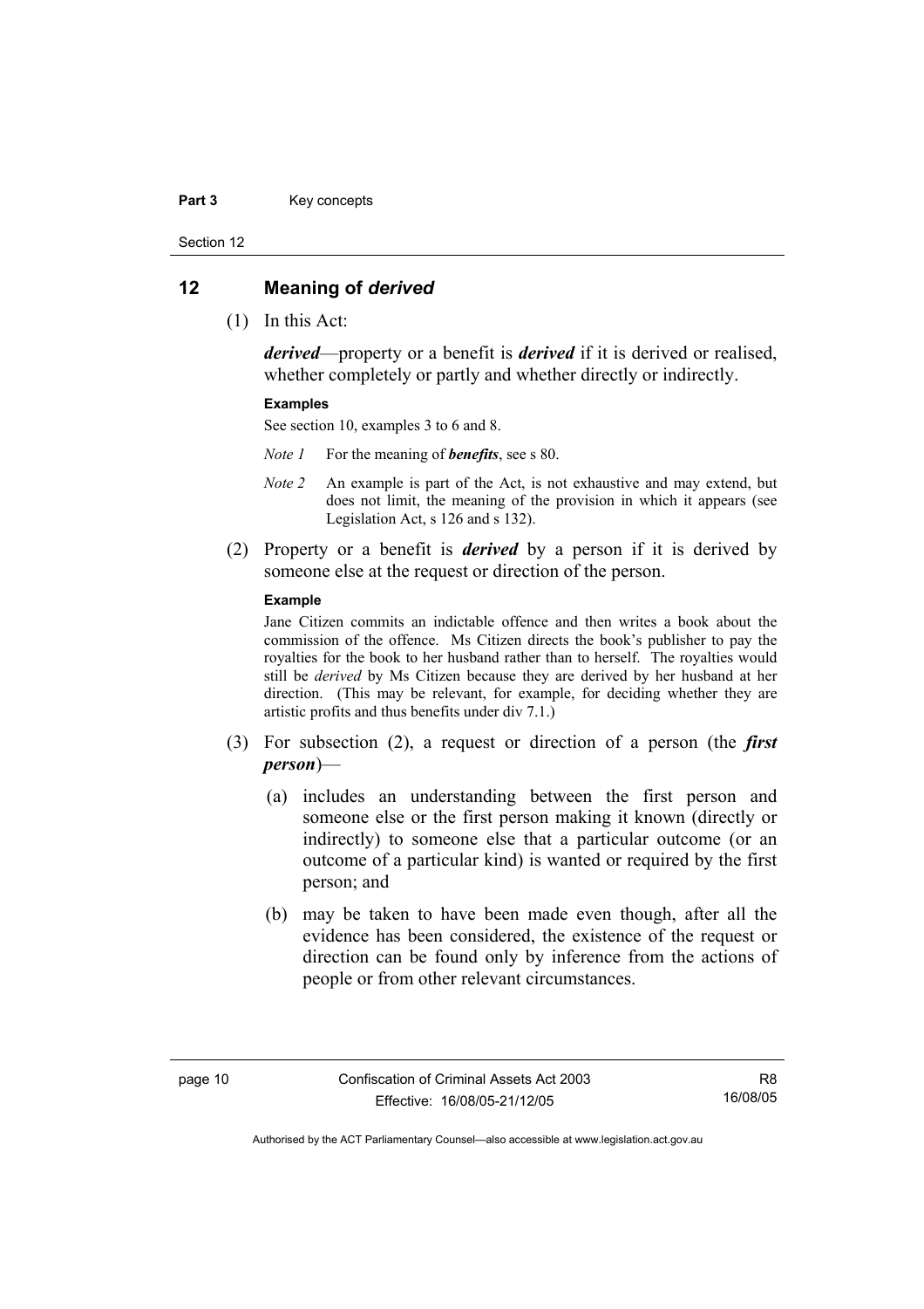## 12 Meaning of *derived*

(1) In this Act:

***derived***—property or a benefit is ***derived*** if it is derived or realised, whether completely or partly and whether directly or indirectly.

**Examples**

See section 10, examples 3 to 6 and 8.

*Note 1* For the meaning of ***benefits***, see s 80.

*Note 2* An example is part of the Act, is not exhaustive and may extend, but does not limit, the meaning of the provision in which it appears (see Legislation Act, s 126 and s 132).

(2) Property or a benefit is ***derived*** by a person if it is derived by someone else at the request or direction of the person.

**Example**

Jane Citizen commits an indictable offence and then writes a book about the commission of the offence. Ms Citizen directs the book's publisher to pay the royalties for the book to her husband rather than to herself. The royalties would still be *derived* by Ms Citizen because they are derived by her husband at her direction. (This may be relevant, for example, for deciding whether they are artistic profits and thus benefits under div 7.1.)

(3) For subsection (2), a request or direction of a person (the ***first person***)—

(a) includes an understanding between the first person and someone else or the first person making it known (directly or indirectly) to someone else that a particular outcome (or an outcome of a particular kind) is wanted or required by the first person; and

(b) may be taken to have been made even though, after all the evidence has been considered, the existence of the request or direction can be found only by inference from the actions of people or from other relevant circumstances.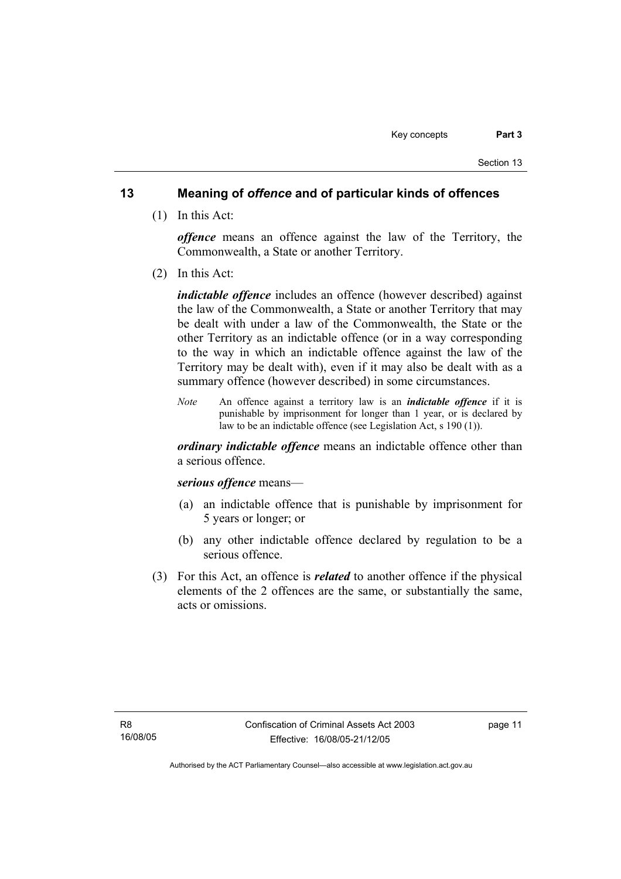## 13 Meaning of *offence* and of particular kinds of offences

(1) In this Act:

***offence*** means an offence against the law of the Territory, the Commonwealth, a State or another Territory.

(2) In this Act:

***indictable offence*** includes an offence (however described) against the law of the Commonwealth, a State or another Territory that may be dealt with under a law of the Commonwealth, the State or the other Territory as an indictable offence (or in a way corresponding to the way in which an indictable offence against the law of the Territory may be dealt with), even if it may also be dealt with as a summary offence (however described) in some circumstances.

*Note* An offence against a territory law is an ***indictable offence*** if it is punishable by imprisonment for longer than 1 year, or is declared by law to be an indictable offence (see Legislation Act, s 190 (1)).

***ordinary indictable offence*** means an indictable offence other than a serious offence.

***serious offence*** means—

(a) an indictable offence that is punishable by imprisonment for 5 years or longer; or

(b) any other indictable offence declared by regulation to be a serious offence.

(3) For this Act, an offence is ***related*** to another offence if the physical elements of the 2 offences are the same, or substantially the same, acts or omissions.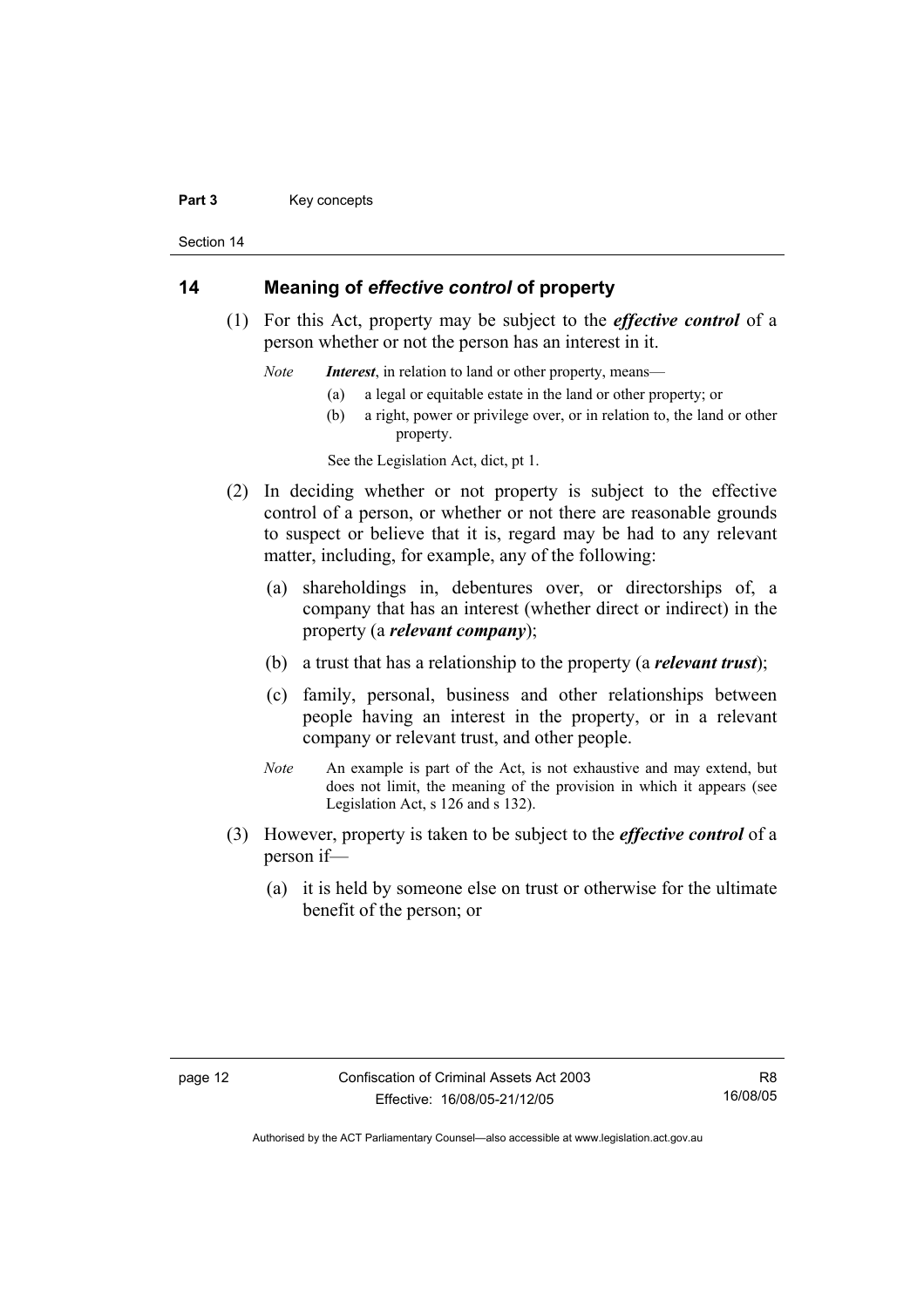## 14 Meaning of *effective control* of property

(1) For this Act, property may be subject to the ***effective control*** of a person whether or not the person has an interest in it.

*Note* ***Interest***, in relation to land or other property, means—

(a) a legal or equitable estate in the land or other property; or

(b) a right, power or privilege over, or in relation to, the land or other property.

See the Legislation Act, dict, pt 1.

(2) In deciding whether or not property is subject to the effective control of a person, or whether or not there are reasonable grounds to suspect or believe that it is, regard may be had to any relevant matter, including, for example, any of the following:

(a) shareholdings in, debentures over, or directorships of, a company that has an interest (whether direct or indirect) in the property (a ***relevant company***);

(b) a trust that has a relationship to the property (a ***relevant trust***);

(c) family, personal, business and other relationships between people having an interest in the property, or in a relevant company or relevant trust, and other people.

*Note* An example is part of the Act, is not exhaustive and may extend, but does not limit, the meaning of the provision in which it appears (see Legislation Act, s 126 and s 132).

(3) However, property is taken to be subject to the ***effective control*** of a person if—

(a) it is held by someone else on trust or otherwise for the ultimate benefit of the person; or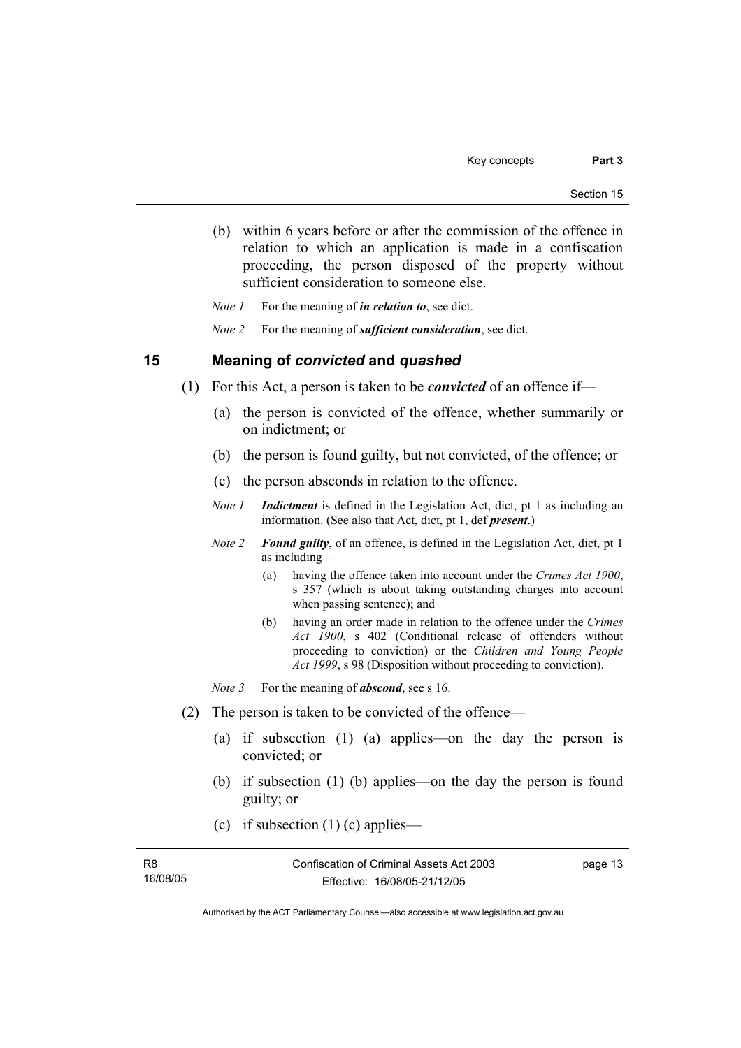(b) within 6 years before or after the commission of the offence in relation to which an application is made in a confiscation proceeding, the person disposed of the property without sufficient consideration to someone else.

*Note 1* For the meaning of ***in relation to***, see dict.

*Note 2* For the meaning of ***sufficient consideration***, see dict.

## 15 Meaning of *convicted* and *quashed*

(1) For this Act, a person is taken to be ***convicted*** of an offence if—

(a) the person is convicted of the offence, whether summarily or on indictment; or

(b) the person is found guilty, but not convicted, of the offence; or

(c) the person absconds in relation to the offence.

*Note 1* ***Indictment*** is defined in the Legislation Act, dict, pt 1 as including an information. (See also that Act, dict, pt 1, def ***present***.)

*Note 2* ***Found guilty***, of an offence, is defined in the Legislation Act, dict, pt 1 as including—

(a) having the offence taken into account under the *Crimes Act 1900*, s 357 (which is about taking outstanding charges into account when passing sentence); and

(b) having an order made in relation to the offence under the *Crimes Act 1900*, s 402 (Conditional release of offenders without proceeding to conviction) or the *Children and Young People Act 1999*, s 98 (Disposition without proceeding to conviction).

*Note 3* For the meaning of ***abscond***, see s 16.

(2) The person is taken to be convicted of the offence—

(a) if subsection (1) (a) applies—on the day the person is convicted; or

(b) if subsection (1) (b) applies—on the day the person is found guilty; or

(c) if subsection (1) (c) applies—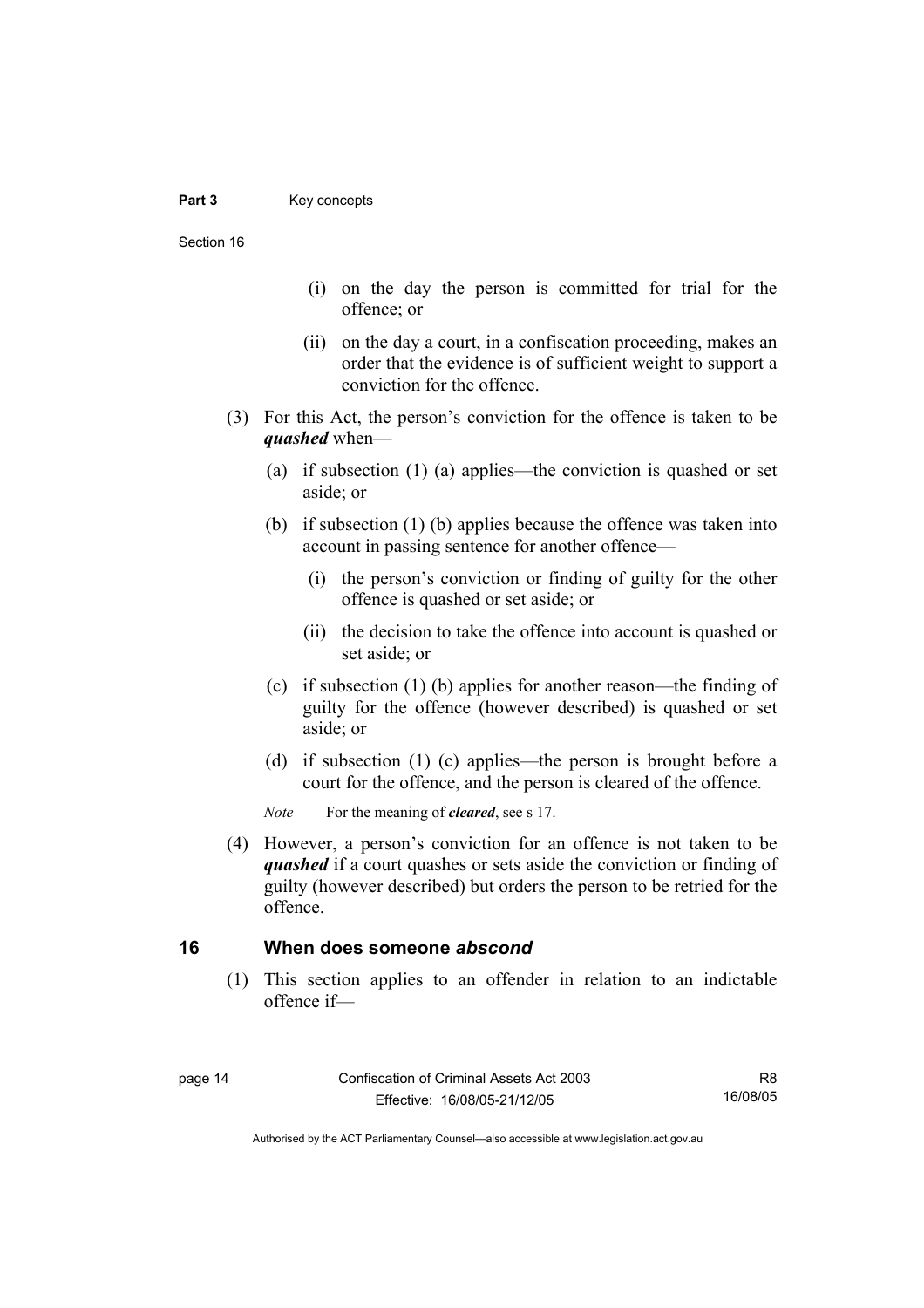(i) on the day the person is committed for trial for the offence; or

(ii) on the day a court, in a confiscation proceeding, makes an order that the evidence is of sufficient weight to support a conviction for the offence.

(3) For this Act, the person's conviction for the offence is taken to be ***quashed*** when—

(a) if subsection (1) (a) applies—the conviction is quashed or set aside; or

(b) if subsection (1) (b) applies because the offence was taken into account in passing sentence for another offence—

(i) the person's conviction or finding of guilty for the other offence is quashed or set aside; or

(ii) the decision to take the offence into account is quashed or set aside; or

(c) if subsection (1) (b) applies for another reason—the finding of guilty for the offence (however described) is quashed or set aside; or

(d) if subsection (1) (c) applies—the person is brought before a court for the offence, and the person is cleared of the offence.

*Note* For the meaning of ***cleared***, see s 17.

(4) However, a person's conviction for an offence is not taken to be ***quashed*** if a court quashes or sets aside the conviction or finding of guilty (however described) but orders the person to be retried for the offence.

## 16 When does someone *abscond*

(1) This section applies to an offender in relation to an indictable offence if—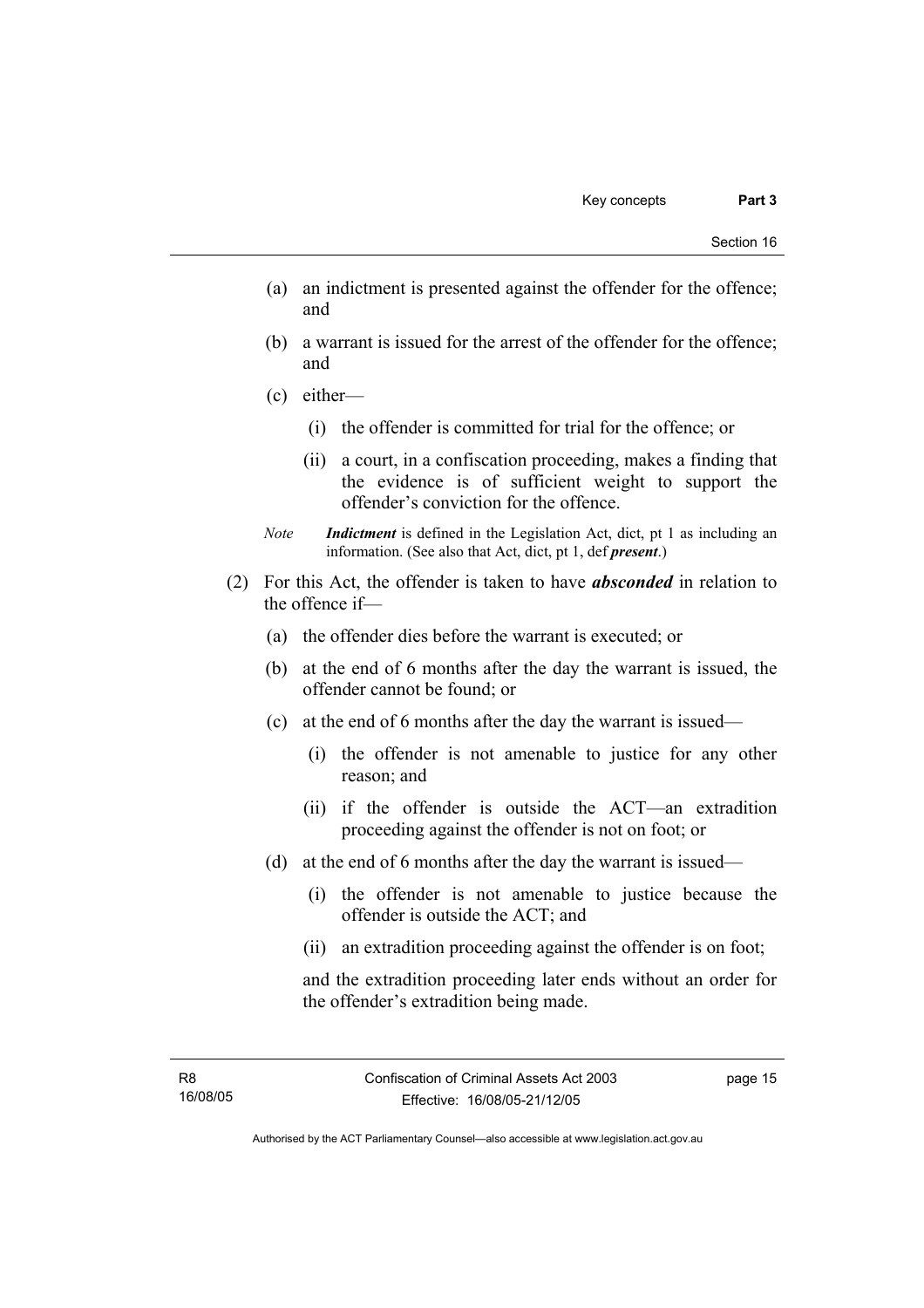(a) an indictment is presented against the offender for the offence; and

(b) a warrant is issued for the arrest of the offender for the offence; and

(c) either—

   (i) the offender is committed for trial for the offence; or

   (ii) a court, in a confiscation proceeding, makes a finding that the evidence is of sufficient weight to support the offender's conviction for the offence.

*Note* ***Indictment*** is defined in the Legislation Act, dict, pt 1 as including an information. (See also that Act, dict, pt 1, def ***present***.)

(2) For this Act, the offender is taken to have ***absconded*** in relation to the offence if—

(a) the offender dies before the warrant is executed; or

(b) at the end of 6 months after the day the warrant is issued, the offender cannot be found; or

(c) at the end of 6 months after the day the warrant is issued—

   (i) the offender is not amenable to justice for any other reason; and

   (ii) if the offender is outside the ACT—an extradition proceeding against the offender is not on foot; or

(d) at the end of 6 months after the day the warrant is issued—

   (i) the offender is not amenable to justice because the offender is outside the ACT; and

   (ii) an extradition proceeding against the offender is on foot;

and the extradition proceeding later ends without an order for the offender's extradition being made.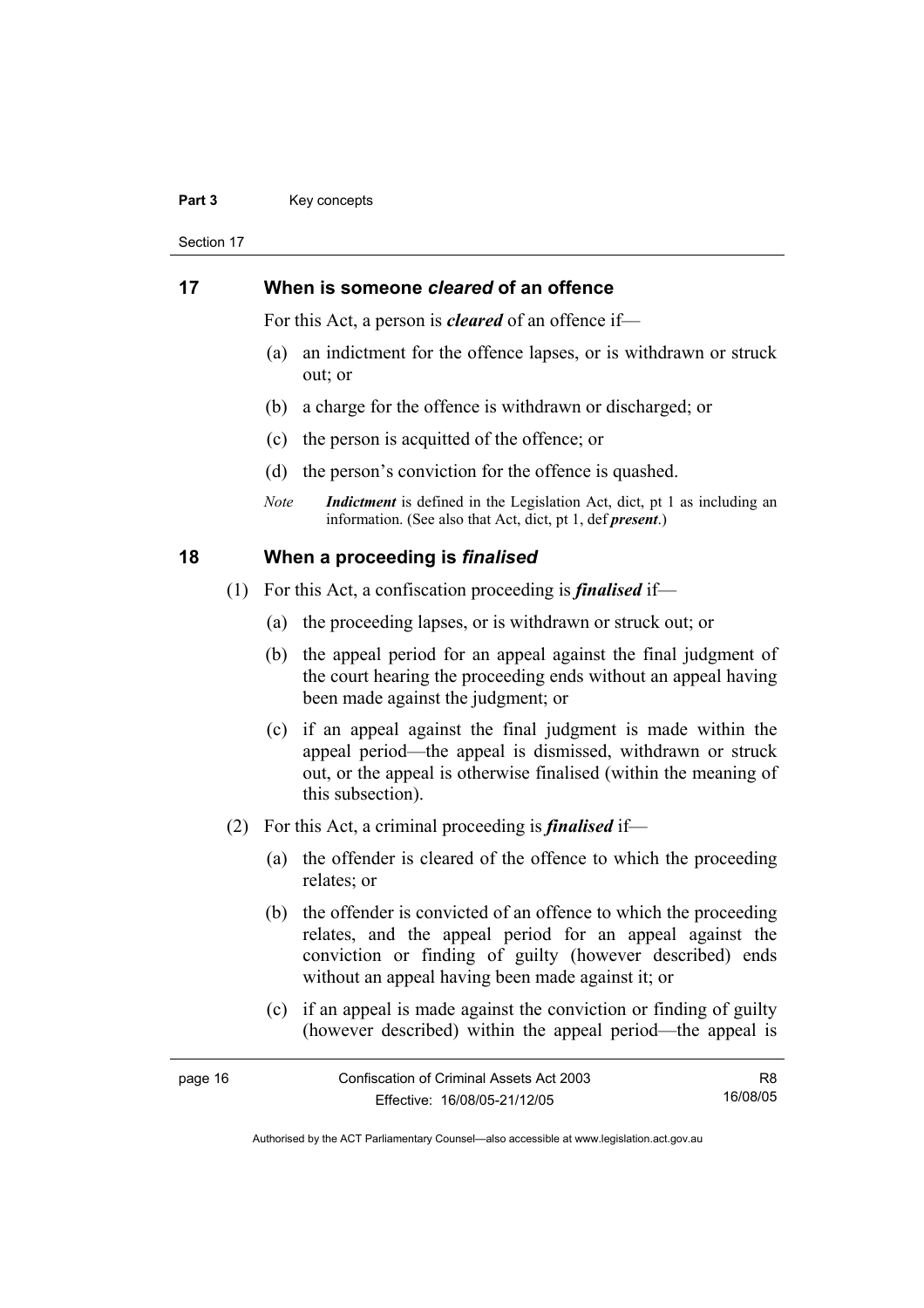## 17 When is someone *cleared* of an offence

For this Act, a person is ***cleared*** of an offence if—

(a) an indictment for the offence lapses, or is withdrawn or struck out; or

(b) a charge for the offence is withdrawn or discharged; or

(c) the person is acquitted of the offence; or

(d) the person's conviction for the offence is quashed.

*Note* ***Indictment*** is defined in the Legislation Act, dict, pt 1 as including an information. (See also that Act, dict, pt 1, def ***present***.)

## 18 When a proceeding is *finalised*

(1) For this Act, a confiscation proceeding is ***finalised*** if—

(a) the proceeding lapses, or is withdrawn or struck out; or

(b) the appeal period for an appeal against the final judgment of the court hearing the proceeding ends without an appeal having been made against the judgment; or

(c) if an appeal against the final judgment is made within the appeal period—the appeal is dismissed, withdrawn or struck out, or the appeal is otherwise finalised (within the meaning of this subsection).

(2) For this Act, a criminal proceeding is ***finalised*** if—

(a) the offender is cleared of the offence to which the proceeding relates; or

(b) the offender is convicted of an offence to which the proceeding relates, and the appeal period for an appeal against the conviction or finding of guilty (however described) ends without an appeal having been made against it; or

(c) if an appeal is made against the conviction or finding of guilty (however described) within the appeal period—the appeal is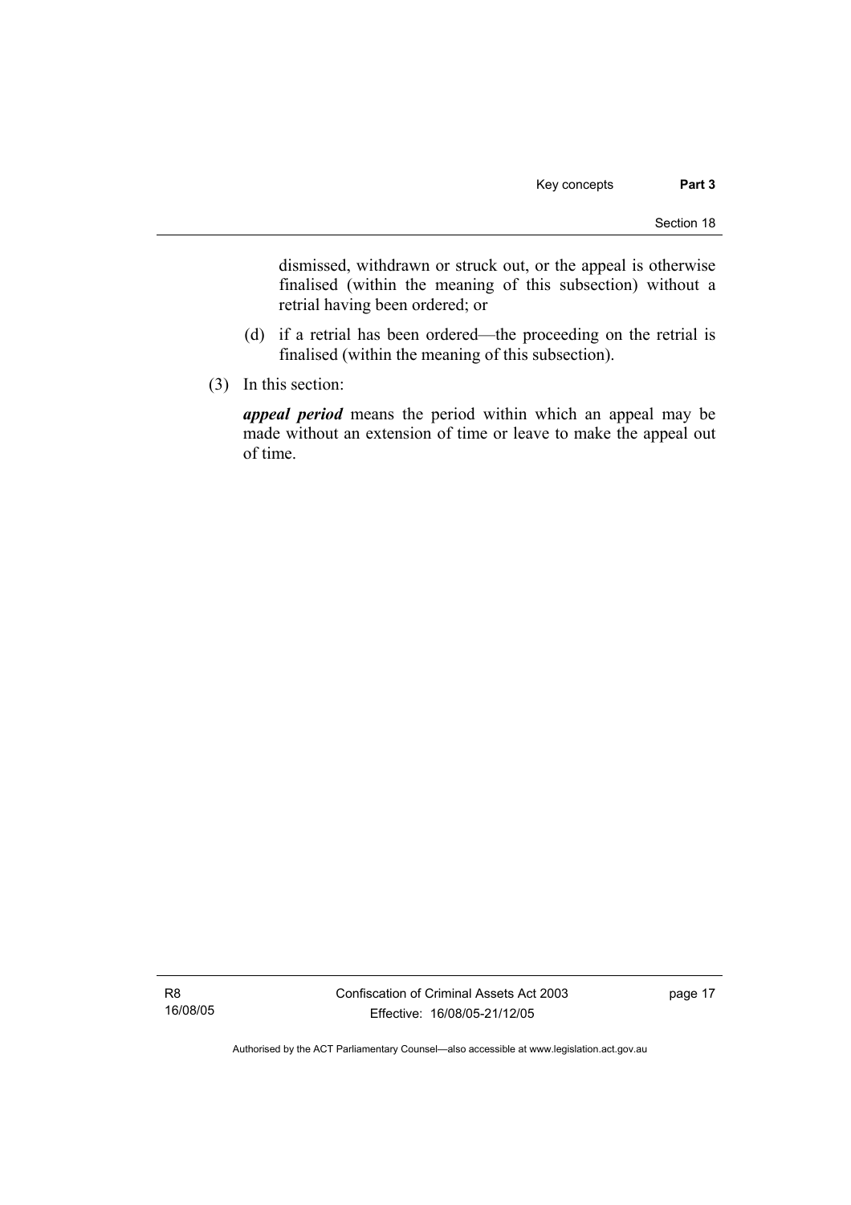dismissed, withdrawn or struck out, or the appeal is otherwise finalised (within the meaning of this subsection) without a retrial having been ordered; or

(d) if a retrial has been ordered—the proceeding on the retrial is finalised (within the meaning of this subsection).

(3) In this section:

***appeal period*** means the period within which an appeal may be made without an extension of time or leave to make the appeal out of time.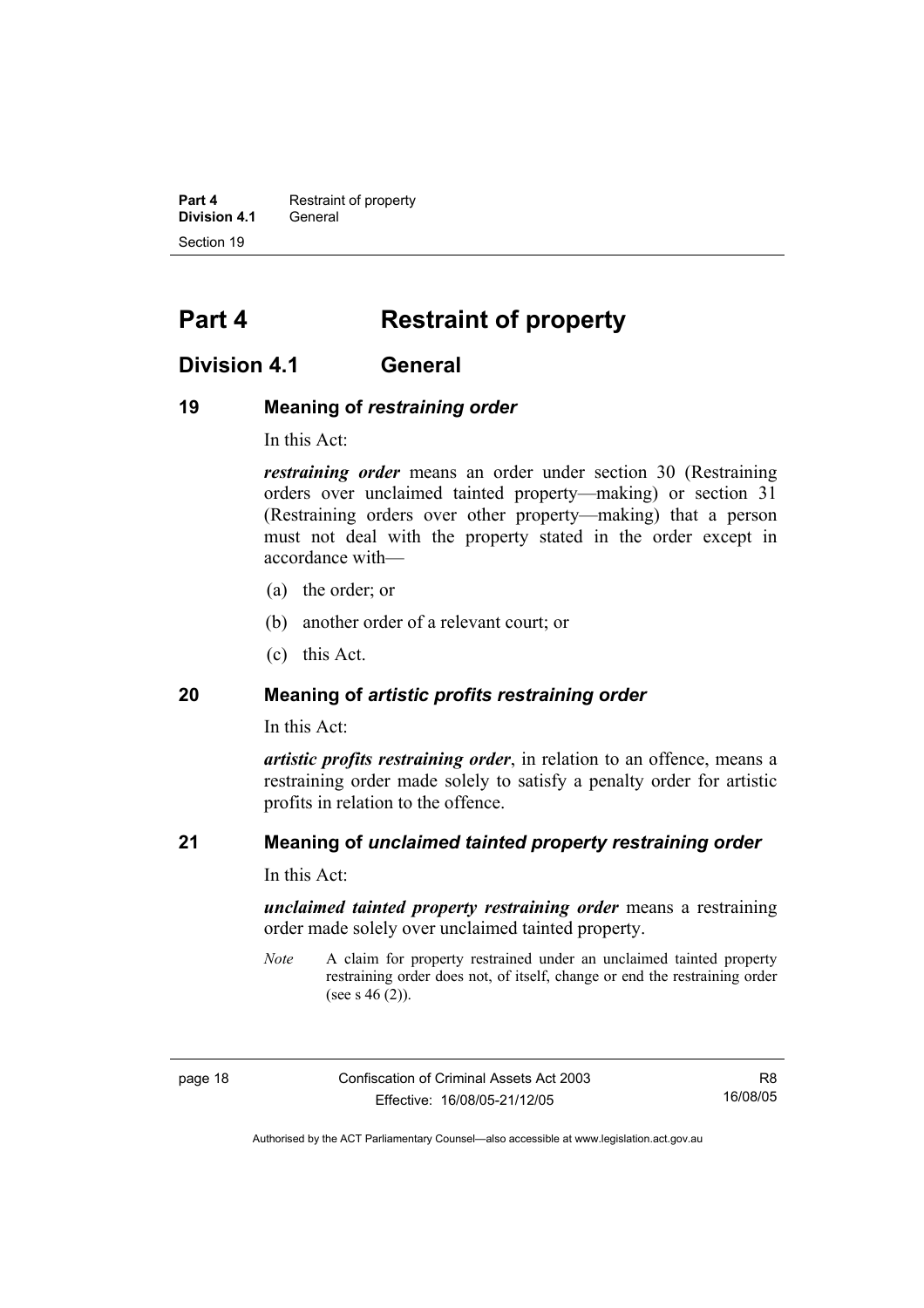# Part 4 Restraint of property

## Division 4.1 General

### 19 Meaning of *restraining order*

In this Act:

***restraining order*** means an order under section 30 (Restraining orders over unclaimed tainted property—making) or section 31 (Restraining orders over other property—making) that a person must not deal with the property stated in the order except in accordance with—

(a) the order; or

(b) another order of a relevant court; or

(c) this Act.

### 20 Meaning of *artistic profits restraining order*

In this Act:

***artistic profits restraining order***, in relation to an offence, means a restraining order made solely to satisfy a penalty order for artistic profits in relation to the offence.

### 21 Meaning of *unclaimed tainted property restraining order*

In this Act:

***unclaimed tainted property restraining order*** means a restraining order made solely over unclaimed tainted property.

*Note* A claim for property restrained under an unclaimed tainted property restraining order does not, of itself, change or end the restraining order (see s 46 (2)).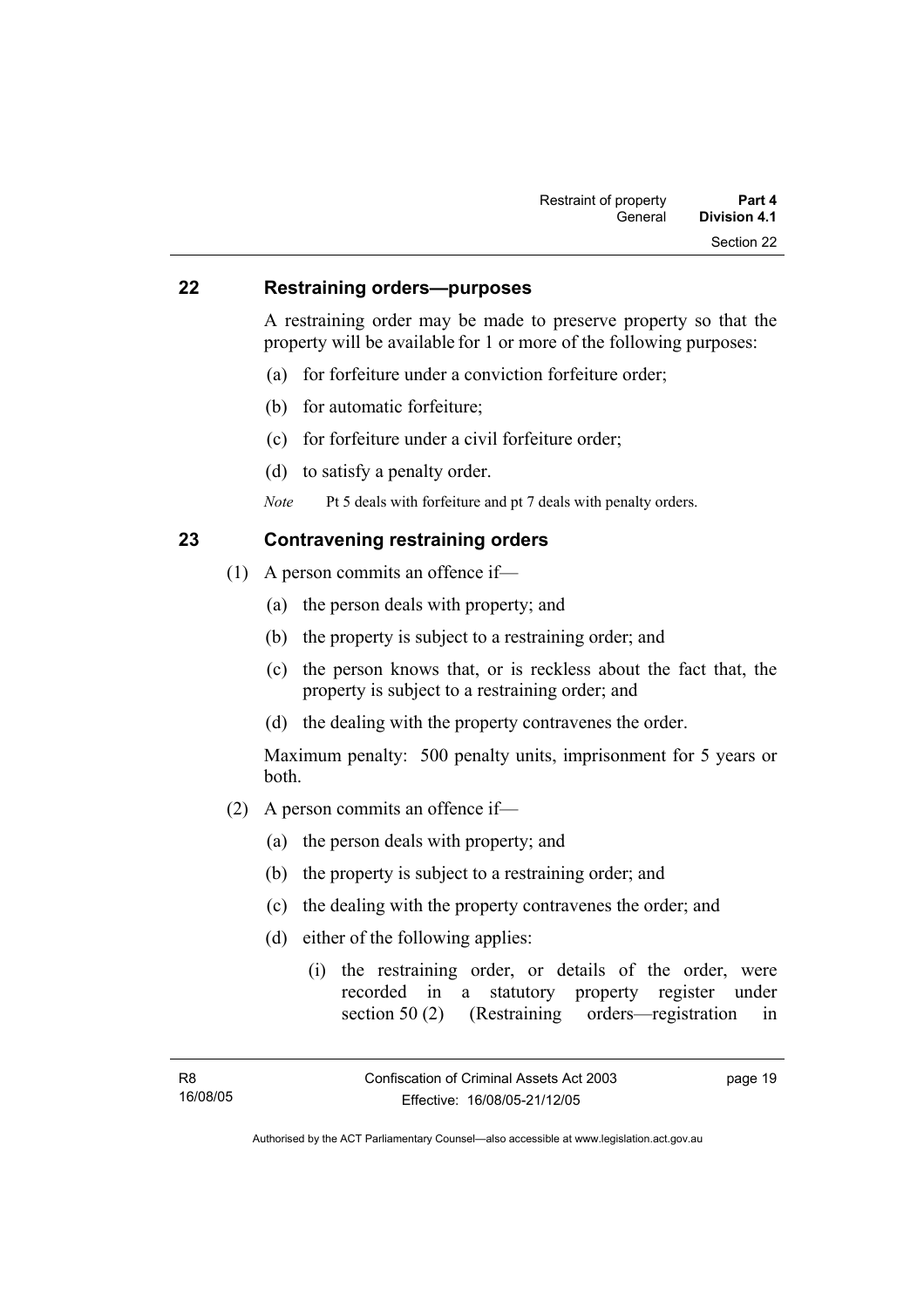## 22 Restraining orders—purposes

A restraining order may be made to preserve property so that the property will be available for 1 or more of the following purposes:

(a) for forfeiture under a conviction forfeiture order;

(b) for automatic forfeiture;

(c) for forfeiture under a civil forfeiture order;

(d) to satisfy a penalty order.

*Note* Pt 5 deals with forfeiture and pt 7 deals with penalty orders.

## 23 Contravening restraining orders

(1) A person commits an offence if—

(a) the person deals with property; and

(b) the property is subject to a restraining order; and

(c) the person knows that, or is reckless about the fact that, the property is subject to a restraining order; and

(d) the dealing with the property contravenes the order.

Maximum penalty: 500 penalty units, imprisonment for 5 years or both.

(2) A person commits an offence if—

(a) the person deals with property; and

(b) the property is subject to a restraining order; and

(c) the dealing with the property contravenes the order; and

(d) either of the following applies:

(i) the restraining order, or details of the order, were recorded in a statutory property register under section 50 (2) (Restraining orders—registration in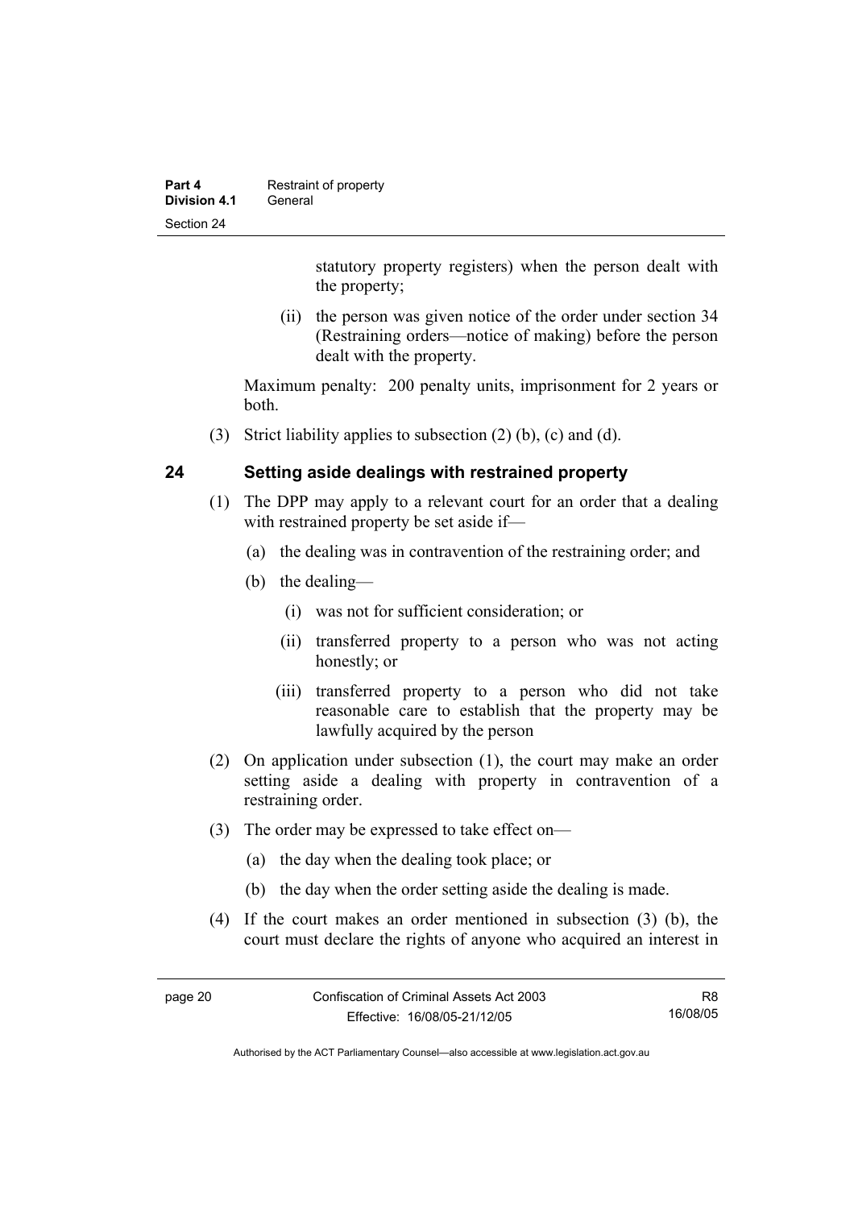statutory property registers) when the person dealt with the property;

(ii) the person was given notice of the order under section 34 (Restraining orders—notice of making) before the person dealt with the property.

Maximum penalty: 200 penalty units, imprisonment for 2 years or both.

(3) Strict liability applies to subsection (2) (b), (c) and (d).

## 24 Setting aside dealings with restrained property

(1) The DPP may apply to a relevant court for an order that a dealing with restrained property be set aside if—

(a) the dealing was in contravention of the restraining order; and

(b) the dealing—

(i) was not for sufficient consideration; or

(ii) transferred property to a person who was not acting honestly; or

(iii) transferred property to a person who did not take reasonable care to establish that the property may be lawfully acquired by the person

(2) On application under subsection (1), the court may make an order setting aside a dealing with property in contravention of a restraining order.

(3) The order may be expressed to take effect on—

(a) the day when the dealing took place; or

(b) the day when the order setting aside the dealing is made.

(4) If the court makes an order mentioned in subsection (3) (b), the court must declare the rights of anyone who acquired an interest in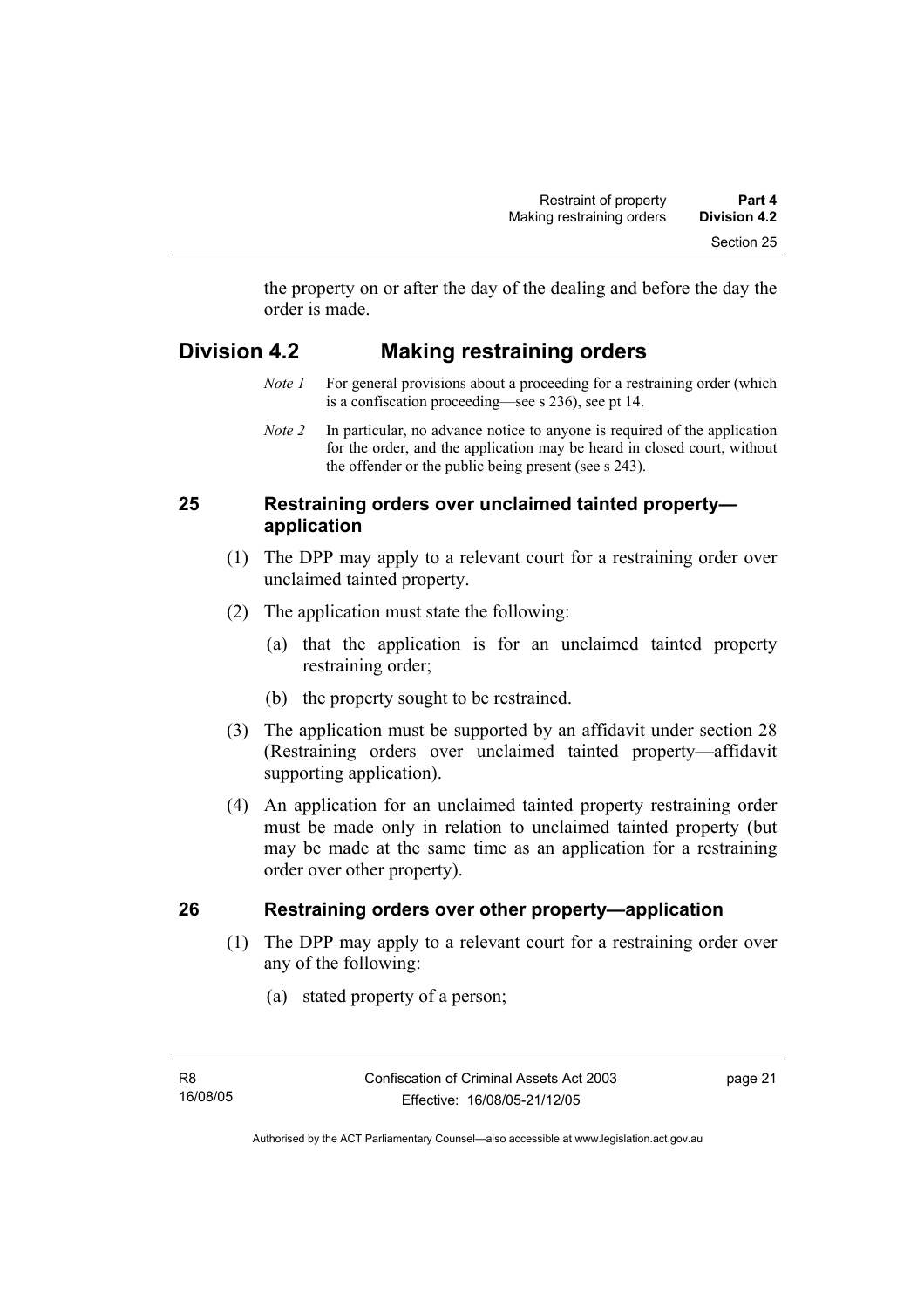the property on or after the day of the dealing and before the day the order is made.

## Division 4.2 Making restraining orders

*Note 1* For general provisions about a proceeding for a restraining order (which is a confiscation proceeding—see s 236), see pt 14.

*Note 2* In particular, no advance notice to anyone is required of the application for the order, and the application may be heard in closed court, without the offender or the public being present (see s 243).

### 25 Restraining orders over unclaimed tainted property—application

(1) The DPP may apply to a relevant court for a restraining order over unclaimed tainted property.

(2) The application must state the following:

(a) that the application is for an unclaimed tainted property restraining order;

(b) the property sought to be restrained.

(3) The application must be supported by an affidavit under section 28 (Restraining orders over unclaimed tainted property—affidavit supporting application).

(4) An application for an unclaimed tainted property restraining order must be made only in relation to unclaimed tainted property (but may be made at the same time as an application for a restraining order over other property).

### 26 Restraining orders over other property—application

(1) The DPP may apply to a relevant court for a restraining order over any of the following:

(a) stated property of a person;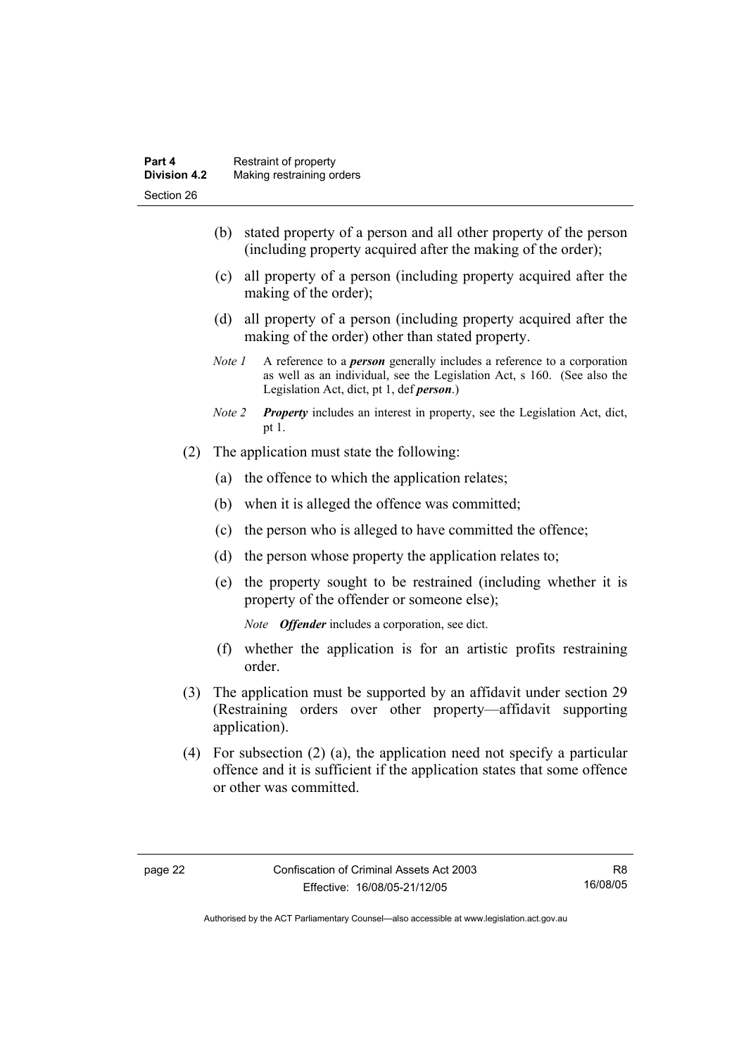(b) stated property of a person and all other property of the person (including property acquired after the making of the order);

(c) all property of a person (including property acquired after the making of the order);

(d) all property of a person (including property acquired after the making of the order) other than stated property.

*Note 1* A reference to a ***person*** generally includes a reference to a corporation as well as an individual, see the Legislation Act, s 160. (See also the Legislation Act, dict, pt 1, def ***person***.)

*Note 2* ***Property*** includes an interest in property, see the Legislation Act, dict, pt 1.

(2) The application must state the following:

(a) the offence to which the application relates;

(b) when it is alleged the offence was committed;

(c) the person who is alleged to have committed the offence;

(d) the person whose property the application relates to;

(e) the property sought to be restrained (including whether it is property of the offender or someone else);

*Note* ***Offender*** includes a corporation, see dict.

(f) whether the application is for an artistic profits restraining order.

(3) The application must be supported by an affidavit under section 29 (Restraining orders over other property—affidavit supporting application).

(4) For subsection (2) (a), the application need not specify a particular offence and it is sufficient if the application states that some offence or other was committed.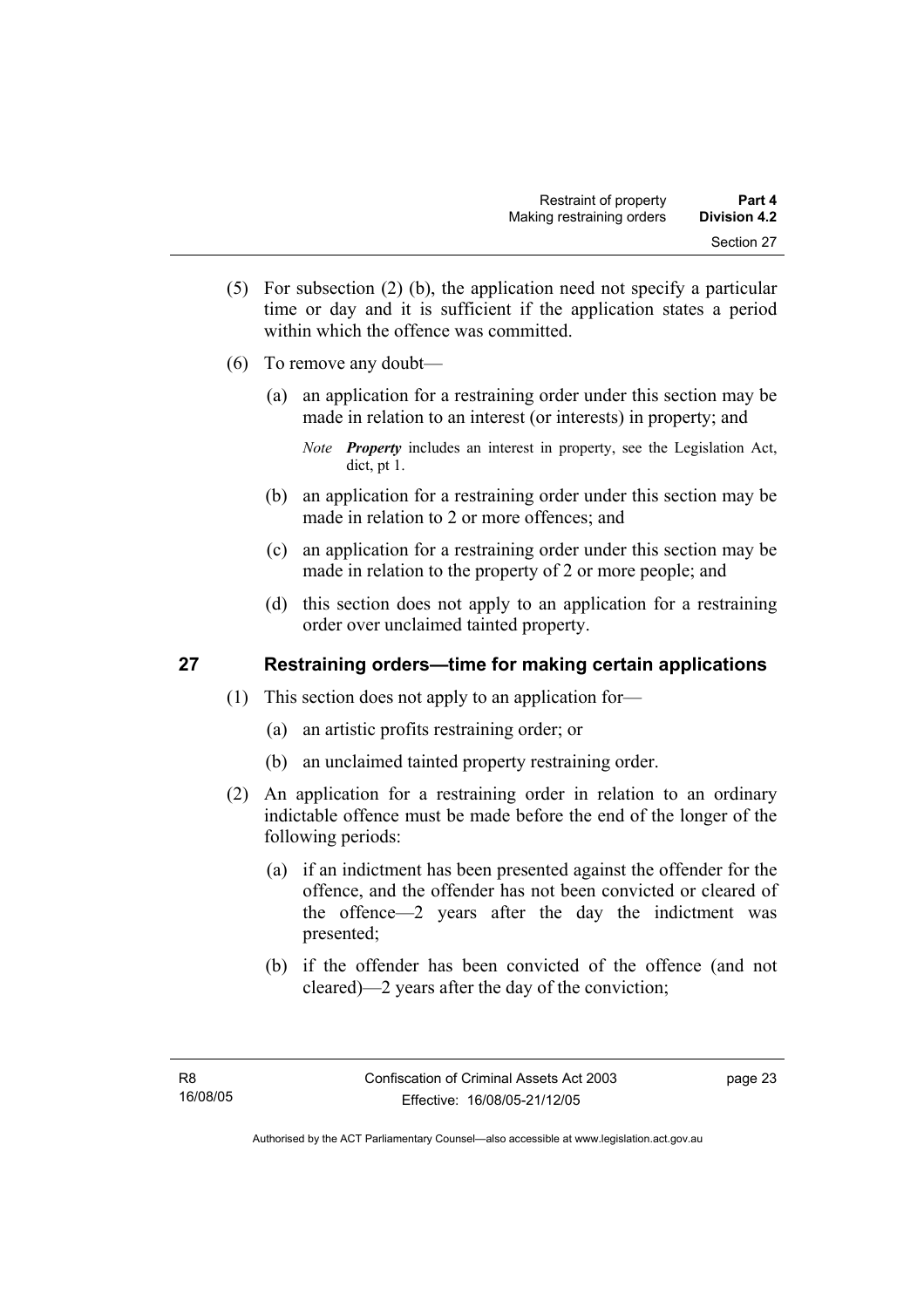(5) For subsection (2) (b), the application need not specify a particular time or day and it is sufficient if the application states a period within which the offence was committed.

(6) To remove any doubt—

(a) an application for a restraining order under this section may be made in relation to an interest (or interests) in property; and

*Note* ***Property*** includes an interest in property, see the Legislation Act, dict, pt 1.

(b) an application for a restraining order under this section may be made in relation to 2 or more offences; and

(c) an application for a restraining order under this section may be made in relation to the property of 2 or more people; and

(d) this section does not apply to an application for a restraining order over unclaimed tainted property.

## 27 Restraining orders—time for making certain applications

(1) This section does not apply to an application for—

(a) an artistic profits restraining order; or

(b) an unclaimed tainted property restraining order.

(2) An application for a restraining order in relation to an ordinary indictable offence must be made before the end of the longer of the following periods:

(a) if an indictment has been presented against the offender for the offence, and the offender has not been convicted or cleared of the offence—2 years after the day the indictment was presented;

(b) if the offender has been convicted of the offence (and not cleared)—2 years after the day of the conviction;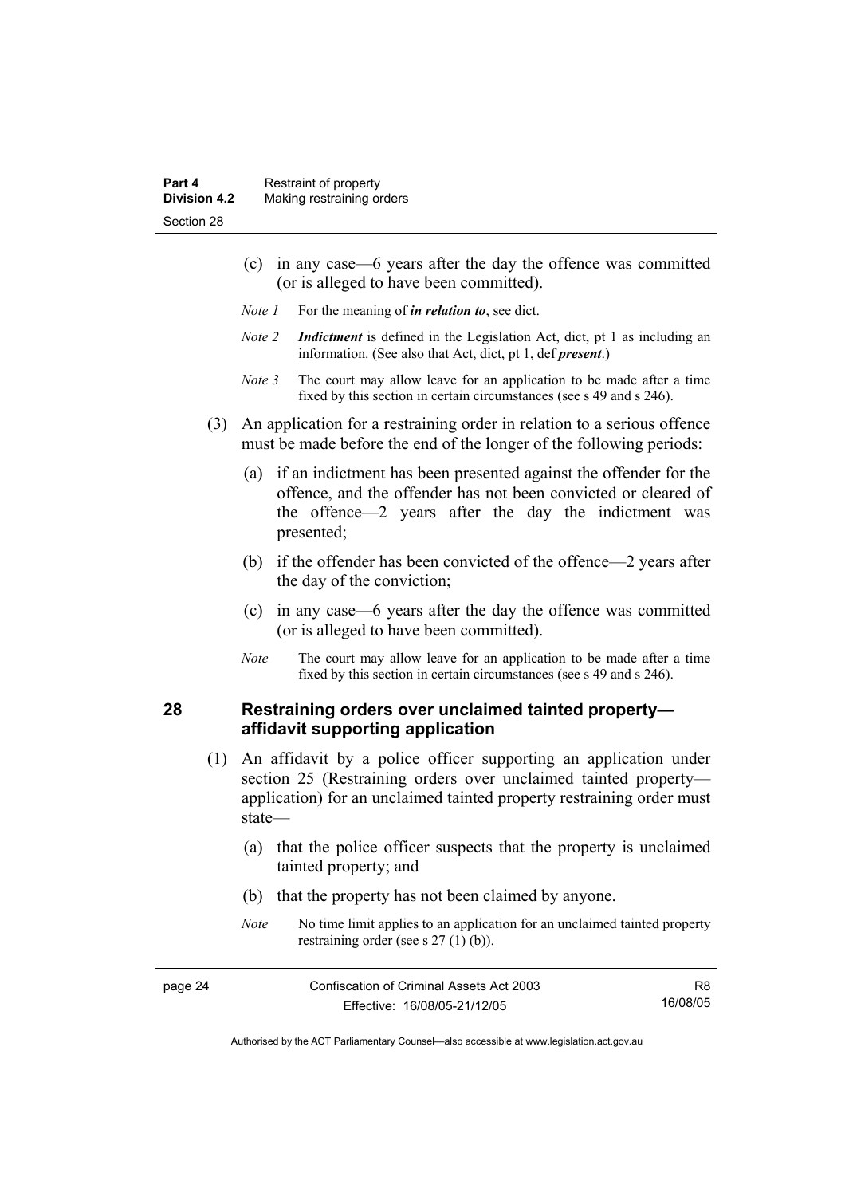(c) in any case—6 years after the day the offence was committed (or is alleged to have been committed).

*Note 1* For the meaning of ***in relation to***, see dict.

*Note 2* ***Indictment*** is defined in the Legislation Act, dict, pt 1 as including an information. (See also that Act, dict, pt 1, def ***present***.)

*Note 3* The court may allow leave for an application to be made after a time fixed by this section in certain circumstances (see s 49 and s 246).

(3) An application for a restraining order in relation to a serious offence must be made before the end of the longer of the following periods:

(a) if an indictment has been presented against the offender for the offence, and the offender has not been convicted or cleared of the offence—2 years after the day the indictment was presented;

(b) if the offender has been convicted of the offence—2 years after the day of the conviction;

(c) in any case—6 years after the day the offence was committed (or is alleged to have been committed).

*Note* The court may allow leave for an application to be made after a time fixed by this section in certain circumstances (see s 49 and s 246).

## 28 Restraining orders over unclaimed tainted property—affidavit supporting application

(1) An affidavit by a police officer supporting an application under section 25 (Restraining orders over unclaimed tainted property—application) for an unclaimed tainted property restraining order must state—

(a) that the police officer suspects that the property is unclaimed tainted property; and

(b) that the property has not been claimed by anyone.

*Note* No time limit applies to an application for an unclaimed tainted property restraining order (see s 27 (1) (b)).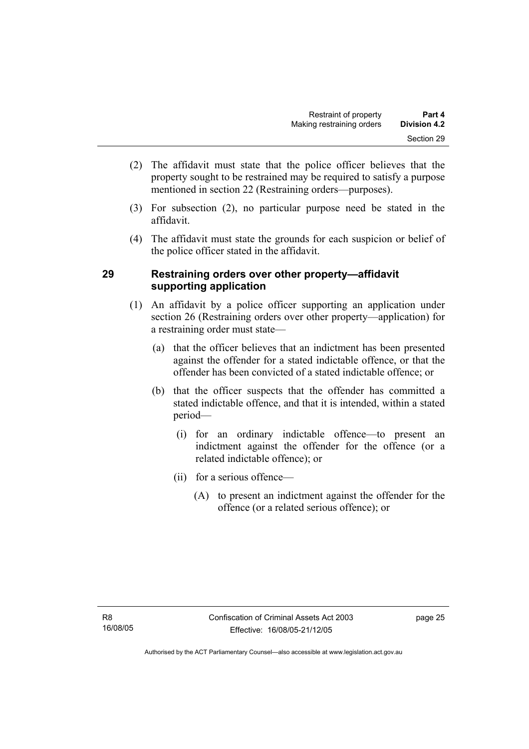(2) The affidavit must state that the police officer believes that the property sought to be restrained may be required to satisfy a purpose mentioned in section 22 (Restraining orders—purposes).

(3) For subsection (2), no particular purpose need be stated in the affidavit.

(4) The affidavit must state the grounds for each suspicion or belief of the police officer stated in the affidavit.

## 29 Restraining orders over other property—affidavit supporting application

(1) An affidavit by a police officer supporting an application under section 26 (Restraining orders over other property—application) for a restraining order must state—

(a) that the officer believes that an indictment has been presented against the offender for a stated indictable offence, or that the offender has been convicted of a stated indictable offence; or

(b) that the officer suspects that the offender has committed a stated indictable offence, and that it is intended, within a stated period—

(i) for an ordinary indictable offence—to present an indictment against the offender for the offence (or a related indictable offence); or

(ii) for a serious offence—

(A) to present an indictment against the offender for the offence (or a related serious offence); or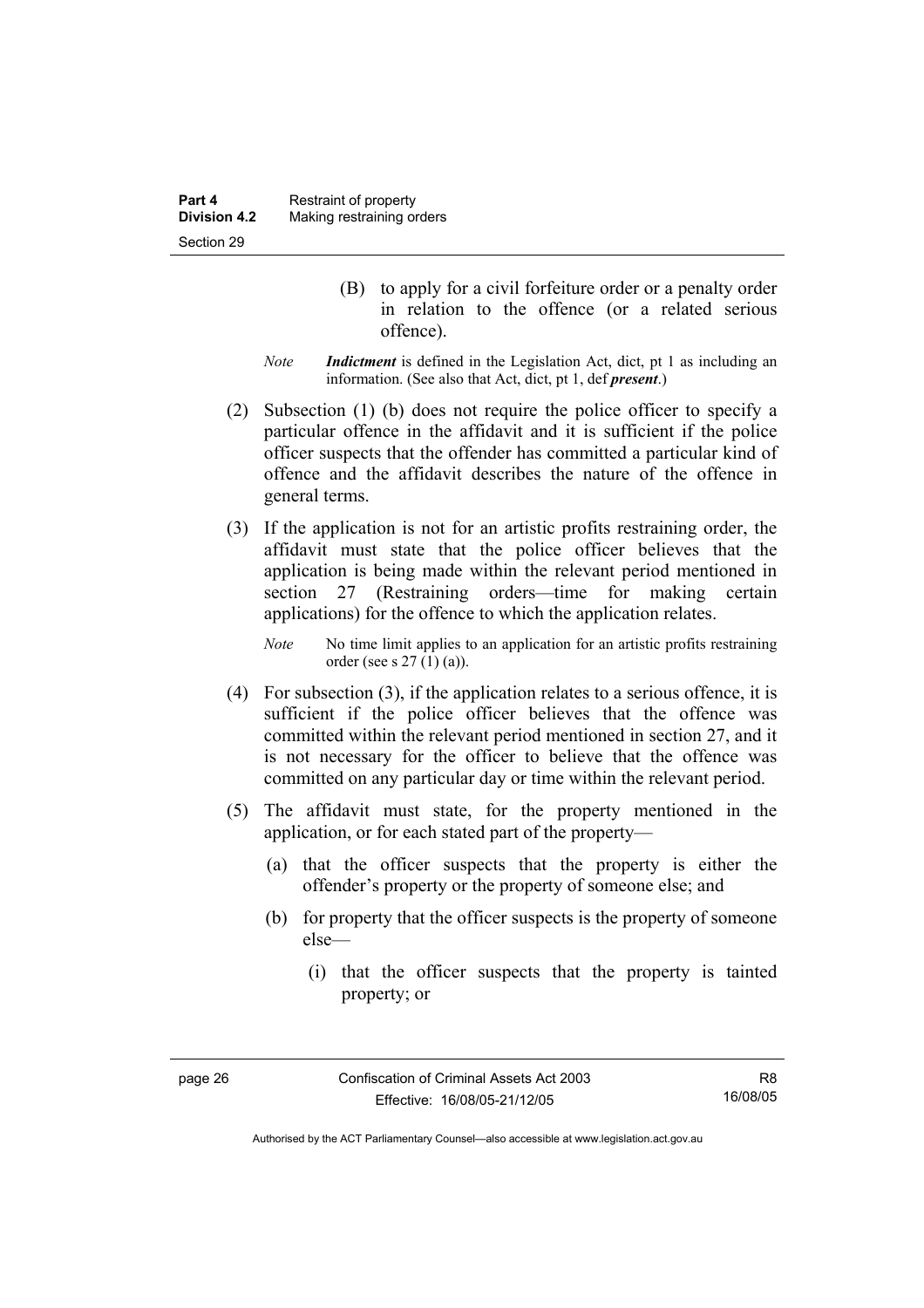(B) to apply for a civil forfeiture order or a penalty order in relation to the offence (or a related serious offence).

*Note* ***Indictment*** is defined in the Legislation Act, dict, pt 1 as including an information. (See also that Act, dict, pt 1, def ***present***.)

(2) Subsection (1) (b) does not require the police officer to specify a particular offence in the affidavit and it is sufficient if the police officer suspects that the offender has committed a particular kind of offence and the affidavit describes the nature of the offence in general terms.

(3) If the application is not for an artistic profits restraining order, the affidavit must state that the police officer believes that the application is being made within the relevant period mentioned in section 27 (Restraining orders—time for making certain applications) for the offence to which the application relates.

*Note* No time limit applies to an application for an artistic profits restraining order (see s 27 (1) (a)).

(4) For subsection (3), if the application relates to a serious offence, it is sufficient if the police officer believes that the offence was committed within the relevant period mentioned in section 27, and it is not necessary for the officer to believe that the offence was committed on any particular day or time within the relevant period.

(5) The affidavit must state, for the property mentioned in the application, or for each stated part of the property—

(a) that the officer suspects that the property is either the offender's property or the property of someone else; and

(b) for property that the officer suspects is the property of someone else—

(i) that the officer suspects that the property is tainted property; or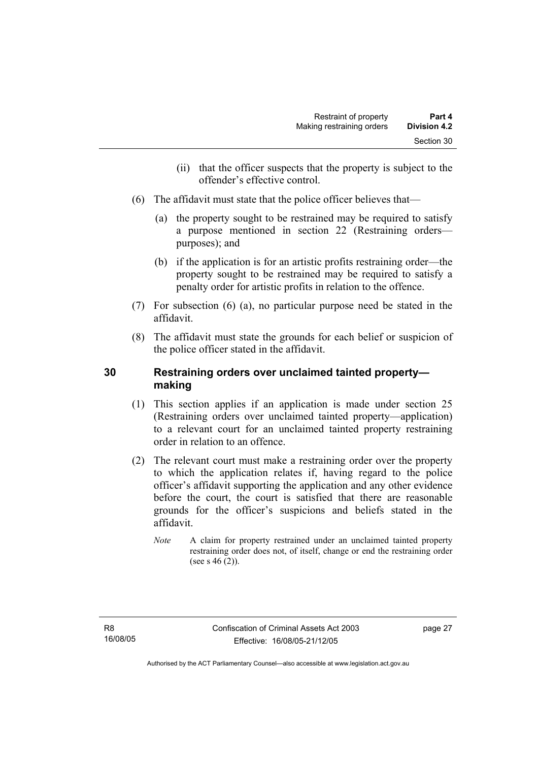(ii) that the officer suspects that the property is subject to the offender's effective control.

(6) The affidavit must state that the police officer believes that—

(a) the property sought to be restrained may be required to satisfy a purpose mentioned in section 22 (Restraining orders—purposes); and

(b) if the application is for an artistic profits restraining order—the property sought to be restrained may be required to satisfy a penalty order for artistic profits in relation to the offence.

(7) For subsection (6) (a), no particular purpose need be stated in the affidavit.

(8) The affidavit must state the grounds for each belief or suspicion of the police officer stated in the affidavit.

## 30 Restraining orders over unclaimed tainted property—making

(1) This section applies if an application is made under section 25 (Restraining orders over unclaimed tainted property—application) to a relevant court for an unclaimed tainted property restraining order in relation to an offence.

(2) The relevant court must make a restraining order over the property to which the application relates if, having regard to the police officer's affidavit supporting the application and any other evidence before the court, the court is satisfied that there are reasonable grounds for the officer's suspicions and beliefs stated in the affidavit.

*Note* A claim for property restrained under an unclaimed tainted property restraining order does not, of itself, change or end the restraining order (see s 46 (2)).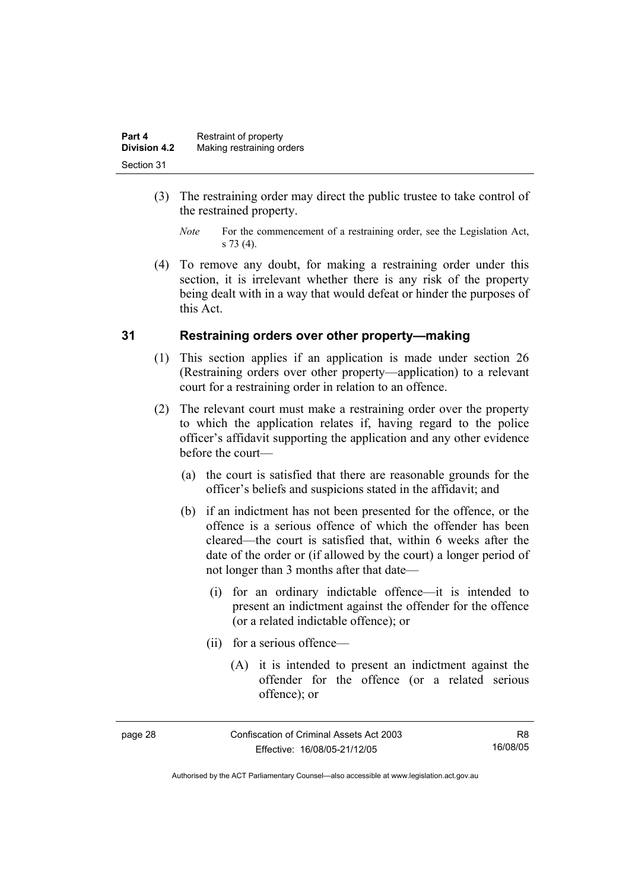(3) The restraining order may direct the public trustee to take control of the restrained property.

*Note* For the commencement of a restraining order, see the Legislation Act, s 73 (4).

(4) To remove any doubt, for making a restraining order under this section, it is irrelevant whether there is any risk of the property being dealt with in a way that would defeat or hinder the purposes of this Act.

## 31 Restraining orders over other property—making

(1) This section applies if an application is made under section 26 (Restraining orders over other property—application) to a relevant court for a restraining order in relation to an offence.

(2) The relevant court must make a restraining order over the property to which the application relates if, having regard to the police officer's affidavit supporting the application and any other evidence before the court—

(a) the court is satisfied that there are reasonable grounds for the officer's beliefs and suspicions stated in the affidavit; and

(b) if an indictment has not been presented for the offence, or the offence is a serious offence of which the offender has been cleared—the court is satisfied that, within 6 weeks after the date of the order or (if allowed by the court) a longer period of not longer than 3 months after that date—

(i) for an ordinary indictable offence—it is intended to present an indictment against the offender for the offence (or a related indictable offence); or

(ii) for a serious offence—

(A) it is intended to present an indictment against the offender for the offence (or a related serious offence); or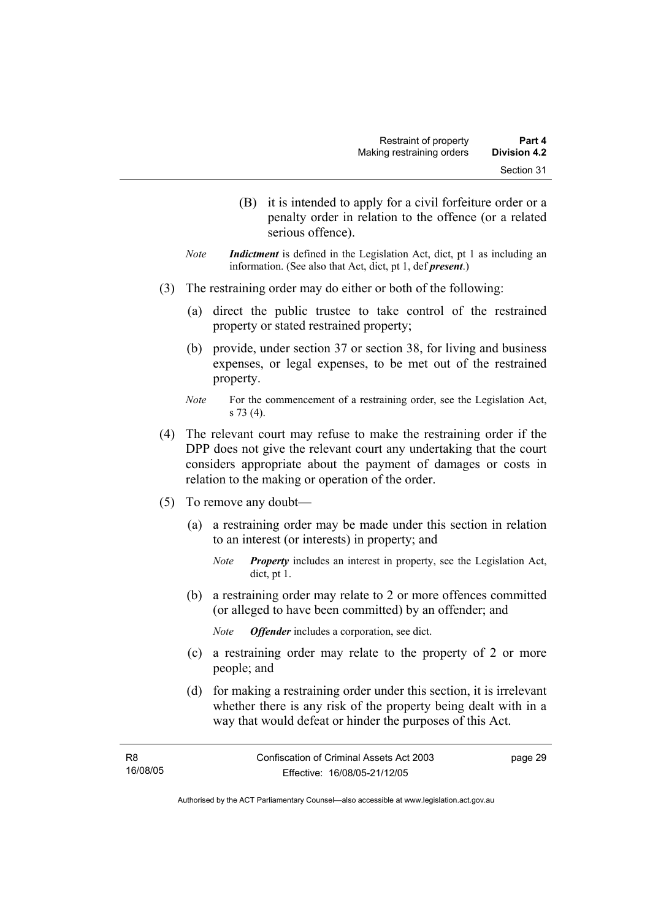(B) it is intended to apply for a civil forfeiture order or a penalty order in relation to the offence (or a related serious offence).

*Note* ***Indictment*** is defined in the Legislation Act, dict, pt 1 as including an information. (See also that Act, dict, pt 1, def ***present***.)

(3) The restraining order may do either or both of the following:

(a) direct the public trustee to take control of the restrained property or stated restrained property;

(b) provide, under section 37 or section 38, for living and business expenses, or legal expenses, to be met out of the restrained property.

*Note* For the commencement of a restraining order, see the Legislation Act, s 73 (4).

(4) The relevant court may refuse to make the restraining order if the DPP does not give the relevant court any undertaking that the court considers appropriate about the payment of damages or costs in relation to the making or operation of the order.

(5) To remove any doubt—

(a) a restraining order may be made under this section in relation to an interest (or interests) in property; and

*Note* ***Property*** includes an interest in property, see the Legislation Act, dict, pt 1.

(b) a restraining order may relate to 2 or more offences committed (or alleged to have been committed) by an offender; and

*Note* ***Offender*** includes a corporation, see dict.

(c) a restraining order may relate to the property of 2 or more people; and

(d) for making a restraining order under this section, it is irrelevant whether there is any risk of the property being dealt with in a way that would defeat or hinder the purposes of this Act.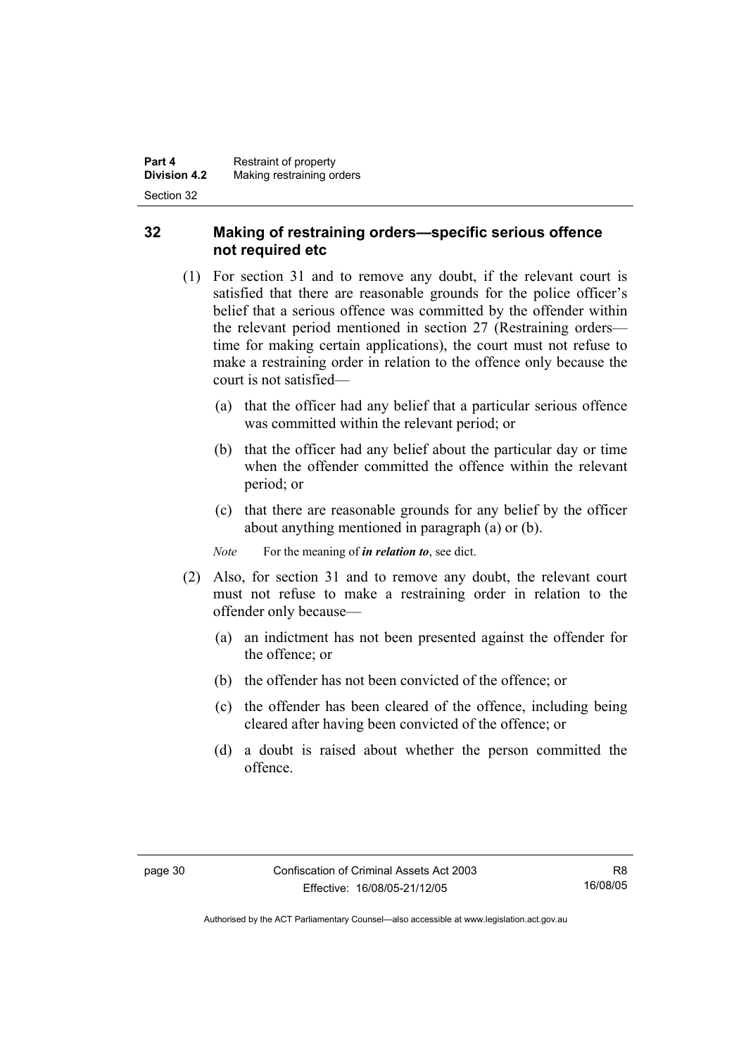## 32 Making of restraining orders—specific serious offence not required etc

(1) For section 31 and to remove any doubt, if the relevant court is satisfied that there are reasonable grounds for the police officer's belief that a serious offence was committed by the offender within the relevant period mentioned in section 27 (Restraining orders—time for making certain applications), the court must not refuse to make a restraining order in relation to the offence only because the court is not satisfied—

(a) that the officer had any belief that a particular serious offence was committed within the relevant period; or

(b) that the officer had any belief about the particular day or time when the offender committed the offence within the relevant period; or

(c) that there are reasonable grounds for any belief by the officer about anything mentioned in paragraph (a) or (b).

*Note* For the meaning of ***in relation to***, see dict.

(2) Also, for section 31 and to remove any doubt, the relevant court must not refuse to make a restraining order in relation to the offender only because—

(a) an indictment has not been presented against the offender for the offence; or

(b) the offender has not been convicted of the offence; or

(c) the offender has been cleared of the offence, including being cleared after having been convicted of the offence; or

(d) a doubt is raised about whether the person committed the offence.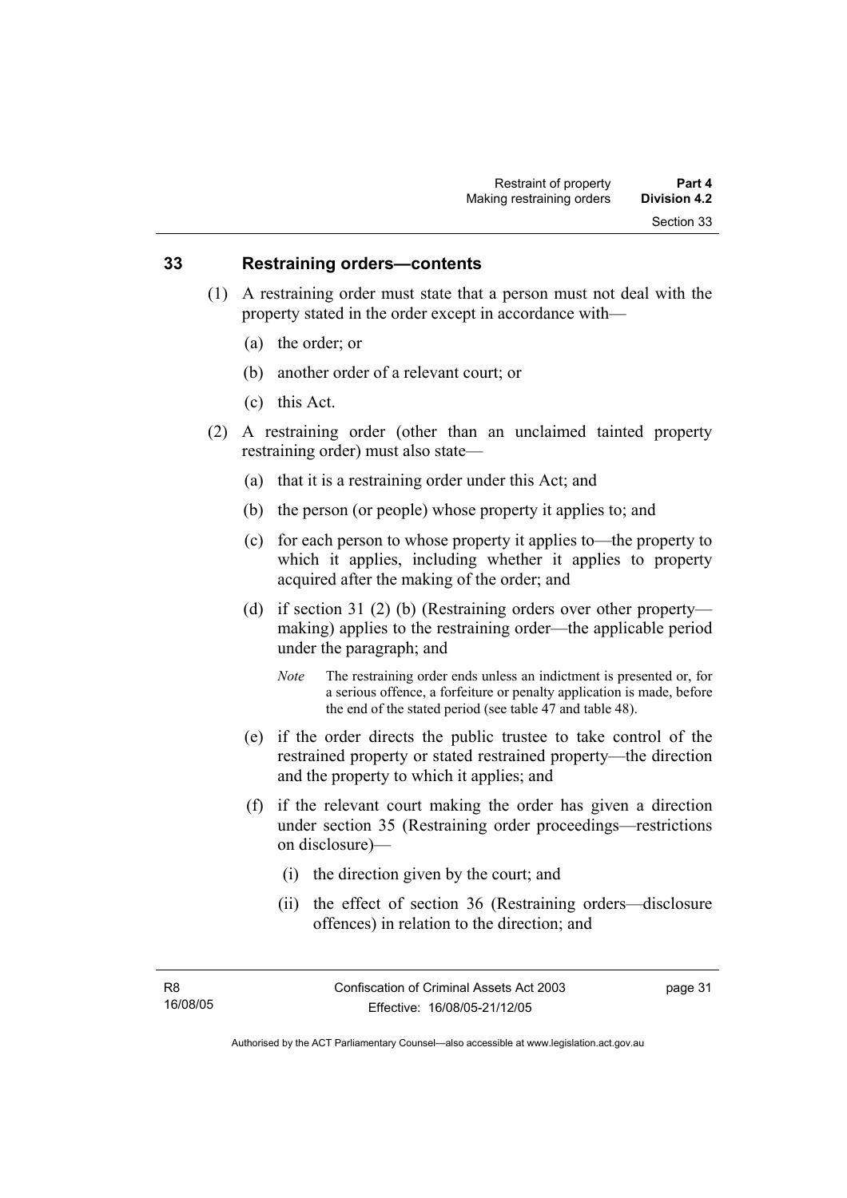## 33 Restraining orders—contents

(1) A restraining order must state that a person must not deal with the property stated in the order except in accordance with—

(a) the order; or

(b) another order of a relevant court; or

(c) this Act.

(2) A restraining order (other than an unclaimed tainted property restraining order) must also state—

(a) that it is a restraining order under this Act; and

(b) the person (or people) whose property it applies to; and

(c) for each person to whose property it applies to—the property to which it applies, including whether it applies to property acquired after the making of the order; and

(d) if section 31 (2) (b) (Restraining orders over other property—making) applies to the restraining order—the applicable period under the paragraph; and

*Note* The restraining order ends unless an indictment is presented or, for a serious offence, a forfeiture or penalty application is made, before the end of the stated period (see table 47 and table 48).

(e) if the order directs the public trustee to take control of the restrained property or stated restrained property—the direction and the property to which it applies; and

(f) if the relevant court making the order has given a direction under section 35 (Restraining order proceedings—restrictions on disclosure)—

(i) the direction given by the court; and

(ii) the effect of section 36 (Restraining orders—disclosure offences) in relation to the direction; and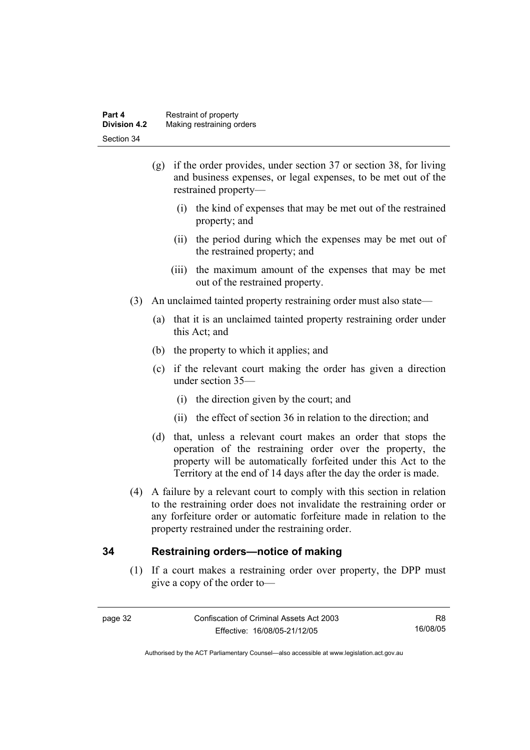(g) if the order provides, under section 37 or section 38, for living and business expenses, or legal expenses, to be met out of the restrained property—

(i) the kind of expenses that may be met out of the restrained property; and

(ii) the period during which the expenses may be met out of the restrained property; and

(iii) the maximum amount of the expenses that may be met out of the restrained property.

(3) An unclaimed tainted property restraining order must also state—

(a) that it is an unclaimed tainted property restraining order under this Act; and

(b) the property to which it applies; and

(c) if the relevant court making the order has given a direction under section 35—

(i) the direction given by the court; and

(ii) the effect of section 36 in relation to the direction; and

(d) that, unless a relevant court makes an order that stops the operation of the restraining order over the property, the property will be automatically forfeited under this Act to the Territory at the end of 14 days after the day the order is made.

(4) A failure by a relevant court to comply with this section in relation to the restraining order does not invalidate the restraining order or any forfeiture order or automatic forfeiture made in relation to the property restrained under the restraining order.

## 34 Restraining orders—notice of making

(1) If a court makes a restraining order over property, the DPP must give a copy of the order to—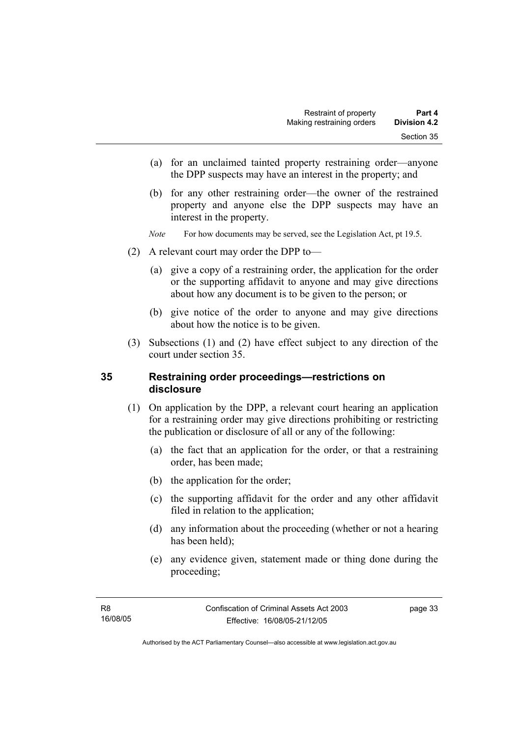(a) for an unclaimed tainted property restraining order—anyone the DPP suspects may have an interest in the property; and

(b) for any other restraining order—the owner of the restrained property and anyone else the DPP suspects may have an interest in the property.

*Note* For how documents may be served, see the Legislation Act, pt 19.5.

(2) A relevant court may order the DPP to—

(a) give a copy of a restraining order, the application for the order or the supporting affidavit to anyone and may give directions about how any document is to be given to the person; or

(b) give notice of the order to anyone and may give directions about how the notice is to be given.

(3) Subsections (1) and (2) have effect subject to any direction of the court under section 35.

## 35 Restraining order proceedings—restrictions on disclosure

(1) On application by the DPP, a relevant court hearing an application for a restraining order may give directions prohibiting or restricting the publication or disclosure of all or any of the following:

(a) the fact that an application for the order, or that a restraining order, has been made;

(b) the application for the order;

(c) the supporting affidavit for the order and any other affidavit filed in relation to the application;

(d) any information about the proceeding (whether or not a hearing has been held);

(e) any evidence given, statement made or thing done during the proceeding;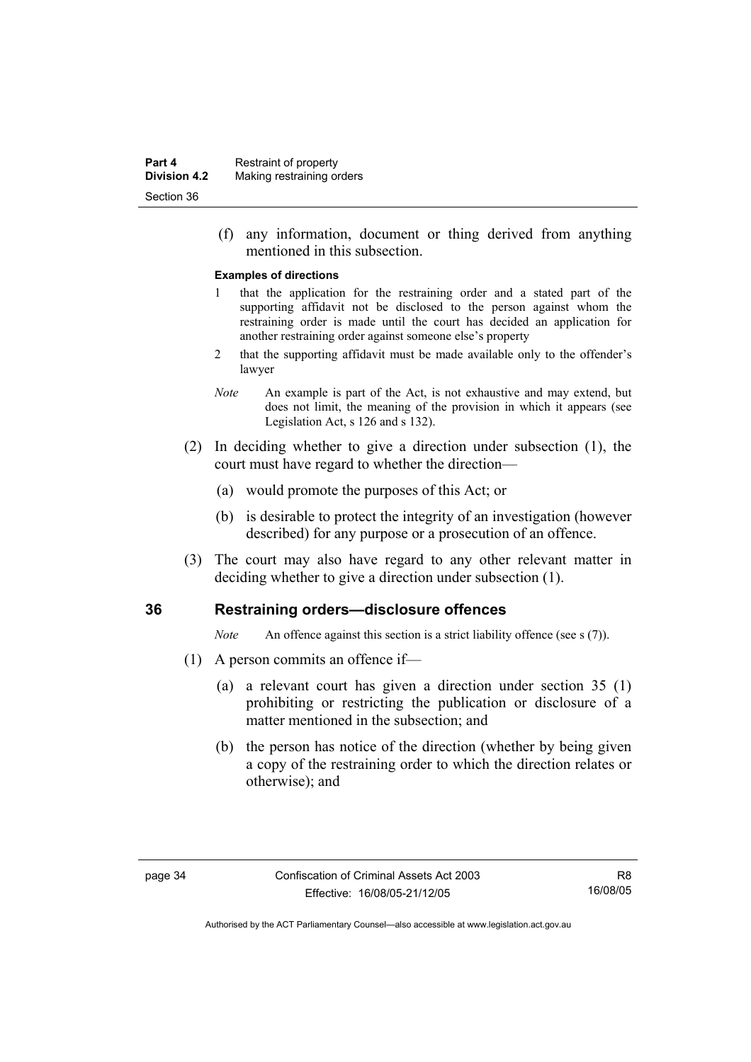(f) any information, document or thing derived from anything mentioned in this subsection.

**Examples of directions**

1 that the application for the restraining order and a stated part of the supporting affidavit not be disclosed to the person against whom the restraining order is made until the court has decided an application for another restraining order against someone else's property

2 that the supporting affidavit must be made available only to the offender's lawyer

*Note* An example is part of the Act, is not exhaustive and may extend, but does not limit, the meaning of the provision in which it appears (see Legislation Act, s 126 and s 132).

(2) In deciding whether to give a direction under subsection (1), the court must have regard to whether the direction—

(a) would promote the purposes of this Act; or

(b) is desirable to protect the integrity of an investigation (however described) for any purpose or a prosecution of an offence.

(3) The court may also have regard to any other relevant matter in deciding whether to give a direction under subsection (1).

## 36 Restraining orders—disclosure offences

*Note* An offence against this section is a strict liability offence (see s (7)).

(1) A person commits an offence if—

(a) a relevant court has given a direction under section 35 (1) prohibiting or restricting the publication or disclosure of a matter mentioned in the subsection; and

(b) the person has notice of the direction (whether by being given a copy of the restraining order to which the direction relates or otherwise); and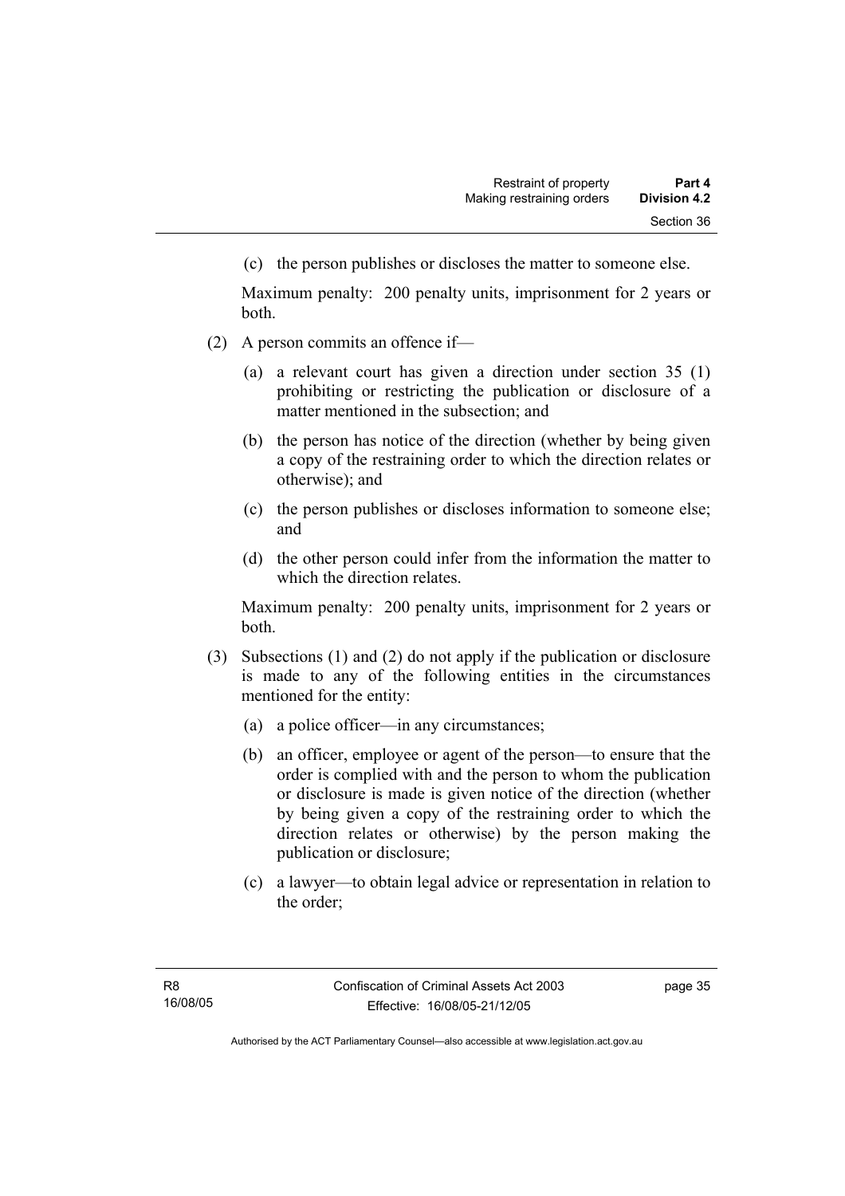(c) the person publishes or discloses the matter to someone else.

Maximum penalty: 200 penalty units, imprisonment for 2 years or both.

(2) A person commits an offence if—

(a) a relevant court has given a direction under section 35 (1) prohibiting or restricting the publication or disclosure of a matter mentioned in the subsection; and

(b) the person has notice of the direction (whether by being given a copy of the restraining order to which the direction relates or otherwise); and

(c) the person publishes or discloses information to someone else; and

(d) the other person could infer from the information the matter to which the direction relates.

Maximum penalty: 200 penalty units, imprisonment for 2 years or both.

(3) Subsections (1) and (2) do not apply if the publication or disclosure is made to any of the following entities in the circumstances mentioned for the entity:

(a) a police officer—in any circumstances;

(b) an officer, employee or agent of the person—to ensure that the order is complied with and the person to whom the publication or disclosure is made is given notice of the direction (whether by being given a copy of the restraining order to which the direction relates or otherwise) by the person making the publication or disclosure;

(c) a lawyer—to obtain legal advice or representation in relation to the order;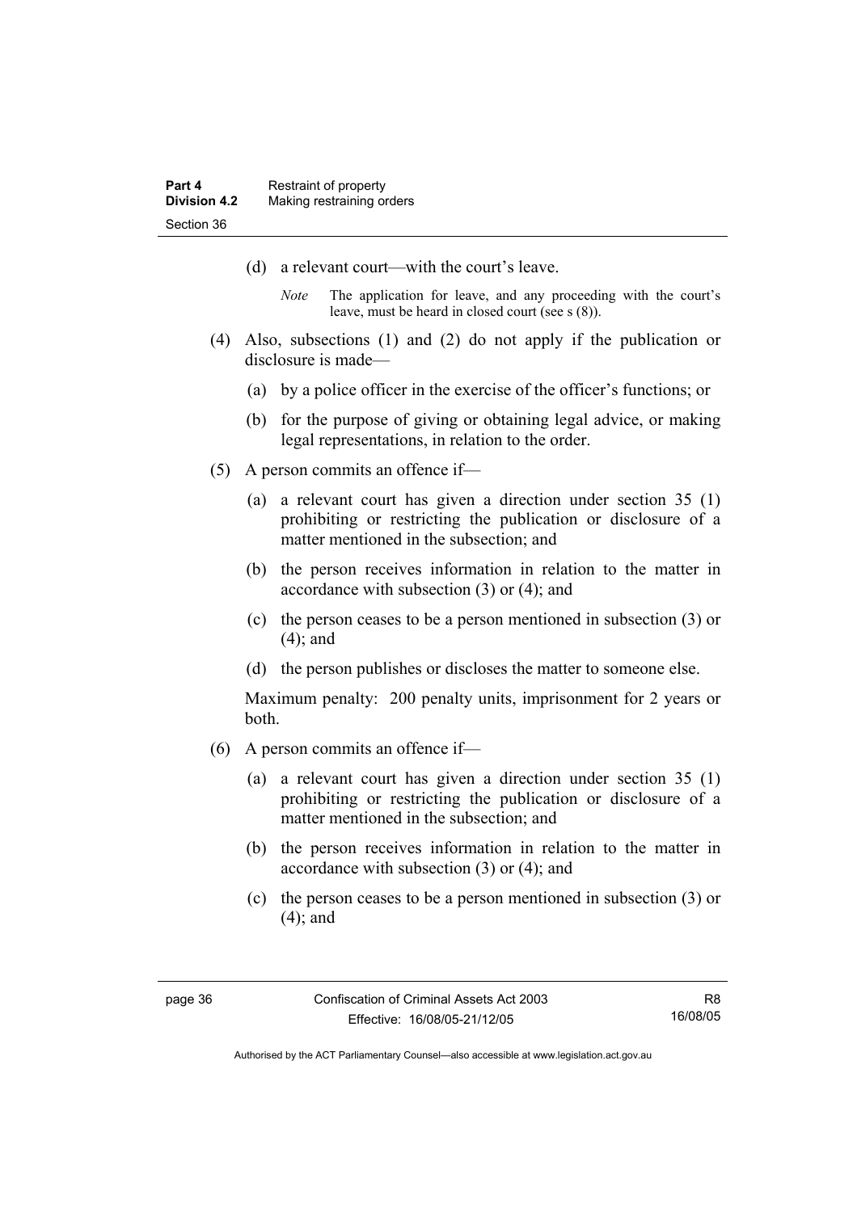(d) a relevant court—with the court's leave.

*Note* The application for leave, and any proceeding with the court's leave, must be heard in closed court (see s (8)).

(4) Also, subsections (1) and (2) do not apply if the publication or disclosure is made—

(a) by a police officer in the exercise of the officer's functions; or

(b) for the purpose of giving or obtaining legal advice, or making legal representations, in relation to the order.

(5) A person commits an offence if—

(a) a relevant court has given a direction under section 35 (1) prohibiting or restricting the publication or disclosure of a matter mentioned in the subsection; and

(b) the person receives information in relation to the matter in accordance with subsection (3) or (4); and

(c) the person ceases to be a person mentioned in subsection (3) or (4); and

(d) the person publishes or discloses the matter to someone else.

Maximum penalty: 200 penalty units, imprisonment for 2 years or both.

(6) A person commits an offence if—

(a) a relevant court has given a direction under section 35 (1) prohibiting or restricting the publication or disclosure of a matter mentioned in the subsection; and

(b) the person receives information in relation to the matter in accordance with subsection (3) or (4); and

(c) the person ceases to be a person mentioned in subsection (3) or (4); and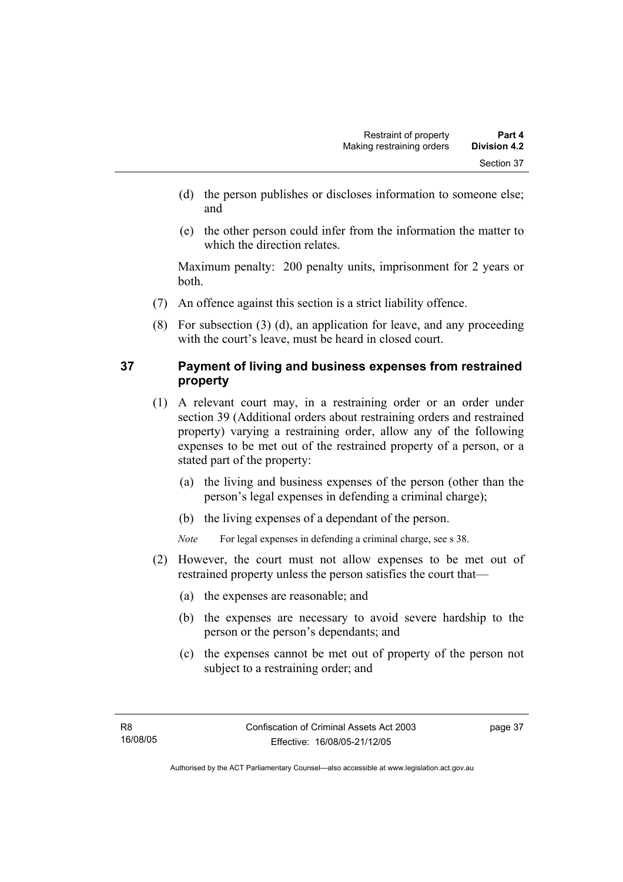(d) the person publishes or discloses information to someone else; and

(e) the other person could infer from the information the matter to which the direction relates.

Maximum penalty: 200 penalty units, imprisonment for 2 years or both.

(7) An offence against this section is a strict liability offence.

(8) For subsection (3) (d), an application for leave, and any proceeding with the court's leave, must be heard in closed court.

## 37 Payment of living and business expenses from restrained property

(1) A relevant court may, in a restraining order or an order under section 39 (Additional orders about restraining orders and restrained property) varying a restraining order, allow any of the following expenses to be met out of the restrained property of a person, or a stated part of the property:

(a) the living and business expenses of the person (other than the person's legal expenses in defending a criminal charge);

(b) the living expenses of a dependant of the person.

*Note* For legal expenses in defending a criminal charge, see s 38.

(2) However, the court must not allow expenses to be met out of restrained property unless the person satisfies the court that—

(a) the expenses are reasonable; and

(b) the expenses are necessary to avoid severe hardship to the person or the person's dependants; and

(c) the expenses cannot be met out of property of the person not subject to a restraining order; and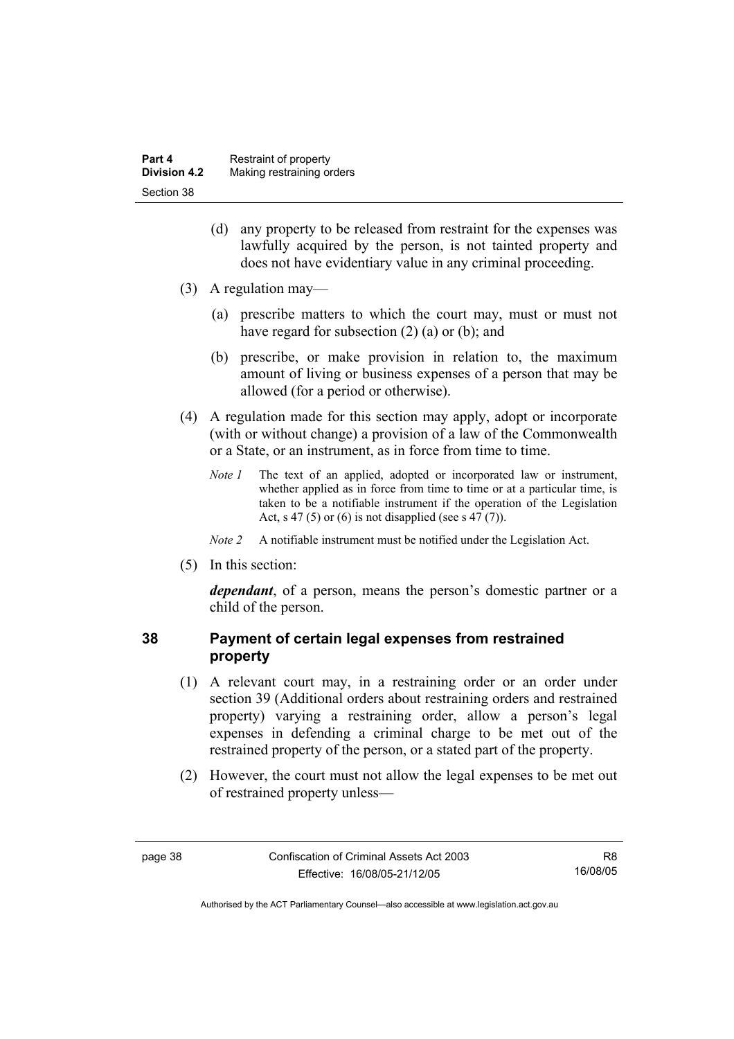(d) any property to be released from restraint for the expenses was lawfully acquired by the person, is not tainted property and does not have evidentiary value in any criminal proceeding.

(3) A regulation may—

(a) prescribe matters to which the court may, must or must not have regard for subsection (2) (a) or (b); and

(b) prescribe, or make provision in relation to, the maximum amount of living or business expenses of a person that may be allowed (for a period or otherwise).

(4) A regulation made for this section may apply, adopt or incorporate (with or without change) a provision of a law of the Commonwealth or a State, or an instrument, as in force from time to time.

*Note 1* The text of an applied, adopted or incorporated law or instrument, whether applied as in force from time to time or at a particular time, is taken to be a notifiable instrument if the operation of the Legislation Act, s 47 (5) or (6) is not disapplied (see s 47 (7)).

*Note 2* A notifiable instrument must be notified under the Legislation Act.

(5) In this section:

***dependant***, of a person, means the person's domestic partner or a child of the person.

## 38 Payment of certain legal expenses from restrained property

(1) A relevant court may, in a restraining order or an order under section 39 (Additional orders about restraining orders and restrained property) varying a restraining order, allow a person's legal expenses in defending a criminal charge to be met out of the restrained property of the person, or a stated part of the property.

(2) However, the court must not allow the legal expenses to be met out of restrained property unless—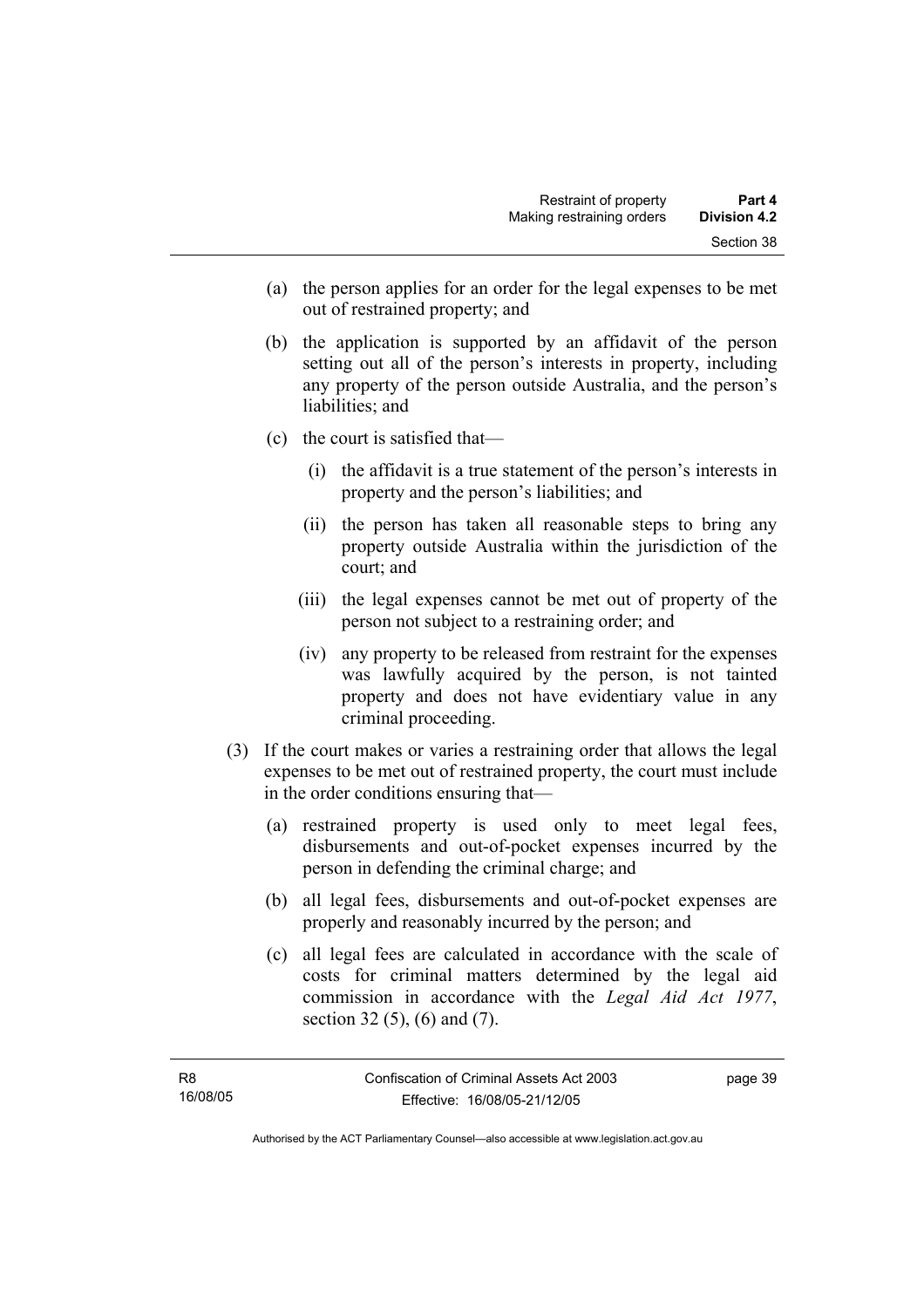(a) the person applies for an order for the legal expenses to be met out of restrained property; and

(b) the application is supported by an affidavit of the person setting out all of the person's interests in property, including any property of the person outside Australia, and the person's liabilities; and

(c) the court is satisfied that—

   (i) the affidavit is a true statement of the person's interests in property and the person's liabilities; and

   (ii) the person has taken all reasonable steps to bring any property outside Australia within the jurisdiction of the court; and

   (iii) the legal expenses cannot be met out of property of the person not subject to a restraining order; and

   (iv) any property to be released from restraint for the expenses was lawfully acquired by the person, is not tainted property and does not have evidentiary value in any criminal proceeding.

(3) If the court makes or varies a restraining order that allows the legal expenses to be met out of restrained property, the court must include in the order conditions ensuring that—

(a) restrained property is used only to meet legal fees, disbursements and out-of-pocket expenses incurred by the person in defending the criminal charge; and

(b) all legal fees, disbursements and out-of-pocket expenses are properly and reasonably incurred by the person; and

(c) all legal fees are calculated in accordance with the scale of costs for criminal matters determined by the legal aid commission in accordance with the *Legal Aid Act 1977*, section 32 (5), (6) and (7).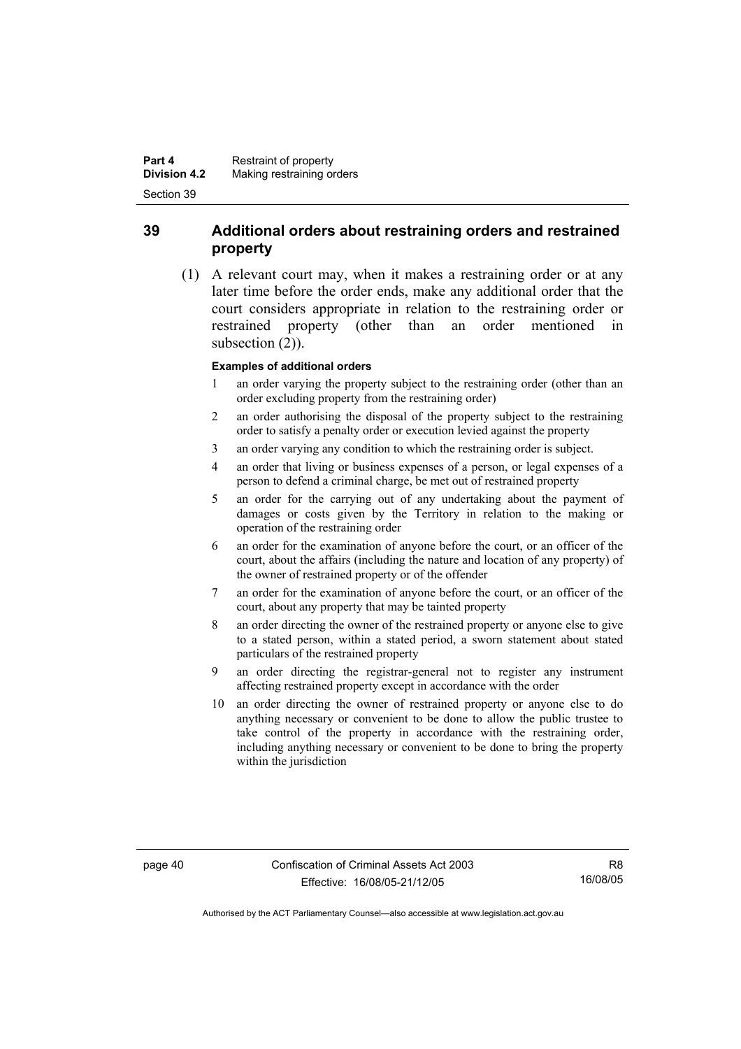## 39 Additional orders about restraining orders and restrained property

(1) A relevant court may, when it makes a restraining order or at any later time before the order ends, make any additional order that the court considers appropriate in relation to the restraining order or restrained property (other than an order mentioned in subsection (2)).

**Examples of additional orders**

1 an order varying the property subject to the restraining order (other than an order excluding property from the restraining order)

2 an order authorising the disposal of the property subject to the restraining order to satisfy a penalty order or execution levied against the property

3 an order varying any condition to which the restraining order is subject.

4 an order that living or business expenses of a person, or legal expenses of a person to defend a criminal charge, be met out of restrained property

5 an order for the carrying out of any undertaking about the payment of damages or costs given by the Territory in relation to the making or operation of the restraining order

6 an order for the examination of anyone before the court, or an officer of the court, about the affairs (including the nature and location of any property) of the owner of restrained property or of the offender

7 an order for the examination of anyone before the court, or an officer of the court, about any property that may be tainted property

8 an order directing the owner of the restrained property or anyone else to give to a stated person, within a stated period, a sworn statement about stated particulars of the restrained property

9 an order directing the registrar-general not to register any instrument affecting restrained property except in accordance with the order

10 an order directing the owner of restrained property or anyone else to do anything necessary or convenient to be done to allow the public trustee to take control of the property in accordance with the restraining order, including anything necessary or convenient to be done to bring the property within the jurisdiction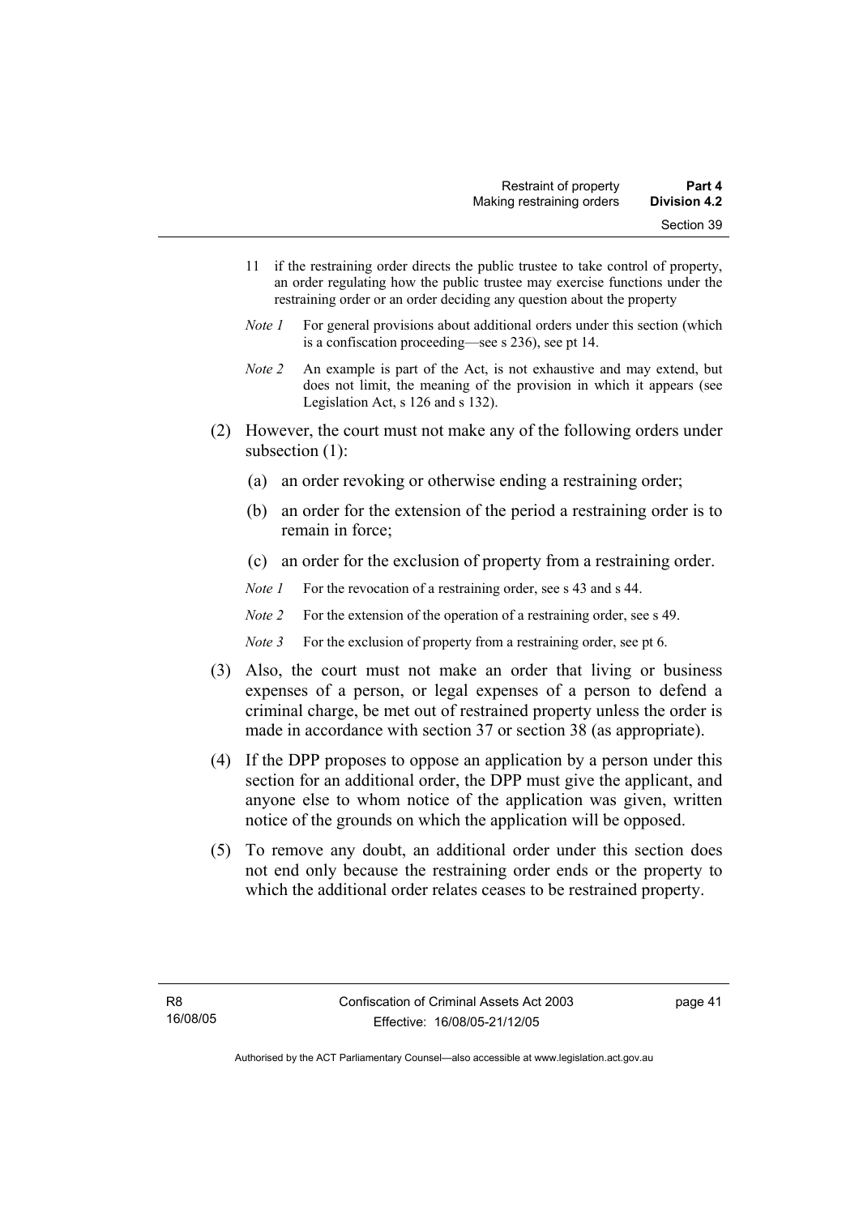11 if the restraining order directs the public trustee to take control of property, an order regulating how the public trustee may exercise functions under the restraining order or an order deciding any question about the property

*Note 1* For general provisions about additional orders under this section (which is a confiscation proceeding—see s 236), see pt 14.

*Note 2* An example is part of the Act, is not exhaustive and may extend, but does not limit, the meaning of the provision in which it appears (see Legislation Act, s 126 and s 132).

(2) However, the court must not make any of the following orders under subsection (1):

(a) an order revoking or otherwise ending a restraining order;

(b) an order for the extension of the period a restraining order is to remain in force;

(c) an order for the exclusion of property from a restraining order.

*Note 1* For the revocation of a restraining order, see s 43 and s 44.

*Note 2* For the extension of the operation of a restraining order, see s 49.

*Note 3* For the exclusion of property from a restraining order, see pt 6.

(3) Also, the court must not make an order that living or business expenses of a person, or legal expenses of a person to defend a criminal charge, be met out of restrained property unless the order is made in accordance with section 37 or section 38 (as appropriate).

(4) If the DPP proposes to oppose an application by a person under this section for an additional order, the DPP must give the applicant, and anyone else to whom notice of the application was given, written notice of the grounds on which the application will be opposed.

(5) To remove any doubt, an additional order under this section does not end only because the restraining order ends or the property to which the additional order relates ceases to be restrained property.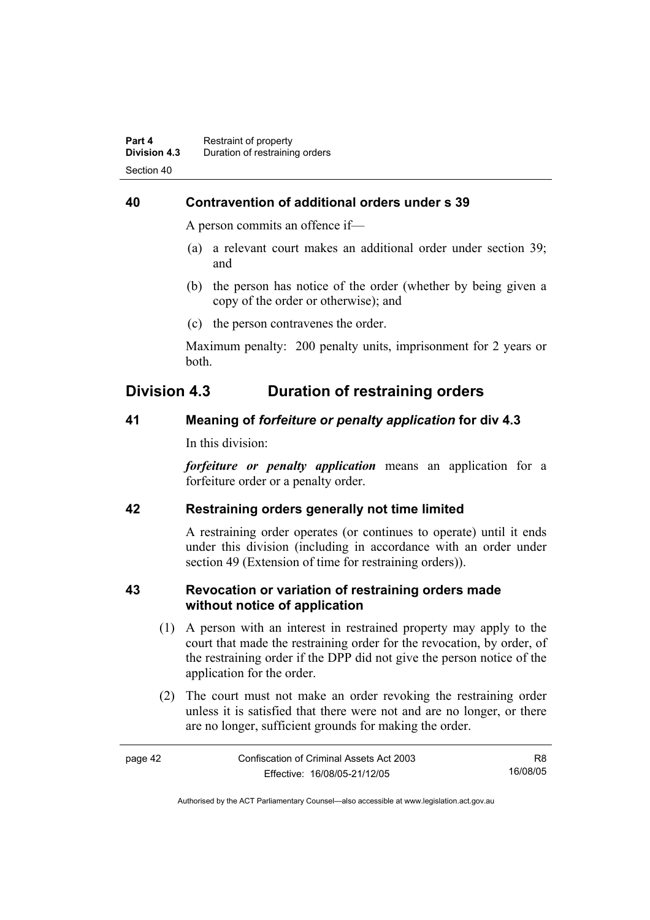## 40 Contravention of additional orders under s 39

A person commits an offence if—

(a) a relevant court makes an additional order under section 39; and

(b) the person has notice of the order (whether by being given a copy of the order or otherwise); and

(c) the person contravenes the order.

Maximum penalty: 200 penalty units, imprisonment for 2 years or both.

# Division 4.3 Duration of restraining orders

## 41 Meaning of *forfeiture or penalty application* for div 4.3

In this division:

***forfeiture or penalty application*** means an application for a forfeiture order or a penalty order.

## 42 Restraining orders generally not time limited

A restraining order operates (or continues to operate) until it ends under this division (including in accordance with an order under section 49 (Extension of time for restraining orders)).

## 43 Revocation or variation of restraining orders made without notice of application

(1) A person with an interest in restrained property may apply to the court that made the restraining order for the revocation, by order, of the restraining order if the DPP did not give the person notice of the application for the order.

(2) The court must not make an order revoking the restraining order unless it is satisfied that there were not and are no longer, or there are no longer, sufficient grounds for making the order.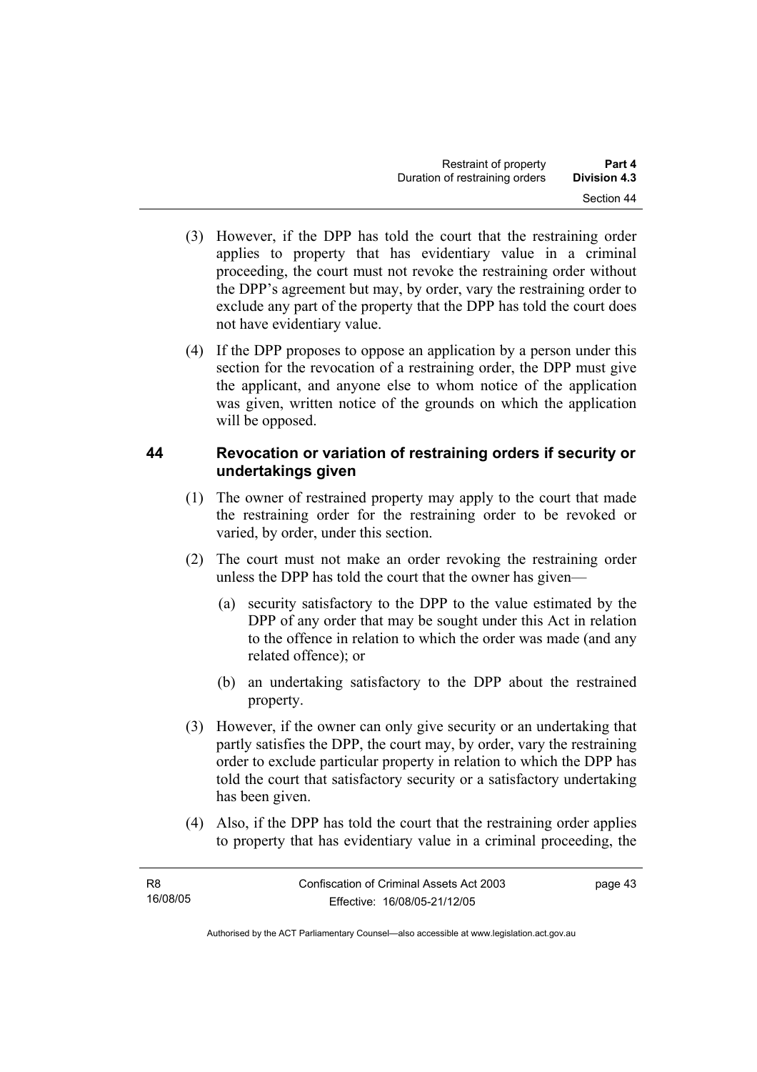(3) However, if the DPP has told the court that the restraining order applies to property that has evidentiary value in a criminal proceeding, the court must not revoke the restraining order without the DPP's agreement but may, by order, vary the restraining order to exclude any part of the property that the DPP has told the court does not have evidentiary value.

(4) If the DPP proposes to oppose an application by a person under this section for the revocation of a restraining order, the DPP must give the applicant, and anyone else to whom notice of the application was given, written notice of the grounds on which the application will be opposed.

## 44 Revocation or variation of restraining orders if security or undertakings given

(1) The owner of restrained property may apply to the court that made the restraining order for the restraining order to be revoked or varied, by order, under this section.

(2) The court must not make an order revoking the restraining order unless the DPP has told the court that the owner has given—

(a) security satisfactory to the DPP to the value estimated by the DPP of any order that may be sought under this Act in relation to the offence in relation to which the order was made (and any related offence); or

(b) an undertaking satisfactory to the DPP about the restrained property.

(3) However, if the owner can only give security or an undertaking that partly satisfies the DPP, the court may, by order, vary the restraining order to exclude particular property in relation to which the DPP has told the court that satisfactory security or a satisfactory undertaking has been given.

(4) Also, if the DPP has told the court that the restraining order applies to property that has evidentiary value in a criminal proceeding, the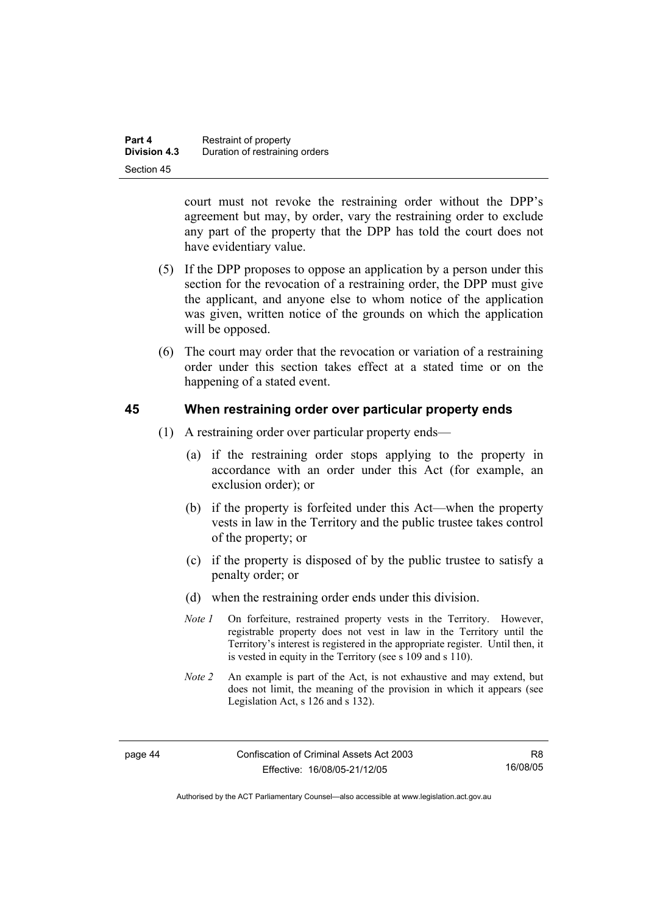court must not revoke the restraining order without the DPP's agreement but may, by order, vary the restraining order to exclude any part of the property that the DPP has told the court does not have evidentiary value.

(5) If the DPP proposes to oppose an application by a person under this section for the revocation of a restraining order, the DPP must give the applicant, and anyone else to whom notice of the application was given, written notice of the grounds on which the application will be opposed.

(6) The court may order that the revocation or variation of a restraining order under this section takes effect at a stated time or on the happening of a stated event.

## 45 When restraining order over particular property ends

(1) A restraining order over particular property ends—

(a) if the restraining order stops applying to the property in accordance with an order under this Act (for example, an exclusion order); or

(b) if the property is forfeited under this Act—when the property vests in law in the Territory and the public trustee takes control of the property; or

(c) if the property is disposed of by the public trustee to satisfy a penalty order; or

(d) when the restraining order ends under this division.

*Note 1* On forfeiture, restrained property vests in the Territory. However, registrable property does not vest in law in the Territory until the Territory's interest is registered in the appropriate register. Until then, it is vested in equity in the Territory (see s 109 and s 110).

*Note 2* An example is part of the Act, is not exhaustive and may extend, but does not limit, the meaning of the provision in which it appears (see Legislation Act, s 126 and s 132).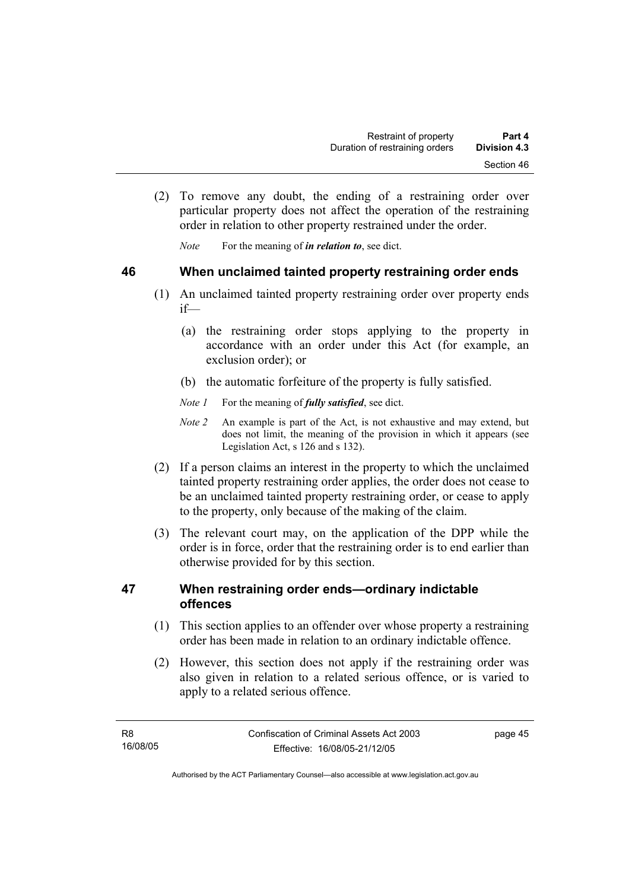(2) To remove any doubt, the ending of a restraining order over particular property does not affect the operation of the restraining order in relation to other property restrained under the order.

*Note* For the meaning of ***in relation to***, see dict.

## 46 When unclaimed tainted property restraining order ends

(1) An unclaimed tainted property restraining order over property ends if—

(a) the restraining order stops applying to the property in accordance with an order under this Act (for example, an exclusion order); or

(b) the automatic forfeiture of the property is fully satisfied.

*Note 1* For the meaning of ***fully satisfied***, see dict.

*Note 2* An example is part of the Act, is not exhaustive and may extend, but does not limit, the meaning of the provision in which it appears (see Legislation Act, s 126 and s 132).

(2) If a person claims an interest in the property to which the unclaimed tainted property restraining order applies, the order does not cease to be an unclaimed tainted property restraining order, or cease to apply to the property, only because of the making of the claim.

(3) The relevant court may, on the application of the DPP while the order is in force, order that the restraining order is to end earlier than otherwise provided for by this section.

## 47 When restraining order ends—ordinary indictable offences

(1) This section applies to an offender over whose property a restraining order has been made in relation to an ordinary indictable offence.

(2) However, this section does not apply if the restraining order was also given in relation to a related serious offence, or is varied to apply to a related serious offence.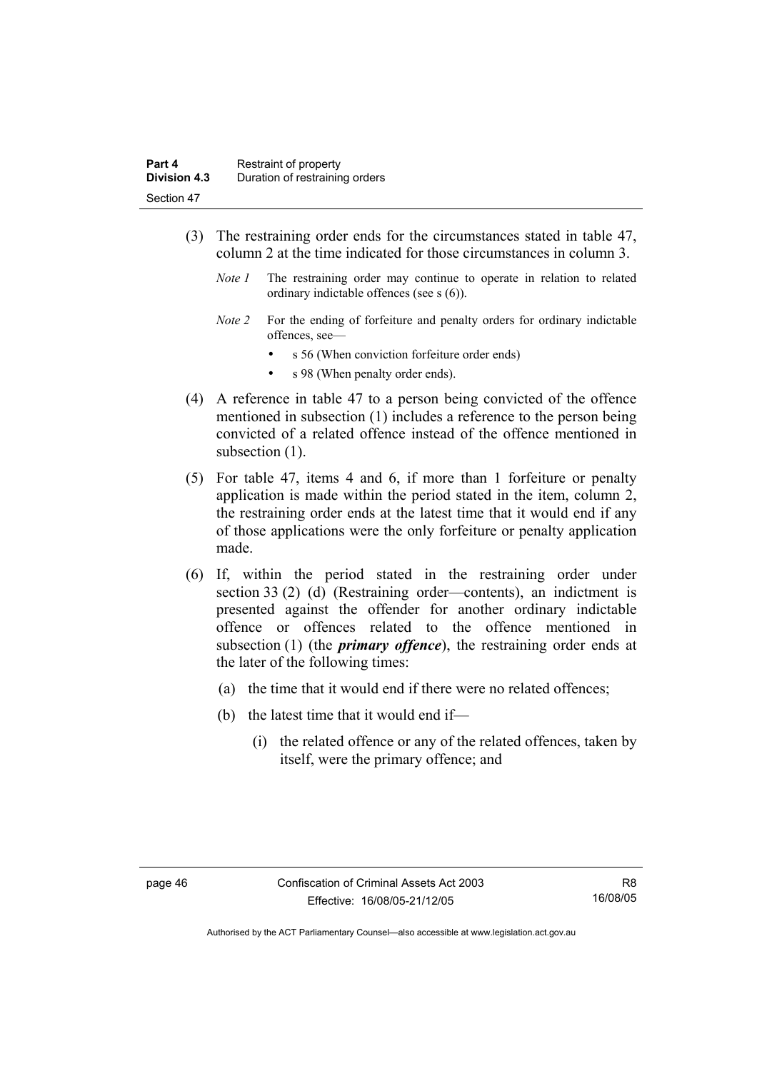(3) The restraining order ends for the circumstances stated in table 47, column 2 at the time indicated for those circumstances in column 3.

*Note 1* The restraining order may continue to operate in relation to related ordinary indictable offences (see s (6)).

*Note 2* For the ending of forfeiture and penalty orders for ordinary indictable offences, see—

- s 56 (When conviction forfeiture order ends)
- s 98 (When penalty order ends).

(4) A reference in table 47 to a person being convicted of the offence mentioned in subsection (1) includes a reference to the person being convicted of a related offence instead of the offence mentioned in subsection (1).

(5) For table 47, items 4 and 6, if more than 1 forfeiture or penalty application is made within the period stated in the item, column 2, the restraining order ends at the latest time that it would end if any of those applications were the only forfeiture or penalty application made.

(6) If, within the period stated in the restraining order under section 33 (2) (d) (Restraining order—contents), an indictment is presented against the offender for another ordinary indictable offence or offences related to the offence mentioned in subsection (1) (the ***primary offence***), the restraining order ends at the later of the following times:

(a) the time that it would end if there were no related offences;

(b) the latest time that it would end if—

(i) the related offence or any of the related offences, taken by itself, were the primary offence; and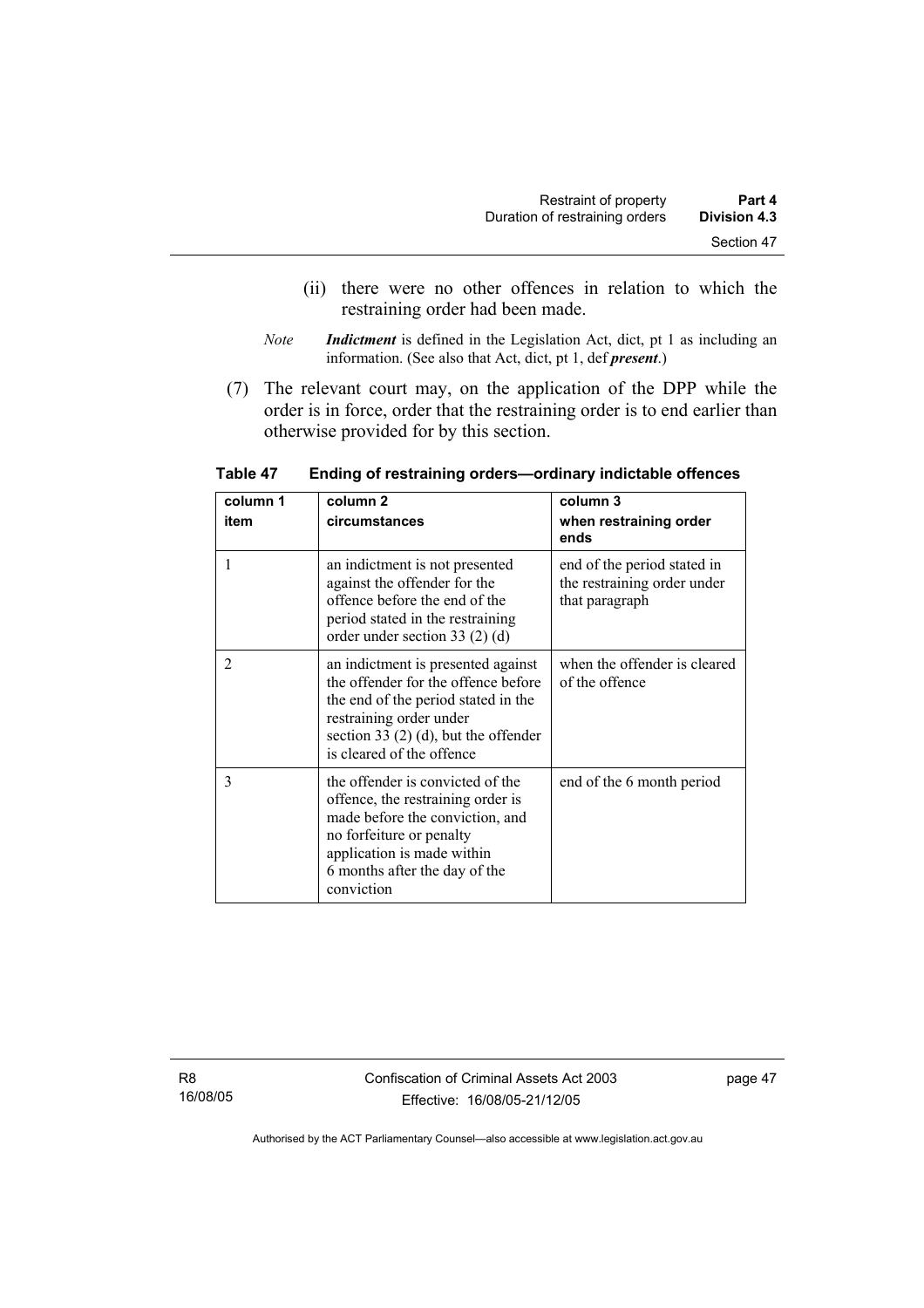(ii) there were no other offences in relation to which the restraining order had been made.

*Note* ***Indictment*** is defined in the Legislation Act, dict, pt 1 as including an information. (See also that Act, dict, pt 1, def ***present***.)

(7) The relevant court may, on the application of the DPP while the order is in force, order that the restraining order is to end earlier than otherwise provided for by this section.

**Table 47 Ending of restraining orders—ordinary indictable offences**

| column 1<br>item | column 2<br>circumstances | column 3<br>when restraining order ends |
|---|---|---|
| 1 | an indictment is not presented against the offender for the offence before the end of the period stated in the restraining order under section 33 (2) (d) | end of the period stated in the restraining order under that paragraph |
| 2 | an indictment is presented against the offender for the offence before the end of the period stated in the restraining order under section 33 (2) (d), but the offender is cleared of the offence | when the offender is cleared of the offence |
| 3 | the offender is convicted of the offence, the restraining order is made before the conviction, and no forfeiture or penalty application is made within 6 months after the day of the conviction | end of the 6 month period |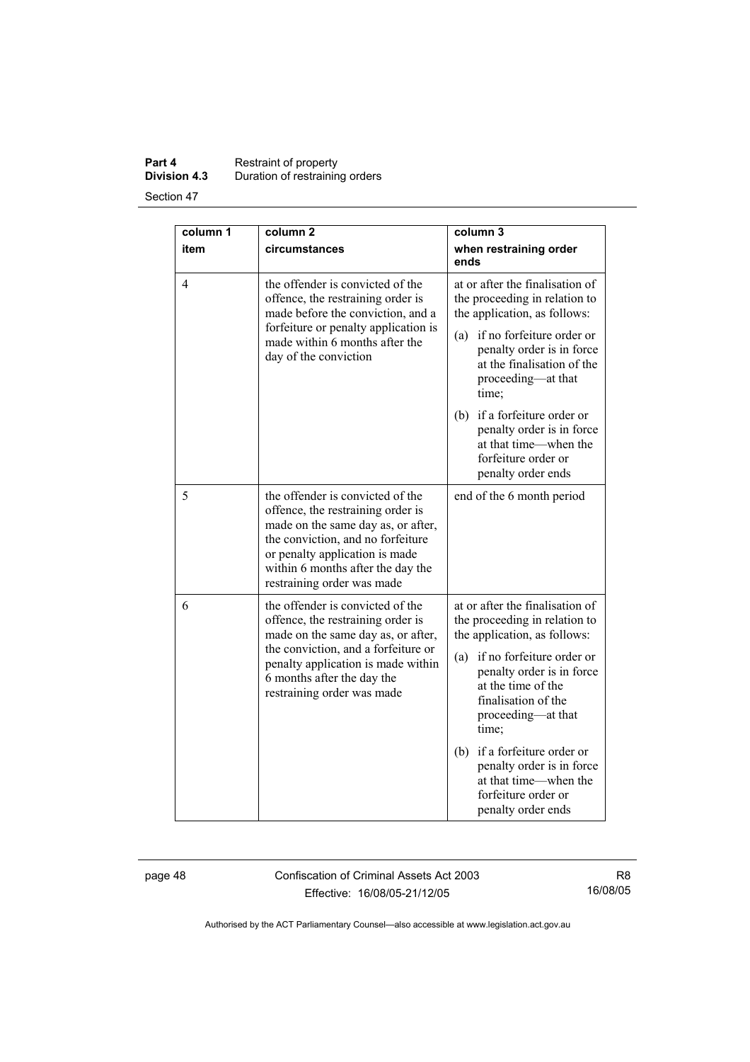| column 1<br>item | column 2<br>circumstances | column 3<br>when restraining order ends |
|---|---|---|
| 4 | the offender is convicted of the offence, the restraining order is made before the conviction, and a forfeiture or penalty application is made within 6 months after the day of the conviction | at or after the finalisation of the proceeding in relation to the application, as follows:<br>(a) if no forfeiture order or penalty order is in force at the finalisation of the proceeding—at that time;<br>(b) if a forfeiture order or penalty order is in force at that time—when the forfeiture order or penalty order ends |
| 5 | the offender is convicted of the offence, the restraining order is made on the same day as, or after, the conviction, and no forfeiture or penalty application is made within 6 months after the day the restraining order was made | end of the 6 month period |
| 6 | the offender is convicted of the offence, the restraining order is made on the same day as, or after, the conviction, and a forfeiture or penalty application is made within 6 months after the day the restraining order was made | at or after the finalisation of the proceeding in relation to the application, as follows:<br>(a) if no forfeiture order or penalty order is in force at the time of the finalisation of the proceeding—at that time;<br>(b) if a forfeiture order or penalty order is in force at that time—when the forfeiture order or penalty order ends |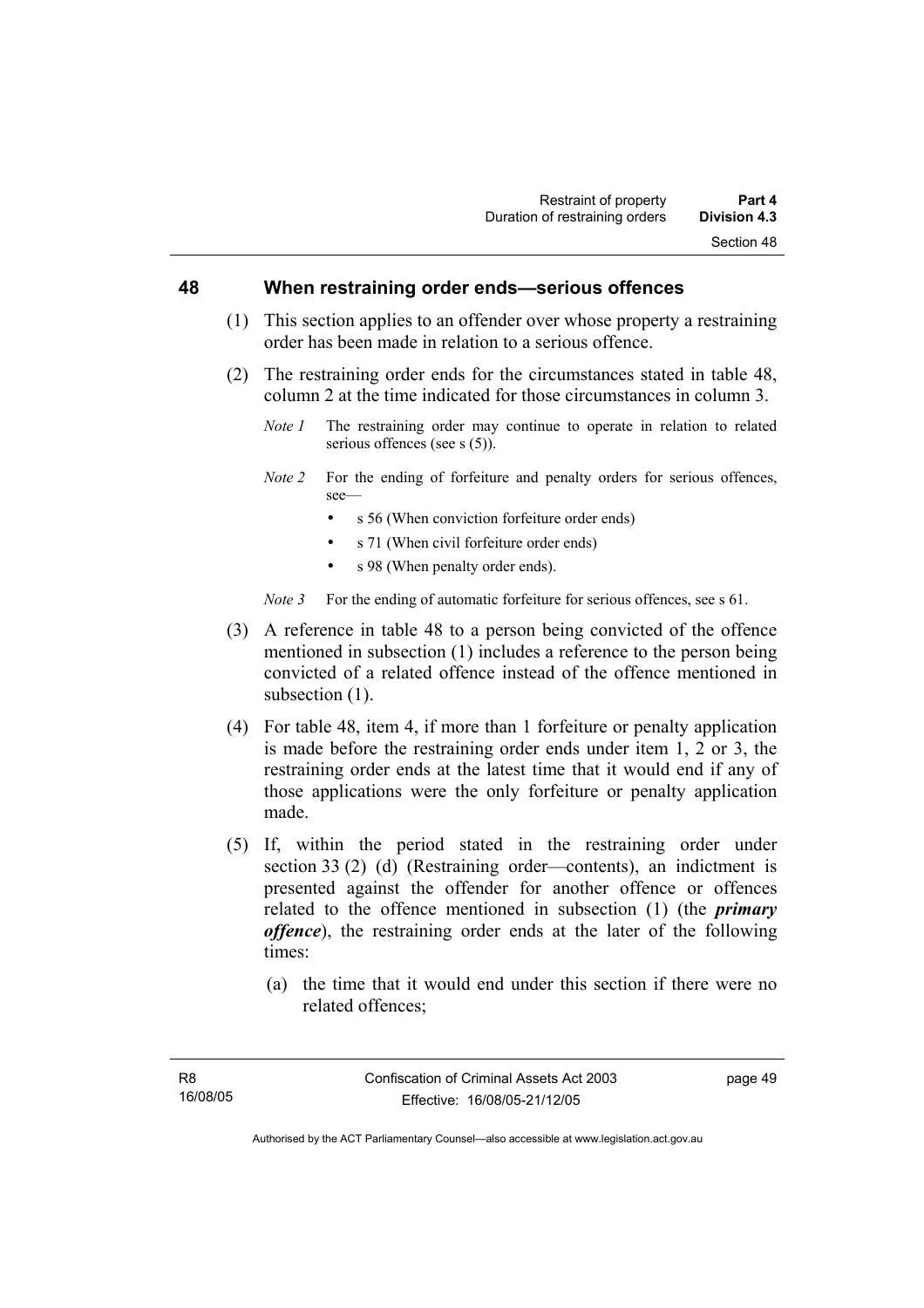## 48 When restraining order ends—serious offences

(1) This section applies to an offender over whose property a restraining order has been made in relation to a serious offence.

(2) The restraining order ends for the circumstances stated in table 48, column 2 at the time indicated for those circumstances in column 3.

*Note 1* The restraining order may continue to operate in relation to related serious offences (see s (5)).

*Note 2* For the ending of forfeiture and penalty orders for serious offences, see—

- s 56 (When conviction forfeiture order ends)
- s 71 (When civil forfeiture order ends)
- s 98 (When penalty order ends).

*Note 3* For the ending of automatic forfeiture for serious offences, see s 61.

(3) A reference in table 48 to a person being convicted of the offence mentioned in subsection (1) includes a reference to the person being convicted of a related offence instead of the offence mentioned in subsection (1).

(4) For table 48, item 4, if more than 1 forfeiture or penalty application is made before the restraining order ends under item 1, 2 or 3, the restraining order ends at the latest time that it would end if any of those applications were the only forfeiture or penalty application made.

(5) If, within the period stated in the restraining order under section 33 (2) (d) (Restraining order—contents), an indictment is presented against the offender for another offence or offences related to the offence mentioned in subsection (1) (the ***primary offence***), the restraining order ends at the later of the following times:

(a) the time that it would end under this section if there were no related offences;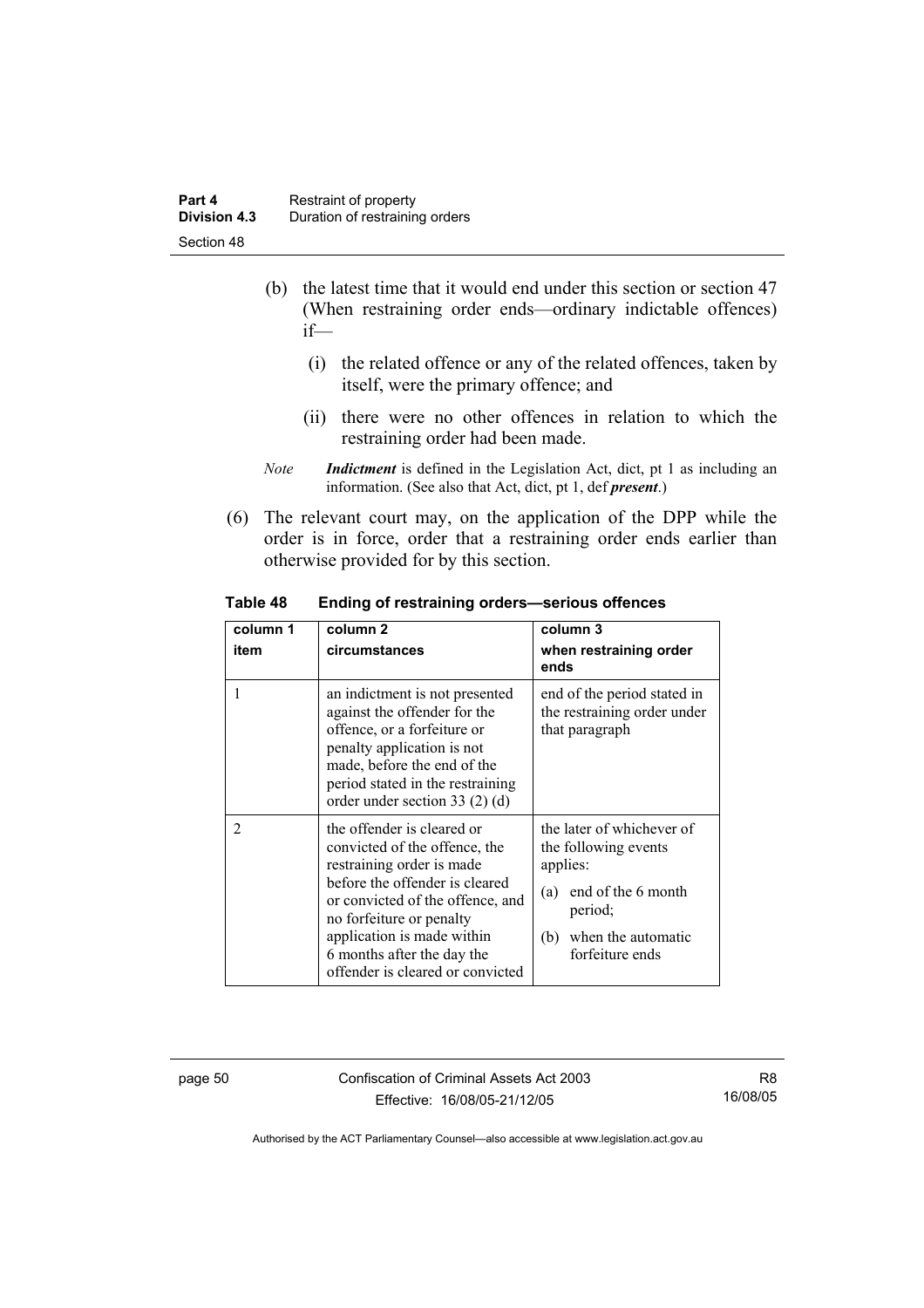(b) the latest time that it would end under this section or section 47 (When restraining order ends—ordinary indictable offences) if—

(i) the related offence or any of the related offences, taken by itself, were the primary offence; and

(ii) there were no other offences in relation to which the restraining order had been made.

*Note* ***Indictment*** is defined in the Legislation Act, dict, pt 1 as including an information. (See also that Act, dict, pt 1, def ***present***.)

(6) The relevant court may, on the application of the DPP while the order is in force, order that a restraining order ends earlier than otherwise provided for by this section.

**Table 48 Ending of restraining orders—serious offences**

| column 1<br>item | column 2<br>circumstances | column 3<br>when restraining order ends |
|---|---|---|
| 1 | an indictment is not presented against the offender for the offence, or a forfeiture or penalty application is not made, before the end of the period stated in the restraining order under section 33 (2) (d) | end of the period stated in the restraining order under that paragraph |
| 2 | the offender is cleared or convicted of the offence, the restraining order is made before the offender is cleared or convicted of the offence, and no forfeiture or penalty application is made within 6 months after the day the offender is cleared or convicted | the later of whichever of the following events applies:<br>(a) end of the 6 month period;<br>(b) when the automatic forfeiture ends |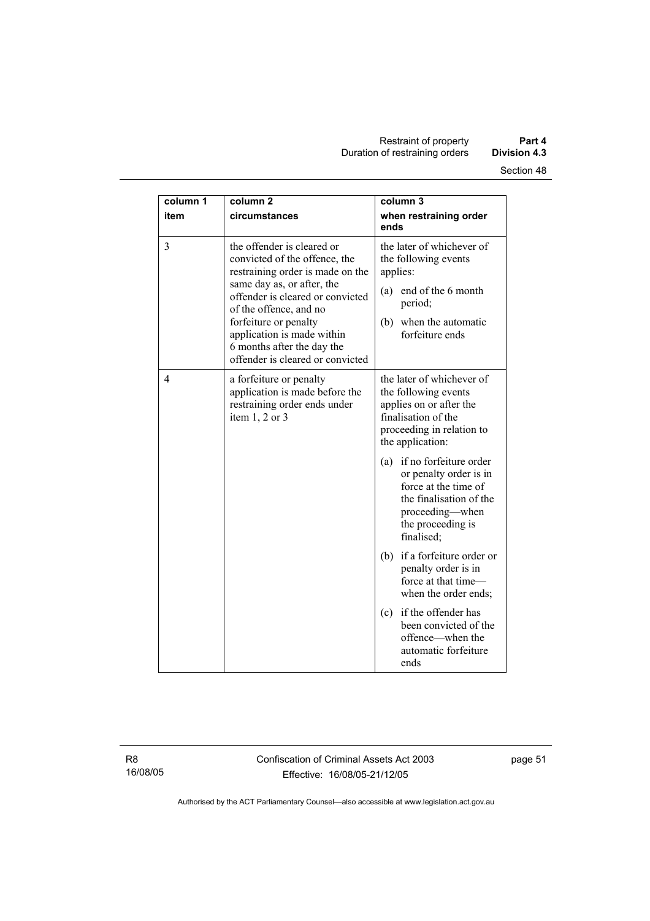| column 1 item | column 2 circumstances | column 3 when restraining order ends |
| --- | --- | --- |
| 3 | the offender is cleared or convicted of the offence, the restraining order is made on the same day as, or after, the offender is cleared or convicted of the offence, and no forfeiture or penalty application is made within 6 months after the day the offender is cleared or convicted | the later of whichever of the following events applies:<br>(a) end of the 6 month period;<br>(b) when the automatic forfeiture ends |
| 4 | a forfeiture or penalty application is made before the restraining order ends under item 1, 2 or 3 | the later of whichever of the following events applies on or after the finalisation of the proceeding in relation to the application:<br>(a) if no forfeiture order or penalty order is in force at the time of the finalisation of the proceeding—when the proceeding is finalised;<br>(b) if a forfeiture order or penalty order is in force at that time—when the order ends;<br>(c) if the offender has been convicted of the offence—when the automatic forfeiture ends |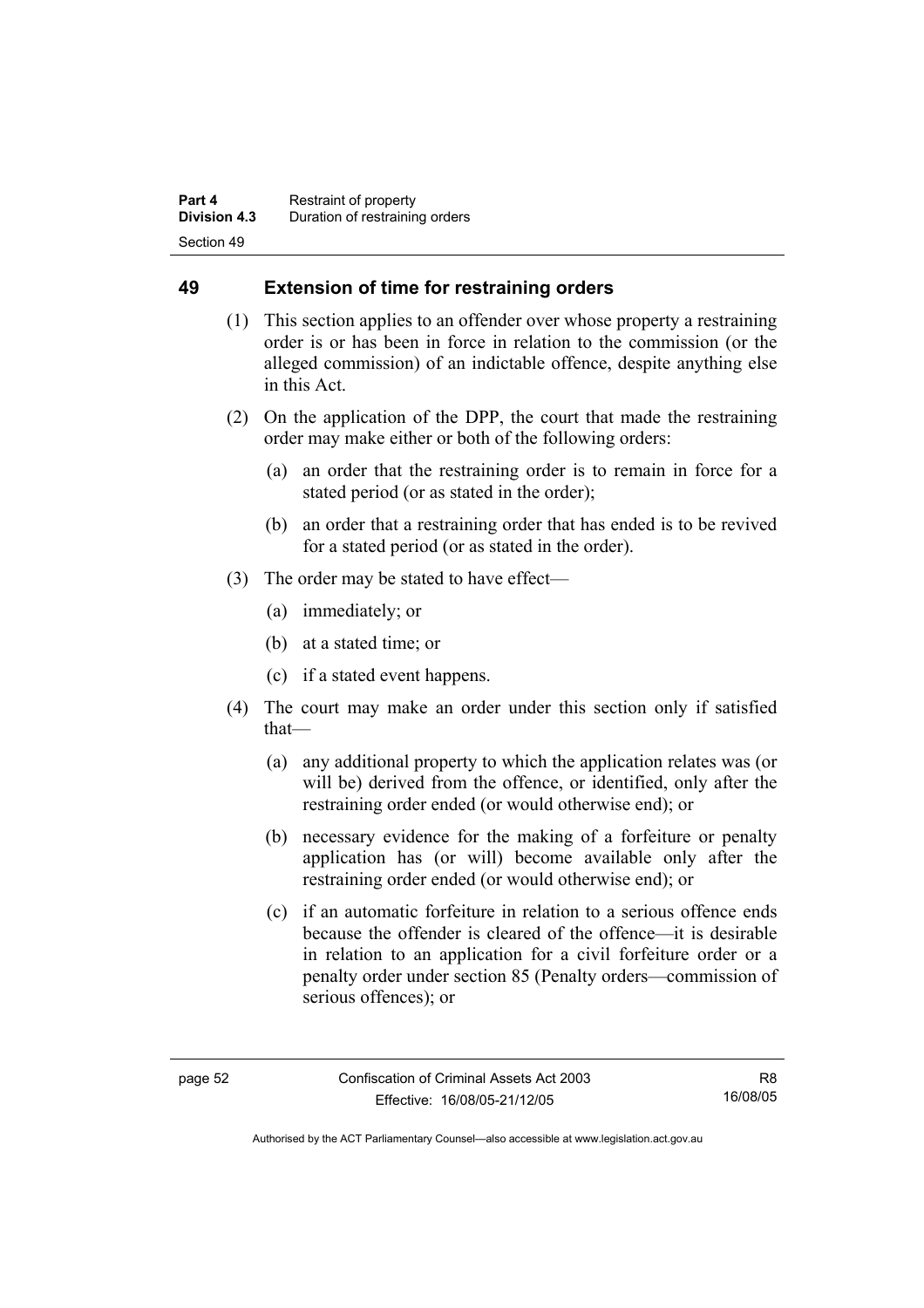## 49 Extension of time for restraining orders

(1) This section applies to an offender over whose property a restraining order is or has been in force in relation to the commission (or the alleged commission) of an indictable offence, despite anything else in this Act.

(2) On the application of the DPP, the court that made the restraining order may make either or both of the following orders:

(a) an order that the restraining order is to remain in force for a stated period (or as stated in the order);

(b) an order that a restraining order that has ended is to be revived for a stated period (or as stated in the order).

(3) The order may be stated to have effect—

(a) immediately; or

(b) at a stated time; or

(c) if a stated event happens.

(4) The court may make an order under this section only if satisfied that—

(a) any additional property to which the application relates was (or will be) derived from the offence, or identified, only after the restraining order ended (or would otherwise end); or

(b) necessary evidence for the making of a forfeiture or penalty application has (or will) become available only after the restraining order ended (or would otherwise end); or

(c) if an automatic forfeiture in relation to a serious offence ends because the offender is cleared of the offence—it is desirable in relation to an application for a civil forfeiture order or a penalty order under section 85 (Penalty orders—commission of serious offences); or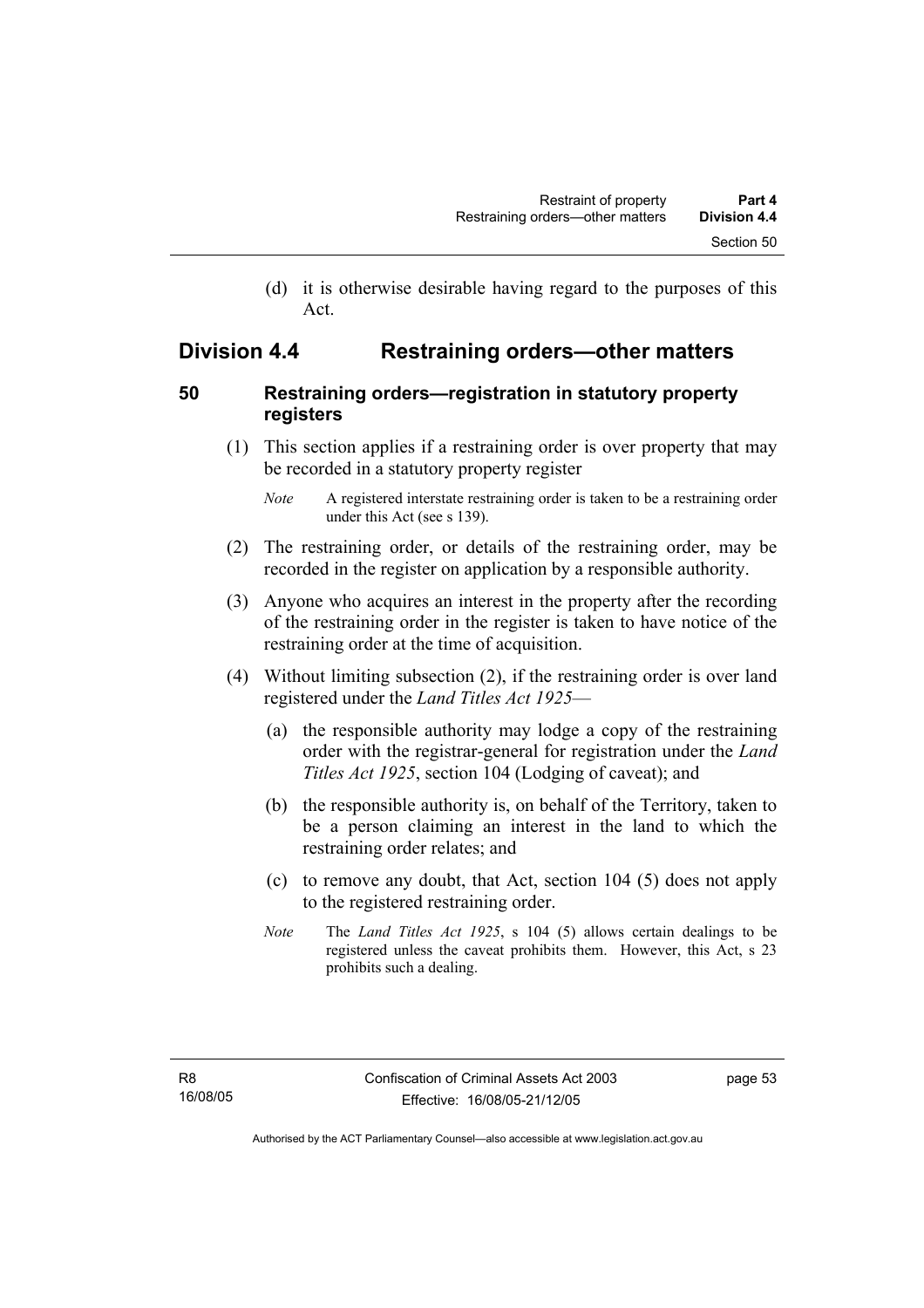(d) it is otherwise desirable having regard to the purposes of this Act.

## Division 4.4 Restraining orders—other matters

### 50 Restraining orders—registration in statutory property registers

(1) This section applies if a restraining order is over property that may be recorded in a statutory property register

*Note* A registered interstate restraining order is taken to be a restraining order under this Act (see s 139).

(2) The restraining order, or details of the restraining order, may be recorded in the register on application by a responsible authority.

(3) Anyone who acquires an interest in the property after the recording of the restraining order in the register is taken to have notice of the restraining order at the time of acquisition.

(4) Without limiting subsection (2), if the restraining order is over land registered under the *Land Titles Act 1925*—

(a) the responsible authority may lodge a copy of the restraining order with the registrar-general for registration under the *Land Titles Act 1925*, section 104 (Lodging of caveat); and

(b) the responsible authority is, on behalf of the Territory, taken to be a person claiming an interest in the land to which the restraining order relates; and

(c) to remove any doubt, that Act, section 104 (5) does not apply to the registered restraining order.

*Note* The *Land Titles Act 1925*, s 104 (5) allows certain dealings to be registered unless the caveat prohibits them. However, this Act, s 23 prohibits such a dealing.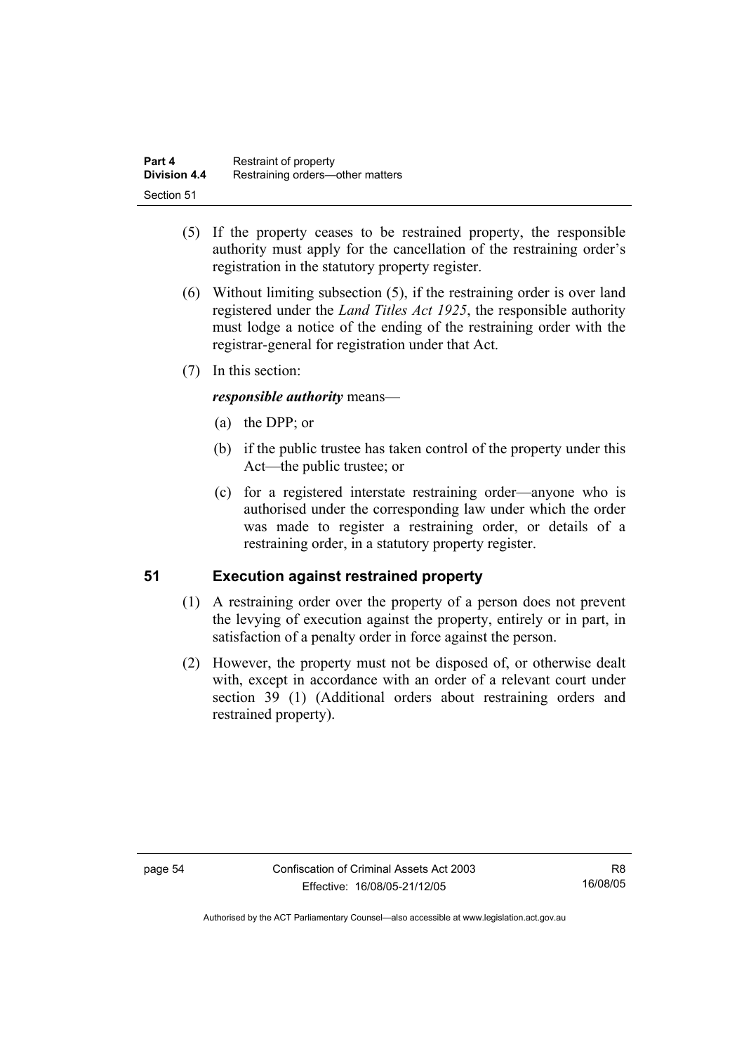(5) If the property ceases to be restrained property, the responsible authority must apply for the cancellation of the restraining order's registration in the statutory property register.

(6) Without limiting subsection (5), if the restraining order is over land registered under the *Land Titles Act 1925*, the responsible authority must lodge a notice of the ending of the restraining order with the registrar-general for registration under that Act.

(7) In this section:

***responsible authority*** means—

(a) the DPP; or

(b) if the public trustee has taken control of the property under this Act—the public trustee; or

(c) for a registered interstate restraining order—anyone who is authorised under the corresponding law under which the order was made to register a restraining order, or details of a restraining order, in a statutory property register.

## 51 Execution against restrained property

(1) A restraining order over the property of a person does not prevent the levying of execution against the property, entirely or in part, in satisfaction of a penalty order in force against the person.

(2) However, the property must not be disposed of, or otherwise dealt with, except in accordance with an order of a relevant court under section 39 (1) (Additional orders about restraining orders and restrained property).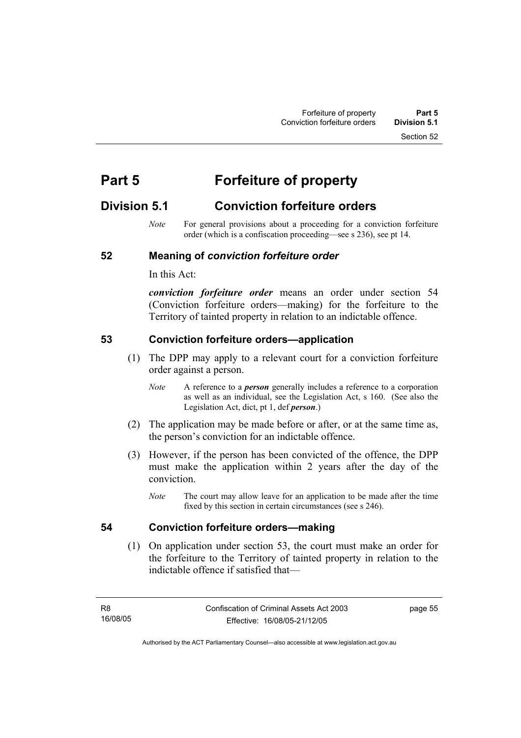# Part 5 Forfeiture of property

## Division 5.1 Conviction forfeiture orders

*Note* For general provisions about a proceeding for a conviction forfeiture order (which is a confiscation proceeding—see s 236), see pt 14.

### 52 Meaning of *conviction forfeiture order*

In this Act:

***conviction forfeiture order*** means an order under section 54 (Conviction forfeiture orders—making) for the forfeiture to the Territory of tainted property in relation to an indictable offence.

### 53 Conviction forfeiture orders—application

(1) The DPP may apply to a relevant court for a conviction forfeiture order against a person.

*Note* A reference to a ***person*** generally includes a reference to a corporation as well as an individual, see the Legislation Act, s 160. (See also the Legislation Act, dict, pt 1, def ***person***.)

(2) The application may be made before or after, or at the same time as, the person's conviction for an indictable offence.

(3) However, if the person has been convicted of the offence, the DPP must make the application within 2 years after the day of the conviction.

*Note* The court may allow leave for an application to be made after the time fixed by this section in certain circumstances (see s 246).

### 54 Conviction forfeiture orders—making

(1) On application under section 53, the court must make an order for the forfeiture to the Territory of tainted property in relation to the indictable offence if satisfied that—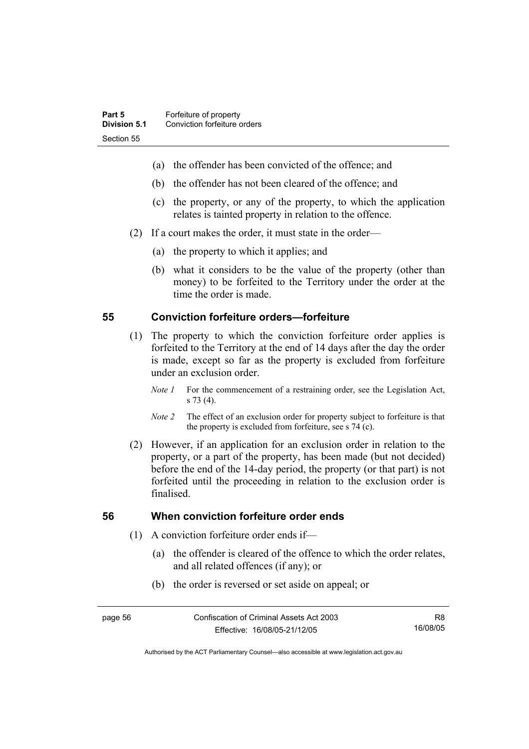(a) the offender has been convicted of the offence; and

(b) the offender has not been cleared of the offence; and

(c) the property, or any of the property, to which the application relates is tainted property in relation to the offence.

(2) If a court makes the order, it must state in the order—

(a) the property to which it applies; and

(b) what it considers to be the value of the property (other than money) to be forfeited to the Territory under the order at the time the order is made.

## 55 Conviction forfeiture orders—forfeiture

(1) The property to which the conviction forfeiture order applies is forfeited to the Territory at the end of 14 days after the day the order is made, except so far as the property is excluded from forfeiture under an exclusion order.

*Note 1* For the commencement of a restraining order, see the Legislation Act, s 73 (4).

*Note 2* The effect of an exclusion order for property subject to forfeiture is that the property is excluded from forfeiture, see s 74 (c).

(2) However, if an application for an exclusion order in relation to the property, or a part of the property, has been made (but not decided) before the end of the 14-day period, the property (or that part) is not forfeited until the proceeding in relation to the exclusion order is finalised.

## 56 When conviction forfeiture order ends

(1) A conviction forfeiture order ends if—

(a) the offender is cleared of the offence to which the order relates, and all related offences (if any); or

(b) the order is reversed or set aside on appeal; or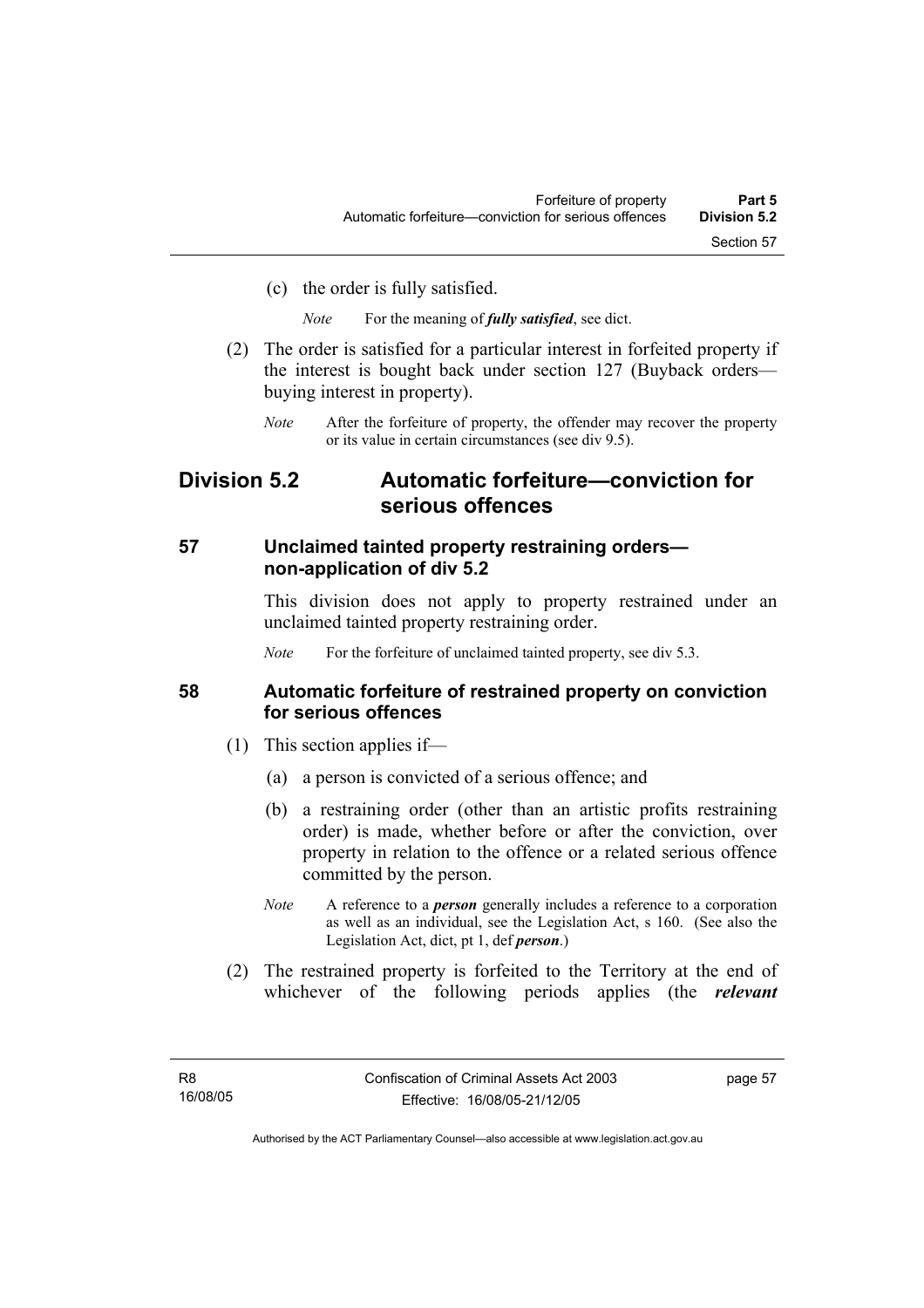(c) the order is fully satisfied.

*Note* For the meaning of ***fully satisfied***, see dict.

(2) The order is satisfied for a particular interest in forfeited property if the interest is bought back under section 127 (Buyback orders—buying interest in property).

*Note* After the forfeiture of property, the offender may recover the property or its value in certain circumstances (see div 9.5).

## Division 5.2 Automatic forfeiture—conviction for serious offences

### 57 Unclaimed tainted property restraining orders—non-application of div 5.2

This division does not apply to property restrained under an unclaimed tainted property restraining order.

*Note* For the forfeiture of unclaimed tainted property, see div 5.3.

### 58 Automatic forfeiture of restrained property on conviction for serious offences

(1) This section applies if—

(a) a person is convicted of a serious offence; and

(b) a restraining order (other than an artistic profits restraining order) is made, whether before or after the conviction, over property in relation to the offence or a related serious offence committed by the person.

*Note* A reference to a ***person*** generally includes a reference to a corporation as well as an individual, see the Legislation Act, s 160. (See also the Legislation Act, dict, pt 1, def ***person***.)

(2) The restrained property is forfeited to the Territory at the end of whichever of the following periods applies (the ***relevant***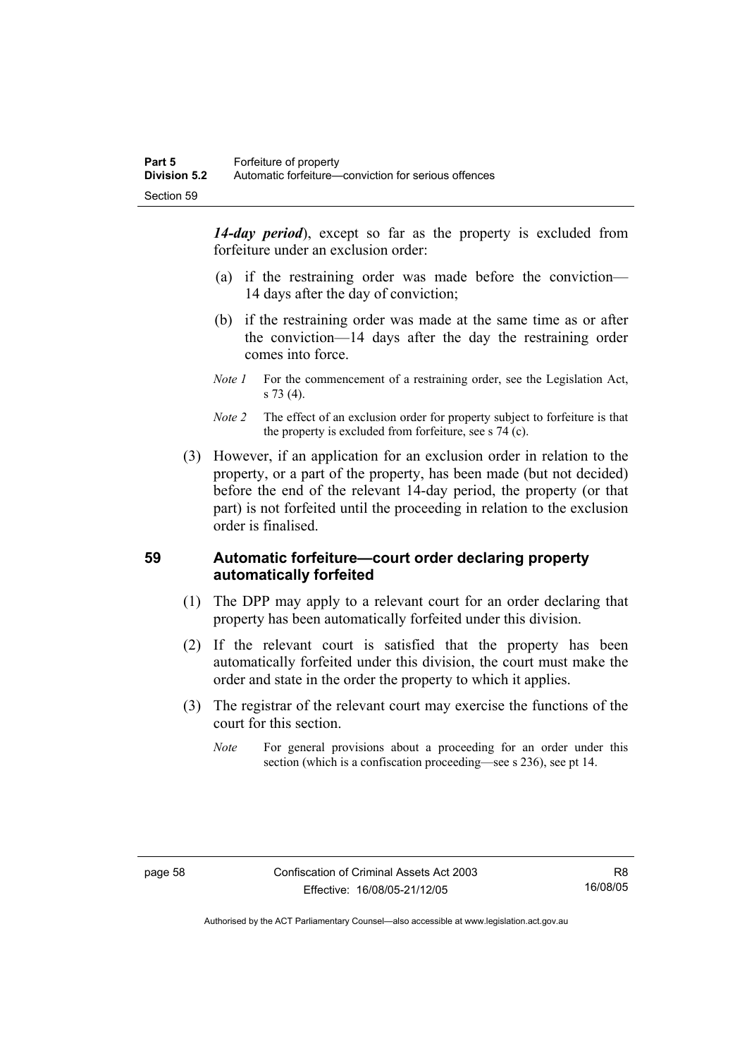***14-day period***), except so far as the property is excluded from forfeiture under an exclusion order:

(a) if the restraining order was made before the conviction—14 days after the day of conviction;

(b) if the restraining order was made at the same time as or after the conviction—14 days after the day the restraining order comes into force.

*Note 1* For the commencement of a restraining order, see the Legislation Act, s 73 (4).

*Note 2* The effect of an exclusion order for property subject to forfeiture is that the property is excluded from forfeiture, see s 74 (c).

(3) However, if an application for an exclusion order in relation to the property, or a part of the property, has been made (but not decided) before the end of the relevant 14-day period, the property (or that part) is not forfeited until the proceeding in relation to the exclusion order is finalised.

## 59 Automatic forfeiture—court order declaring property automatically forfeited

(1) The DPP may apply to a relevant court for an order declaring that property has been automatically forfeited under this division.

(2) If the relevant court is satisfied that the property has been automatically forfeited under this division, the court must make the order and state in the order the property to which it applies.

(3) The registrar of the relevant court may exercise the functions of the court for this section.

*Note* For general provisions about a proceeding for an order under this section (which is a confiscation proceeding—see s 236), see pt 14.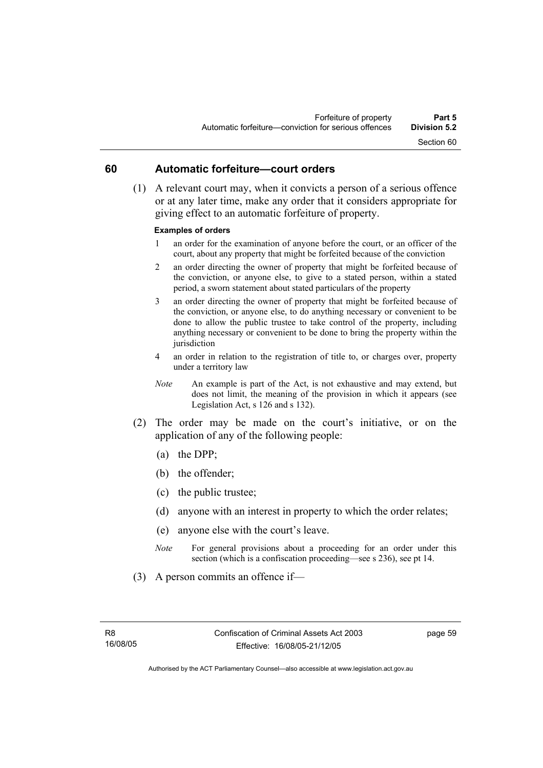## 60 Automatic forfeiture—court orders

(1) A relevant court may, when it convicts a person of a serious offence or at any later time, make any order that it considers appropriate for giving effect to an automatic forfeiture of property.

**Examples of orders**

1 an order for the examination of anyone before the court, or an officer of the court, about any property that might be forfeited because of the conviction

2 an order directing the owner of property that might be forfeited because of the conviction, or anyone else, to give to a stated person, within a stated period, a sworn statement about stated particulars of the property

3 an order directing the owner of property that might be forfeited because of the conviction, or anyone else, to do anything necessary or convenient to be done to allow the public trustee to take control of the property, including anything necessary or convenient to be done to bring the property within the jurisdiction

4 an order in relation to the registration of title to, or charges over, property under a territory law

*Note* An example is part of the Act, is not exhaustive and may extend, but does not limit, the meaning of the provision in which it appears (see Legislation Act, s 126 and s 132).

(2) The order may be made on the court's initiative, or on the application of any of the following people:

(a) the DPP;

(b) the offender;

(c) the public trustee;

(d) anyone with an interest in property to which the order relates;

(e) anyone else with the court's leave.

*Note* For general provisions about a proceeding for an order under this section (which is a confiscation proceeding—see s 236), see pt 14.

(3) A person commits an offence if—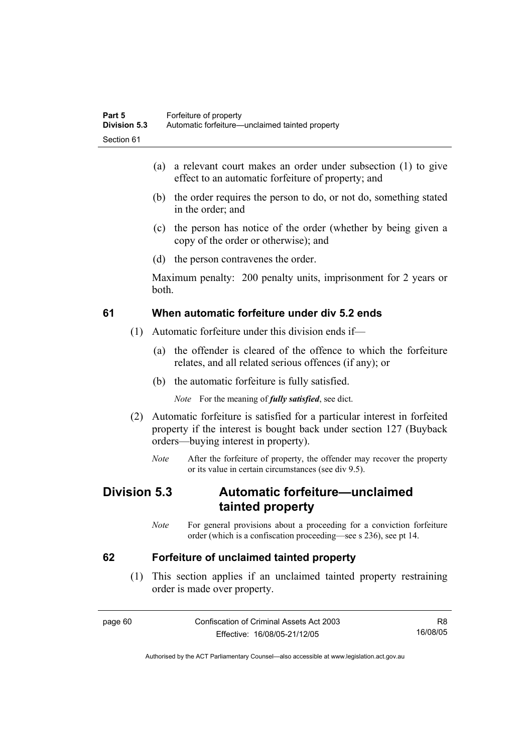(a) a relevant court makes an order under subsection (1) to give effect to an automatic forfeiture of property; and

(b) the order requires the person to do, or not do, something stated in the order; and

(c) the person has notice of the order (whether by being given a copy of the order or otherwise); and

(d) the person contravenes the order.

Maximum penalty: 200 penalty units, imprisonment for 2 years or both.

### 61 When automatic forfeiture under div 5.2 ends

(1) Automatic forfeiture under this division ends if—

(a) the offender is cleared of the offence to which the forfeiture relates, and all related serious offences (if any); or

(b) the automatic forfeiture is fully satisfied.

*Note* For the meaning of ***fully satisfied***, see dict.

(2) Automatic forfeiture is satisfied for a particular interest in forfeited property if the interest is bought back under section 127 (Buyback orders—buying interest in property).

*Note* After the forfeiture of property, the offender may recover the property or its value in certain circumstances (see div 9.5).

## Division 5.3 Automatic forfeiture—unclaimed tainted property

*Note* For general provisions about a proceeding for a conviction forfeiture order (which is a confiscation proceeding—see s 236), see pt 14.

### 62 Forfeiture of unclaimed tainted property

(1) This section applies if an unclaimed tainted property restraining order is made over property.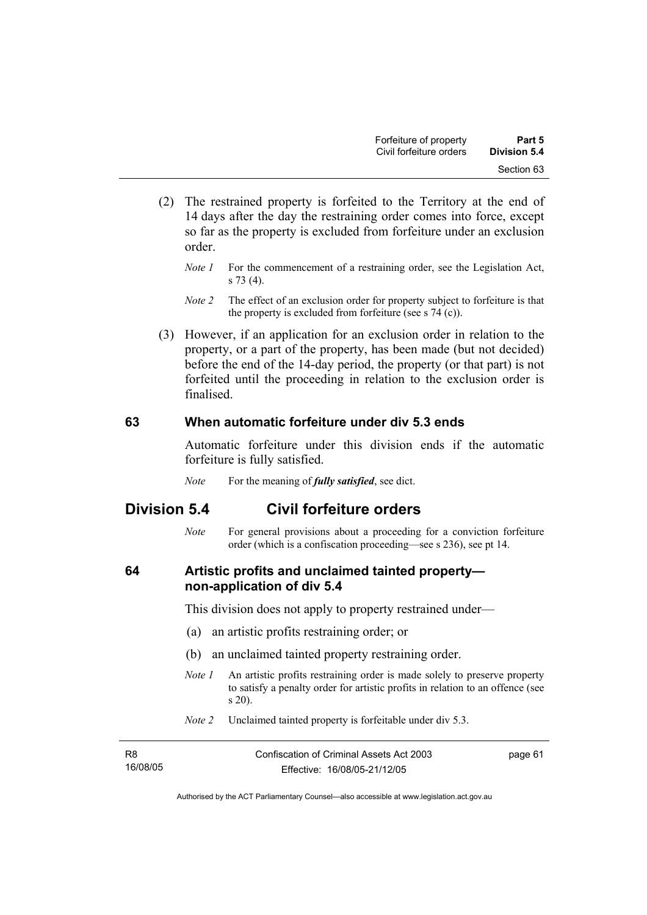(2) The restrained property is forfeited to the Territory at the end of 14 days after the day the restraining order comes into force, except so far as the property is excluded from forfeiture under an exclusion order.

*Note 1* For the commencement of a restraining order, see the Legislation Act, s 73 (4).

*Note 2* The effect of an exclusion order for property subject to forfeiture is that the property is excluded from forfeiture (see s 74 (c)).

(3) However, if an application for an exclusion order in relation to the property, or a part of the property, has been made (but not decided) before the end of the 14-day period, the property (or that part) is not forfeited until the proceeding in relation to the exclusion order is finalised.

### 63 When automatic forfeiture under div 5.3 ends

Automatic forfeiture under this division ends if the automatic forfeiture is fully satisfied.

*Note* For the meaning of ***fully satisfied***, see dict.

## Division 5.4 Civil forfeiture orders

*Note* For general provisions about a proceeding for a conviction forfeiture order (which is a confiscation proceeding—see s 236), see pt 14.

### 64 Artistic profits and unclaimed tainted property—non-application of div 5.4

This division does not apply to property restrained under—

(a) an artistic profits restraining order; or

(b) an unclaimed tainted property restraining order.

*Note 1* An artistic profits restraining order is made solely to preserve property to satisfy a penalty order for artistic profits in relation to an offence (see s 20).

*Note 2* Unclaimed tainted property is forfeitable under div 5.3.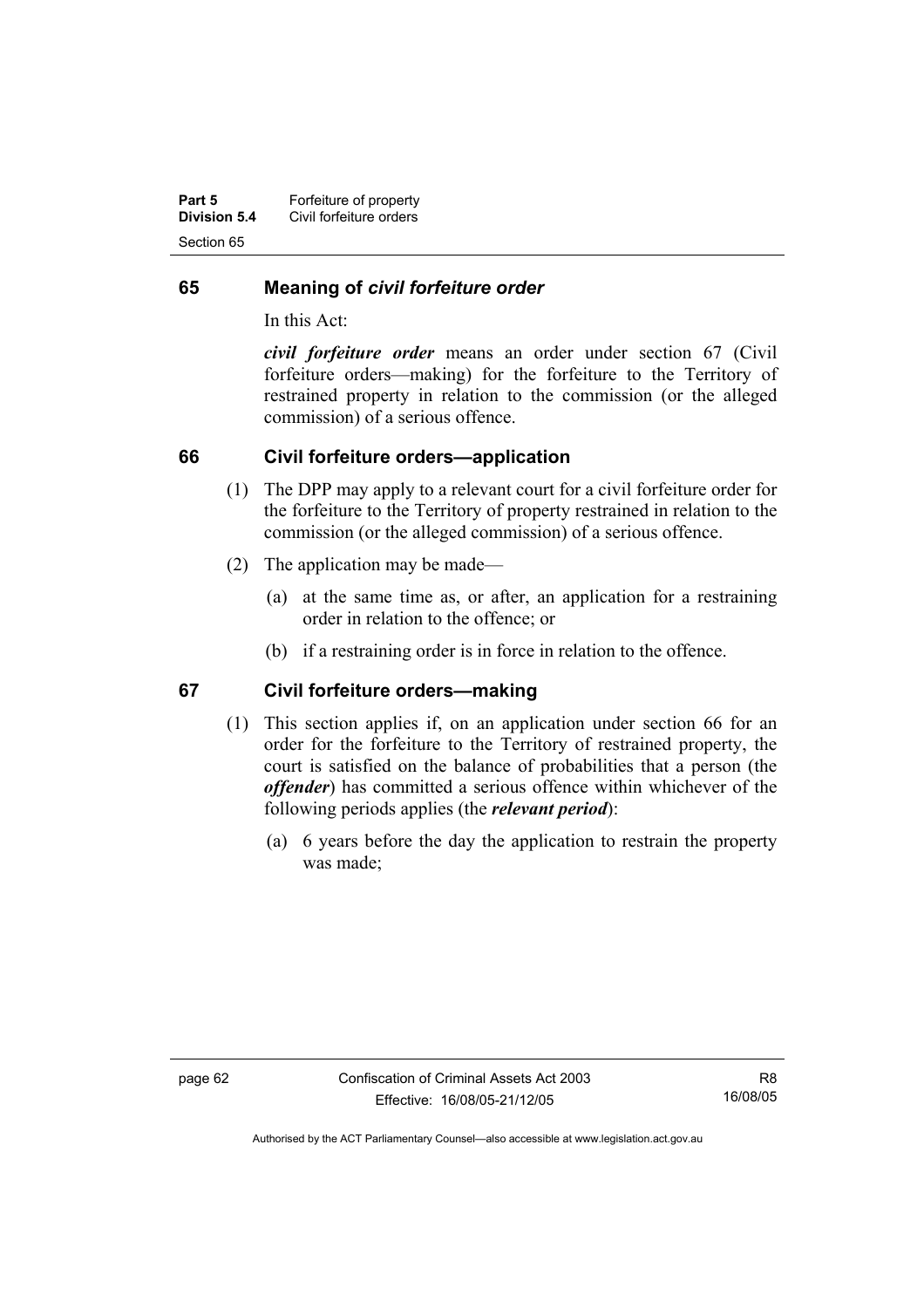## 65 Meaning of *civil forfeiture order*

In this Act:

***civil forfeiture order*** means an order under section 67 (Civil forfeiture orders—making) for the forfeiture to the Territory of restrained property in relation to the commission (or the alleged commission) of a serious offence.

## 66 Civil forfeiture orders—application

(1) The DPP may apply to a relevant court for a civil forfeiture order for the forfeiture to the Territory of property restrained in relation to the commission (or the alleged commission) of a serious offence.

(2) The application may be made—

(a) at the same time as, or after, an application for a restraining order in relation to the offence; or

(b) if a restraining order is in force in relation to the offence.

## 67 Civil forfeiture orders—making

(1) This section applies if, on an application under section 66 for an order for the forfeiture to the Territory of restrained property, the court is satisfied on the balance of probabilities that a person (the ***offender***) has committed a serious offence within whichever of the following periods applies (the ***relevant period***):

(a) 6 years before the day the application to restrain the property was made;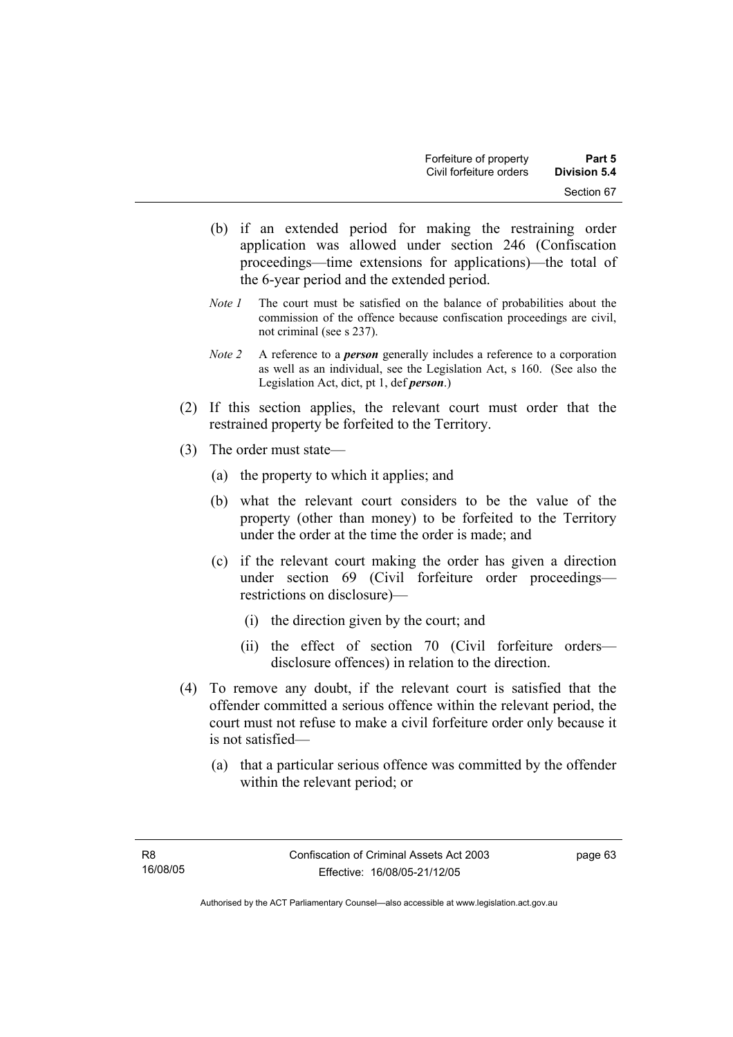(b) if an extended period for making the restraining order application was allowed under section 246 (Confiscation proceedings—time extensions for applications)—the total of the 6-year period and the extended period.

*Note 1* The court must be satisfied on the balance of probabilities about the commission of the offence because confiscation proceedings are civil, not criminal (see s 237).

*Note 2* A reference to a ***person*** generally includes a reference to a corporation as well as an individual, see the Legislation Act, s 160. (See also the Legislation Act, dict, pt 1, def ***person***.)

(2) If this section applies, the relevant court must order that the restrained property be forfeited to the Territory.

(3) The order must state—

(a) the property to which it applies; and

(b) what the relevant court considers to be the value of the property (other than money) to be forfeited to the Territory under the order at the time the order is made; and

(c) if the relevant court making the order has given a direction under section 69 (Civil forfeiture order proceedings—restrictions on disclosure)—

(i) the direction given by the court; and

(ii) the effect of section 70 (Civil forfeiture orders—disclosure offences) in relation to the direction.

(4) To remove any doubt, if the relevant court is satisfied that the offender committed a serious offence within the relevant period, the court must not refuse to make a civil forfeiture order only because it is not satisfied—

(a) that a particular serious offence was committed by the offender within the relevant period; or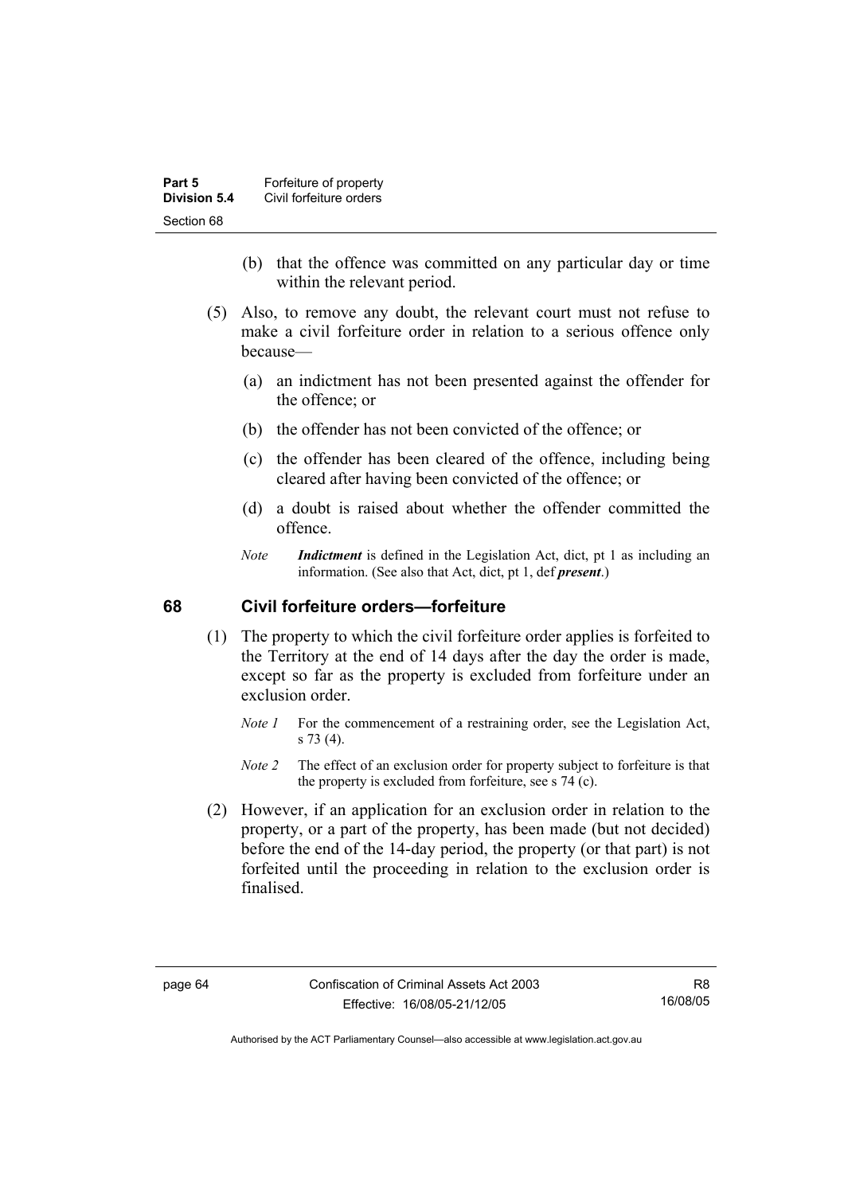(b) that the offence was committed on any particular day or time within the relevant period.

(5) Also, to remove any doubt, the relevant court must not refuse to make a civil forfeiture order in relation to a serious offence only because—

(a) an indictment has not been presented against the offender for the offence; or

(b) the offender has not been convicted of the offence; or

(c) the offender has been cleared of the offence, including being cleared after having been convicted of the offence; or

(d) a doubt is raised about whether the offender committed the offence.

*Note* ***Indictment*** is defined in the Legislation Act, dict, pt 1 as including an information. (See also that Act, dict, pt 1, def ***present***.)

## 68 Civil forfeiture orders—forfeiture

(1) The property to which the civil forfeiture order applies is forfeited to the Territory at the end of 14 days after the day the order is made, except so far as the property is excluded from forfeiture under an exclusion order.

*Note 1* For the commencement of a restraining order, see the Legislation Act, s 73 (4).

*Note 2* The effect of an exclusion order for property subject to forfeiture is that the property is excluded from forfeiture, see s 74 (c).

(2) However, if an application for an exclusion order in relation to the property, or a part of the property, has been made (but not decided) before the end of the 14-day period, the property (or that part) is not forfeited until the proceeding in relation to the exclusion order is finalised.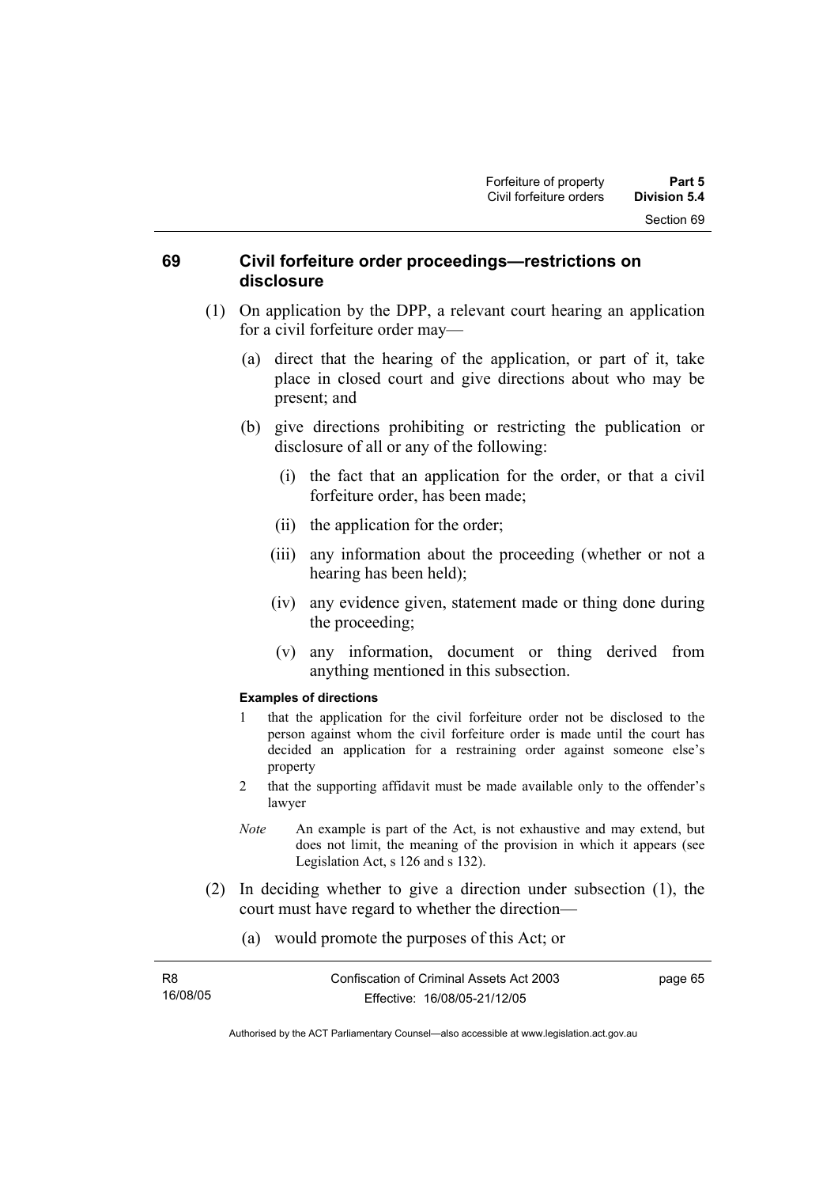## 69 Civil forfeiture order proceedings—restrictions on disclosure

(1) On application by the DPP, a relevant court hearing an application for a civil forfeiture order may—

(a) direct that the hearing of the application, or part of it, take place in closed court and give directions about who may be present; and

(b) give directions prohibiting or restricting the publication or disclosure of all or any of the following:

(i) the fact that an application for the order, or that a civil forfeiture order, has been made;

(ii) the application for the order;

(iii) any information about the proceeding (whether or not a hearing has been held);

(iv) any evidence given, statement made or thing done during the proceeding;

(v) any information, document or thing derived from anything mentioned in this subsection.

**Examples of directions**

1 that the application for the civil forfeiture order not be disclosed to the person against whom the civil forfeiture order is made until the court has decided an application for a restraining order against someone else's property

2 that the supporting affidavit must be made available only to the offender's lawyer

*Note* An example is part of the Act, is not exhaustive and may extend, but does not limit, the meaning of the provision in which it appears (see Legislation Act, s 126 and s 132).

(2) In deciding whether to give a direction under subsection (1), the court must have regard to whether the direction—

(a) would promote the purposes of this Act; or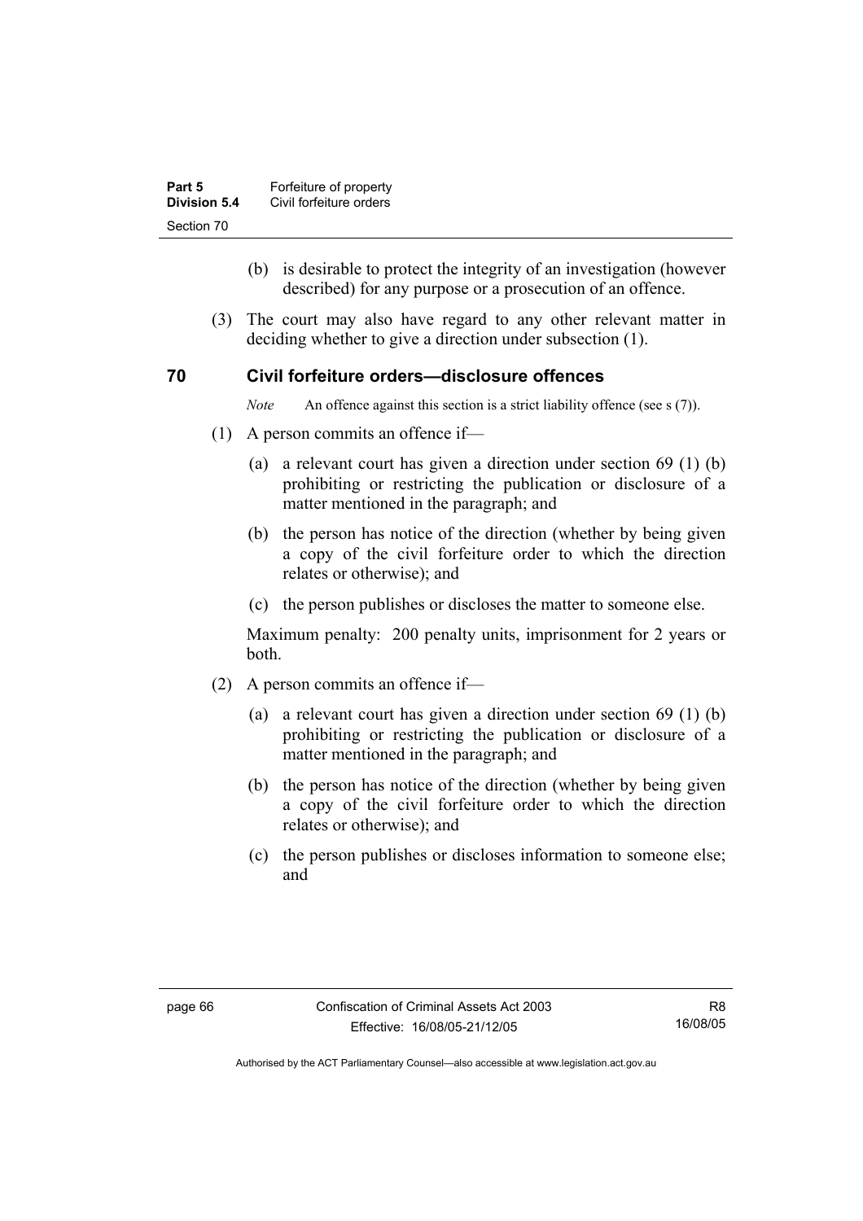(b) is desirable to protect the integrity of an investigation (however described) for any purpose or a prosecution of an offence.

(3) The court may also have regard to any other relevant matter in deciding whether to give a direction under subsection (1).

## 70 Civil forfeiture orders—disclosure offences

*Note* An offence against this section is a strict liability offence (see s (7)).

(1) A person commits an offence if—

(a) a relevant court has given a direction under section 69 (1) (b) prohibiting or restricting the publication or disclosure of a matter mentioned in the paragraph; and

(b) the person has notice of the direction (whether by being given a copy of the civil forfeiture order to which the direction relates or otherwise); and

(c) the person publishes or discloses the matter to someone else.

Maximum penalty: 200 penalty units, imprisonment for 2 years or both.

(2) A person commits an offence if—

(a) a relevant court has given a direction under section 69 (1) (b) prohibiting or restricting the publication or disclosure of a matter mentioned in the paragraph; and

(b) the person has notice of the direction (whether by being given a copy of the civil forfeiture order to which the direction relates or otherwise); and

(c) the person publishes or discloses information to someone else; and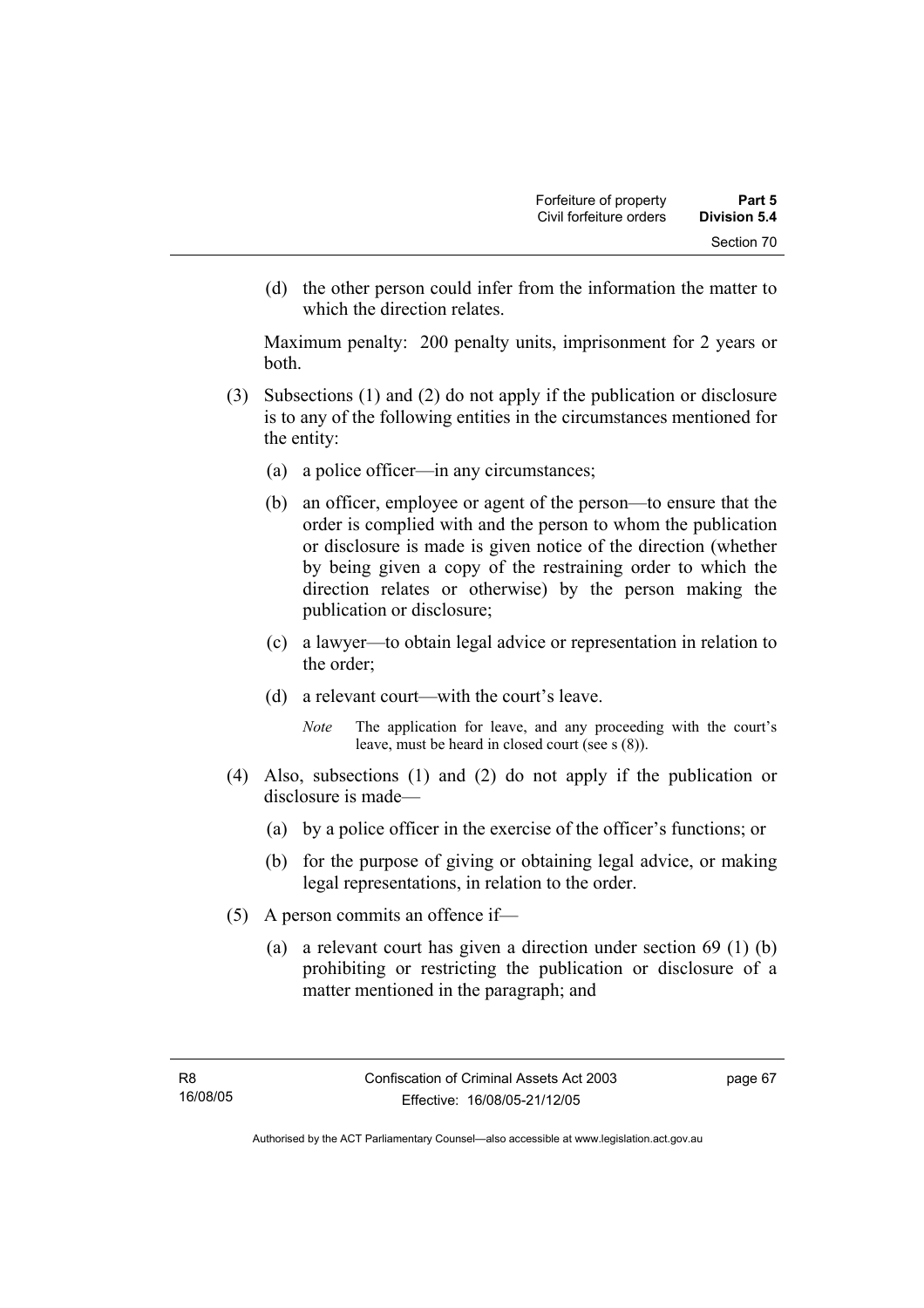(d) the other person could infer from the information the matter to which the direction relates.

Maximum penalty: 200 penalty units, imprisonment for 2 years or both.

(3) Subsections (1) and (2) do not apply if the publication or disclosure is to any of the following entities in the circumstances mentioned for the entity:

(a) a police officer—in any circumstances;

(b) an officer, employee or agent of the person—to ensure that the order is complied with and the person to whom the publication or disclosure is made is given notice of the direction (whether by being given a copy of the restraining order to which the direction relates or otherwise) by the person making the publication or disclosure;

(c) a lawyer—to obtain legal advice or representation in relation to the order;

(d) a relevant court—with the court's leave.

*Note* The application for leave, and any proceeding with the court's leave, must be heard in closed court (see s (8)).

(4) Also, subsections (1) and (2) do not apply if the publication or disclosure is made—

(a) by a police officer in the exercise of the officer's functions; or

(b) for the purpose of giving or obtaining legal advice, or making legal representations, in relation to the order.

(5) A person commits an offence if—

(a) a relevant court has given a direction under section 69 (1) (b) prohibiting or restricting the publication or disclosure of a matter mentioned in the paragraph; and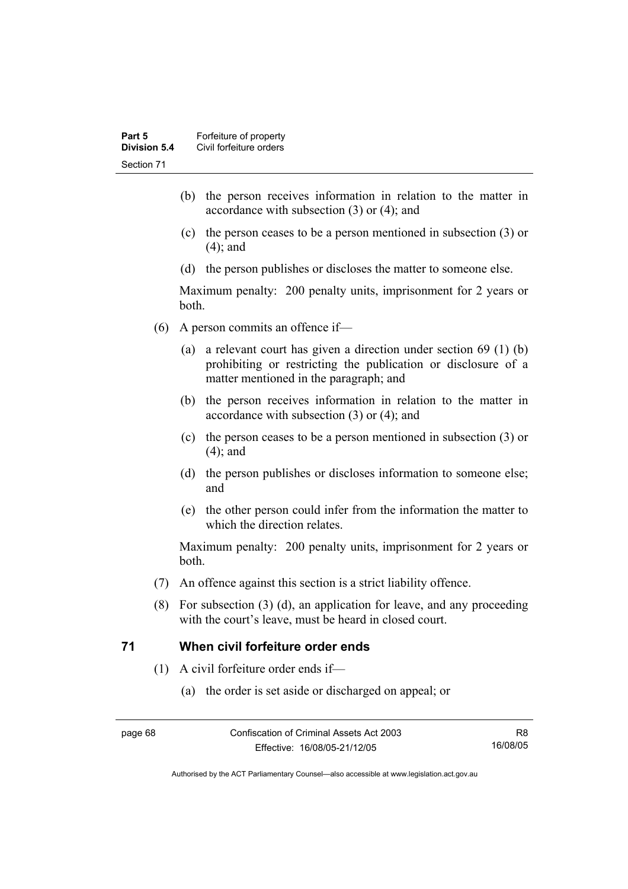(b) the person receives information in relation to the matter in accordance with subsection (3) or (4); and

(c) the person ceases to be a person mentioned in subsection (3) or (4); and

(d) the person publishes or discloses the matter to someone else.

Maximum penalty: 200 penalty units, imprisonment for 2 years or both.

(6) A person commits an offence if—

(a) a relevant court has given a direction under section 69 (1) (b) prohibiting or restricting the publication or disclosure of a matter mentioned in the paragraph; and

(b) the person receives information in relation to the matter in accordance with subsection (3) or (4); and

(c) the person ceases to be a person mentioned in subsection (3) or (4); and

(d) the person publishes or discloses information to someone else; and

(e) the other person could infer from the information the matter to which the direction relates.

Maximum penalty: 200 penalty units, imprisonment for 2 years or both.

(7) An offence against this section is a strict liability offence.

(8) For subsection (3) (d), an application for leave, and any proceeding with the court's leave, must be heard in closed court.

## 71 When civil forfeiture order ends

(1) A civil forfeiture order ends if—

(a) the order is set aside or discharged on appeal; or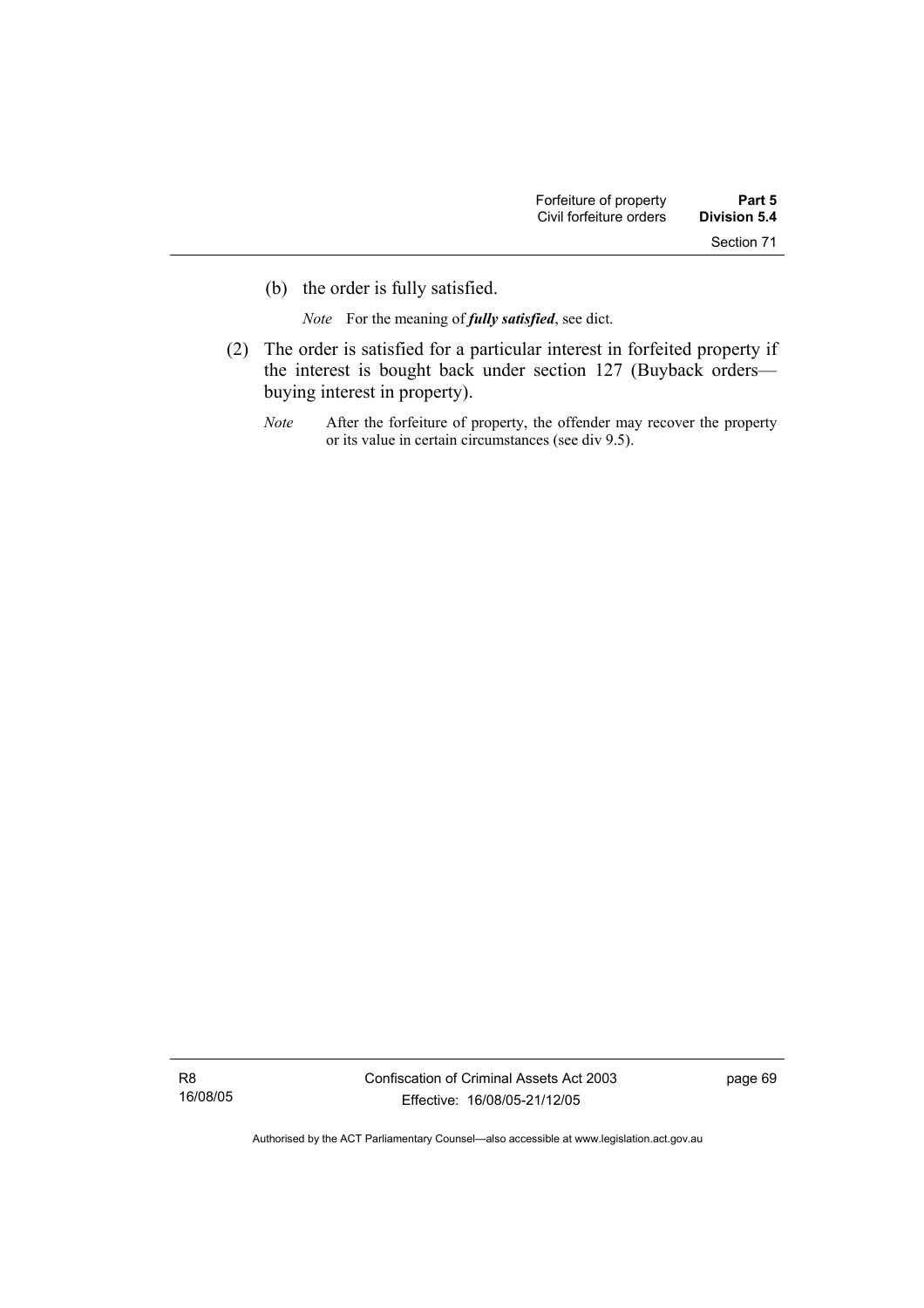(b) the order is fully satisfied.

*Note* For the meaning of ***fully satisfied***, see dict.

(2) The order is satisfied for a particular interest in forfeited property if the interest is bought back under section 127 (Buyback orders—buying interest in property).

*Note* After the forfeiture of property, the offender may recover the property or its value in certain circumstances (see div 9.5).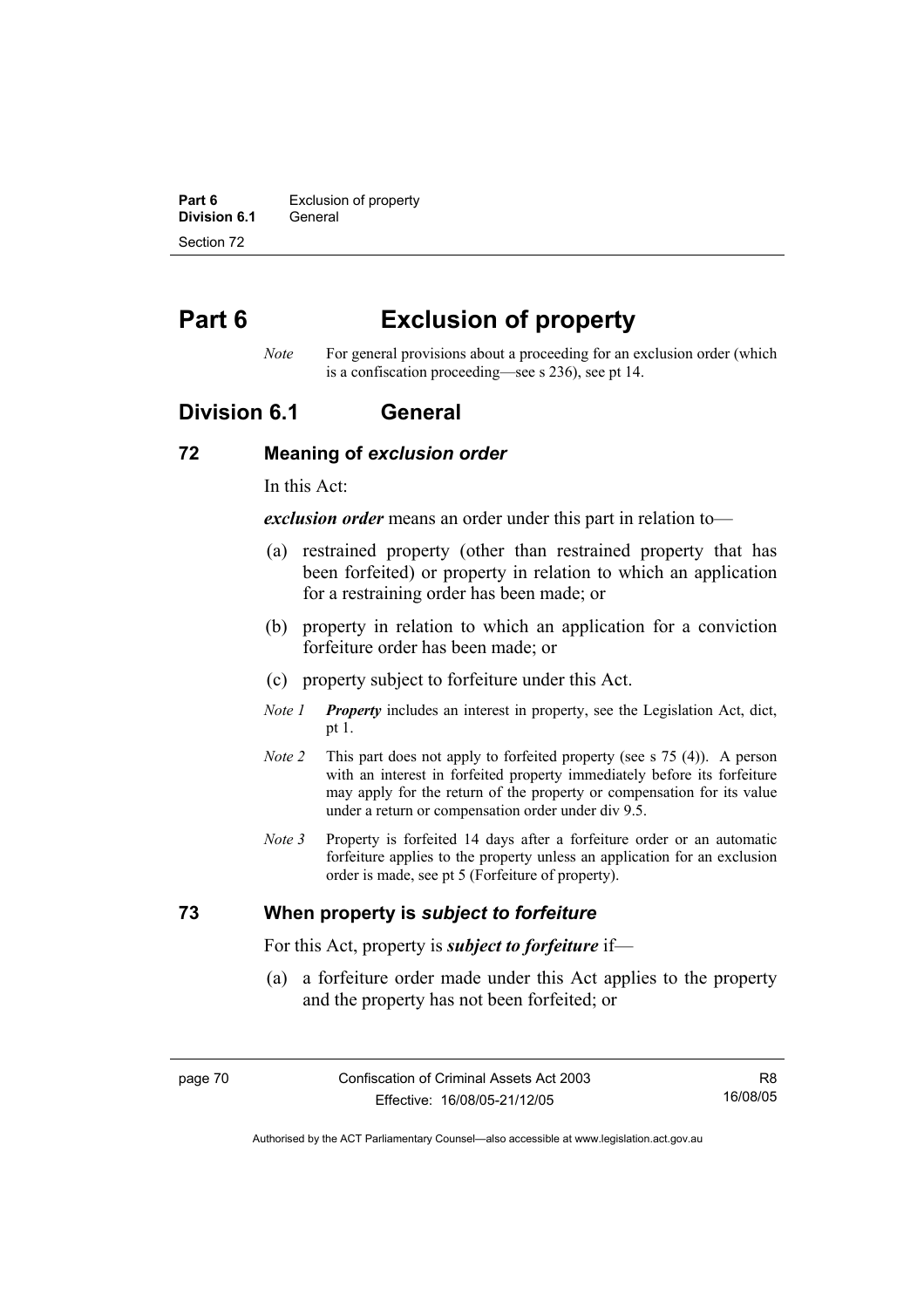# Part 6 Exclusion of property

*Note* For general provisions about a proceeding for an exclusion order (which is a confiscation proceeding—see s 236), see pt 14.

## Division 6.1 General

### 72 Meaning of *exclusion order*

In this Act:

***exclusion order*** means an order under this part in relation to—

(a) restrained property (other than restrained property that has been forfeited) or property in relation to which an application for a restraining order has been made; or

(b) property in relation to which an application for a conviction forfeiture order has been made; or

(c) property subject to forfeiture under this Act.

*Note 1* ***Property*** includes an interest in property, see the Legislation Act, dict, pt 1.

*Note 2* This part does not apply to forfeited property (see s 75 (4)). A person with an interest in forfeited property immediately before its forfeiture may apply for the return of the property or compensation for its value under a return or compensation order under div 9.5.

*Note 3* Property is forfeited 14 days after a forfeiture order or an automatic forfeiture applies to the property unless an application for an exclusion order is made, see pt 5 (Forfeiture of property).

### 73 When property is *subject to forfeiture*

For this Act, property is ***subject to forfeiture*** if—

(a) a forfeiture order made under this Act applies to the property and the property has not been forfeited; or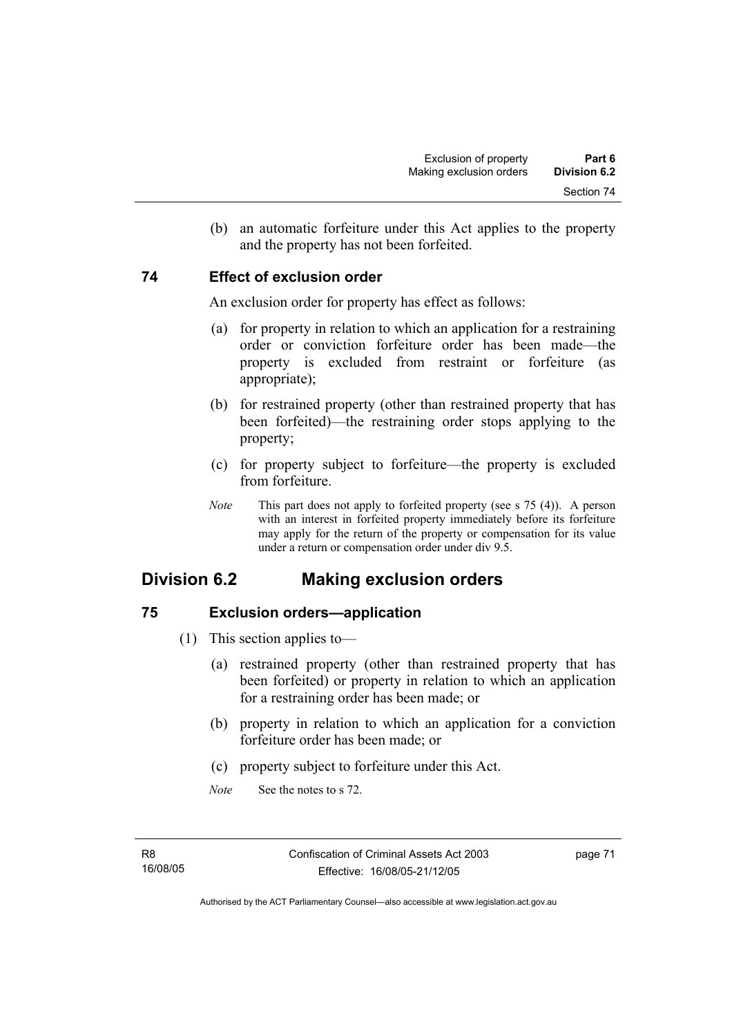(b) an automatic forfeiture under this Act applies to the property and the property has not been forfeited.

### 74 Effect of exclusion order

An exclusion order for property has effect as follows:

(a) for property in relation to which an application for a restraining order or conviction forfeiture order has been made—the property is excluded from restraint or forfeiture (as appropriate);

(b) for restrained property (other than restrained property that has been forfeited)—the restraining order stops applying to the property;

(c) for property subject to forfeiture—the property is excluded from forfeiture.

*Note* This part does not apply to forfeited property (see s 75 (4)). A person with an interest in forfeited property immediately before its forfeiture may apply for the return of the property or compensation for its value under a return or compensation order under div 9.5.

## Division 6.2 Making exclusion orders

### 75 Exclusion orders—application

(1) This section applies to—

(a) restrained property (other than restrained property that has been forfeited) or property in relation to which an application for a restraining order has been made; or

(b) property in relation to which an application for a conviction forfeiture order has been made; or

(c) property subject to forfeiture under this Act.

*Note* See the notes to s 72.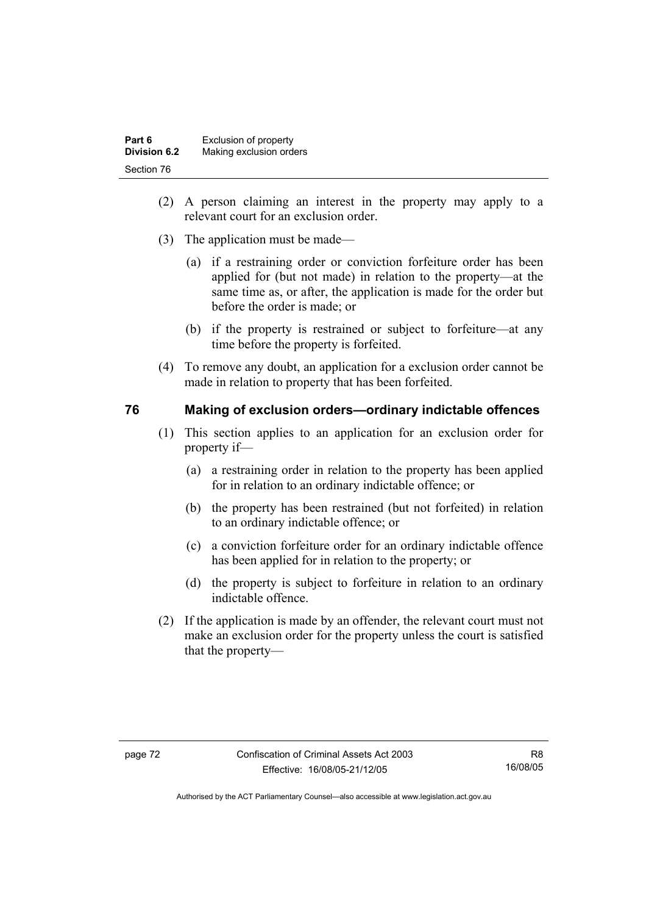(2) A person claiming an interest in the property may apply to a relevant court for an exclusion order.

(3) The application must be made—

(a) if a restraining order or conviction forfeiture order has been applied for (but not made) in relation to the property—at the same time as, or after, the application is made for the order but before the order is made; or

(b) if the property is restrained or subject to forfeiture—at any time before the property is forfeited.

(4) To remove any doubt, an application for a exclusion order cannot be made in relation to property that has been forfeited.

## 76 Making of exclusion orders—ordinary indictable offences

(1) This section applies to an application for an exclusion order for property if—

(a) a restraining order in relation to the property has been applied for in relation to an ordinary indictable offence; or

(b) the property has been restrained (but not forfeited) in relation to an ordinary indictable offence; or

(c) a conviction forfeiture order for an ordinary indictable offence has been applied for in relation to the property; or

(d) the property is subject to forfeiture in relation to an ordinary indictable offence.

(2) If the application is made by an offender, the relevant court must not make an exclusion order for the property unless the court is satisfied that the property—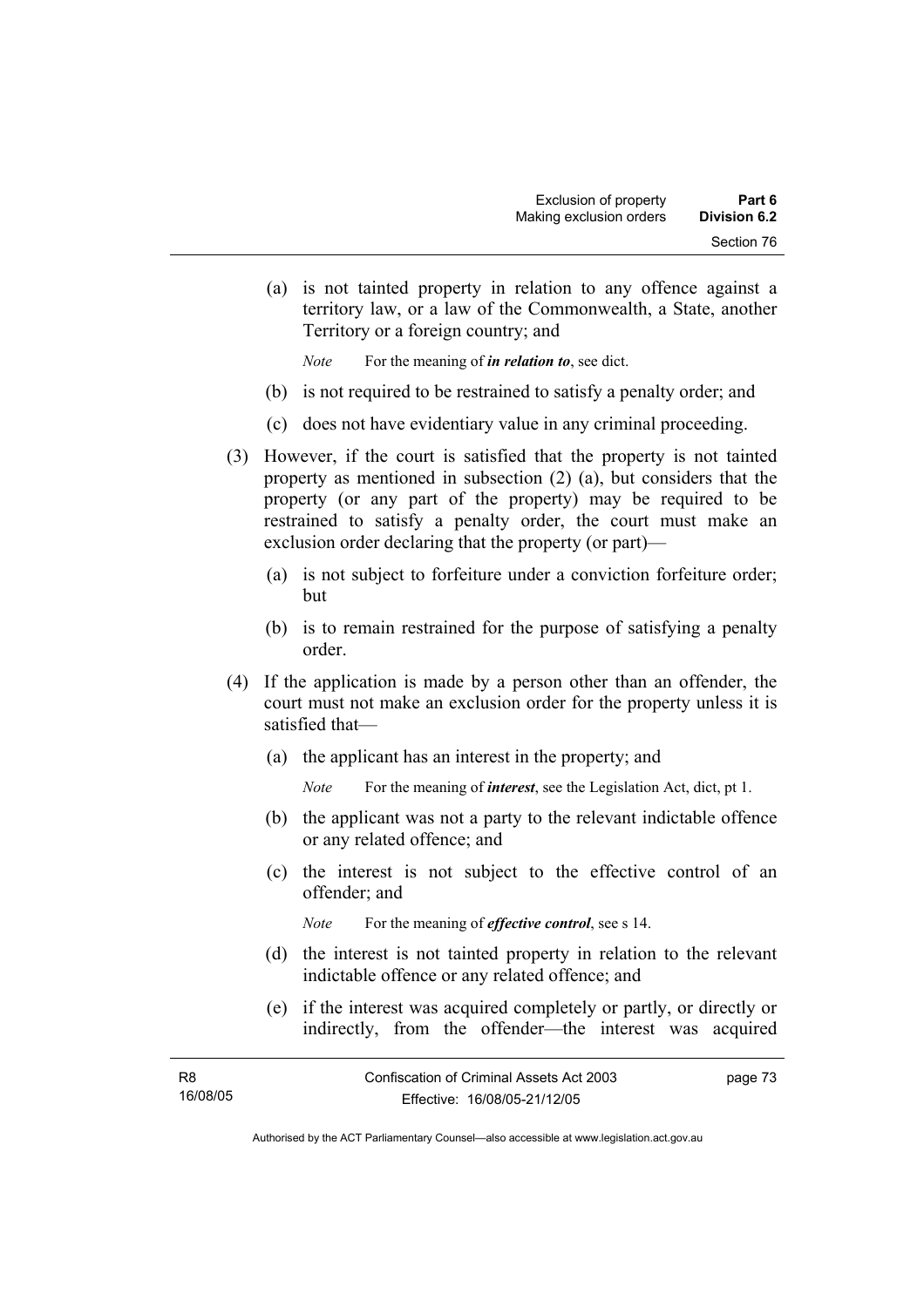(a) is not tainted property in relation to any offence against a territory law, or a law of the Commonwealth, a State, another Territory or a foreign country; and

*Note* For the meaning of ***in relation to***, see dict.

(b) is not required to be restrained to satisfy a penalty order; and

(c) does not have evidentiary value in any criminal proceeding.

(3) However, if the court is satisfied that the property is not tainted property as mentioned in subsection (2) (a), but considers that the property (or any part of the property) may be required to be restrained to satisfy a penalty order, the court must make an exclusion order declaring that the property (or part)—

(a) is not subject to forfeiture under a conviction forfeiture order; but

(b) is to remain restrained for the purpose of satisfying a penalty order.

(4) If the application is made by a person other than an offender, the court must not make an exclusion order for the property unless it is satisfied that—

(a) the applicant has an interest in the property; and

*Note* For the meaning of ***interest***, see the Legislation Act, dict, pt 1.

(b) the applicant was not a party to the relevant indictable offence or any related offence; and

(c) the interest is not subject to the effective control of an offender; and

*Note* For the meaning of ***effective control***, see s 14.

(d) the interest is not tainted property in relation to the relevant indictable offence or any related offence; and

(e) if the interest was acquired completely or partly, or directly or indirectly, from the offender—the interest was acquired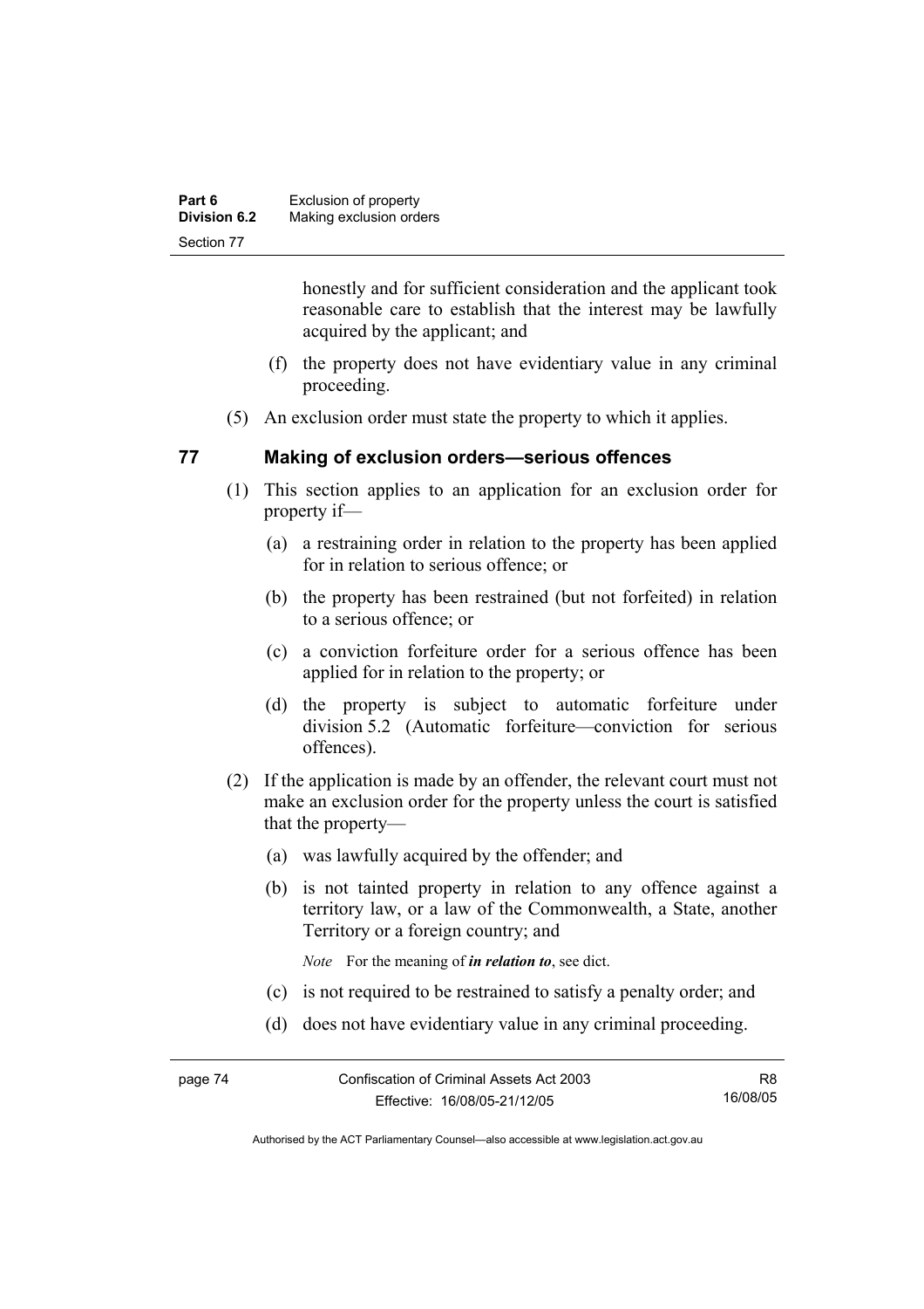honestly and for sufficient consideration and the applicant took reasonable care to establish that the interest may be lawfully acquired by the applicant; and

(f) the property does not have evidentiary value in any criminal proceeding.

(5) An exclusion order must state the property to which it applies.

## 77 Making of exclusion orders—serious offences

(1) This section applies to an application for an exclusion order for property if—

(a) a restraining order in relation to the property has been applied for in relation to serious offence; or

(b) the property has been restrained (but not forfeited) in relation to a serious offence; or

(c) a conviction forfeiture order for a serious offence has been applied for in relation to the property; or

(d) the property is subject to automatic forfeiture under division 5.2 (Automatic forfeiture—conviction for serious offences).

(2) If the application is made by an offender, the relevant court must not make an exclusion order for the property unless the court is satisfied that the property—

(a) was lawfully acquired by the offender; and

(b) is not tainted property in relation to any offence against a territory law, or a law of the Commonwealth, a State, another Territory or a foreign country; and

*Note* For the meaning of ***in relation to***, see dict.

(c) is not required to be restrained to satisfy a penalty order; and

(d) does not have evidentiary value in any criminal proceeding.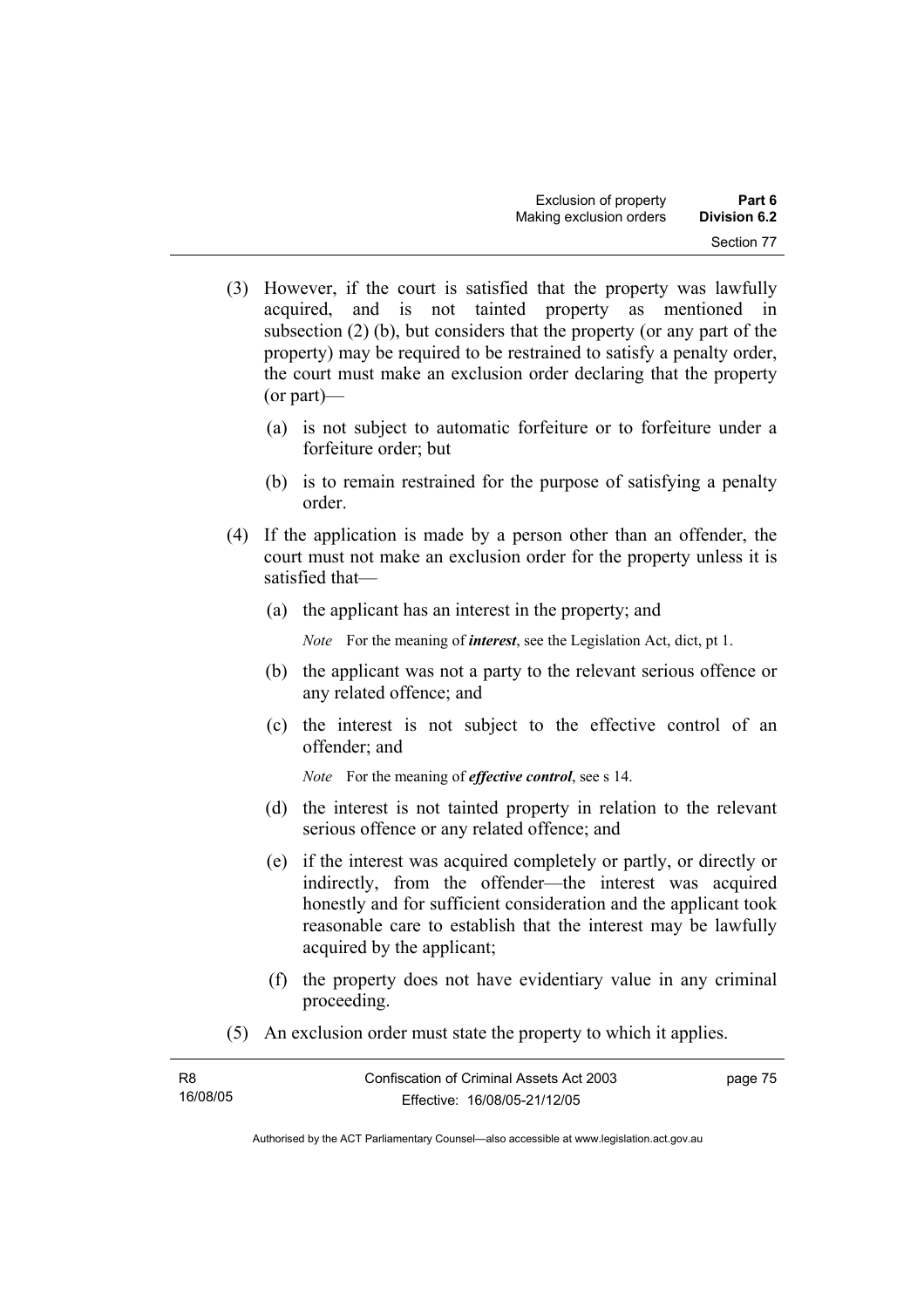(3) However, if the court is satisfied that the property was lawfully acquired, and is not tainted property as mentioned in subsection (2) (b), but considers that the property (or any part of the property) may be required to be restrained to satisfy a penalty order, the court must make an exclusion order declaring that the property (or part)—

   (a) is not subject to automatic forfeiture or to forfeiture under a forfeiture order; but

   (b) is to remain restrained for the purpose of satisfying a penalty order.

(4) If the application is made by a person other than an offender, the court must not make an exclusion order for the property unless it is satisfied that—

   (a) the applicant has an interest in the property; and

   *Note* For the meaning of ***interest***, see the Legislation Act, dict, pt 1.

   (b) the applicant was not a party to the relevant serious offence or any related offence; and

   (c) the interest is not subject to the effective control of an offender; and

   *Note* For the meaning of ***effective control***, see s 14.

   (d) the interest is not tainted property in relation to the relevant serious offence or any related offence; and

   (e) if the interest was acquired completely or partly, or directly or indirectly, from the offender—the interest was acquired honestly and for sufficient consideration and the applicant took reasonable care to establish that the interest may be lawfully acquired by the applicant;

   (f) the property does not have evidentiary value in any criminal proceeding.

(5) An exclusion order must state the property to which it applies.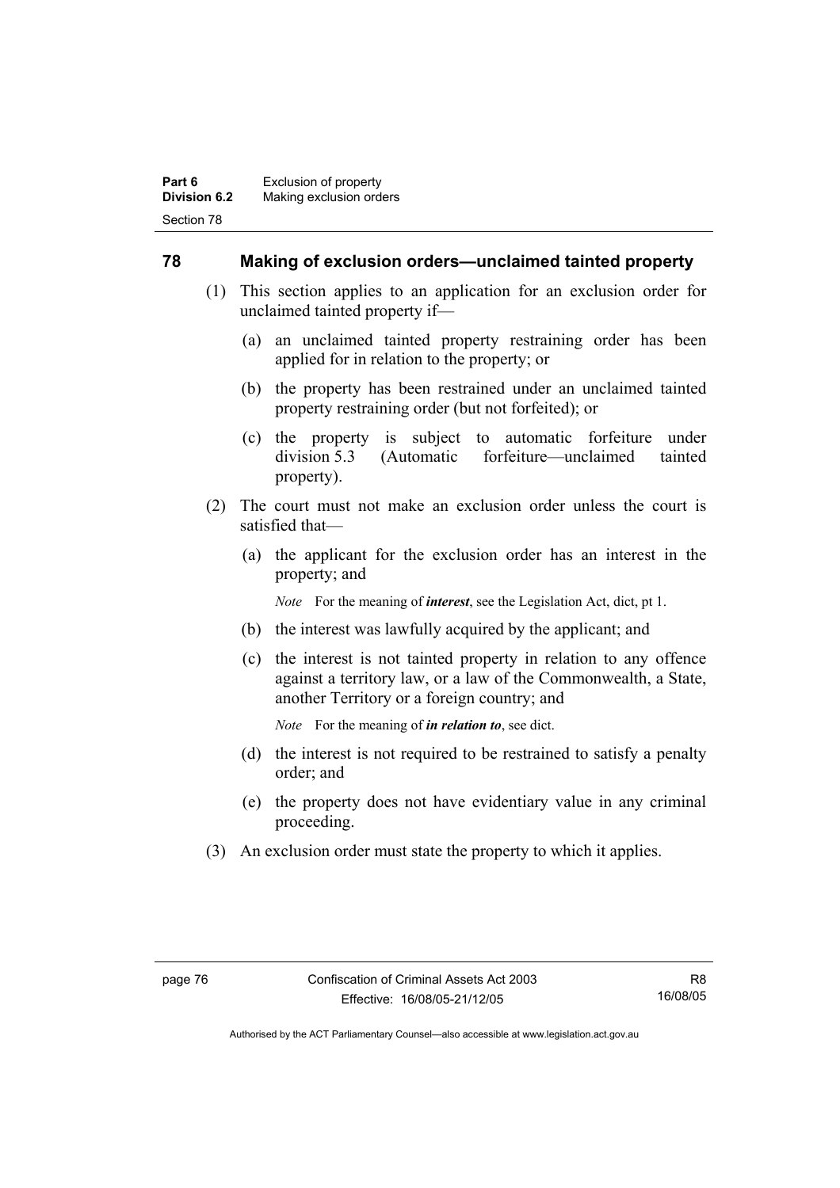## 78 Making of exclusion orders—unclaimed tainted property

(1) This section applies to an application for an exclusion order for unclaimed tainted property if—

(a) an unclaimed tainted property restraining order has been applied for in relation to the property; or

(b) the property has been restrained under an unclaimed tainted property restraining order (but not forfeited); or

(c) the property is subject to automatic forfeiture under division 5.3 (Automatic forfeiture—unclaimed tainted property).

(2) The court must not make an exclusion order unless the court is satisfied that—

(a) the applicant for the exclusion order has an interest in the property; and

*Note* For the meaning of ***interest***, see the Legislation Act, dict, pt 1.

(b) the interest was lawfully acquired by the applicant; and

(c) the interest is not tainted property in relation to any offence against a territory law, or a law of the Commonwealth, a State, another Territory or a foreign country; and

*Note* For the meaning of ***in relation to***, see dict.

(d) the interest is not required to be restrained to satisfy a penalty order; and

(e) the property does not have evidentiary value in any criminal proceeding.

(3) An exclusion order must state the property to which it applies.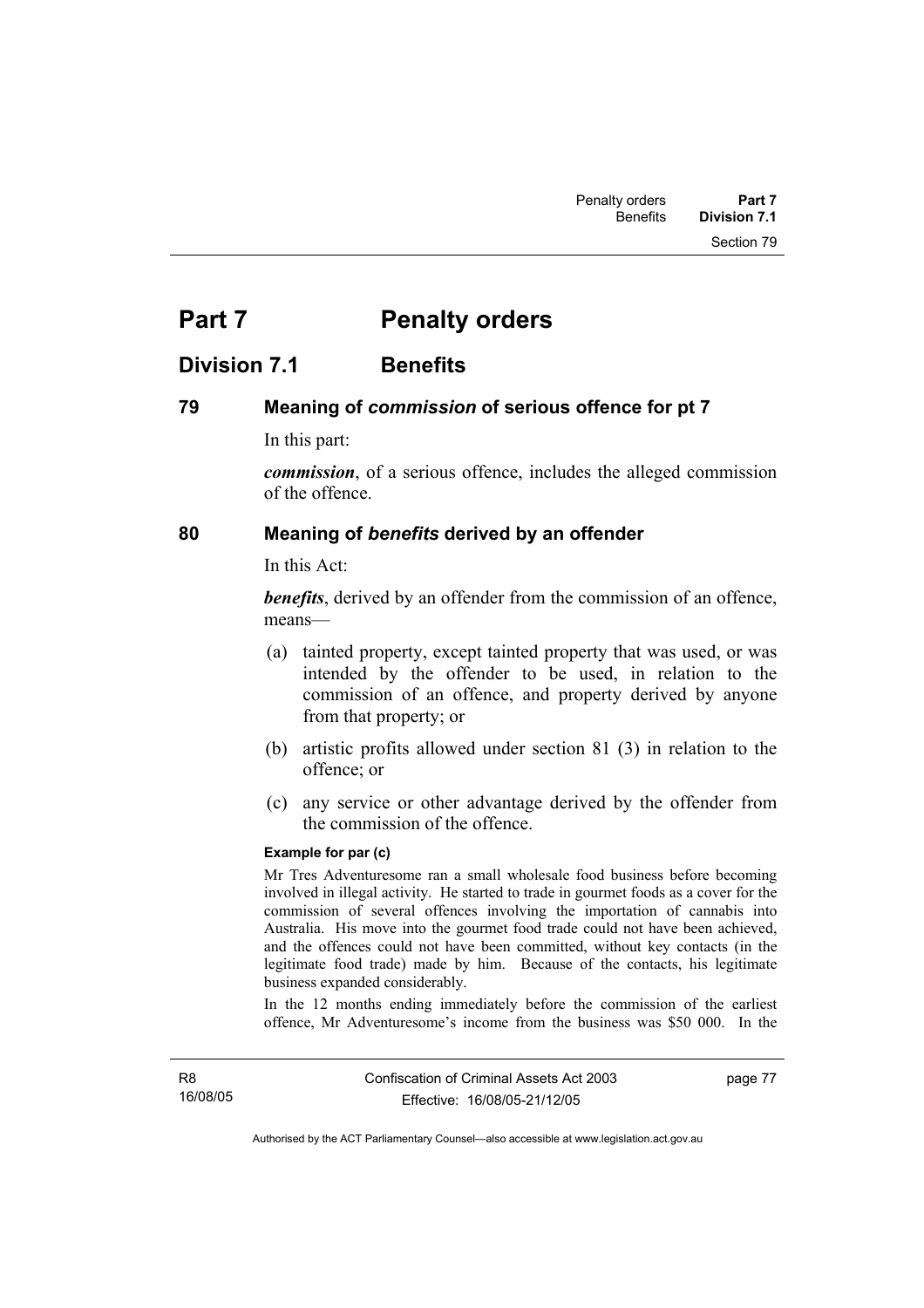# Part 7 Penalty orders

## Division 7.1 Benefits

### 79 Meaning of *commission* of serious offence for pt 7

In this part:

***commission***, of a serious offence, includes the alleged commission of the offence.

### 80 Meaning of *benefits* derived by an offender

In this Act:

***benefits***, derived by an offender from the commission of an offence, means—

(a) tainted property, except tainted property that was used, or was intended by the offender to be used, in relation to the commission of an offence, and property derived by anyone from that property; or

(b) artistic profits allowed under section 81 (3) in relation to the offence; or

(c) any service or other advantage derived by the offender from the commission of the offence.

**Example for par (c)**

Mr Tres Adventuresome ran a small wholesale food business before becoming involved in illegal activity. He started to trade in gourmet foods as a cover for the commission of several offences involving the importation of cannabis into Australia. His move into the gourmet food trade could not have been achieved, and the offences could not have been committed, without key contacts (in the legitimate food trade) made by him. Because of the contacts, his legitimate business expanded considerably.

In the 12 months ending immediately before the commission of the earliest offence, Mr Adventuresome's income from the business was $50 000. In the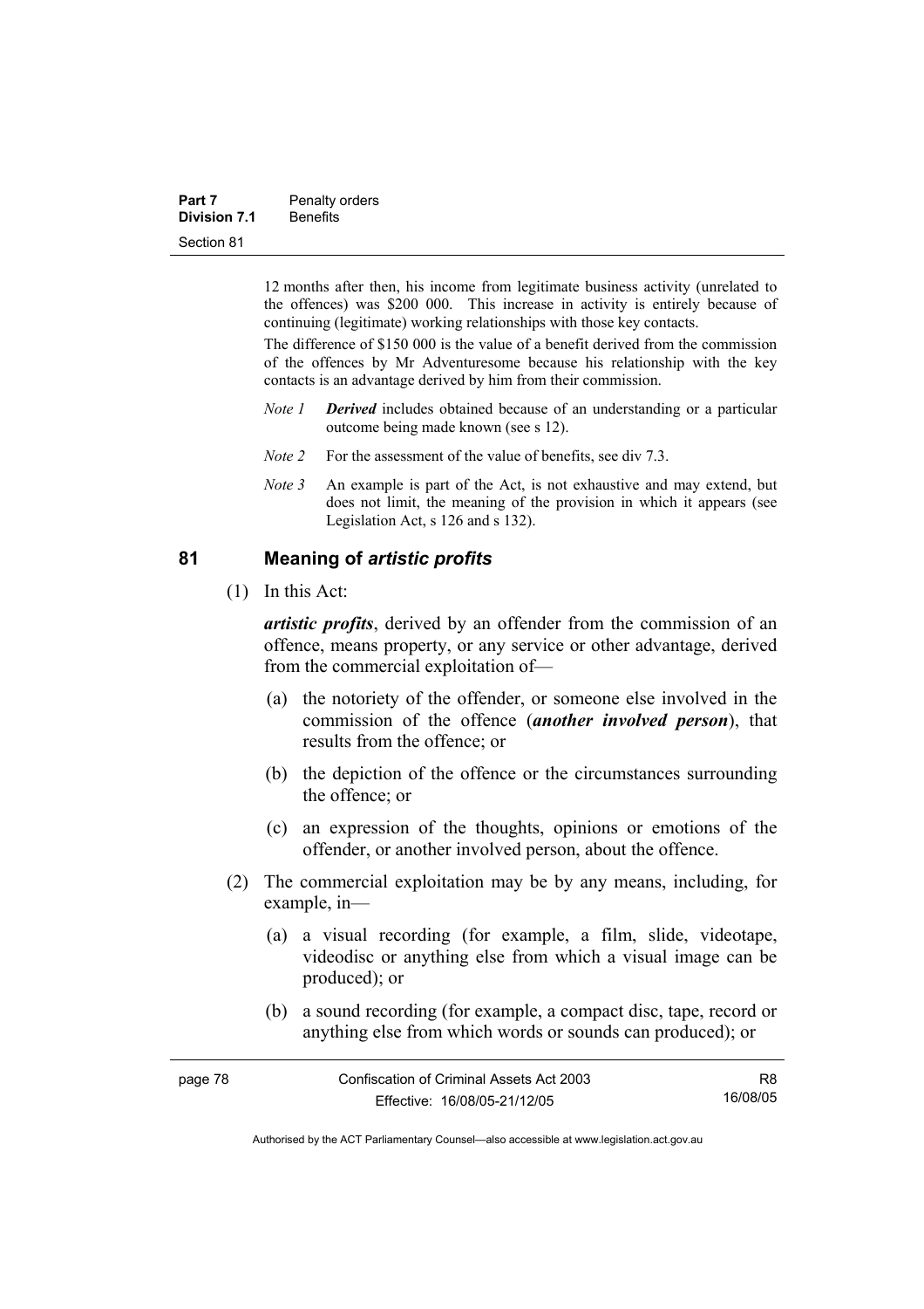12 months after then, his income from legitimate business activity (unrelated to the offences) was \$200 000. This increase in activity is entirely because of continuing (legitimate) working relationships with those key contacts.

The difference of \$150 000 is the value of a benefit derived from the commission of the offences by Mr Adventuresome because his relationship with the key contacts is an advantage derived by him from their commission.

*Note 1* ***Derived*** includes obtained because of an understanding or a particular outcome being made known (see s 12).

*Note 2* For the assessment of the value of benefits, see div 7.3.

*Note 3* An example is part of the Act, is not exhaustive and may extend, but does not limit, the meaning of the provision in which it appears (see Legislation Act, s 126 and s 132).

## 81 Meaning of *artistic profits*

(1) In this Act:

***artistic profits***, derived by an offender from the commission of an offence, means property, or any service or other advantage, derived from the commercial exploitation of—

(a) the notoriety of the offender, or someone else involved in the commission of the offence (***another involved person***), that results from the offence; or

(b) the depiction of the offence or the circumstances surrounding the offence; or

(c) an expression of the thoughts, opinions or emotions of the offender, or another involved person, about the offence.

(2) The commercial exploitation may be by any means, including, for example, in—

(a) a visual recording (for example, a film, slide, videotape, videodisc or anything else from which a visual image can be produced); or

(b) a sound recording (for example, a compact disc, tape, record or anything else from which words or sounds can produced); or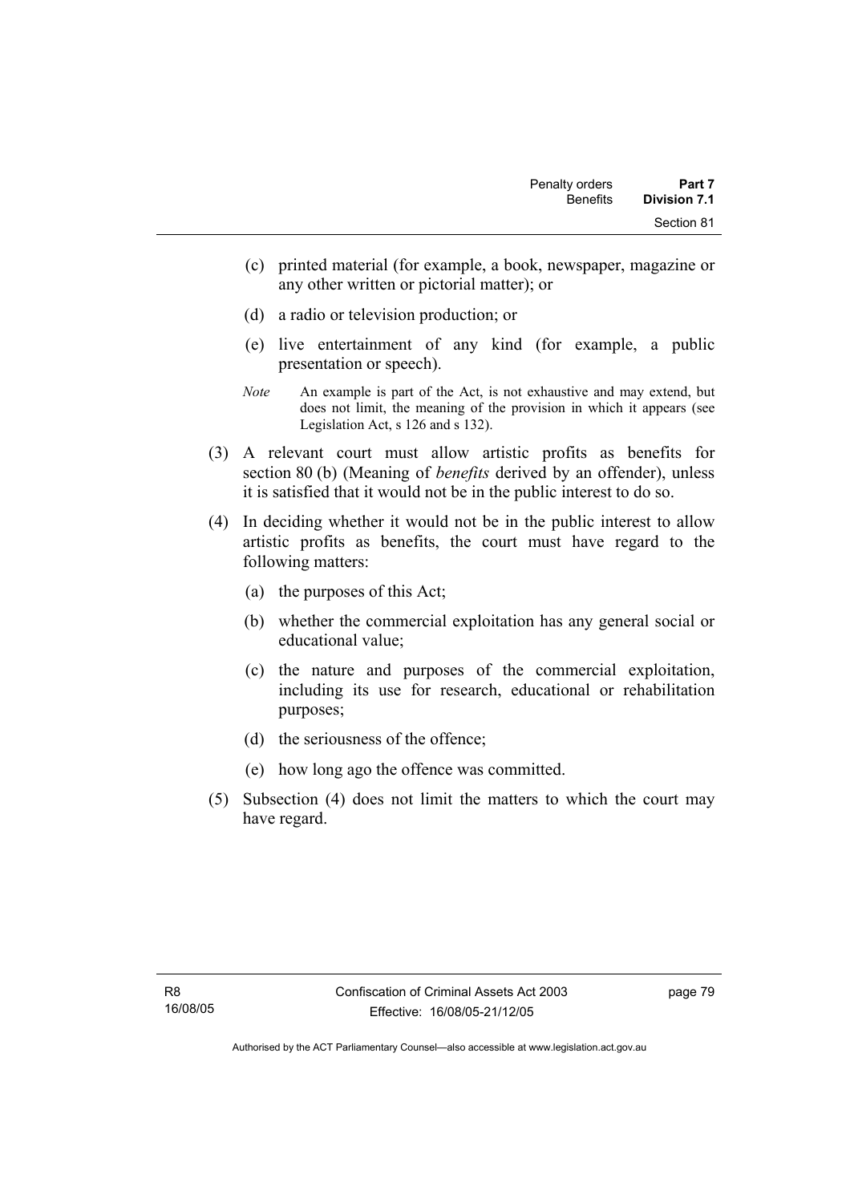(c) printed material (for example, a book, newspaper, magazine or any other written or pictorial matter); or

(d) a radio or television production; or

(e) live entertainment of any kind (for example, a public presentation or speech).

*Note* An example is part of the Act, is not exhaustive and may extend, but does not limit, the meaning of the provision in which it appears (see Legislation Act, s 126 and s 132).

(3) A relevant court must allow artistic profits as benefits for section 80 (b) (Meaning of *benefits* derived by an offender), unless it is satisfied that it would not be in the public interest to do so.

(4) In deciding whether it would not be in the public interest to allow artistic profits as benefits, the court must have regard to the following matters:

(a) the purposes of this Act;

(b) whether the commercial exploitation has any general social or educational value;

(c) the nature and purposes of the commercial exploitation, including its use for research, educational or rehabilitation purposes;

(d) the seriousness of the offence;

(e) how long ago the offence was committed.

(5) Subsection (4) does not limit the matters to which the court may have regard.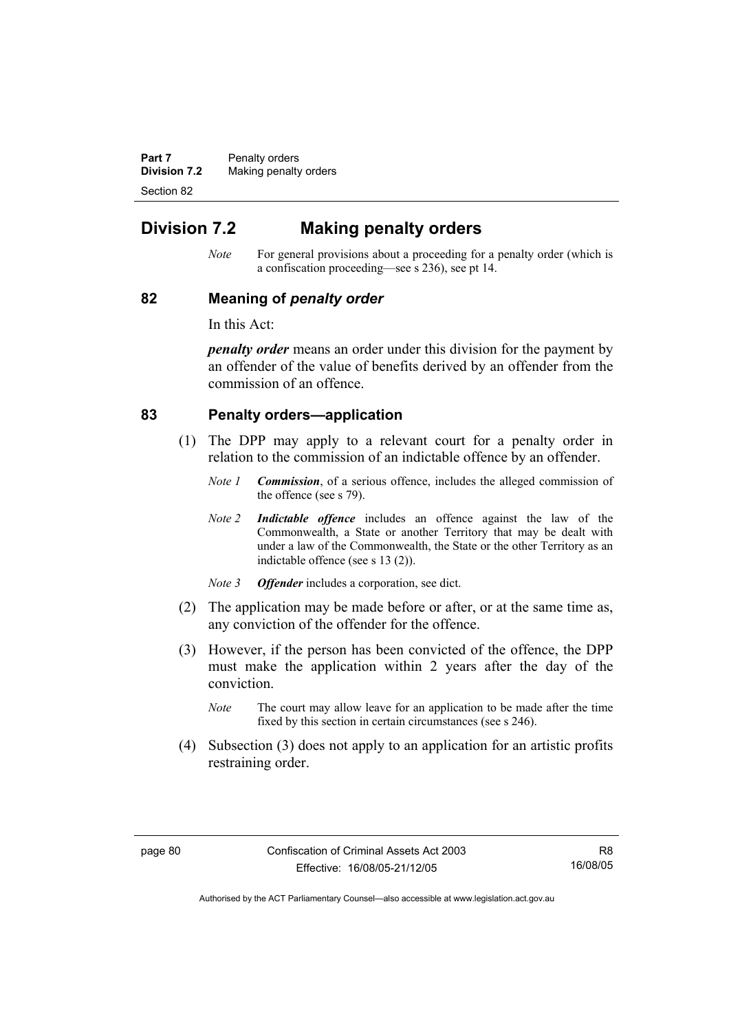## Division 7.2 Making penalty orders

*Note* For general provisions about a proceeding for a penalty order (which is a confiscation proceeding—see s 236), see pt 14.

### 82 Meaning of *penalty order*

In this Act:

***penalty order*** means an order under this division for the payment by an offender of the value of benefits derived by an offender from the commission of an offence.

### 83 Penalty orders—application

(1) The DPP may apply to a relevant court for a penalty order in relation to the commission of an indictable offence by an offender.

*Note 1* ***Commission***, of a serious offence, includes the alleged commission of the offence (see s 79).

*Note 2* ***Indictable offence*** includes an offence against the law of the Commonwealth, a State or another Territory that may be dealt with under a law of the Commonwealth, the State or the other Territory as an indictable offence (see s 13 (2)).

*Note 3* ***Offender*** includes a corporation, see dict.

(2) The application may be made before or after, or at the same time as, any conviction of the offender for the offence.

(3) However, if the person has been convicted of the offence, the DPP must make the application within 2 years after the day of the conviction.

*Note* The court may allow leave for an application to be made after the time fixed by this section in certain circumstances (see s 246).

(4) Subsection (3) does not apply to an application for an artistic profits restraining order.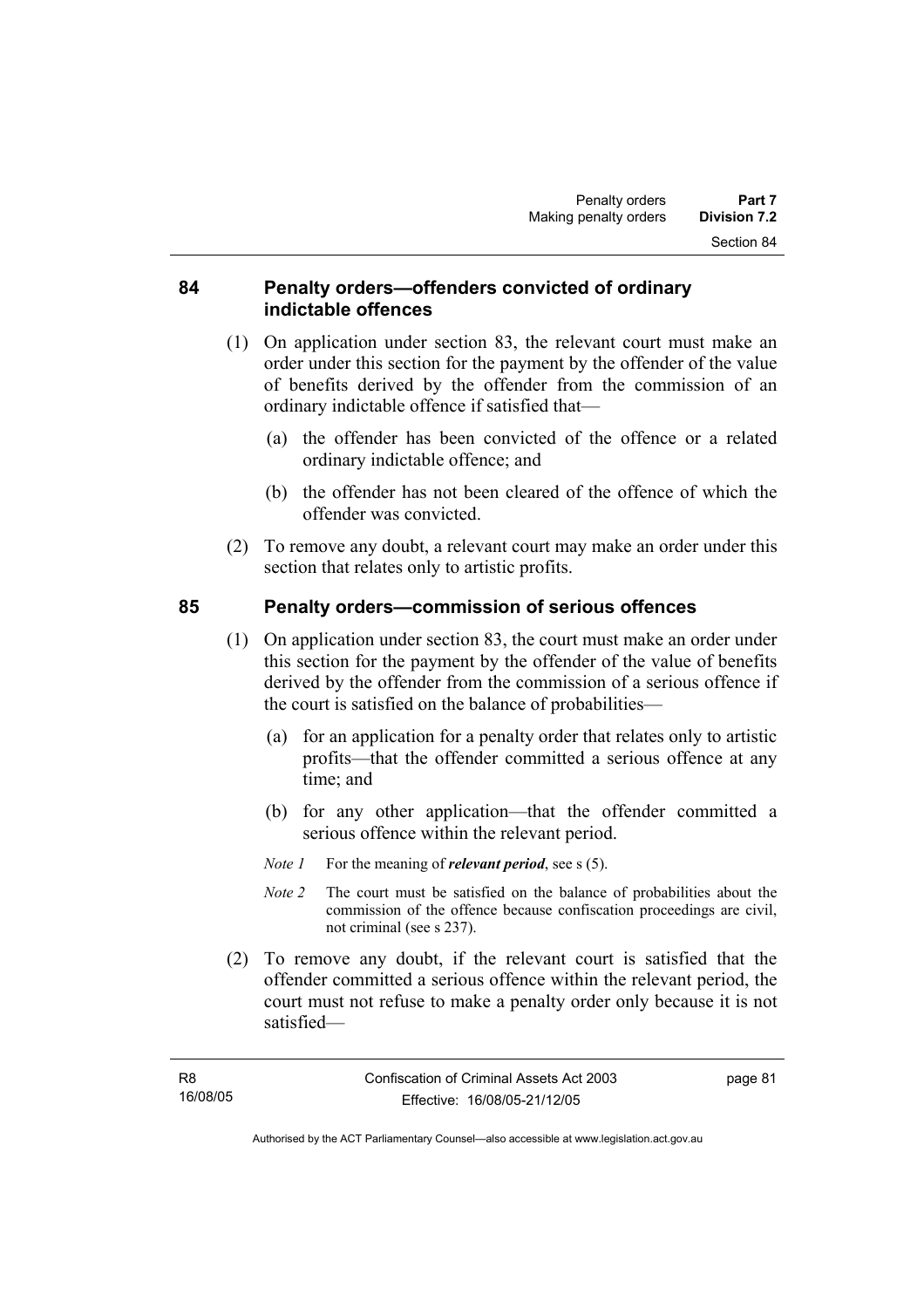## 84 Penalty orders—offenders convicted of ordinary indictable offences

(1) On application under section 83, the relevant court must make an order under this section for the payment by the offender of the value of benefits derived by the offender from the commission of an ordinary indictable offence if satisfied that—

(a) the offender has been convicted of the offence or a related ordinary indictable offence; and

(b) the offender has not been cleared of the offence of which the offender was convicted.

(2) To remove any doubt, a relevant court may make an order under this section that relates only to artistic profits.

## 85 Penalty orders—commission of serious offences

(1) On application under section 83, the court must make an order under this section for the payment by the offender of the value of benefits derived by the offender from the commission of a serious offence if the court is satisfied on the balance of probabilities—

(a) for an application for a penalty order that relates only to artistic profits—that the offender committed a serious offence at any time; and

(b) for any other application—that the offender committed a serious offence within the relevant period.

*Note 1* For the meaning of ***relevant period***, see s (5).

*Note 2* The court must be satisfied on the balance of probabilities about the commission of the offence because confiscation proceedings are civil, not criminal (see s 237).

(2) To remove any doubt, if the relevant court is satisfied that the offender committed a serious offence within the relevant period, the court must not refuse to make a penalty order only because it is not satisfied—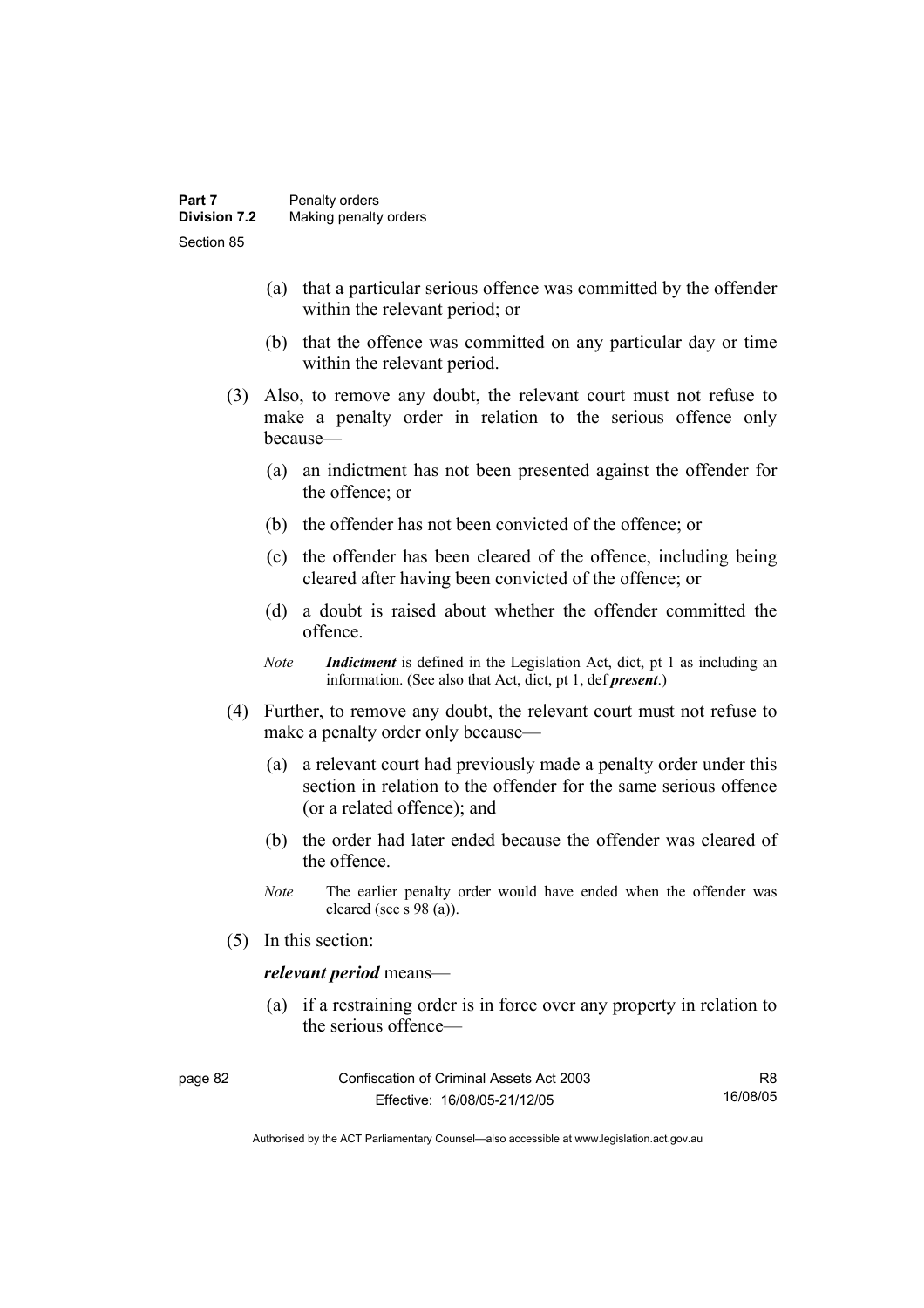(a) that a particular serious offence was committed by the offender within the relevant period; or

(b) that the offence was committed on any particular day or time within the relevant period.

(3) Also, to remove any doubt, the relevant court must not refuse to make a penalty order in relation to the serious offence only because—

(a) an indictment has not been presented against the offender for the offence; or

(b) the offender has not been convicted of the offence; or

(c) the offender has been cleared of the offence, including being cleared after having been convicted of the offence; or

(d) a doubt is raised about whether the offender committed the offence.

*Note* ***Indictment*** is defined in the Legislation Act, dict, pt 1 as including an information. (See also that Act, dict, pt 1, def ***present***.)

(4) Further, to remove any doubt, the relevant court must not refuse to make a penalty order only because—

(a) a relevant court had previously made a penalty order under this section in relation to the offender for the same serious offence (or a related offence); and

(b) the order had later ended because the offender was cleared of the offence.

*Note* The earlier penalty order would have ended when the offender was cleared (see s 98 (a)).

(5) In this section:

***relevant period*** means—

(a) if a restraining order is in force over any property in relation to the serious offence—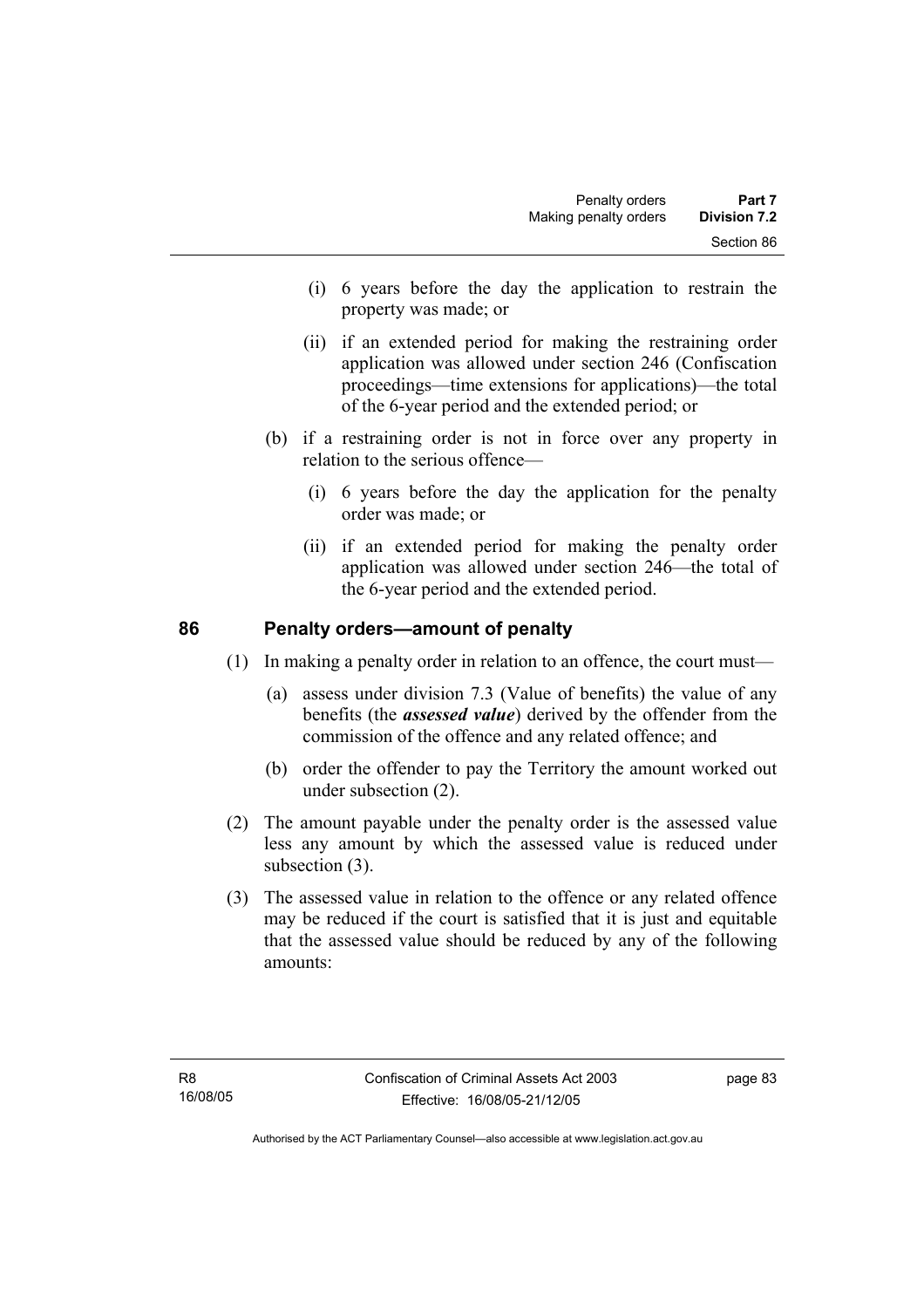(i) 6 years before the day the application to restrain the property was made; or

(ii) if an extended period for making the restraining order application was allowed under section 246 (Confiscation proceedings—time extensions for applications)—the total of the 6-year period and the extended period; or

(b) if a restraining order is not in force over any property in relation to the serious offence—

(i) 6 years before the day the application for the penalty order was made; or

(ii) if an extended period for making the penalty order application was allowed under section 246—the total of the 6-year period and the extended period.

## 86 Penalty orders—amount of penalty

(1) In making a penalty order in relation to an offence, the court must—

(a) assess under division 7.3 (Value of benefits) the value of any benefits (the ***assessed value***) derived by the offender from the commission of the offence and any related offence; and

(b) order the offender to pay the Territory the amount worked out under subsection (2).

(2) The amount payable under the penalty order is the assessed value less any amount by which the assessed value is reduced under subsection (3).

(3) The assessed value in relation to the offence or any related offence may be reduced if the court is satisfied that it is just and equitable that the assessed value should be reduced by any of the following amounts: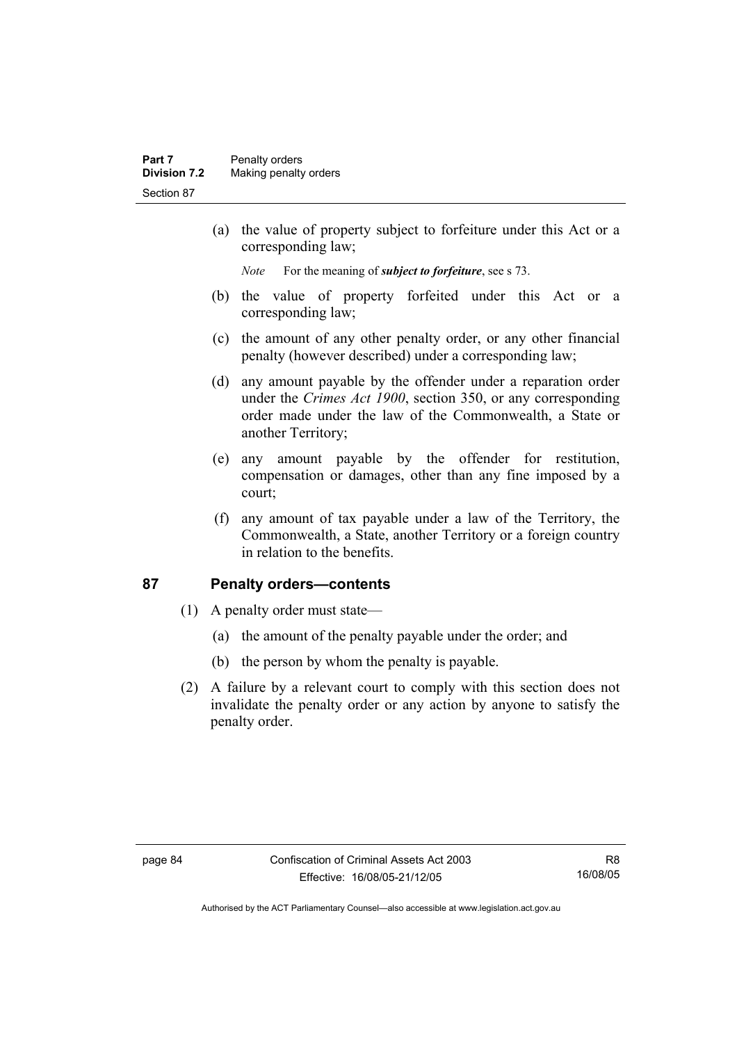(a) the value of property subject to forfeiture under this Act or a corresponding law;

*Note* For the meaning of ***subject to forfeiture***, see s 73.

(b) the value of property forfeited under this Act or a corresponding law;

(c) the amount of any other penalty order, or any other financial penalty (however described) under a corresponding law;

(d) any amount payable by the offender under a reparation order under the *Crimes Act 1900*, section 350, or any corresponding order made under the law of the Commonwealth, a State or another Territory;

(e) any amount payable by the offender for restitution, compensation or damages, other than any fine imposed by a court;

(f) any amount of tax payable under a law of the Territory, the Commonwealth, a State, another Territory or a foreign country in relation to the benefits.

## 87 Penalty orders—contents

(1) A penalty order must state—

(a) the amount of the penalty payable under the order; and

(b) the person by whom the penalty is payable.

(2) A failure by a relevant court to comply with this section does not invalidate the penalty order or any action by anyone to satisfy the penalty order.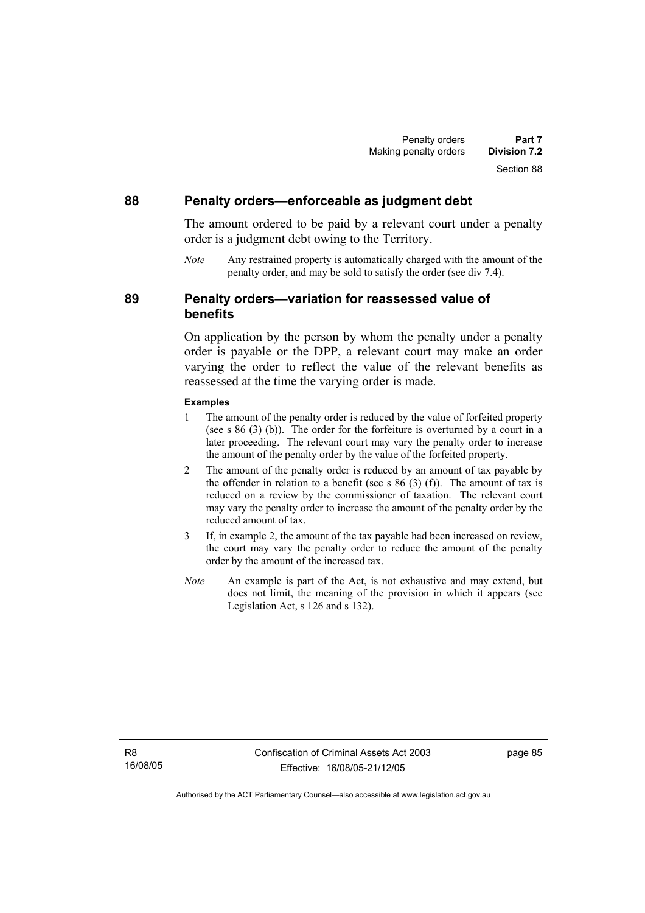## 88 Penalty orders—enforceable as judgment debt

The amount ordered to be paid by a relevant court under a penalty order is a judgment debt owing to the Territory.

*Note* Any restrained property is automatically charged with the amount of the penalty order, and may be sold to satisfy the order (see div 7.4).

## 89 Penalty orders—variation for reassessed value of benefits

On application by the person by whom the penalty under a penalty order is payable or the DPP, a relevant court may make an order varying the order to reflect the value of the relevant benefits as reassessed at the time the varying order is made.

**Examples**

1 The amount of the penalty order is reduced by the value of forfeited property (see s 86 (3) (b)). The order for the forfeiture is overturned by a court in a later proceeding. The relevant court may vary the penalty order to increase the amount of the penalty order by the value of the forfeited property.

2 The amount of the penalty order is reduced by an amount of tax payable by the offender in relation to a benefit (see s 86 (3) (f)). The amount of tax is reduced on a review by the commissioner of taxation. The relevant court may vary the penalty order to increase the amount of the penalty order by the reduced amount of tax.

3 If, in example 2, the amount of the tax payable had been increased on review, the court may vary the penalty order to reduce the amount of the penalty order by the amount of the increased tax.

*Note* An example is part of the Act, is not exhaustive and may extend, but does not limit, the meaning of the provision in which it appears (see Legislation Act, s 126 and s 132).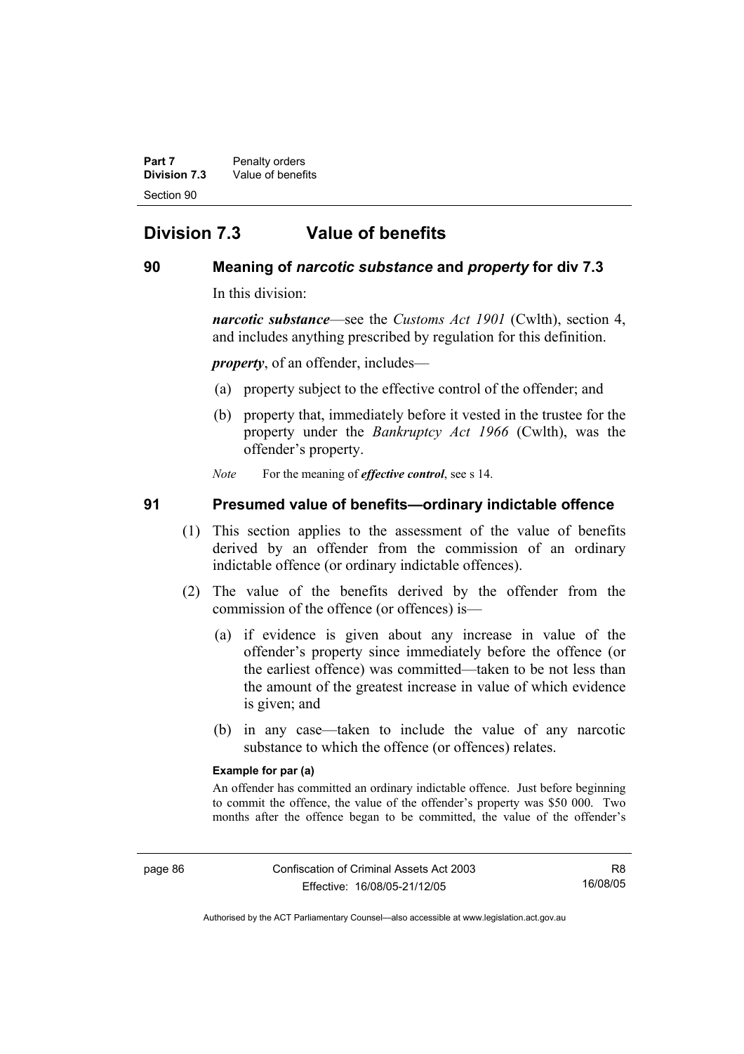## Division 7.3 Value of benefits

### 90 Meaning of *narcotic substance* and *property* for div 7.3

In this division:

***narcotic substance***—see the *Customs Act 1901* (Cwlth), section 4, and includes anything prescribed by regulation for this definition.

***property***, of an offender, includes—

(a) property subject to the effective control of the offender; and

(b) property that, immediately before it vested in the trustee for the property under the *Bankruptcy Act 1966* (Cwlth), was the offender's property.

*Note* For the meaning of ***effective control***, see s 14.

### 91 Presumed value of benefits—ordinary indictable offence

(1) This section applies to the assessment of the value of benefits derived by an offender from the commission of an ordinary indictable offence (or ordinary indictable offences).

(2) The value of the benefits derived by the offender from the commission of the offence (or offences) is—

(a) if evidence is given about any increase in value of the offender's property since immediately before the offence (or the earliest offence) was committed—taken to be not less than the amount of the greatest increase in value of which evidence is given; and

(b) in any case—taken to include the value of any narcotic substance to which the offence (or offences) relates.

**Example for par (a)**

An offender has committed an ordinary indictable offence. Just before beginning to commit the offence, the value of the offender's property was $50 000. Two months after the offence began to be committed, the value of the offender's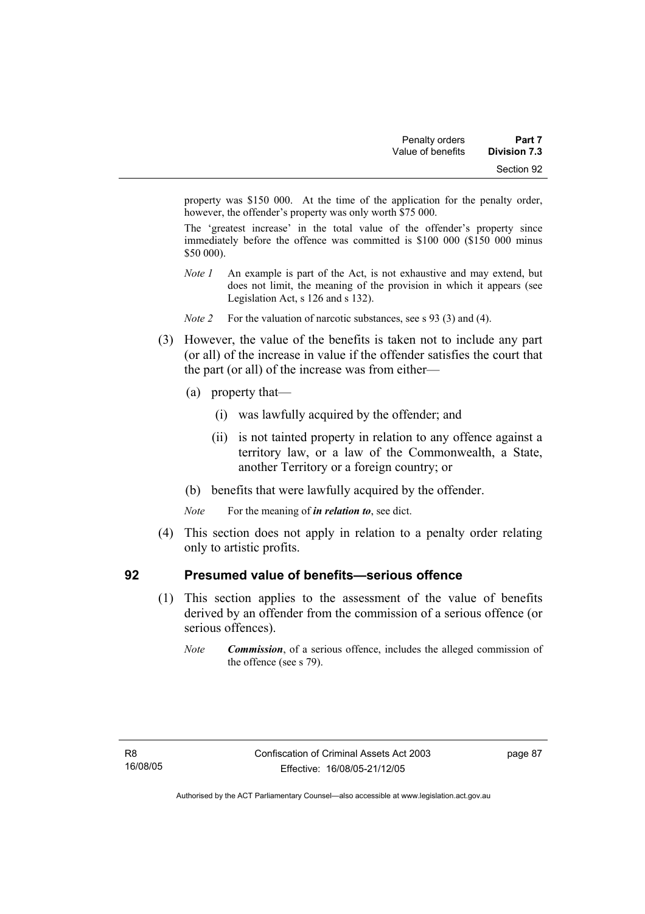property was $150 000. At the time of the application for the penalty order, however, the offender's property was only worth $75 000.

The 'greatest increase' in the total value of the offender's property since immediately before the offence was committed is $100 000 ($150 000 minus $50 000).

*Note 1* An example is part of the Act, is not exhaustive and may extend, but does not limit, the meaning of the provision in which it appears (see Legislation Act, s 126 and s 132).

*Note 2* For the valuation of narcotic substances, see s 93 (3) and (4).

(3) However, the value of the benefits is taken not to include any part (or all) of the increase in value if the offender satisfies the court that the part (or all) of the increase was from either—

(a) property that—

(i) was lawfully acquired by the offender; and

(ii) is not tainted property in relation to any offence against a territory law, or a law of the Commonwealth, a State, another Territory or a foreign country; or

(b) benefits that were lawfully acquired by the offender.

*Note* For the meaning of ***in relation to***, see dict.

(4) This section does not apply in relation to a penalty order relating only to artistic profits.

## 92 Presumed value of benefits—serious offence

(1) This section applies to the assessment of the value of benefits derived by an offender from the commission of a serious offence (or serious offences).

*Note* ***Commission***, of a serious offence, includes the alleged commission of the offence (see s 79).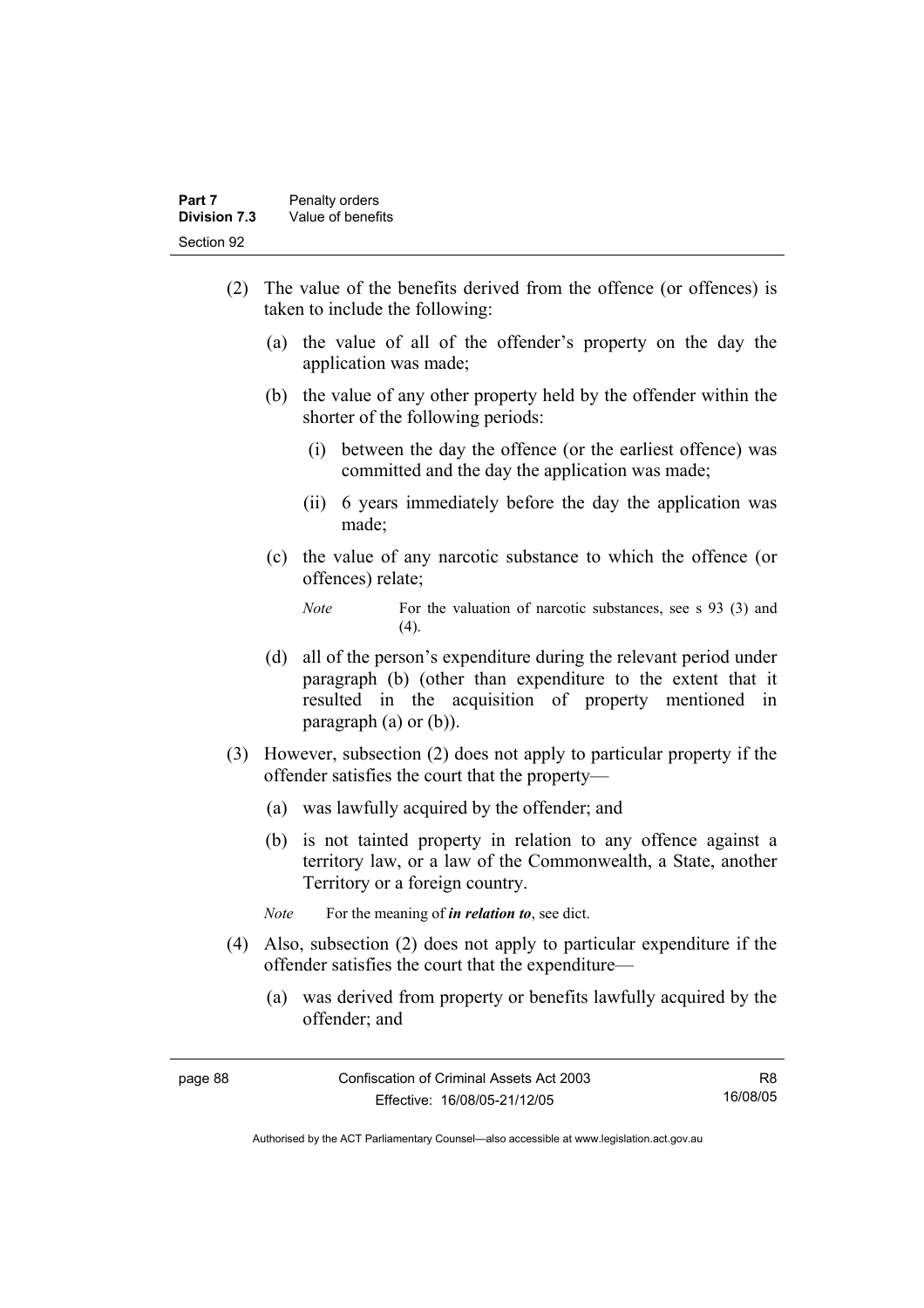(2) The value of the benefits derived from the offence (or offences) is taken to include the following:

(a) the value of all of the offender's property on the day the application was made;

(b) the value of any other property held by the offender within the shorter of the following periods:

(i) between the day the offence (or the earliest offence) was committed and the day the application was made;

(ii) 6 years immediately before the day the application was made;

(c) the value of any narcotic substance to which the offence (or offences) relate;

*Note* For the valuation of narcotic substances, see s 93 (3) and (4).

(d) all of the person's expenditure during the relevant period under paragraph (b) (other than expenditure to the extent that it resulted in the acquisition of property mentioned in paragraph (a) or (b)).

(3) However, subsection (2) does not apply to particular property if the offender satisfies the court that the property—

(a) was lawfully acquired by the offender; and

(b) is not tainted property in relation to any offence against a territory law, or a law of the Commonwealth, a State, another Territory or a foreign country.

*Note* For the meaning of ***in relation to***, see dict.

(4) Also, subsection (2) does not apply to particular expenditure if the offender satisfies the court that the expenditure—

(a) was derived from property or benefits lawfully acquired by the offender; and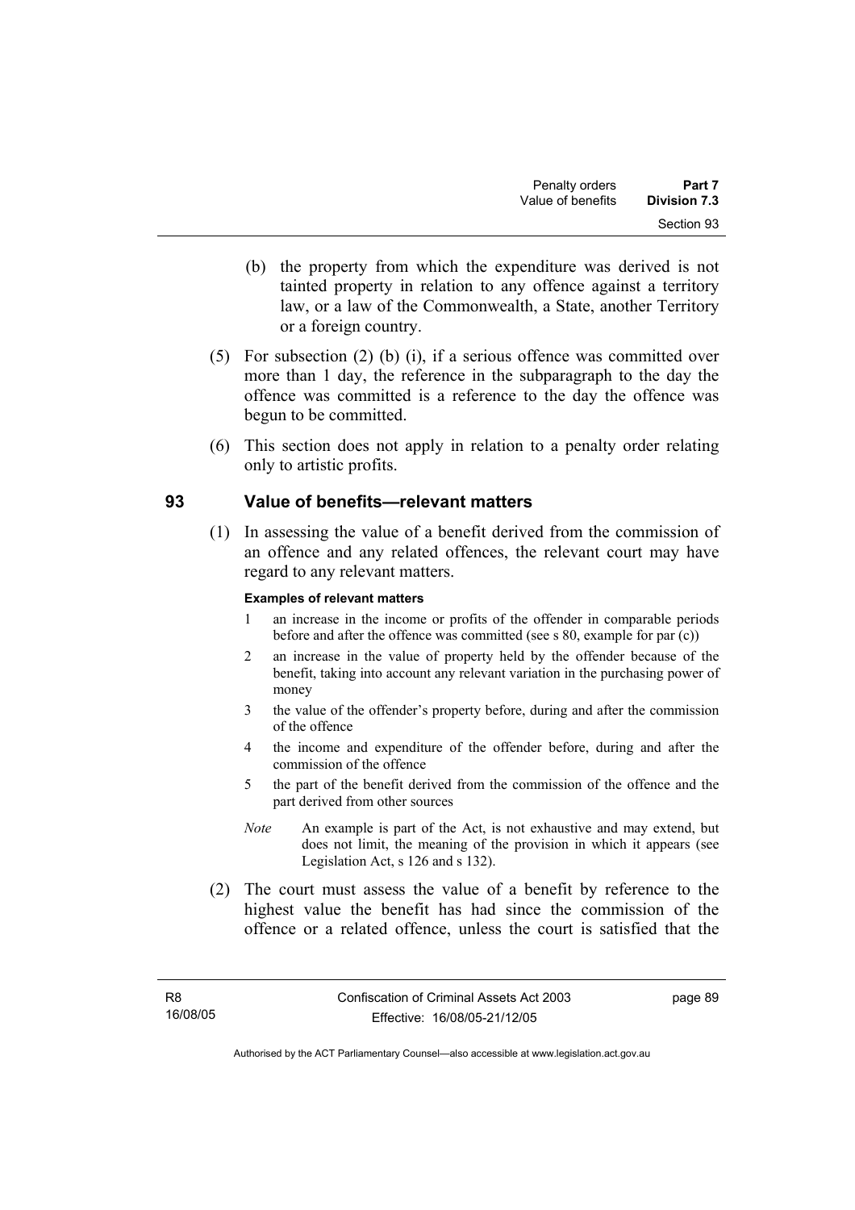(b) the property from which the expenditure was derived is not tainted property in relation to any offence against a territory law, or a law of the Commonwealth, a State, another Territory or a foreign country.

(5) For subsection (2) (b) (i), if a serious offence was committed over more than 1 day, the reference in the subparagraph to the day the offence was committed is a reference to the day the offence was begun to be committed.

(6) This section does not apply in relation to a penalty order relating only to artistic profits.

## 93 Value of benefits—relevant matters

(1) In assessing the value of a benefit derived from the commission of an offence and any related offences, the relevant court may have regard to any relevant matters.

**Examples of relevant matters**

1. an increase in the income or profits of the offender in comparable periods before and after the offence was committed (see s 80, example for par (c))
2. an increase in the value of property held by the offender because of the benefit, taking into account any relevant variation in the purchasing power of money
3. the value of the offender's property before, during and after the commission of the offence
4. the income and expenditure of the offender before, during and after the commission of the offence
5. the part of the benefit derived from the commission of the offence and the part derived from other sources

*Note* An example is part of the Act, is not exhaustive and may extend, but does not limit, the meaning of the provision in which it appears (see Legislation Act, s 126 and s 132).

(2) The court must assess the value of a benefit by reference to the highest value the benefit has had since the commission of the offence or a related offence, unless the court is satisfied that the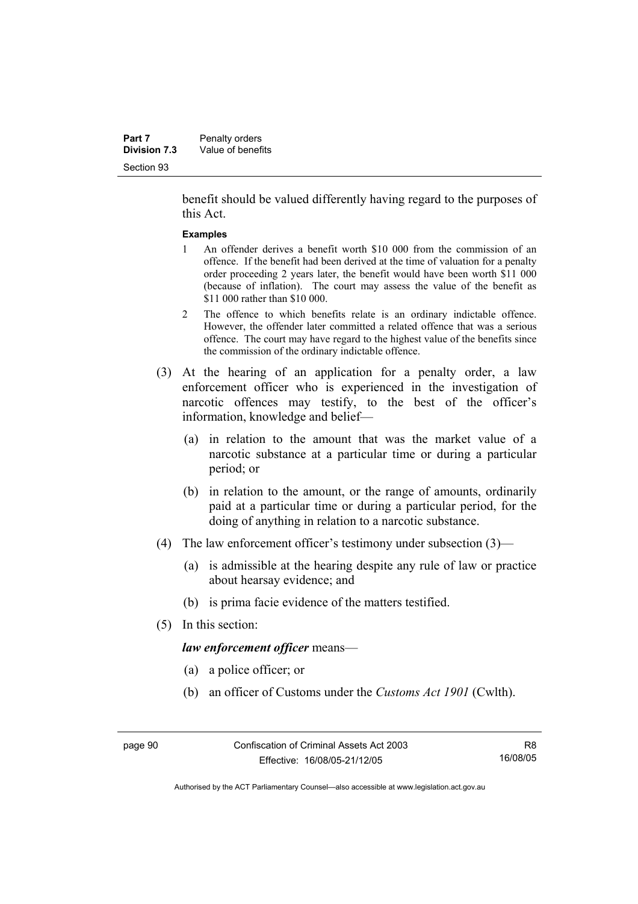benefit should be valued differently having regard to the purposes of this Act.

**Examples**

1 An offender derives a benefit worth $10 000 from the commission of an offence. If the benefit had been derived at the time of valuation for a penalty order proceeding 2 years later, the benefit would have been worth $11 000 (because of inflation). The court may assess the value of the benefit as $11 000 rather than $10 000.

2 The offence to which benefits relate is an ordinary indictable offence. However, the offender later committed a related offence that was a serious offence. The court may have regard to the highest value of the benefits since the commission of the ordinary indictable offence.

(3) At the hearing of an application for a penalty order, a law enforcement officer who is experienced in the investigation of narcotic offences may testify, to the best of the officer's information, knowledge and belief—

(a) in relation to the amount that was the market value of a narcotic substance at a particular time or during a particular period; or

(b) in relation to the amount, or the range of amounts, ordinarily paid at a particular time or during a particular period, for the doing of anything in relation to a narcotic substance.

(4) The law enforcement officer's testimony under subsection (3)—

(a) is admissible at the hearing despite any rule of law or practice about hearsay evidence; and

(b) is prima facie evidence of the matters testified.

(5) In this section:

***law enforcement officer*** means—

(a) a police officer; or

(b) an officer of Customs under the *Customs Act 1901* (Cwlth).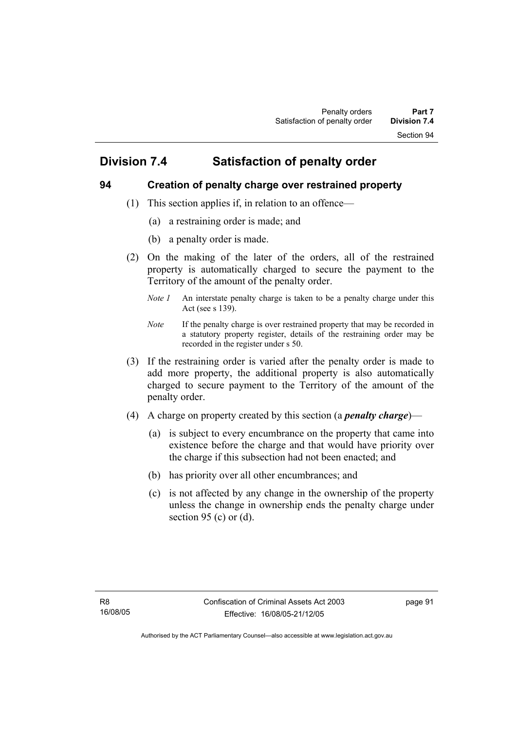## Division 7.4 Satisfaction of penalty order

### 94 Creation of penalty charge over restrained property

(1) This section applies if, in relation to an offence—

(a) a restraining order is made; and

(b) a penalty order is made.

(2) On the making of the later of the orders, all of the restrained property is automatically charged to secure the payment to the Territory of the amount of the penalty order.

*Note 1* An interstate penalty charge is taken to be a penalty charge under this Act (see s 139).

*Note* If the penalty charge is over restrained property that may be recorded in a statutory property register, details of the restraining order may be recorded in the register under s 50.

(3) If the restraining order is varied after the penalty order is made to add more property, the additional property is also automatically charged to secure payment to the Territory of the amount of the penalty order.

(4) A charge on property created by this section (a ***penalty charge***)—

(a) is subject to every encumbrance on the property that came into existence before the charge and that would have priority over the charge if this subsection had not been enacted; and

(b) has priority over all other encumbrances; and

(c) is not affected by any change in the ownership of the property unless the change in ownership ends the penalty charge under section 95 (c) or (d).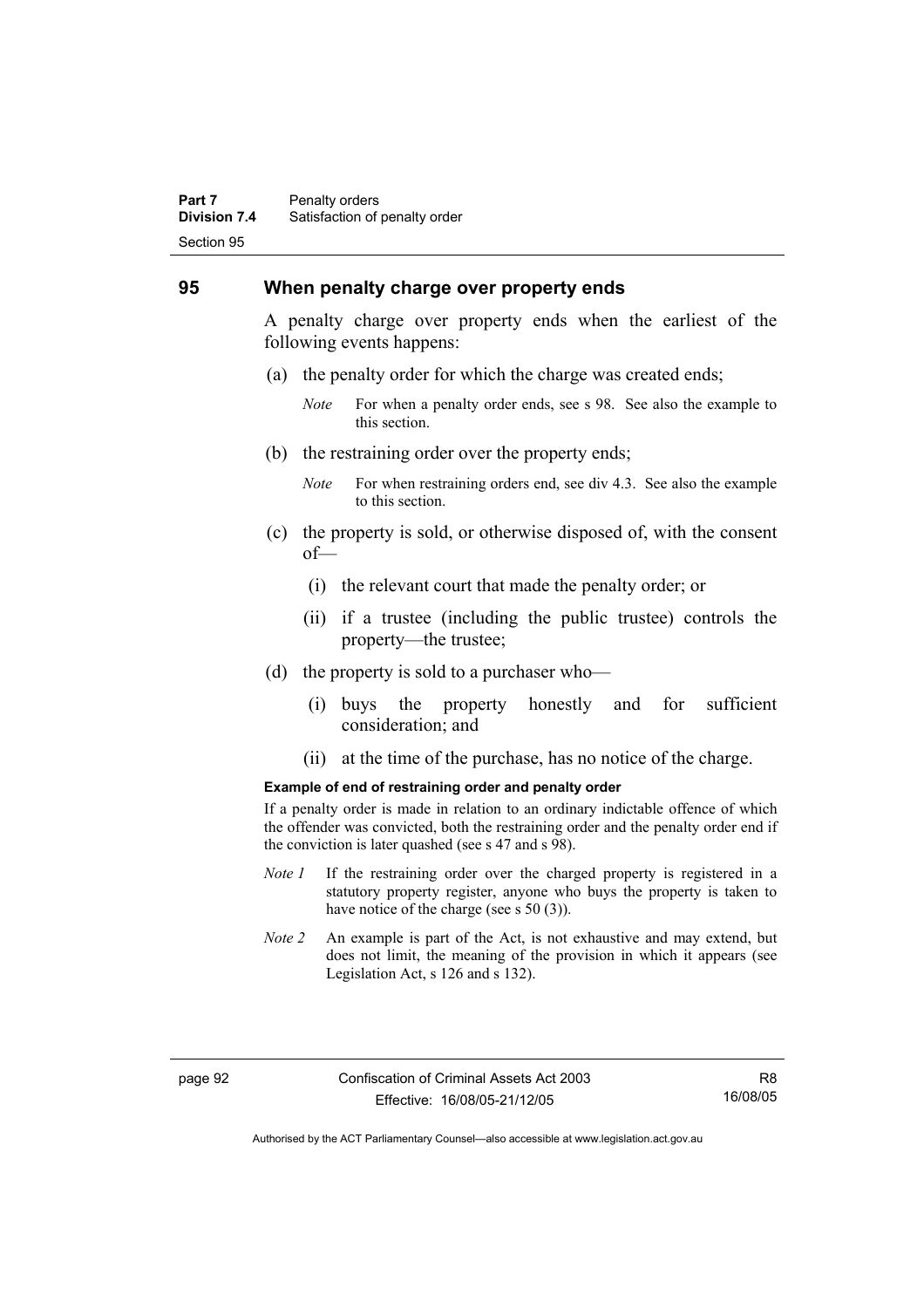## 95 When penalty charge over property ends

A penalty charge over property ends when the earliest of the following events happens:

(a) the penalty order for which the charge was created ends;

*Note* For when a penalty order ends, see s 98. See also the example to this section.

(b) the restraining order over the property ends;

*Note* For when restraining orders end, see div 4.3. See also the example to this section.

(c) the property is sold, or otherwise disposed of, with the consent of—

(i) the relevant court that made the penalty order; or

(ii) if a trustee (including the public trustee) controls the property—the trustee;

(d) the property is sold to a purchaser who—

(i) buys the property honestly and for sufficient consideration; and

(ii) at the time of the purchase, has no notice of the charge.

**Example of end of restraining order and penalty order**

If a penalty order is made in relation to an ordinary indictable offence of which the offender was convicted, both the restraining order and the penalty order end if the conviction is later quashed (see s 47 and s 98).

*Note 1* If the restraining order over the charged property is registered in a statutory property register, anyone who buys the property is taken to have notice of the charge (see s 50 (3)).

*Note 2* An example is part of the Act, is not exhaustive and may extend, but does not limit, the meaning of the provision in which it appears (see Legislation Act, s 126 and s 132).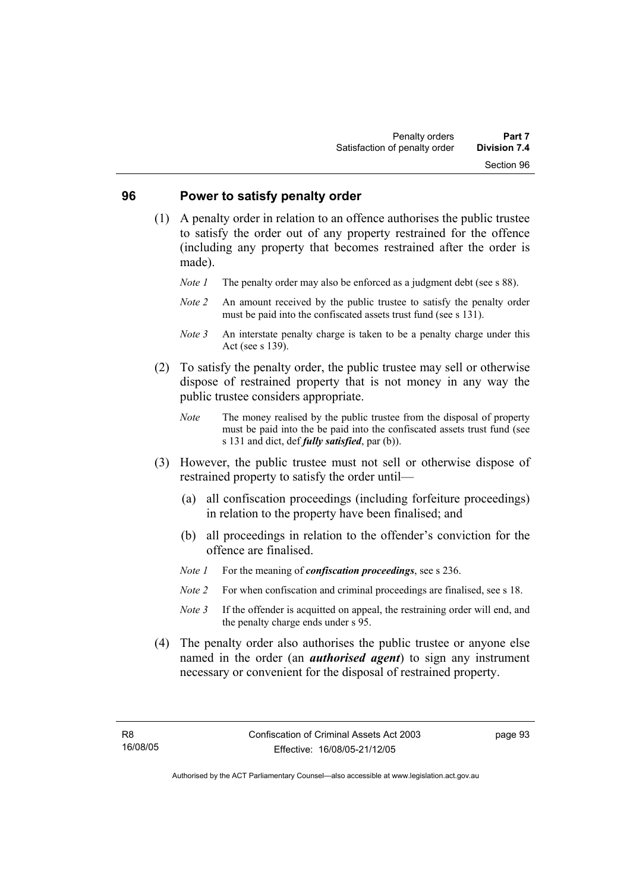## 96 Power to satisfy penalty order

(1) A penalty order in relation to an offence authorises the public trustee to satisfy the order out of any property restrained for the offence (including any property that becomes restrained after the order is made).

*Note 1* The penalty order may also be enforced as a judgment debt (see s 88).

*Note 2* An amount received by the public trustee to satisfy the penalty order must be paid into the confiscated assets trust fund (see s 131).

*Note 3* An interstate penalty charge is taken to be a penalty charge under this Act (see s 139).

(2) To satisfy the penalty order, the public trustee may sell or otherwise dispose of restrained property that is not money in any way the public trustee considers appropriate.

*Note* The money realised by the public trustee from the disposal of property must be paid into the be paid into the confiscated assets trust fund (see s 131 and dict, def ***fully satisfied***, par (b)).

(3) However, the public trustee must not sell or otherwise dispose of restrained property to satisfy the order until—

(a) all confiscation proceedings (including forfeiture proceedings) in relation to the property have been finalised; and

(b) all proceedings in relation to the offender's conviction for the offence are finalised.

*Note 1* For the meaning of ***confiscation proceedings***, see s 236.

*Note 2* For when confiscation and criminal proceedings are finalised, see s 18.

*Note 3* If the offender is acquitted on appeal, the restraining order will end, and the penalty charge ends under s 95.

(4) The penalty order also authorises the public trustee or anyone else named in the order (an ***authorised agent***) to sign any instrument necessary or convenient for the disposal of restrained property.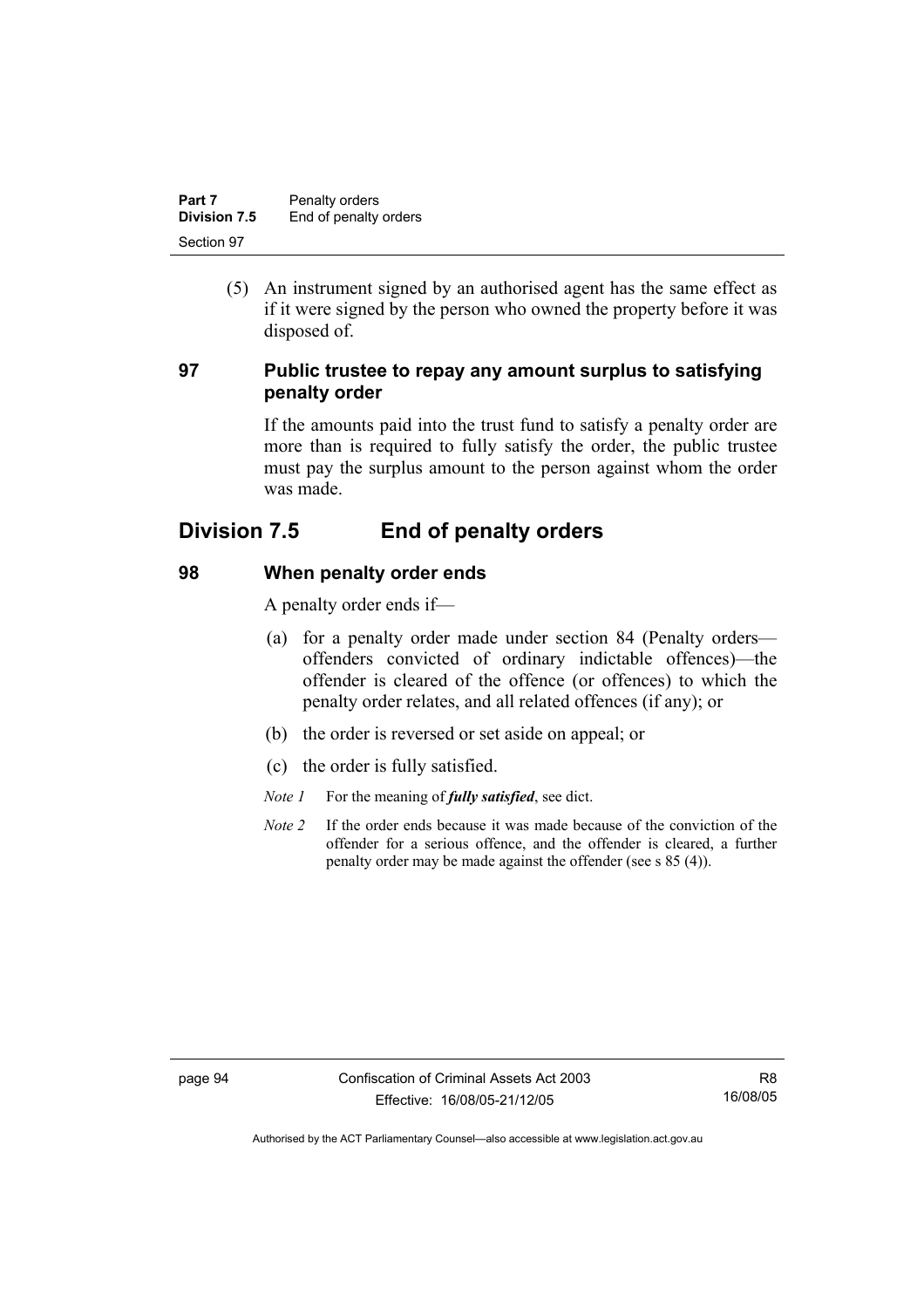(5) An instrument signed by an authorised agent has the same effect as if it were signed by the person who owned the property before it was disposed of.

### 97 Public trustee to repay any amount surplus to satisfying penalty order

If the amounts paid into the trust fund to satisfy a penalty order are more than is required to fully satisfy the order, the public trustee must pay the surplus amount to the person against whom the order was made.

## Division 7.5 End of penalty orders

### 98 When penalty order ends

A penalty order ends if—

(a) for a penalty order made under section 84 (Penalty orders—offenders convicted of ordinary indictable offences)—the offender is cleared of the offence (or offences) to which the penalty order relates, and all related offences (if any); or

(b) the order is reversed or set aside on appeal; or

(c) the order is fully satisfied.

*Note 1* For the meaning of ***fully satisfied***, see dict.

*Note 2* If the order ends because it was made because of the conviction of the offender for a serious offence, and the offender is cleared, a further penalty order may be made against the offender (see s 85 (4)).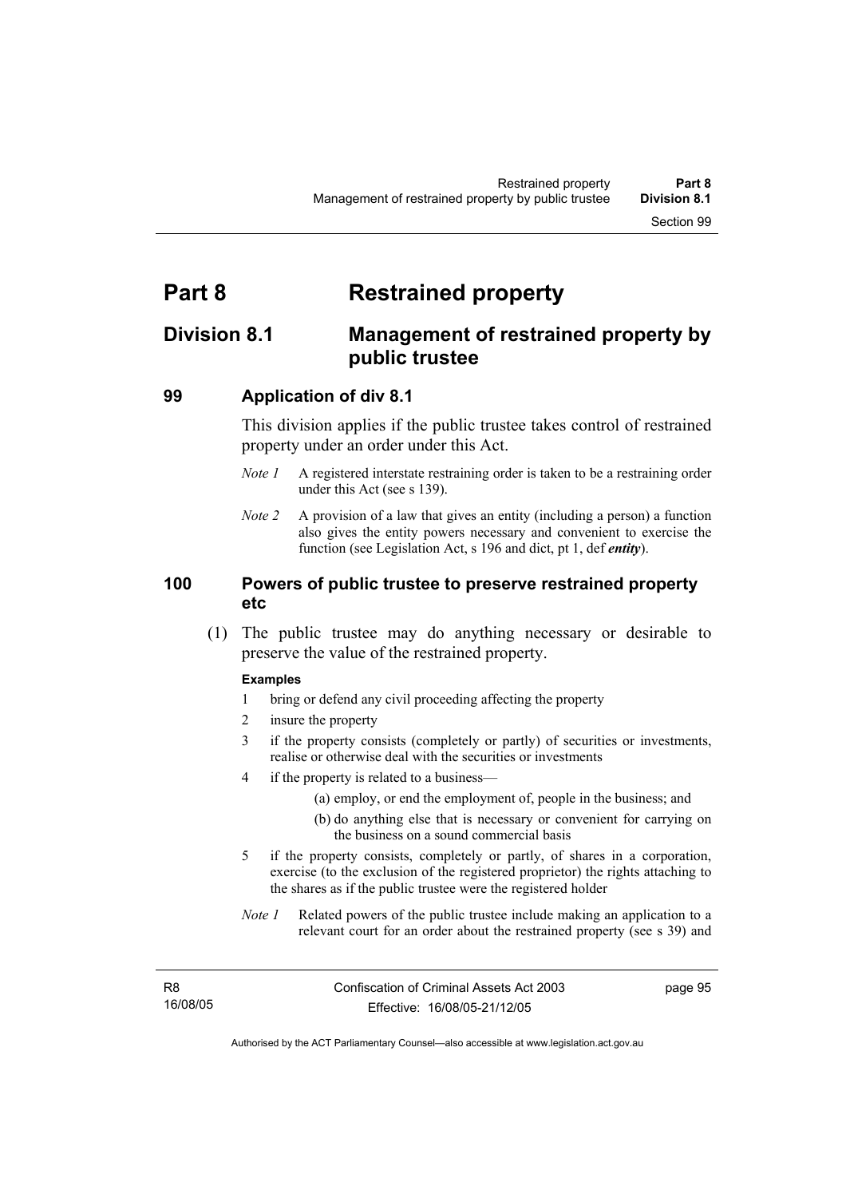# Part 8 Restrained property

## Division 8.1 Management of restrained property by public trustee

### 99 Application of div 8.1

This division applies if the public trustee takes control of restrained property under an order under this Act.

*Note 1* A registered interstate restraining order is taken to be a restraining order under this Act (see s 139).

*Note 2* A provision of a law that gives an entity (including a person) a function also gives the entity powers necessary and convenient to exercise the function (see Legislation Act, s 196 and dict, pt 1, def ***entity***).

### 100 Powers of public trustee to preserve restrained property etc

(1) The public trustee may do anything necessary or desirable to preserve the value of the restrained property.

**Examples**

1 bring or defend any civil proceeding affecting the property

2 insure the property

3 if the property consists (completely or partly) of securities or investments, realise or otherwise deal with the securities or investments

4 if the property is related to a business—

(a) employ, or end the employment of, people in the business; and

(b) do anything else that is necessary or convenient for carrying on the business on a sound commercial basis

5 if the property consists, completely or partly, of shares in a corporation, exercise (to the exclusion of the registered proprietor) the rights attaching to the shares as if the public trustee were the registered holder

*Note 1* Related powers of the public trustee include making an application to a relevant court for an order about the restrained property (see s 39) and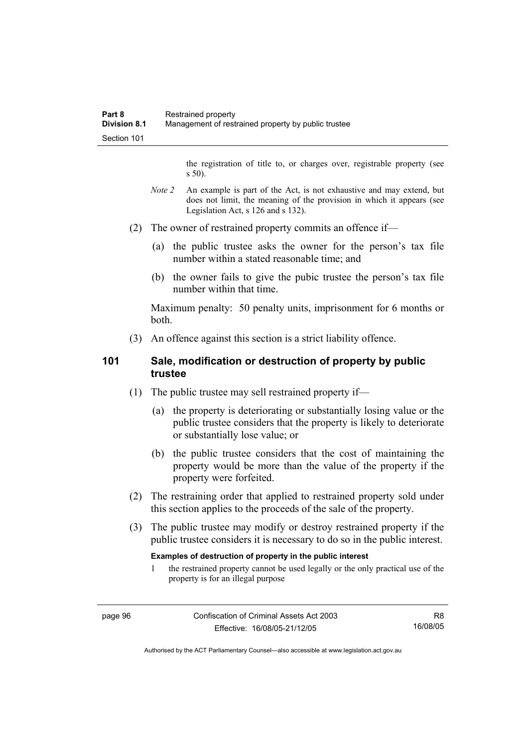the registration of title to, or charges over, registrable property (see s 50).

*Note 2* An example is part of the Act, is not exhaustive and may extend, but does not limit, the meaning of the provision in which it appears (see Legislation Act, s 126 and s 132).

(2) The owner of restrained property commits an offence if—

(a) the public trustee asks the owner for the person's tax file number within a stated reasonable time; and

(b) the owner fails to give the pubic trustee the person's tax file number within that time.

Maximum penalty: 50 penalty units, imprisonment for 6 months or both.

(3) An offence against this section is a strict liability offence.

## 101 Sale, modification or destruction of property by public trustee

(1) The public trustee may sell restrained property if—

(a) the property is deteriorating or substantially losing value or the public trustee considers that the property is likely to deteriorate or substantially lose value; or

(b) the public trustee considers that the cost of maintaining the property would be more than the value of the property if the property were forfeited.

(2) The restraining order that applied to restrained property sold under this section applies to the proceeds of the sale of the property.

(3) The public trustee may modify or destroy restrained property if the public trustee considers it is necessary to do so in the public interest.

**Examples of destruction of property in the public interest**

1 the restrained property cannot be used legally or the only practical use of the property is for an illegal purpose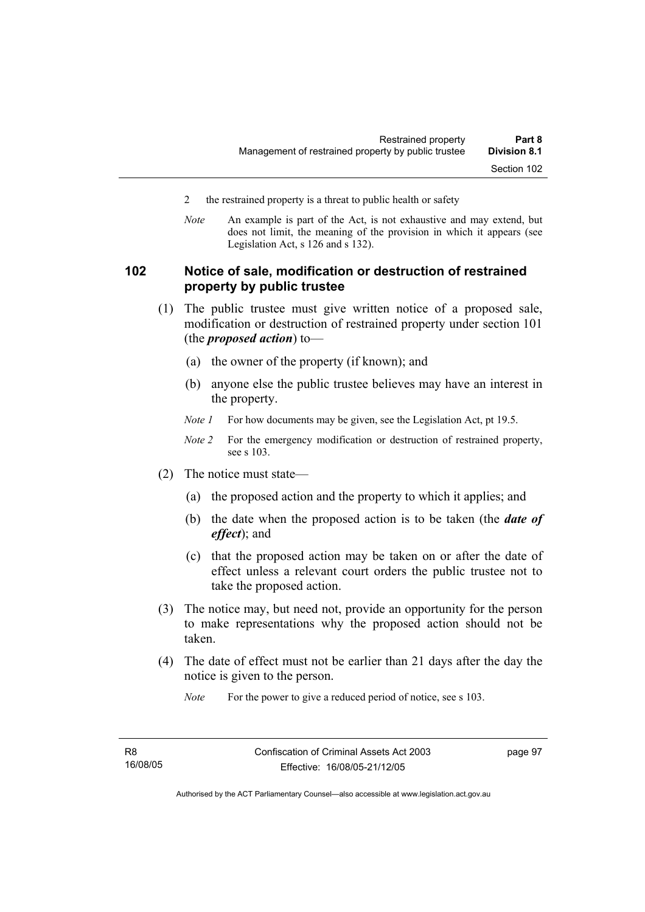2 the restrained property is a threat to public health or safety

*Note* An example is part of the Act, is not exhaustive and may extend, but does not limit, the meaning of the provision in which it appears (see Legislation Act, s 126 and s 132).

## 102 Notice of sale, modification or destruction of restrained property by public trustee

(1) The public trustee must give written notice of a proposed sale, modification or destruction of restrained property under section 101 (the ***proposed action***) to—

(a) the owner of the property (if known); and

(b) anyone else the public trustee believes may have an interest in the property.

*Note 1* For how documents may be given, see the Legislation Act, pt 19.5.

*Note 2* For the emergency modification or destruction of restrained property, see s 103.

(2) The notice must state—

(a) the proposed action and the property to which it applies; and

(b) the date when the proposed action is to be taken (the ***date of effect***); and

(c) that the proposed action may be taken on or after the date of effect unless a relevant court orders the public trustee not to take the proposed action.

(3) The notice may, but need not, provide an opportunity for the person to make representations why the proposed action should not be taken.

(4) The date of effect must not be earlier than 21 days after the day the notice is given to the person.

*Note* For the power to give a reduced period of notice, see s 103.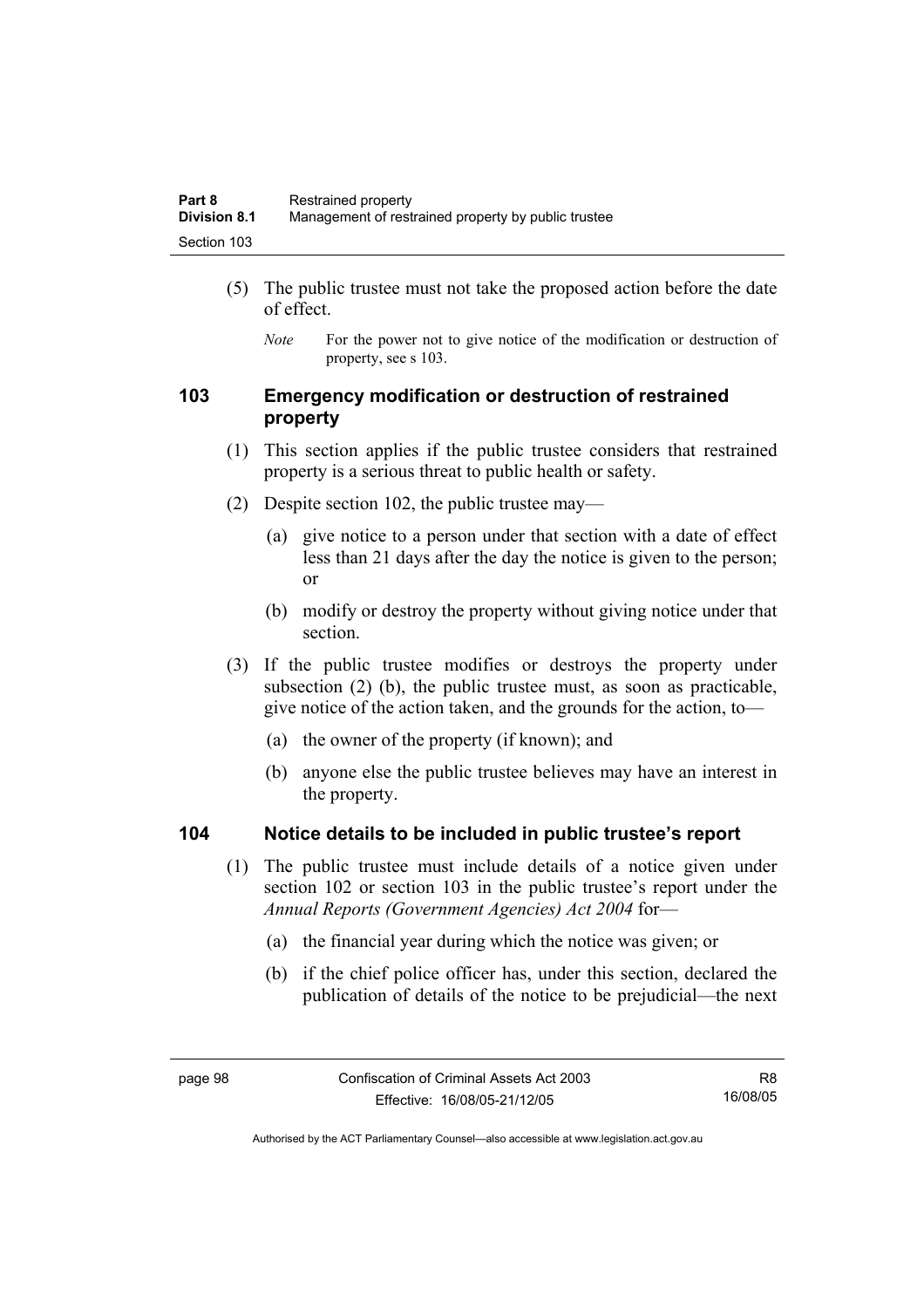(5) The public trustee must not take the proposed action before the date of effect.

*Note* For the power not to give notice of the modification or destruction of property, see s 103.

## 103 Emergency modification or destruction of restrained property

(1) This section applies if the public trustee considers that restrained property is a serious threat to public health or safety.

(2) Despite section 102, the public trustee may—

(a) give notice to a person under that section with a date of effect less than 21 days after the day the notice is given to the person; or

(b) modify or destroy the property without giving notice under that section.

(3) If the public trustee modifies or destroys the property under subsection (2) (b), the public trustee must, as soon as practicable, give notice of the action taken, and the grounds for the action, to—

(a) the owner of the property (if known); and

(b) anyone else the public trustee believes may have an interest in the property.

## 104 Notice details to be included in public trustee's report

(1) The public trustee must include details of a notice given under section 102 or section 103 in the public trustee's report under the *Annual Reports (Government Agencies) Act 2004* for—

(a) the financial year during which the notice was given; or

(b) if the chief police officer has, under this section, declared the publication of details of the notice to be prejudicial—the next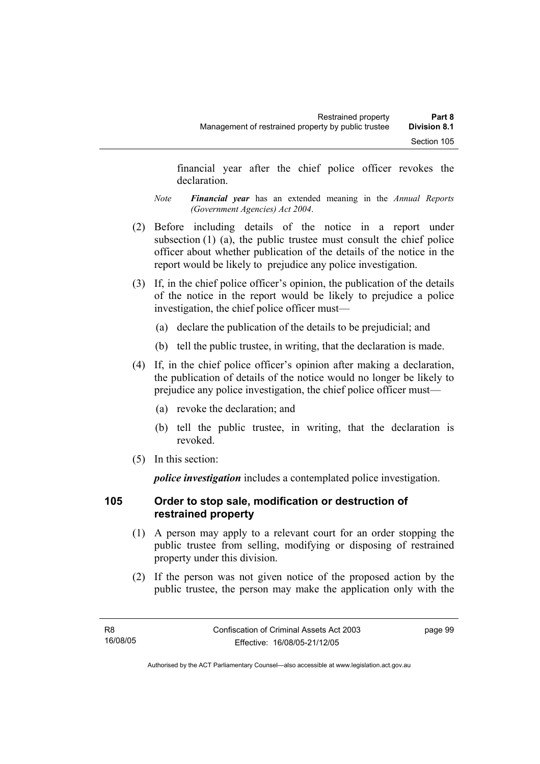financial year after the chief police officer revokes the declaration.

*Note* ***Financial year*** has an extended meaning in the *Annual Reports (Government Agencies) Act 2004*.

(2) Before including details of the notice in a report under subsection (1) (a), the public trustee must consult the chief police officer about whether publication of the details of the notice in the report would be likely to prejudice any police investigation.

(3) If, in the chief police officer's opinion, the publication of the details of the notice in the report would be likely to prejudice a police investigation, the chief police officer must—

(a) declare the publication of the details to be prejudicial; and

(b) tell the public trustee, in writing, that the declaration is made.

(4) If, in the chief police officer's opinion after making a declaration, the publication of details of the notice would no longer be likely to prejudice any police investigation, the chief police officer must—

(a) revoke the declaration; and

(b) tell the public trustee, in writing, that the declaration is revoked.

(5) In this section:

***police investigation*** includes a contemplated police investigation.

### 105 Order to stop sale, modification or destruction of restrained property

(1) A person may apply to a relevant court for an order stopping the public trustee from selling, modifying or disposing of restrained property under this division.

(2) If the person was not given notice of the proposed action by the public trustee, the person may make the application only with the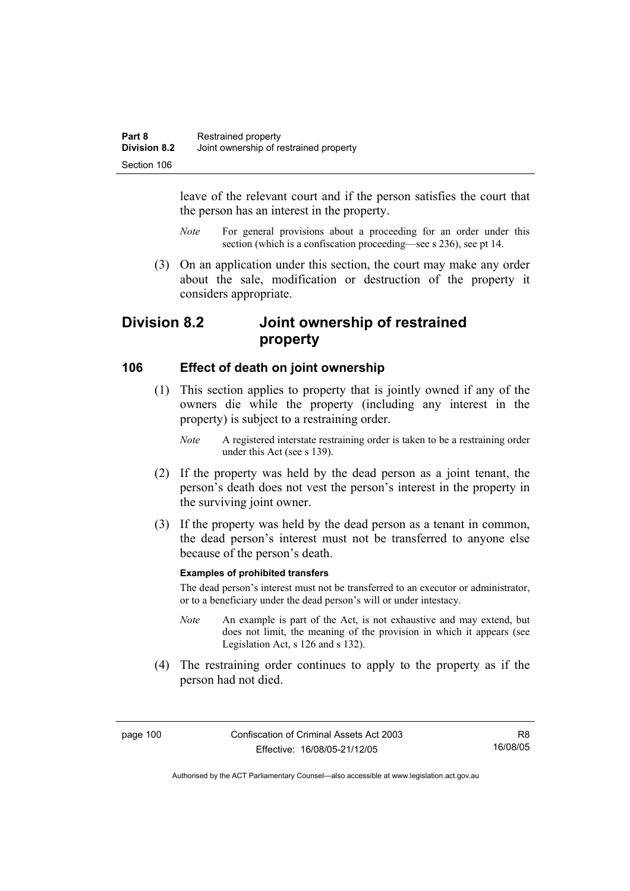leave of the relevant court and if the person satisfies the court that the person has an interest in the property.

*Note* For general provisions about a proceeding for an order under this section (which is a confiscation proceeding—see s 236), see pt 14.

(3) On an application under this section, the court may make any order about the sale, modification or destruction of the property it considers appropriate.

## Division 8.2 Joint ownership of restrained property

### 106 Effect of death on joint ownership

(1) This section applies to property that is jointly owned if any of the owners die while the property (including any interest in the property) is subject to a restraining order.

*Note* A registered interstate restraining order is taken to be a restraining order under this Act (see s 139).

(2) If the property was held by the dead person as a joint tenant, the person's death does not vest the person's interest in the property in the surviving joint owner.

(3) If the property was held by the dead person as a tenant in common, the dead person's interest must not be transferred to anyone else because of the person's death.

**Examples of prohibited transfers**

The dead person's interest must not be transferred to an executor or administrator, or to a beneficiary under the dead person's will or under intestacy.

*Note* An example is part of the Act, is not exhaustive and may extend, but does not limit, the meaning of the provision in which it appears (see Legislation Act, s 126 and s 132).

(4) The restraining order continues to apply to the property as if the person had not died.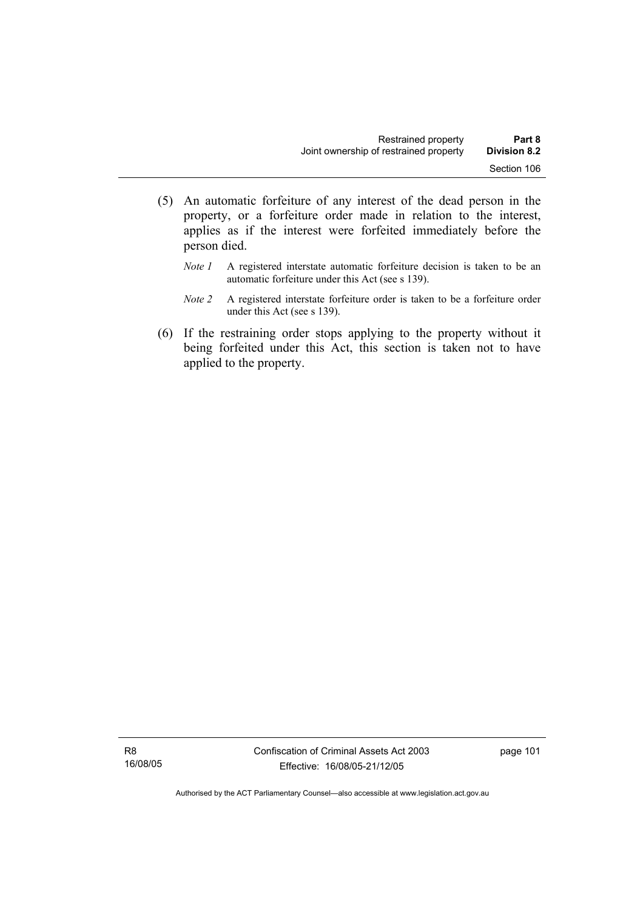(5) An automatic forfeiture of any interest of the dead person in the property, or a forfeiture order made in relation to the interest, applies as if the interest were forfeited immediately before the person died.

*Note 1* A registered interstate automatic forfeiture decision is taken to be an automatic forfeiture under this Act (see s 139).

*Note 2* A registered interstate forfeiture order is taken to be a forfeiture order under this Act (see s 139).

(6) If the restraining order stops applying to the property without it being forfeited under this Act, this section is taken not to have applied to the property.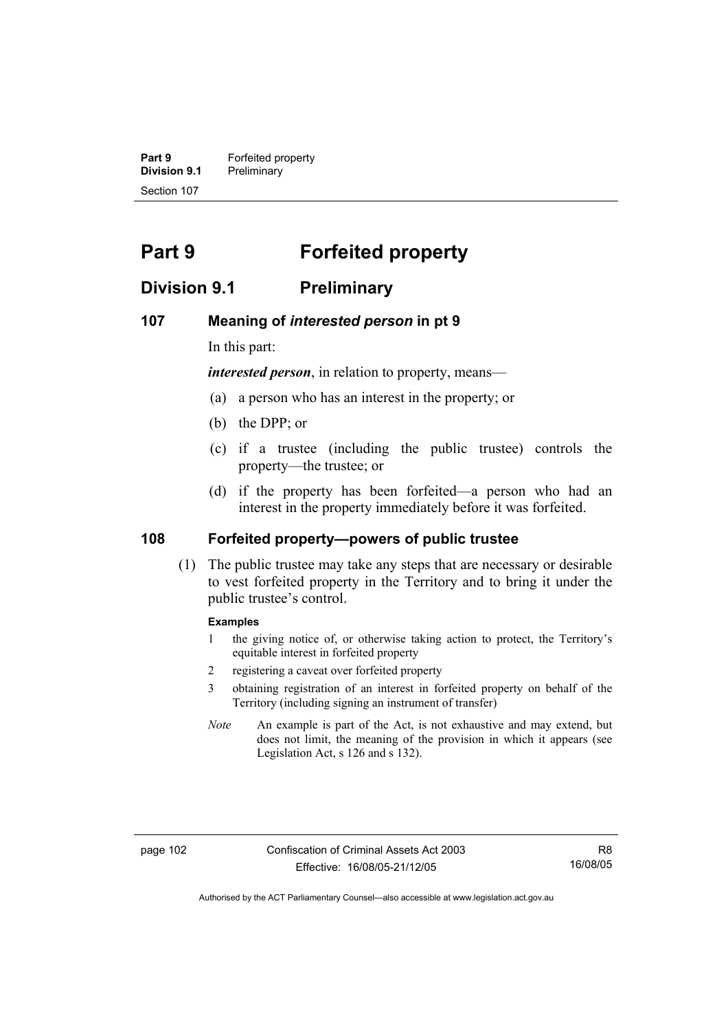# Part 9 Forfeited property

## Division 9.1 Preliminary

### 107 Meaning of *interested person* in pt 9

In this part:

***interested person***, in relation to property, means—

(a) a person who has an interest in the property; or

(b) the DPP; or

(c) if a trustee (including the public trustee) controls the property—the trustee; or

(d) if the property has been forfeited—a person who had an interest in the property immediately before it was forfeited.

### 108 Forfeited property—powers of public trustee

(1) The public trustee may take any steps that are necessary or desirable to vest forfeited property in the Territory and to bring it under the public trustee's control.

**Examples**

1 the giving notice of, or otherwise taking action to protect, the Territory's equitable interest in forfeited property

2 registering a caveat over forfeited property

3 obtaining registration of an interest in forfeited property on behalf of the Territory (including signing an instrument of transfer)

*Note* An example is part of the Act, is not exhaustive and may extend, but does not limit, the meaning of the provision in which it appears (see Legislation Act, s 126 and s 132).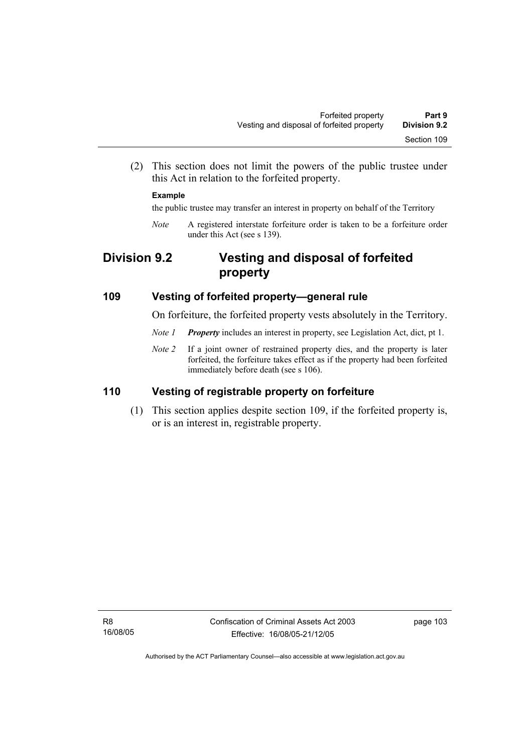(2) This section does not limit the powers of the public trustee under this Act in relation to the forfeited property.

**Example**

the public trustee may transfer an interest in property on behalf of the Territory

*Note* A registered interstate forfeiture order is taken to be a forfeiture order under this Act (see s 139).

# Division 9.2 Vesting and disposal of forfeited property

## 109 Vesting of forfeited property—general rule

On forfeiture, the forfeited property vests absolutely in the Territory.

*Note 1* ***Property*** includes an interest in property, see Legislation Act, dict, pt 1.

*Note 2* If a joint owner of restrained property dies, and the property is later forfeited, the forfeiture takes effect as if the property had been forfeited immediately before death (see s 106).

## 110 Vesting of registrable property on forfeiture

(1) This section applies despite section 109, if the forfeited property is, or is an interest in, registrable property.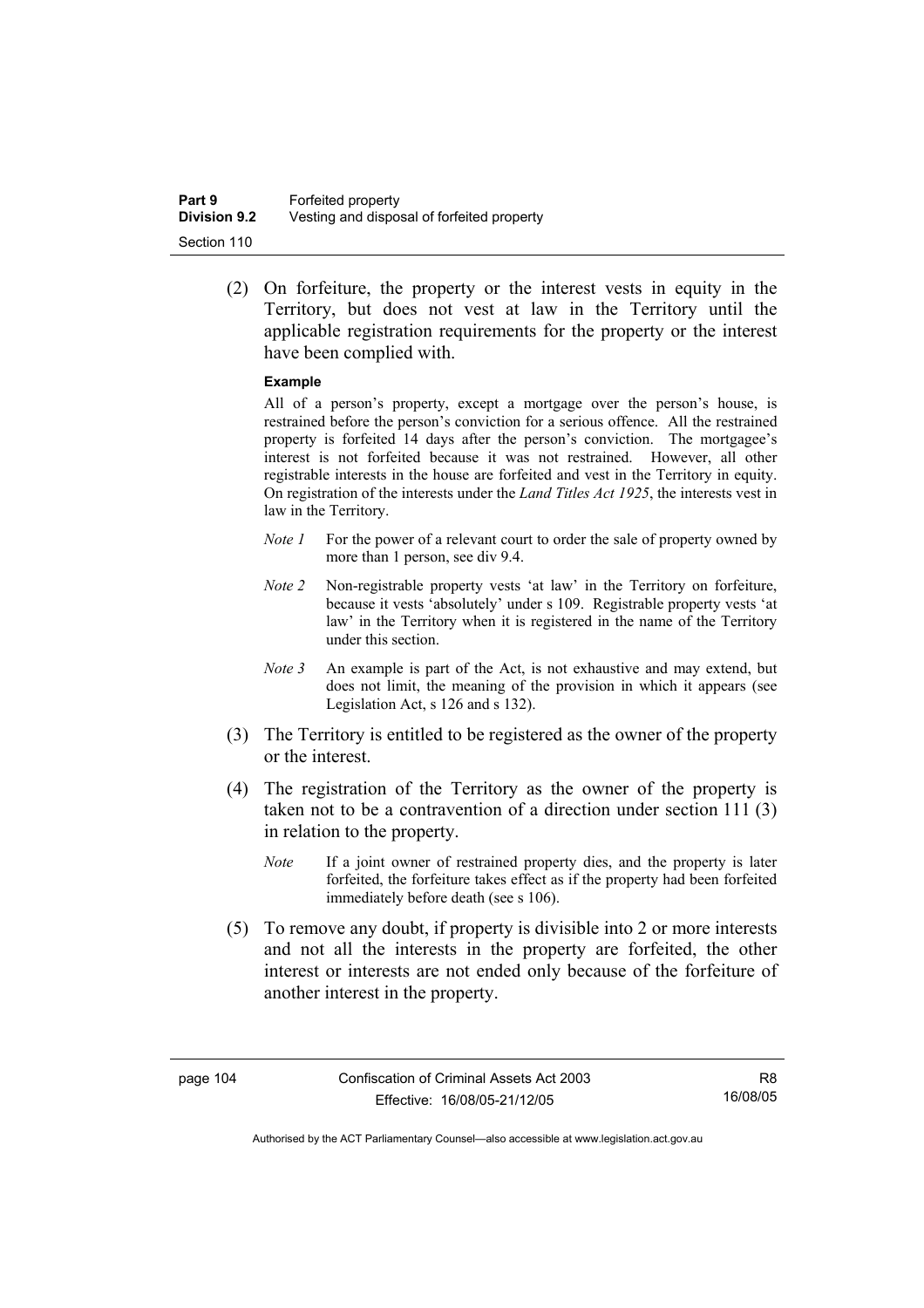(2) On forfeiture, the property or the interest vests in equity in the Territory, but does not vest at law in the Territory until the applicable registration requirements for the property or the interest have been complied with.

**Example**

All of a person's property, except a mortgage over the person's house, is restrained before the person's conviction for a serious offence. All the restrained property is forfeited 14 days after the person's conviction. The mortgagee's interest is not forfeited because it was not restrained. However, all other registrable interests in the house are forfeited and vest in the Territory in equity. On registration of the interests under the *Land Titles Act 1925*, the interests vest in law in the Territory.

*Note 1* For the power of a relevant court to order the sale of property owned by more than 1 person, see div 9.4.

*Note 2* Non-registrable property vests 'at law' in the Territory on forfeiture, because it vests 'absolutely' under s 109. Registrable property vests 'at law' in the Territory when it is registered in the name of the Territory under this section.

*Note 3* An example is part of the Act, is not exhaustive and may extend, but does not limit, the meaning of the provision in which it appears (see Legislation Act, s 126 and s 132).

(3) The Territory is entitled to be registered as the owner of the property or the interest.

(4) The registration of the Territory as the owner of the property is taken not to be a contravention of a direction under section 111 (3) in relation to the property.

*Note* If a joint owner of restrained property dies, and the property is later forfeited, the forfeiture takes effect as if the property had been forfeited immediately before death (see s 106).

(5) To remove any doubt, if property is divisible into 2 or more interests and not all the interests in the property are forfeited, the other interest or interests are not ended only because of the forfeiture of another interest in the property.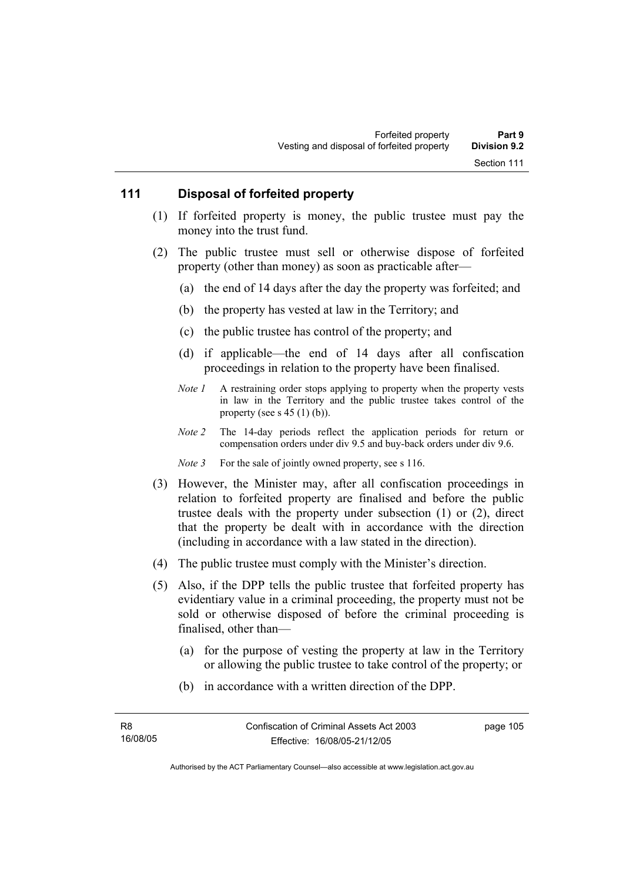## 111 Disposal of forfeited property

(1) If forfeited property is money, the public trustee must pay the money into the trust fund.

(2) The public trustee must sell or otherwise dispose of forfeited property (other than money) as soon as practicable after—

(a) the end of 14 days after the day the property was forfeited; and

(b) the property has vested at law in the Territory; and

(c) the public trustee has control of the property; and

(d) if applicable—the end of 14 days after all confiscation proceedings in relation to the property have been finalised.

*Note 1* A restraining order stops applying to property when the property vests in law in the Territory and the public trustee takes control of the property (see s 45 (1) (b)).

*Note 2* The 14-day periods reflect the application periods for return or compensation orders under div 9.5 and buy-back orders under div 9.6.

*Note 3* For the sale of jointly owned property, see s 116.

(3) However, the Minister may, after all confiscation proceedings in relation to forfeited property are finalised and before the public trustee deals with the property under subsection (1) or (2), direct that the property be dealt with in accordance with the direction (including in accordance with a law stated in the direction).

(4) The public trustee must comply with the Minister's direction.

(5) Also, if the DPP tells the public trustee that forfeited property has evidentiary value in a criminal proceeding, the property must not be sold or otherwise disposed of before the criminal proceeding is finalised, other than—

(a) for the purpose of vesting the property at law in the Territory or allowing the public trustee to take control of the property; or

(b) in accordance with a written direction of the DPP.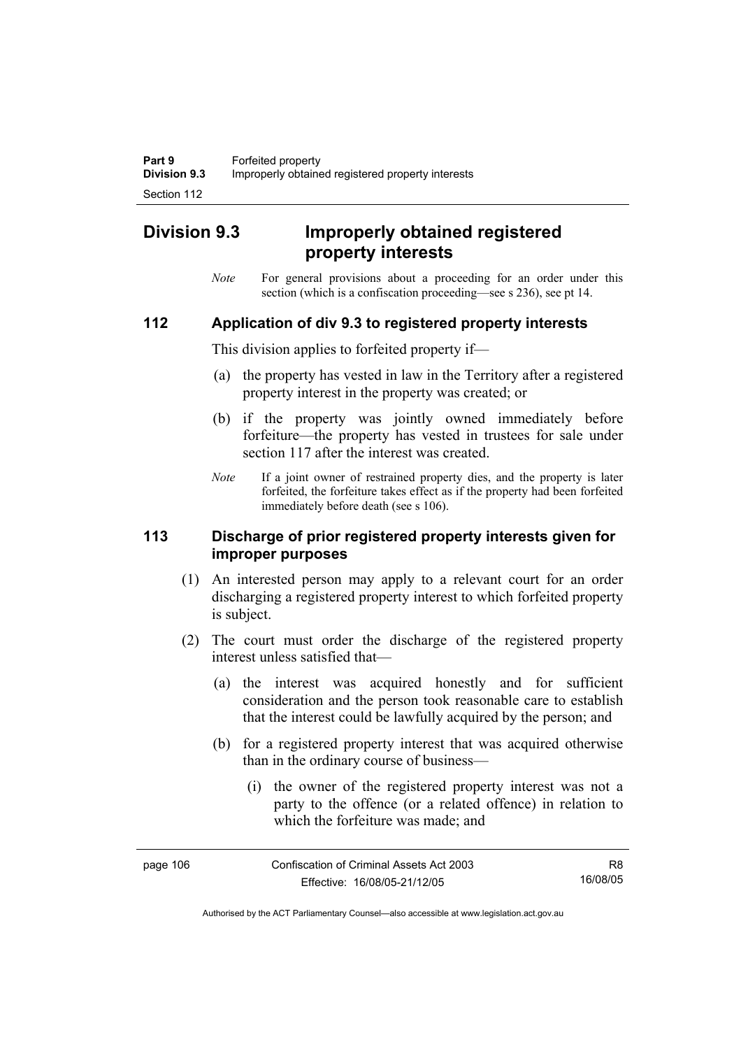## Division 9.3 Improperly obtained registered property interests

*Note* For general provisions about a proceeding for an order under this section (which is a confiscation proceeding—see s 236), see pt 14.

### 112 Application of div 9.3 to registered property interests

This division applies to forfeited property if—

(a) the property has vested in law in the Territory after a registered property interest in the property was created; or

(b) if the property was jointly owned immediately before forfeiture—the property has vested in trustees for sale under section 117 after the interest was created.

*Note* If a joint owner of restrained property dies, and the property is later forfeited, the forfeiture takes effect as if the property had been forfeited immediately before death (see s 106).

### 113 Discharge of prior registered property interests given for improper purposes

(1) An interested person may apply to a relevant court for an order discharging a registered property interest to which forfeited property is subject.

(2) The court must order the discharge of the registered property interest unless satisfied that—

(a) the interest was acquired honestly and for sufficient consideration and the person took reasonable care to establish that the interest could be lawfully acquired by the person; and

(b) for a registered property interest that was acquired otherwise than in the ordinary course of business—

(i) the owner of the registered property interest was not a party to the offence (or a related offence) in relation to which the forfeiture was made; and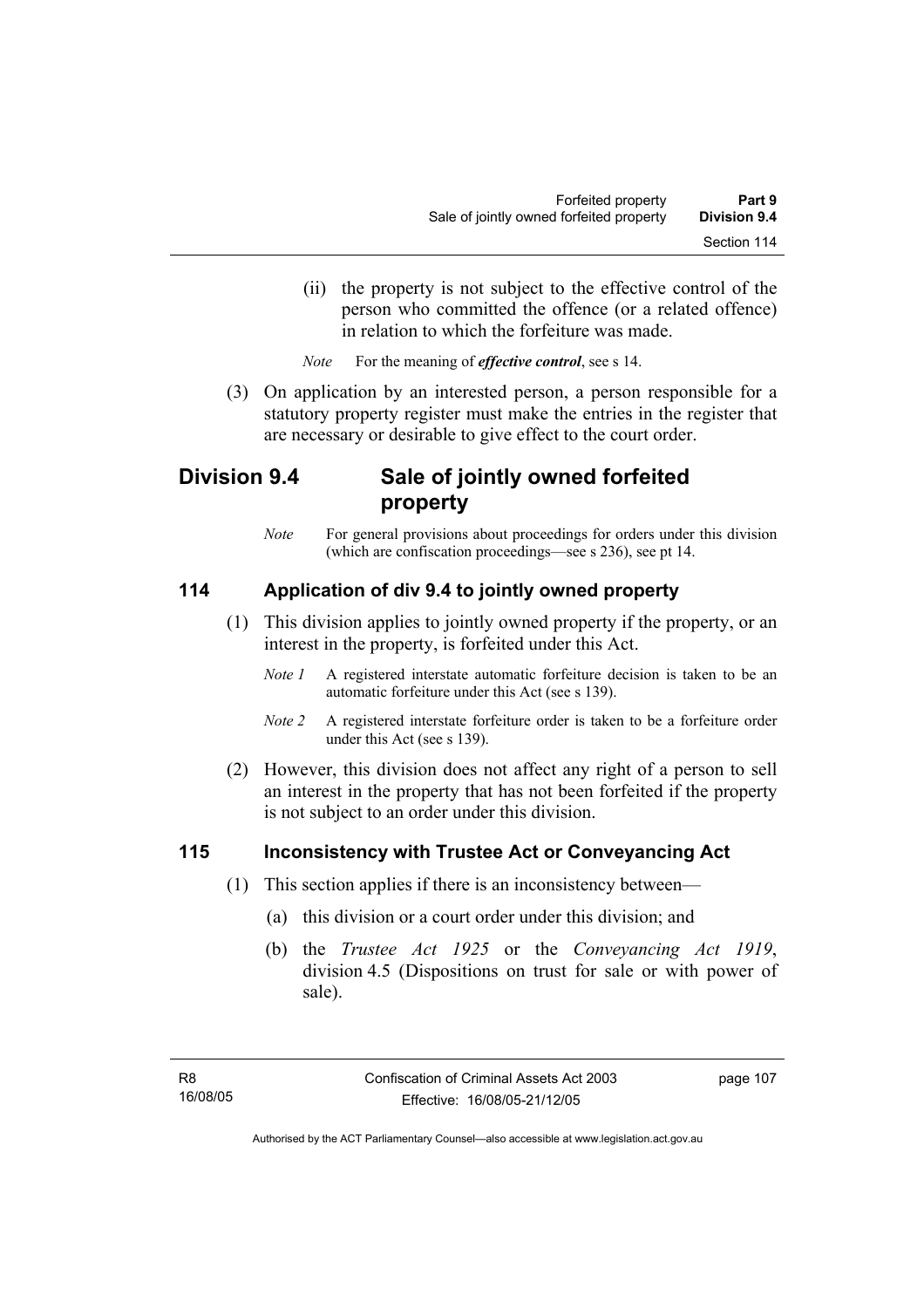(ii) the property is not subject to the effective control of the person who committed the offence (or a related offence) in relation to which the forfeiture was made.

*Note* For the meaning of ***effective control***, see s 14.

(3) On application by an interested person, a person responsible for a statutory property register must make the entries in the register that are necessary or desirable to give effect to the court order.

## Division 9.4 Sale of jointly owned forfeited property

*Note* For general provisions about proceedings for orders under this division (which are confiscation proceedings—see s 236), see pt 14.

### 114 Application of div 9.4 to jointly owned property

(1) This division applies to jointly owned property if the property, or an interest in the property, is forfeited under this Act.

*Note 1* A registered interstate automatic forfeiture decision is taken to be an automatic forfeiture under this Act (see s 139).

*Note 2* A registered interstate forfeiture order is taken to be a forfeiture order under this Act (see s 139).

(2) However, this division does not affect any right of a person to sell an interest in the property that has not been forfeited if the property is not subject to an order under this division.

### 115 Inconsistency with Trustee Act or Conveyancing Act

(1) This section applies if there is an inconsistency between—

(a) this division or a court order under this division; and

(b) the *Trustee Act 1925* or the *Conveyancing Act 1919*, division 4.5 (Dispositions on trust for sale or with power of sale).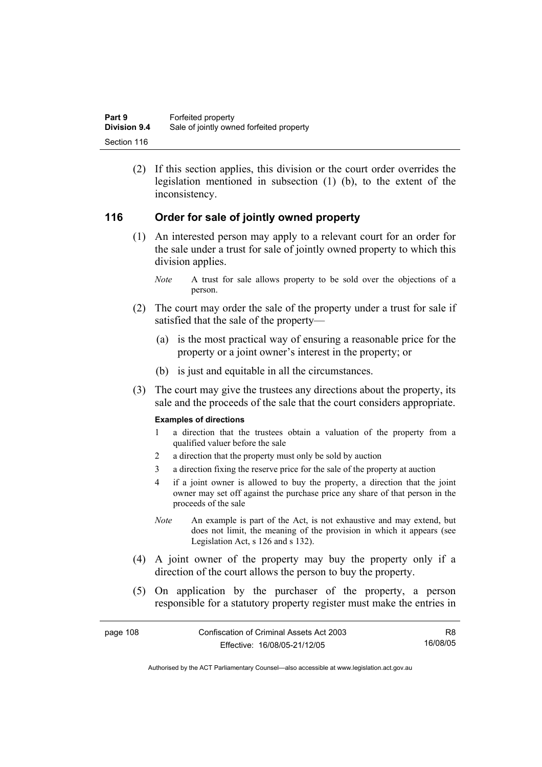(2) If this section applies, this division or the court order overrides the legislation mentioned in subsection (1) (b), to the extent of the inconsistency.

## 116 Order for sale of jointly owned property

(1) An interested person may apply to a relevant court for an order for the sale under a trust for sale of jointly owned property to which this division applies.

*Note* A trust for sale allows property to be sold over the objections of a person.

(2) The court may order the sale of the property under a trust for sale if satisfied that the sale of the property—

(a) is the most practical way of ensuring a reasonable price for the property or a joint owner's interest in the property; or

(b) is just and equitable in all the circumstances.

(3) The court may give the trustees any directions about the property, its sale and the proceeds of the sale that the court considers appropriate.

**Examples of directions**

1 a direction that the trustees obtain a valuation of the property from a qualified valuer before the sale

2 a direction that the property must only be sold by auction

3 a direction fixing the reserve price for the sale of the property at auction

4 if a joint owner is allowed to buy the property, a direction that the joint owner may set off against the purchase price any share of that person in the proceeds of the sale

*Note* An example is part of the Act, is not exhaustive and may extend, but does not limit, the meaning of the provision in which it appears (see Legislation Act, s 126 and s 132).

(4) A joint owner of the property may buy the property only if a direction of the court allows the person to buy the property.

(5) On application by the purchaser of the property, a person responsible for a statutory property register must make the entries in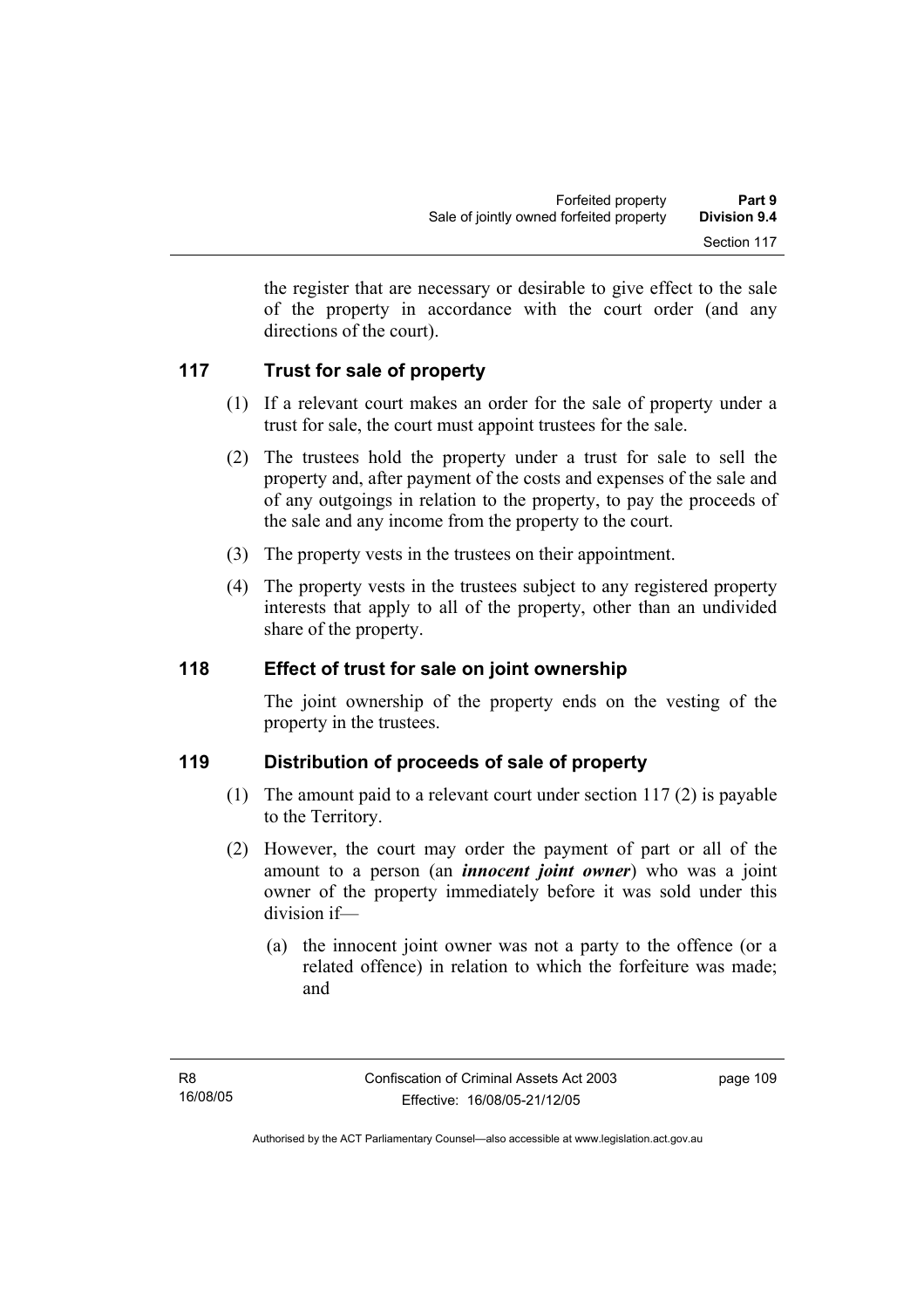the register that are necessary or desirable to give effect to the sale of the property in accordance with the court order (and any directions of the court).

## 117 Trust for sale of property

(1) If a relevant court makes an order for the sale of property under a trust for sale, the court must appoint trustees for the sale.

(2) The trustees hold the property under a trust for sale to sell the property and, after payment of the costs and expenses of the sale and of any outgoings in relation to the property, to pay the proceeds of the sale and any income from the property to the court.

(3) The property vests in the trustees on their appointment.

(4) The property vests in the trustees subject to any registered property interests that apply to all of the property, other than an undivided share of the property.

## 118 Effect of trust for sale on joint ownership

The joint ownership of the property ends on the vesting of the property in the trustees.

## 119 Distribution of proceeds of sale of property

(1) The amount paid to a relevant court under section 117 (2) is payable to the Territory.

(2) However, the court may order the payment of part or all of the amount to a person (an ***innocent joint owner***) who was a joint owner of the property immediately before it was sold under this division if—

(a) the innocent joint owner was not a party to the offence (or a related offence) in relation to which the forfeiture was made; and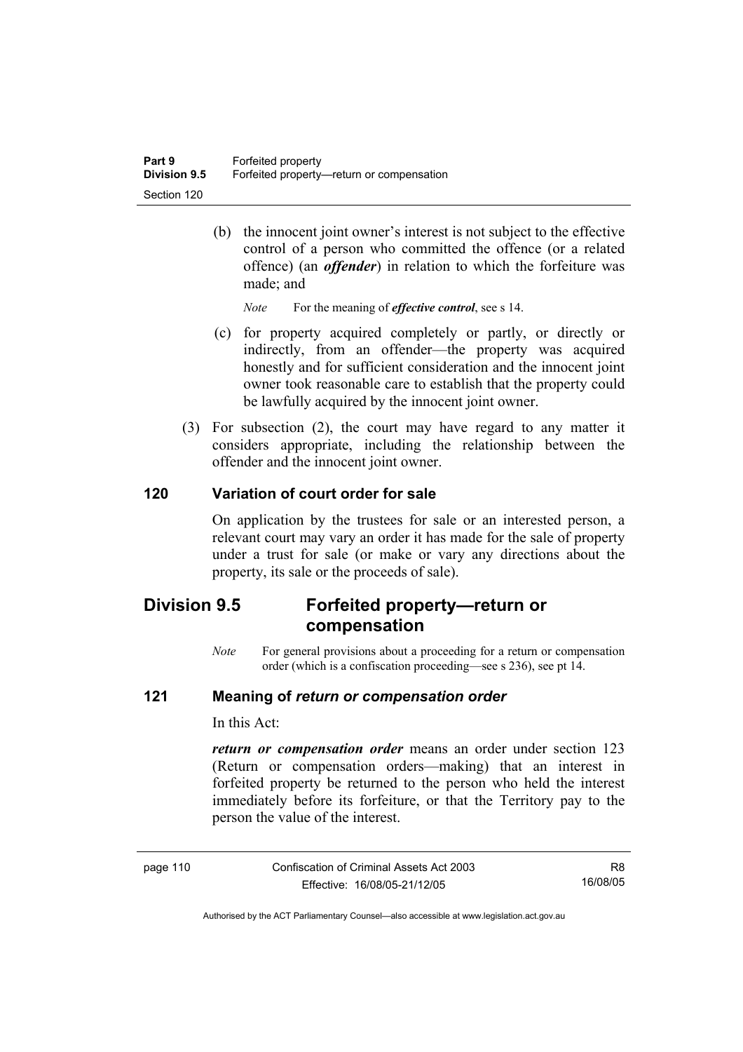(b) the innocent joint owner's interest is not subject to the effective control of a person who committed the offence (or a related offence) (an ***offender***) in relation to which the forfeiture was made; and

*Note* For the meaning of ***effective control***, see s 14.

(c) for property acquired completely or partly, or directly or indirectly, from an offender—the property was acquired honestly and for sufficient consideration and the innocent joint owner took reasonable care to establish that the property could be lawfully acquired by the innocent joint owner.

(3) For subsection (2), the court may have regard to any matter it considers appropriate, including the relationship between the offender and the innocent joint owner.

### 120 Variation of court order for sale

On application by the trustees for sale or an interested person, a relevant court may vary an order it has made for the sale of property under a trust for sale (or make or vary any directions about the property, its sale or the proceeds of sale).

## Division 9.5 Forfeited property—return or compensation

*Note* For general provisions about a proceeding for a return or compensation order (which is a confiscation proceeding—see s 236), see pt 14.

### 121 Meaning of *return or compensation order*

In this Act:

***return or compensation order*** means an order under section 123 (Return or compensation orders—making) that an interest in forfeited property be returned to the person who held the interest immediately before its forfeiture, or that the Territory pay to the person the value of the interest.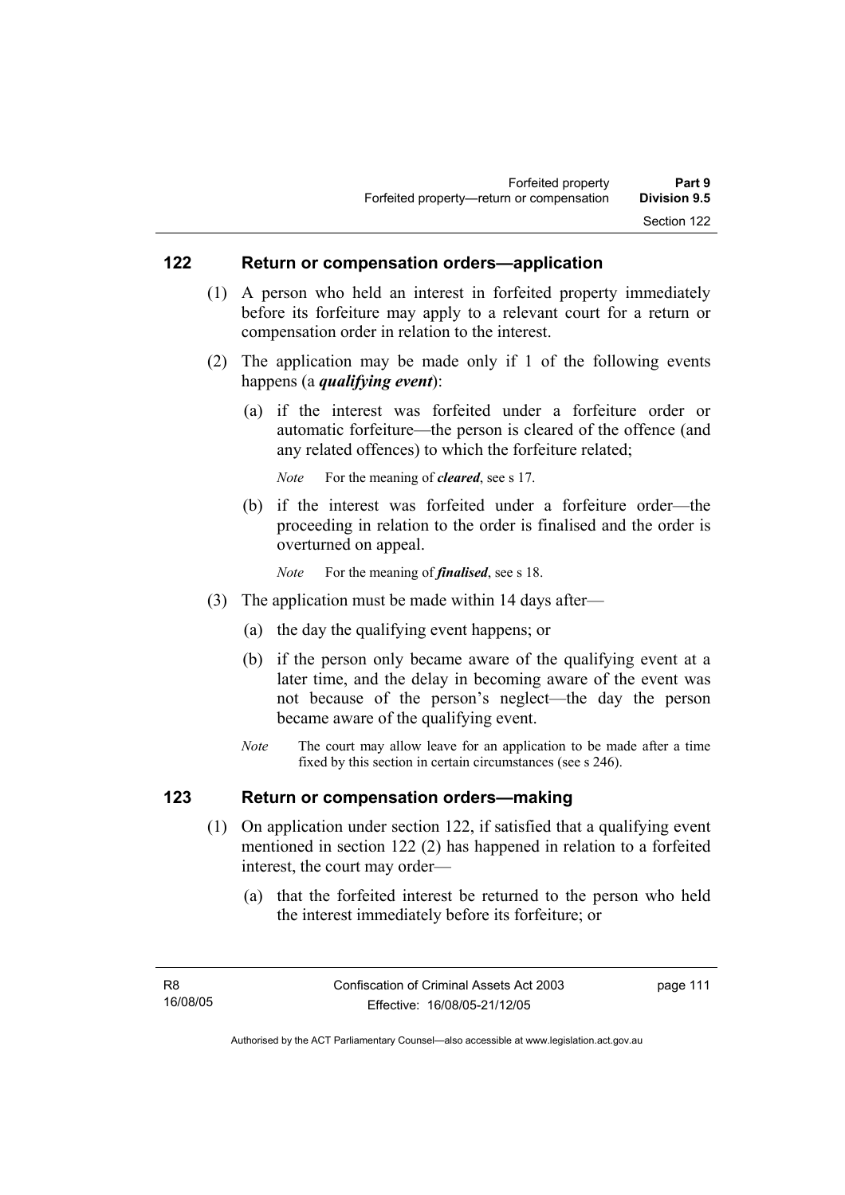## 122 Return or compensation orders—application

(1) A person who held an interest in forfeited property immediately before its forfeiture may apply to a relevant court for a return or compensation order in relation to the interest.

(2) The application may be made only if 1 of the following events happens (a ***qualifying event***):

(a) if the interest was forfeited under a forfeiture order or automatic forfeiture—the person is cleared of the offence (and any related offences) to which the forfeiture related;

*Note* For the meaning of ***cleared***, see s 17.

(b) if the interest was forfeited under a forfeiture order—the proceeding in relation to the order is finalised and the order is overturned on appeal.

*Note* For the meaning of ***finalised***, see s 18.

(3) The application must be made within 14 days after—

(a) the day the qualifying event happens; or

(b) if the person only became aware of the qualifying event at a later time, and the delay in becoming aware of the event was not because of the person's neglect—the day the person became aware of the qualifying event.

*Note* The court may allow leave for an application to be made after a time fixed by this section in certain circumstances (see s 246).

## 123 Return or compensation orders—making

(1) On application under section 122, if satisfied that a qualifying event mentioned in section 122 (2) has happened in relation to a forfeited interest, the court may order—

(a) that the forfeited interest be returned to the person who held the interest immediately before its forfeiture; or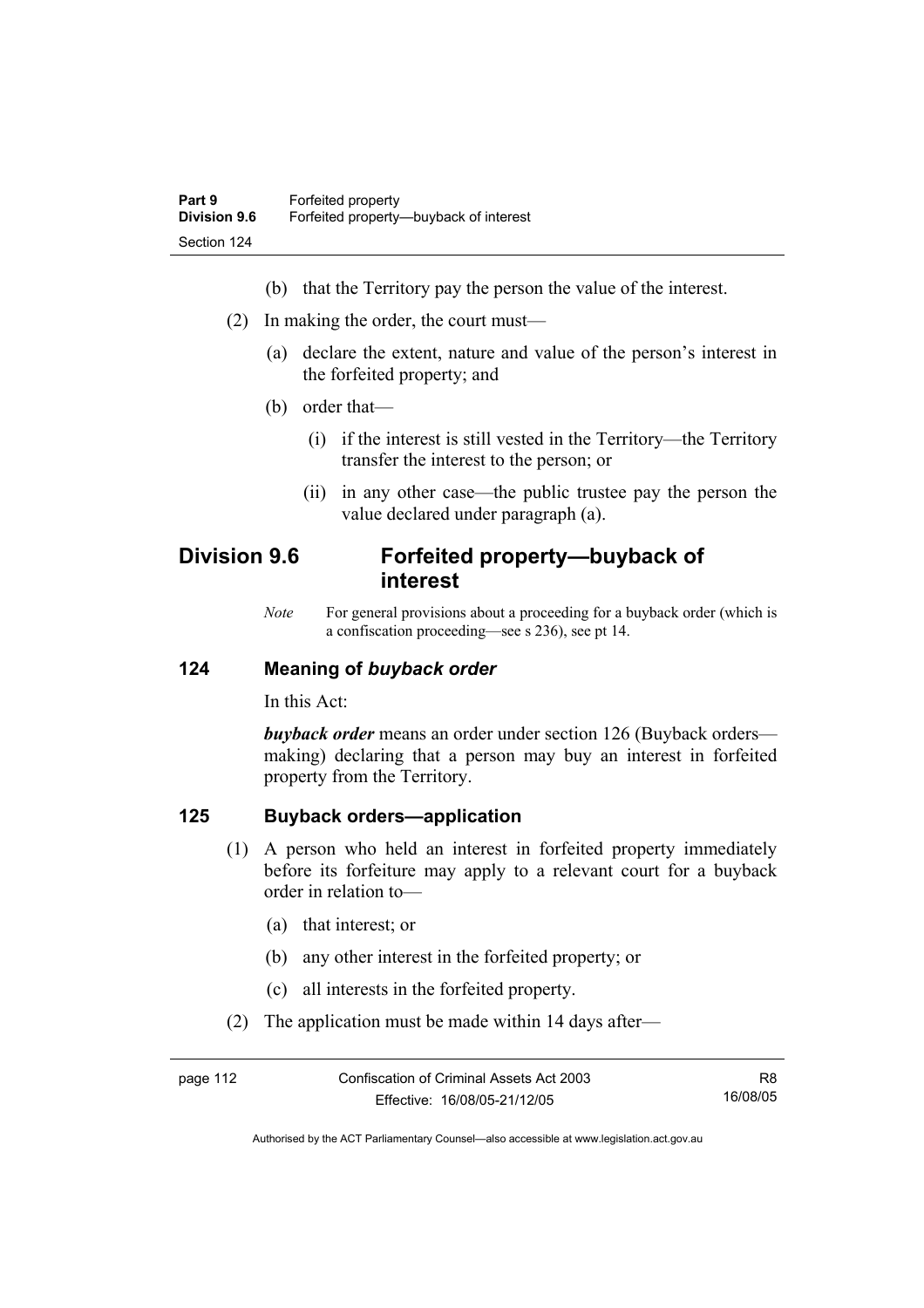(b) that the Territory pay the person the value of the interest.

(2) In making the order, the court must—

(a) declare the extent, nature and value of the person's interest in the forfeited property; and

(b) order that—

(i) if the interest is still vested in the Territory—the Territory transfer the interest to the person; or

(ii) in any other case—the public trustee pay the person the value declared under paragraph (a).

## Division 9.6 Forfeited property—buyback of interest

*Note* For general provisions about a proceeding for a buyback order (which is a confiscation proceeding—see s 236), see pt 14.

### 124 Meaning of *buyback order*

In this Act:

***buyback order*** means an order under section 126 (Buyback orders—making) declaring that a person may buy an interest in forfeited property from the Territory.

### 125 Buyback orders—application

(1) A person who held an interest in forfeited property immediately before its forfeiture may apply to a relevant court for a buyback order in relation to—

(a) that interest; or

(b) any other interest in the forfeited property; or

(c) all interests in the forfeited property.

(2) The application must be made within 14 days after—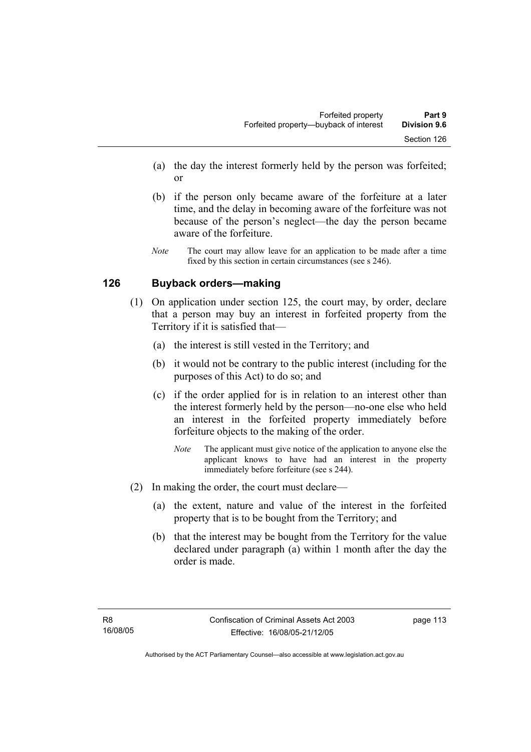(a) the day the interest formerly held by the person was forfeited; or

(b) if the person only became aware of the forfeiture at a later time, and the delay in becoming aware of the forfeiture was not because of the person's neglect—the day the person became aware of the forfeiture.

*Note* The court may allow leave for an application to be made after a time fixed by this section in certain circumstances (see s 246).

## 126 Buyback orders—making

(1) On application under section 125, the court may, by order, declare that a person may buy an interest in forfeited property from the Territory if it is satisfied that—

(a) the interest is still vested in the Territory; and

(b) it would not be contrary to the public interest (including for the purposes of this Act) to do so; and

(c) if the order applied for is in relation to an interest other than the interest formerly held by the person—no-one else who held an interest in the forfeited property immediately before forfeiture objects to the making of the order.

*Note* The applicant must give notice of the application to anyone else the applicant knows to have had an interest in the property immediately before forfeiture (see s 244).

(2) In making the order, the court must declare—

(a) the extent, nature and value of the interest in the forfeited property that is to be bought from the Territory; and

(b) that the interest may be bought from the Territory for the value declared under paragraph (a) within 1 month after the day the order is made.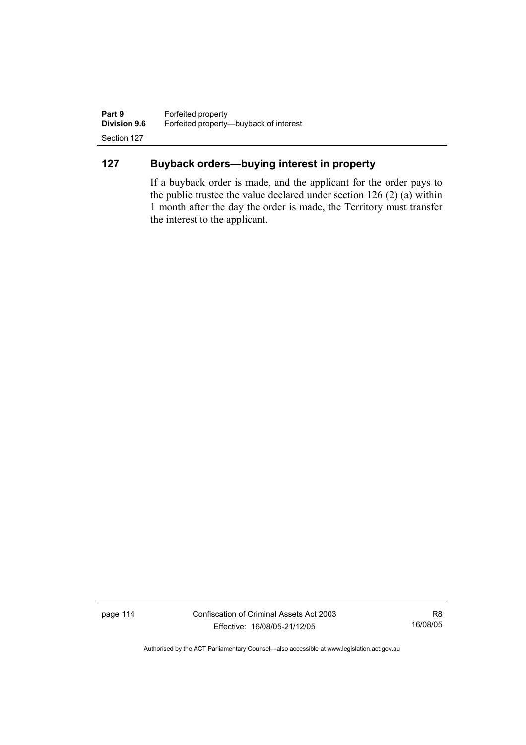## 127 Buyback orders—buying interest in property

If a buyback order is made, and the applicant for the order pays to the public trustee the value declared under section 126 (2) (a) within 1 month after the day the order is made, the Territory must transfer the interest to the applicant.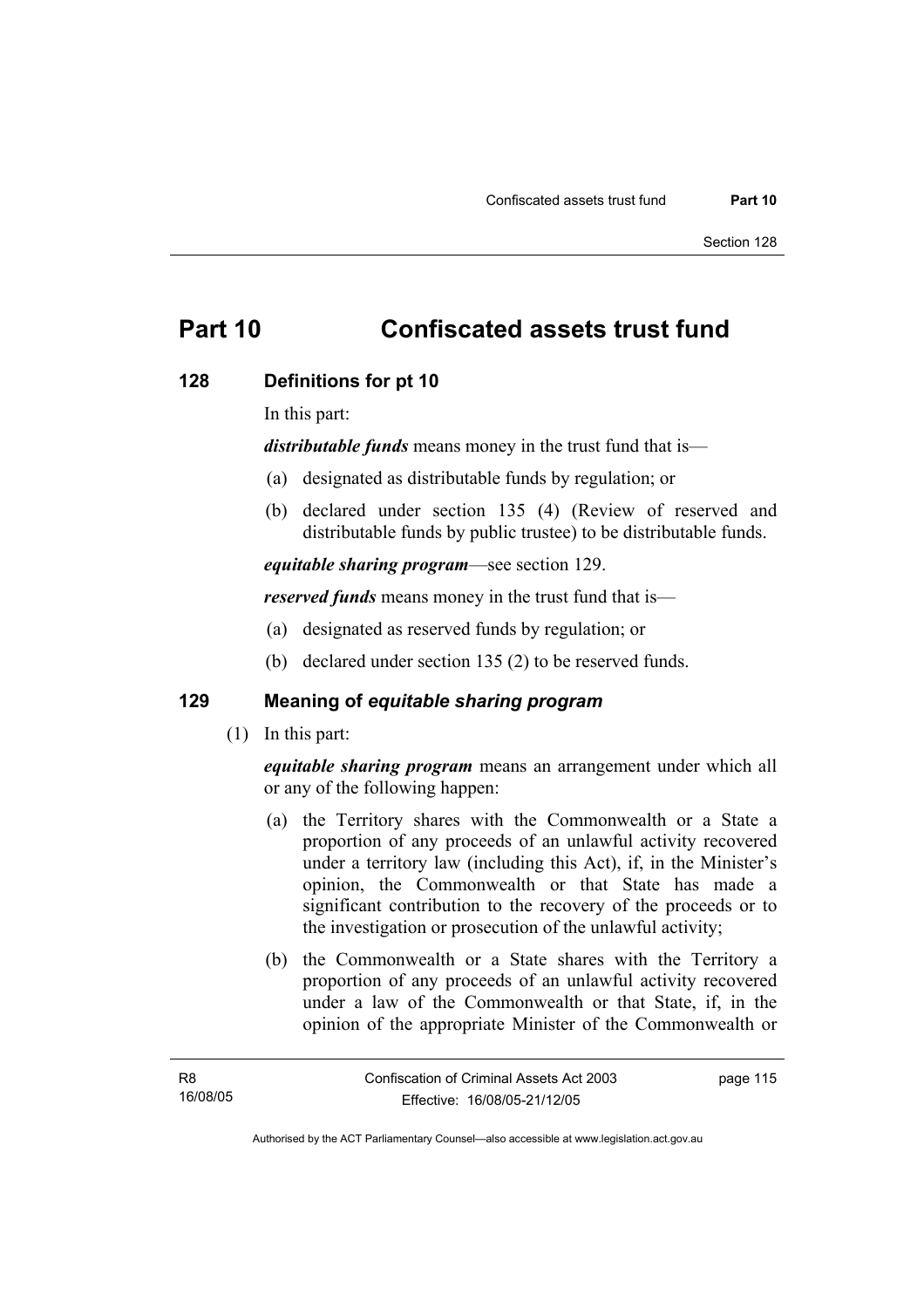# Part 10 Confiscated assets trust fund

## 128 Definitions for pt 10

In this part:

***distributable funds*** means money in the trust fund that is—

(a) designated as distributable funds by regulation; or

(b) declared under section 135 (4) (Review of reserved and distributable funds by public trustee) to be distributable funds.

***equitable sharing program***—see section 129.

***reserved funds*** means money in the trust fund that is—

(a) designated as reserved funds by regulation; or

(b) declared under section 135 (2) to be reserved funds.

## 129 Meaning of *equitable sharing program*

(1) In this part:

***equitable sharing program*** means an arrangement under which all or any of the following happen:

(a) the Territory shares with the Commonwealth or a State a proportion of any proceeds of an unlawful activity recovered under a territory law (including this Act), if, in the Minister's opinion, the Commonwealth or that State has made a significant contribution to the recovery of the proceeds or to the investigation or prosecution of the unlawful activity;

(b) the Commonwealth or a State shares with the Territory a proportion of any proceeds of an unlawful activity recovered under a law of the Commonwealth or that State, if, in the opinion of the appropriate Minister of the Commonwealth or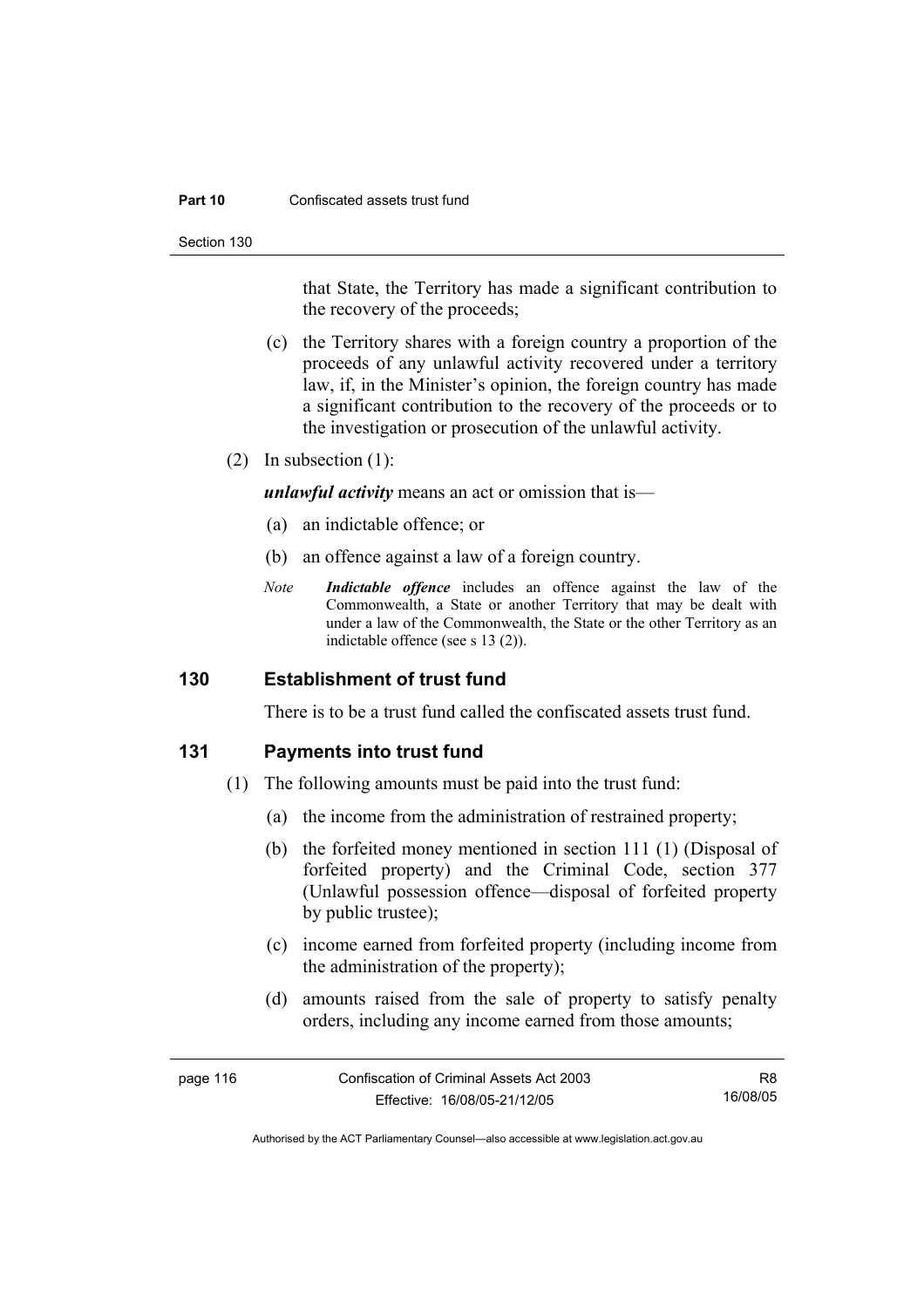that State, the Territory has made a significant contribution to the recovery of the proceeds;

(c) the Territory shares with a foreign country a proportion of the proceeds of any unlawful activity recovered under a territory law, if, in the Minister's opinion, the foreign country has made a significant contribution to the recovery of the proceeds or to the investigation or prosecution of the unlawful activity.

(2) In subsection (1):

***unlawful activity*** means an act or omission that is—

(a) an indictable offence; or

(b) an offence against a law of a foreign country.

*Note* ***Indictable offence*** includes an offence against the law of the Commonwealth, a State or another Territory that may be dealt with under a law of the Commonwealth, the State or the other Territory as an indictable offence (see s 13 (2)).

## 130 Establishment of trust fund

There is to be a trust fund called the confiscated assets trust fund.

## 131 Payments into trust fund

(1) The following amounts must be paid into the trust fund:

(a) the income from the administration of restrained property;

(b) the forfeited money mentioned in section 111 (1) (Disposal of forfeited property) and the Criminal Code, section 377 (Unlawful possession offence—disposal of forfeited property by public trustee);

(c) income earned from forfeited property (including income from the administration of the property);

(d) amounts raised from the sale of property to satisfy penalty orders, including any income earned from those amounts;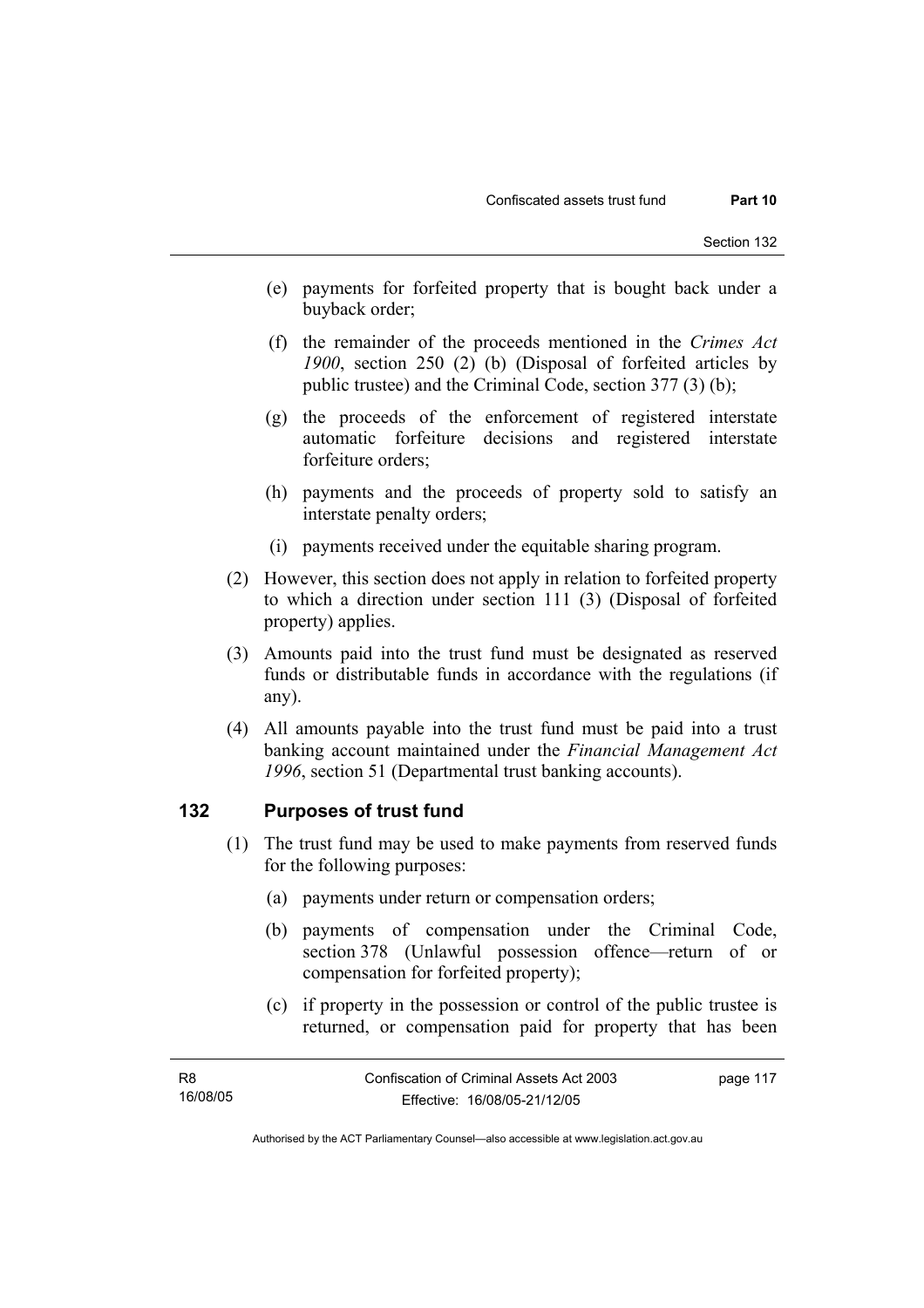- (e) payments for forfeited property that is bought back under a buyback order;
- (f) the remainder of the proceeds mentioned in the *Crimes Act 1900*, section 250 (2) (b) (Disposal of forfeited articles by public trustee) and the Criminal Code, section 377 (3) (b);
- (g) the proceeds of the enforcement of registered interstate automatic forfeiture decisions and registered interstate forfeiture orders;
- (h) payments and the proceeds of property sold to satisfy an interstate penalty orders;
- (i) payments received under the equitable sharing program.

(2) However, this section does not apply in relation to forfeited property to which a direction under section 111 (3) (Disposal of forfeited property) applies.

(3) Amounts paid into the trust fund must be designated as reserved funds or distributable funds in accordance with the regulations (if any).

(4) All amounts payable into the trust fund must be paid into a trust banking account maintained under the *Financial Management Act 1996*, section 51 (Departmental trust banking accounts).

## 132 Purposes of trust fund

(1) The trust fund may be used to make payments from reserved funds for the following purposes:

- (a) payments under return or compensation orders;
- (b) payments of compensation under the Criminal Code, section 378 (Unlawful possession offence—return of or compensation for forfeited property);
- (c) if property in the possession or control of the public trustee is returned, or compensation paid for property that has been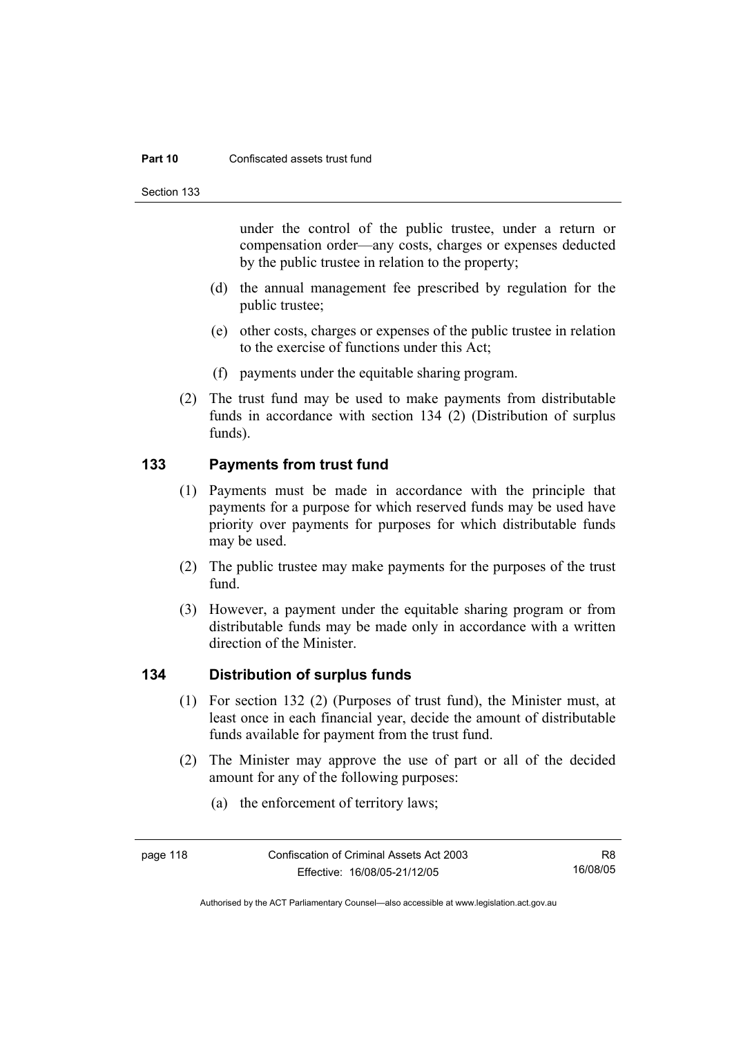under the control of the public trustee, under a return or compensation order—any costs, charges or expenses deducted by the public trustee in relation to the property;

(d) the annual management fee prescribed by regulation for the public trustee;

(e) other costs, charges or expenses of the public trustee in relation to the exercise of functions under this Act;

(f) payments under the equitable sharing program.

(2) The trust fund may be used to make payments from distributable funds in accordance with section 134 (2) (Distribution of surplus funds).

## 133 Payments from trust fund

(1) Payments must be made in accordance with the principle that payments for a purpose for which reserved funds may be used have priority over payments for purposes for which distributable funds may be used.

(2) The public trustee may make payments for the purposes of the trust fund.

(3) However, a payment under the equitable sharing program or from distributable funds may be made only in accordance with a written direction of the Minister.

## 134 Distribution of surplus funds

(1) For section 132 (2) (Purposes of trust fund), the Minister must, at least once in each financial year, decide the amount of distributable funds available for payment from the trust fund.

(2) The Minister may approve the use of part or all of the decided amount for any of the following purposes:

(a) the enforcement of territory laws;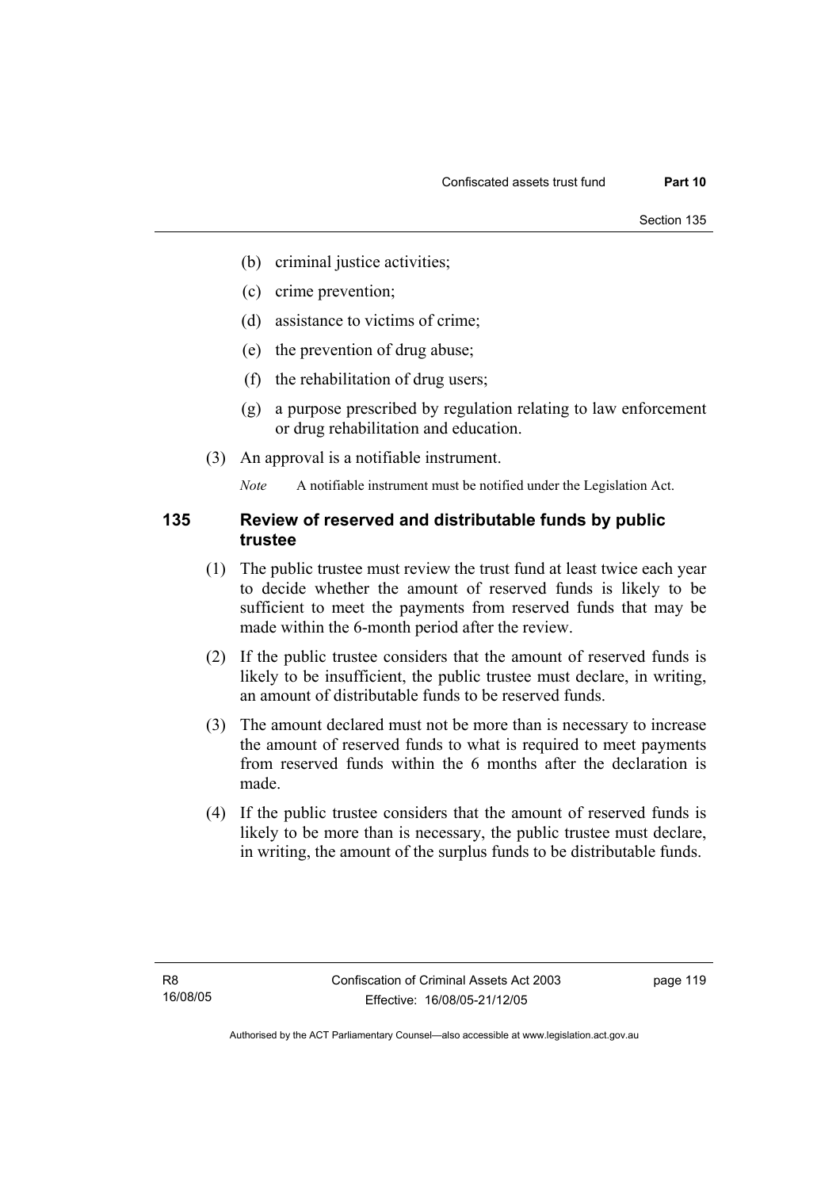(b) criminal justice activities;

(c) crime prevention;

(d) assistance to victims of crime;

(e) the prevention of drug abuse;

(f) the rehabilitation of drug users;

(g) a purpose prescribed by regulation relating to law enforcement or drug rehabilitation and education.

(3) An approval is a notifiable instrument.

*Note* A notifiable instrument must be notified under the Legislation Act.

### 135 Review of reserved and distributable funds by public trustee

(1) The public trustee must review the trust fund at least twice each year to decide whether the amount of reserved funds is likely to be sufficient to meet the payments from reserved funds that may be made within the 6-month period after the review.

(2) If the public trustee considers that the amount of reserved funds is likely to be insufficient, the public trustee must declare, in writing, an amount of distributable funds to be reserved funds.

(3) The amount declared must not be more than is necessary to increase the amount of reserved funds to what is required to meet payments from reserved funds within the 6 months after the declaration is made.

(4) If the public trustee considers that the amount of reserved funds is likely to be more than is necessary, the public trustee must declare, in writing, the amount of the surplus funds to be distributable funds.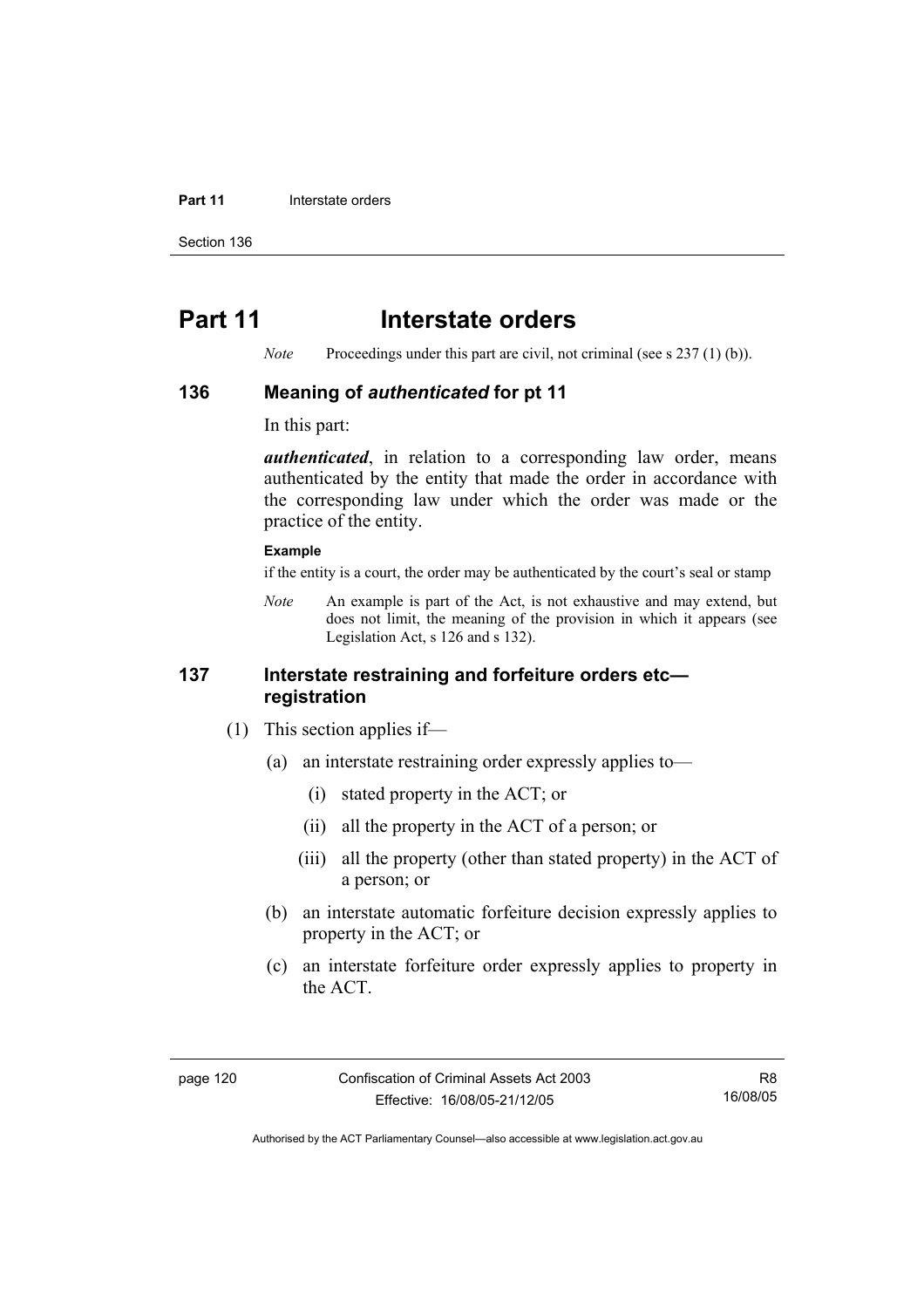# Part 11 Interstate orders

*Note* Proceedings under this part are civil, not criminal (see s 237 (1) (b)).

## 136 Meaning of *authenticated* for pt 11

In this part:

***authenticated***, in relation to a corresponding law order, means authenticated by the entity that made the order in accordance with the corresponding law under which the order was made or the practice of the entity.

**Example**

if the entity is a court, the order may be authenticated by the court's seal or stamp

*Note* An example is part of the Act, is not exhaustive and may extend, but does not limit, the meaning of the provision in which it appears (see Legislation Act, s 126 and s 132).

## 137 Interstate restraining and forfeiture orders etc—registration

(1) This section applies if—

- (a) an interstate restraining order expressly applies to—
  - (i) stated property in the ACT; or
  - (ii) all the property in the ACT of a person; or
  - (iii) all the property (other than stated property) in the ACT of a person; or
- (b) an interstate automatic forfeiture decision expressly applies to property in the ACT; or
- (c) an interstate forfeiture order expressly applies to property in the ACT.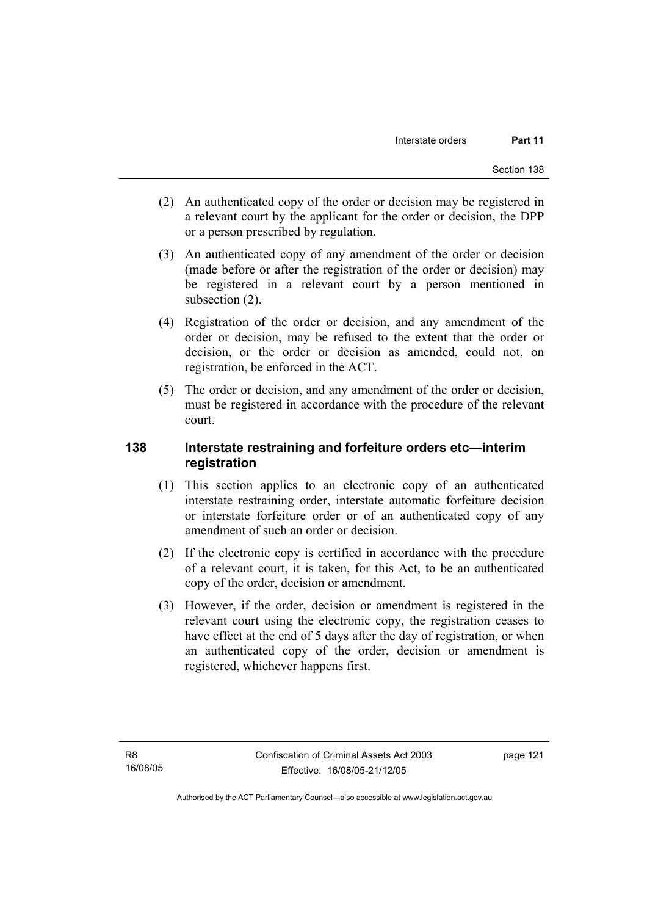(2) An authenticated copy of the order or decision may be registered in a relevant court by the applicant for the order or decision, the DPP or a person prescribed by regulation.

(3) An authenticated copy of any amendment of the order or decision (made before or after the registration of the order or decision) may be registered in a relevant court by a person mentioned in subsection (2).

(4) Registration of the order or decision, and any amendment of the order or decision, may be refused to the extent that the order or decision, or the order or decision as amended, could not, on registration, be enforced in the ACT.

(5) The order or decision, and any amendment of the order or decision, must be registered in accordance with the procedure of the relevant court.

## 138 Interstate restraining and forfeiture orders etc—interim registration

(1) This section applies to an electronic copy of an authenticated interstate restraining order, interstate automatic forfeiture decision or interstate forfeiture order or of an authenticated copy of any amendment of such an order or decision.

(2) If the electronic copy is certified in accordance with the procedure of a relevant court, it is taken, for this Act, to be an authenticated copy of the order, decision or amendment.

(3) However, if the order, decision or amendment is registered in the relevant court using the electronic copy, the registration ceases to have effect at the end of 5 days after the day of registration, or when an authenticated copy of the order, decision or amendment is registered, whichever happens first.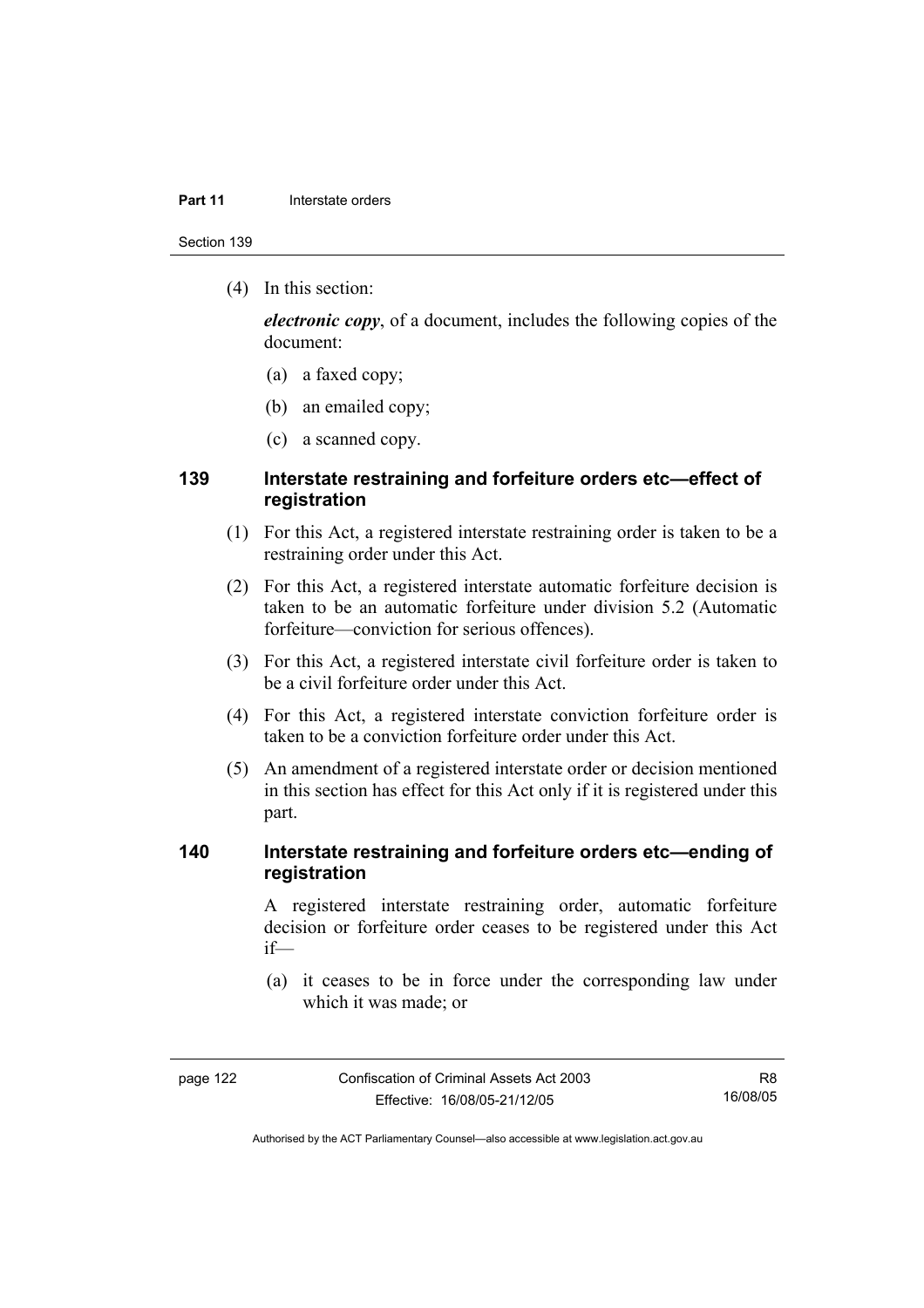(4) In this section:

***electronic copy***, of a document, includes the following copies of the document:

(a) a faxed copy;

(b) an emailed copy;

(c) a scanned copy.

## 139 Interstate restraining and forfeiture orders etc—effect of registration

(1) For this Act, a registered interstate restraining order is taken to be a restraining order under this Act.

(2) For this Act, a registered interstate automatic forfeiture decision is taken to be an automatic forfeiture under division 5.2 (Automatic forfeiture—conviction for serious offences).

(3) For this Act, a registered interstate civil forfeiture order is taken to be a civil forfeiture order under this Act.

(4) For this Act, a registered interstate conviction forfeiture order is taken to be a conviction forfeiture order under this Act.

(5) An amendment of a registered interstate order or decision mentioned in this section has effect for this Act only if it is registered under this part.

## 140 Interstate restraining and forfeiture orders etc—ending of registration

A registered interstate restraining order, automatic forfeiture decision or forfeiture order ceases to be registered under this Act if—

(a) it ceases to be in force under the corresponding law under which it was made; or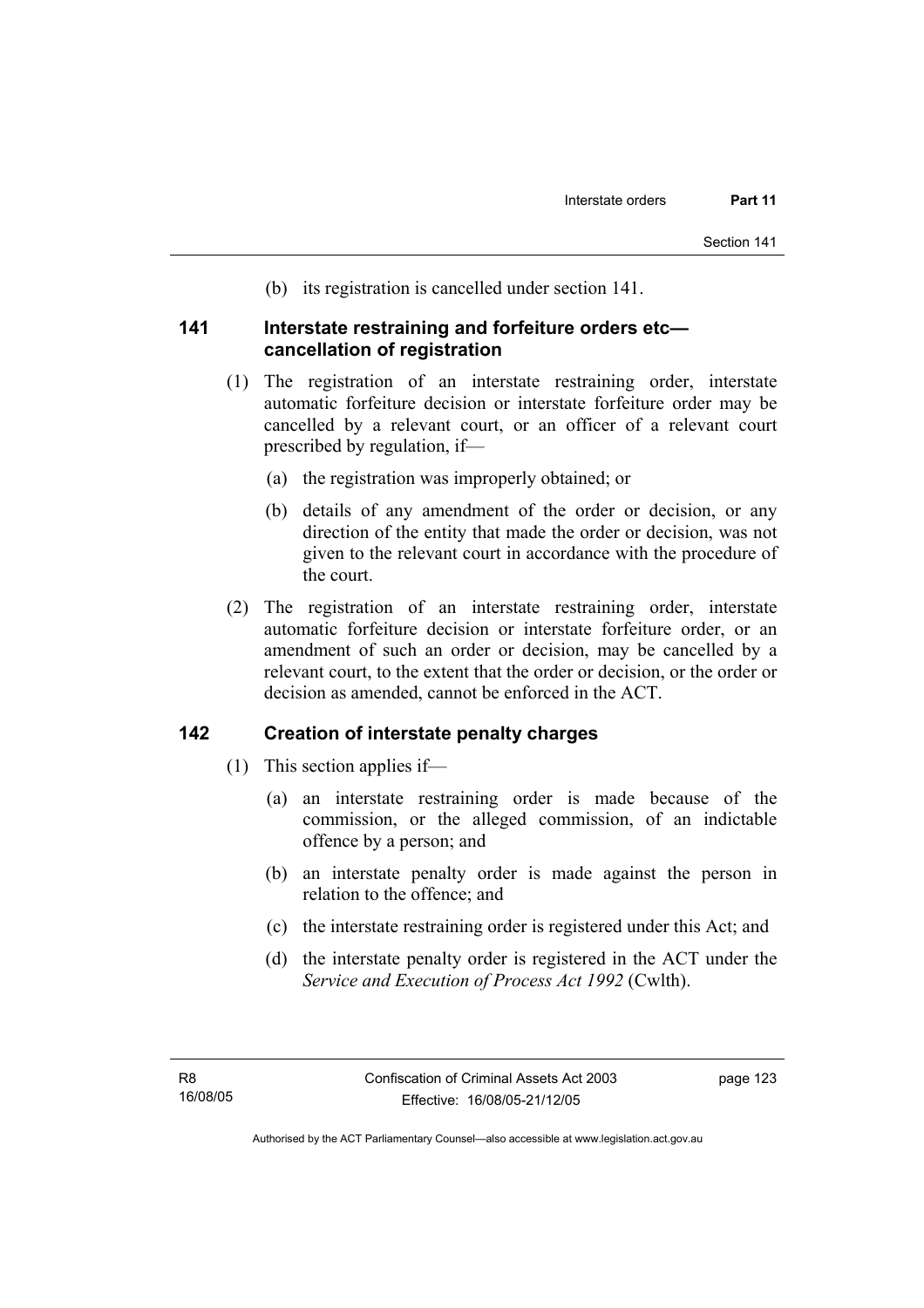(b) its registration is cancelled under section 141.

## 141 Interstate restraining and forfeiture orders etc—cancellation of registration

(1) The registration of an interstate restraining order, interstate automatic forfeiture decision or interstate forfeiture order may be cancelled by a relevant court, or an officer of a relevant court prescribed by regulation, if—

(a) the registration was improperly obtained; or

(b) details of any amendment of the order or decision, or any direction of the entity that made the order or decision, was not given to the relevant court in accordance with the procedure of the court.

(2) The registration of an interstate restraining order, interstate automatic forfeiture decision or interstate forfeiture order, or an amendment of such an order or decision, may be cancelled by a relevant court, to the extent that the order or decision, or the order or decision as amended, cannot be enforced in the ACT.

## 142 Creation of interstate penalty charges

(1) This section applies if—

(a) an interstate restraining order is made because of the commission, or the alleged commission, of an indictable offence by a person; and

(b) an interstate penalty order is made against the person in relation to the offence; and

(c) the interstate restraining order is registered under this Act; and

(d) the interstate penalty order is registered in the ACT under the *Service and Execution of Process Act 1992* (Cwlth).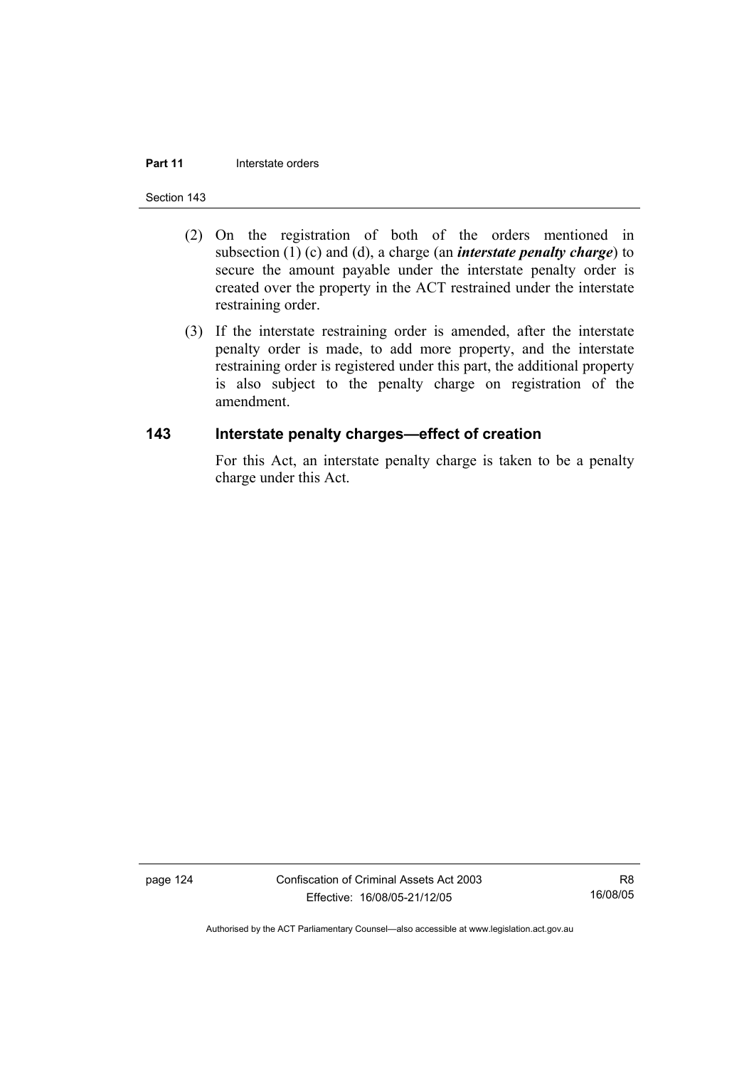(2) On the registration of both of the orders mentioned in subsection (1) (c) and (d), a charge (an ***interstate penalty charge***) to secure the amount payable under the interstate penalty order is created over the property in the ACT restrained under the interstate restraining order.

(3) If the interstate restraining order is amended, after the interstate penalty order is made, to add more property, and the interstate restraining order is registered under this part, the additional property is also subject to the penalty charge on registration of the amendment.

## 143 Interstate penalty charges—effect of creation

For this Act, an interstate penalty charge is taken to be a penalty charge under this Act.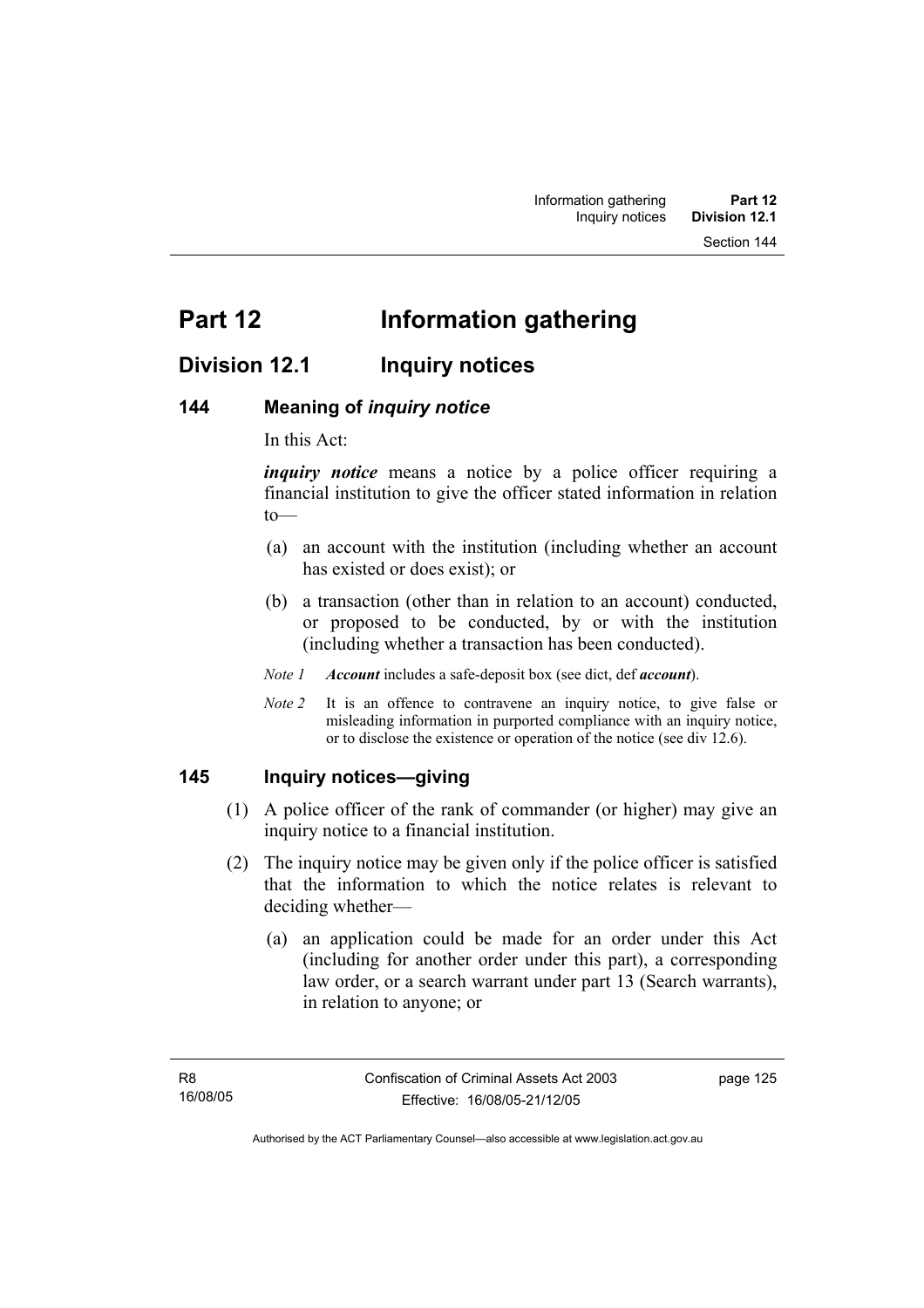# Part 12 Information gathering

## Division 12.1 Inquiry notices

### 144 Meaning of *inquiry notice*

In this Act:

***inquiry notice*** means a notice by a police officer requiring a financial institution to give the officer stated information in relation to—

(a) an account with the institution (including whether an account has existed or does exist); or

(b) a transaction (other than in relation to an account) conducted, or proposed to be conducted, by or with the institution (including whether a transaction has been conducted).

*Note 1* ***Account*** includes a safe-deposit box (see dict, def ***account***).

*Note 2* It is an offence to contravene an inquiry notice, to give false or misleading information in purported compliance with an inquiry notice, or to disclose the existence or operation of the notice (see div 12.6).

### 145 Inquiry notices—giving

(1) A police officer of the rank of commander (or higher) may give an inquiry notice to a financial institution.

(2) The inquiry notice may be given only if the police officer is satisfied that the information to which the notice relates is relevant to deciding whether—

(a) an application could be made for an order under this Act (including for another order under this part), a corresponding law order, or a search warrant under part 13 (Search warrants), in relation to anyone; or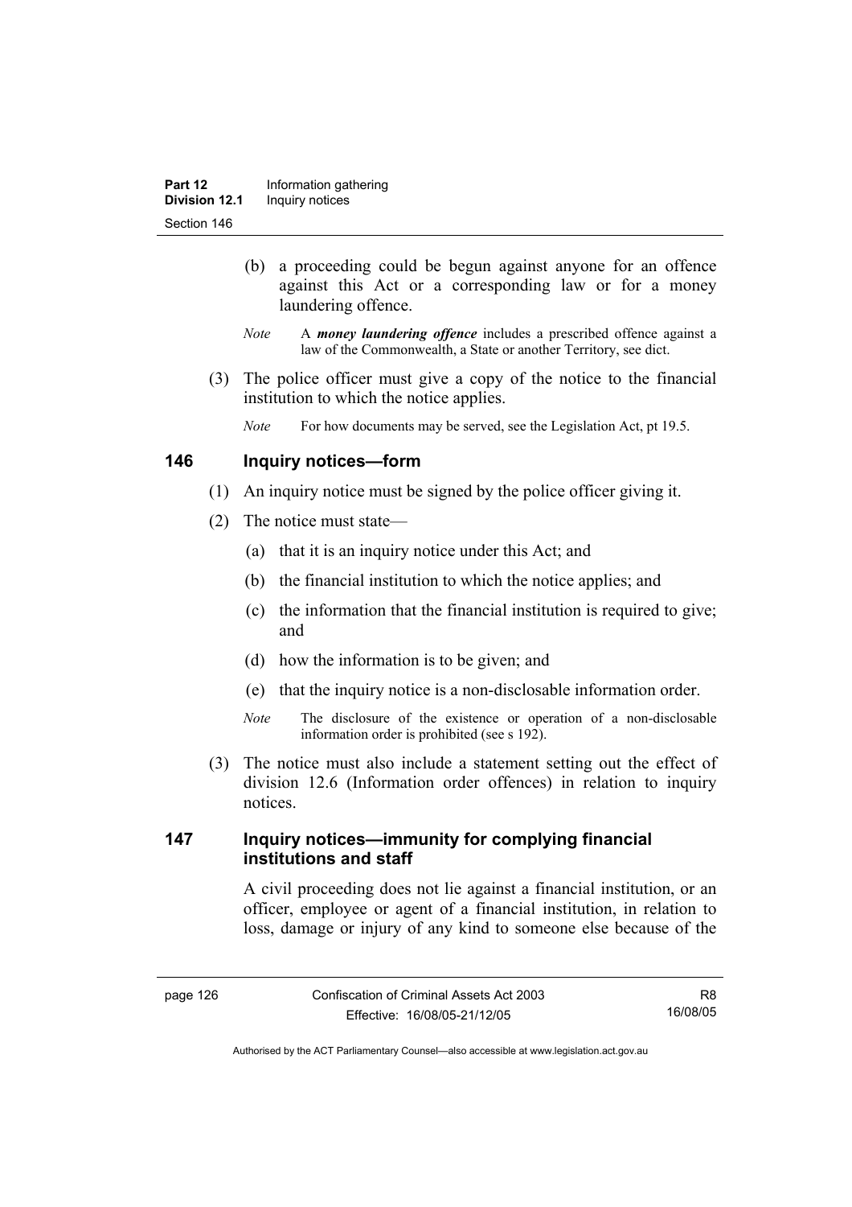(b) a proceeding could be begun against anyone for an offence against this Act or a corresponding law or for a money laundering offence.

*Note* A ***money laundering offence*** includes a prescribed offence against a law of the Commonwealth, a State or another Territory, see dict.

(3) The police officer must give a copy of the notice to the financial institution to which the notice applies.

*Note* For how documents may be served, see the Legislation Act, pt 19.5.

## 146 Inquiry notices—form

(1) An inquiry notice must be signed by the police officer giving it.

(2) The notice must state—

(a) that it is an inquiry notice under this Act; and

(b) the financial institution to which the notice applies; and

(c) the information that the financial institution is required to give; and

(d) how the information is to be given; and

(e) that the inquiry notice is a non-disclosable information order.

*Note* The disclosure of the existence or operation of a non-disclosable information order is prohibited (see s 192).

(3) The notice must also include a statement setting out the effect of division 12.6 (Information order offences) in relation to inquiry notices.

## 147 Inquiry notices—immunity for complying financial institutions and staff

A civil proceeding does not lie against a financial institution, or an officer, employee or agent of a financial institution, in relation to loss, damage or injury of any kind to someone else because of the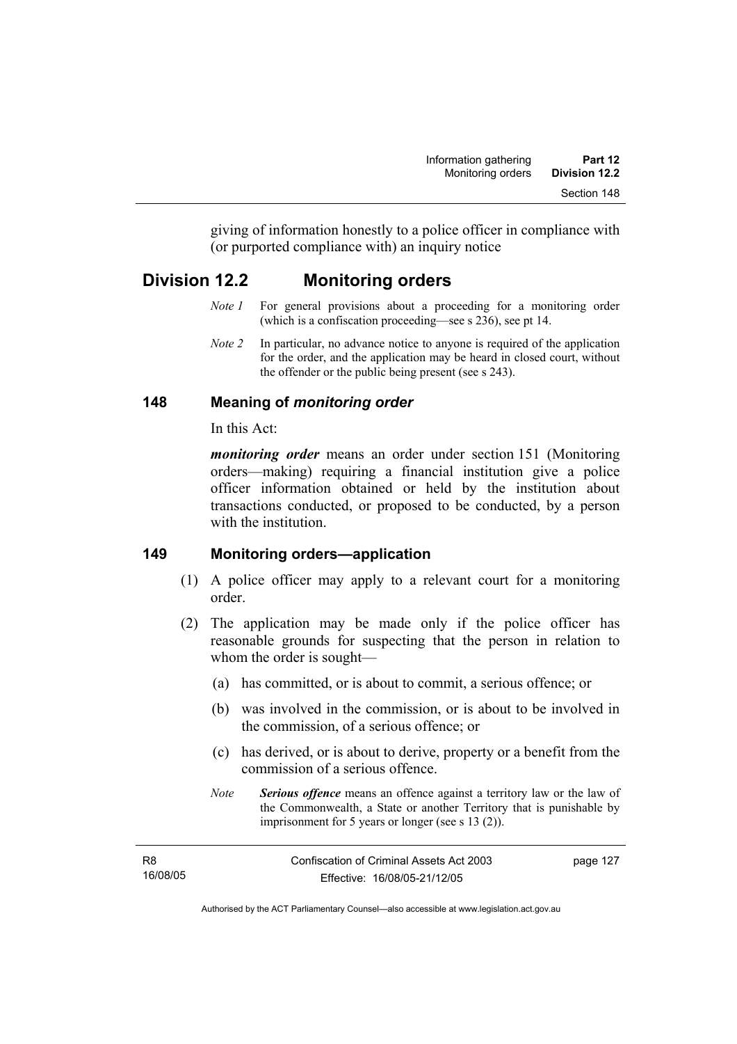giving of information honestly to a police officer in compliance with (or purported compliance with) an inquiry notice

## Division 12.2 Monitoring orders

*Note 1* For general provisions about a proceeding for a monitoring order (which is a confiscation proceeding—see s 236), see pt 14.

*Note 2* In particular, no advance notice to anyone is required of the application for the order, and the application may be heard in closed court, without the offender or the public being present (see s 243).

### 148 Meaning of *monitoring order*

In this Act:

***monitoring order*** means an order under section 151 (Monitoring orders—making) requiring a financial institution give a police officer information obtained or held by the institution about transactions conducted, or proposed to be conducted, by a person with the institution.

### 149 Monitoring orders—application

(1) A police officer may apply to a relevant court for a monitoring order.

(2) The application may be made only if the police officer has reasonable grounds for suspecting that the person in relation to whom the order is sought—

(a) has committed, or is about to commit, a serious offence; or

(b) was involved in the commission, or is about to be involved in the commission, of a serious offence; or

(c) has derived, or is about to derive, property or a benefit from the commission of a serious offence.

*Note* ***Serious offence*** means an offence against a territory law or the law of the Commonwealth, a State or another Territory that is punishable by imprisonment for 5 years or longer (see s 13 (2)).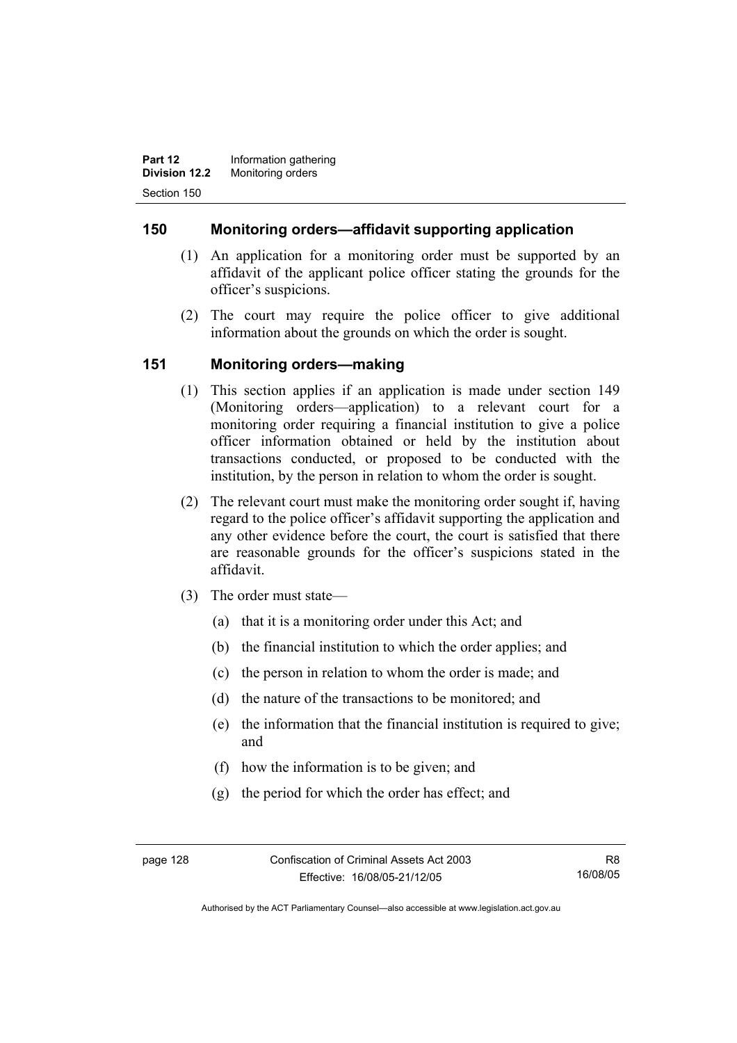## 150 Monitoring orders—affidavit supporting application

(1) An application for a monitoring order must be supported by an affidavit of the applicant police officer stating the grounds for the officer's suspicions.

(2) The court may require the police officer to give additional information about the grounds on which the order is sought.

## 151 Monitoring orders—making

(1) This section applies if an application is made under section 149 (Monitoring orders—application) to a relevant court for a monitoring order requiring a financial institution to give a police officer information obtained or held by the institution about transactions conducted, or proposed to be conducted with the institution, by the person in relation to whom the order is sought.

(2) The relevant court must make the monitoring order sought if, having regard to the police officer's affidavit supporting the application and any other evidence before the court, the court is satisfied that there are reasonable grounds for the officer's suspicions stated in the affidavit.

(3) The order must state—

(a) that it is a monitoring order under this Act; and

(b) the financial institution to which the order applies; and

(c) the person in relation to whom the order is made; and

(d) the nature of the transactions to be monitored; and

(e) the information that the financial institution is required to give; and

(f) how the information is to be given; and

(g) the period for which the order has effect; and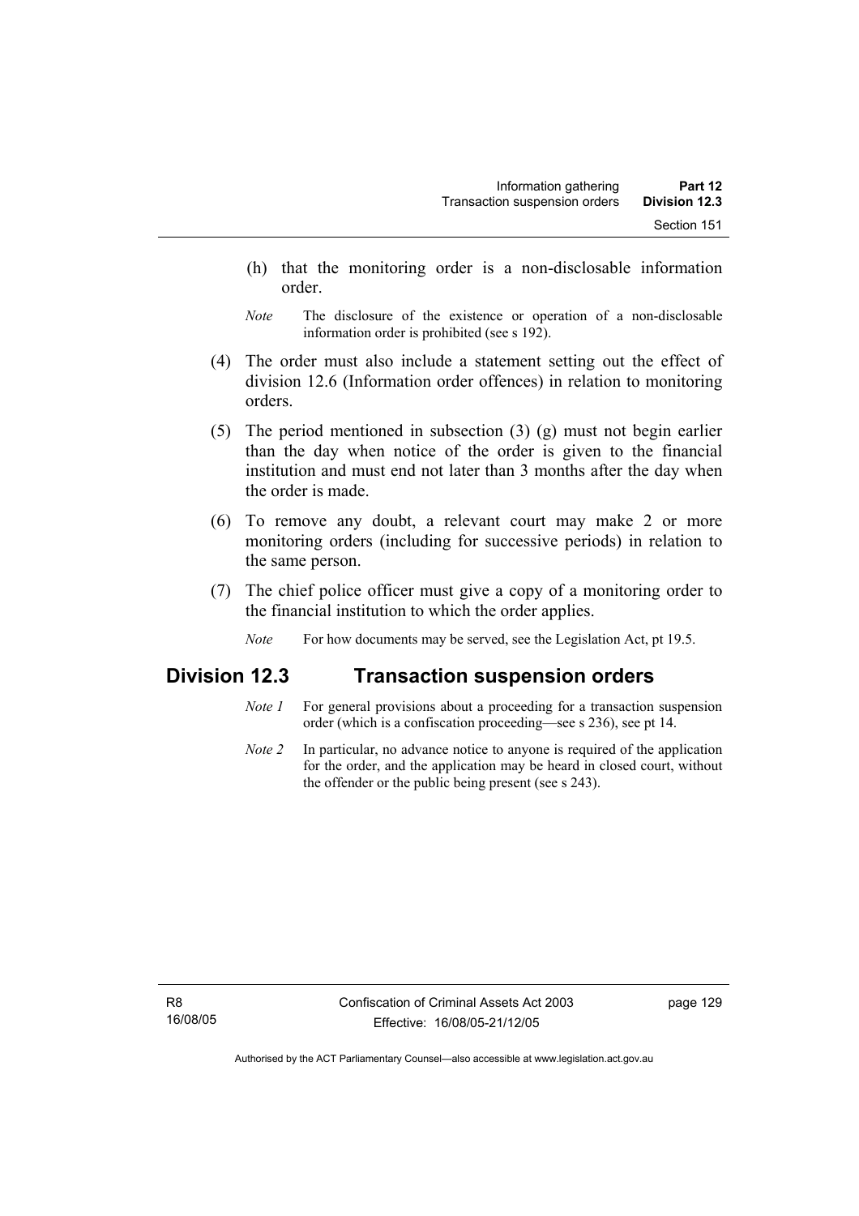(h) that the monitoring order is a non-disclosable information order.

*Note* The disclosure of the existence or operation of a non-disclosable information order is prohibited (see s 192).

(4) The order must also include a statement setting out the effect of division 12.6 (Information order offences) in relation to monitoring orders.

(5) The period mentioned in subsection (3) (g) must not begin earlier than the day when notice of the order is given to the financial institution and must end not later than 3 months after the day when the order is made.

(6) To remove any doubt, a relevant court may make 2 or more monitoring orders (including for successive periods) in relation to the same person.

(7) The chief police officer must give a copy of a monitoring order to the financial institution to which the order applies.

*Note* For how documents may be served, see the Legislation Act, pt 19.5.

## Division 12.3 Transaction suspension orders

*Note 1* For general provisions about a proceeding for a transaction suspension order (which is a confiscation proceeding—see s 236), see pt 14.

*Note 2* In particular, no advance notice to anyone is required of the application for the order, and the application may be heard in closed court, without the offender or the public being present (see s 243).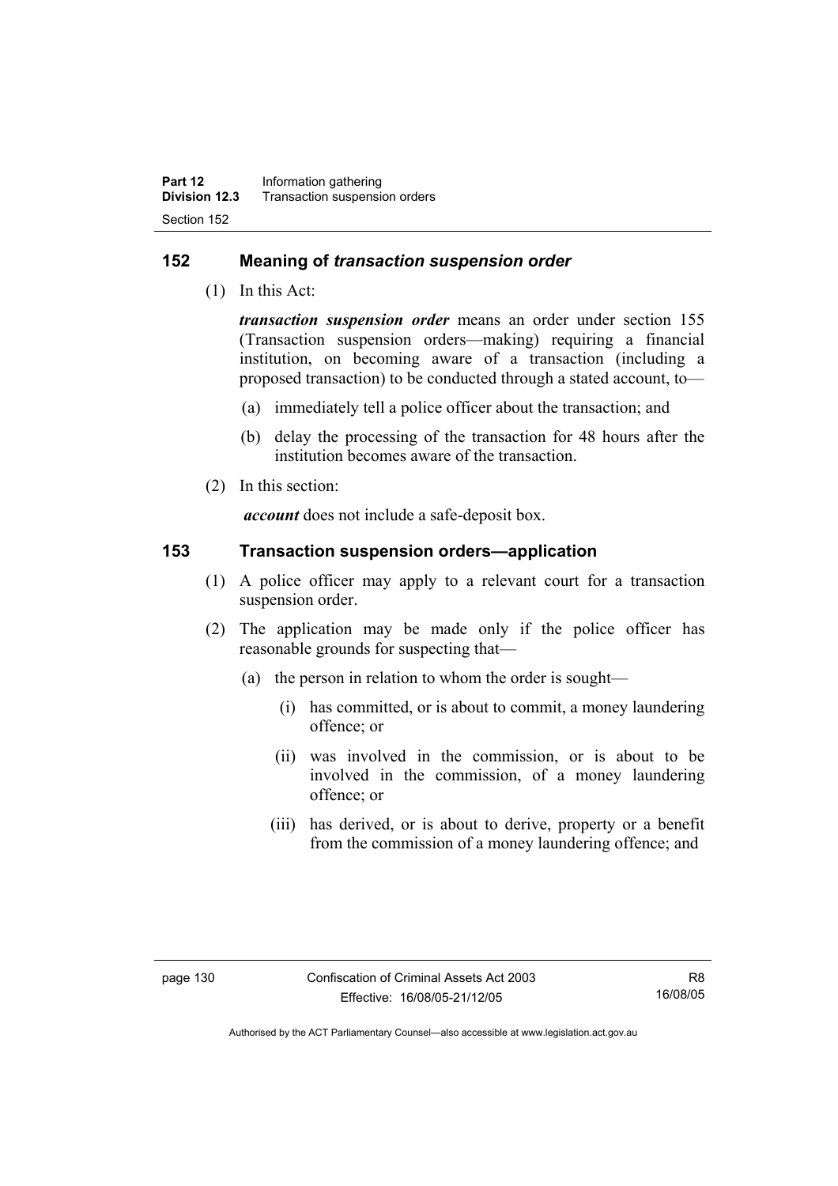## 152 Meaning of *transaction suspension order*

(1) In this Act:

***transaction suspension order*** means an order under section 155 (Transaction suspension orders—making) requiring a financial institution, on becoming aware of a transaction (including a proposed transaction) to be conducted through a stated account, to—

(a) immediately tell a police officer about the transaction; and

(b) delay the processing of the transaction for 48 hours after the institution becomes aware of the transaction.

(2) In this section:

***account*** does not include a safe-deposit box.

## 153 Transaction suspension orders—application

(1) A police officer may apply to a relevant court for a transaction suspension order.

(2) The application may be made only if the police officer has reasonable grounds for suspecting that—

(a) the person in relation to whom the order is sought—

(i) has committed, or is about to commit, a money laundering offence; or

(ii) was involved in the commission, or is about to be involved in the commission, of a money laundering offence; or

(iii) has derived, or is about to derive, property or a benefit from the commission of a money laundering offence; and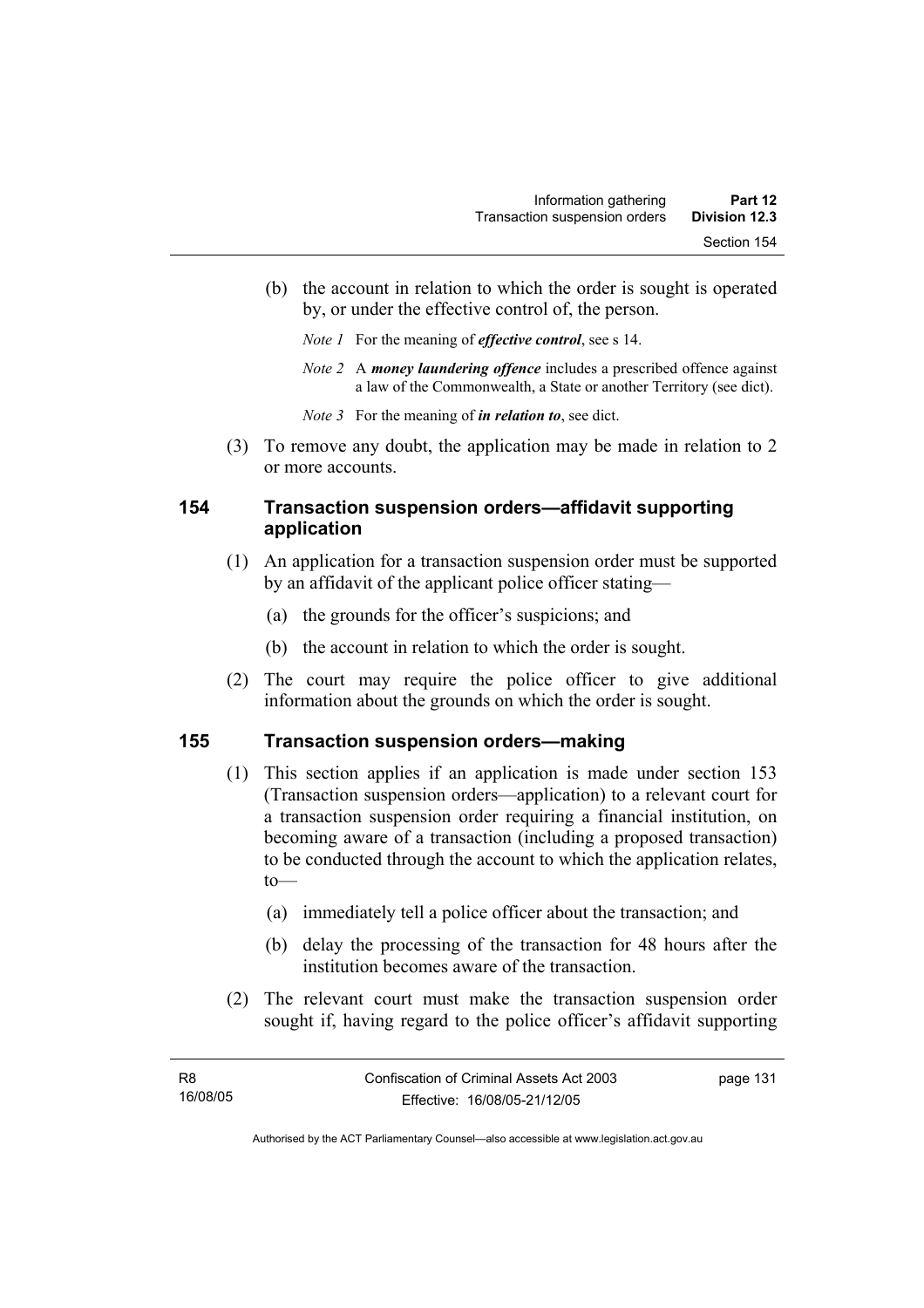(b) the account in relation to which the order is sought is operated by, or under the effective control of, the person.

*Note 1* For the meaning of ***effective control***, see s 14.

*Note 2* A ***money laundering offence*** includes a prescribed offence against a law of the Commonwealth, a State or another Territory (see dict).

*Note 3* For the meaning of ***in relation to***, see dict.

(3) To remove any doubt, the application may be made in relation to 2 or more accounts.

### 154 Transaction suspension orders—affidavit supporting application

(1) An application for a transaction suspension order must be supported by an affidavit of the applicant police officer stating—

(a) the grounds for the officer's suspicions; and

(b) the account in relation to which the order is sought.

(2) The court may require the police officer to give additional information about the grounds on which the order is sought.

### 155 Transaction suspension orders—making

(1) This section applies if an application is made under section 153 (Transaction suspension orders—application) to a relevant court for a transaction suspension order requiring a financial institution, on becoming aware of a transaction (including a proposed transaction) to be conducted through the account to which the application relates, to—

(a) immediately tell a police officer about the transaction; and

(b) delay the processing of the transaction for 48 hours after the institution becomes aware of the transaction.

(2) The relevant court must make the transaction suspension order sought if, having regard to the police officer's affidavit supporting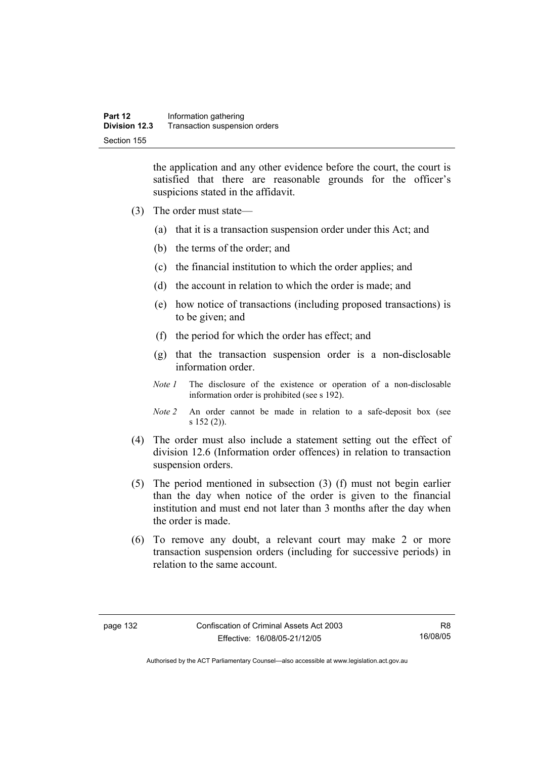the application and any other evidence before the court, the court is satisfied that there are reasonable grounds for the officer's suspicions stated in the affidavit.

(3) The order must state—

(a) that it is a transaction suspension order under this Act; and

(b) the terms of the order; and

(c) the financial institution to which the order applies; and

(d) the account in relation to which the order is made; and

(e) how notice of transactions (including proposed transactions) is to be given; and

(f) the period for which the order has effect; and

(g) that the transaction suspension order is a non-disclosable information order.

*Note 1* The disclosure of the existence or operation of a non-disclosable information order is prohibited (see s 192).

*Note 2* An order cannot be made in relation to a safe-deposit box (see s 152 (2)).

(4) The order must also include a statement setting out the effect of division 12.6 (Information order offences) in relation to transaction suspension orders.

(5) The period mentioned in subsection (3) (f) must not begin earlier than the day when notice of the order is given to the financial institution and must end not later than 3 months after the day when the order is made.

(6) To remove any doubt, a relevant court may make 2 or more transaction suspension orders (including for successive periods) in relation to the same account.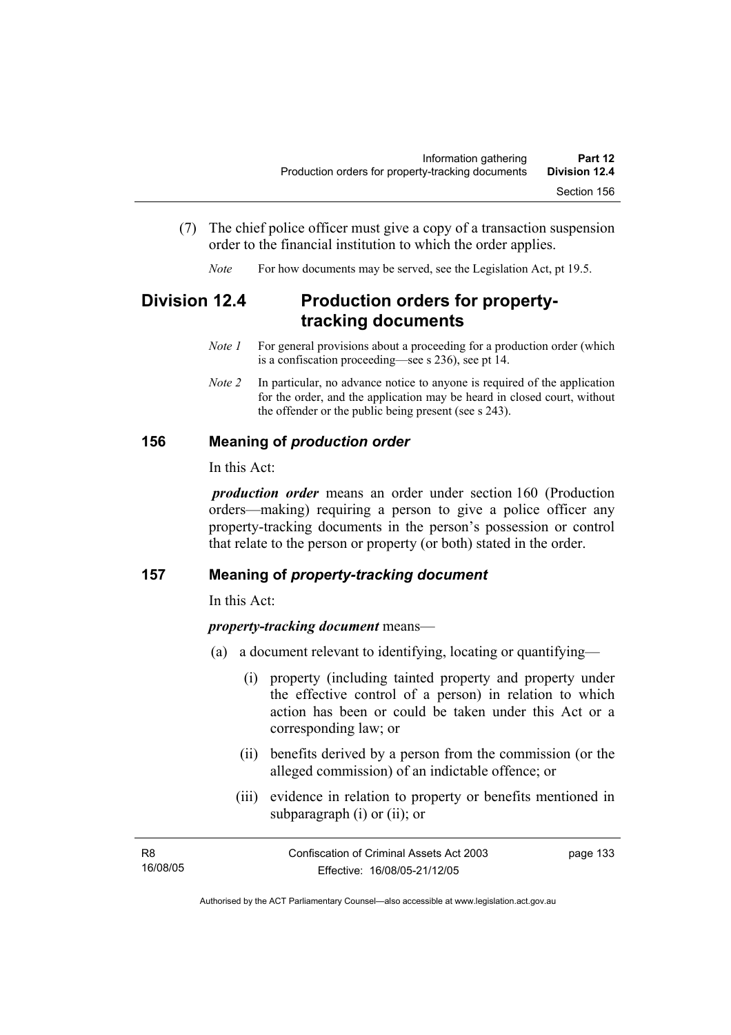(7) The chief police officer must give a copy of a transaction suspension order to the financial institution to which the order applies.

*Note* For how documents may be served, see the Legislation Act, pt 19.5.

## Division 12.4 Production orders for property-tracking documents

*Note 1* For general provisions about a proceeding for a production order (which is a confiscation proceeding—see s 236), see pt 14.

*Note 2* In particular, no advance notice to anyone is required of the application for the order, and the application may be heard in closed court, without the offender or the public being present (see s 243).

### 156 Meaning of *production order*

In this Act:

***production order*** means an order under section 160 (Production orders—making) requiring a person to give a police officer any property-tracking documents in the person's possession or control that relate to the person or property (or both) stated in the order.

### 157 Meaning of *property-tracking document*

In this Act:

***property-tracking document*** means—

(a) a document relevant to identifying, locating or quantifying—

(i) property (including tainted property and property under the effective control of a person) in relation to which action has been or could be taken under this Act or a corresponding law; or

(ii) benefits derived by a person from the commission (or the alleged commission) of an indictable offence; or

(iii) evidence in relation to property or benefits mentioned in subparagraph (i) or (ii); or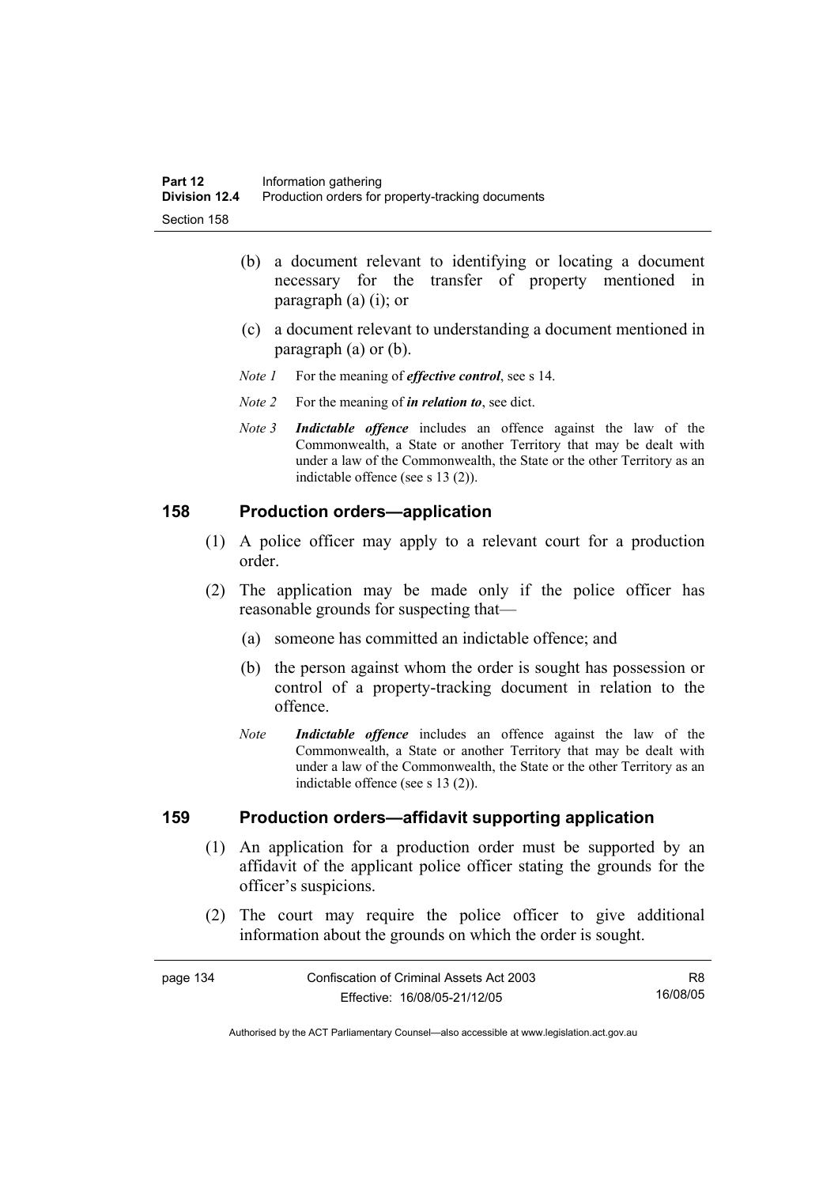(b) a document relevant to identifying or locating a document necessary for the transfer of property mentioned in paragraph (a) (i); or

(c) a document relevant to understanding a document mentioned in paragraph (a) or (b).

*Note 1* For the meaning of ***effective control***, see s 14.

*Note 2* For the meaning of ***in relation to***, see dict.

*Note 3* ***Indictable offence*** includes an offence against the law of the Commonwealth, a State or another Territory that may be dealt with under a law of the Commonwealth, the State or the other Territory as an indictable offence (see s 13 (2)).

## 158 Production orders—application

(1) A police officer may apply to a relevant court for a production order.

(2) The application may be made only if the police officer has reasonable grounds for suspecting that—

(a) someone has committed an indictable offence; and

(b) the person against whom the order is sought has possession or control of a property-tracking document in relation to the offence.

*Note* ***Indictable offence*** includes an offence against the law of the Commonwealth, a State or another Territory that may be dealt with under a law of the Commonwealth, the State or the other Territory as an indictable offence (see s 13 (2)).

## 159 Production orders—affidavit supporting application

(1) An application for a production order must be supported by an affidavit of the applicant police officer stating the grounds for the officer's suspicions.

(2) The court may require the police officer to give additional information about the grounds on which the order is sought.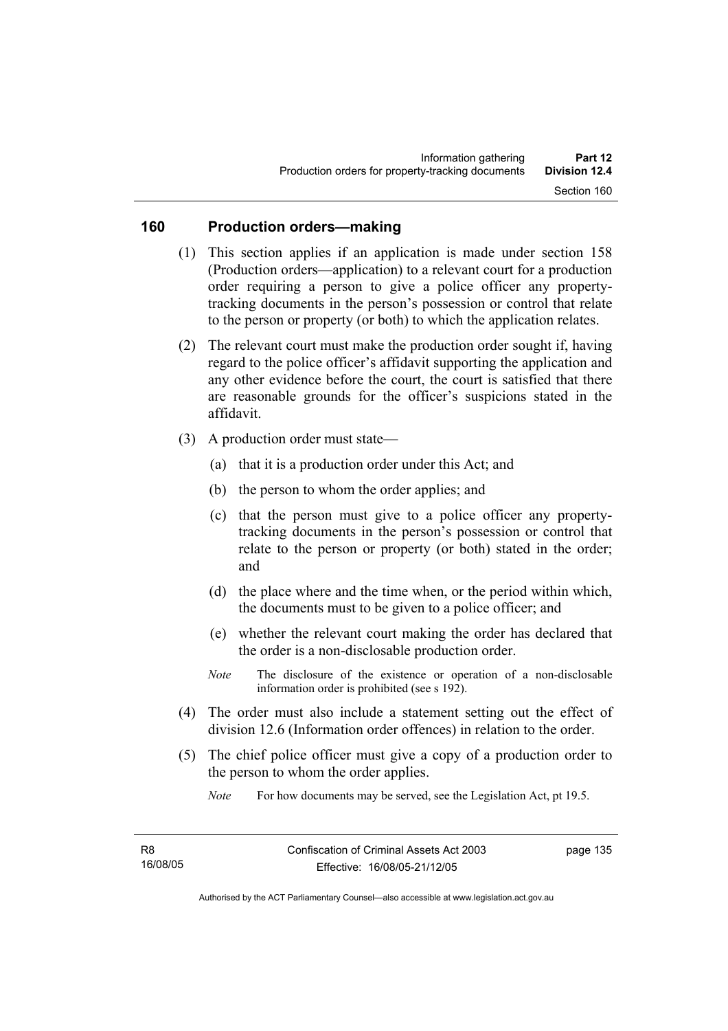## 160 Production orders—making

(1) This section applies if an application is made under section 158 (Production orders—application) to a relevant court for a production order requiring a person to give a police officer any property-tracking documents in the person's possession or control that relate to the person or property (or both) to which the application relates.

(2) The relevant court must make the production order sought if, having regard to the police officer's affidavit supporting the application and any other evidence before the court, the court is satisfied that there are reasonable grounds for the officer's suspicions stated in the affidavit.

(3) A production order must state—

(a) that it is a production order under this Act; and

(b) the person to whom the order applies; and

(c) that the person must give to a police officer any property-tracking documents in the person's possession or control that relate to the person or property (or both) stated in the order; and

(d) the place where and the time when, or the period within which, the documents must to be given to a police officer; and

(e) whether the relevant court making the order has declared that the order is a non-disclosable production order.

*Note* The disclosure of the existence or operation of a non-disclosable information order is prohibited (see s 192).

(4) The order must also include a statement setting out the effect of division 12.6 (Information order offences) in relation to the order.

(5) The chief police officer must give a copy of a production order to the person to whom the order applies.

*Note* For how documents may be served, see the Legislation Act, pt 19.5.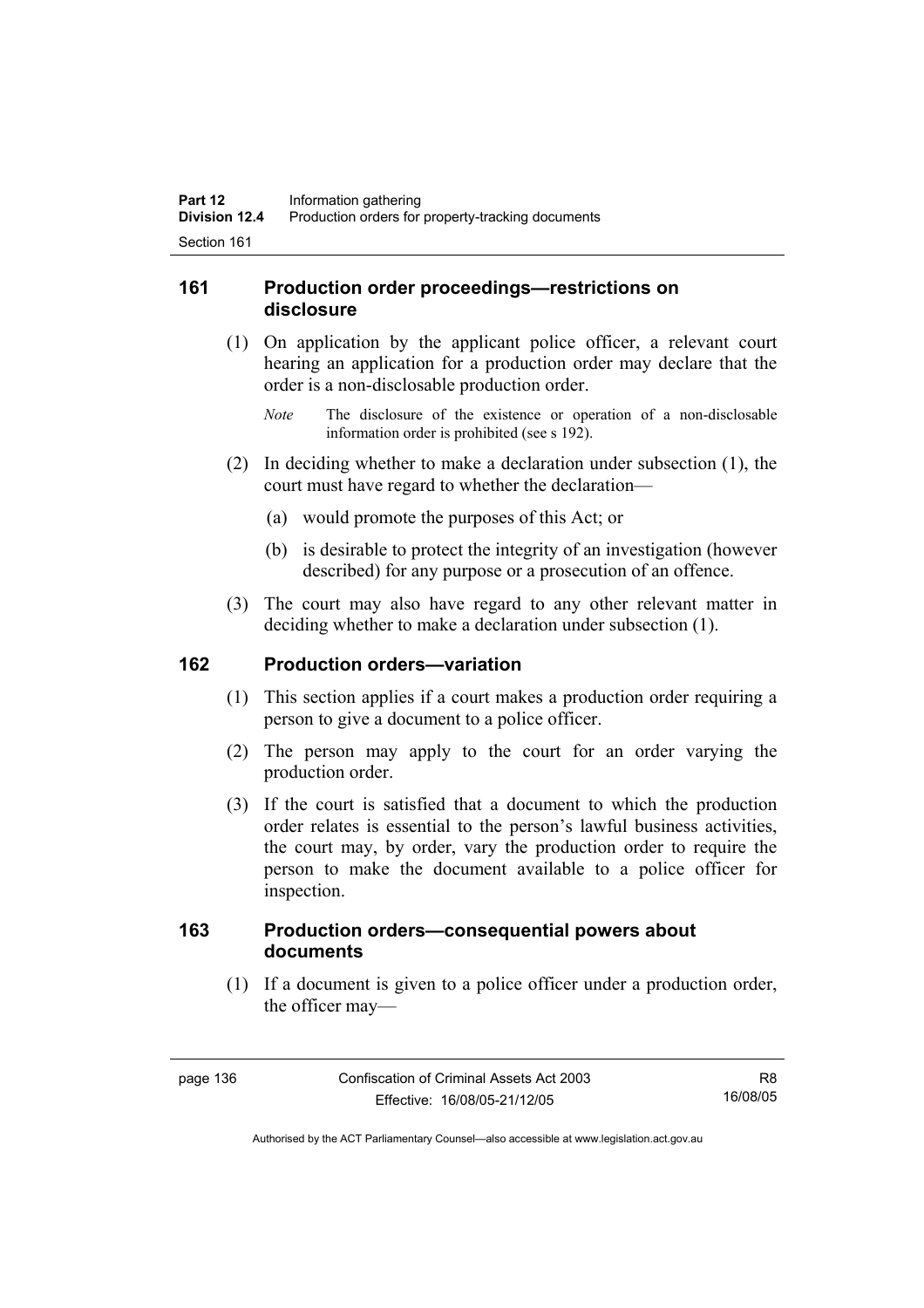## 161 Production order proceedings—restrictions on disclosure

(1) On application by the applicant police officer, a relevant court hearing an application for a production order may declare that the order is a non-disclosable production order.

*Note* The disclosure of the existence or operation of a non-disclosable information order is prohibited (see s 192).

(2) In deciding whether to make a declaration under subsection (1), the court must have regard to whether the declaration—

(a) would promote the purposes of this Act; or

(b) is desirable to protect the integrity of an investigation (however described) for any purpose or a prosecution of an offence.

(3) The court may also have regard to any other relevant matter in deciding whether to make a declaration under subsection (1).

## 162 Production orders—variation

(1) This section applies if a court makes a production order requiring a person to give a document to a police officer.

(2) The person may apply to the court for an order varying the production order.

(3) If the court is satisfied that a document to which the production order relates is essential to the person's lawful business activities, the court may, by order, vary the production order to require the person to make the document available to a police officer for inspection.

## 163 Production orders—consequential powers about documents

(1) If a document is given to a police officer under a production order, the officer may—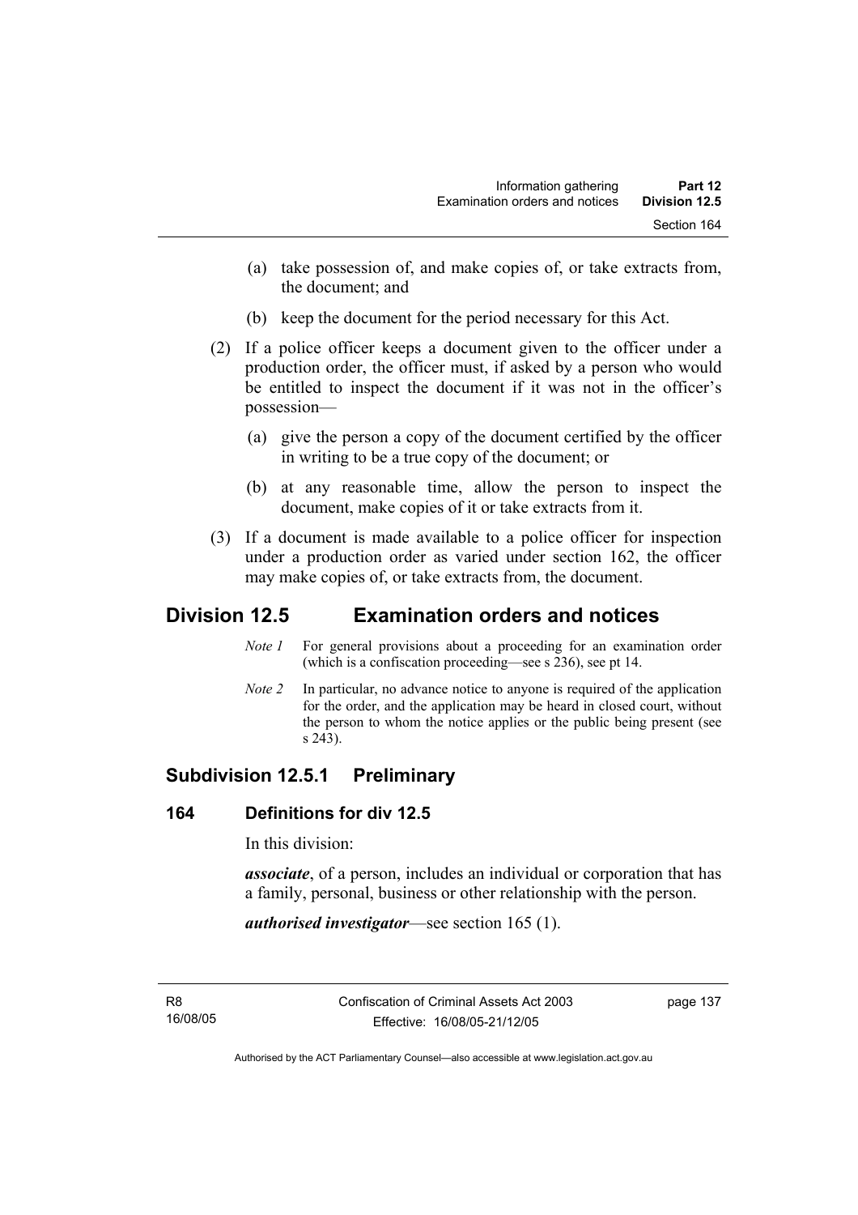(a) take possession of, and make copies of, or take extracts from, the document; and

(b) keep the document for the period necessary for this Act.

(2) If a police officer keeps a document given to the officer under a production order, the officer must, if asked by a person who would be entitled to inspect the document if it was not in the officer's possession—

(a) give the person a copy of the document certified by the officer in writing to be a true copy of the document; or

(b) at any reasonable time, allow the person to inspect the document, make copies of it or take extracts from it.

(3) If a document is made available to a police officer for inspection under a production order as varied under section 162, the officer may make copies of, or take extracts from, the document.

# Division 12.5 Examination orders and notices

*Note 1* For general provisions about a proceeding for an examination order (which is a confiscation proceeding—see s 236), see pt 14.

*Note 2* In particular, no advance notice to anyone is required of the application for the order, and the application may be heard in closed court, without the person to whom the notice applies or the public being present (see s 243).

## Subdivision 12.5.1 Preliminary

### 164 Definitions for div 12.5

In this division:

***associate***, of a person, includes an individual or corporation that has a family, personal, business or other relationship with the person.

***authorised investigator***—see section 165 (1).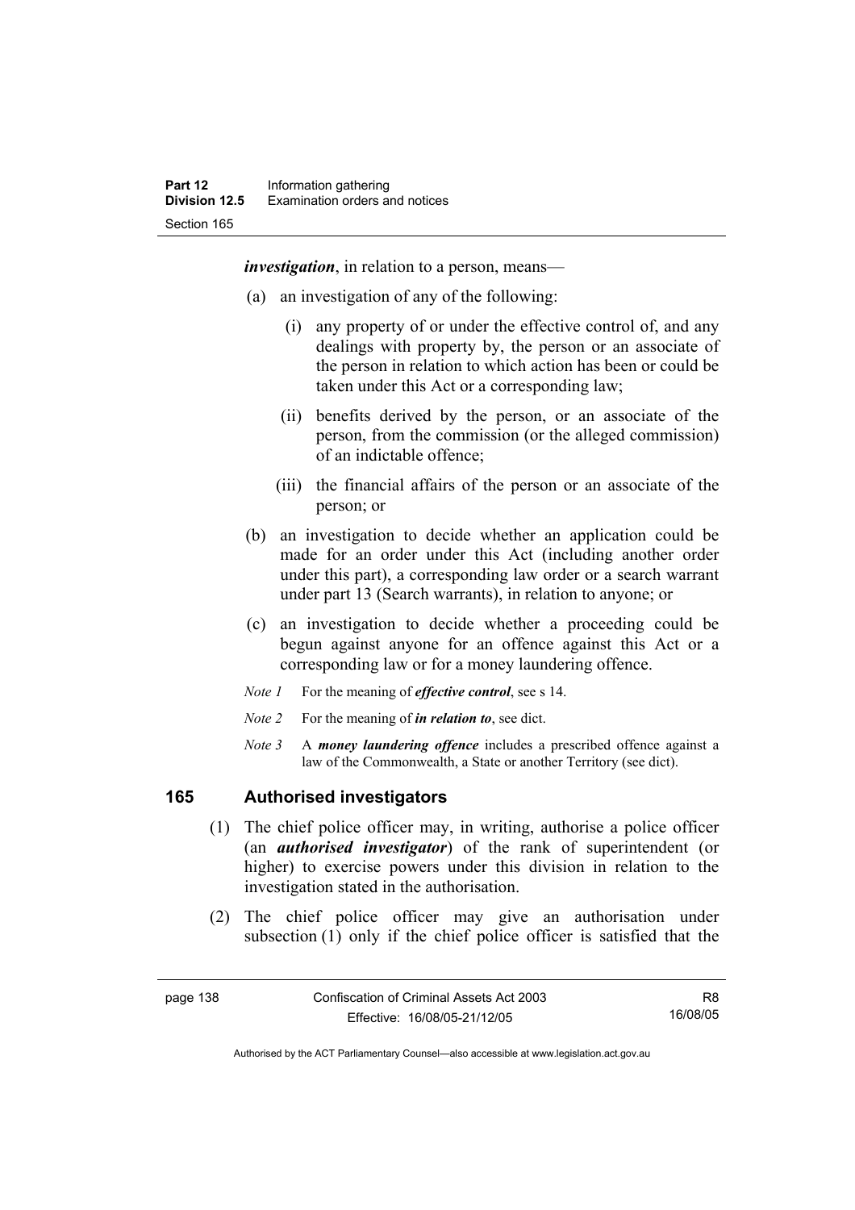***investigation***, in relation to a person, means—

(a) an investigation of any of the following:

   (i) any property of or under the effective control of, and any dealings with property by, the person or an associate of the person in relation to which action has been or could be taken under this Act or a corresponding law;

   (ii) benefits derived by the person, or an associate of the person, from the commission (or the alleged commission) of an indictable offence;

   (iii) the financial affairs of the person or an associate of the person; or

(b) an investigation to decide whether an application could be made for an order under this Act (including another order under this part), a corresponding law order or a search warrant under part 13 (Search warrants), in relation to anyone; or

(c) an investigation to decide whether a proceeding could be begun against anyone for an offence against this Act or a corresponding law or for a money laundering offence.

*Note 1* For the meaning of ***effective control***, see s 14.

*Note 2* For the meaning of ***in relation to***, see dict.

*Note 3* A ***money laundering offence*** includes a prescribed offence against a law of the Commonwealth, a State or another Territory (see dict).

## 165 Authorised investigators

(1) The chief police officer may, in writing, authorise a police officer (an ***authorised investigator***) of the rank of superintendent (or higher) to exercise powers under this division in relation to the investigation stated in the authorisation.

(2) The chief police officer may give an authorisation under subsection (1) only if the chief police officer is satisfied that the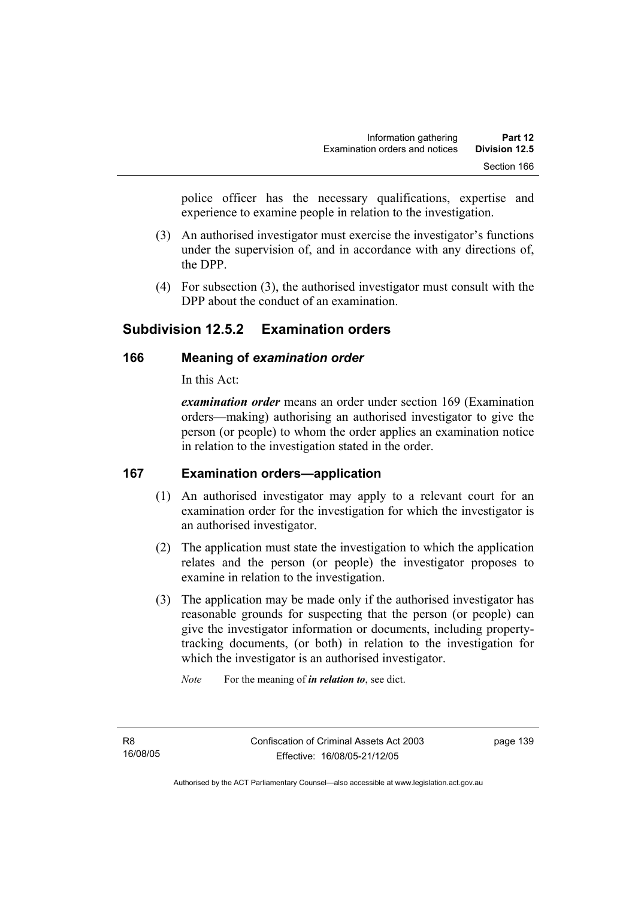police officer has the necessary qualifications, expertise and experience to examine people in relation to the investigation.

(3) An authorised investigator must exercise the investigator's functions under the supervision of, and in accordance with any directions of, the DPP.

(4) For subsection (3), the authorised investigator must consult with the DPP about the conduct of an examination.

## Subdivision 12.5.2 Examination orders

### 166 Meaning of *examination order*

In this Act:

***examination order*** means an order under section 169 (Examination orders—making) authorising an authorised investigator to give the person (or people) to whom the order applies an examination notice in relation to the investigation stated in the order.

### 167 Examination orders—application

(1) An authorised investigator may apply to a relevant court for an examination order for the investigation for which the investigator is an authorised investigator.

(2) The application must state the investigation to which the application relates and the person (or people) the investigator proposes to examine in relation to the investigation.

(3) The application may be made only if the authorised investigator has reasonable grounds for suspecting that the person (or people) can give the investigator information or documents, including property-tracking documents, (or both) in relation to the investigation for which the investigator is an authorised investigator.

*Note* For the meaning of ***in relation to***, see dict.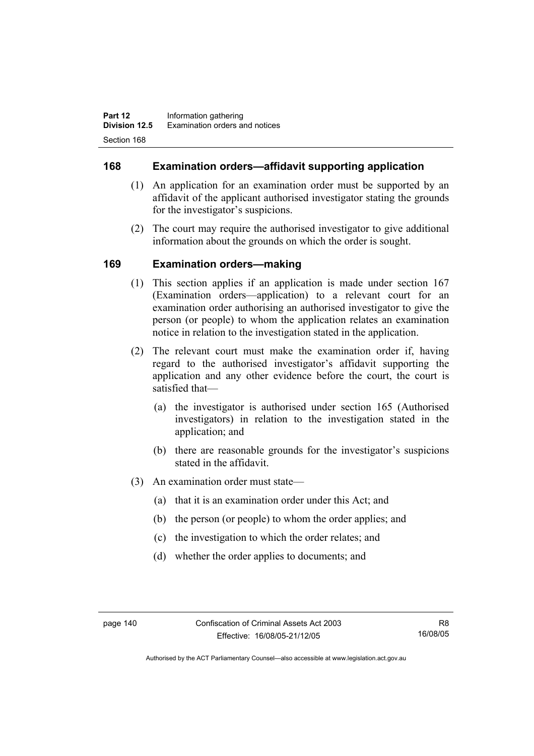## 168 Examination orders—affidavit supporting application

(1) An application for an examination order must be supported by an affidavit of the applicant authorised investigator stating the grounds for the investigator's suspicions.

(2) The court may require the authorised investigator to give additional information about the grounds on which the order is sought.

## 169 Examination orders—making

(1) This section applies if an application is made under section 167 (Examination orders—application) to a relevant court for an examination order authorising an authorised investigator to give the person (or people) to whom the application relates an examination notice in relation to the investigation stated in the application.

(2) The relevant court must make the examination order if, having regard to the authorised investigator's affidavit supporting the application and any other evidence before the court, the court is satisfied that—

(a) the investigator is authorised under section 165 (Authorised investigators) in relation to the investigation stated in the application; and

(b) there are reasonable grounds for the investigator's suspicions stated in the affidavit.

(3) An examination order must state—

(a) that it is an examination order under this Act; and

(b) the person (or people) to whom the order applies; and

(c) the investigation to which the order relates; and

(d) whether the order applies to documents; and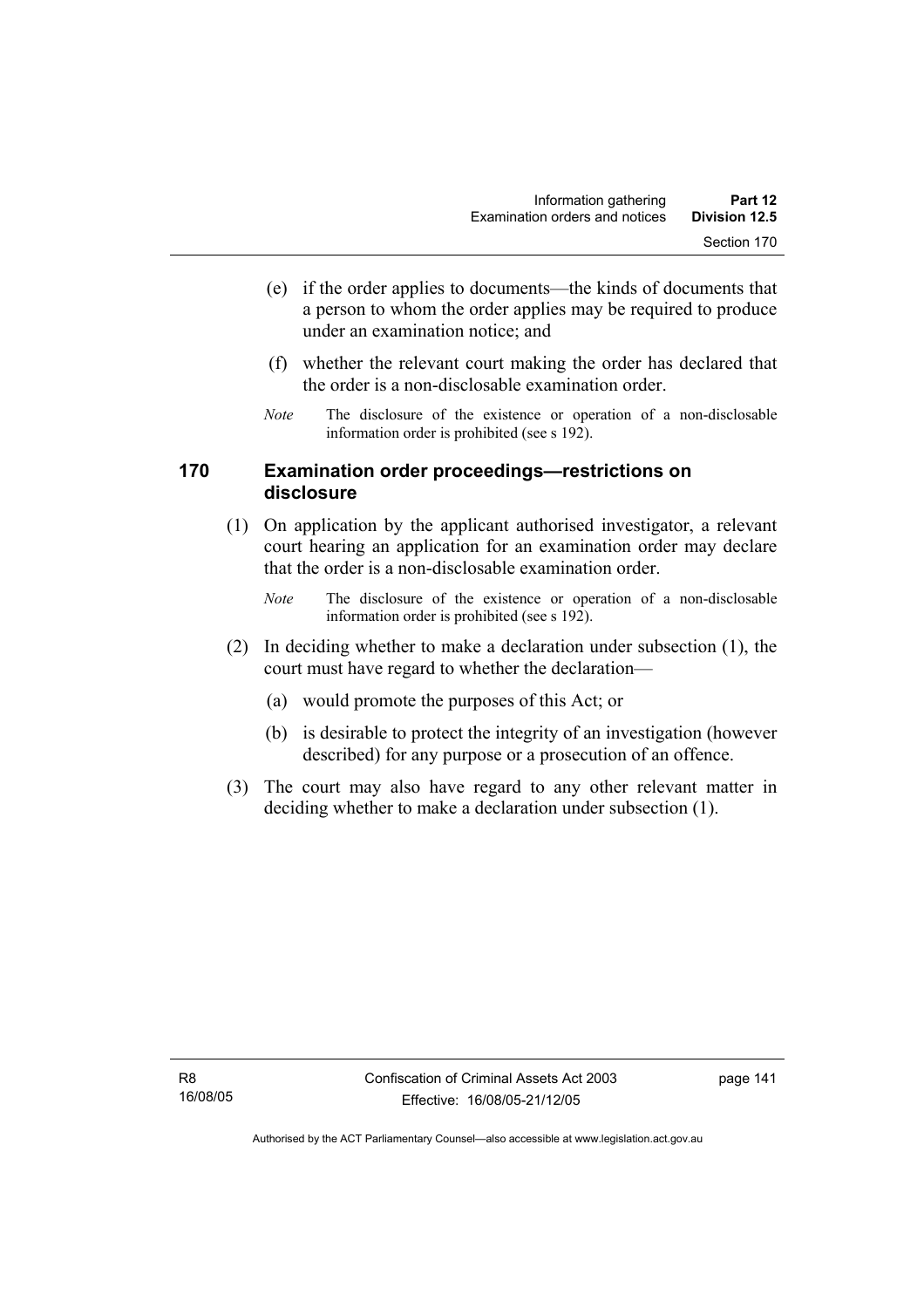(e) if the order applies to documents—the kinds of documents that a person to whom the order applies may be required to produce under an examination notice; and

(f) whether the relevant court making the order has declared that the order is a non-disclosable examination order.

*Note* The disclosure of the existence or operation of a non-disclosable information order is prohibited (see s 192).

## 170 Examination order proceedings—restrictions on disclosure

(1) On application by the applicant authorised investigator, a relevant court hearing an application for an examination order may declare that the order is a non-disclosable examination order.

*Note* The disclosure of the existence or operation of a non-disclosable information order is prohibited (see s 192).

(2) In deciding whether to make a declaration under subsection (1), the court must have regard to whether the declaration—

(a) would promote the purposes of this Act; or

(b) is desirable to protect the integrity of an investigation (however described) for any purpose or a prosecution of an offence.

(3) The court may also have regard to any other relevant matter in deciding whether to make a declaration under subsection (1).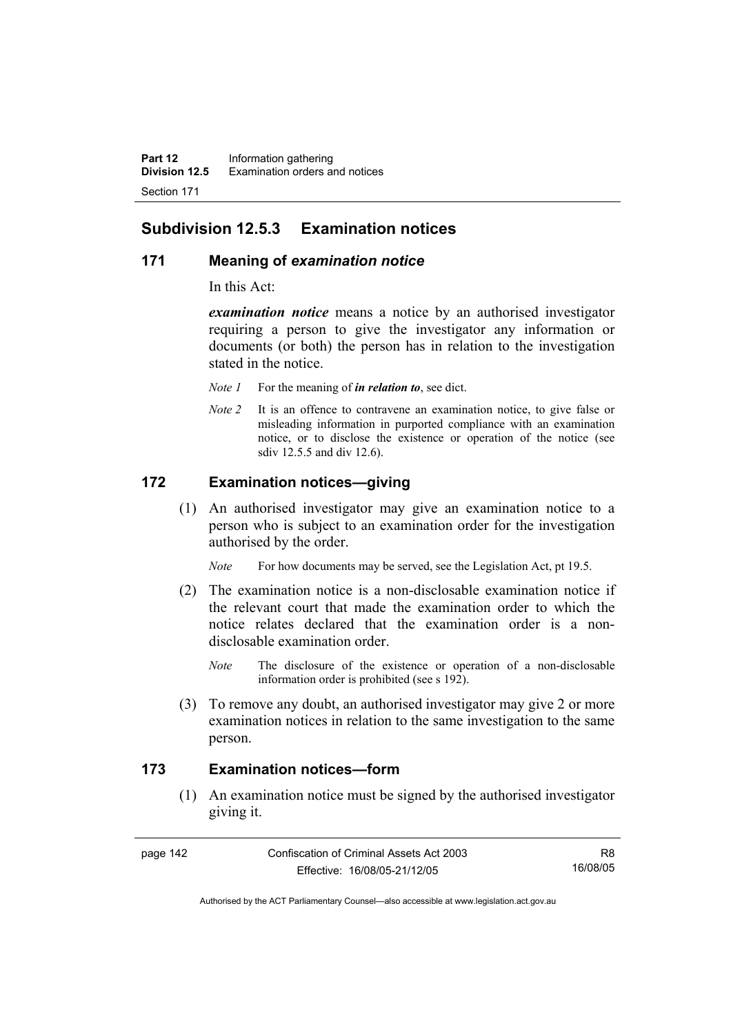## Subdivision 12.5.3 Examination notices

### 171 Meaning of *examination notice*

In this Act:

***examination notice*** means a notice by an authorised investigator requiring a person to give the investigator any information or documents (or both) the person has in relation to the investigation stated in the notice.

*Note 1* For the meaning of ***in relation to***, see dict.

*Note 2* It is an offence to contravene an examination notice, to give false or misleading information in purported compliance with an examination notice, or to disclose the existence or operation of the notice (see sdiv 12.5.5 and div 12.6).

### 172 Examination notices—giving

(1) An authorised investigator may give an examination notice to a person who is subject to an examination order for the investigation authorised by the order.

*Note* For how documents may be served, see the Legislation Act, pt 19.5.

(2) The examination notice is a non-disclosable examination notice if the relevant court that made the examination order to which the notice relates declared that the examination order is a non-disclosable examination order.

*Note* The disclosure of the existence or operation of a non-disclosable information order is prohibited (see s 192).

(3) To remove any doubt, an authorised investigator may give 2 or more examination notices in relation to the same investigation to the same person.

### 173 Examination notices—form

(1) An examination notice must be signed by the authorised investigator giving it.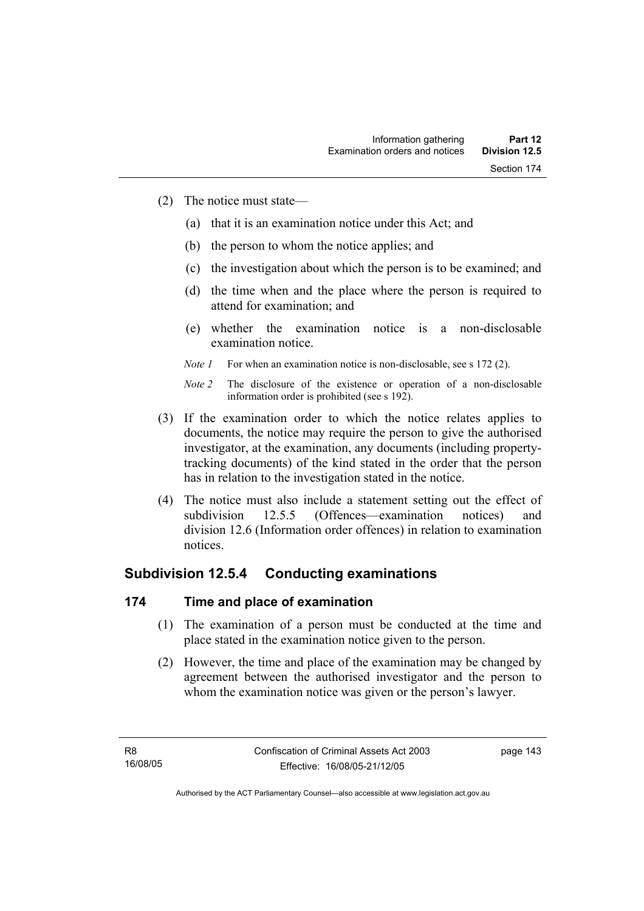(2) The notice must state—

(a) that it is an examination notice under this Act; and

(b) the person to whom the notice applies; and

(c) the investigation about which the person is to be examined; and

(d) the time when and the place where the person is required to attend for examination; and

(e) whether the examination notice is a non-disclosable examination notice.

*Note 1* For when an examination notice is non-disclosable, see s 172 (2).

*Note 2* The disclosure of the existence or operation of a non-disclosable information order is prohibited (see s 192).

(3) If the examination order to which the notice relates applies to documents, the notice may require the person to give the authorised investigator, at the examination, any documents (including property-tracking documents) of the kind stated in the order that the person has in relation to the investigation stated in the notice.

(4) The notice must also include a statement setting out the effect of subdivision 12.5.5 (Offences—examination notices) and division 12.6 (Information order offences) in relation to examination notices.

## Subdivision 12.5.4 Conducting examinations

### 174 Time and place of examination

(1) The examination of a person must be conducted at the time and place stated in the examination notice given to the person.

(2) However, the time and place of the examination may be changed by agreement between the authorised investigator and the person to whom the examination notice was given or the person's lawyer.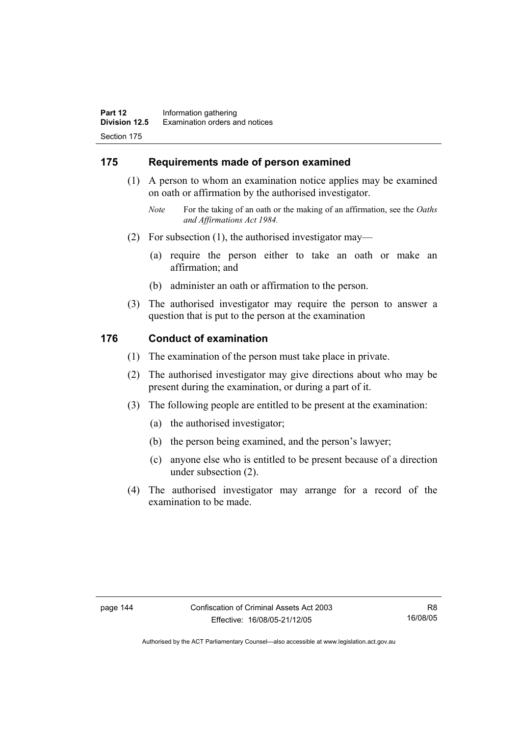## 175 Requirements made of person examined

(1) A person to whom an examination notice applies may be examined on oath or affirmation by the authorised investigator.

*Note* For the taking of an oath or the making of an affirmation, see the *Oaths and Affirmations Act 1984.*

(2) For subsection (1), the authorised investigator may—

(a) require the person either to take an oath or make an affirmation; and

(b) administer an oath or affirmation to the person.

(3) The authorised investigator may require the person to answer a question that is put to the person at the examination

## 176 Conduct of examination

(1) The examination of the person must take place in private.

(2) The authorised investigator may give directions about who may be present during the examination, or during a part of it.

(3) The following people are entitled to be present at the examination:

(a) the authorised investigator;

(b) the person being examined, and the person's lawyer;

(c) anyone else who is entitled to be present because of a direction under subsection (2).

(4) The authorised investigator may arrange for a record of the examination to be made.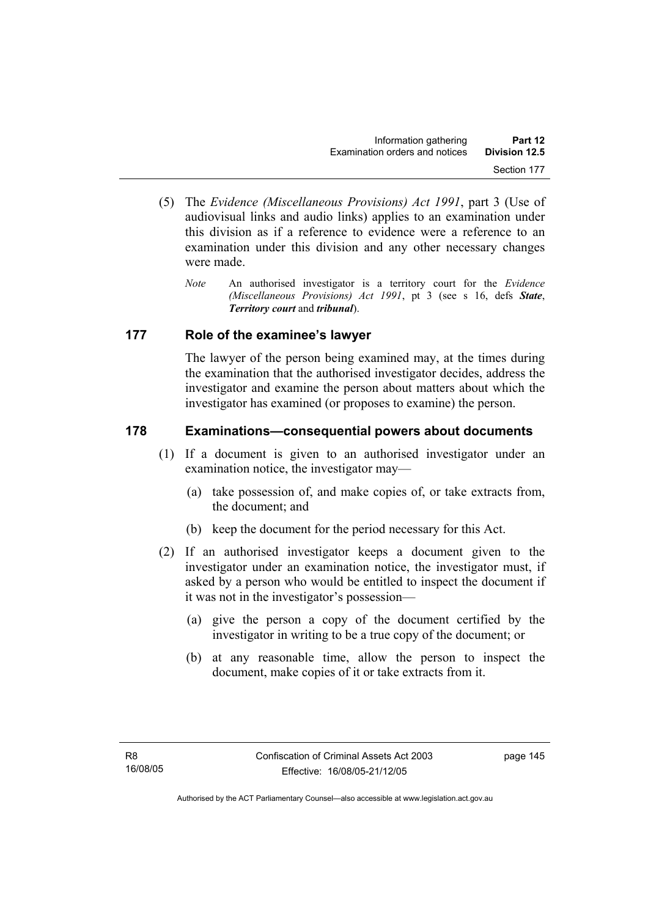(5) The *Evidence (Miscellaneous Provisions) Act 1991*, part 3 (Use of audiovisual links and audio links) applies to an examination under this division as if a reference to evidence were a reference to an examination under this division and any other necessary changes were made.

*Note* An authorised investigator is a territory court for the *Evidence (Miscellaneous Provisions) Act 1991*, pt 3 (see s 16, defs ***State***, ***Territory court*** and ***tribunal***).

## 177 Role of the examinee's lawyer

The lawyer of the person being examined may, at the times during the examination that the authorised investigator decides, address the investigator and examine the person about matters about which the investigator has examined (or proposes to examine) the person.

## 178 Examinations—consequential powers about documents

(1) If a document is given to an authorised investigator under an examination notice, the investigator may—

(a) take possession of, and make copies of, or take extracts from, the document; and

(b) keep the document for the period necessary for this Act.

(2) If an authorised investigator keeps a document given to the investigator under an examination notice, the investigator must, if asked by a person who would be entitled to inspect the document if it was not in the investigator's possession—

(a) give the person a copy of the document certified by the investigator in writing to be a true copy of the document; or

(b) at any reasonable time, allow the person to inspect the document, make copies of it or take extracts from it.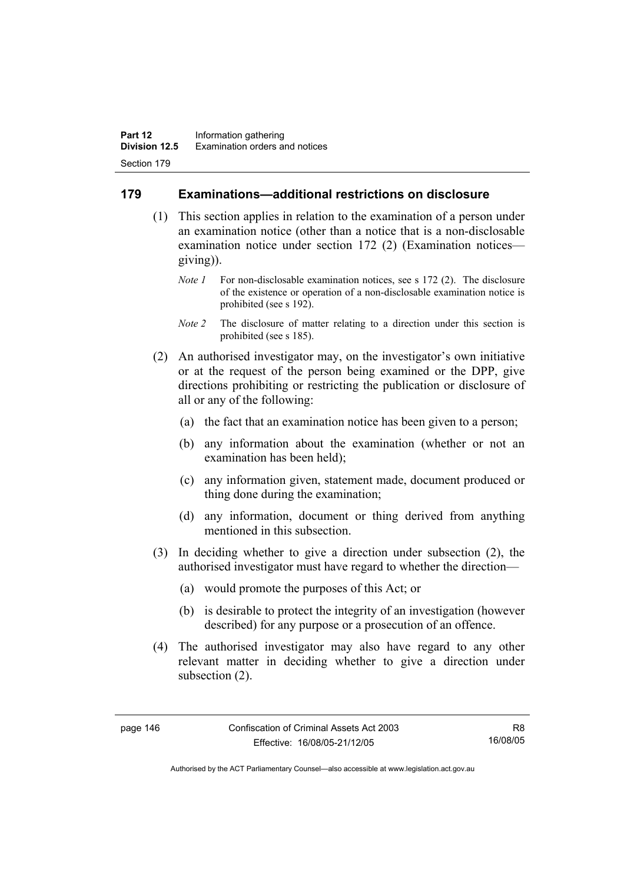## 179 Examinations—additional restrictions on disclosure

(1) This section applies in relation to the examination of a person under an examination notice (other than a notice that is a non-disclosable examination notice under section 172 (2) (Examination notices—giving)).

*Note 1* For non-disclosable examination notices, see s 172 (2). The disclosure of the existence or operation of a non-disclosable examination notice is prohibited (see s 192).

*Note 2* The disclosure of matter relating to a direction under this section is prohibited (see s 185).

(2) An authorised investigator may, on the investigator's own initiative or at the request of the person being examined or the DPP, give directions prohibiting or restricting the publication or disclosure of all or any of the following:

(a) the fact that an examination notice has been given to a person;

(b) any information about the examination (whether or not an examination has been held);

(c) any information given, statement made, document produced or thing done during the examination;

(d) any information, document or thing derived from anything mentioned in this subsection.

(3) In deciding whether to give a direction under subsection (2), the authorised investigator must have regard to whether the direction—

(a) would promote the purposes of this Act; or

(b) is desirable to protect the integrity of an investigation (however described) for any purpose or a prosecution of an offence.

(4) The authorised investigator may also have regard to any other relevant matter in deciding whether to give a direction under subsection (2).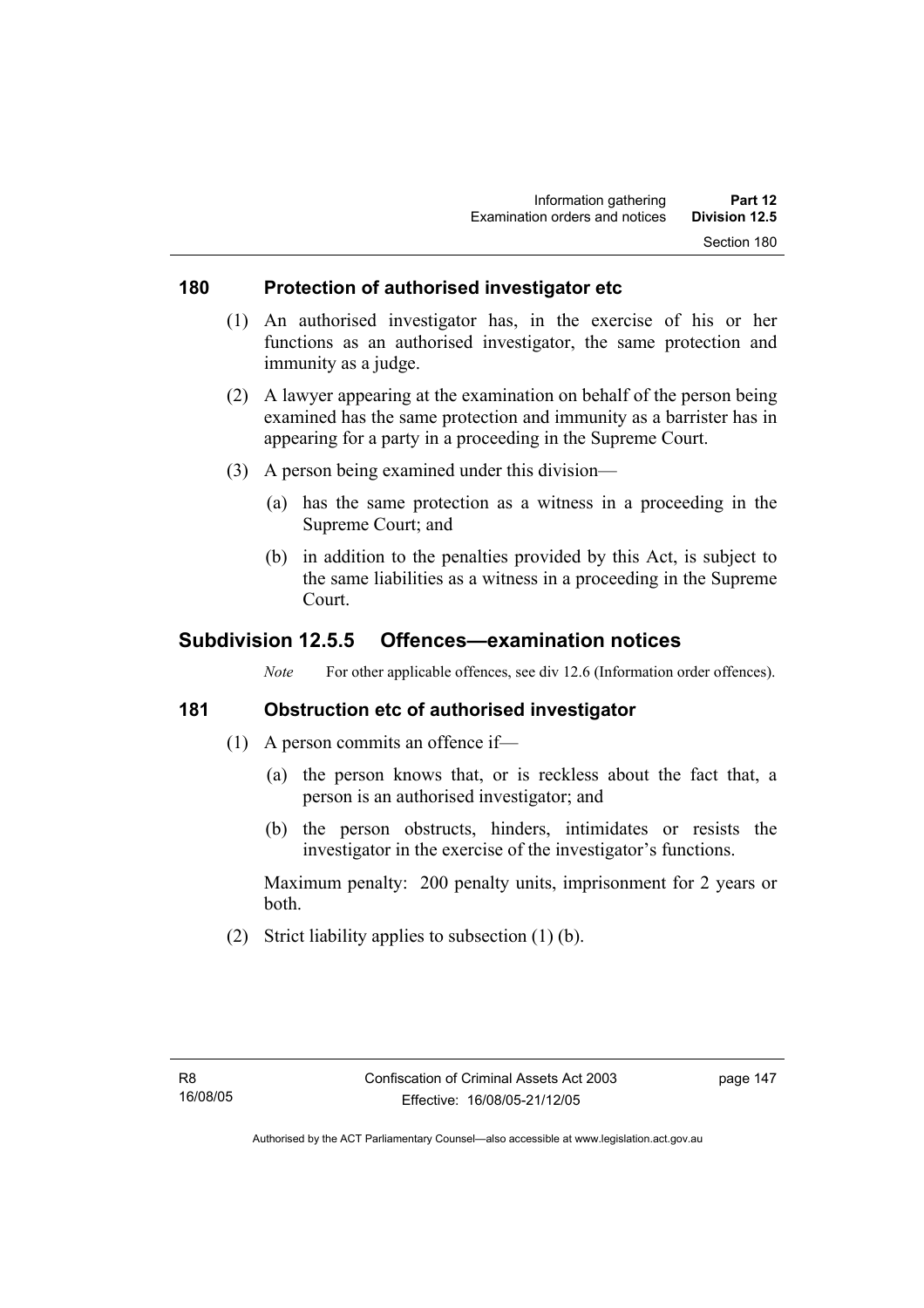## 180 Protection of authorised investigator etc

(1) An authorised investigator has, in the exercise of his or her functions as an authorised investigator, the same protection and immunity as a judge.

(2) A lawyer appearing at the examination on behalf of the person being examined has the same protection and immunity as a barrister has in appearing for a party in a proceeding in the Supreme Court.

(3) A person being examined under this division—

(a) has the same protection as a witness in a proceeding in the Supreme Court; and

(b) in addition to the penalties provided by this Act, is subject to the same liabilities as a witness in a proceeding in the Supreme Court.

# Subdivision 12.5.5 Offences—examination notices

*Note* For other applicable offences, see div 12.6 (Information order offences).

## 181 Obstruction etc of authorised investigator

(1) A person commits an offence if—

(a) the person knows that, or is reckless about the fact that, a person is an authorised investigator; and

(b) the person obstructs, hinders, intimidates or resists the investigator in the exercise of the investigator's functions.

Maximum penalty: 200 penalty units, imprisonment for 2 years or both.

(2) Strict liability applies to subsection (1) (b).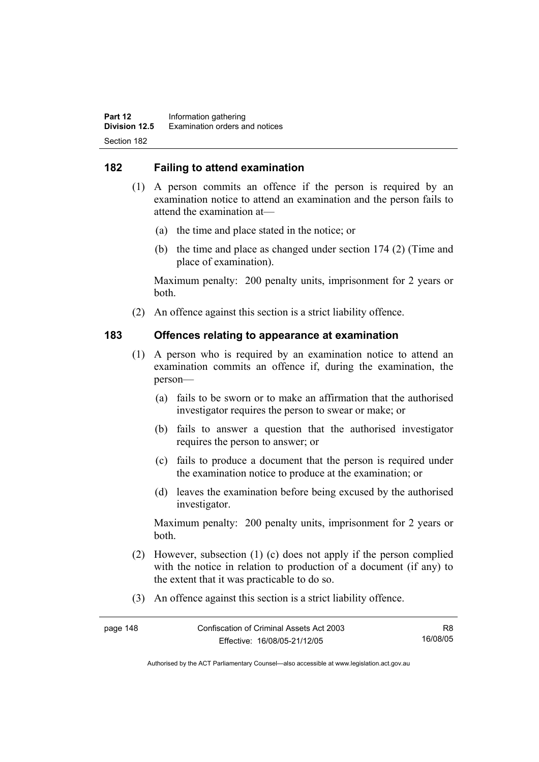## 182 Failing to attend examination

(1) A person commits an offence if the person is required by an examination notice to attend an examination and the person fails to attend the examination at—

(a) the time and place stated in the notice; or

(b) the time and place as changed under section 174 (2) (Time and place of examination).

Maximum penalty: 200 penalty units, imprisonment for 2 years or both.

(2) An offence against this section is a strict liability offence.

## 183 Offences relating to appearance at examination

(1) A person who is required by an examination notice to attend an examination commits an offence if, during the examination, the person—

(a) fails to be sworn or to make an affirmation that the authorised investigator requires the person to swear or make; or

(b) fails to answer a question that the authorised investigator requires the person to answer; or

(c) fails to produce a document that the person is required under the examination notice to produce at the examination; or

(d) leaves the examination before being excused by the authorised investigator.

Maximum penalty: 200 penalty units, imprisonment for 2 years or both.

(2) However, subsection (1) (c) does not apply if the person complied with the notice in relation to production of a document (if any) to the extent that it was practicable to do so.

(3) An offence against this section is a strict liability offence.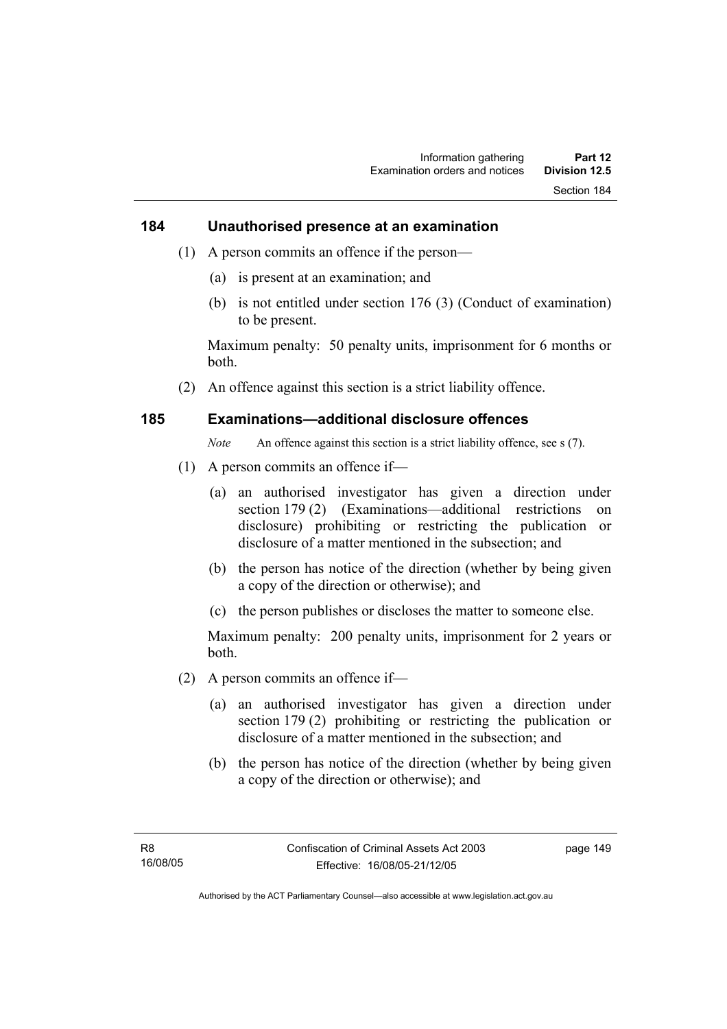## 184 Unauthorised presence at an examination

(1) A person commits an offence if the person—

(a) is present at an examination; and

(b) is not entitled under section 176 (3) (Conduct of examination) to be present.

Maximum penalty: 50 penalty units, imprisonment for 6 months or both.

(2) An offence against this section is a strict liability offence.

## 185 Examinations—additional disclosure offences

*Note* An offence against this section is a strict liability offence, see s (7).

(1) A person commits an offence if—

(a) an authorised investigator has given a direction under section 179 (2) (Examinations—additional restrictions on disclosure) prohibiting or restricting the publication or disclosure of a matter mentioned in the subsection; and

(b) the person has notice of the direction (whether by being given a copy of the direction or otherwise); and

(c) the person publishes or discloses the matter to someone else.

Maximum penalty: 200 penalty units, imprisonment for 2 years or both.

(2) A person commits an offence if—

(a) an authorised investigator has given a direction under section 179 (2) prohibiting or restricting the publication or disclosure of a matter mentioned in the subsection; and

(b) the person has notice of the direction (whether by being given a copy of the direction or otherwise); and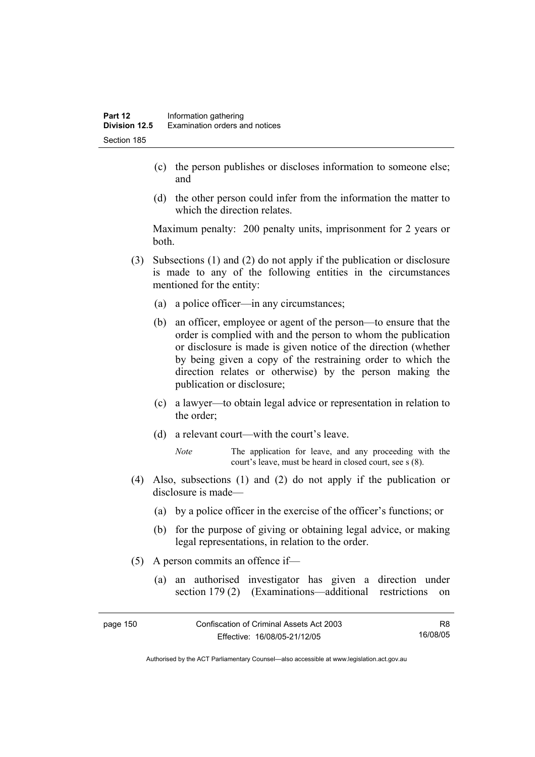(c) the person publishes or discloses information to someone else; and

(d) the other person could infer from the information the matter to which the direction relates.

Maximum penalty: 200 penalty units, imprisonment for 2 years or both.

(3) Subsections (1) and (2) do not apply if the publication or disclosure is made to any of the following entities in the circumstances mentioned for the entity:

(a) a police officer—in any circumstances;

(b) an officer, employee or agent of the person—to ensure that the order is complied with and the person to whom the publication or disclosure is made is given notice of the direction (whether by being given a copy of the restraining order to which the direction relates or otherwise) by the person making the publication or disclosure;

(c) a lawyer—to obtain legal advice or representation in relation to the order;

(d) a relevant court—with the court's leave.

*Note* The application for leave, and any proceeding with the court's leave, must be heard in closed court, see s (8).

(4) Also, subsections (1) and (2) do not apply if the publication or disclosure is made—

(a) by a police officer in the exercise of the officer's functions; or

(b) for the purpose of giving or obtaining legal advice, or making legal representations, in relation to the order.

(5) A person commits an offence if—

(a) an authorised investigator has given a direction under section 179 (2) (Examinations—additional restrictions on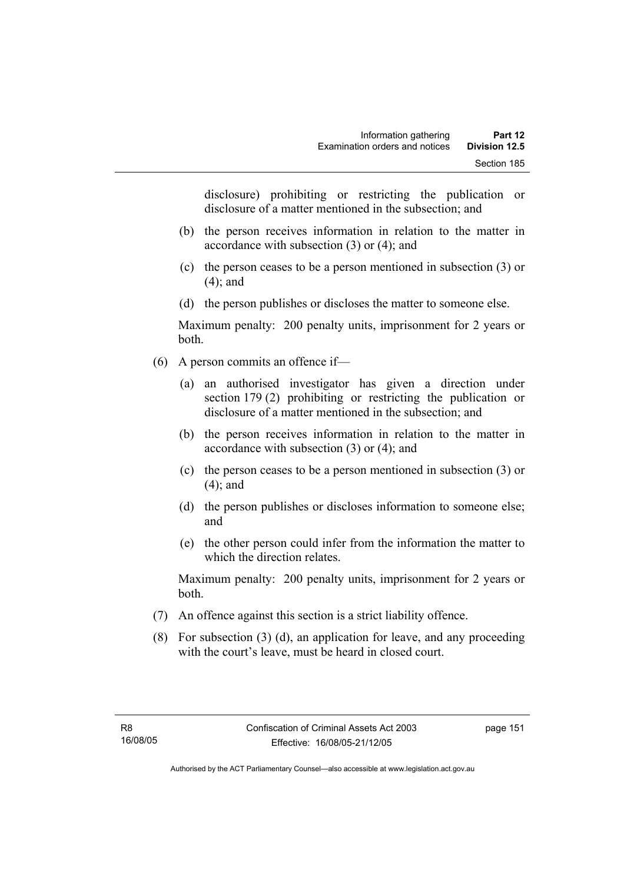disclosure) prohibiting or restricting the publication or disclosure of a matter mentioned in the subsection; and

(b) the person receives information in relation to the matter in accordance with subsection (3) or (4); and

(c) the person ceases to be a person mentioned in subsection (3) or (4); and

(d) the person publishes or discloses the matter to someone else.

Maximum penalty: 200 penalty units, imprisonment for 2 years or both.

(6) A person commits an offence if—

(a) an authorised investigator has given a direction under section 179 (2) prohibiting or restricting the publication or disclosure of a matter mentioned in the subsection; and

(b) the person receives information in relation to the matter in accordance with subsection (3) or (4); and

(c) the person ceases to be a person mentioned in subsection (3) or (4); and

(d) the person publishes or discloses information to someone else; and

(e) the other person could infer from the information the matter to which the direction relates.

Maximum penalty: 200 penalty units, imprisonment for 2 years or both.

(7) An offence against this section is a strict liability offence.

(8) For subsection (3) (d), an application for leave, and any proceeding with the court's leave, must be heard in closed court.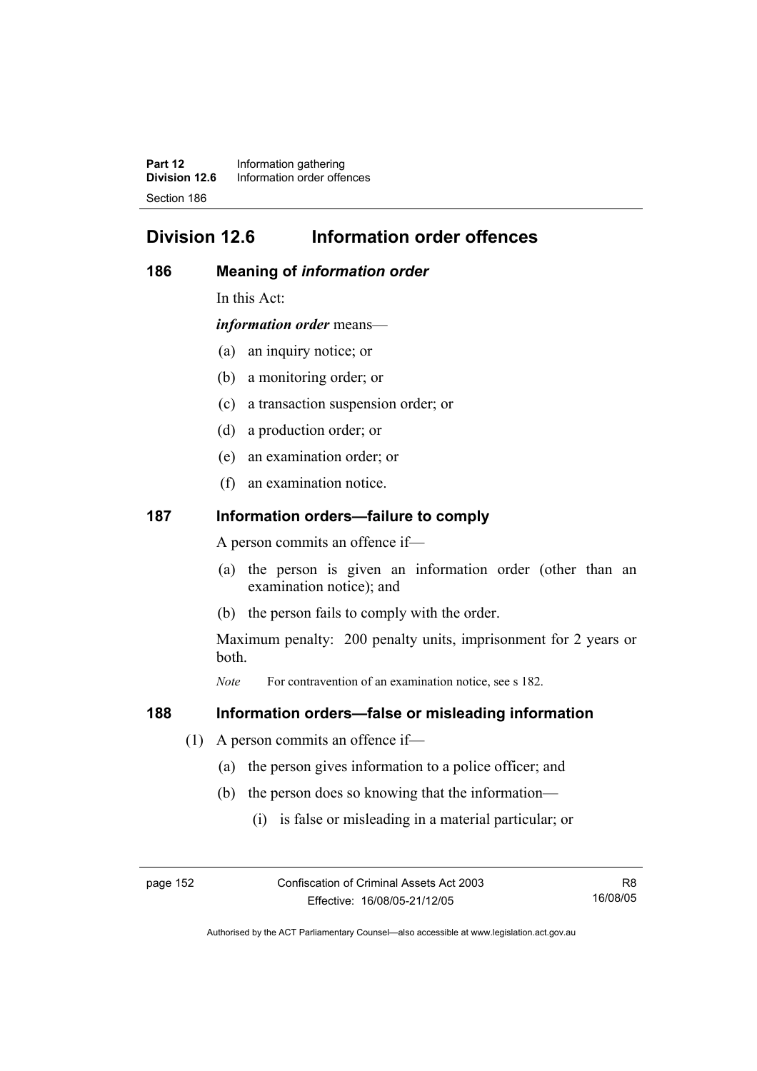## Division 12.6 Information order offences

### 186 Meaning of *information order*

In this Act:

***information order*** means—

(a) an inquiry notice; or

(b) a monitoring order; or

(c) a transaction suspension order; or

(d) a production order; or

(e) an examination order; or

(f) an examination notice.

### 187 Information orders—failure to comply

A person commits an offence if—

(a) the person is given an information order (other than an examination notice); and

(b) the person fails to comply with the order.

Maximum penalty: 200 penalty units, imprisonment for 2 years or both.

*Note* For contravention of an examination notice, see s 182.

### 188 Information orders—false or misleading information

(1) A person commits an offence if—

(a) the person gives information to a police officer; and

(b) the person does so knowing that the information—

(i) is false or misleading in a material particular; or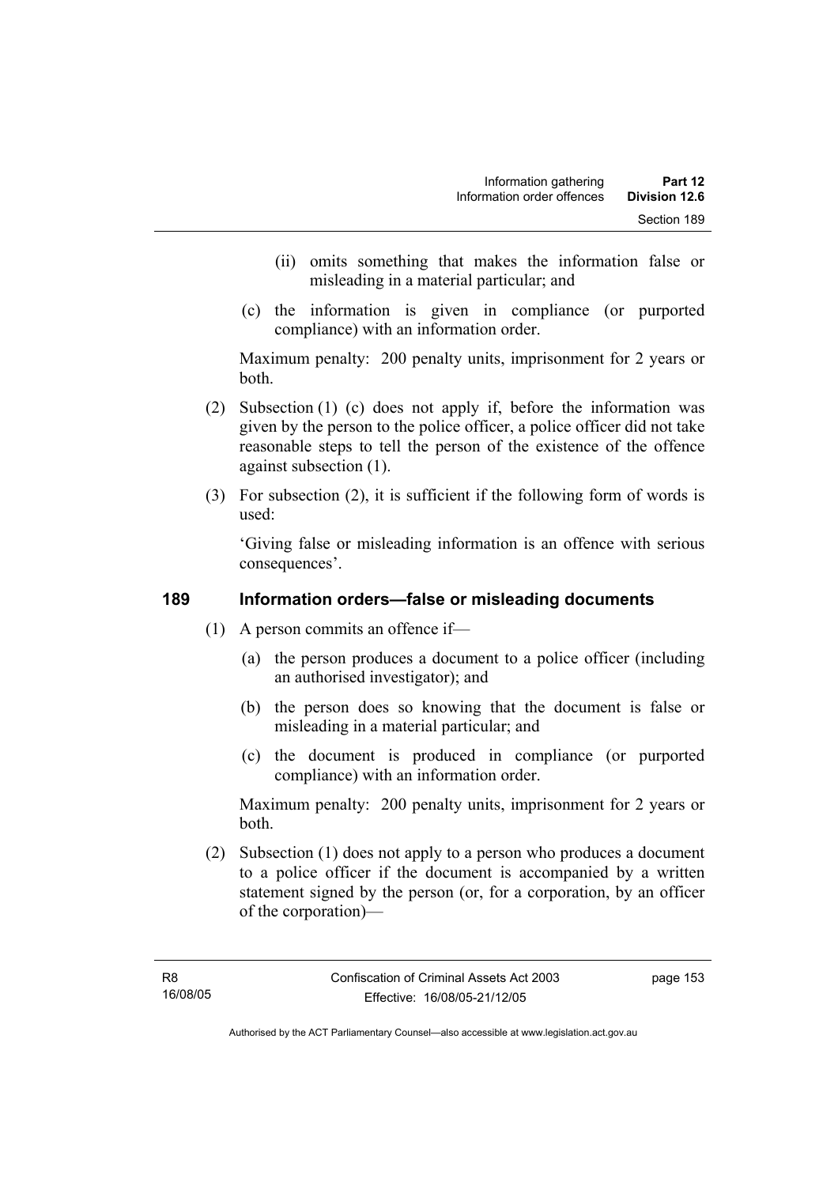(ii) omits something that makes the information false or misleading in a material particular; and

(c) the information is given in compliance (or purported compliance) with an information order.

Maximum penalty: 200 penalty units, imprisonment for 2 years or both.

(2) Subsection (1) (c) does not apply if, before the information was given by the person to the police officer, a police officer did not take reasonable steps to tell the person of the existence of the offence against subsection (1).

(3) For subsection (2), it is sufficient if the following form of words is used:

'Giving false or misleading information is an offence with serious consequences'.

## 189 Information orders—false or misleading documents

(1) A person commits an offence if—

(a) the person produces a document to a police officer (including an authorised investigator); and

(b) the person does so knowing that the document is false or misleading in a material particular; and

(c) the document is produced in compliance (or purported compliance) with an information order.

Maximum penalty: 200 penalty units, imprisonment for 2 years or both.

(2) Subsection (1) does not apply to a person who produces a document to a police officer if the document is accompanied by a written statement signed by the person (or, for a corporation, by an officer of the corporation)—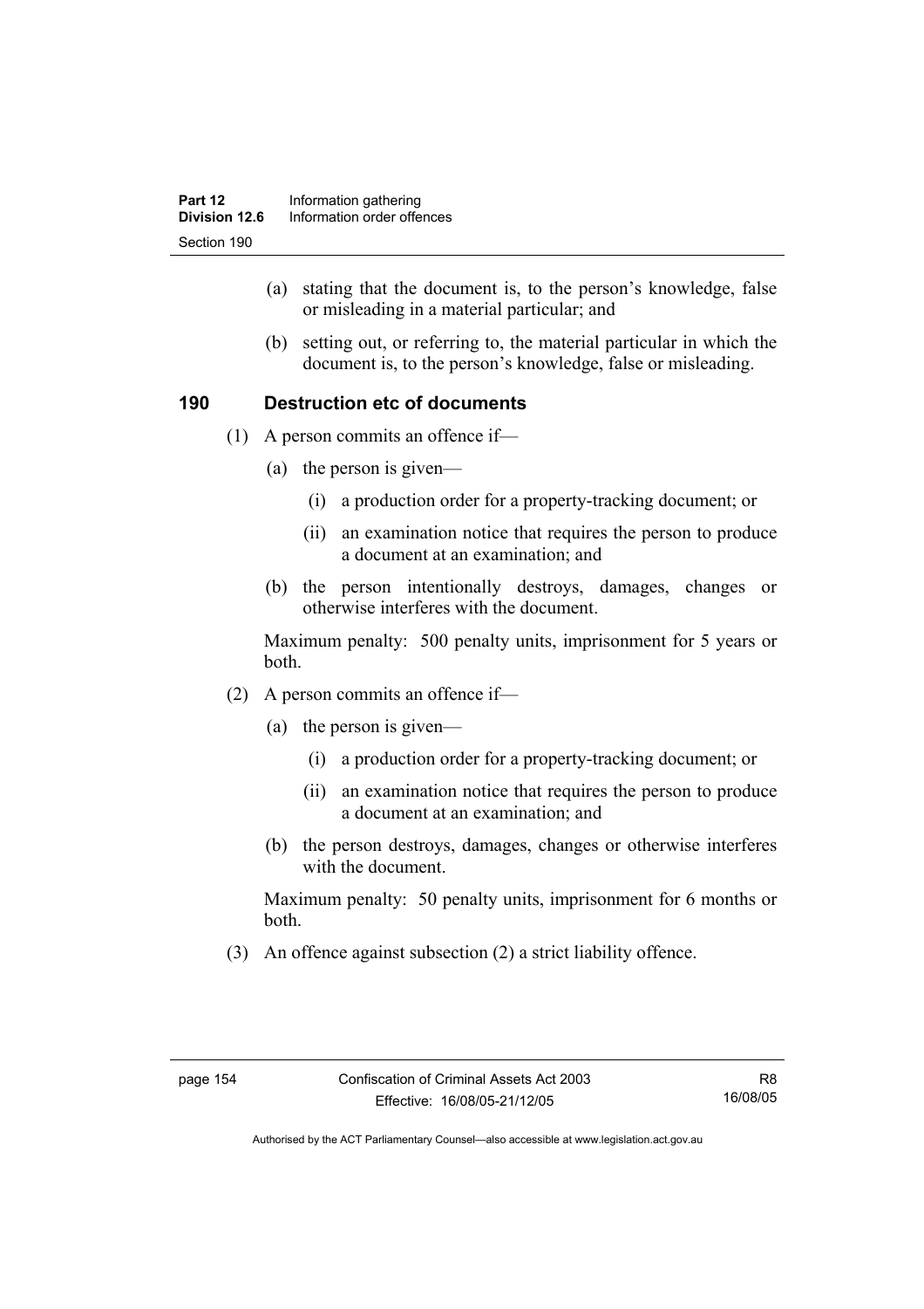(a) stating that the document is, to the person's knowledge, false or misleading in a material particular; and

(b) setting out, or referring to, the material particular in which the document is, to the person's knowledge, false or misleading.

## 190 Destruction etc of documents

(1) A person commits an offence if—

(a) the person is given—

(i) a production order for a property-tracking document; or

(ii) an examination notice that requires the person to produce a document at an examination; and

(b) the person intentionally destroys, damages, changes or otherwise interferes with the document.

Maximum penalty: 500 penalty units, imprisonment for 5 years or both.

(2) A person commits an offence if—

(a) the person is given—

(i) a production order for a property-tracking document; or

(ii) an examination notice that requires the person to produce a document at an examination; and

(b) the person destroys, damages, changes or otherwise interferes with the document.

Maximum penalty: 50 penalty units, imprisonment for 6 months or both.

(3) An offence against subsection (2) a strict liability offence.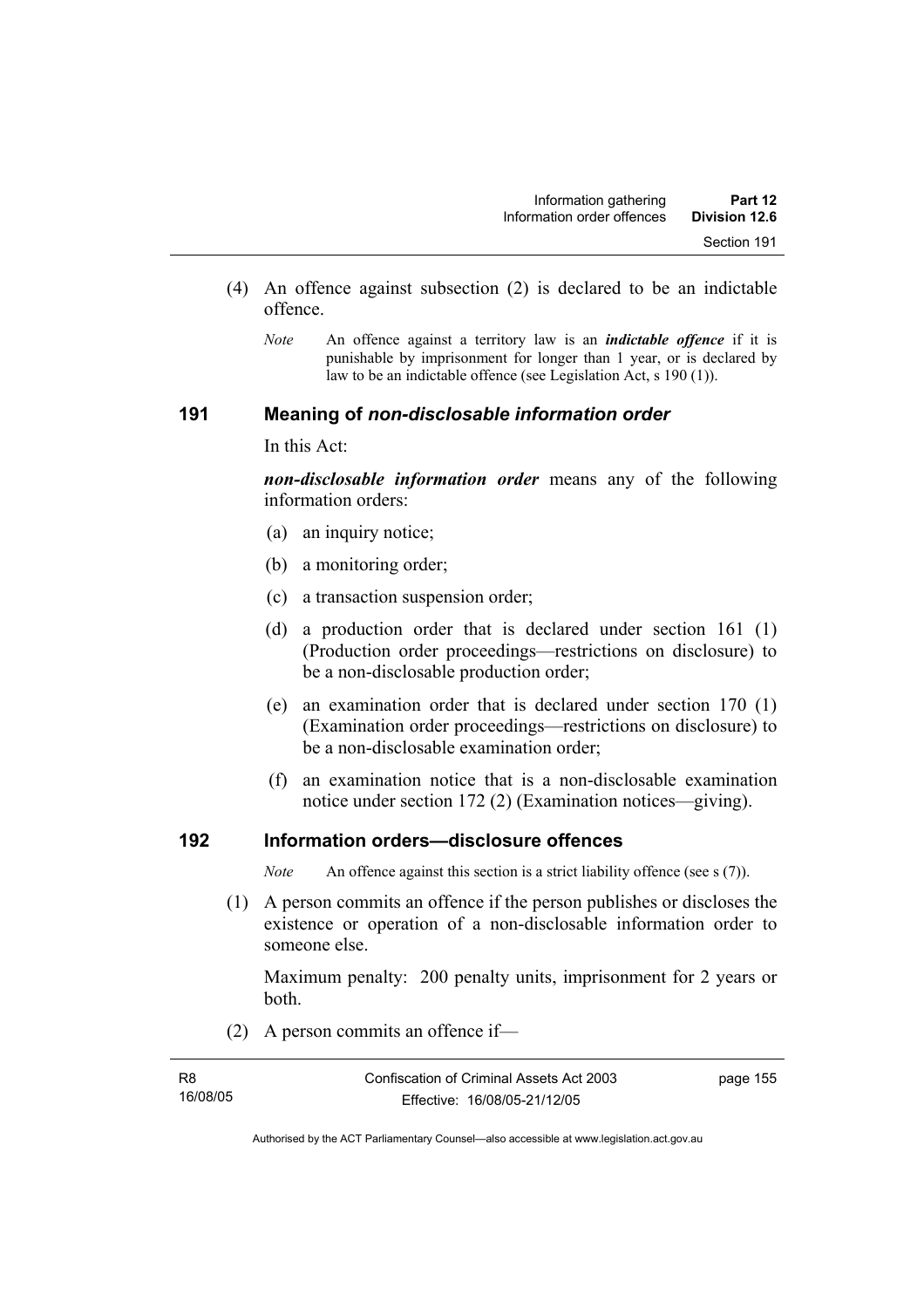(4) An offence against subsection (2) is declared to be an indictable offence.

*Note* An offence against a territory law is an ***indictable offence*** if it is punishable by imprisonment for longer than 1 year, or is declared by law to be an indictable offence (see Legislation Act, s 190 (1)).

## 191 Meaning of *non-disclosable information order*

In this Act:

***non-disclosable information order*** means any of the following information orders:

(a) an inquiry notice;

(b) a monitoring order;

(c) a transaction suspension order;

(d) a production order that is declared under section 161 (1) (Production order proceedings—restrictions on disclosure) to be a non-disclosable production order;

(e) an examination order that is declared under section 170 (1) (Examination order proceedings—restrictions on disclosure) to be a non-disclosable examination order;

(f) an examination notice that is a non-disclosable examination notice under section 172 (2) (Examination notices—giving).

## 192 Information orders—disclosure offences

*Note* An offence against this section is a strict liability offence (see s (7)).

(1) A person commits an offence if the person publishes or discloses the existence or operation of a non-disclosable information order to someone else.

Maximum penalty: 200 penalty units, imprisonment for 2 years or both.

(2) A person commits an offence if—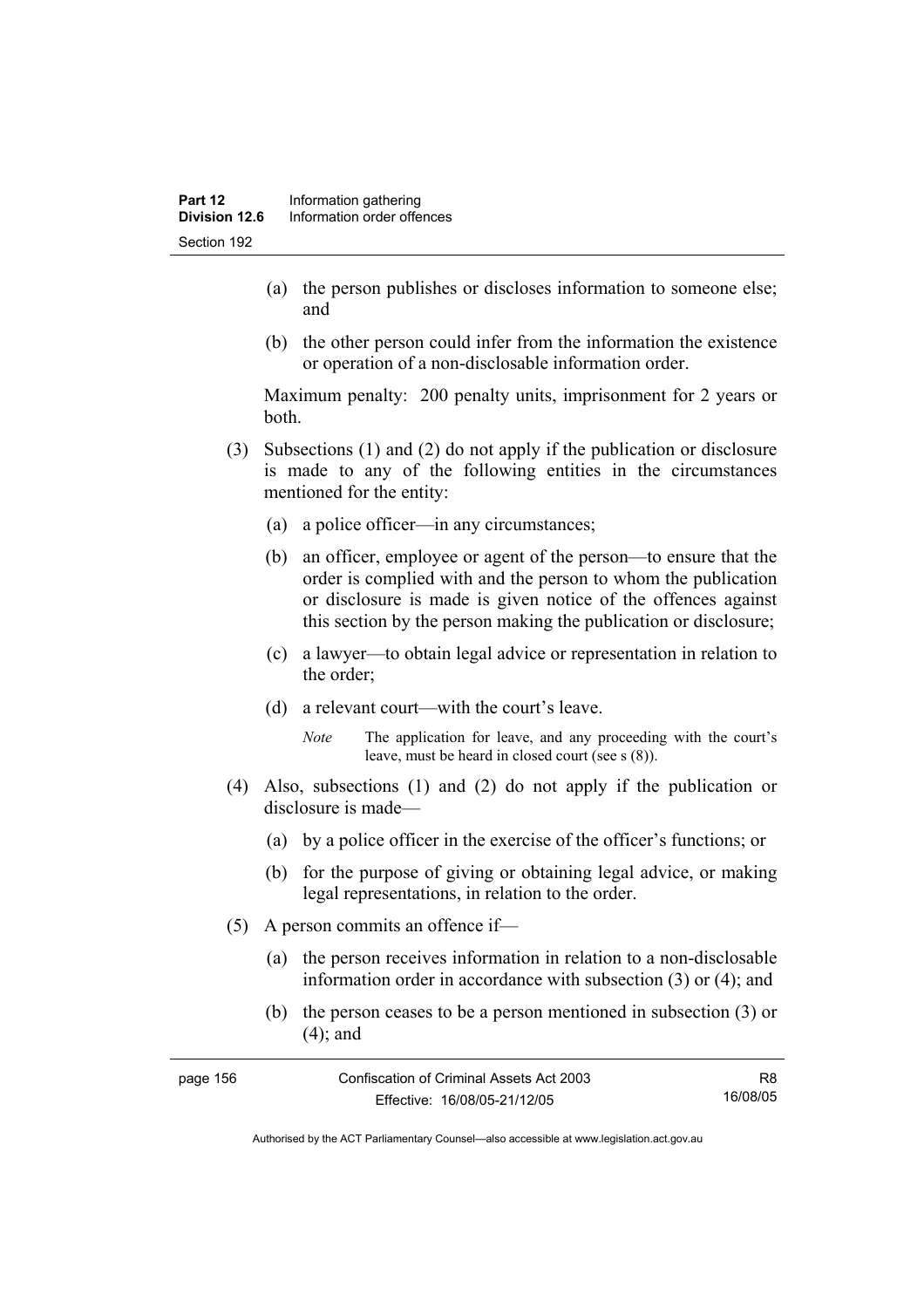(a) the person publishes or discloses information to someone else; and

(b) the other person could infer from the information the existence or operation of a non-disclosable information order.

Maximum penalty: 200 penalty units, imprisonment for 2 years or both.

(3) Subsections (1) and (2) do not apply if the publication or disclosure is made to any of the following entities in the circumstances mentioned for the entity:

(a) a police officer—in any circumstances;

(b) an officer, employee or agent of the person—to ensure that the order is complied with and the person to whom the publication or disclosure is made is given notice of the offences against this section by the person making the publication or disclosure;

(c) a lawyer—to obtain legal advice or representation in relation to the order;

(d) a relevant court—with the court's leave.

*Note* The application for leave, and any proceeding with the court's leave, must be heard in closed court (see s (8)).

(4) Also, subsections (1) and (2) do not apply if the publication or disclosure is made—

(a) by a police officer in the exercise of the officer's functions; or

(b) for the purpose of giving or obtaining legal advice, or making legal representations, in relation to the order.

(5) A person commits an offence if—

(a) the person receives information in relation to a non-disclosable information order in accordance with subsection (3) or (4); and

(b) the person ceases to be a person mentioned in subsection (3) or (4); and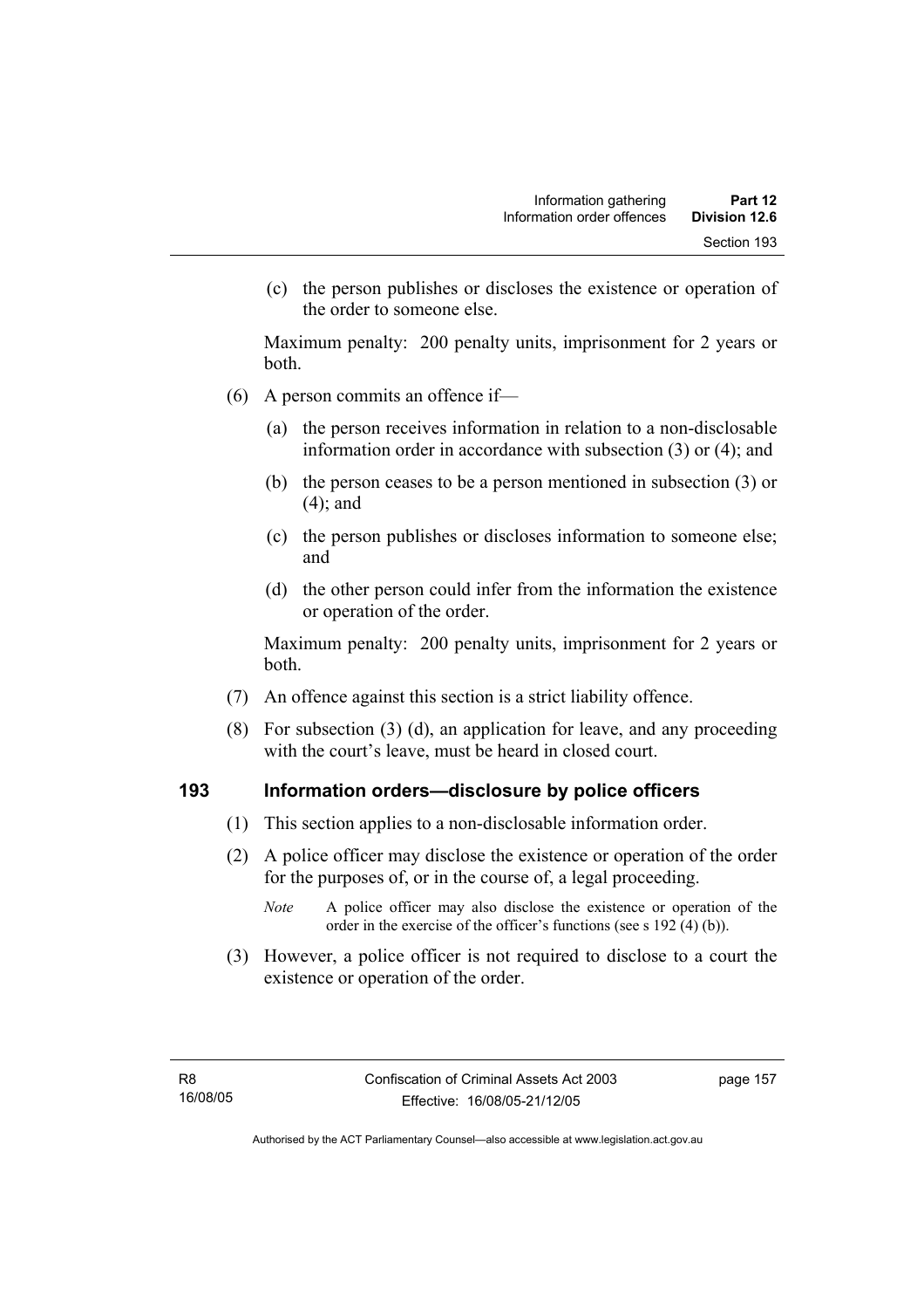(c) the person publishes or discloses the existence or operation of the order to someone else.

Maximum penalty: 200 penalty units, imprisonment for 2 years or both.

(6) A person commits an offence if—

(a) the person receives information in relation to a non-disclosable information order in accordance with subsection (3) or (4); and

(b) the person ceases to be a person mentioned in subsection (3) or (4); and

(c) the person publishes or discloses information to someone else; and

(d) the other person could infer from the information the existence or operation of the order.

Maximum penalty: 200 penalty units, imprisonment for 2 years or both.

(7) An offence against this section is a strict liability offence.

(8) For subsection (3) (d), an application for leave, and any proceeding with the court's leave, must be heard in closed court.

## 193 Information orders—disclosure by police officers

(1) This section applies to a non-disclosable information order.

(2) A police officer may disclose the existence or operation of the order for the purposes of, or in the course of, a legal proceeding.

*Note* A police officer may also disclose the existence or operation of the order in the exercise of the officer's functions (see s 192 (4) (b)).

(3) However, a police officer is not required to disclose to a court the existence or operation of the order.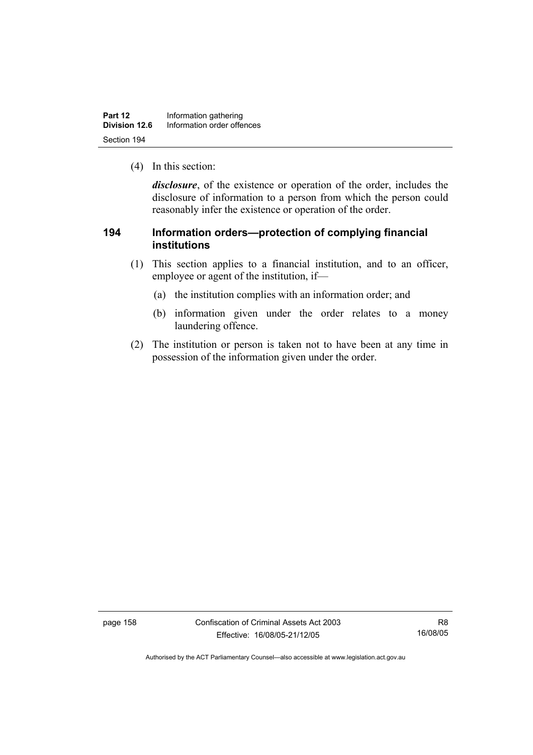(4) In this section:

***disclosure***, of the existence or operation of the order, includes the disclosure of information to a person from which the person could reasonably infer the existence or operation of the order.

## 194 Information orders—protection of complying financial institutions

(1) This section applies to a financial institution, and to an officer, employee or agent of the institution, if—

(a) the institution complies with an information order; and

(b) information given under the order relates to a money laundering offence.

(2) The institution or person is taken not to have been at any time in possession of the information given under the order.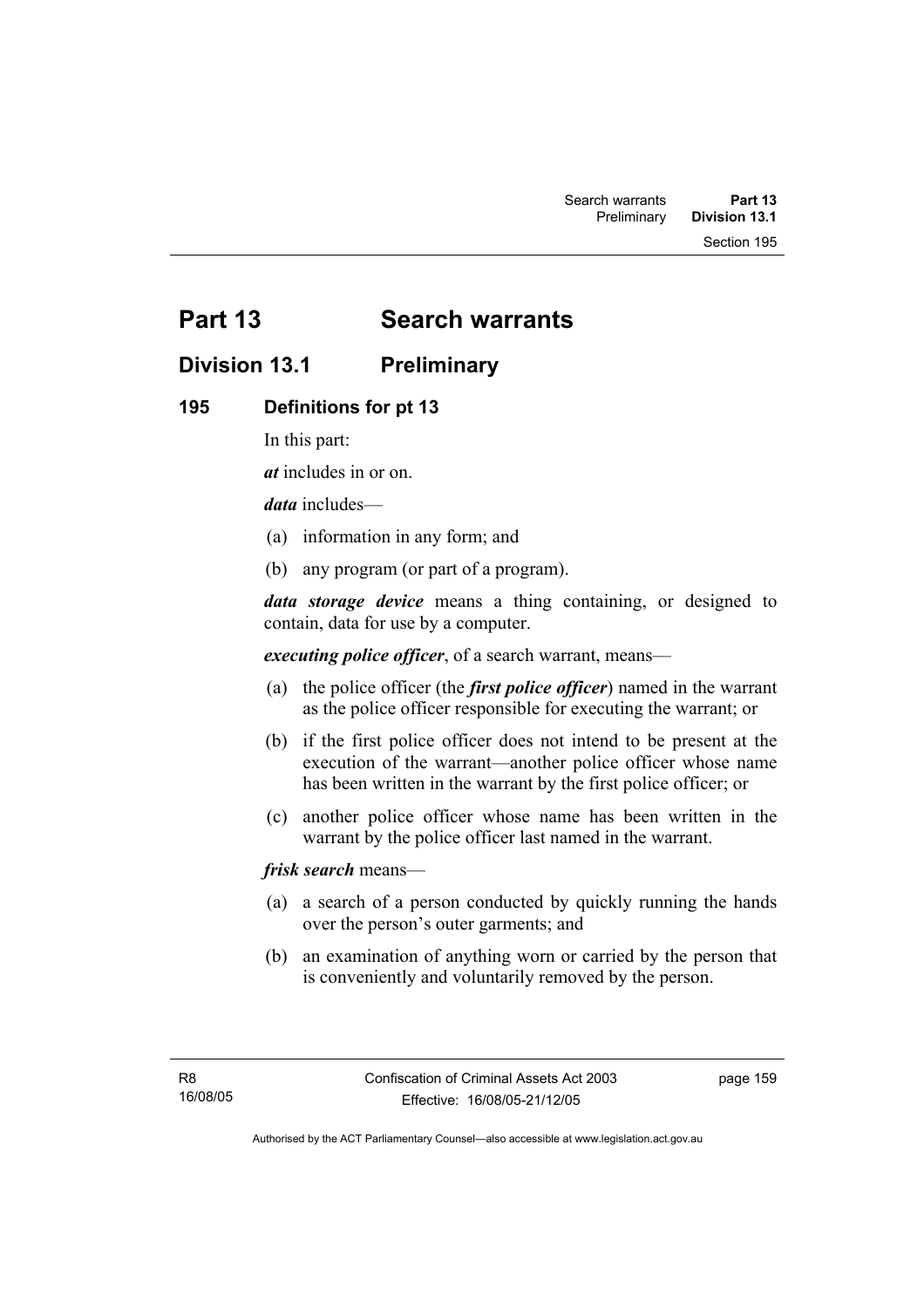# Part 13 Search warrants

## Division 13.1 Preliminary

### 195 Definitions for pt 13

In this part:

***at*** includes in or on.

***data*** includes—

(a) information in any form; and

(b) any program (or part of a program).

***data storage device*** means a thing containing, or designed to contain, data for use by a computer.

***executing police officer***, of a search warrant, means—

(a) the police officer (the ***first police officer***) named in the warrant as the police officer responsible for executing the warrant; or

(b) if the first police officer does not intend to be present at the execution of the warrant—another police officer whose name has been written in the warrant by the first police officer; or

(c) another police officer whose name has been written in the warrant by the police officer last named in the warrant.

***frisk search*** means—

(a) a search of a person conducted by quickly running the hands over the person's outer garments; and

(b) an examination of anything worn or carried by the person that is conveniently and voluntarily removed by the person.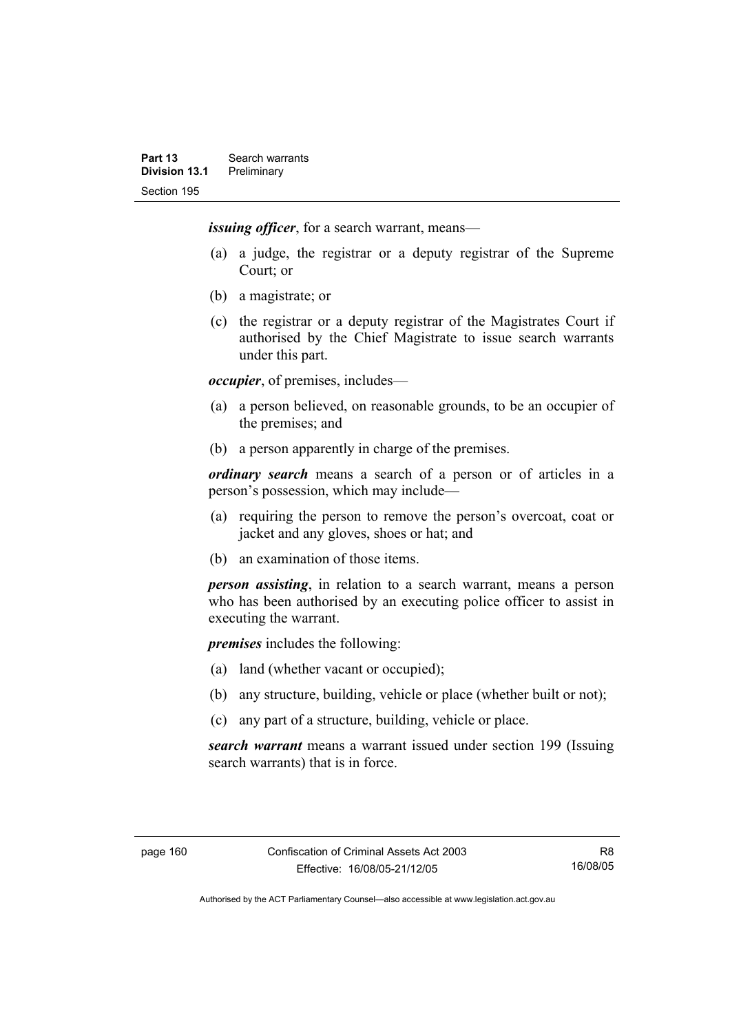***issuing officer***, for a search warrant, means—

(a) a judge, the registrar or a deputy registrar of the Supreme Court; or

(b) a magistrate; or

(c) the registrar or a deputy registrar of the Magistrates Court if authorised by the Chief Magistrate to issue search warrants under this part.

***occupier***, of premises, includes—

(a) a person believed, on reasonable grounds, to be an occupier of the premises; and

(b) a person apparently in charge of the premises.

***ordinary search*** means a search of a person or of articles in a person's possession, which may include—

(a) requiring the person to remove the person's overcoat, coat or jacket and any gloves, shoes or hat; and

(b) an examination of those items.

***person assisting***, in relation to a search warrant, means a person who has been authorised by an executing police officer to assist in executing the warrant.

***premises*** includes the following:

(a) land (whether vacant or occupied);

(b) any structure, building, vehicle or place (whether built or not);

(c) any part of a structure, building, vehicle or place.

***search warrant*** means a warrant issued under section 199 (Issuing search warrants) that is in force.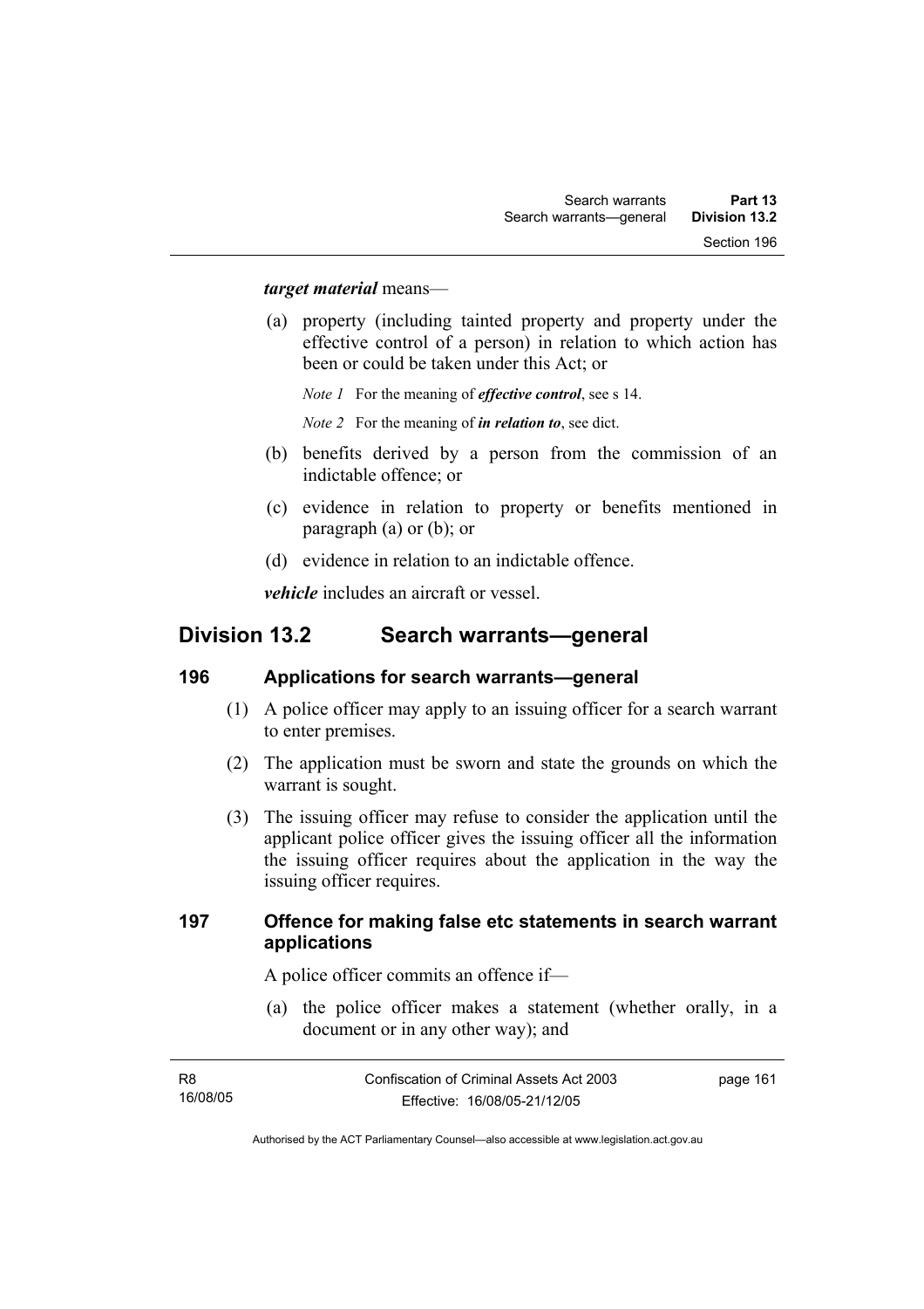***target material*** means—

(a) property (including tainted property and property under the effective control of a person) in relation to which action has been or could be taken under this Act; or

*Note 1* For the meaning of ***effective control***, see s 14.

*Note 2* For the meaning of ***in relation to***, see dict.

(b) benefits derived by a person from the commission of an indictable offence; or

(c) evidence in relation to property or benefits mentioned in paragraph (a) or (b); or

(d) evidence in relation to an indictable offence.

***vehicle*** includes an aircraft or vessel.

## Division 13.2 Search warrants—general

### 196 Applications for search warrants—general

(1) A police officer may apply to an issuing officer for a search warrant to enter premises.

(2) The application must be sworn and state the grounds on which the warrant is sought.

(3) The issuing officer may refuse to consider the application until the applicant police officer gives the issuing officer all the information the issuing officer requires about the application in the way the issuing officer requires.

### 197 Offence for making false etc statements in search warrant applications

A police officer commits an offence if—

(a) the police officer makes a statement (whether orally, in a document or in any other way); and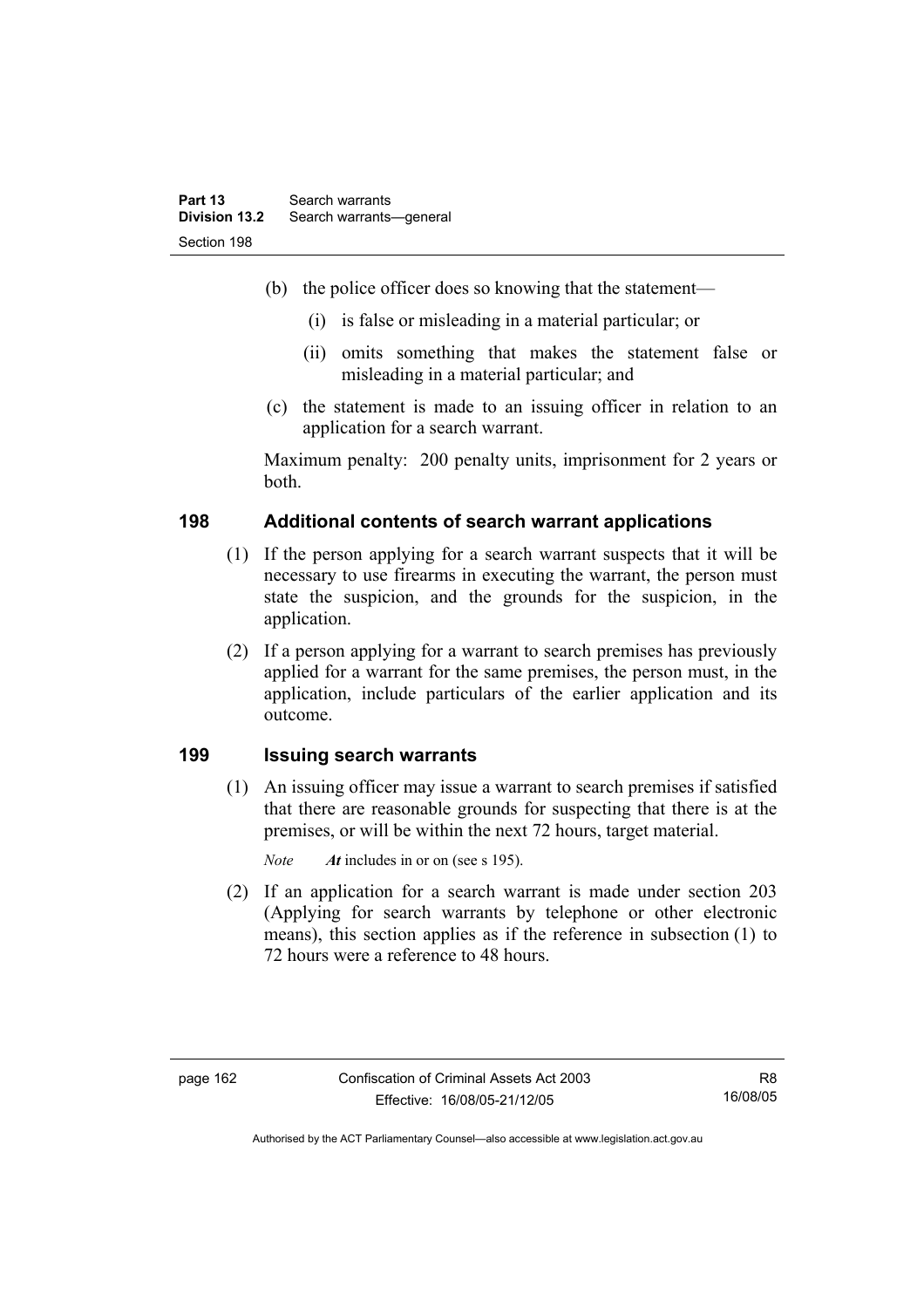(b) the police officer does so knowing that the statement—

(i) is false or misleading in a material particular; or

(ii) omits something that makes the statement false or misleading in a material particular; and

(c) the statement is made to an issuing officer in relation to an application for a search warrant.

Maximum penalty: 200 penalty units, imprisonment for 2 years or both.

## 198 Additional contents of search warrant applications

(1) If the person applying for a search warrant suspects that it will be necessary to use firearms in executing the warrant, the person must state the suspicion, and the grounds for the suspicion, in the application.

(2) If a person applying for a warrant to search premises has previously applied for a warrant for the same premises, the person must, in the application, include particulars of the earlier application and its outcome.

## 199 Issuing search warrants

(1) An issuing officer may issue a warrant to search premises if satisfied that there are reasonable grounds for suspecting that there is at the premises, or will be within the next 72 hours, target material.

*Note* ***At*** includes in or on (see s 195).

(2) If an application for a search warrant is made under section 203 (Applying for search warrants by telephone or other electronic means), this section applies as if the reference in subsection (1) to 72 hours were a reference to 48 hours.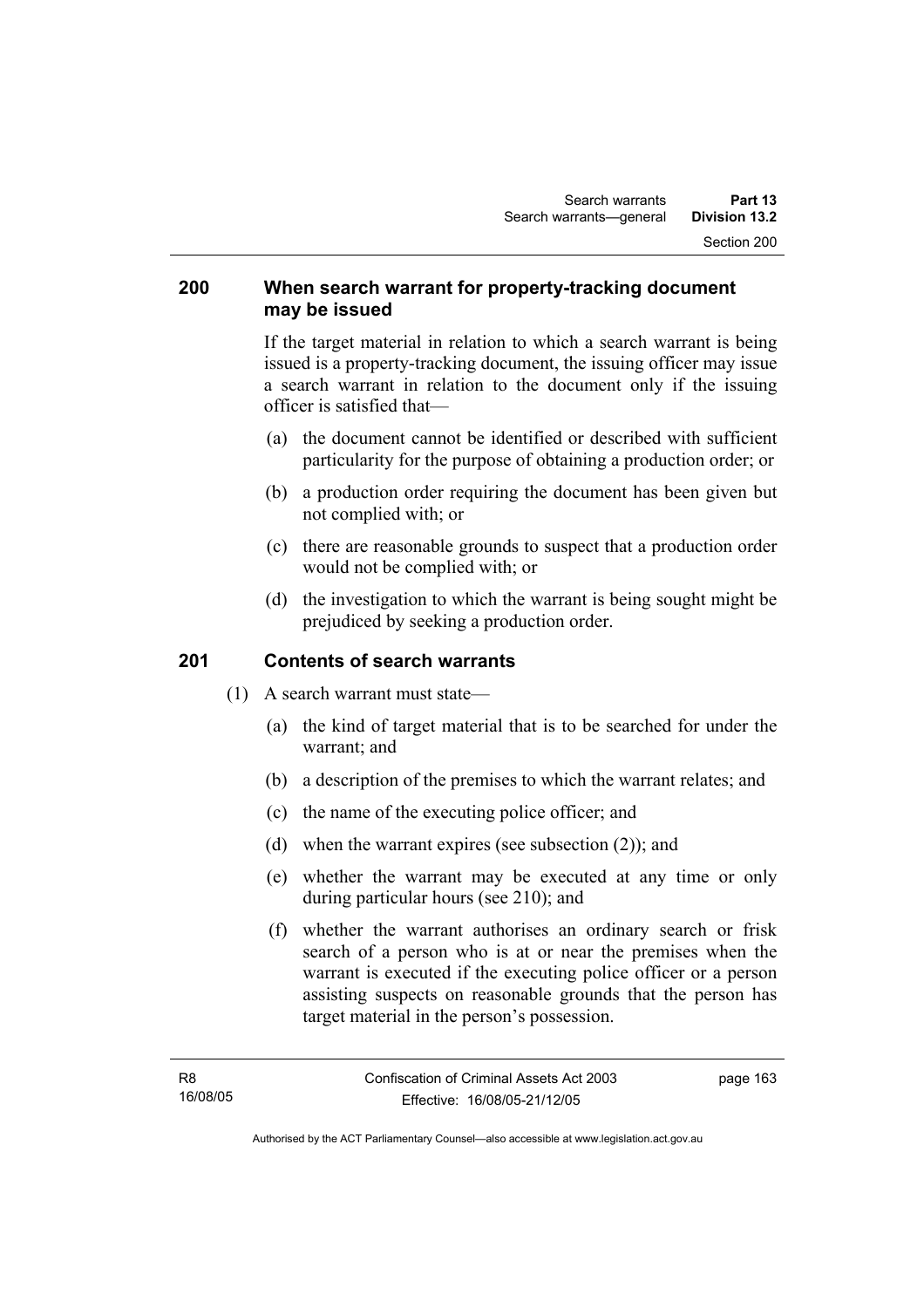## 200 When search warrant for property-tracking document may be issued

If the target material in relation to which a search warrant is being issued is a property-tracking document, the issuing officer may issue a search warrant in relation to the document only if the issuing officer is satisfied that—

(a) the document cannot be identified or described with sufficient particularity for the purpose of obtaining a production order; or

(b) a production order requiring the document has been given but not complied with; or

(c) there are reasonable grounds to suspect that a production order would not be complied with; or

(d) the investigation to which the warrant is being sought might be prejudiced by seeking a production order.

## 201 Contents of search warrants

(1) A search warrant must state—

(a) the kind of target material that is to be searched for under the warrant; and

(b) a description of the premises to which the warrant relates; and

(c) the name of the executing police officer; and

(d) when the warrant expires (see subsection (2)); and

(e) whether the warrant may be executed at any time or only during particular hours (see 210); and

(f) whether the warrant authorises an ordinary search or frisk search of a person who is at or near the premises when the warrant is executed if the executing police officer or a person assisting suspects on reasonable grounds that the person has target material in the person's possession.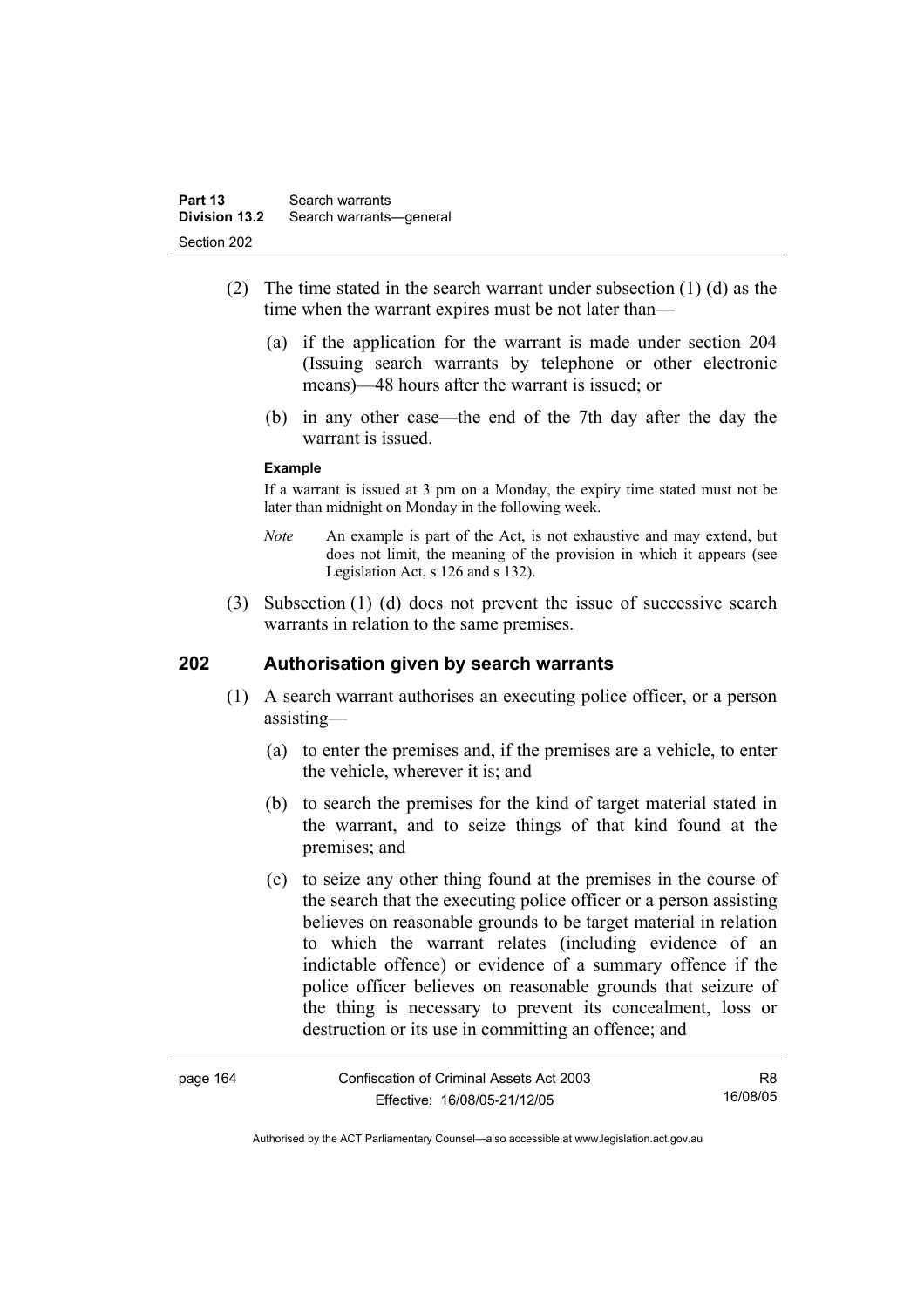(2) The time stated in the search warrant under subsection (1) (d) as the time when the warrant expires must be not later than—

   (a) if the application for the warrant is made under section 204 (Issuing search warrants by telephone or other electronic means)—48 hours after the warrant is issued; or

   (b) in any other case—the end of the 7th day after the day the warrant is issued.

**Example**

If a warrant is issued at 3 pm on a Monday, the expiry time stated must not be later than midnight on Monday in the following week.

*Note* An example is part of the Act, is not exhaustive and may extend, but does not limit, the meaning of the provision in which it appears (see Legislation Act, s 126 and s 132).

(3) Subsection (1) (d) does not prevent the issue of successive search warrants in relation to the same premises.

## 202 Authorisation given by search warrants

(1) A search warrant authorises an executing police officer, or a person assisting—

   (a) to enter the premises and, if the premises are a vehicle, to enter the vehicle, wherever it is; and

   (b) to search the premises for the kind of target material stated in the warrant, and to seize things of that kind found at the premises; and

   (c) to seize any other thing found at the premises in the course of the search that the executing police officer or a person assisting believes on reasonable grounds to be target material in relation to which the warrant relates (including evidence of an indictable offence) or evidence of a summary offence if the police officer believes on reasonable grounds that seizure of the thing is necessary to prevent its concealment, loss or destruction or its use in committing an offence; and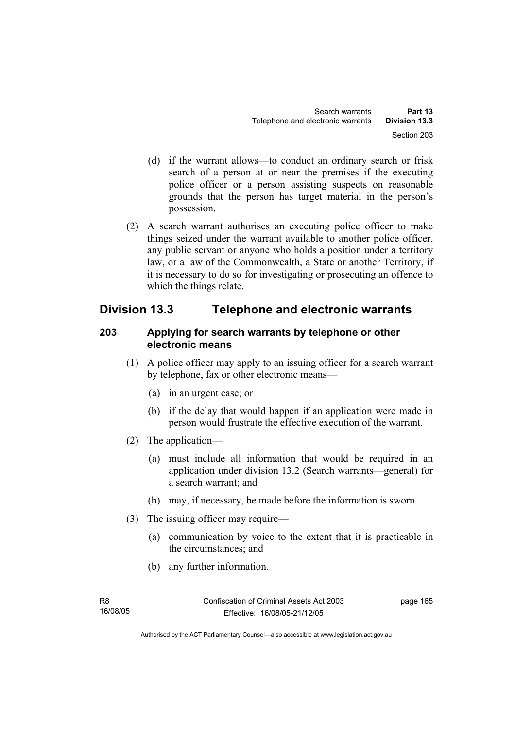(d) if the warrant allows—to conduct an ordinary search or frisk search of a person at or near the premises if the executing police officer or a person assisting suspects on reasonable grounds that the person has target material in the person's possession.

(2) A search warrant authorises an executing police officer to make things seized under the warrant available to another police officer, any public servant or anyone who holds a position under a territory law, or a law of the Commonwealth, a State or another Territory, if it is necessary to do so for investigating or prosecuting an offence to which the things relate.

## Division 13.3 Telephone and electronic warrants

### 203 Applying for search warrants by telephone or other electronic means

(1) A police officer may apply to an issuing officer for a search warrant by telephone, fax or other electronic means—

(a) in an urgent case; or

(b) if the delay that would happen if an application were made in person would frustrate the effective execution of the warrant.

(2) The application—

(a) must include all information that would be required in an application under division 13.2 (Search warrants—general) for a search warrant; and

(b) may, if necessary, be made before the information is sworn.

(3) The issuing officer may require—

(a) communication by voice to the extent that it is practicable in the circumstances; and

(b) any further information.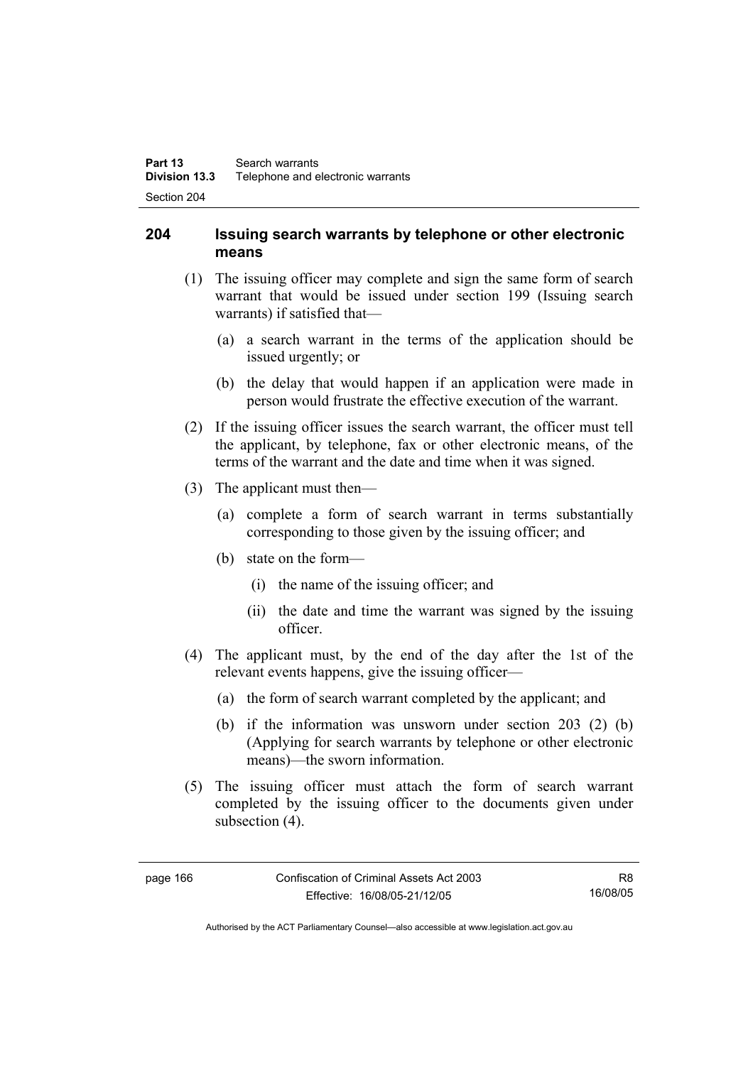## 204 Issuing search warrants by telephone or other electronic means

(1) The issuing officer may complete and sign the same form of search warrant that would be issued under section 199 (Issuing search warrants) if satisfied that—

  (a) a search warrant in the terms of the application should be issued urgently; or

  (b) the delay that would happen if an application were made in person would frustrate the effective execution of the warrant.

(2) If the issuing officer issues the search warrant, the officer must tell the applicant, by telephone, fax or other electronic means, of the terms of the warrant and the date and time when it was signed.

(3) The applicant must then—

  (a) complete a form of search warrant in terms substantially corresponding to those given by the issuing officer; and

  (b) state on the form—

    (i) the name of the issuing officer; and

    (ii) the date and time the warrant was signed by the issuing officer.

(4) The applicant must, by the end of the day after the 1st of the relevant events happens, give the issuing officer—

  (a) the form of search warrant completed by the applicant; and

  (b) if the information was unsworn under section 203 (2) (b) (Applying for search warrants by telephone or other electronic means)—the sworn information.

(5) The issuing officer must attach the form of search warrant completed by the issuing officer to the documents given under subsection (4).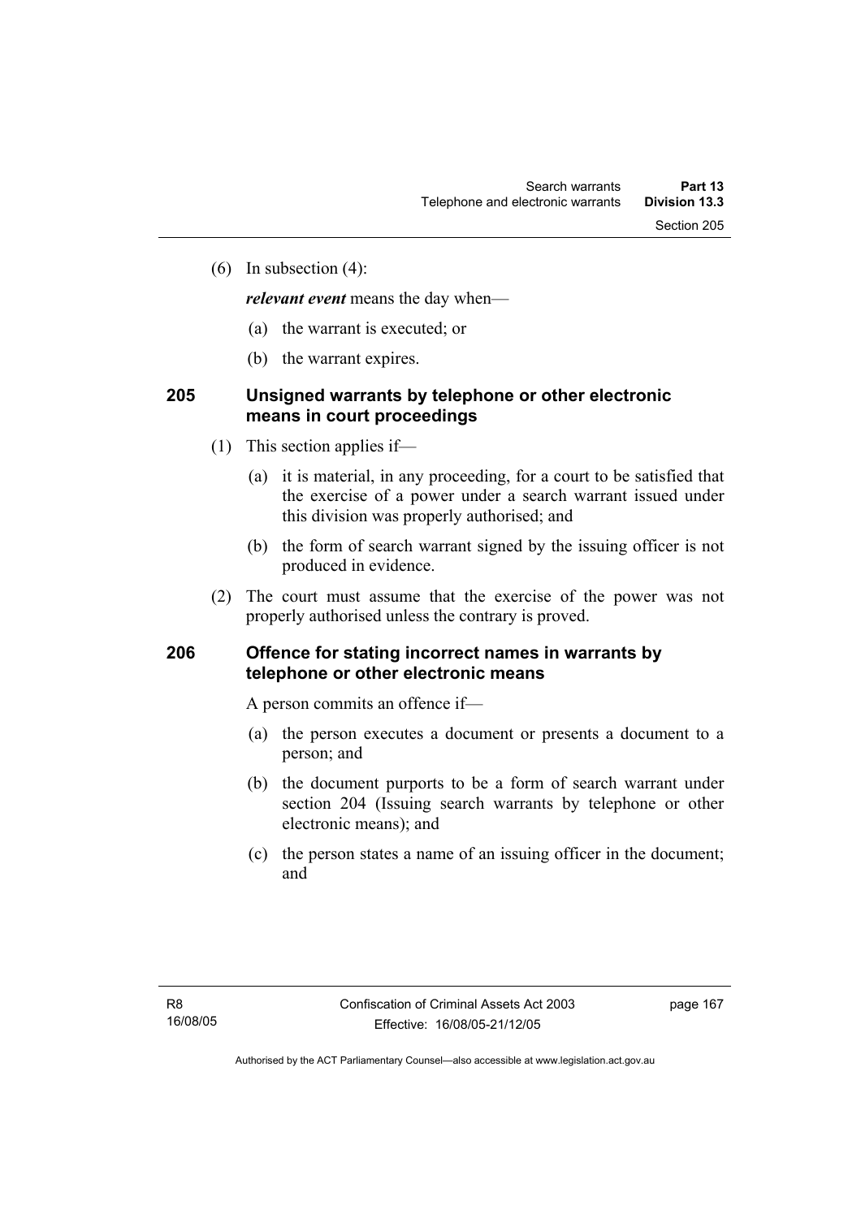(6) In subsection (4):

***relevant event*** means the day when—

(a) the warrant is executed; or

(b) the warrant expires.

### 205 Unsigned warrants by telephone or other electronic means in court proceedings

(1) This section applies if—

(a) it is material, in any proceeding, for a court to be satisfied that the exercise of a power under a search warrant issued under this division was properly authorised; and

(b) the form of search warrant signed by the issuing officer is not produced in evidence.

(2) The court must assume that the exercise of the power was not properly authorised unless the contrary is proved.

### 206 Offence for stating incorrect names in warrants by telephone or other electronic means

A person commits an offence if—

(a) the person executes a document or presents a document to a person; and

(b) the document purports to be a form of search warrant under section 204 (Issuing search warrants by telephone or other electronic means); and

(c) the person states a name of an issuing officer in the document; and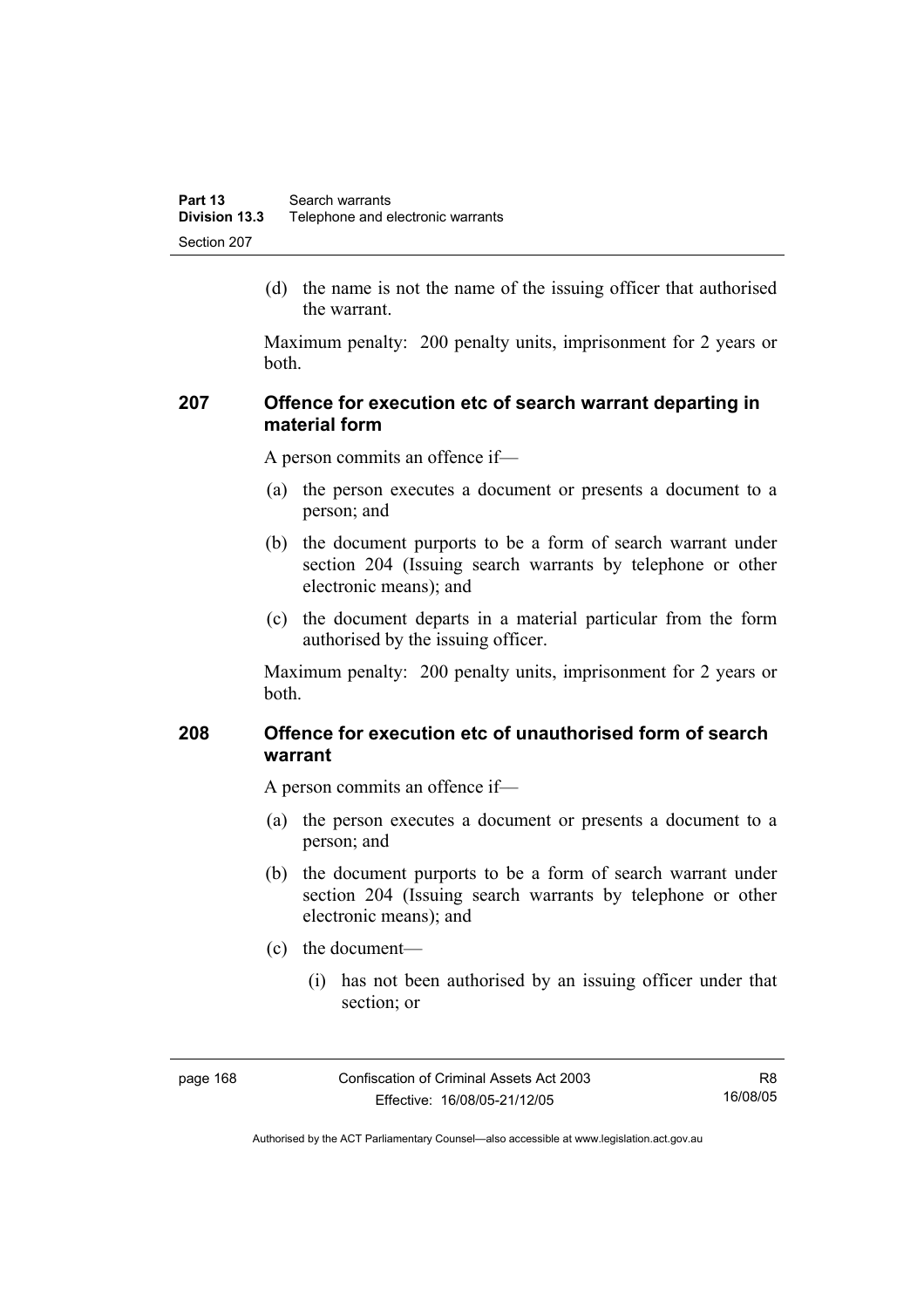(d) the name is not the name of the issuing officer that authorised the warrant.

Maximum penalty: 200 penalty units, imprisonment for 2 years or both.

### 207 Offence for execution etc of search warrant departing in material form

A person commits an offence if—

(a) the person executes a document or presents a document to a person; and

(b) the document purports to be a form of search warrant under section 204 (Issuing search warrants by telephone or other electronic means); and

(c) the document departs in a material particular from the form authorised by the issuing officer.

Maximum penalty: 200 penalty units, imprisonment for 2 years or both.

### 208 Offence for execution etc of unauthorised form of search warrant

A person commits an offence if—

(a) the person executes a document or presents a document to a person; and

(b) the document purports to be a form of search warrant under section 204 (Issuing search warrants by telephone or other electronic means); and

(c) the document—

(i) has not been authorised by an issuing officer under that section; or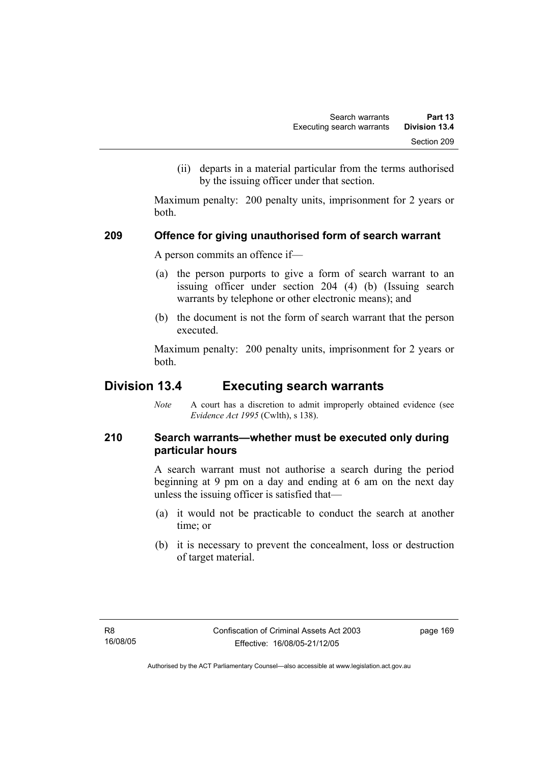(ii) departs in a material particular from the terms authorised by the issuing officer under that section.

Maximum penalty: 200 penalty units, imprisonment for 2 years or both.

### 209 Offence for giving unauthorised form of search warrant

A person commits an offence if—

(a) the person purports to give a form of search warrant to an issuing officer under section 204 (4) (b) (Issuing search warrants by telephone or other electronic means); and

(b) the document is not the form of search warrant that the person executed.

Maximum penalty: 200 penalty units, imprisonment for 2 years or both.

## Division 13.4 Executing search warrants

*Note* A court has a discretion to admit improperly obtained evidence (see *Evidence Act 1995* (Cwlth), s 138).

### 210 Search warrants—whether must be executed only during particular hours

A search warrant must not authorise a search during the period beginning at 9 pm on a day and ending at 6 am on the next day unless the issuing officer is satisfied that—

(a) it would not be practicable to conduct the search at another time; or

(b) it is necessary to prevent the concealment, loss or destruction of target material.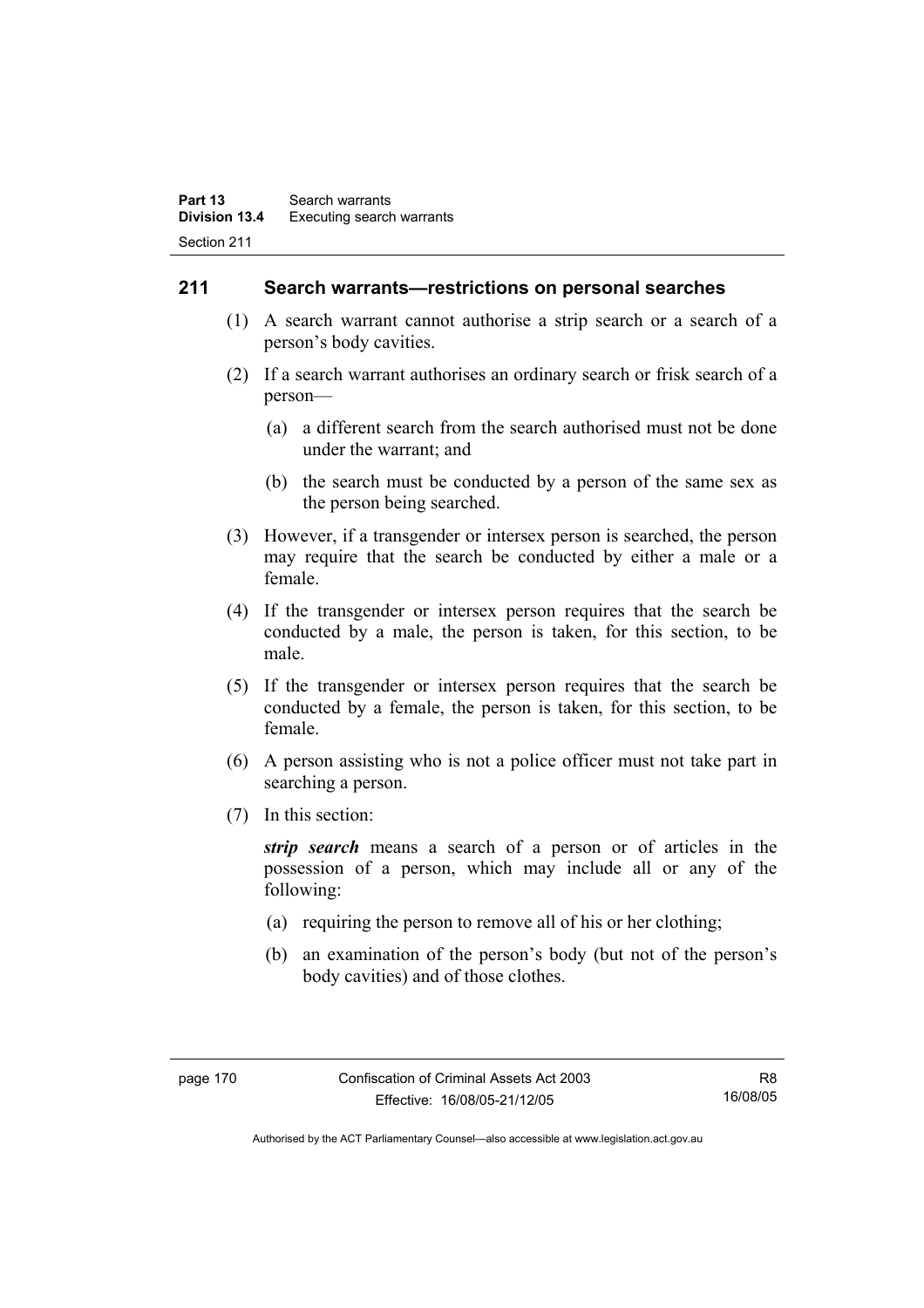## 211 Search warrants—restrictions on personal searches

(1) A search warrant cannot authorise a strip search or a search of a person's body cavities.

(2) If a search warrant authorises an ordinary search or frisk search of a person—

(a) a different search from the search authorised must not be done under the warrant; and

(b) the search must be conducted by a person of the same sex as the person being searched.

(3) However, if a transgender or intersex person is searched, the person may require that the search be conducted by either a male or a female.

(4) If the transgender or intersex person requires that the search be conducted by a male, the person is taken, for this section, to be male.

(5) If the transgender or intersex person requires that the search be conducted by a female, the person is taken, for this section, to be female.

(6) A person assisting who is not a police officer must not take part in searching a person.

(7) In this section:

***strip search*** means a search of a person or of articles in the possession of a person, which may include all or any of the following:

(a) requiring the person to remove all of his or her clothing;

(b) an examination of the person's body (but not of the person's body cavities) and of those clothes.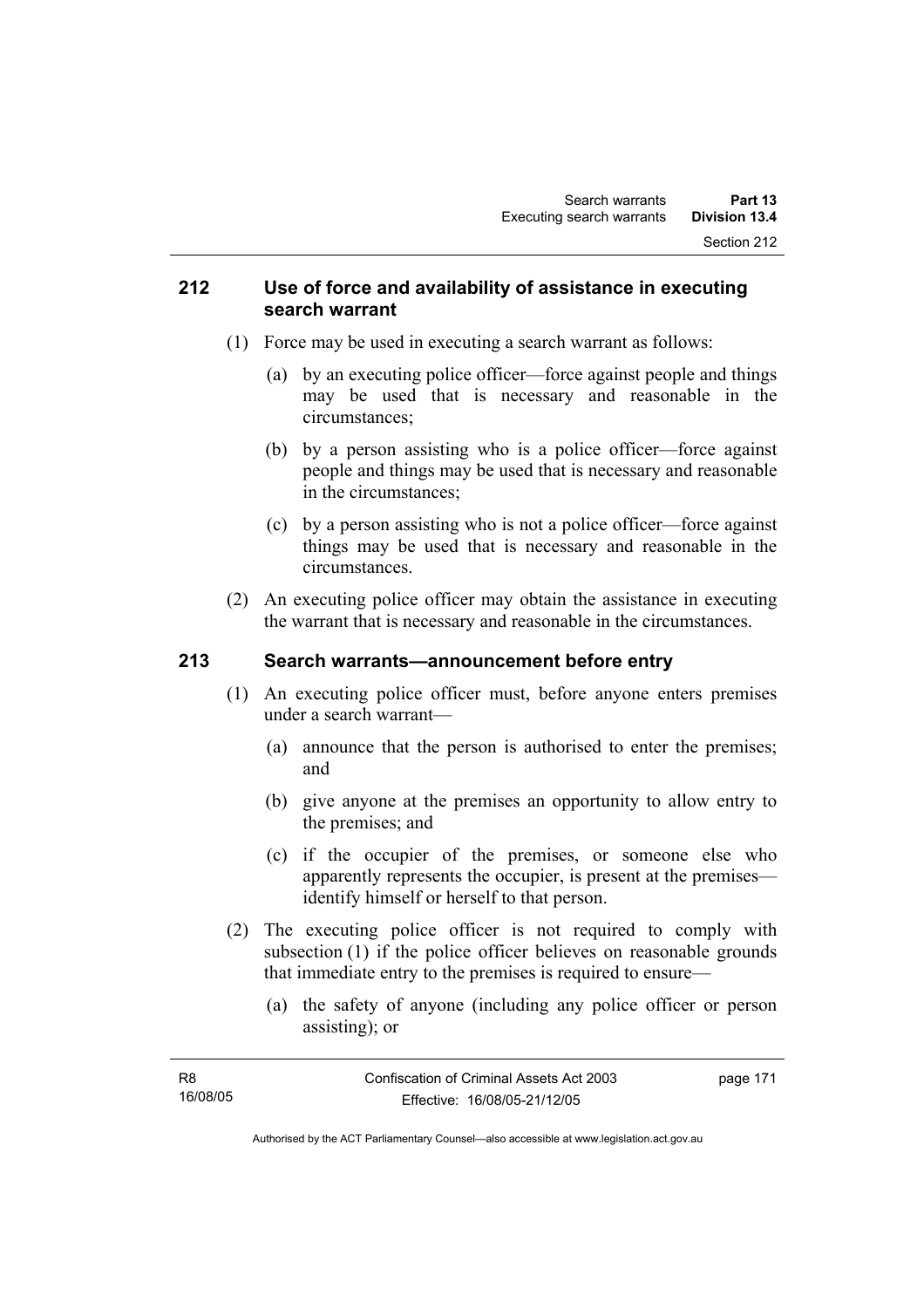## 212 Use of force and availability of assistance in executing search warrant

(1) Force may be used in executing a search warrant as follows:

(a) by an executing police officer—force against people and things may be used that is necessary and reasonable in the circumstances;

(b) by a person assisting who is a police officer—force against people and things may be used that is necessary and reasonable in the circumstances;

(c) by a person assisting who is not a police officer—force against things may be used that is necessary and reasonable in the circumstances.

(2) An executing police officer may obtain the assistance in executing the warrant that is necessary and reasonable in the circumstances.

## 213 Search warrants—announcement before entry

(1) An executing police officer must, before anyone enters premises under a search warrant—

(a) announce that the person is authorised to enter the premises; and

(b) give anyone at the premises an opportunity to allow entry to the premises; and

(c) if the occupier of the premises, or someone else who apparently represents the occupier, is present at the premises—identify himself or herself to that person.

(2) The executing police officer is not required to comply with subsection (1) if the police officer believes on reasonable grounds that immediate entry to the premises is required to ensure—

(a) the safety of anyone (including any police officer or person assisting); or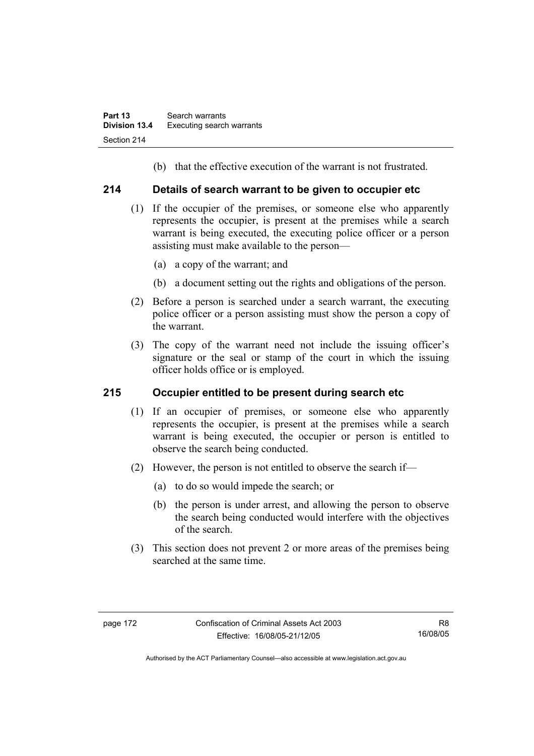(b) that the effective execution of the warrant is not frustrated.

## 214 Details of search warrant to be given to occupier etc

(1) If the occupier of the premises, or someone else who apparently represents the occupier, is present at the premises while a search warrant is being executed, the executing police officer or a person assisting must make available to the person—

(a) a copy of the warrant; and

(b) a document setting out the rights and obligations of the person.

(2) Before a person is searched under a search warrant, the executing police officer or a person assisting must show the person a copy of the warrant.

(3) The copy of the warrant need not include the issuing officer's signature or the seal or stamp of the court in which the issuing officer holds office or is employed.

## 215 Occupier entitled to be present during search etc

(1) If an occupier of premises, or someone else who apparently represents the occupier, is present at the premises while a search warrant is being executed, the occupier or person is entitled to observe the search being conducted.

(2) However, the person is not entitled to observe the search if—

(a) to do so would impede the search; or

(b) the person is under arrest, and allowing the person to observe the search being conducted would interfere with the objectives of the search.

(3) This section does not prevent 2 or more areas of the premises being searched at the same time.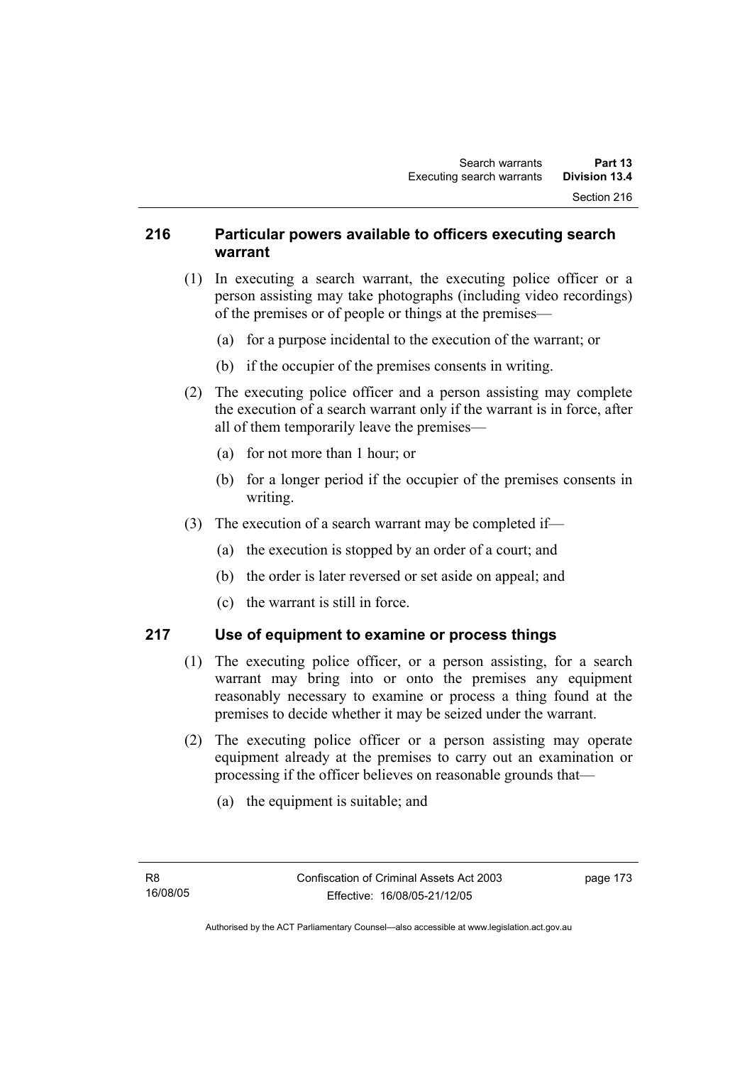### 216 Particular powers available to officers executing search warrant

(1) In executing a search warrant, the executing police officer or a person assisting may take photographs (including video recordings) of the premises or of people or things at the premises—

(a) for a purpose incidental to the execution of the warrant; or

(b) if the occupier of the premises consents in writing.

(2) The executing police officer and a person assisting may complete the execution of a search warrant only if the warrant is in force, after all of them temporarily leave the premises—

(a) for not more than 1 hour; or

(b) for a longer period if the occupier of the premises consents in writing.

(3) The execution of a search warrant may be completed if—

(a) the execution is stopped by an order of a court; and

(b) the order is later reversed or set aside on appeal; and

(c) the warrant is still in force.

### 217 Use of equipment to examine or process things

(1) The executing police officer, or a person assisting, for a search warrant may bring into or onto the premises any equipment reasonably necessary to examine or process a thing found at the premises to decide whether it may be seized under the warrant.

(2) The executing police officer or a person assisting may operate equipment already at the premises to carry out an examination or processing if the officer believes on reasonable grounds that—

(a) the equipment is suitable; and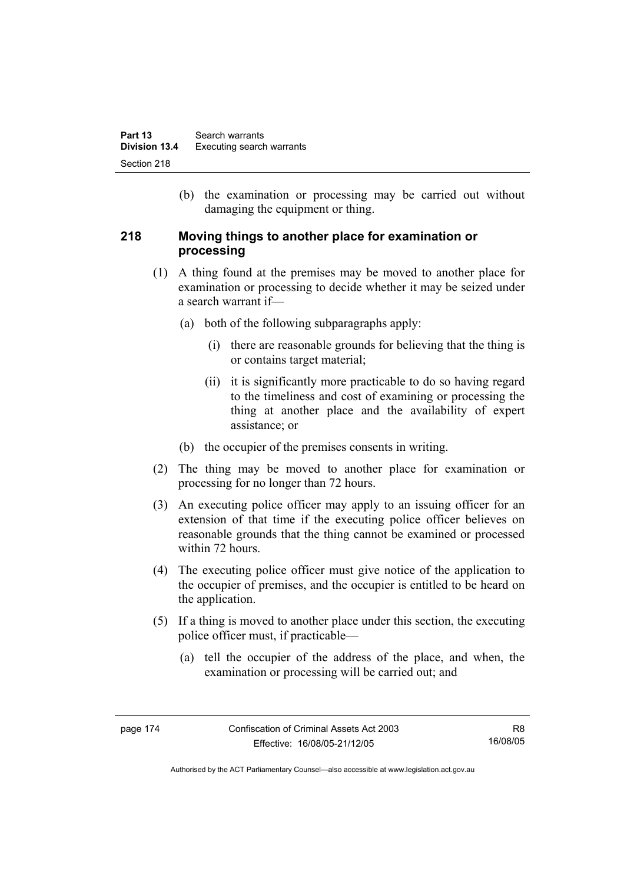(b) the examination or processing may be carried out without damaging the equipment or thing.

## 218 Moving things to another place for examination or processing

(1) A thing found at the premises may be moved to another place for examination or processing to decide whether it may be seized under a search warrant if—

(a) both of the following subparagraphs apply:

(i) there are reasonable grounds for believing that the thing is or contains target material;

(ii) it is significantly more practicable to do so having regard to the timeliness and cost of examining or processing the thing at another place and the availability of expert assistance; or

(b) the occupier of the premises consents in writing.

(2) The thing may be moved to another place for examination or processing for no longer than 72 hours.

(3) An executing police officer may apply to an issuing officer for an extension of that time if the executing police officer believes on reasonable grounds that the thing cannot be examined or processed within 72 hours.

(4) The executing police officer must give notice of the application to the occupier of premises, and the occupier is entitled to be heard on the application.

(5) If a thing is moved to another place under this section, the executing police officer must, if practicable—

(a) tell the occupier of the address of the place, and when, the examination or processing will be carried out; and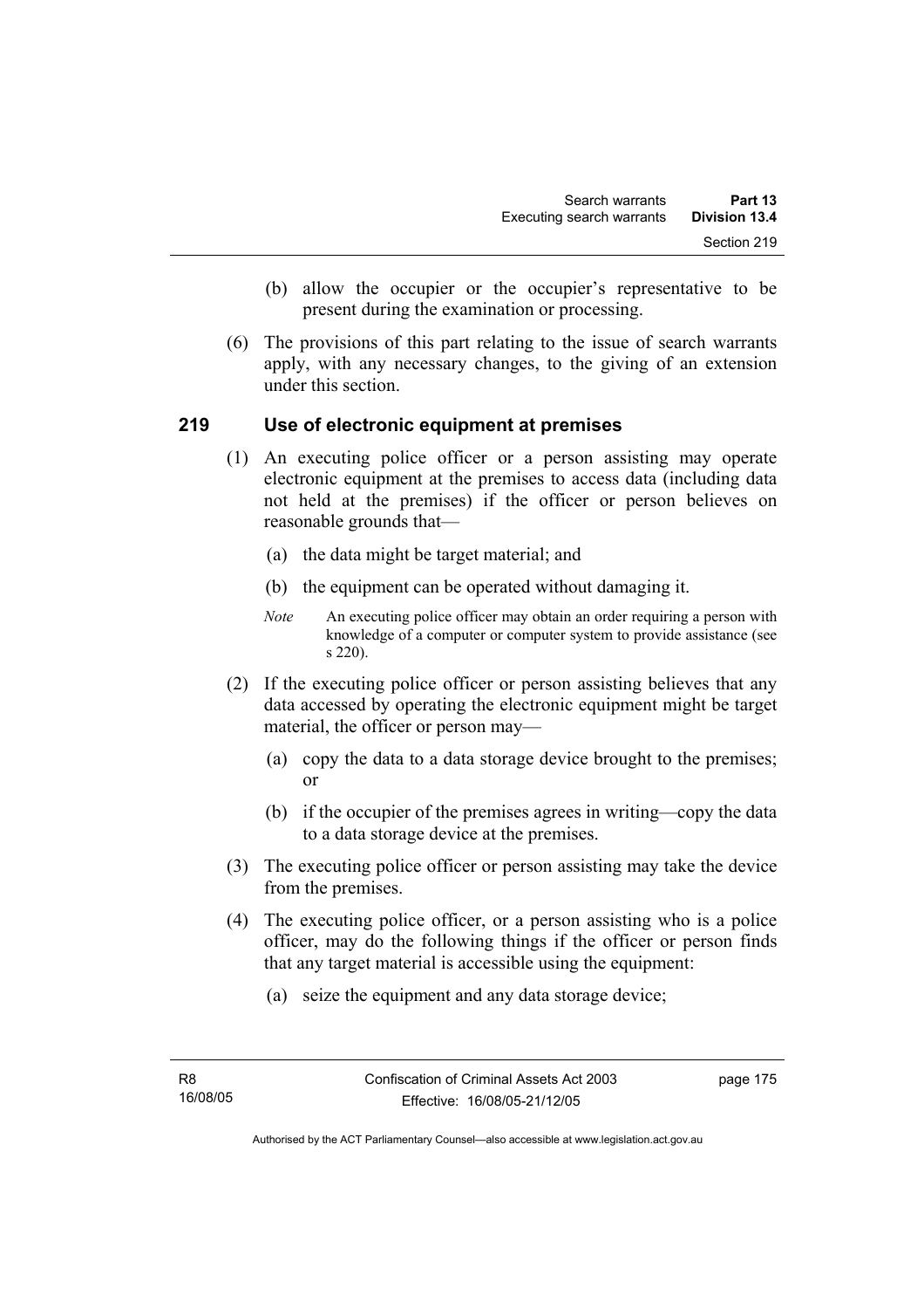(b) allow the occupier or the occupier's representative to be present during the examination or processing.

(6) The provisions of this part relating to the issue of search warrants apply, with any necessary changes, to the giving of an extension under this section.

## 219 Use of electronic equipment at premises

(1) An executing police officer or a person assisting may operate electronic equipment at the premises to access data (including data not held at the premises) if the officer or person believes on reasonable grounds that—

(a) the data might be target material; and

(b) the equipment can be operated without damaging it.

*Note* An executing police officer may obtain an order requiring a person with knowledge of a computer or computer system to provide assistance (see s 220).

(2) If the executing police officer or person assisting believes that any data accessed by operating the electronic equipment might be target material, the officer or person may—

(a) copy the data to a data storage device brought to the premises; or

(b) if the occupier of the premises agrees in writing—copy the data to a data storage device at the premises.

(3) The executing police officer or person assisting may take the device from the premises.

(4) The executing police officer, or a person assisting who is a police officer, may do the following things if the officer or person finds that any target material is accessible using the equipment:

(a) seize the equipment and any data storage device;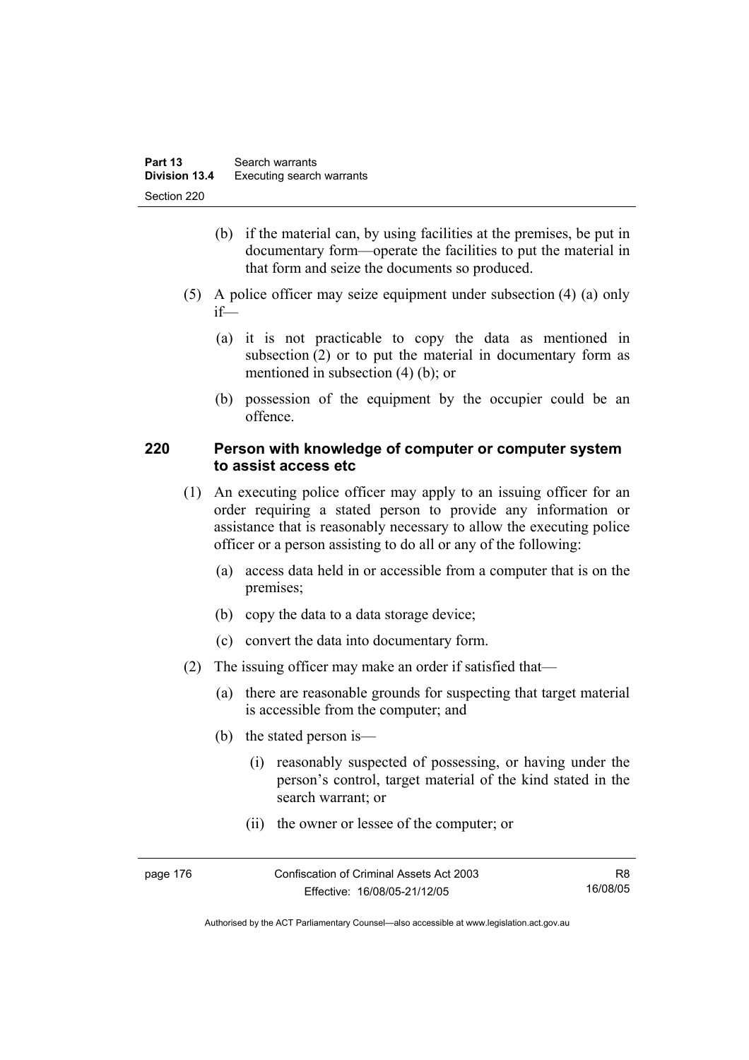(b) if the material can, by using facilities at the premises, be put in documentary form—operate the facilities to put the material in that form and seize the documents so produced.

(5) A police officer may seize equipment under subsection (4) (a) only if—

(a) it is not practicable to copy the data as mentioned in subsection (2) or to put the material in documentary form as mentioned in subsection (4) (b); or

(b) possession of the equipment by the occupier could be an offence.

## 220 Person with knowledge of computer or computer system to assist access etc

(1) An executing police officer may apply to an issuing officer for an order requiring a stated person to provide any information or assistance that is reasonably necessary to allow the executing police officer or a person assisting to do all or any of the following:

(a) access data held in or accessible from a computer that is on the premises;

(b) copy the data to a data storage device;

(c) convert the data into documentary form.

(2) The issuing officer may make an order if satisfied that—

(a) there are reasonable grounds for suspecting that target material is accessible from the computer; and

(b) the stated person is—

(i) reasonably suspected of possessing, or having under the person's control, target material of the kind stated in the search warrant; or

(ii) the owner or lessee of the computer; or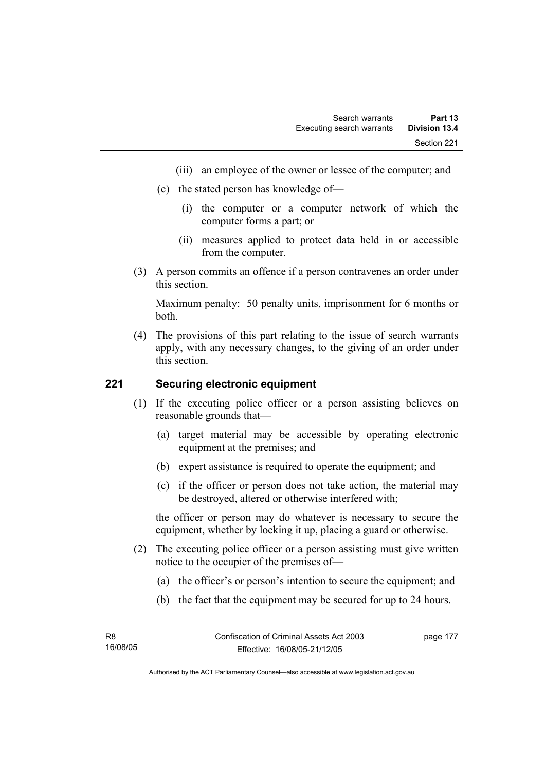(iii) an employee of the owner or lessee of the computer; and

(c) the stated person has knowledge of—

(i) the computer or a computer network of which the computer forms a part; or

(ii) measures applied to protect data held in or accessible from the computer.

(3) A person commits an offence if a person contravenes an order under this section.

Maximum penalty: 50 penalty units, imprisonment for 6 months or both.

(4) The provisions of this part relating to the issue of search warrants apply, with any necessary changes, to the giving of an order under this section.

## 221 Securing electronic equipment

(1) If the executing police officer or a person assisting believes on reasonable grounds that—

(a) target material may be accessible by operating electronic equipment at the premises; and

(b) expert assistance is required to operate the equipment; and

(c) if the officer or person does not take action, the material may be destroyed, altered or otherwise interfered with;

the officer or person may do whatever is necessary to secure the equipment, whether by locking it up, placing a guard or otherwise.

(2) The executing police officer or a person assisting must give written notice to the occupier of the premises of—

(a) the officer's or person's intention to secure the equipment; and

(b) the fact that the equipment may be secured for up to 24 hours.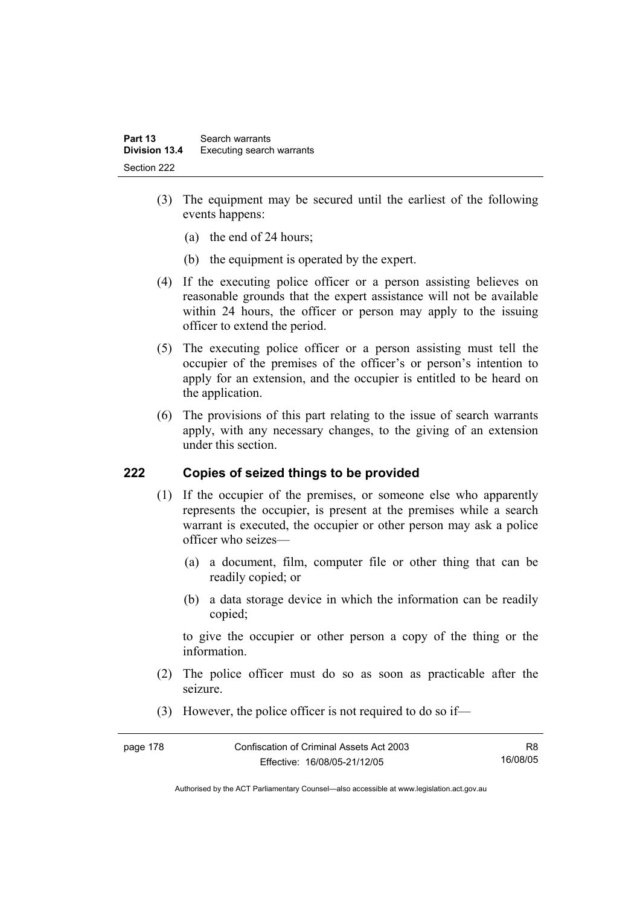(3) The equipment may be secured until the earliest of the following events happens:

(a) the end of 24 hours;

(b) the equipment is operated by the expert.

(4) If the executing police officer or a person assisting believes on reasonable grounds that the expert assistance will not be available within 24 hours, the officer or person may apply to the issuing officer to extend the period.

(5) The executing police officer or a person assisting must tell the occupier of the premises of the officer's or person's intention to apply for an extension, and the occupier is entitled to be heard on the application.

(6) The provisions of this part relating to the issue of search warrants apply, with any necessary changes, to the giving of an extension under this section.

## 222 Copies of seized things to be provided

(1) If the occupier of the premises, or someone else who apparently represents the occupier, is present at the premises while a search warrant is executed, the occupier or other person may ask a police officer who seizes—

(a) a document, film, computer file or other thing that can be readily copied; or

(b) a data storage device in which the information can be readily copied;

to give the occupier or other person a copy of the thing or the information.

(2) The police officer must do so as soon as practicable after the seizure.

(3) However, the police officer is not required to do so if—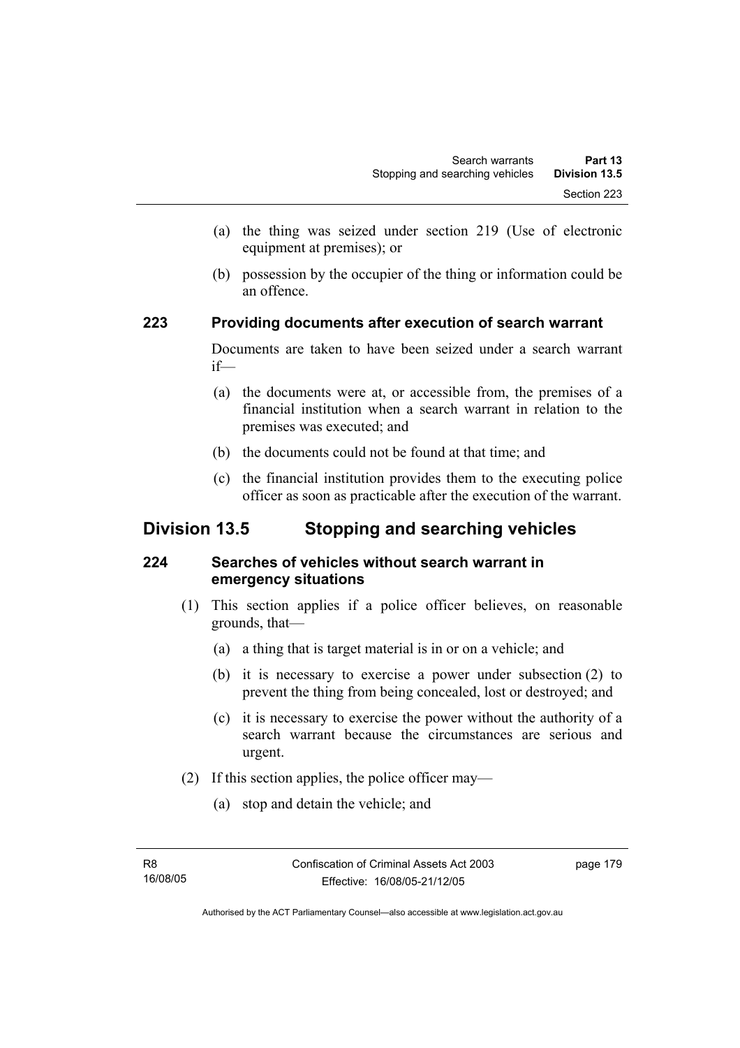(a) the thing was seized under section 219 (Use of electronic equipment at premises); or

(b) possession by the occupier of the thing or information could be an offence.

### 223 Providing documents after execution of search warrant

Documents are taken to have been seized under a search warrant if—

(a) the documents were at, or accessible from, the premises of a financial institution when a search warrant in relation to the premises was executed; and

(b) the documents could not be found at that time; and

(c) the financial institution provides them to the executing police officer as soon as practicable after the execution of the warrant.

## Division 13.5 Stopping and searching vehicles

### 224 Searches of vehicles without search warrant in emergency situations

(1) This section applies if a police officer believes, on reasonable grounds, that—

(a) a thing that is target material is in or on a vehicle; and

(b) it is necessary to exercise a power under subsection (2) to prevent the thing from being concealed, lost or destroyed; and

(c) it is necessary to exercise the power without the authority of a search warrant because the circumstances are serious and urgent.

(2) If this section applies, the police officer may—

(a) stop and detain the vehicle; and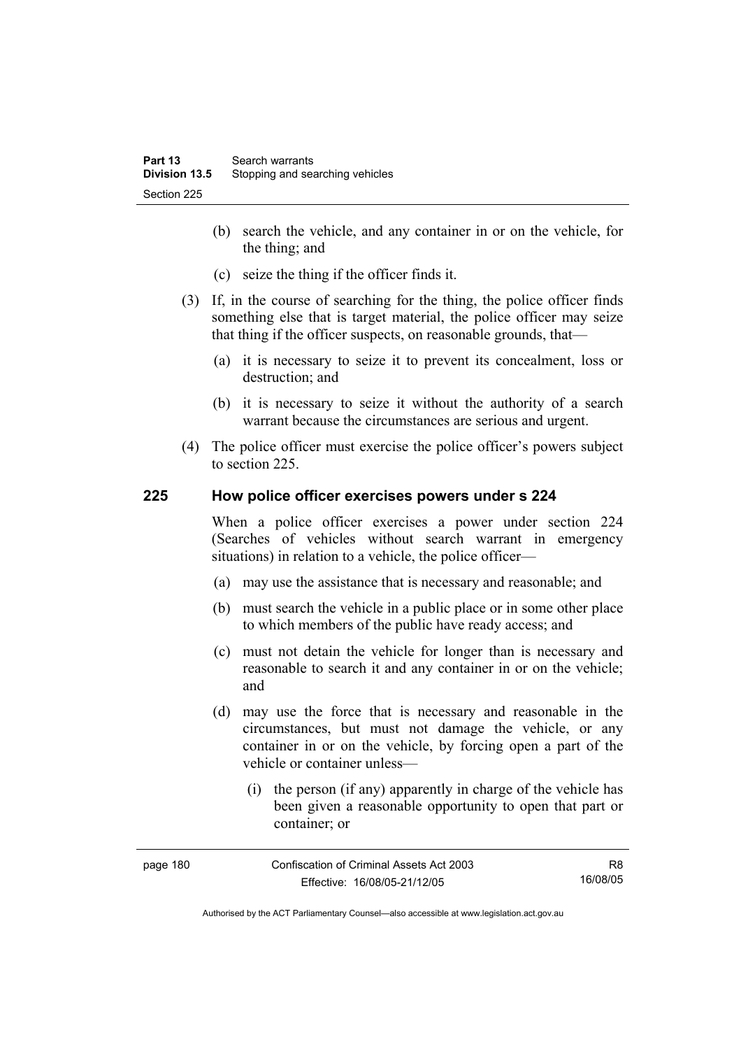(b) search the vehicle, and any container in or on the vehicle, for the thing; and

(c) seize the thing if the officer finds it.

(3) If, in the course of searching for the thing, the police officer finds something else that is target material, the police officer may seize that thing if the officer suspects, on reasonable grounds, that—

(a) it is necessary to seize it to prevent its concealment, loss or destruction; and

(b) it is necessary to seize it without the authority of a search warrant because the circumstances are serious and urgent.

(4) The police officer must exercise the police officer's powers subject to section 225.

### 225 How police officer exercises powers under s 224

When a police officer exercises a power under section 224 (Searches of vehicles without search warrant in emergency situations) in relation to a vehicle, the police officer—

(a) may use the assistance that is necessary and reasonable; and

(b) must search the vehicle in a public place or in some other place to which members of the public have ready access; and

(c) must not detain the vehicle for longer than is necessary and reasonable to search it and any container in or on the vehicle; and

(d) may use the force that is necessary and reasonable in the circumstances, but must not damage the vehicle, or any container in or on the vehicle, by forcing open a part of the vehicle or container unless—

(i) the person (if any) apparently in charge of the vehicle has been given a reasonable opportunity to open that part or container; or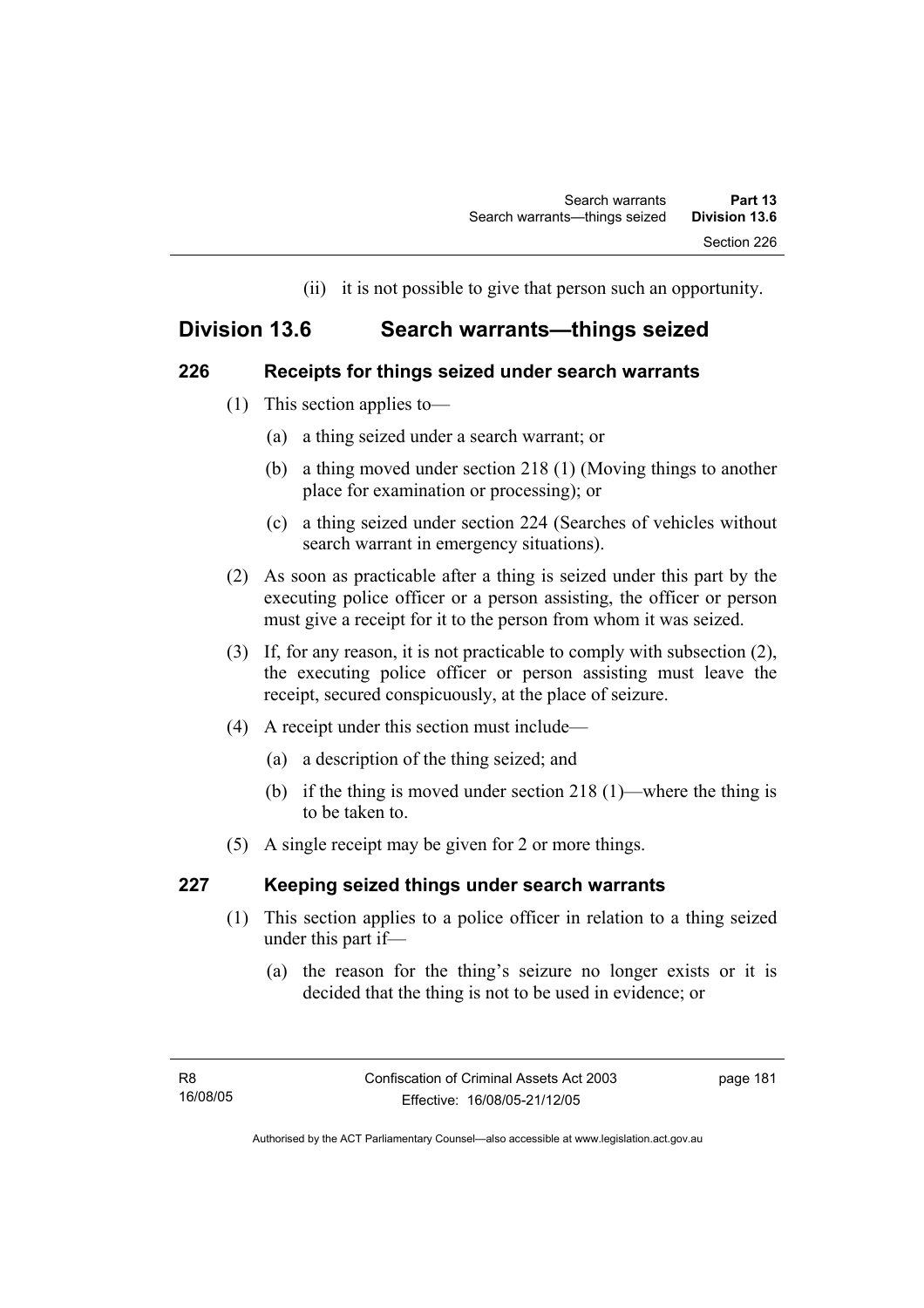(ii) it is not possible to give that person such an opportunity.

## Division 13.6 Search warrants—things seized

### 226 Receipts for things seized under search warrants

(1) This section applies to—

(a) a thing seized under a search warrant; or

(b) a thing moved under section 218 (1) (Moving things to another place for examination or processing); or

(c) a thing seized under section 224 (Searches of vehicles without search warrant in emergency situations).

(2) As soon as practicable after a thing is seized under this part by the executing police officer or a person assisting, the officer or person must give a receipt for it to the person from whom it was seized.

(3) If, for any reason, it is not practicable to comply with subsection (2), the executing police officer or person assisting must leave the receipt, secured conspicuously, at the place of seizure.

(4) A receipt under this section must include—

(a) a description of the thing seized; and

(b) if the thing is moved under section 218 (1)—where the thing is to be taken to.

(5) A single receipt may be given for 2 or more things.

### 227 Keeping seized things under search warrants

(1) This section applies to a police officer in relation to a thing seized under this part if—

(a) the reason for the thing's seizure no longer exists or it is decided that the thing is not to be used in evidence; or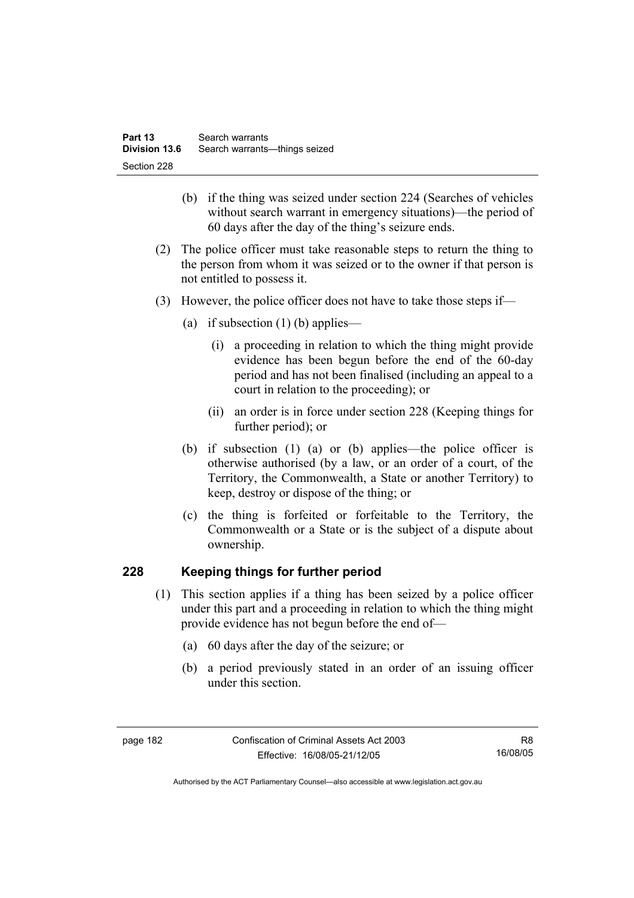(b) if the thing was seized under section 224 (Searches of vehicles without search warrant in emergency situations)—the period of 60 days after the day of the thing's seizure ends.

(2) The police officer must take reasonable steps to return the thing to the person from whom it was seized or to the owner if that person is not entitled to possess it.

(3) However, the police officer does not have to take those steps if—

(a) if subsection (1) (b) applies—

(i) a proceeding in relation to which the thing might provide evidence has been begun before the end of the 60-day period and has not been finalised (including an appeal to a court in relation to the proceeding); or

(ii) an order is in force under section 228 (Keeping things for further period); or

(b) if subsection (1) (a) or (b) applies—the police officer is otherwise authorised (by a law, or an order of a court, of the Territory, the Commonwealth, a State or another Territory) to keep, destroy or dispose of the thing; or

(c) the thing is forfeited or forfeitable to the Territory, the Commonwealth or a State or is the subject of a dispute about ownership.

## 228 Keeping things for further period

(1) This section applies if a thing has been seized by a police officer under this part and a proceeding in relation to which the thing might provide evidence has not begun before the end of—

(a) 60 days after the day of the seizure; or

(b) a period previously stated in an order of an issuing officer under this section.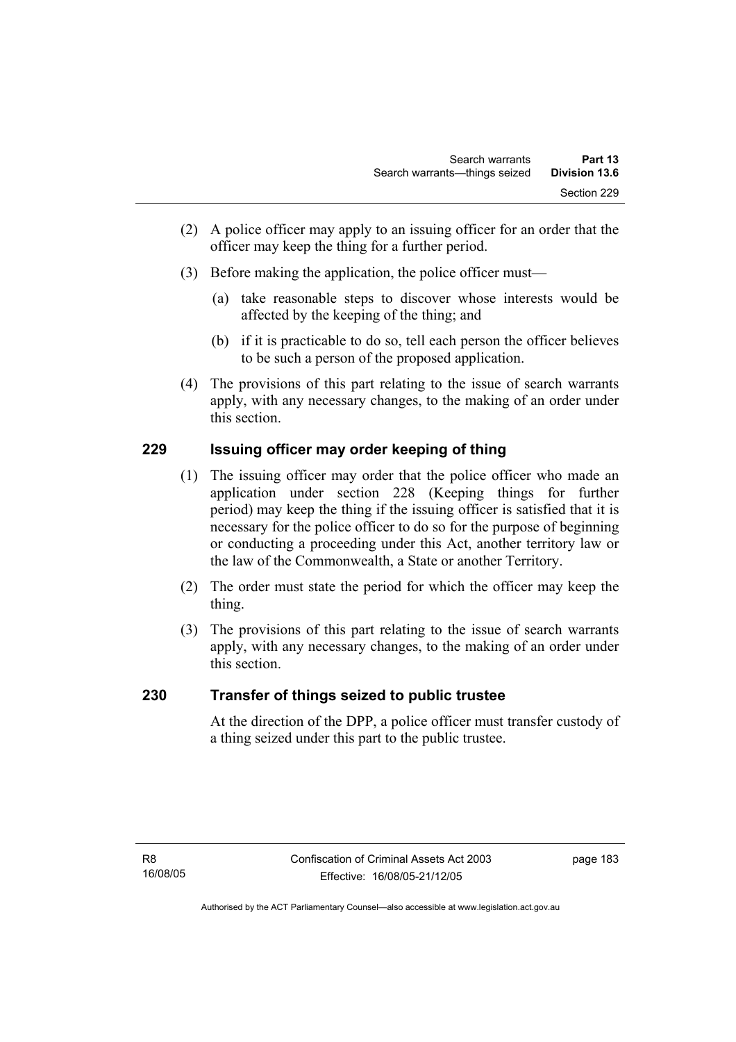(2) A police officer may apply to an issuing officer for an order that the officer may keep the thing for a further period.

(3) Before making the application, the police officer must—

(a) take reasonable steps to discover whose interests would be affected by the keeping of the thing; and

(b) if it is practicable to do so, tell each person the officer believes to be such a person of the proposed application.

(4) The provisions of this part relating to the issue of search warrants apply, with any necessary changes, to the making of an order under this section.

## 229 Issuing officer may order keeping of thing

(1) The issuing officer may order that the police officer who made an application under section 228 (Keeping things for further period) may keep the thing if the issuing officer is satisfied that it is necessary for the police officer to do so for the purpose of beginning or conducting a proceeding under this Act, another territory law or the law of the Commonwealth, a State or another Territory.

(2) The order must state the period for which the officer may keep the thing.

(3) The provisions of this part relating to the issue of search warrants apply, with any necessary changes, to the making of an order under this section.

## 230 Transfer of things seized to public trustee

At the direction of the DPP, a police officer must transfer custody of a thing seized under this part to the public trustee.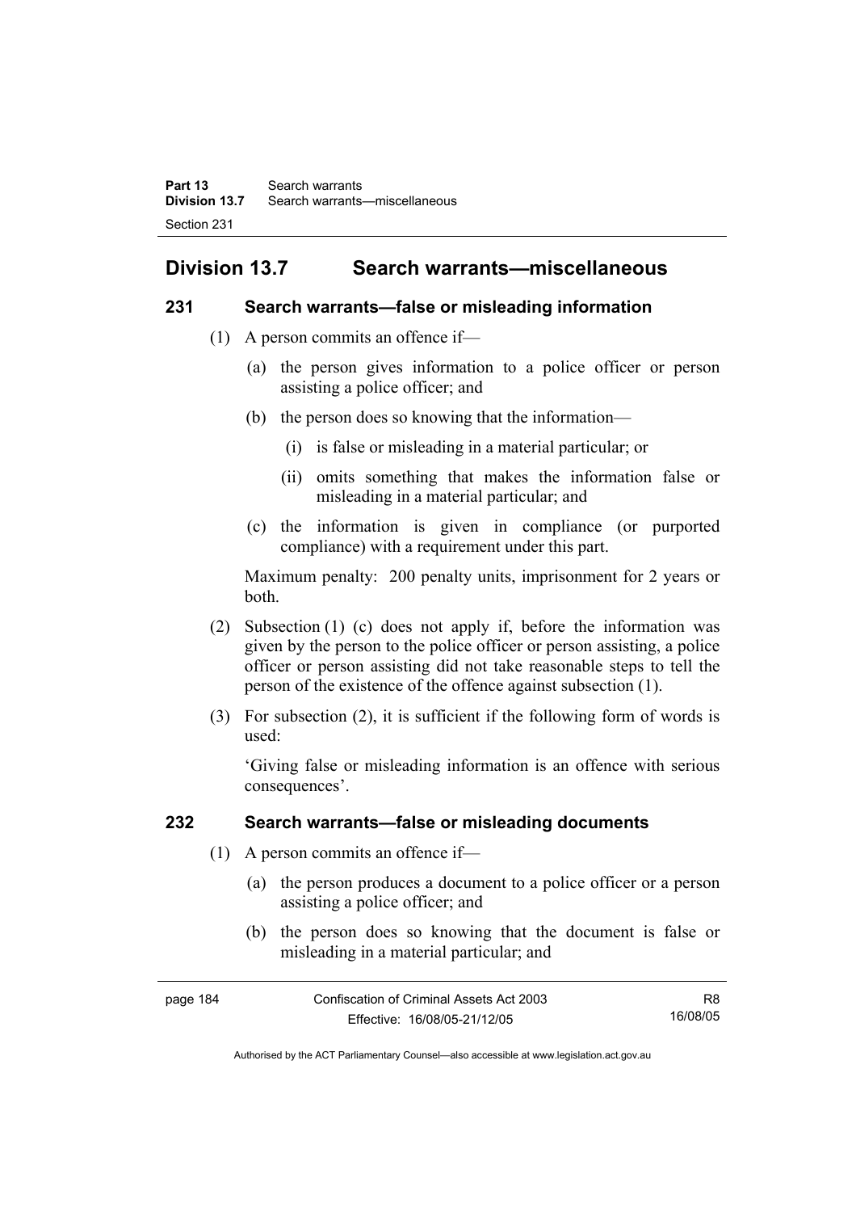## Division 13.7 Search warrants—miscellaneous

### 231 Search warrants—false or misleading information

(1) A person commits an offence if—

(a) the person gives information to a police officer or person assisting a police officer; and

(b) the person does so knowing that the information—

(i) is false or misleading in a material particular; or

(ii) omits something that makes the information false or misleading in a material particular; and

(c) the information is given in compliance (or purported compliance) with a requirement under this part.

Maximum penalty: 200 penalty units, imprisonment for 2 years or both.

(2) Subsection (1) (c) does not apply if, before the information was given by the person to the police officer or person assisting, a police officer or person assisting did not take reasonable steps to tell the person of the existence of the offence against subsection (1).

(3) For subsection (2), it is sufficient if the following form of words is used:

'Giving false or misleading information is an offence with serious consequences'.

### 232 Search warrants—false or misleading documents

(1) A person commits an offence if—

(a) the person produces a document to a police officer or a person assisting a police officer; and

(b) the person does so knowing that the document is false or misleading in a material particular; and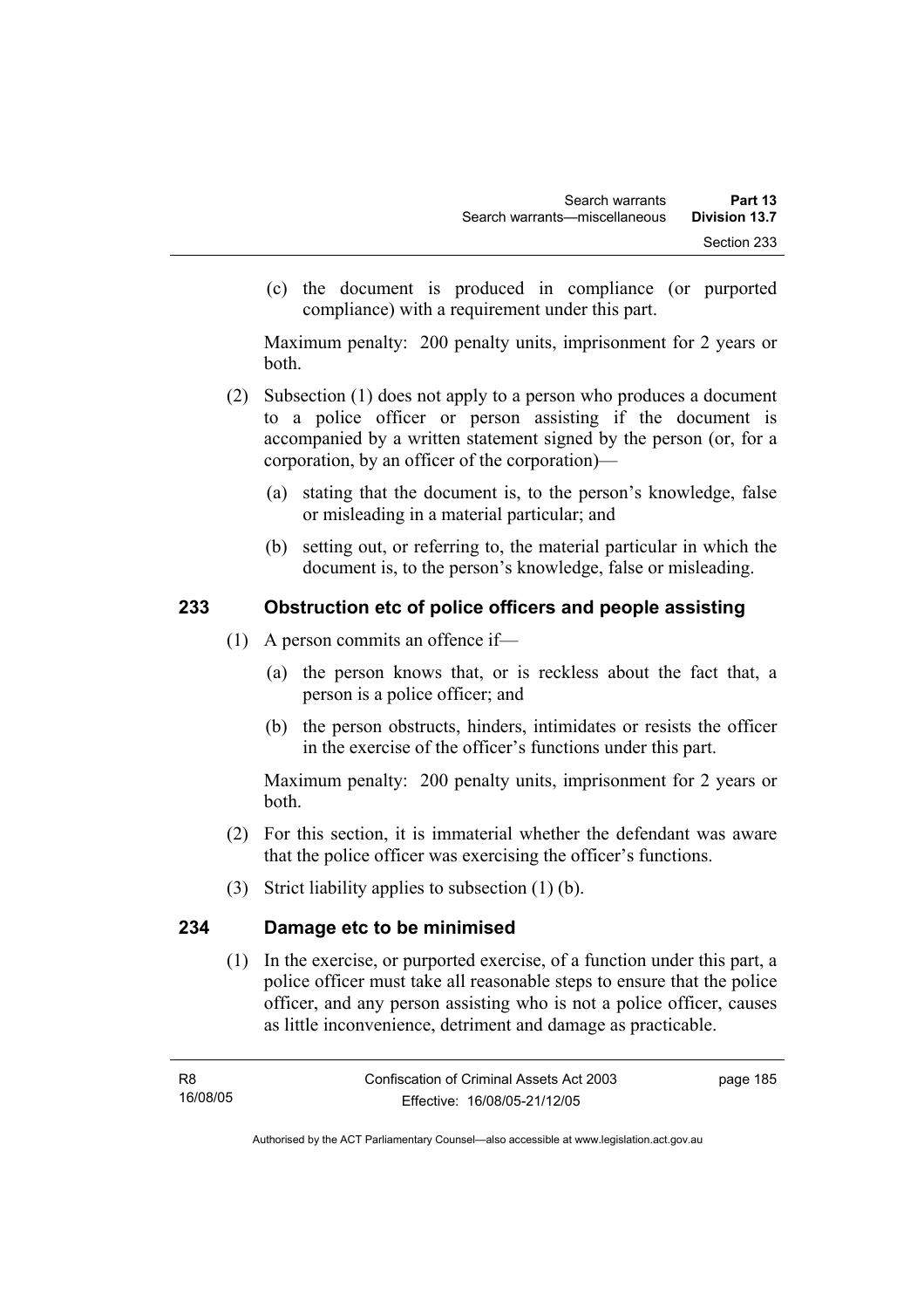(c) the document is produced in compliance (or purported compliance) with a requirement under this part.

Maximum penalty: 200 penalty units, imprisonment for 2 years or both.

(2) Subsection (1) does not apply to a person who produces a document to a police officer or person assisting if the document is accompanied by a written statement signed by the person (or, for a corporation, by an officer of the corporation)—

(a) stating that the document is, to the person's knowledge, false or misleading in a material particular; and

(b) setting out, or referring to, the material particular in which the document is, to the person's knowledge, false or misleading.

## 233 Obstruction etc of police officers and people assisting

(1) A person commits an offence if—

(a) the person knows that, or is reckless about the fact that, a person is a police officer; and

(b) the person obstructs, hinders, intimidates or resists the officer in the exercise of the officer's functions under this part.

Maximum penalty: 200 penalty units, imprisonment for 2 years or both.

(2) For this section, it is immaterial whether the defendant was aware that the police officer was exercising the officer's functions.

(3) Strict liability applies to subsection (1) (b).

## 234 Damage etc to be minimised

(1) In the exercise, or purported exercise, of a function under this part, a police officer must take all reasonable steps to ensure that the police officer, and any person assisting who is not a police officer, causes as little inconvenience, detriment and damage as practicable.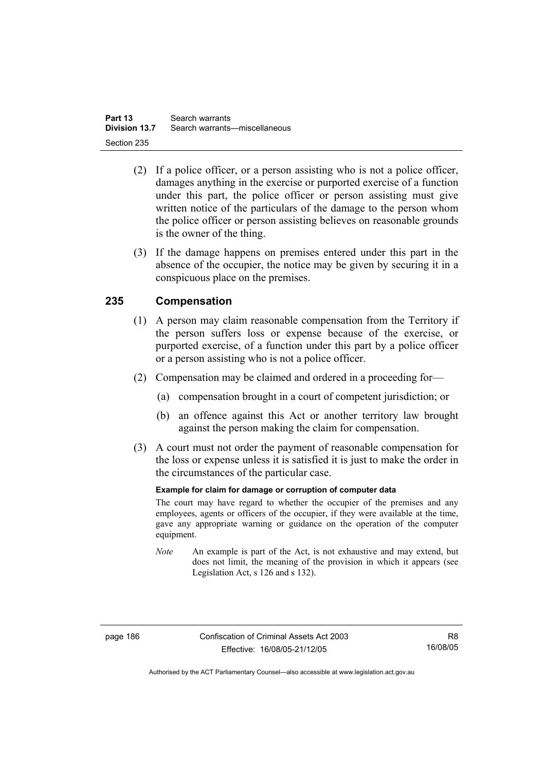(2) If a police officer, or a person assisting who is not a police officer, damages anything in the exercise or purported exercise of a function under this part, the police officer or person assisting must give written notice of the particulars of the damage to the person whom the police officer or person assisting believes on reasonable grounds is the owner of the thing.

(3) If the damage happens on premises entered under this part in the absence of the occupier, the notice may be given by securing it in a conspicuous place on the premises.

## 235 Compensation

(1) A person may claim reasonable compensation from the Territory if the person suffers loss or expense because of the exercise, or purported exercise, of a function under this part by a police officer or a person assisting who is not a police officer.

(2) Compensation may be claimed and ordered in a proceeding for—

(a) compensation brought in a court of competent jurisdiction; or

(b) an offence against this Act or another territory law brought against the person making the claim for compensation.

(3) A court must not order the payment of reasonable compensation for the loss or expense unless it is satisfied it is just to make the order in the circumstances of the particular case.

**Example for claim for damage or corruption of computer data**

The court may have regard to whether the occupier of the premises and any employees, agents or officers of the occupier, if they were available at the time, gave any appropriate warning or guidance on the operation of the computer equipment.

*Note* An example is part of the Act, is not exhaustive and may extend, but does not limit, the meaning of the provision in which it appears (see Legislation Act, s 126 and s 132).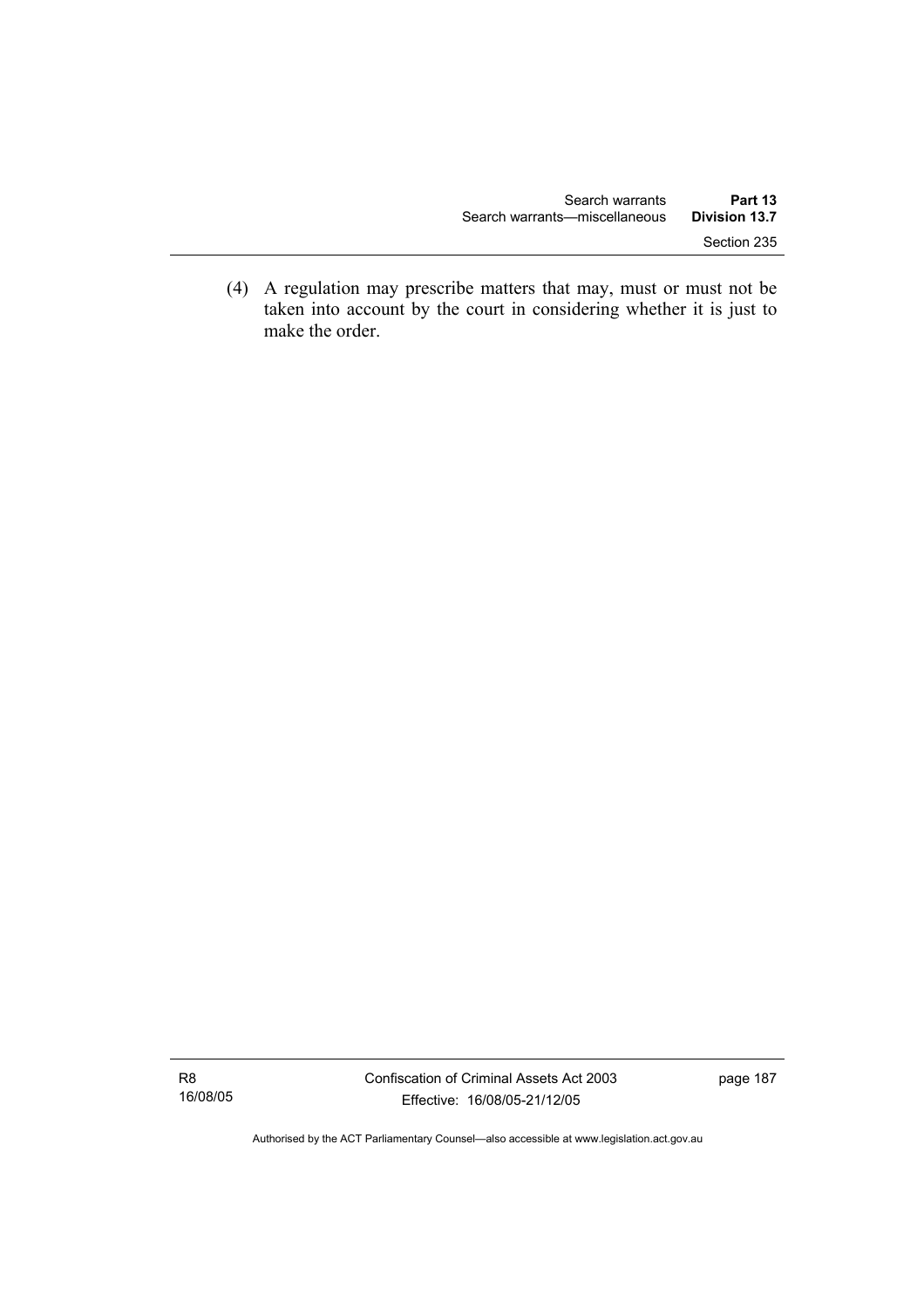(4) A regulation may prescribe matters that may, must or must not be taken into account by the court in considering whether it is just to make the order.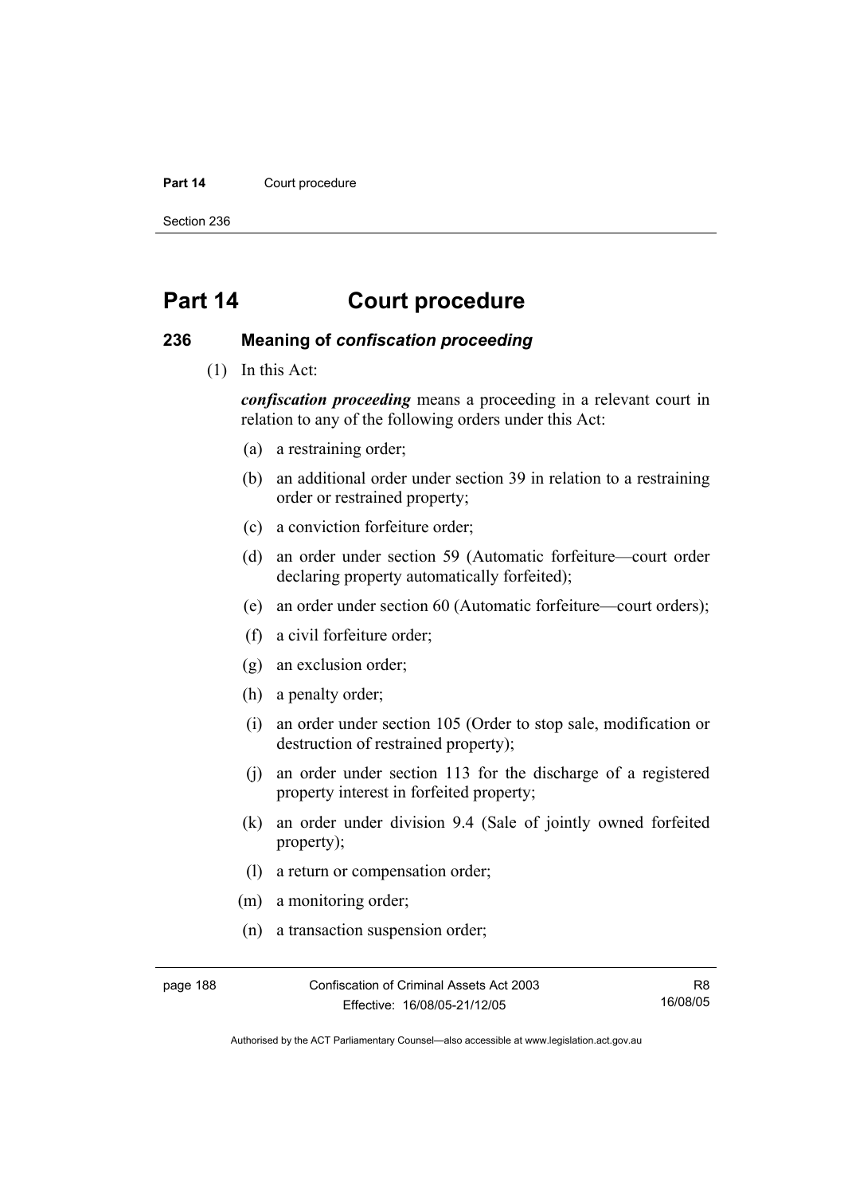# Part 14 Court procedure

## 236 Meaning of *confiscation proceeding*

(1) In this Act:

***confiscation proceeding*** means a proceeding in a relevant court in relation to any of the following orders under this Act:

(a) a restraining order;

(b) an additional order under section 39 in relation to a restraining order or restrained property;

(c) a conviction forfeiture order;

(d) an order under section 59 (Automatic forfeiture—court order declaring property automatically forfeited);

(e) an order under section 60 (Automatic forfeiture—court orders);

(f) a civil forfeiture order;

(g) an exclusion order;

(h) a penalty order;

(i) an order under section 105 (Order to stop sale, modification or destruction of restrained property);

(j) an order under section 113 for the discharge of a registered property interest in forfeited property;

(k) an order under division 9.4 (Sale of jointly owned forfeited property);

(l) a return or compensation order;

(m) a monitoring order;

(n) a transaction suspension order;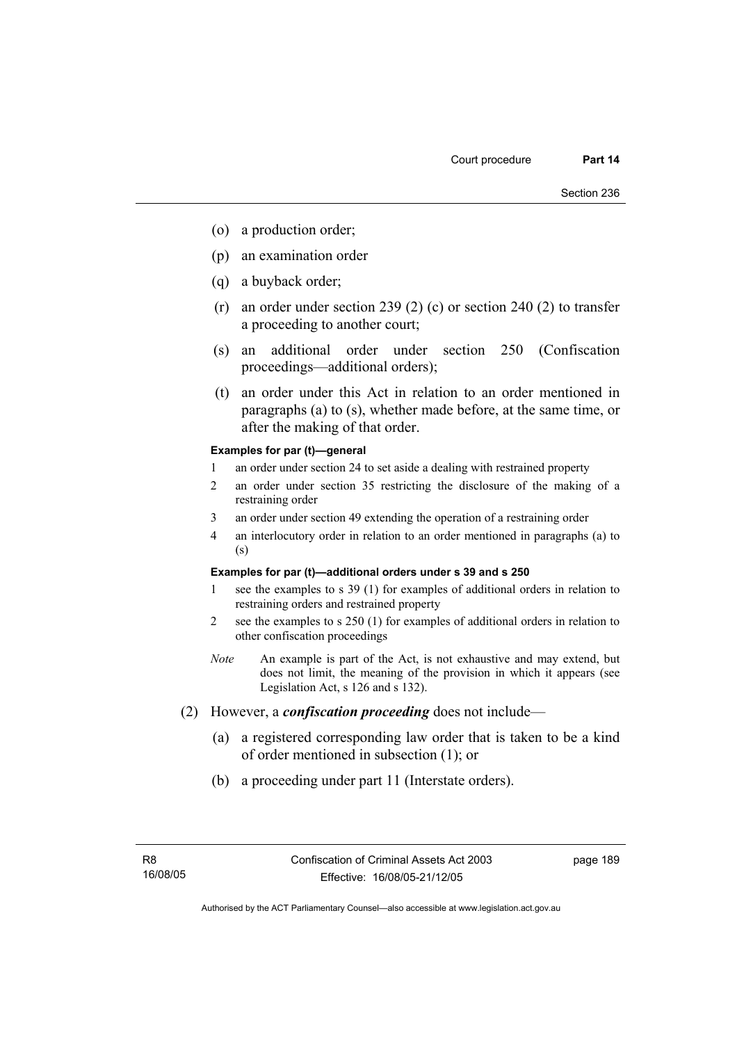- (o) a production order;
- (p) an examination order
- (q) a buyback order;
- (r) an order under section 239 (2) (c) or section 240 (2) to transfer a proceeding to another court;
- (s) an additional order under section 250 (Confiscation proceedings—additional orders);
- (t) an order under this Act in relation to an order mentioned in paragraphs (a) to (s), whether made before, at the same time, or after the making of that order.

**Examples for par (t)—general**

1. an order under section 24 to set aside a dealing with restrained property
2. an order under section 35 restricting the disclosure of the making of a restraining order
3. an order under section 49 extending the operation of a restraining order
4. an interlocutory order in relation to an order mentioned in paragraphs (a) to (s)

**Examples for par (t)—additional orders under s 39 and s 250**

1. see the examples to s 39 (1) for examples of additional orders in relation to restraining orders and restrained property
2. see the examples to s 250 (1) for examples of additional orders in relation to other confiscation proceedings

*Note* An example is part of the Act, is not exhaustive and may extend, but does not limit, the meaning of the provision in which it appears (see Legislation Act, s 126 and s 132).

(2) However, a ***confiscation proceeding*** does not include—

- (a) a registered corresponding law order that is taken to be a kind of order mentioned in subsection (1); or
- (b) a proceeding under part 11 (Interstate orders).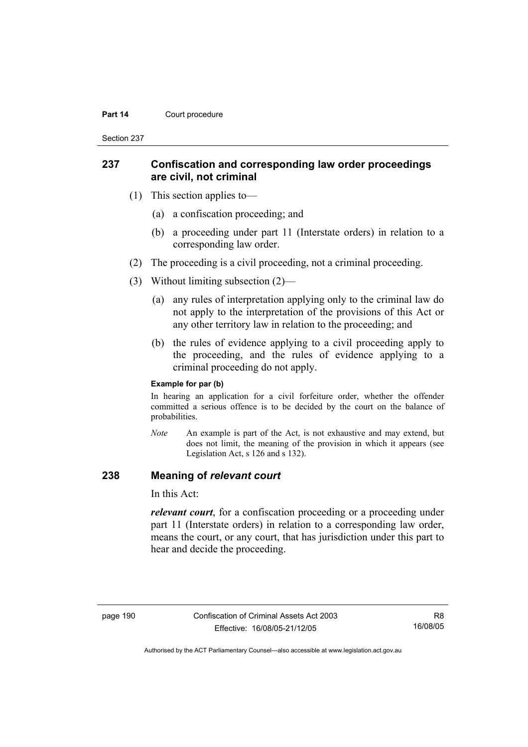## 237 Confiscation and corresponding law order proceedings are civil, not criminal

(1) This section applies to—

(a) a confiscation proceeding; and

(b) a proceeding under part 11 (Interstate orders) in relation to a corresponding law order.

(2) The proceeding is a civil proceeding, not a criminal proceeding.

(3) Without limiting subsection (2)—

(a) any rules of interpretation applying only to the criminal law do not apply to the interpretation of the provisions of this Act or any other territory law in relation to the proceeding; and

(b) the rules of evidence applying to a civil proceeding apply to the proceeding, and the rules of evidence applying to a criminal proceeding do not apply.

**Example for par (b)**

In hearing an application for a civil forfeiture order, whether the offender committed a serious offence is to be decided by the court on the balance of probabilities.

*Note* An example is part of the Act, is not exhaustive and may extend, but does not limit, the meaning of the provision in which it appears (see Legislation Act, s 126 and s 132).

## 238 Meaning of *relevant court*

In this Act:

***relevant court***, for a confiscation proceeding or a proceeding under part 11 (Interstate orders) in relation to a corresponding law order, means the court, or any court, that has jurisdiction under this part to hear and decide the proceeding.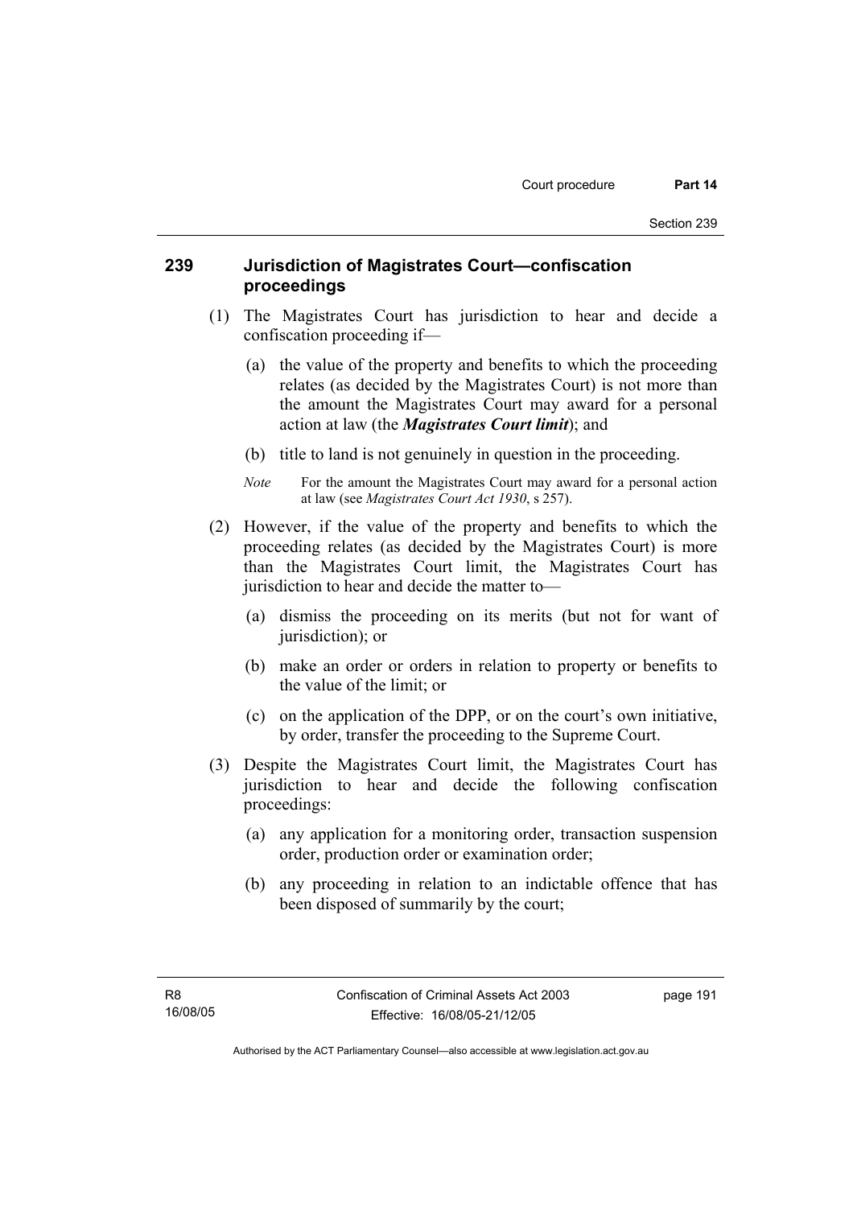## 239 Jurisdiction of Magistrates Court—confiscation proceedings

(1) The Magistrates Court has jurisdiction to hear and decide a confiscation proceeding if—

(a) the value of the property and benefits to which the proceeding relates (as decided by the Magistrates Court) is not more than the amount the Magistrates Court may award for a personal action at law (the ***Magistrates Court limit***); and

(b) title to land is not genuinely in question in the proceeding.

*Note* For the amount the Magistrates Court may award for a personal action at law (see *Magistrates Court Act 1930*, s 257).

(2) However, if the value of the property and benefits to which the proceeding relates (as decided by the Magistrates Court) is more than the Magistrates Court limit, the Magistrates Court has jurisdiction to hear and decide the matter to—

(a) dismiss the proceeding on its merits (but not for want of jurisdiction); or

(b) make an order or orders in relation to property or benefits to the value of the limit; or

(c) on the application of the DPP, or on the court's own initiative, by order, transfer the proceeding to the Supreme Court.

(3) Despite the Magistrates Court limit, the Magistrates Court has jurisdiction to hear and decide the following confiscation proceedings:

(a) any application for a monitoring order, transaction suspension order, production order or examination order;

(b) any proceeding in relation to an indictable offence that has been disposed of summarily by the court;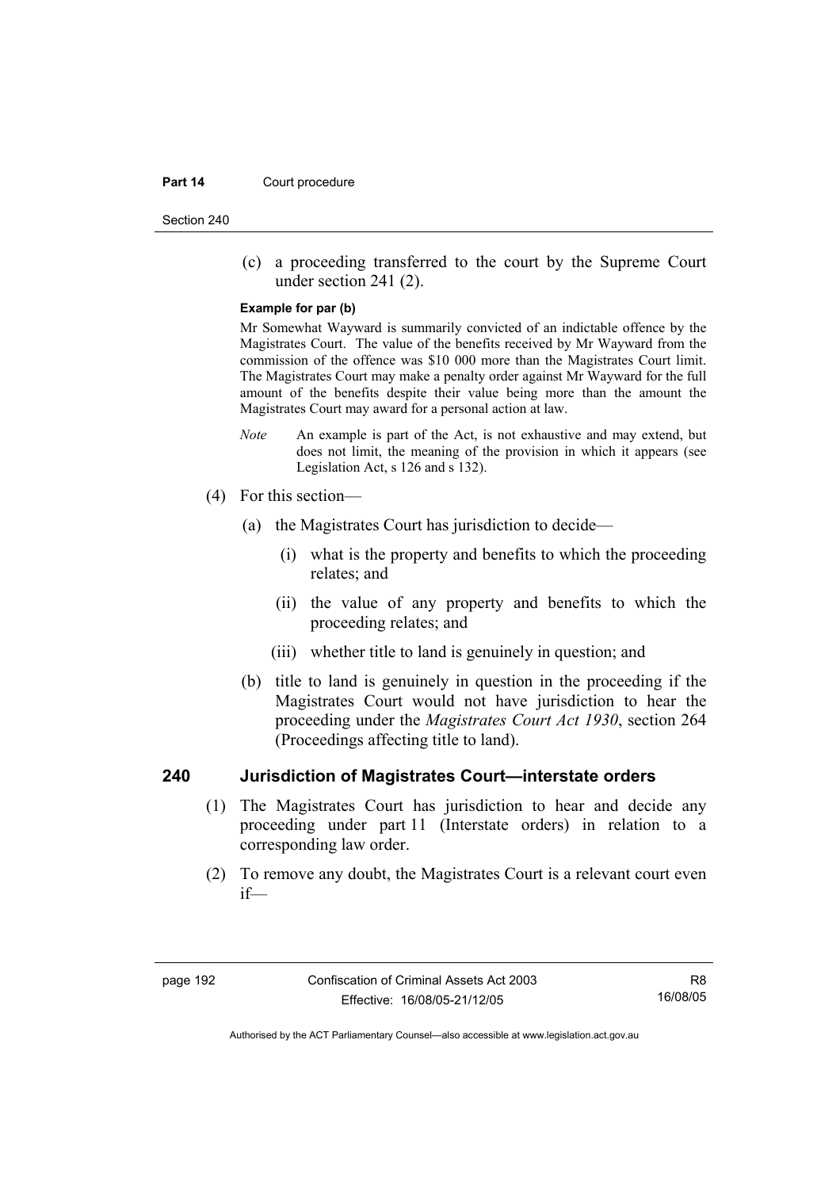(c) a proceeding transferred to the court by the Supreme Court under section 241 (2).

**Example for par (b)**

Mr Somewhat Wayward is summarily convicted of an indictable offence by the Magistrates Court. The value of the benefits received by Mr Wayward from the commission of the offence was $10 000 more than the Magistrates Court limit. The Magistrates Court may make a penalty order against Mr Wayward for the full amount of the benefits despite their value being more than the amount the Magistrates Court may award for a personal action at law.

*Note* An example is part of the Act, is not exhaustive and may extend, but does not limit, the meaning of the provision in which it appears (see Legislation Act, s 126 and s 132).

(4) For this section—

(a) the Magistrates Court has jurisdiction to decide—

(i) what is the property and benefits to which the proceeding relates; and

(ii) the value of any property and benefits to which the proceeding relates; and

(iii) whether title to land is genuinely in question; and

(b) title to land is genuinely in question in the proceeding if the Magistrates Court would not have jurisdiction to hear the proceeding under the *Magistrates Court Act 1930*, section 264 (Proceedings affecting title to land).

## 240 Jurisdiction of Magistrates Court—interstate orders

(1) The Magistrates Court has jurisdiction to hear and decide any proceeding under part 11 (Interstate orders) in relation to a corresponding law order.

(2) To remove any doubt, the Magistrates Court is a relevant court even if—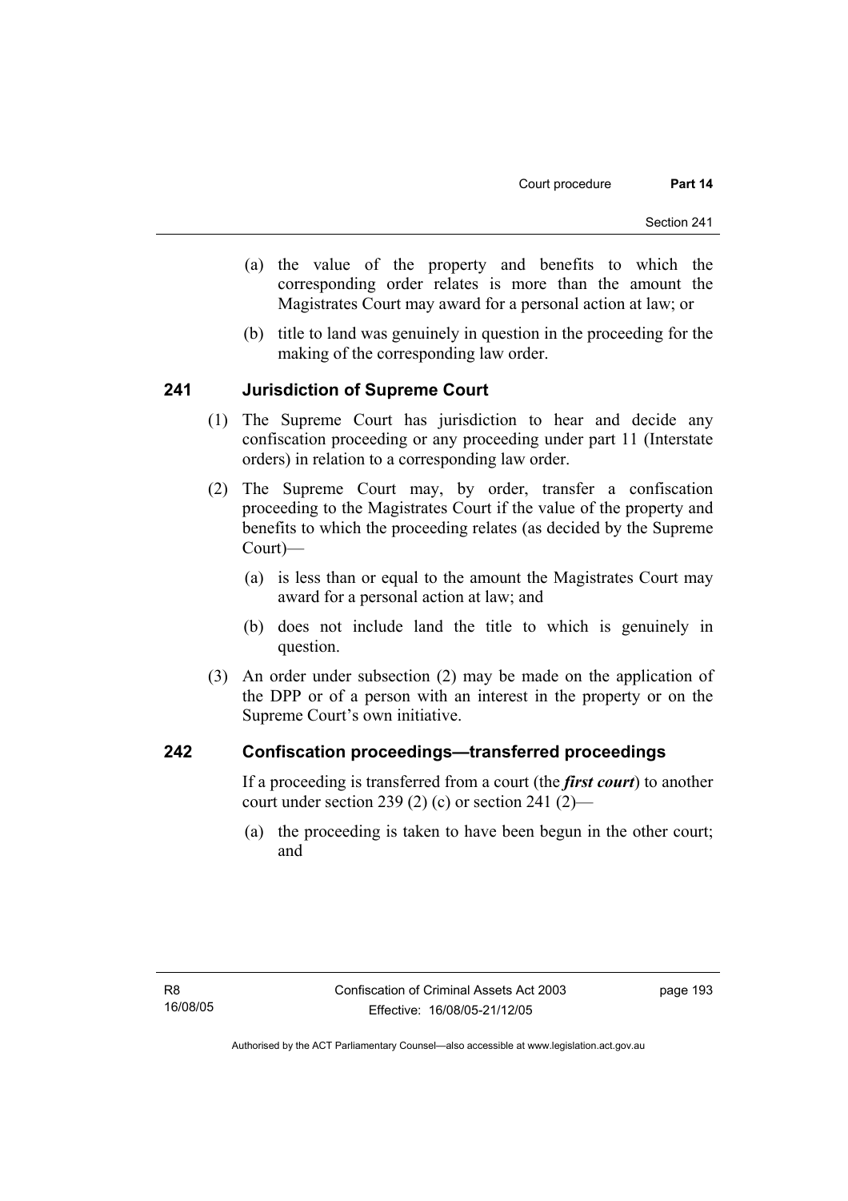(a) the value of the property and benefits to which the corresponding order relates is more than the amount the Magistrates Court may award for a personal action at law; or

(b) title to land was genuinely in question in the proceeding for the making of the corresponding law order.

## 241 Jurisdiction of Supreme Court

(1) The Supreme Court has jurisdiction to hear and decide any confiscation proceeding or any proceeding under part 11 (Interstate orders) in relation to a corresponding law order.

(2) The Supreme Court may, by order, transfer a confiscation proceeding to the Magistrates Court if the value of the property and benefits to which the proceeding relates (as decided by the Supreme Court)—

(a) is less than or equal to the amount the Magistrates Court may award for a personal action at law; and

(b) does not include land the title to which is genuinely in question.

(3) An order under subsection (2) may be made on the application of the DPP or of a person with an interest in the property or on the Supreme Court's own initiative.

## 242 Confiscation proceedings—transferred proceedings

If a proceeding is transferred from a court (the ***first court***) to another court under section 239 (2) (c) or section 241 (2)—

(a) the proceeding is taken to have been begun in the other court; and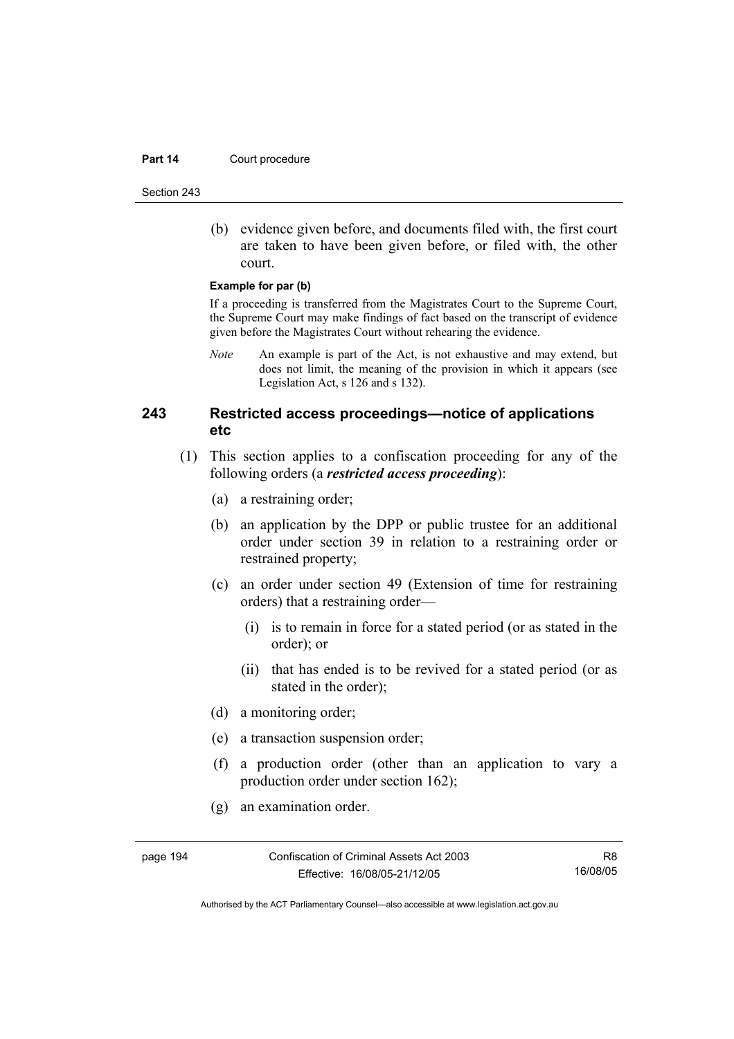(b) evidence given before, and documents filed with, the first court are taken to have been given before, or filed with, the other court.

**Example for par (b)**

If a proceeding is transferred from the Magistrates Court to the Supreme Court, the Supreme Court may make findings of fact based on the transcript of evidence given before the Magistrates Court without rehearing the evidence.

*Note* An example is part of the Act, is not exhaustive and may extend, but does not limit, the meaning of the provision in which it appears (see Legislation Act, s 126 and s 132).

## 243 Restricted access proceedings—notice of applications etc

(1) This section applies to a confiscation proceeding for any of the following orders (a ***restricted access proceeding***):

(a) a restraining order;

(b) an application by the DPP or public trustee for an additional order under section 39 in relation to a restraining order or restrained property;

(c) an order under section 49 (Extension of time for restraining orders) that a restraining order—

(i) is to remain in force for a stated period (or as stated in the order); or

(ii) that has ended is to be revived for a stated period (or as stated in the order);

(d) a monitoring order;

(e) a transaction suspension order;

(f) a production order (other than an application to vary a production order under section 162);

(g) an examination order.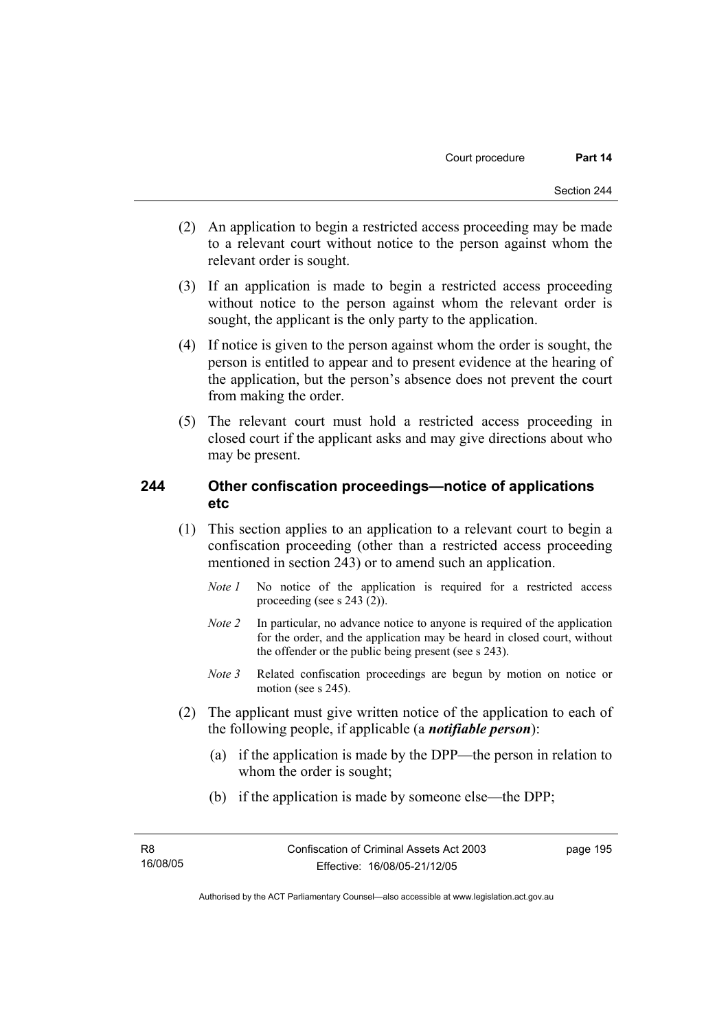(2) An application to begin a restricted access proceeding may be made to a relevant court without notice to the person against whom the relevant order is sought.

(3) If an application is made to begin a restricted access proceeding without notice to the person against whom the relevant order is sought, the applicant is the only party to the application.

(4) If notice is given to the person against whom the order is sought, the person is entitled to appear and to present evidence at the hearing of the application, but the person's absence does not prevent the court from making the order.

(5) The relevant court must hold a restricted access proceeding in closed court if the applicant asks and may give directions about who may be present.

## 244 Other confiscation proceedings—notice of applications etc

(1) This section applies to an application to a relevant court to begin a confiscation proceeding (other than a restricted access proceeding mentioned in section 243) or to amend such an application.

*Note 1* No notice of the application is required for a restricted access proceeding (see s 243 (2)).

*Note 2* In particular, no advance notice to anyone is required of the application for the order, and the application may be heard in closed court, without the offender or the public being present (see s 243).

*Note 3* Related confiscation proceedings are begun by motion on notice or motion (see s 245).

(2) The applicant must give written notice of the application to each of the following people, if applicable (a ***notifiable person***):

(a) if the application is made by the DPP—the person in relation to whom the order is sought;

(b) if the application is made by someone else—the DPP;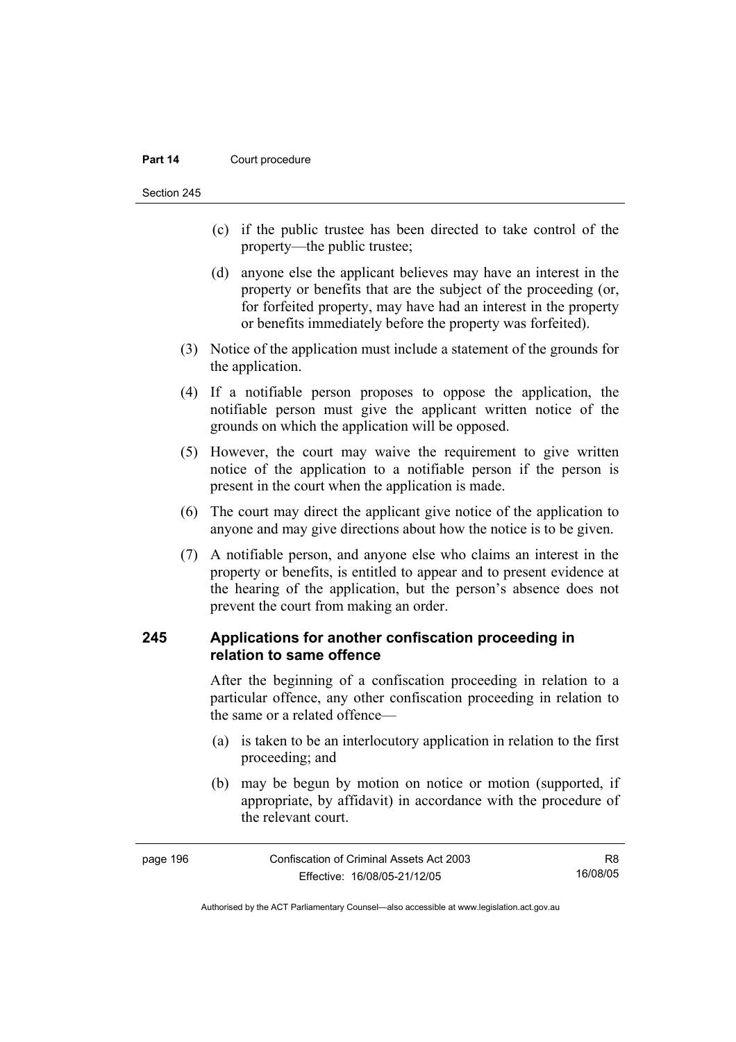(c) if the public trustee has been directed to take control of the property—the public trustee;

(d) anyone else the applicant believes may have an interest in the property or benefits that are the subject of the proceeding (or, for forfeited property, may have had an interest in the property or benefits immediately before the property was forfeited).

(3) Notice of the application must include a statement of the grounds for the application.

(4) If a notifiable person proposes to oppose the application, the notifiable person must give the applicant written notice of the grounds on which the application will be opposed.

(5) However, the court may waive the requirement to give written notice of the application to a notifiable person if the person is present in the court when the application is made.

(6) The court may direct the applicant give notice of the application to anyone and may give directions about how the notice is to be given.

(7) A notifiable person, and anyone else who claims an interest in the property or benefits, is entitled to appear and to present evidence at the hearing of the application, but the person's absence does not prevent the court from making an order.

## 245 Applications for another confiscation proceeding in relation to same offence

After the beginning of a confiscation proceeding in relation to a particular offence, any other confiscation proceeding in relation to the same or a related offence—

(a) is taken to be an interlocutory application in relation to the first proceeding; and

(b) may be begun by motion on notice or motion (supported, if appropriate, by affidavit) in accordance with the procedure of the relevant court.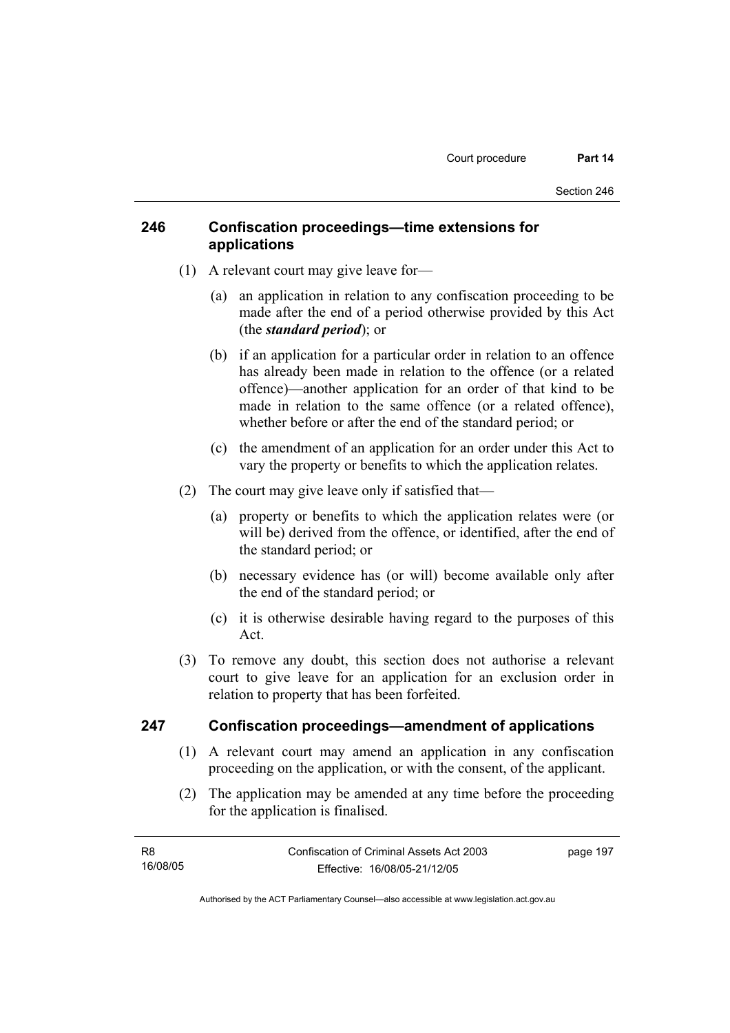## 246 Confiscation proceedings—time extensions for applications

(1) A relevant court may give leave for—

(a) an application in relation to any confiscation proceeding to be made after the end of a period otherwise provided by this Act (the ***standard period***); or

(b) if an application for a particular order in relation to an offence has already been made in relation to the offence (or a related offence)—another application for an order of that kind to be made in relation to the same offence (or a related offence), whether before or after the end of the standard period; or

(c) the amendment of an application for an order under this Act to vary the property or benefits to which the application relates.

(2) The court may give leave only if satisfied that—

(a) property or benefits to which the application relates were (or will be) derived from the offence, or identified, after the end of the standard period; or

(b) necessary evidence has (or will) become available only after the end of the standard period; or

(c) it is otherwise desirable having regard to the purposes of this Act.

(3) To remove any doubt, this section does not authorise a relevant court to give leave for an application for an exclusion order in relation to property that has been forfeited.

## 247 Confiscation proceedings—amendment of applications

(1) A relevant court may amend an application in any confiscation proceeding on the application, or with the consent, of the applicant.

(2) The application may be amended at any time before the proceeding for the application is finalised.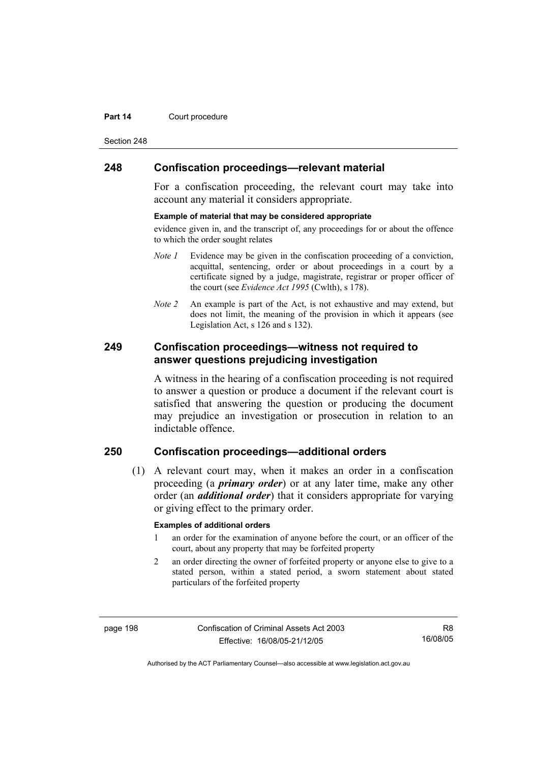## 248 Confiscation proceedings—relevant material

For a confiscation proceeding, the relevant court may take into account any material it considers appropriate.

**Example of material that may be considered appropriate**

evidence given in, and the transcript of, any proceedings for or about the offence to which the order sought relates

*Note 1* Evidence may be given in the confiscation proceeding of a conviction, acquittal, sentencing, order or about proceedings in a court by a certificate signed by a judge, magistrate, registrar or proper officer of the court (see *Evidence Act 1995* (Cwlth), s 178).

*Note 2* An example is part of the Act, is not exhaustive and may extend, but does not limit, the meaning of the provision in which it appears (see Legislation Act, s 126 and s 132).

## 249 Confiscation proceedings—witness not required to answer questions prejudicing investigation

A witness in the hearing of a confiscation proceeding is not required to answer a question or produce a document if the relevant court is satisfied that answering the question or producing the document may prejudice an investigation or prosecution in relation to an indictable offence.

## 250 Confiscation proceedings—additional orders

(1) A relevant court may, when it makes an order in a confiscation proceeding (a ***primary order***) or at any later time, make any other order (an ***additional order***) that it considers appropriate for varying or giving effect to the primary order.

**Examples of additional orders**

1 an order for the examination of anyone before the court, or an officer of the court, about any property that may be forfeited property

2 an order directing the owner of forfeited property or anyone else to give to a stated person, within a stated period, a sworn statement about stated particulars of the forfeited property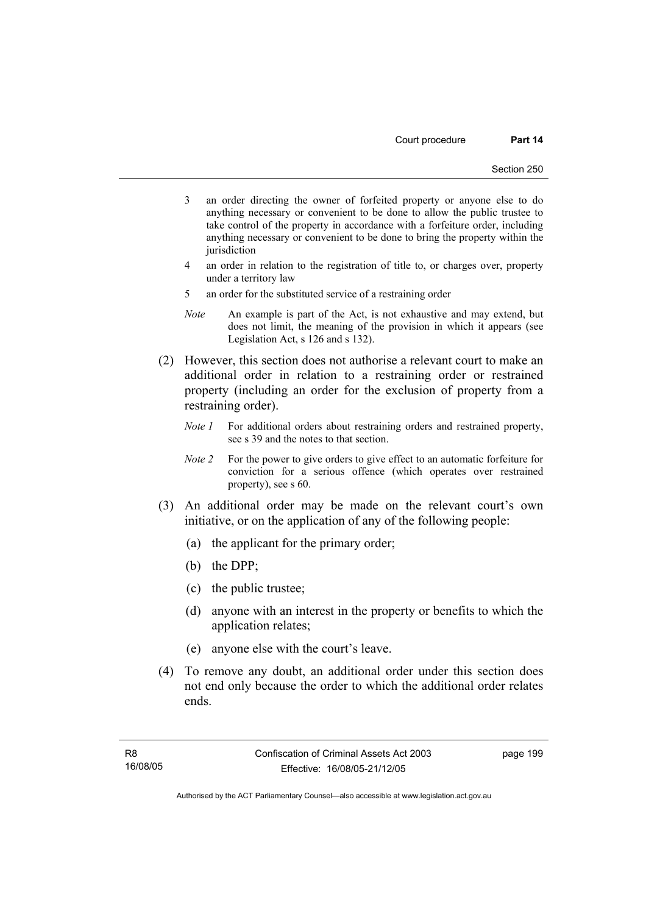3 an order directing the owner of forfeited property or anyone else to do anything necessary or convenient to be done to allow the public trustee to take control of the property in accordance with a forfeiture order, including anything necessary or convenient to be done to bring the property within the jurisdiction

4 an order in relation to the registration of title to, or charges over, property under a territory law

5 an order for the substituted service of a restraining order

*Note* An example is part of the Act, is not exhaustive and may extend, but does not limit, the meaning of the provision in which it appears (see Legislation Act, s 126 and s 132).

(2) However, this section does not authorise a relevant court to make an additional order in relation to a restraining order or restrained property (including an order for the exclusion of property from a restraining order).

*Note 1* For additional orders about restraining orders and restrained property, see s 39 and the notes to that section.

*Note 2* For the power to give orders to give effect to an automatic forfeiture for conviction for a serious offence (which operates over restrained property), see s 60.

(3) An additional order may be made on the relevant court's own initiative, or on the application of any of the following people:

(a) the applicant for the primary order;

(b) the DPP;

(c) the public trustee;

(d) anyone with an interest in the property or benefits to which the application relates;

(e) anyone else with the court's leave.

(4) To remove any doubt, an additional order under this section does not end only because the order to which the additional order relates ends.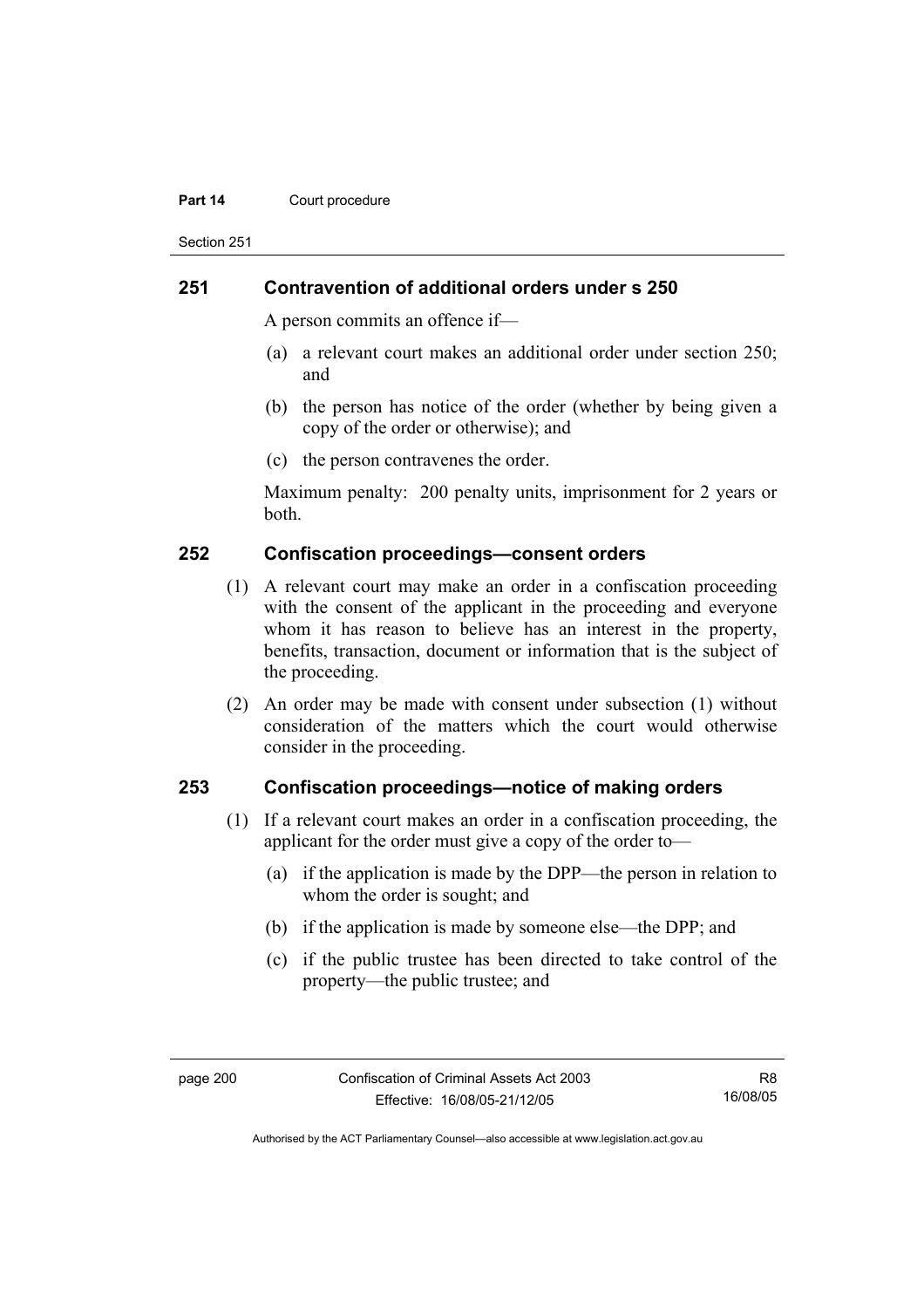## 251 Contravention of additional orders under s 250

A person commits an offence if—

(a) a relevant court makes an additional order under section 250; and

(b) the person has notice of the order (whether by being given a copy of the order or otherwise); and

(c) the person contravenes the order.

Maximum penalty: 200 penalty units, imprisonment for 2 years or both.

## 252 Confiscation proceedings—consent orders

(1) A relevant court may make an order in a confiscation proceeding with the consent of the applicant in the proceeding and everyone whom it has reason to believe has an interest in the property, benefits, transaction, document or information that is the subject of the proceeding.

(2) An order may be made with consent under subsection (1) without consideration of the matters which the court would otherwise consider in the proceeding.

## 253 Confiscation proceedings—notice of making orders

(1) If a relevant court makes an order in a confiscation proceeding, the applicant for the order must give a copy of the order to—

(a) if the application is made by the DPP—the person in relation to whom the order is sought; and

(b) if the application is made by someone else—the DPP; and

(c) if the public trustee has been directed to take control of the property—the public trustee; and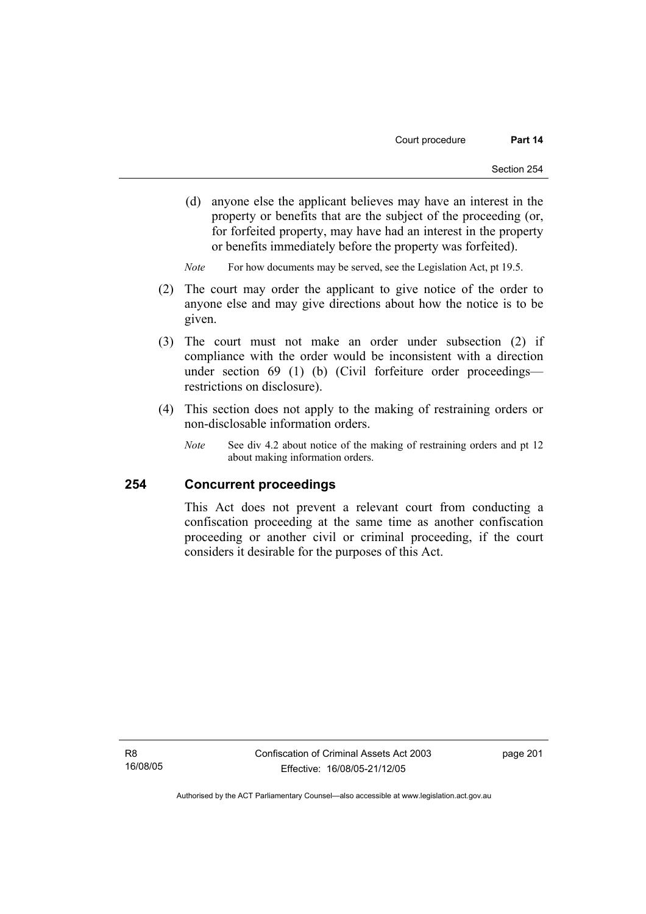(d) anyone else the applicant believes may have an interest in the property or benefits that are the subject of the proceeding (or, for forfeited property, may have had an interest in the property or benefits immediately before the property was forfeited).

*Note* For how documents may be served, see the Legislation Act, pt 19.5.

(2) The court may order the applicant to give notice of the order to anyone else and may give directions about how the notice is to be given.

(3) The court must not make an order under subsection (2) if compliance with the order would be inconsistent with a direction under section 69 (1) (b) (Civil forfeiture order proceedings—restrictions on disclosure).

(4) This section does not apply to the making of restraining orders or non-disclosable information orders.

*Note* See div 4.2 about notice of the making of restraining orders and pt 12 about making information orders.

### 254 Concurrent proceedings

This Act does not prevent a relevant court from conducting a confiscation proceeding at the same time as another confiscation proceeding or another civil or criminal proceeding, if the court considers it desirable for the purposes of this Act.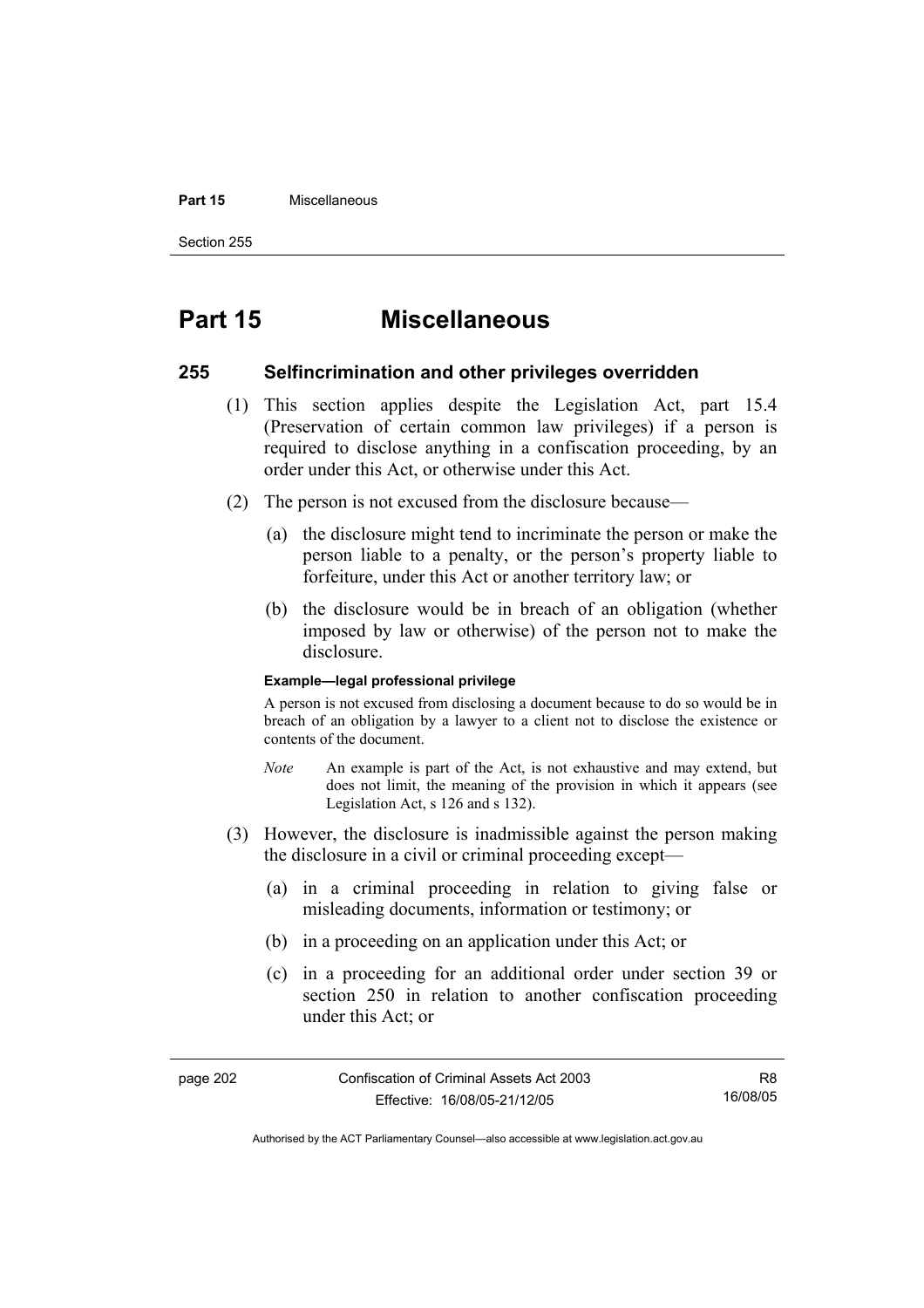# Part 15 Miscellaneous

## 255 Selfincrimination and other privileges overridden

(1) This section applies despite the Legislation Act, part 15.4 (Preservation of certain common law privileges) if a person is required to disclose anything in a confiscation proceeding, by an order under this Act, or otherwise under this Act.

(2) The person is not excused from the disclosure because—

(a) the disclosure might tend to incriminate the person or make the person liable to a penalty, or the person's property liable to forfeiture, under this Act or another territory law; or

(b) the disclosure would be in breach of an obligation (whether imposed by law or otherwise) of the person not to make the disclosure.

**Example—legal professional privilege**

A person is not excused from disclosing a document because to do so would be in breach of an obligation by a lawyer to a client not to disclose the existence or contents of the document.

*Note* An example is part of the Act, is not exhaustive and may extend, but does not limit, the meaning of the provision in which it appears (see Legislation Act, s 126 and s 132).

(3) However, the disclosure is inadmissible against the person making the disclosure in a civil or criminal proceeding except—

(a) in a criminal proceeding in relation to giving false or misleading documents, information or testimony; or

(b) in a proceeding on an application under this Act; or

(c) in a proceeding for an additional order under section 39 or section 250 in relation to another confiscation proceeding under this Act; or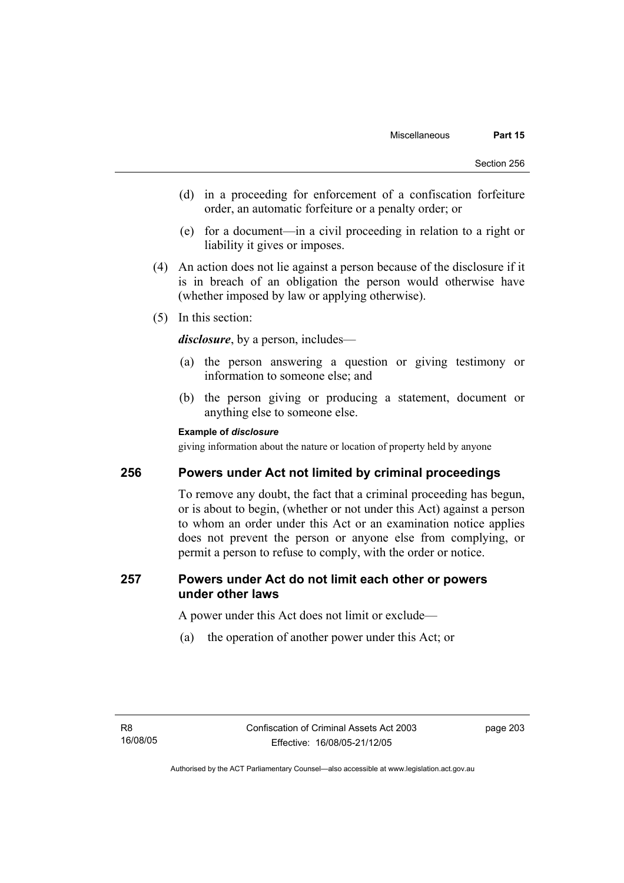(d) in a proceeding for enforcement of a confiscation forfeiture order, an automatic forfeiture or a penalty order; or

(e) for a document—in a civil proceeding in relation to a right or liability it gives or imposes.

(4) An action does not lie against a person because of the disclosure if it is in breach of an obligation the person would otherwise have (whether imposed by law or applying otherwise).

(5) In this section:

***disclosure***, by a person, includes—

(a) the person answering a question or giving testimony or information to someone else; and

(b) the person giving or producing a statement, document or anything else to someone else.

**Example of *disclosure***

giving information about the nature or location of property held by anyone

## 256 Powers under Act not limited by criminal proceedings

To remove any doubt, the fact that a criminal proceeding has begun, or is about to begin, (whether or not under this Act) against a person to whom an order under this Act or an examination notice applies does not prevent the person or anyone else from complying, or permit a person to refuse to comply, with the order or notice.

## 257 Powers under Act do not limit each other or powers under other laws

A power under this Act does not limit or exclude—

(a) the operation of another power under this Act; or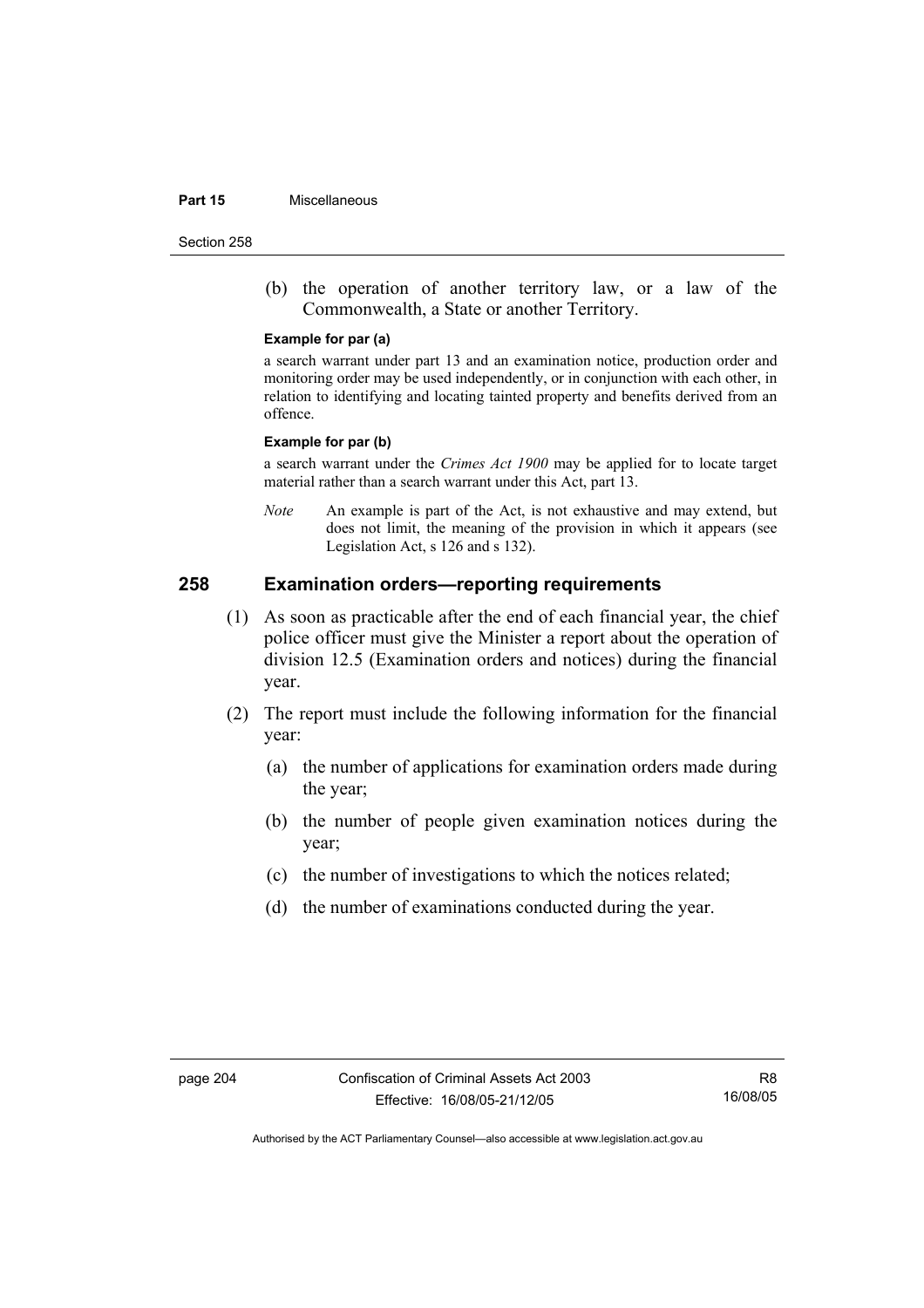(b) the operation of another territory law, or a law of the Commonwealth, a State or another Territory.

**Example for par (a)**

a search warrant under part 13 and an examination notice, production order and monitoring order may be used independently, or in conjunction with each other, in relation to identifying and locating tainted property and benefits derived from an offence.

**Example for par (b)**

a search warrant under the *Crimes Act 1900* may be applied for to locate target material rather than a search warrant under this Act, part 13.

*Note* An example is part of the Act, is not exhaustive and may extend, but does not limit, the meaning of the provision in which it appears (see Legislation Act, s 126 and s 132).

## 258 Examination orders—reporting requirements

(1) As soon as practicable after the end of each financial year, the chief police officer must give the Minister a report about the operation of division 12.5 (Examination orders and notices) during the financial year.

(2) The report must include the following information for the financial year:

(a) the number of applications for examination orders made during the year;

(b) the number of people given examination notices during the year;

(c) the number of investigations to which the notices related;

(d) the number of examinations conducted during the year.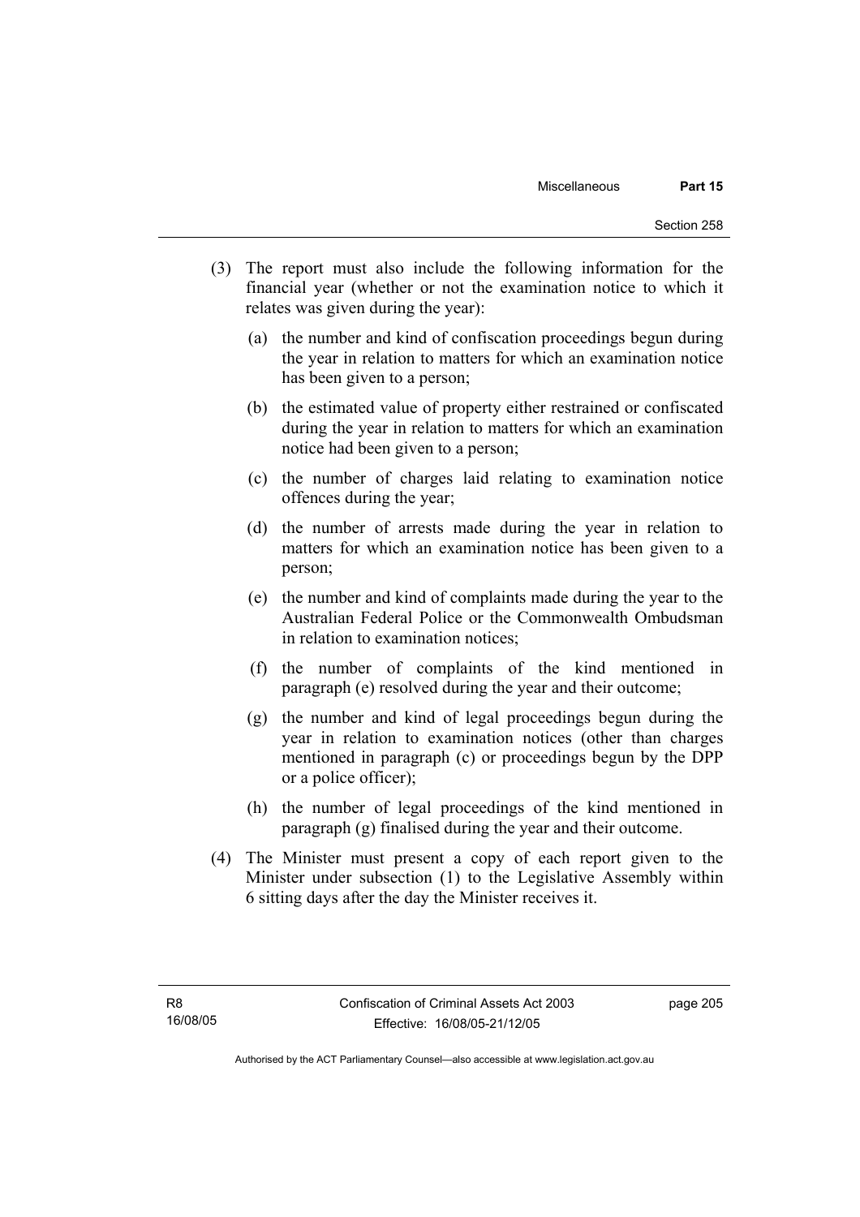(3) The report must also include the following information for the financial year (whether or not the examination notice to which it relates was given during the year):

(a) the number and kind of confiscation proceedings begun during the year in relation to matters for which an examination notice has been given to a person;

(b) the estimated value of property either restrained or confiscated during the year in relation to matters for which an examination notice had been given to a person;

(c) the number of charges laid relating to examination notice offences during the year;

(d) the number of arrests made during the year in relation to matters for which an examination notice has been given to a person;

(e) the number and kind of complaints made during the year to the Australian Federal Police or the Commonwealth Ombudsman in relation to examination notices;

(f) the number of complaints of the kind mentioned in paragraph (e) resolved during the year and their outcome;

(g) the number and kind of legal proceedings begun during the year in relation to examination notices (other than charges mentioned in paragraph (c) or proceedings begun by the DPP or a police officer);

(h) the number of legal proceedings of the kind mentioned in paragraph (g) finalised during the year and their outcome.

(4) The Minister must present a copy of each report given to the Minister under subsection (1) to the Legislative Assembly within 6 sitting days after the day the Minister receives it.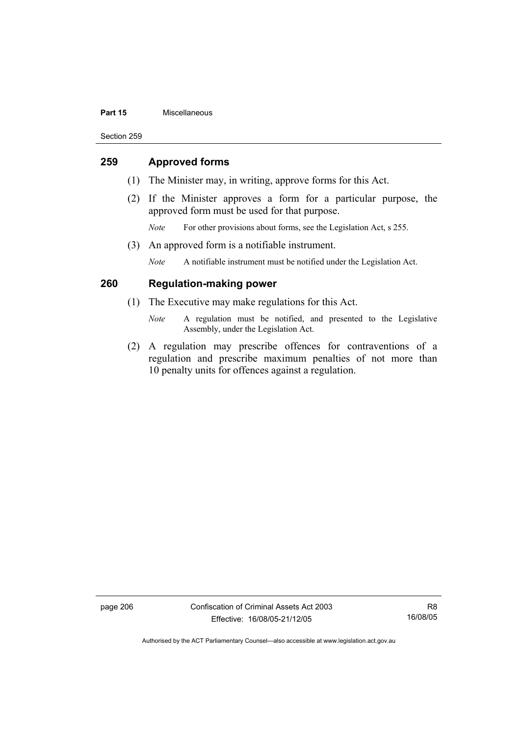## 259 Approved forms

(1) The Minister may, in writing, approve forms for this Act.

(2) If the Minister approves a form for a particular purpose, the approved form must be used for that purpose.

*Note* For other provisions about forms, see the Legislation Act, s 255.

(3) An approved form is a notifiable instrument.

*Note* A notifiable instrument must be notified under the Legislation Act.

## 260 Regulation-making power

(1) The Executive may make regulations for this Act.

*Note* A regulation must be notified, and presented to the Legislative Assembly, under the Legislation Act.

(2) A regulation may prescribe offences for contraventions of a regulation and prescribe maximum penalties of not more than 10 penalty units for offences against a regulation.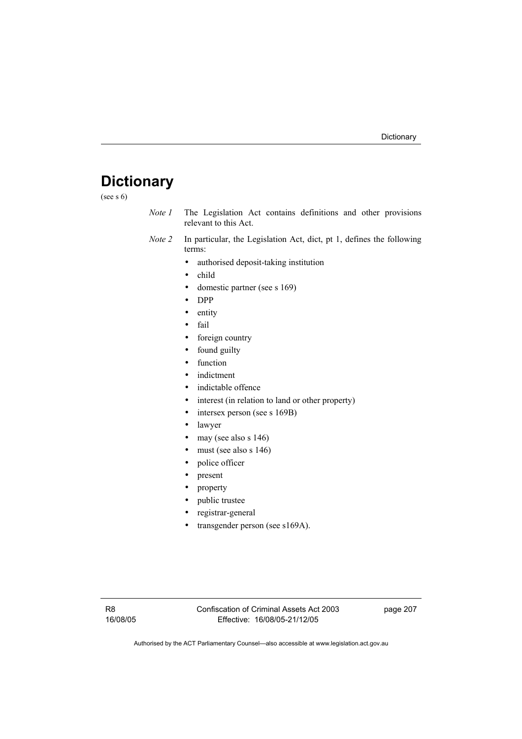# Dictionary

(see s 6)

*Note 1* The Legislation Act contains definitions and other provisions relevant to this Act.

*Note 2* In particular, the Legislation Act, dict, pt 1, defines the following terms:

- authorised deposit-taking institution
- child
- domestic partner (see s 169)
- DPP
- entity
- fail
- foreign country
- found guilty
- function
- indictment
- indictable offence
- interest (in relation to land or other property)
- intersex person (see s 169B)
- lawyer
- may (see also s 146)
- must (see also s 146)
- police officer
- present
- property
- public trustee
- registrar-general
- transgender person (see s169A).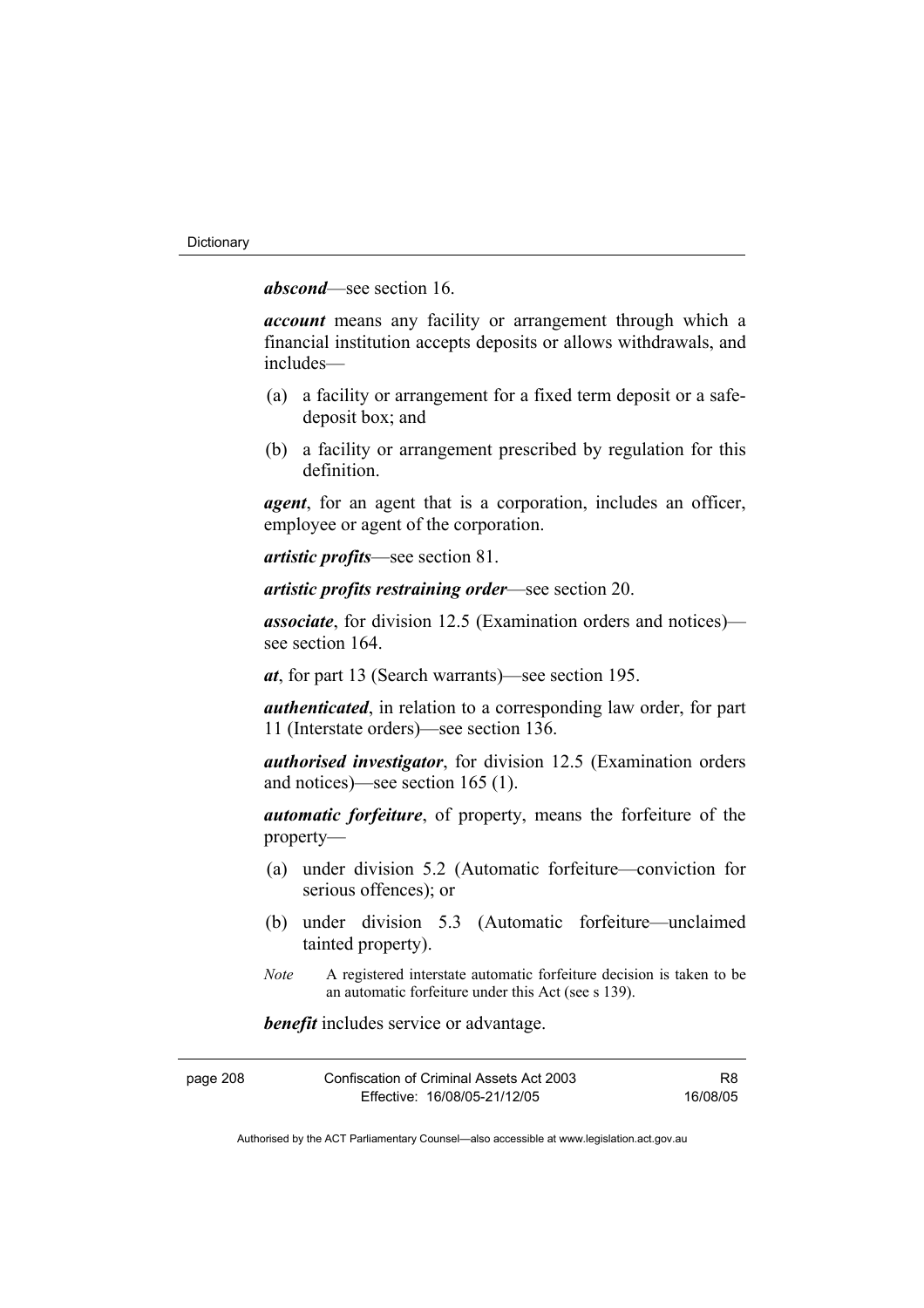***abscond***—see section 16.

***account*** means any facility or arrangement through which a financial institution accepts deposits or allows withdrawals, and includes—

(a) a facility or arrangement for a fixed term deposit or a safe-deposit box; and

(b) a facility or arrangement prescribed by regulation for this definition.

***agent***, for an agent that is a corporation, includes an officer, employee or agent of the corporation.

***artistic profits***—see section 81.

***artistic profits restraining order***—see section 20.

***associate***, for division 12.5 (Examination orders and notices)—see section 164.

***at***, for part 13 (Search warrants)—see section 195.

***authenticated***, in relation to a corresponding law order, for part 11 (Interstate orders)—see section 136.

***authorised investigator***, for division 12.5 (Examination orders and notices)—see section 165 (1).

***automatic forfeiture***, of property, means the forfeiture of the property—

(a) under division 5.2 (Automatic forfeiture—conviction for serious offences); or

(b) under division 5.3 (Automatic forfeiture—unclaimed tainted property).

*Note* A registered interstate automatic forfeiture decision is taken to be an automatic forfeiture under this Act (see s 139).

***benefit*** includes service or advantage.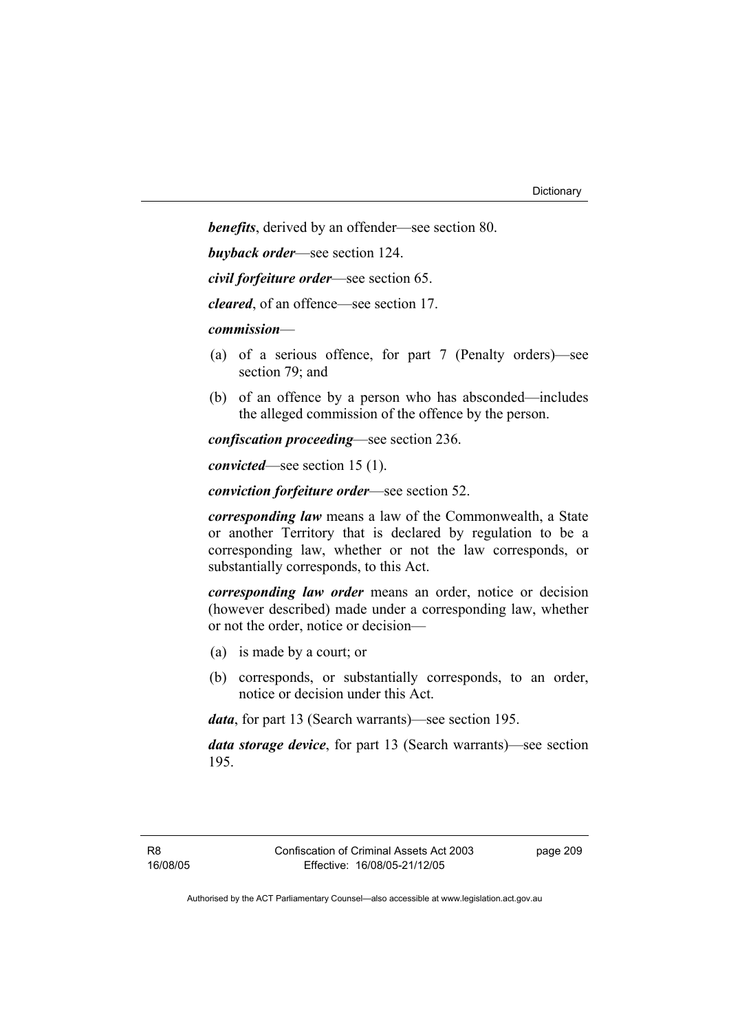***benefits***, derived by an offender—see section 80.

***buyback order***—see section 124.

***civil forfeiture order***—see section 65.

***cleared***, of an offence—see section 17.

***commission***—

(a) of a serious offence, for part 7 (Penalty orders)—see section 79; and

(b) of an offence by a person who has absconded—includes the alleged commission of the offence by the person.

***confiscation proceeding***—see section 236.

***convicted***—see section 15 (1).

***conviction forfeiture order***—see section 52.

***corresponding law*** means a law of the Commonwealth, a State or another Territory that is declared by regulation to be a corresponding law, whether or not the law corresponds, or substantially corresponds, to this Act.

***corresponding law order*** means an order, notice or decision (however described) made under a corresponding law, whether or not the order, notice or decision—

(a) is made by a court; or

(b) corresponds, or substantially corresponds, to an order, notice or decision under this Act.

***data***, for part 13 (Search warrants)—see section 195.

***data storage device***, for part 13 (Search warrants)—see section 195.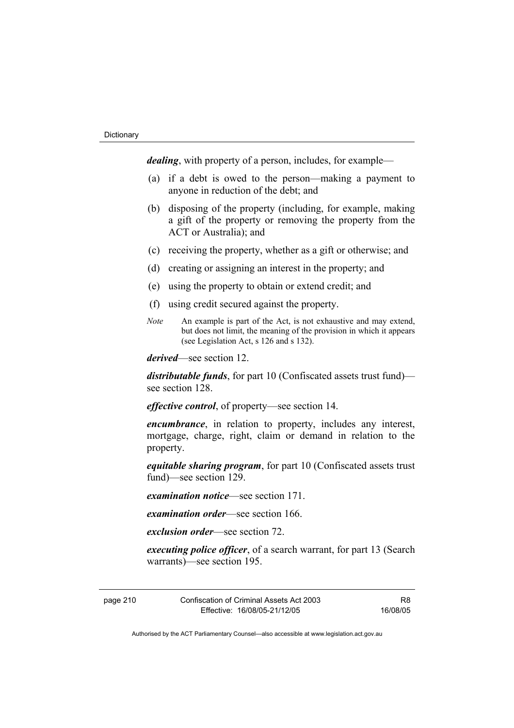***dealing***, with property of a person, includes, for example—

(a) if a debt is owed to the person—making a payment to anyone in reduction of the debt; and

(b) disposing of the property (including, for example, making a gift of the property or removing the property from the ACT or Australia); and

(c) receiving the property, whether as a gift or otherwise; and

(d) creating or assigning an interest in the property; and

(e) using the property to obtain or extend credit; and

(f) using credit secured against the property.

*Note* An example is part of the Act, is not exhaustive and may extend, but does not limit, the meaning of the provision in which it appears (see Legislation Act, s 126 and s 132).

***derived***—see section 12.

***distributable funds***, for part 10 (Confiscated assets trust fund)—see section 128.

***effective control***, of property—see section 14.

***encumbrance***, in relation to property, includes any interest, mortgage, charge, right, claim or demand in relation to the property.

***equitable sharing program***, for part 10 (Confiscated assets trust fund)—see section 129.

***examination notice***—see section 171.

***examination order***—see section 166.

***exclusion order***—see section 72.

***executing police officer***, of a search warrant, for part 13 (Search warrants)—see section 195.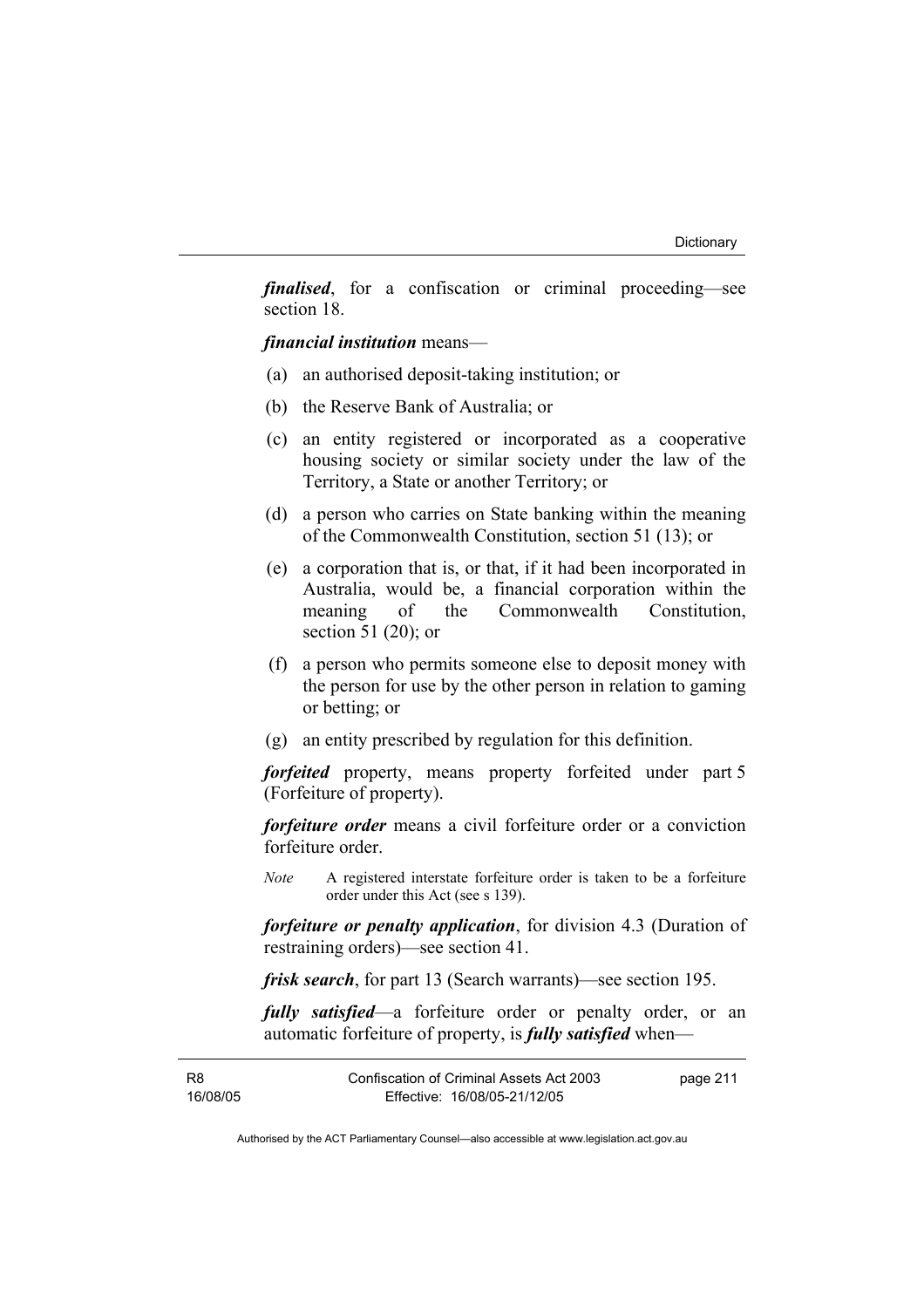***finalised***, for a confiscation or criminal proceeding—see section 18.

***financial institution*** means—

(a) an authorised deposit-taking institution; or

(b) the Reserve Bank of Australia; or

(c) an entity registered or incorporated as a cooperative housing society or similar society under the law of the Territory, a State or another Territory; or

(d) a person who carries on State banking within the meaning of the Commonwealth Constitution, section 51 (13); or

(e) a corporation that is, or that, if it had been incorporated in Australia, would be, a financial corporation within the meaning of the Commonwealth Constitution, section 51 (20); or

(f) a person who permits someone else to deposit money with the person for use by the other person in relation to gaming or betting; or

(g) an entity prescribed by regulation for this definition.

***forfeited*** property, means property forfeited under part 5 (Forfeiture of property).

***forfeiture order*** means a civil forfeiture order or a conviction forfeiture order.

*Note* A registered interstate forfeiture order is taken to be a forfeiture order under this Act (see s 139).

***forfeiture or penalty application***, for division 4.3 (Duration of restraining orders)—see section 41.

***frisk search***, for part 13 (Search warrants)—see section 195.

***fully satisfied***—a forfeiture order or penalty order, or an automatic forfeiture of property, is ***fully satisfied*** when—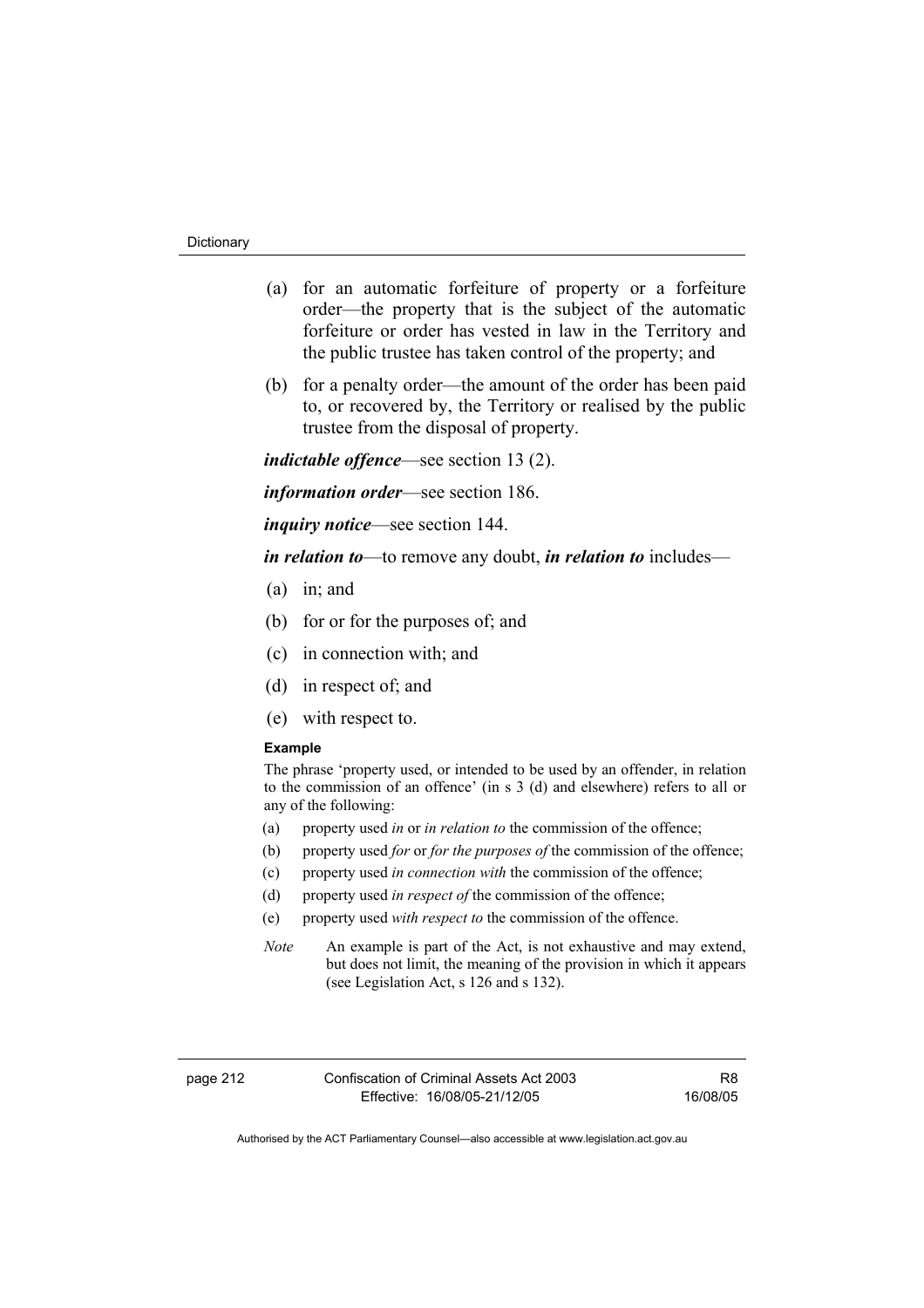(a) for an automatic forfeiture of property or a forfeiture order—the property that is the subject of the automatic forfeiture or order has vested in law in the Territory and the public trustee has taken control of the property; and

(b) for a penalty order—the amount of the order has been paid to, or recovered by, the Territory or realised by the public trustee from the disposal of property.

***indictable offence***—see section 13 (2).

***information order***—see section 186.

***inquiry notice***—see section 144.

***in relation to***—to remove any doubt, ***in relation to*** includes—

(a) in; and

(b) for or for the purposes of; and

(c) in connection with; and

(d) in respect of; and

(e) with respect to.

**Example**

The phrase 'property used, or intended to be used by an offender, in relation to the commission of an offence' (in s 3 (d) and elsewhere) refers to all or any of the following:

(a) property used *in* or *in relation to* the commission of the offence;

(b) property used *for* or *for the purposes of* the commission of the offence;

(c) property used *in connection with* the commission of the offence;

(d) property used *in respect of* the commission of the offence;

(e) property used *with respect to* the commission of the offence.

*Note* An example is part of the Act, is not exhaustive and may extend, but does not limit, the meaning of the provision in which it appears (see Legislation Act, s 126 and s 132).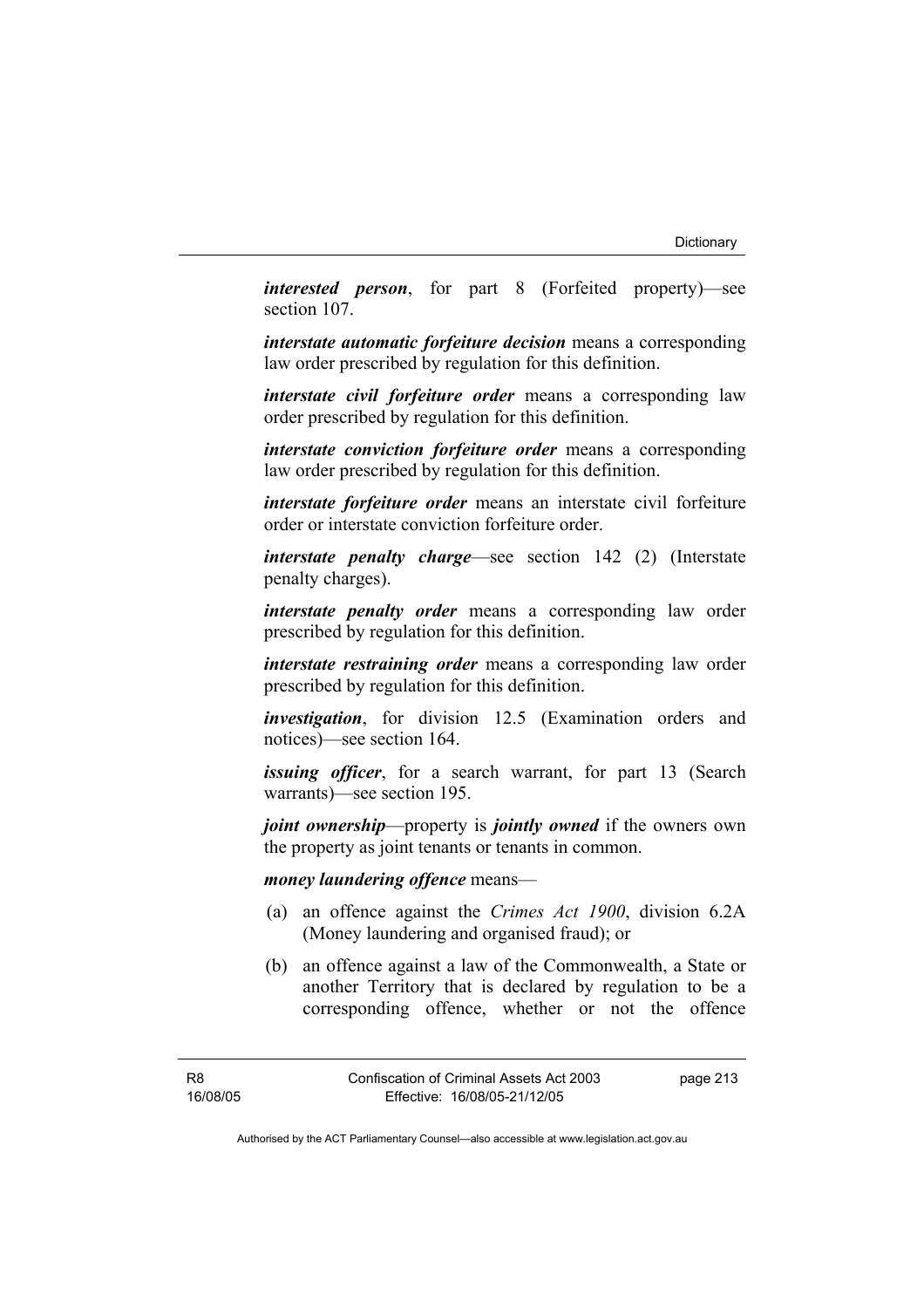***interested person***, for part 8 (Forfeited property)—see section 107.

***interstate automatic forfeiture decision*** means a corresponding law order prescribed by regulation for this definition.

***interstate civil forfeiture order*** means a corresponding law order prescribed by regulation for this definition.

***interstate conviction forfeiture order*** means a corresponding law order prescribed by regulation for this definition.

***interstate forfeiture order*** means an interstate civil forfeiture order or interstate conviction forfeiture order.

***interstate penalty charge***—see section 142 (2) (Interstate penalty charges).

***interstate penalty order*** means a corresponding law order prescribed by regulation for this definition.

***interstate restraining order*** means a corresponding law order prescribed by regulation for this definition.

***investigation***, for division 12.5 (Examination orders and notices)—see section 164.

***issuing officer***, for a search warrant, for part 13 (Search warrants)—see section 195.

***joint ownership***—property is ***jointly owned*** if the owners own the property as joint tenants or tenants in common.

***money laundering offence*** means—

(a) an offence against the *Crimes Act 1900*, division 6.2A (Money laundering and organised fraud); or

(b) an offence against a law of the Commonwealth, a State or another Territory that is declared by regulation to be a corresponding offence, whether or not the offence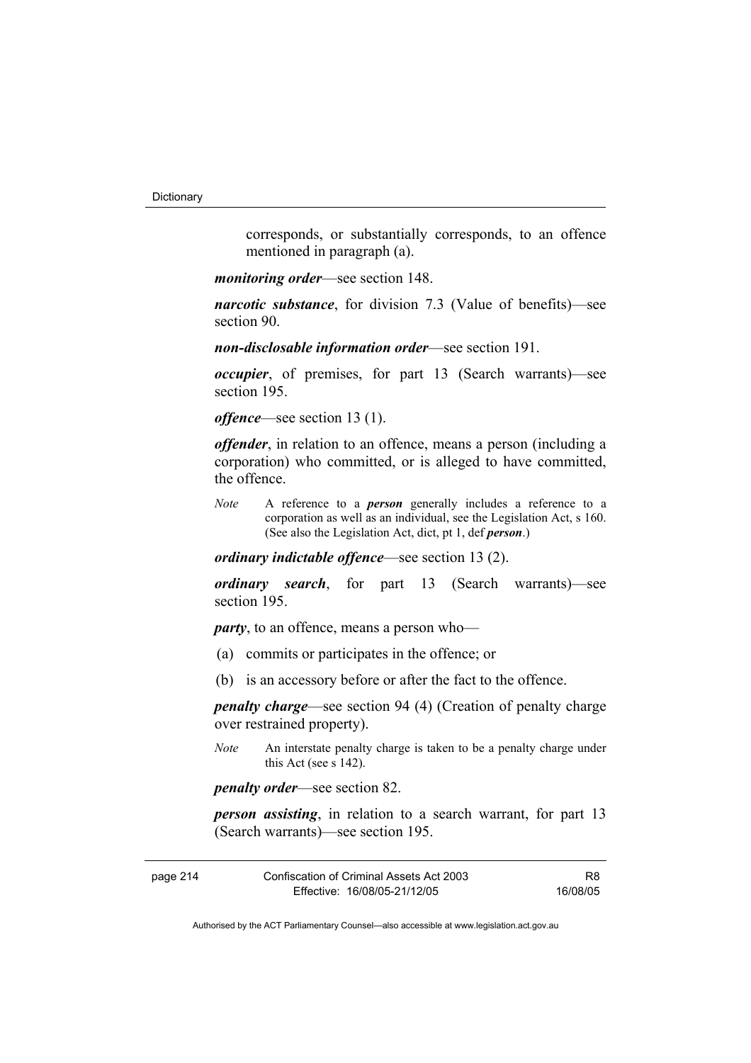corresponds, or substantially corresponds, to an offence mentioned in paragraph (a).

***monitoring order***—see section 148.

***narcotic substance***, for division 7.3 (Value of benefits)—see section 90.

***non-disclosable information order***—see section 191.

***occupier***, of premises, for part 13 (Search warrants)—see section 195.

***offence***—see section 13 (1).

***offender***, in relation to an offence, means a person (including a corporation) who committed, or is alleged to have committed, the offence.

*Note* A reference to a ***person*** generally includes a reference to a corporation as well as an individual, see the Legislation Act, s 160. (See also the Legislation Act, dict, pt 1, def ***person***.)

***ordinary indictable offence***—see section 13 (2).

***ordinary search***, for part 13 (Search warrants)—see section 195.

***party***, to an offence, means a person who—

(a) commits or participates in the offence; or

(b) is an accessory before or after the fact to the offence.

***penalty charge***—see section 94 (4) (Creation of penalty charge over restrained property).

*Note* An interstate penalty charge is taken to be a penalty charge under this Act (see s 142).

***penalty order***—see section 82.

***person assisting***, in relation to a search warrant, for part 13 (Search warrants)—see section 195.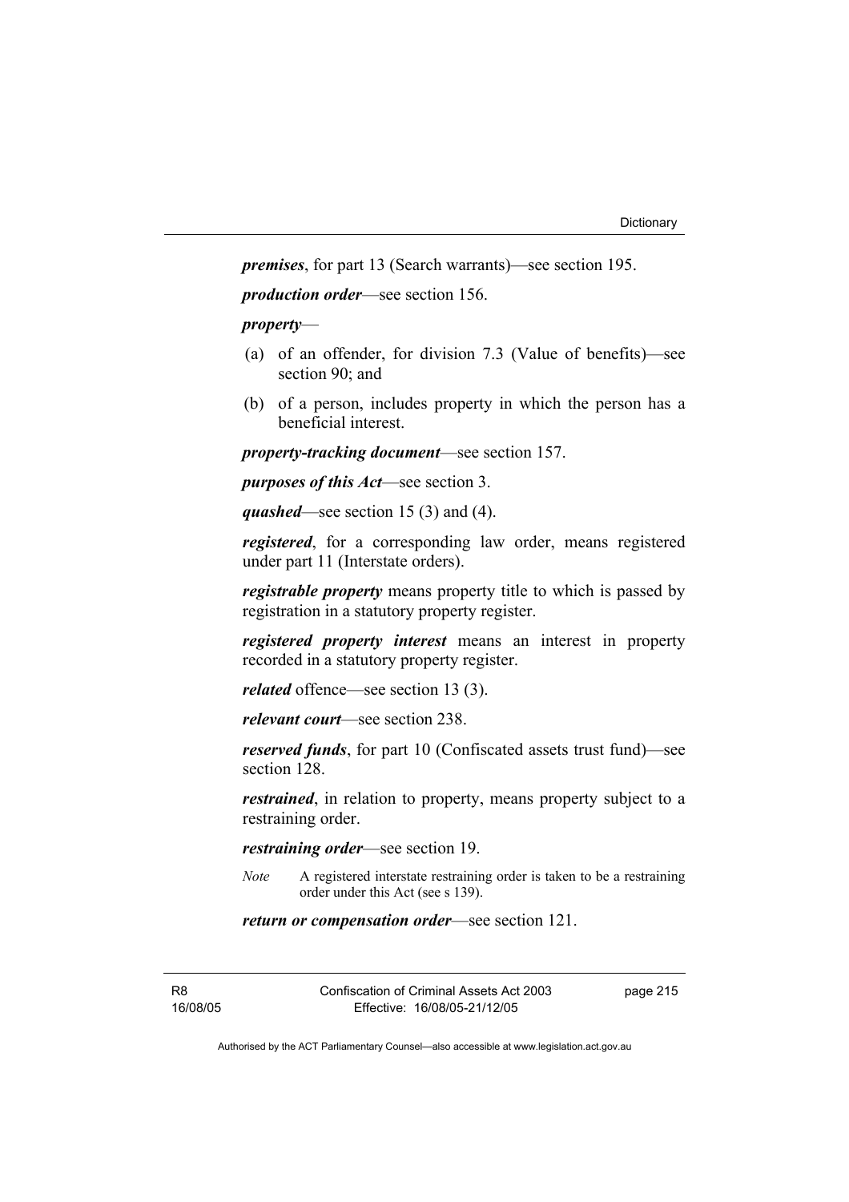***premises***, for part 13 (Search warrants)—see section 195.

***production order***—see section 156.

***property***—

(a) of an offender, for division 7.3 (Value of benefits)—see section 90; and

(b) of a person, includes property in which the person has a beneficial interest.

***property-tracking document***—see section 157.

***purposes of this Act***—see section 3.

***quashed***—see section 15 (3) and (4).

***registered***, for a corresponding law order, means registered under part 11 (Interstate orders).

***registrable property*** means property title to which is passed by registration in a statutory property register.

***registered property interest*** means an interest in property recorded in a statutory property register.

***related*** offence—see section 13 (3).

***relevant court***—see section 238.

***reserved funds***, for part 10 (Confiscated assets trust fund)—see section 128.

***restrained***, in relation to property, means property subject to a restraining order.

***restraining order***—see section 19.

*Note* A registered interstate restraining order is taken to be a restraining order under this Act (see s 139).

***return or compensation order***—see section 121.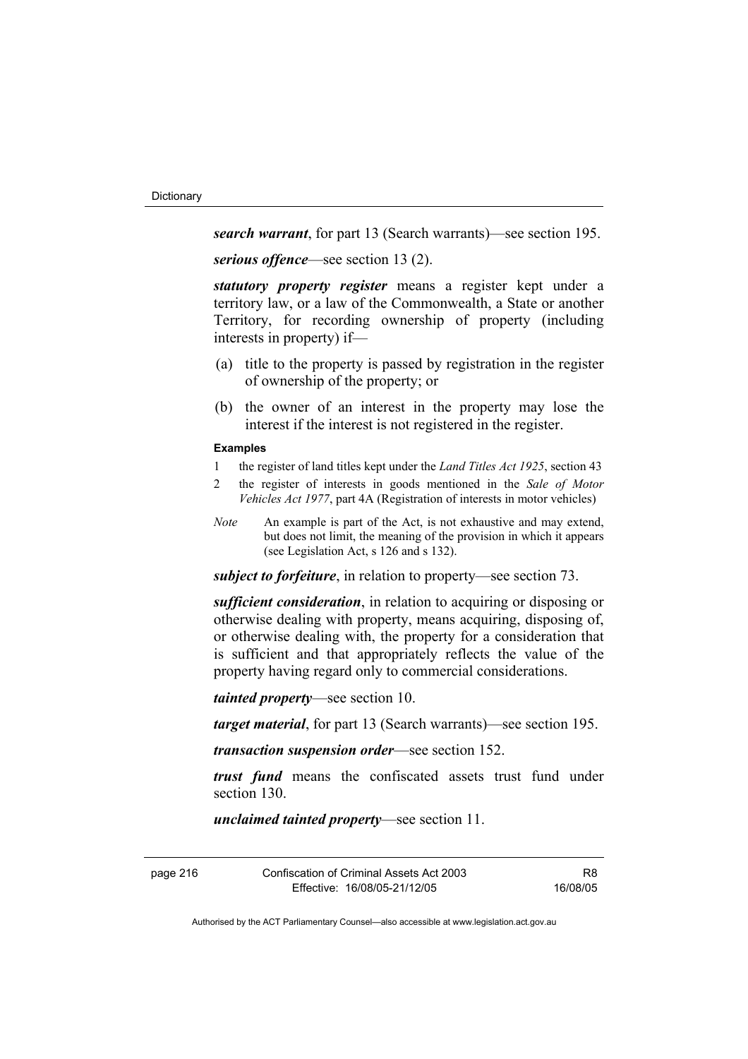***search warrant***, for part 13 (Search warrants)—see section 195.

***serious offence***—see section 13 (2).

***statutory property register*** means a register kept under a territory law, or a law of the Commonwealth, a State or another Territory, for recording ownership of property (including interests in property) if—

(a) title to the property is passed by registration in the register of ownership of the property; or

(b) the owner of an interest in the property may lose the interest if the interest is not registered in the register.

**Examples**

1 the register of land titles kept under the *Land Titles Act 1925*, section 43

2 the register of interests in goods mentioned in the *Sale of Motor Vehicles Act 1977*, part 4A (Registration of interests in motor vehicles)

*Note* An example is part of the Act, is not exhaustive and may extend, but does not limit, the meaning of the provision in which it appears (see Legislation Act, s 126 and s 132).

***subject to forfeiture***, in relation to property—see section 73.

***sufficient consideration***, in relation to acquiring or disposing or otherwise dealing with property, means acquiring, disposing of, or otherwise dealing with, the property for a consideration that is sufficient and that appropriately reflects the value of the property having regard only to commercial considerations.

***tainted property***—see section 10.

***target material***, for part 13 (Search warrants)—see section 195.

***transaction suspension order***—see section 152.

***trust fund*** means the confiscated assets trust fund under section 130.

***unclaimed tainted property***—see section 11.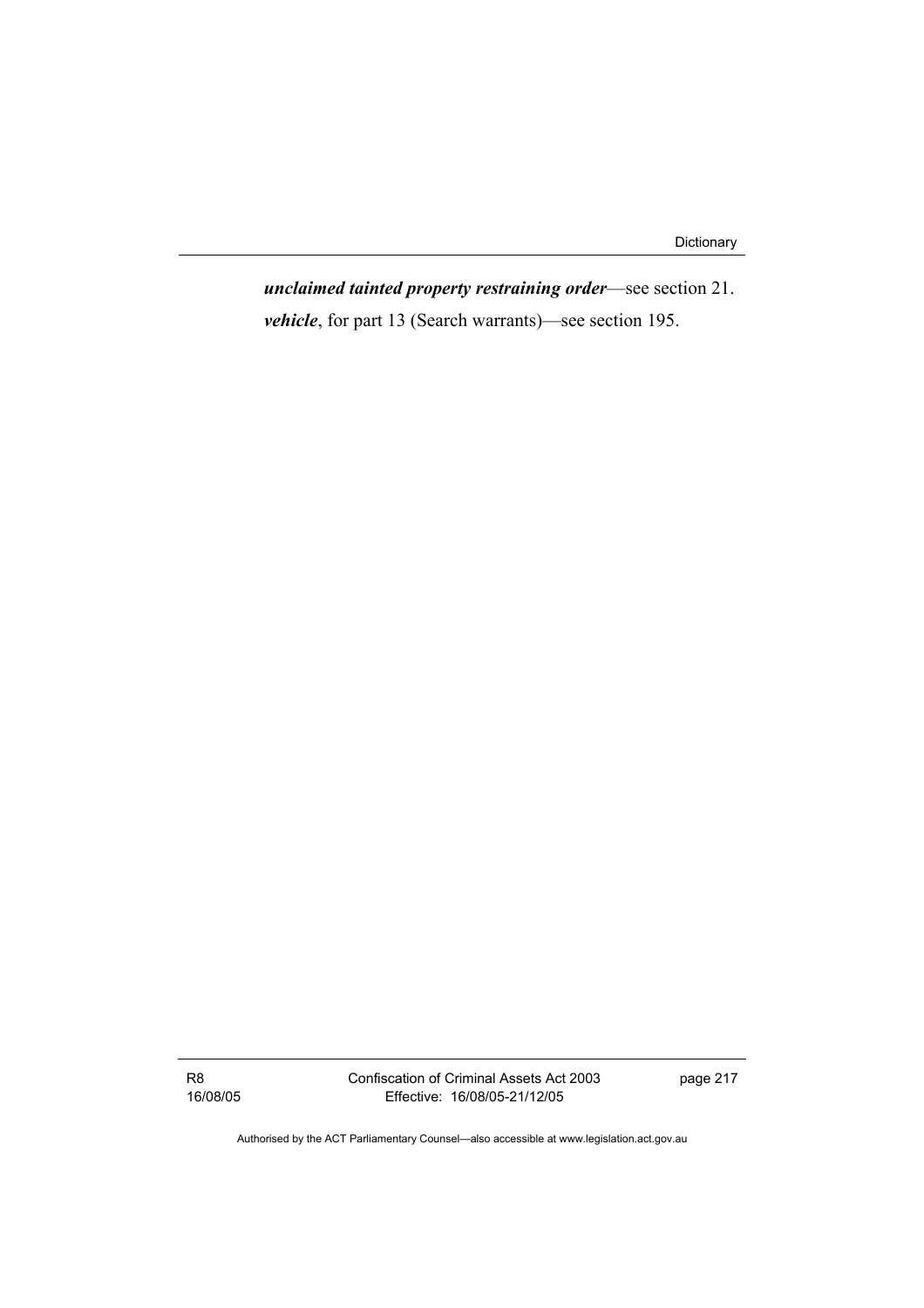***unclaimed tainted property restraining order***—see section 21.

***vehicle***, for part 13 (Search warrants)—see section 195.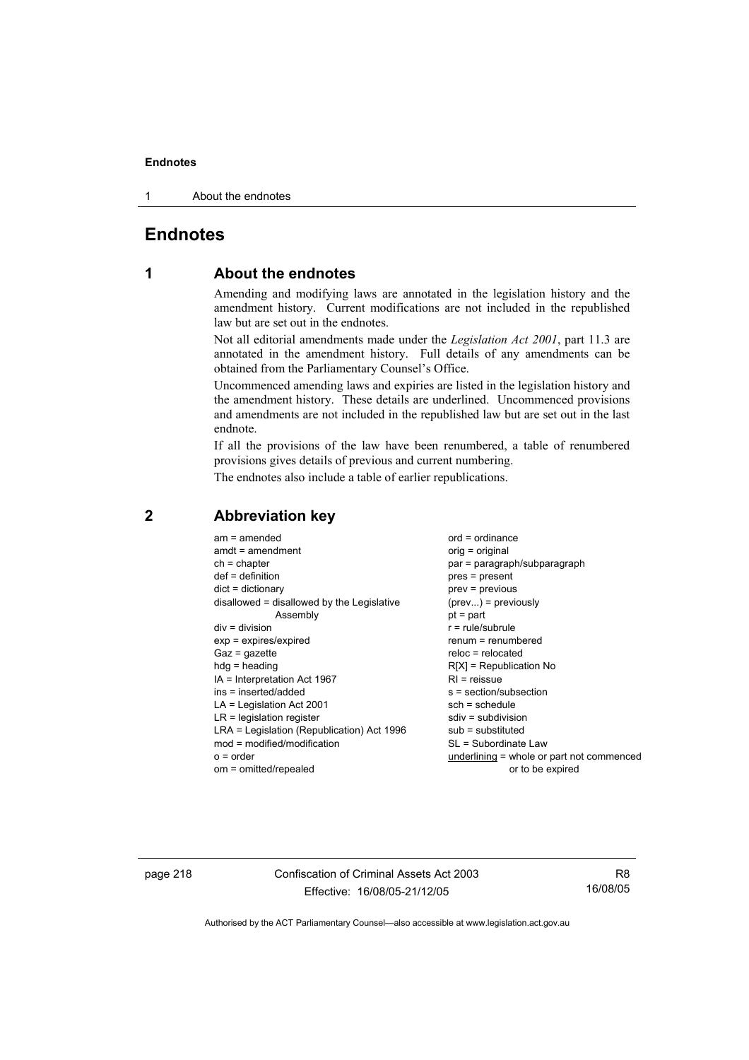# Endnotes

## 1 About the endnotes

Amending and modifying laws are annotated in the legislation history and the amendment history. Current modifications are not included in the republished law but are set out in the endnotes.

Not all editorial amendments made under the *Legislation Act 2001*, part 11.3 are annotated in the amendment history. Full details of any amendments can be obtained from the Parliamentary Counsel's Office.

Uncommenced amending laws and expiries are listed in the legislation history and the amendment history. These details are underlined. Uncommenced provisions and amendments are not included in the republished law but are set out in the last endnote.

If all the provisions of the law have been renumbered, a table of renumbered provisions gives details of previous and current numbering.

The endnotes also include a table of earlier republications.

## 2 Abbreviation key

am = amended
amdt = amendment
ch = chapter
def = definition
dict = dictionary
disallowed = disallowed by the Legislative Assembly
div = division
exp = expires/expired
Gaz = gazette
hdg = heading
IA = Interpretation Act 1967
ins = inserted/added
LA = Legislation Act 2001
LR = legislation register
LRA = Legislation (Republication) Act 1996
mod = modified/modification
o = order
om = omitted/repealed
ord = ordinance
orig = original
par = paragraph/subparagraph
pres = present
prev = previous
(prev...) = previously
pt = part
r = rule/subrule
renum = renumbered
reloc = relocated
R[X] = Republication No
RI = reissue
s = section/subsection
sch = schedule
sdiv = subdivision
sub = substituted
SL = Subordinate Law
underlining = whole or part not commenced or to be expired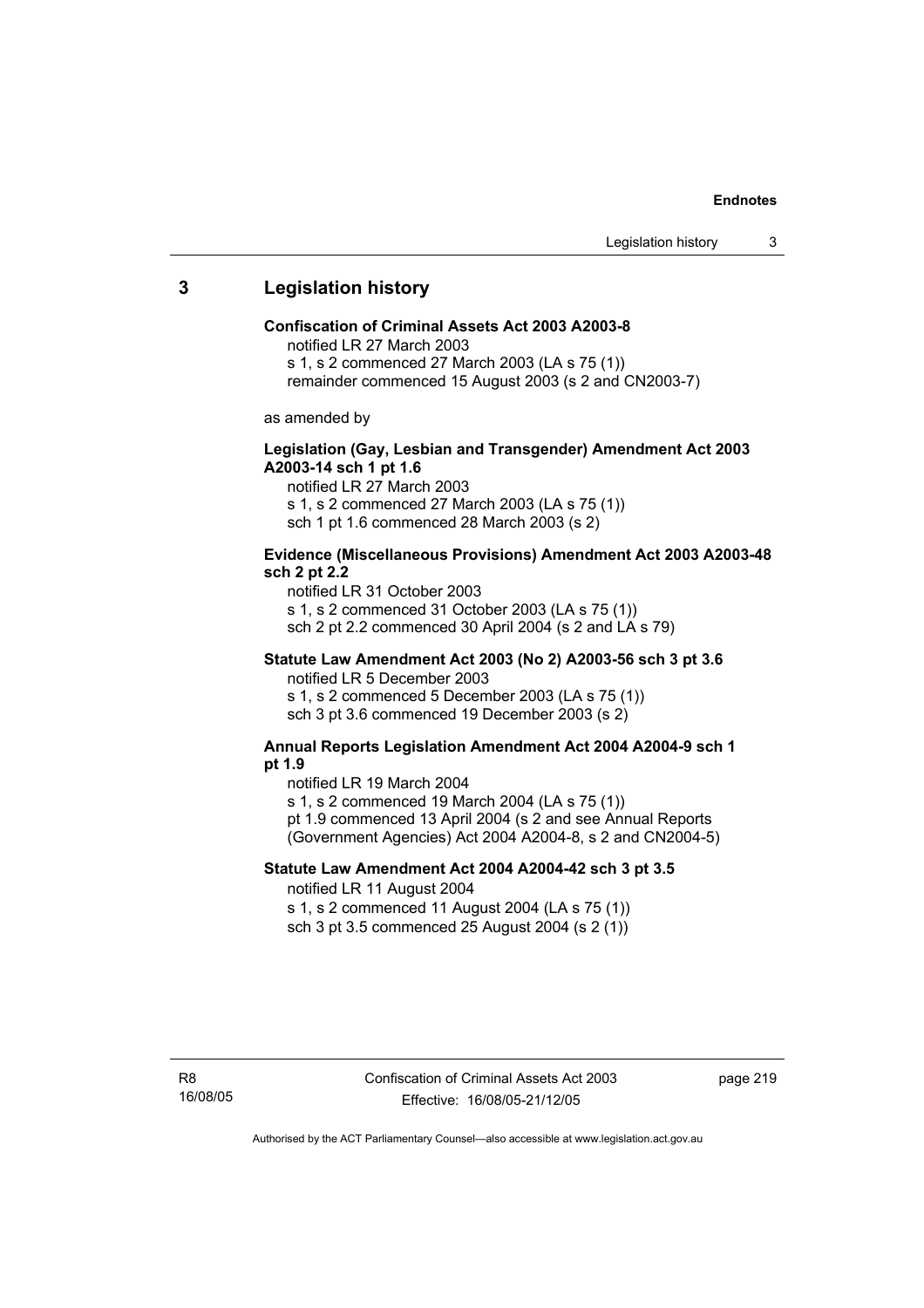## 3 Legislation history

**Confiscation of Criminal Assets Act 2003 A2003-8**

notified LR 27 March 2003
s 1, s 2 commenced 27 March 2003 (LA s 75 (1))
remainder commenced 15 August 2003 (s 2 and CN2003-7)

as amended by

**Legislation (Gay, Lesbian and Transgender) Amendment Act 2003 A2003-14 sch 1 pt 1.6**

notified LR 27 March 2003
s 1, s 2 commenced 27 March 2003 (LA s 75 (1))
sch 1 pt 1.6 commenced 28 March 2003 (s 2)

**Evidence (Miscellaneous Provisions) Amendment Act 2003 A2003-48 sch 2 pt 2.2**

notified LR 31 October 2003
s 1, s 2 commenced 31 October 2003 (LA s 75 (1))
sch 2 pt 2.2 commenced 30 April 2004 (s 2 and LA s 79)

**Statute Law Amendment Act 2003 (No 2) A2003-56 sch 3 pt 3.6**

notified LR 5 December 2003
s 1, s 2 commenced 5 December 2003 (LA s 75 (1))
sch 3 pt 3.6 commenced 19 December 2003 (s 2)

**Annual Reports Legislation Amendment Act 2004 A2004-9 sch 1 pt 1.9**

notified LR 19 March 2004
s 1, s 2 commenced 19 March 2004 (LA s 75 (1))
pt 1.9 commenced 13 April 2004 (s 2 and see Annual Reports (Government Agencies) Act 2004 A2004-8, s 2 and CN2004-5)

**Statute Law Amendment Act 2004 A2004-42 sch 3 pt 3.5**

notified LR 11 August 2004
s 1, s 2 commenced 11 August 2004 (LA s 75 (1))
sch 3 pt 3.5 commenced 25 August 2004 (s 2 (1))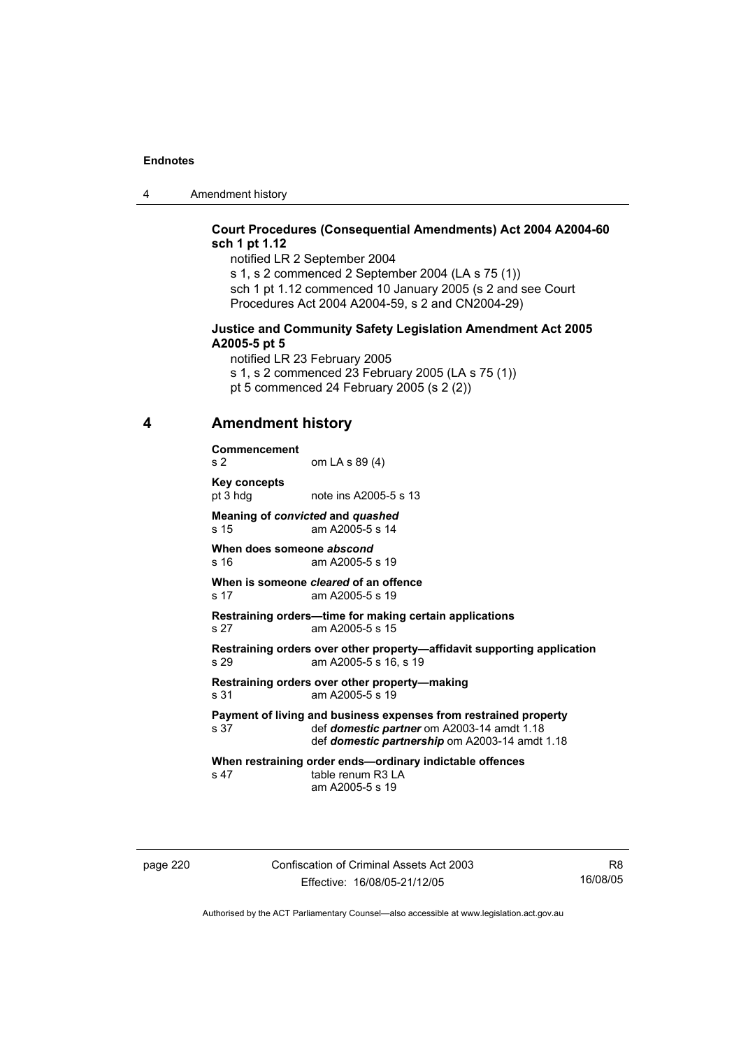**Court Procedures (Consequential Amendments) Act 2004 A2004-60 sch 1 pt 1.12**

notified LR 2 September 2004

s 1, s 2 commenced 2 September 2004 (LA s 75 (1))

sch 1 pt 1.12 commenced 10 January 2005 (s 2 and see Court Procedures Act 2004 A2004-59, s 2 and CN2004-29)

**Justice and Community Safety Legislation Amendment Act 2005 A2005-5 pt 5**

notified LR 23 February 2005

s 1, s 2 commenced 23 February 2005 (LA s 75 (1))

pt 5 commenced 24 February 2005 (s 2 (2))

## 4 Amendment history

**Commencement**
s 2 om LA s 89 (4)

**Key concepts**
pt 3 hdg note ins A2005-5 s 13

**Meaning of *convicted* and *quashed***
s 15 am A2005-5 s 14

**When does someone *abscond***
s 16 am A2005-5 s 19

**When is someone *cleared* of an offence**
s 17 am A2005-5 s 19

**Restraining orders—time for making certain applications**
s 27 am A2005-5 s 15

**Restraining orders over other property—affidavit supporting application**
s 29 am A2005-5 s 16, s 19

**Restraining orders over other property—making**
s 31 am A2005-5 s 19

**Payment of living and business expenses from restrained property**
s 37 def ***domestic partner*** om A2003-14 amdt 1.18
def ***domestic partnership*** om A2003-14 amdt 1.18

**When restraining order ends—ordinary indictable offences**
s 47 table renum R3 LA
am A2005-5 s 19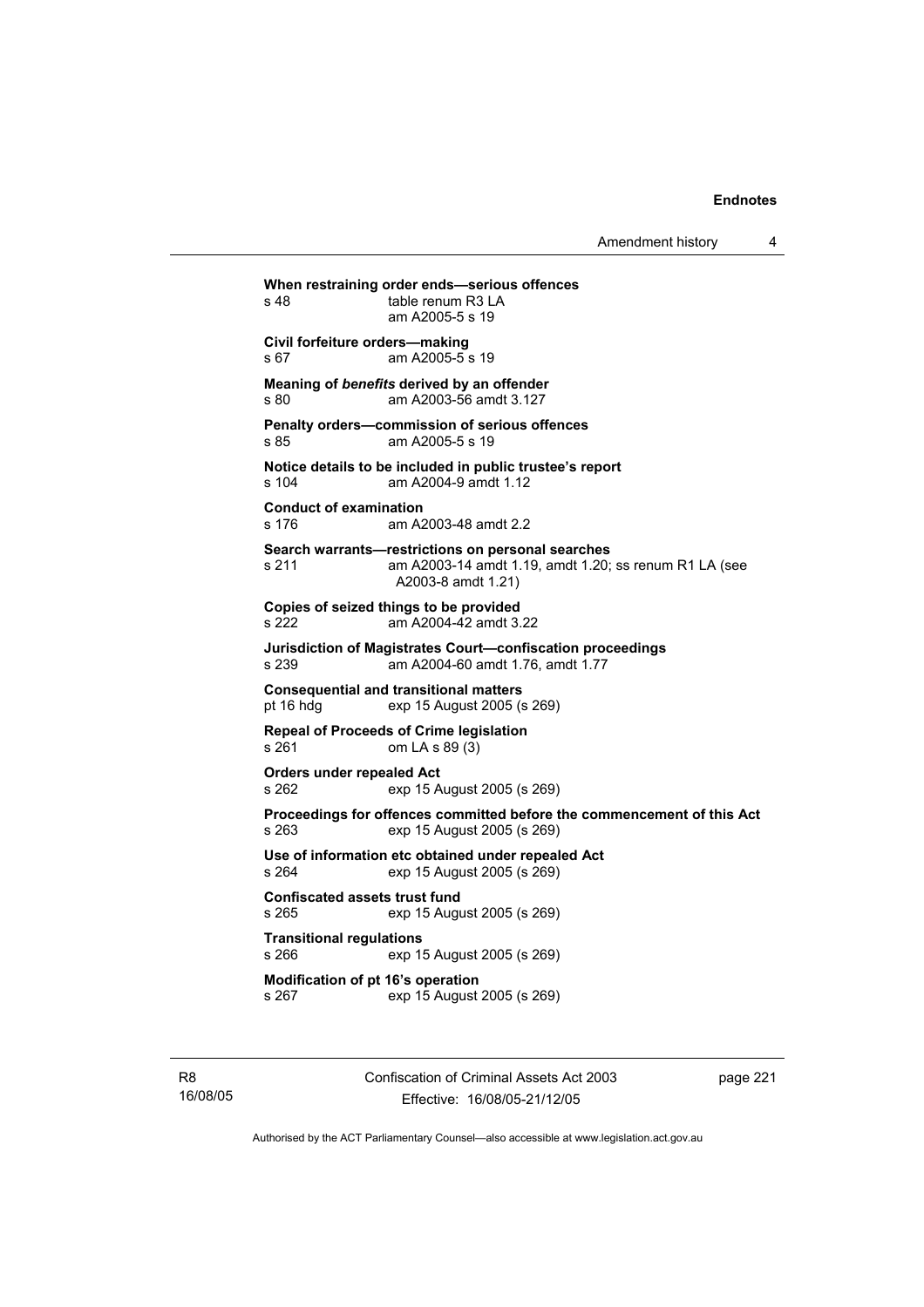**When restraining order ends—serious offences**
s 48 table renum R3 LA
am A2005-5 s 19

**Civil forfeiture orders—making**
s 67 am A2005-5 s 19

**Meaning of *benefits* derived by an offender**
s 80 am A2003-56 amdt 3.127

**Penalty orders—commission of serious offences**
s 85 am A2005-5 s 19

**Notice details to be included in public trustee's report**
s 104 am A2004-9 amdt 1.12

**Conduct of examination**
s 176 am A2003-48 amdt 2.2

**Search warrants—restrictions on personal searches**
s 211 am A2003-14 amdt 1.19, amdt 1.20; ss renum R1 LA (see A2003-8 amdt 1.21)

**Copies of seized things to be provided**
s 222 am A2004-42 amdt 3.22

**Jurisdiction of Magistrates Court—confiscation proceedings**
s 239 am A2004-60 amdt 1.76, amdt 1.77

**Consequential and transitional matters**
pt 16 hdg exp 15 August 2005 (s 269)

**Repeal of Proceeds of Crime legislation**
s 261 om LA s 89 (3)

**Orders under repealed Act**
s 262 exp 15 August 2005 (s 269)

**Proceedings for offences committed before the commencement of this Act**
s 263 exp 15 August 2005 (s 269)

**Use of information etc obtained under repealed Act**
s 264 exp 15 August 2005 (s 269)

**Confiscated assets trust fund**
s 265 exp 15 August 2005 (s 269)

**Transitional regulations**
s 266 exp 15 August 2005 (s 269)

**Modification of pt 16's operation**
s 267 exp 15 August 2005 (s 269)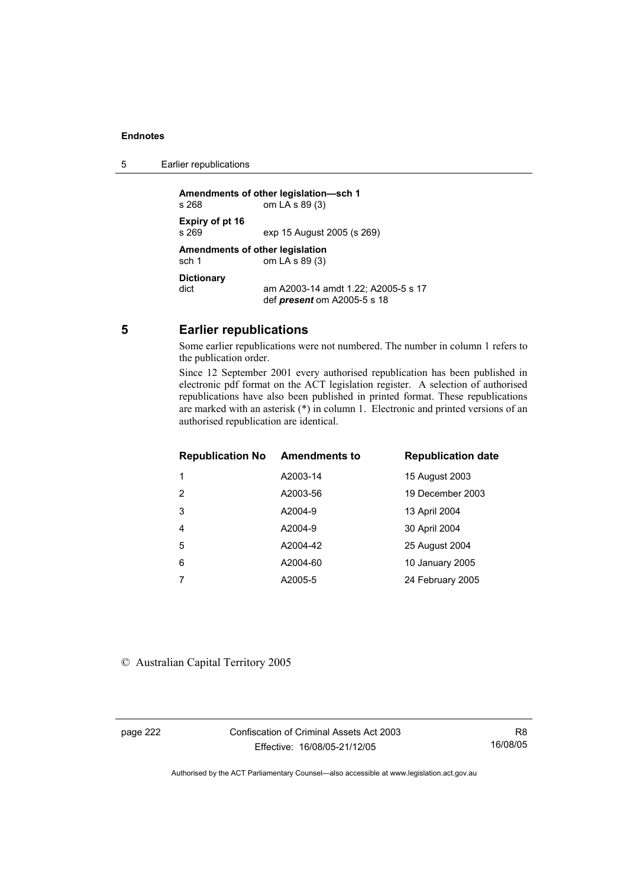**Amendments of other legislation—sch 1**
s 268 om LA s 89 (3)

**Expiry of pt 16**
s 269 exp 15 August 2005 (s 269)

**Amendments of other legislation**
sch 1 om LA s 89 (3)

**Dictionary**
dict am A2003-14 amdt 1.22; A2005-5 s 17
def ***present*** om A2005-5 s 18

## 5 Earlier republications

Some earlier republications were not numbered. The number in column 1 refers to the publication order.

Since 12 September 2001 every authorised republication has been published in electronic pdf format on the ACT legislation register. A selection of authorised republications have also been published in printed format. These republications are marked with an asterisk (*) in column 1. Electronic and printed versions of an authorised republication are identical.

| Republication No | Amendments to | Republication date |
|---|---|---|
| 1 | A2003-14 | 15 August 2003 |
| 2 | A2003-56 | 19 December 2003 |
| 3 | A2004-9 | 13 April 2004 |
| 4 | A2004-9 | 30 April 2004 |
| 5 | A2004-42 | 25 August 2004 |
| 6 | A2004-60 | 10 January 2005 |
| 7 | A2005-5 | 24 February 2005 |

© Australian Capital Territory 2005